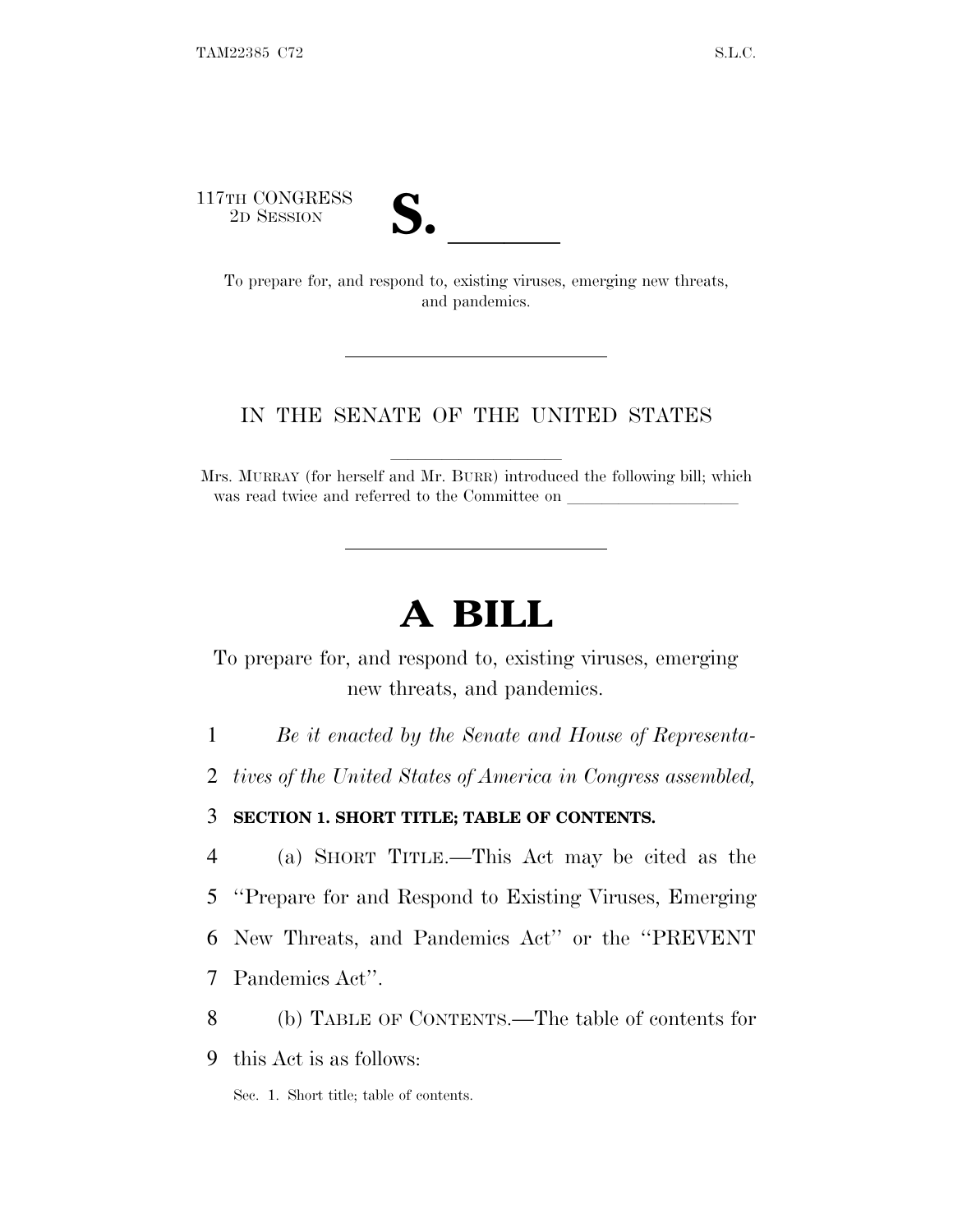117TH CONGRESS
2D SESSION

# S. \_\_\_\_\_\_

To prepare for, and respond to, existing viruses, emerging new threats, and pandemics.

---

IN THE SENATE OF THE UNITED STATES

Mrs. MURRAY (for herself and Mr. BURR) introduced the following bill; which was read twice and referred to the Committee on \_\_\_\_\_\_\_\_\_\_\_\_\_\_\_\_\_\_\_\_

---

# A BILL

To prepare for, and respond to, existing viruses, emerging new threats, and pandemics.

1 *Be it enacted by the Senate and House of Representa-*
2 *tives of the United States of America in Congress assembled,*

3 **SECTION 1. SHORT TITLE; TABLE OF CONTENTS.**

4 (a) SHORT TITLE.—This Act may be cited as the
5 ''Prepare for and Respond to Existing Viruses, Emerging
6 New Threats, and Pandemics Act'' or the ''PREVENT
7 Pandemics Act''.

8 (b) TABLE OF CONTENTS.—The table of contents for
9 this Act is as follows:

Sec. 1. Short title; table of contents.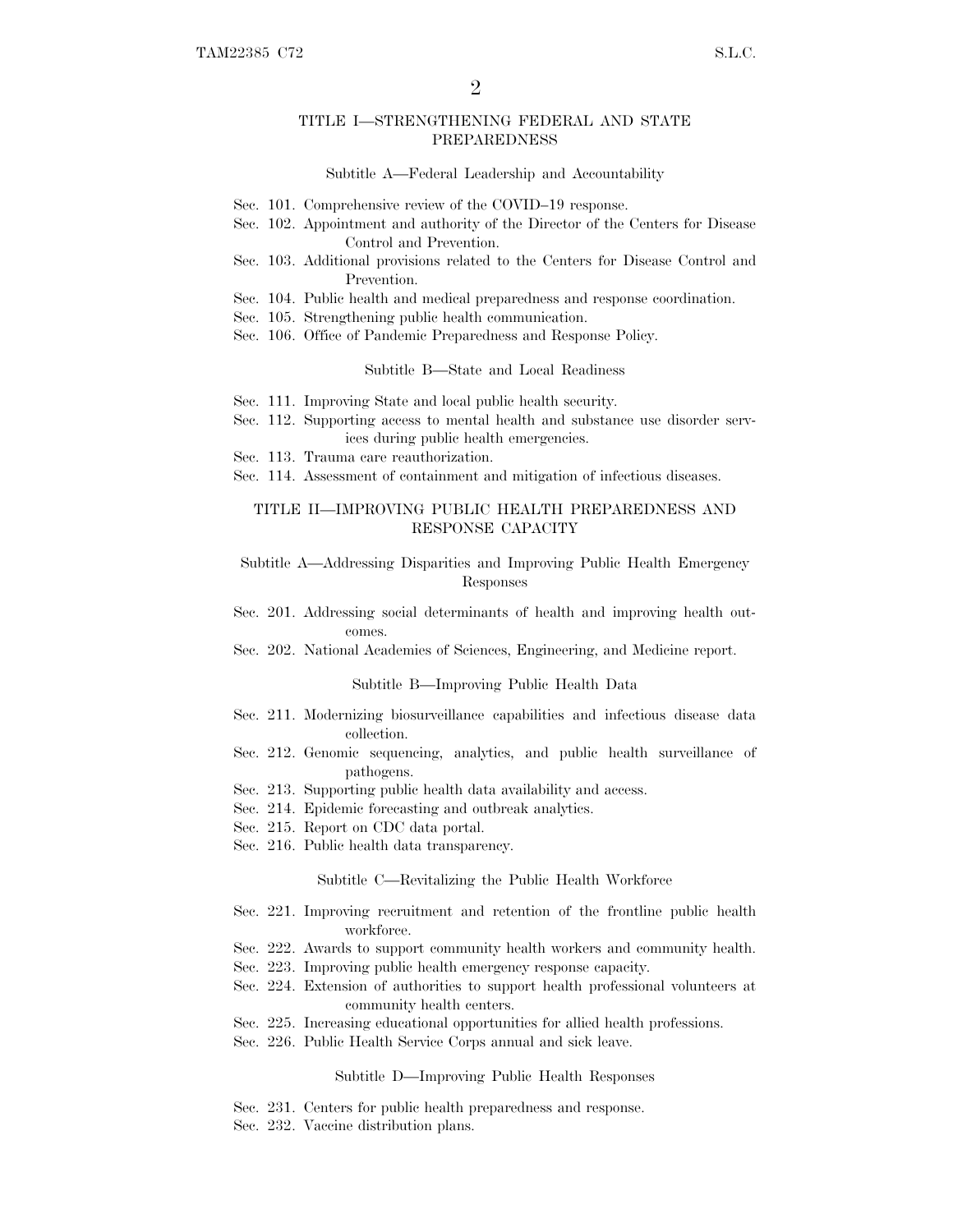## TITLE I—STRENGTHENING FEDERAL AND STATE PREPAREDNESS

### Subtitle A—Federal Leadership and Accountability

Sec. 101. Comprehensive review of the COVID–19 response.
Sec. 102. Appointment and authority of the Director of the Centers for Disease Control and Prevention.
Sec. 103. Additional provisions related to the Centers for Disease Control and Prevention.
Sec. 104. Public health and medical preparedness and response coordination.
Sec. 105. Strengthening public health communication.
Sec. 106. Office of Pandemic Preparedness and Response Policy.

### Subtitle B—State and Local Readiness

Sec. 111. Improving State and local public health security.
Sec. 112. Supporting access to mental health and substance use disorder services during public health emergencies.
Sec. 113. Trauma care reauthorization.
Sec. 114. Assessment of containment and mitigation of infectious diseases.

## TITLE II—IMPROVING PUBLIC HEALTH PREPAREDNESS AND RESPONSE CAPACITY

### Subtitle A—Addressing Disparities and Improving Public Health Emergency Responses

Sec. 201. Addressing social determinants of health and improving health outcomes.
Sec. 202. National Academies of Sciences, Engineering, and Medicine report.

### Subtitle B—Improving Public Health Data

Sec. 211. Modernizing biosurveillance capabilities and infectious disease data collection.
Sec. 212. Genomic sequencing, analytics, and public health surveillance of pathogens.
Sec. 213. Supporting public health data availability and access.
Sec. 214. Epidemic forecasting and outbreak analytics.
Sec. 215. Report on CDC data portal.
Sec. 216. Public health data transparency.

### Subtitle C—Revitalizing the Public Health Workforce

Sec. 221. Improving recruitment and retention of the frontline public health workforce.
Sec. 222. Awards to support community health workers and community health.
Sec. 223. Improving public health emergency response capacity.
Sec. 224. Extension of authorities to support health professional volunteers at community health centers.
Sec. 225. Increasing educational opportunities for allied health professions.
Sec. 226. Public Health Service Corps annual and sick leave.

### Subtitle D—Improving Public Health Responses

Sec. 231. Centers for public health preparedness and response.
Sec. 232. Vaccine distribution plans.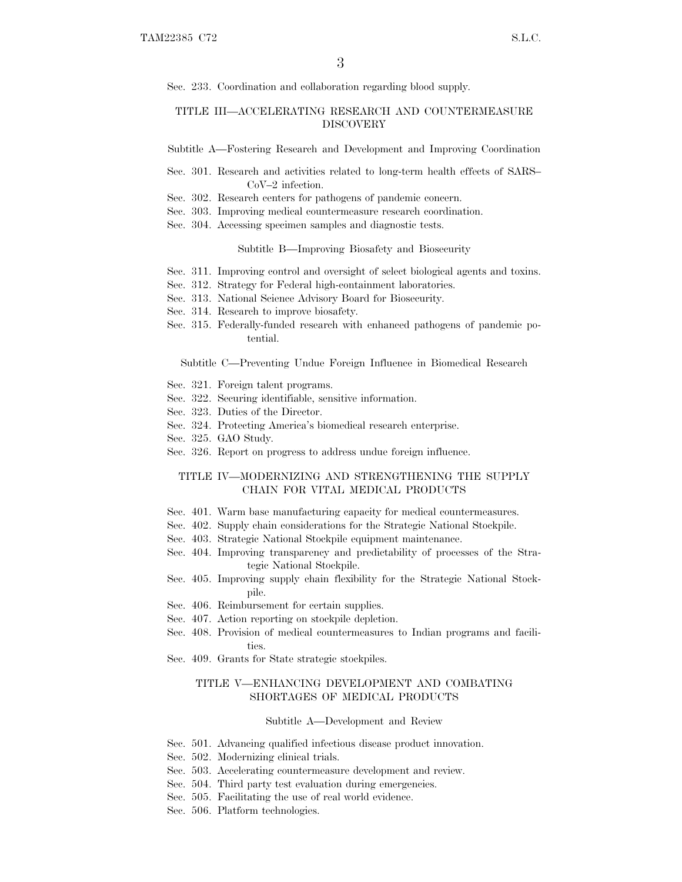Sec. 233. Coordination and collaboration regarding blood supply.

## TITLE III—ACCELERATING RESEARCH AND COUNTERMEASURE DISCOVERY

### Subtitle A—Fostering Research and Development and Improving Coordination

Sec. 301. Research and activities related to long-term health effects of SARS–CoV–2 infection.
Sec. 302. Research centers for pathogens of pandemic concern.
Sec. 303. Improving medical countermeasure research coordination.
Sec. 304. Accessing specimen samples and diagnostic tests.

### Subtitle B—Improving Biosafety and Biosecurity

Sec. 311. Improving control and oversight of select biological agents and toxins.
Sec. 312. Strategy for Federal high-containment laboratories.
Sec. 313. National Science Advisory Board for Biosecurity.
Sec. 314. Research to improve biosafety.
Sec. 315. Federally-funded research with enhanced pathogens of pandemic potential.

### Subtitle C—Preventing Undue Foreign Influence in Biomedical Research

Sec. 321. Foreign talent programs.
Sec. 322. Securing identifiable, sensitive information.
Sec. 323. Duties of the Director.
Sec. 324. Protecting America's biomedical research enterprise.
Sec. 325. GAO Study.
Sec. 326. Report on progress to address undue foreign influence.

## TITLE IV—MODERNIZING AND STRENGTHENING THE SUPPLY CHAIN FOR VITAL MEDICAL PRODUCTS

Sec. 401. Warm base manufacturing capacity for medical countermeasures.
Sec. 402. Supply chain considerations for the Strategic National Stockpile.
Sec. 403. Strategic National Stockpile equipment maintenance.
Sec. 404. Improving transparency and predictability of processes of the Strategic National Stockpile.
Sec. 405. Improving supply chain flexibility for the Strategic National Stockpile.
Sec. 406. Reimbursement for certain supplies.
Sec. 407. Action reporting on stockpile depletion.
Sec. 408. Provision of medical countermeasures to Indian programs and facilities.
Sec. 409. Grants for State strategic stockpiles.

## TITLE V—ENHANCING DEVELOPMENT AND COMBATING SHORTAGES OF MEDICAL PRODUCTS

### Subtitle A—Development and Review

Sec. 501. Advancing qualified infectious disease product innovation.
Sec. 502. Modernizing clinical trials.
Sec. 503. Accelerating countermeasure development and review.
Sec. 504. Third party test evaluation during emergencies.
Sec. 505. Facilitating the use of real world evidence.
Sec. 506. Platform technologies.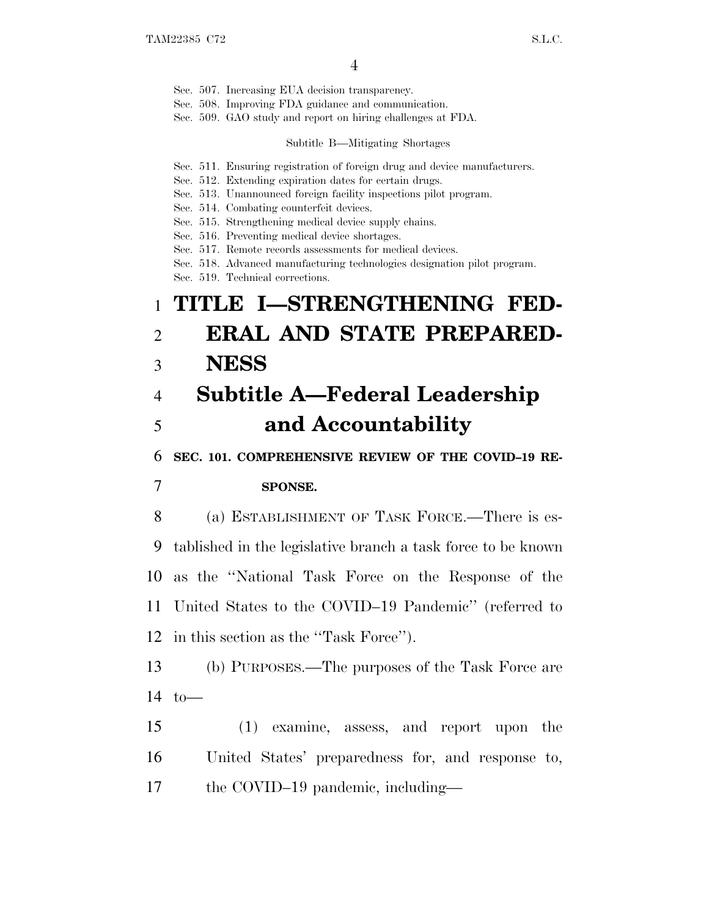Sec. 507. Increasing EUA decision transparency.
Sec. 508. Improving FDA guidance and communication.
Sec. 509. GAO study and report on hiring challenges at FDA.

Subtitle B—Mitigating Shortages

Sec. 511. Ensuring registration of foreign drug and device manufacturers.
Sec. 512. Extending expiration dates for certain drugs.
Sec. 513. Unannounced foreign facility inspections pilot program.
Sec. 514. Combating counterfeit devices.
Sec. 515. Strengthening medical device supply chains.
Sec. 516. Preventing medical device shortages.
Sec. 517. Remote records assessments for medical devices.
Sec. 518. Advanced manufacturing technologies designation pilot program.
Sec. 519. Technical corrections.

# TITLE I—STRENGTHENING FEDERAL AND STATE PREPAREDNESS

## Subtitle A—Federal Leadership and Accountability

### SEC. 101. COMPREHENSIVE REVIEW OF THE COVID–19 RESPONSE.

(a) ESTABLISHMENT OF TASK FORCE.—There is established in the legislative branch a task force to be known as the ''National Task Force on the Response of the United States to the COVID–19 Pandemic'' (referred to in this section as the ''Task Force'').

(b) PURPOSES.—The purposes of the Task Force are to—

(1) examine, assess, and report upon the United States' preparedness for, and response to, the COVID–19 pandemic, including—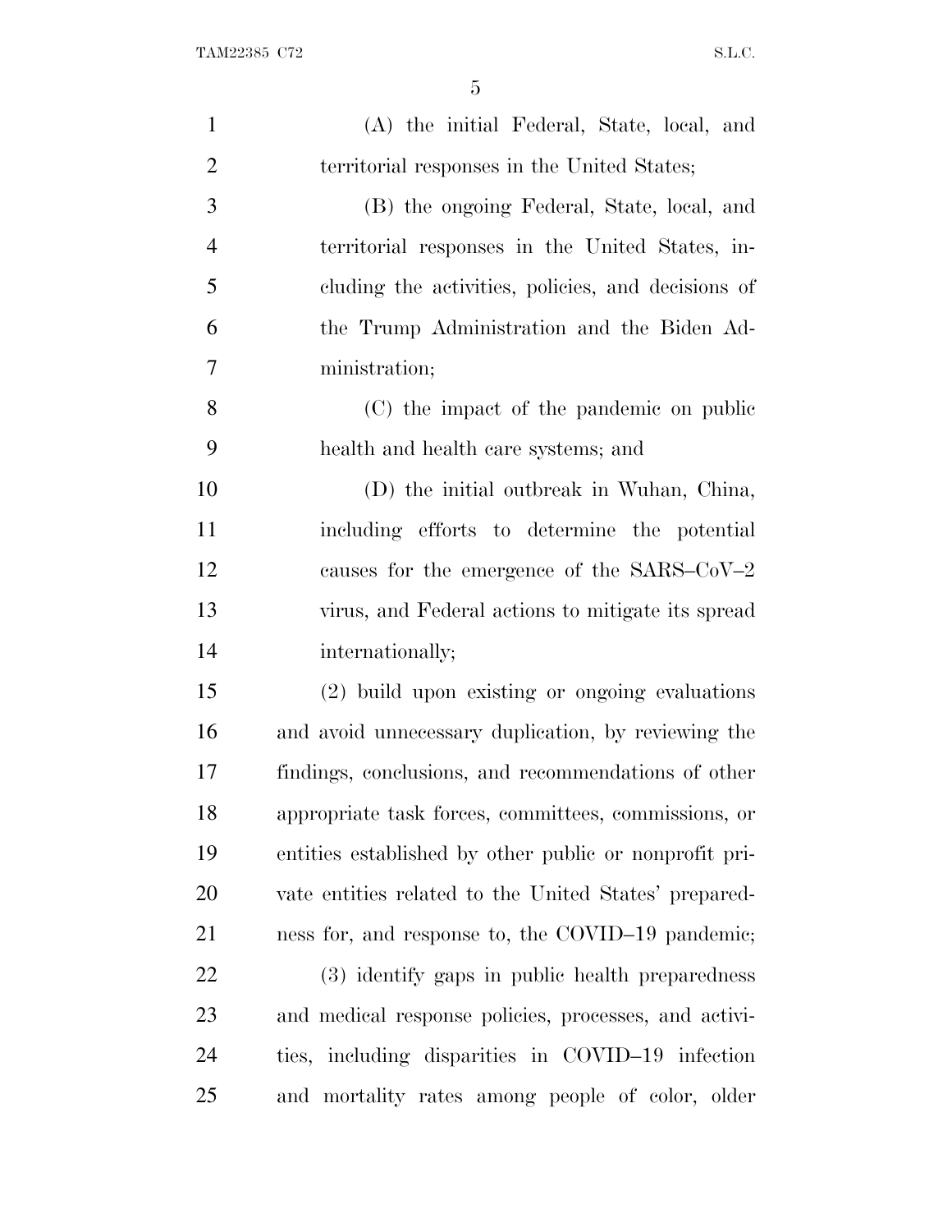(A) the initial Federal, State, local, and territorial responses in the United States;

(B) the ongoing Federal, State, local, and territorial responses in the United States, including the activities, policies, and decisions of the Trump Administration and the Biden Administration;

(C) the impact of the pandemic on public health and health care systems; and

(D) the initial outbreak in Wuhan, China, including efforts to determine the potential causes for the emergence of the SARS–CoV–2 virus, and Federal actions to mitigate its spread internationally;

(2) build upon existing or ongoing evaluations and avoid unnecessary duplication, by reviewing the findings, conclusions, and recommendations of other appropriate task forces, committees, commissions, or entities established by other public or nonprofit private entities related to the United States' preparedness for, and response to, the COVID–19 pandemic;

(3) identify gaps in public health preparedness and medical response policies, processes, and activities, including disparities in COVID–19 infection and mortality rates among people of color, older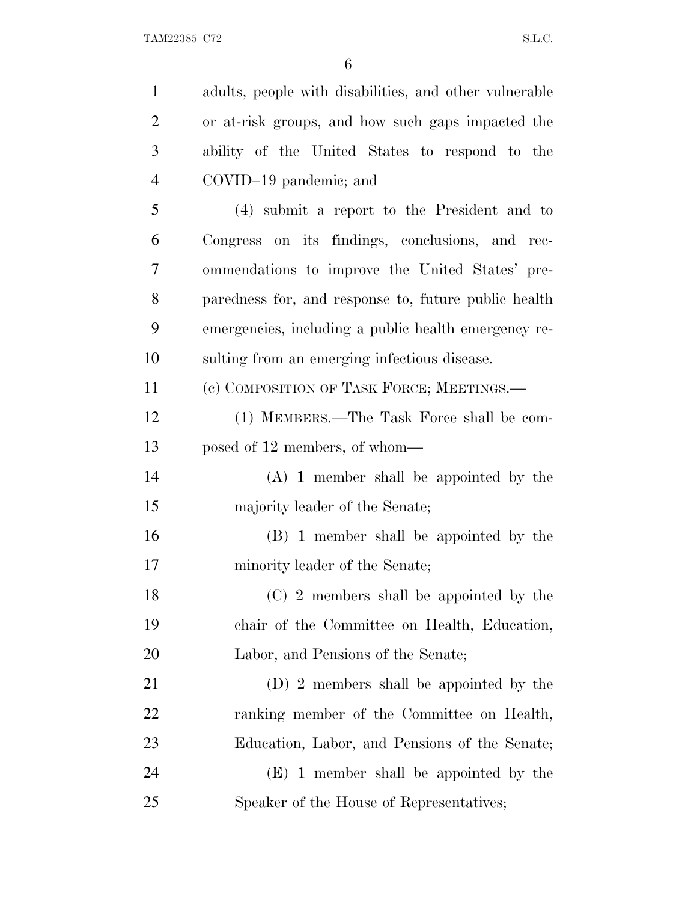adults, people with disabilities, and other vulnerable or at-risk groups, and how such gaps impacted the ability of the United States to respond to the COVID–19 pandemic; and

(4) submit a report to the President and to Congress on its findings, conclusions, and recommendations to improve the United States' preparedness for, and response to, future public health emergencies, including a public health emergency resulting from an emerging infectious disease.

(c) COMPOSITION OF TASK FORCE; MEETINGS.—

(1) MEMBERS.—The Task Force shall be composed of 12 members, of whom—

(A) 1 member shall be appointed by the majority leader of the Senate;

(B) 1 member shall be appointed by the minority leader of the Senate;

(C) 2 members shall be appointed by the chair of the Committee on Health, Education, Labor, and Pensions of the Senate;

(D) 2 members shall be appointed by the ranking member of the Committee on Health, Education, Labor, and Pensions of the Senate;

(E) 1 member shall be appointed by the Speaker of the House of Representatives;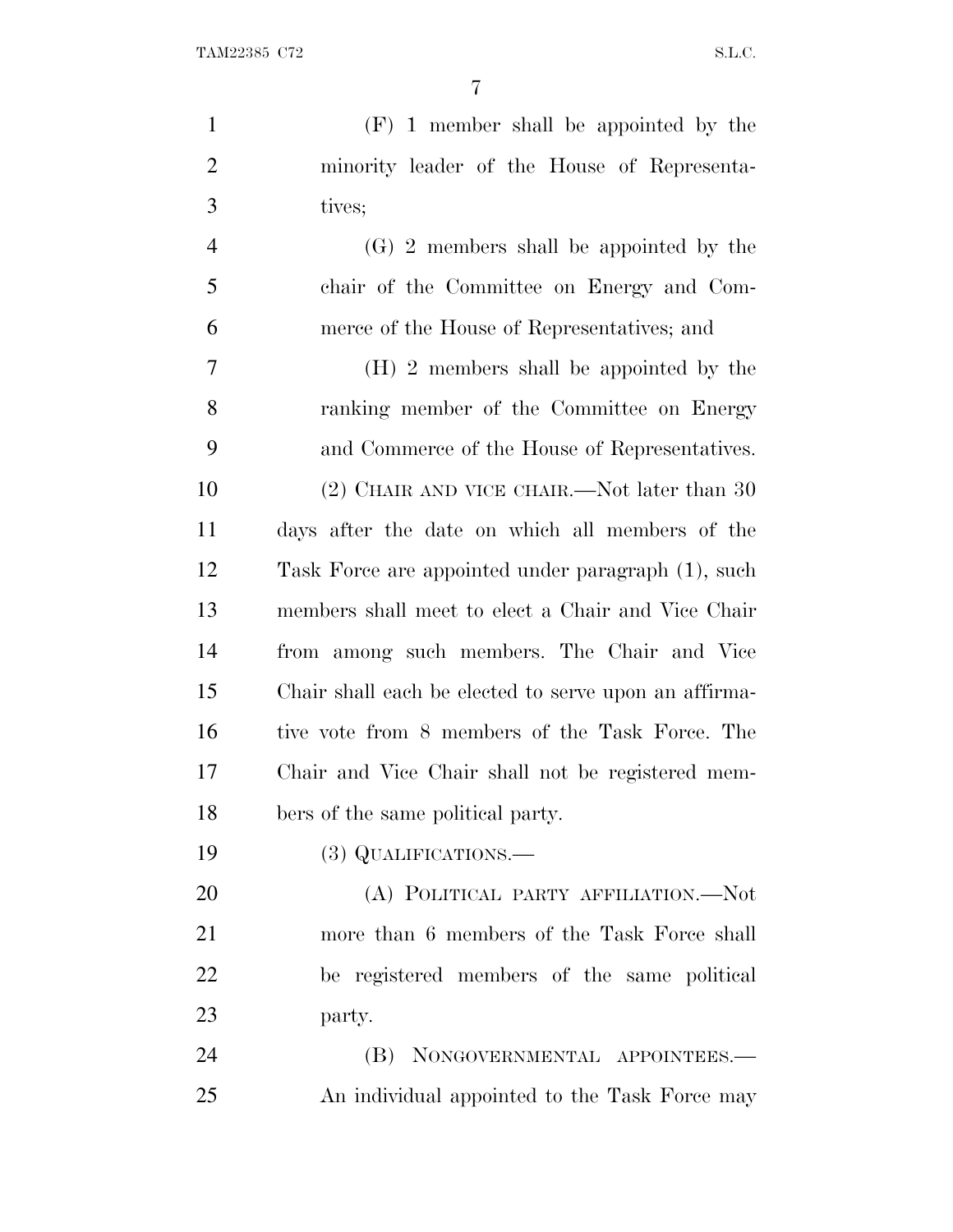(F) 1 member shall be appointed by the minority leader of the House of Representatives;

(G) 2 members shall be appointed by the chair of the Committee on Energy and Commerce of the House of Representatives; and

(H) 2 members shall be appointed by the ranking member of the Committee on Energy and Commerce of the House of Representatives.

(2) CHAIR AND VICE CHAIR.—Not later than 30 days after the date on which all members of the Task Force are appointed under paragraph (1), such members shall meet to elect a Chair and Vice Chair from among such members. The Chair and Vice Chair shall each be elected to serve upon an affirmative vote from 8 members of the Task Force. The Chair and Vice Chair shall not be registered members of the same political party.

(3) QUALIFICATIONS.—

(A) POLITICAL PARTY AFFILIATION.—Not more than 6 members of the Task Force shall be registered members of the same political party.

(B) NONGOVERNMENTAL APPOINTEES.—An individual appointed to the Task Force may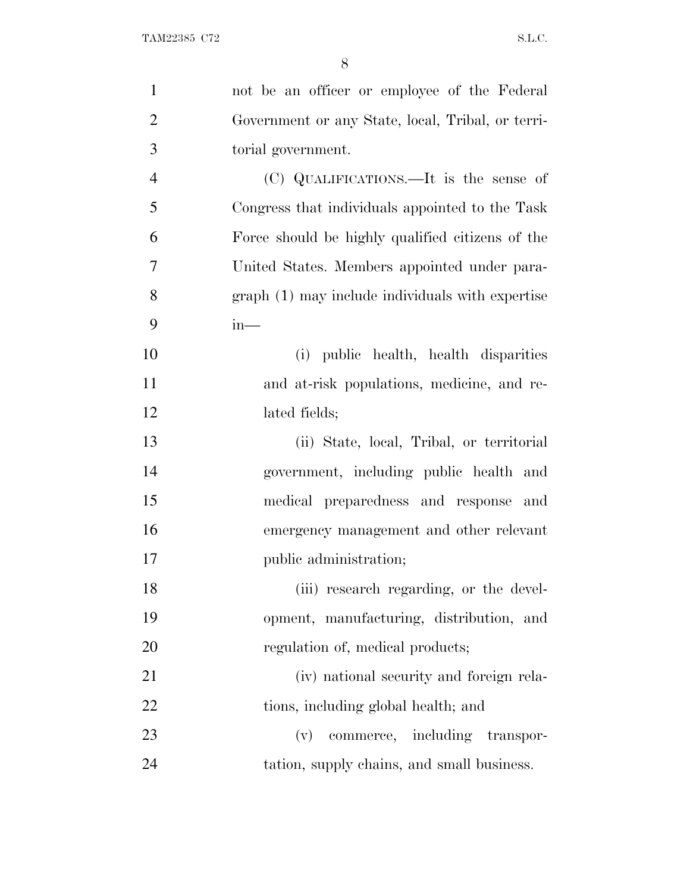not be an officer or employee of the Federal Government or any State, local, Tribal, or territorial government.

(C) QUALIFICATIONS.—It is the sense of Congress that individuals appointed to the Task Force should be highly qualified citizens of the United States. Members appointed under paragraph (1) may include individuals with expertise in—

(i) public health, health disparities and at-risk populations, medicine, and related fields;

(ii) State, local, Tribal, or territorial government, including public health and medical preparedness and response and emergency management and other relevant public administration;

(iii) research regarding, or the development, manufacturing, distribution, and regulation of, medical products;

(iv) national security and foreign relations, including global health; and

(v) commerce, including transportation, supply chains, and small business.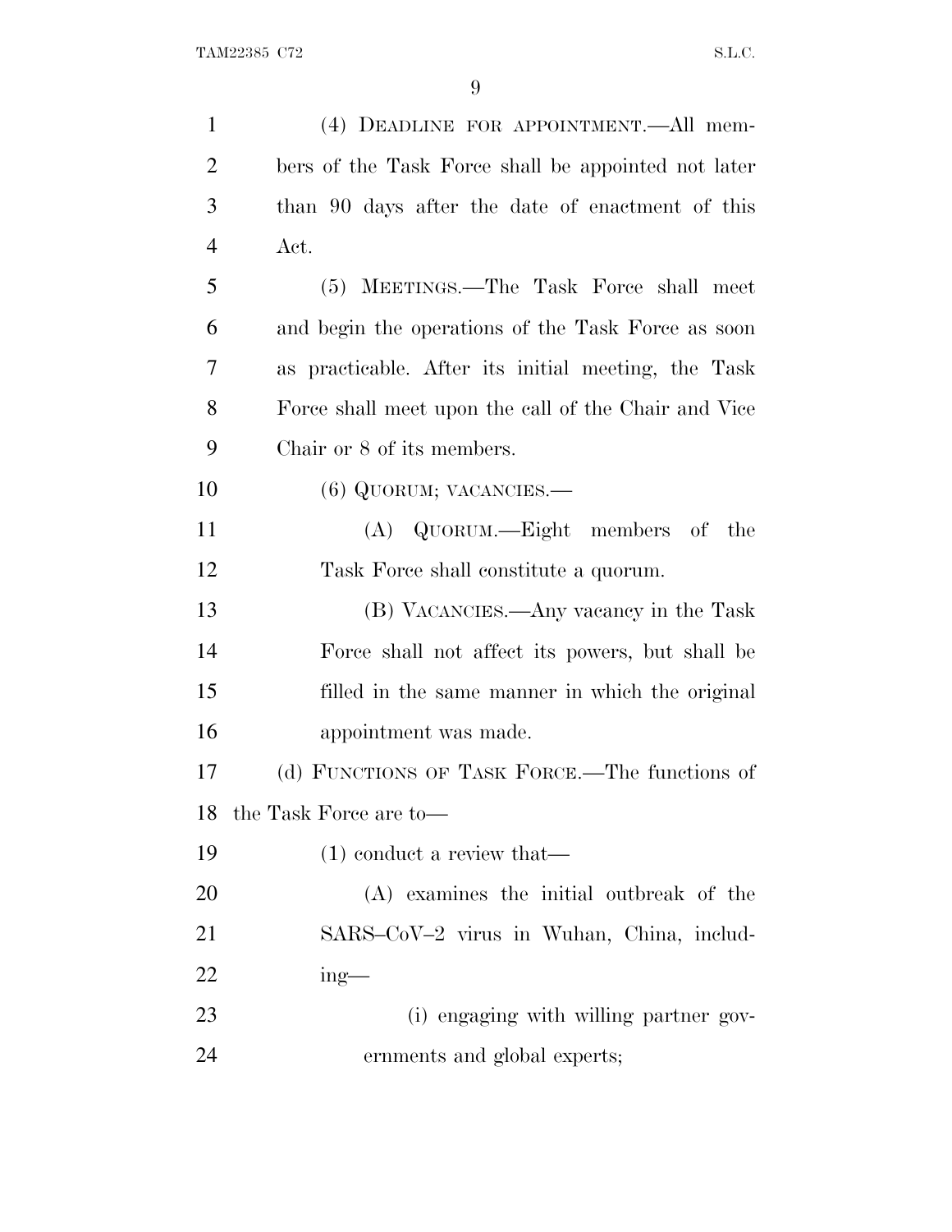(4) DEADLINE FOR APPOINTMENT.—All members of the Task Force shall be appointed not later than 90 days after the date of enactment of this Act.

(5) MEETINGS.—The Task Force shall meet and begin the operations of the Task Force as soon as practicable. After its initial meeting, the Task Force shall meet upon the call of the Chair and Vice Chair or 8 of its members.

(6) QUORUM; VACANCIES.—

(A) QUORUM.—Eight members of the Task Force shall constitute a quorum.

(B) VACANCIES.—Any vacancy in the Task Force shall not affect its powers, but shall be filled in the same manner in which the original appointment was made.

(d) FUNCTIONS OF TASK FORCE.—The functions of the Task Force are to—

(1) conduct a review that—

(A) examines the initial outbreak of the SARS–CoV–2 virus in Wuhan, China, including—

(i) engaging with willing partner governments and global experts;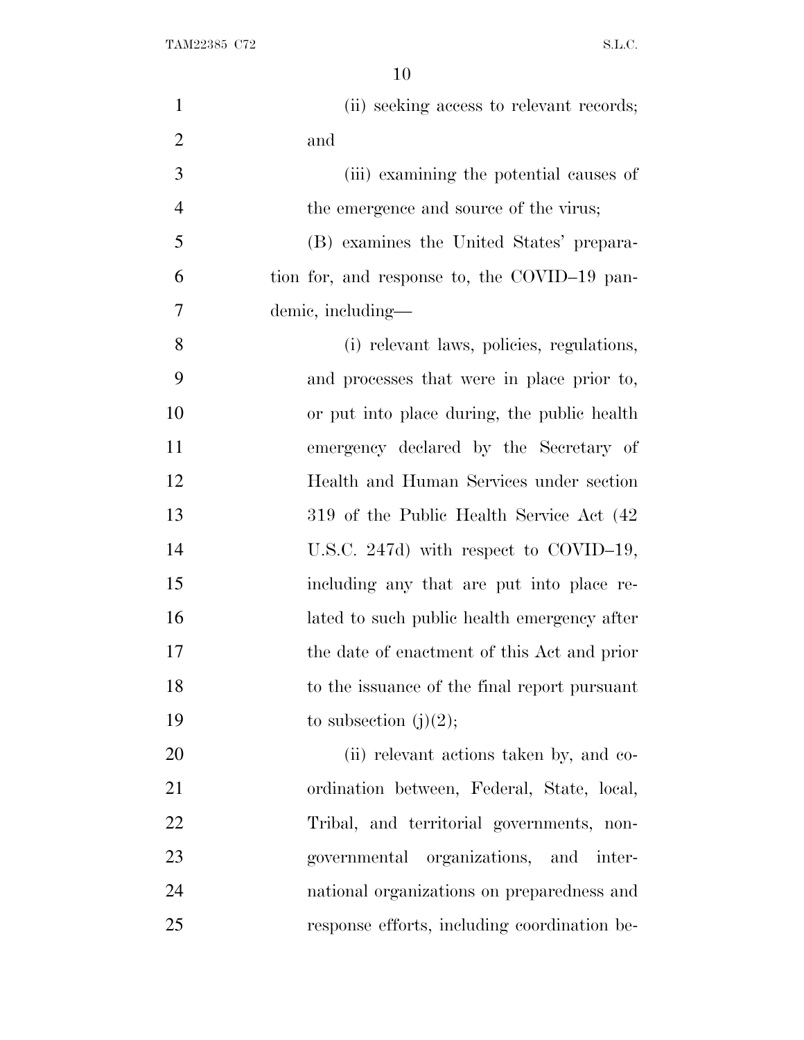(ii) seeking access to relevant records; and

(iii) examining the potential causes of the emergence and source of the virus;

(B) examines the United States' preparation for, and response to, the COVID–19 pandemic, including—

(i) relevant laws, policies, regulations, and processes that were in place prior to, or put into place during, the public health emergency declared by the Secretary of Health and Human Services under section 319 of the Public Health Service Act (42 U.S.C. 247d) with respect to COVID–19, including any that are put into place related to such public health emergency after the date of enactment of this Act and prior to the issuance of the final report pursuant to subsection (j)(2);

(ii) relevant actions taken by, and coordination between, Federal, State, local, Tribal, and territorial governments, nongovernmental organizations, and international organizations on preparedness and response efforts, including coordination be-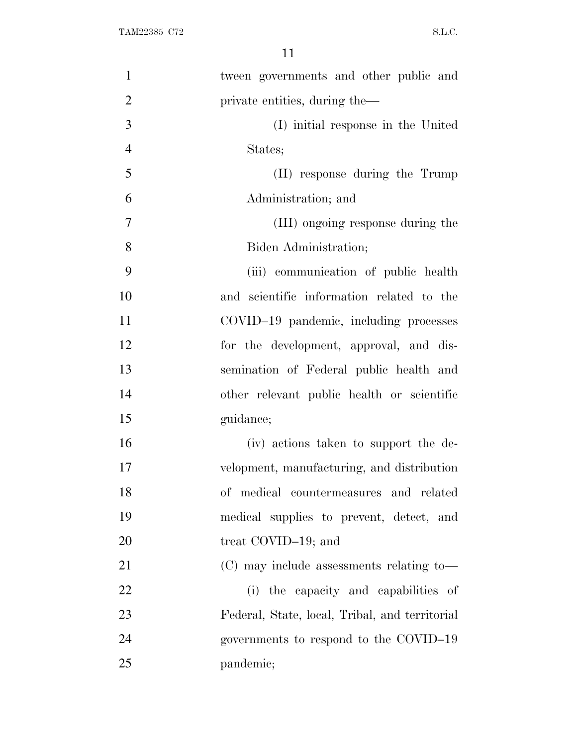tween governments and other public and private entities, during the—

(I) initial response in the United States;

(II) response during the Trump Administration; and

(III) ongoing response during the Biden Administration;

(iii) communication of public health and scientific information related to the COVID–19 pandemic, including processes for the development, approval, and dissemination of Federal public health and other relevant public health or scientific guidance;

(iv) actions taken to support the development, manufacturing, and distribution of medical countermeasures and related medical supplies to prevent, detect, and treat COVID–19; and

(C) may include assessments relating to—

(i) the capacity and capabilities of Federal, State, local, Tribal, and territorial governments to respond to the COVID–19 pandemic;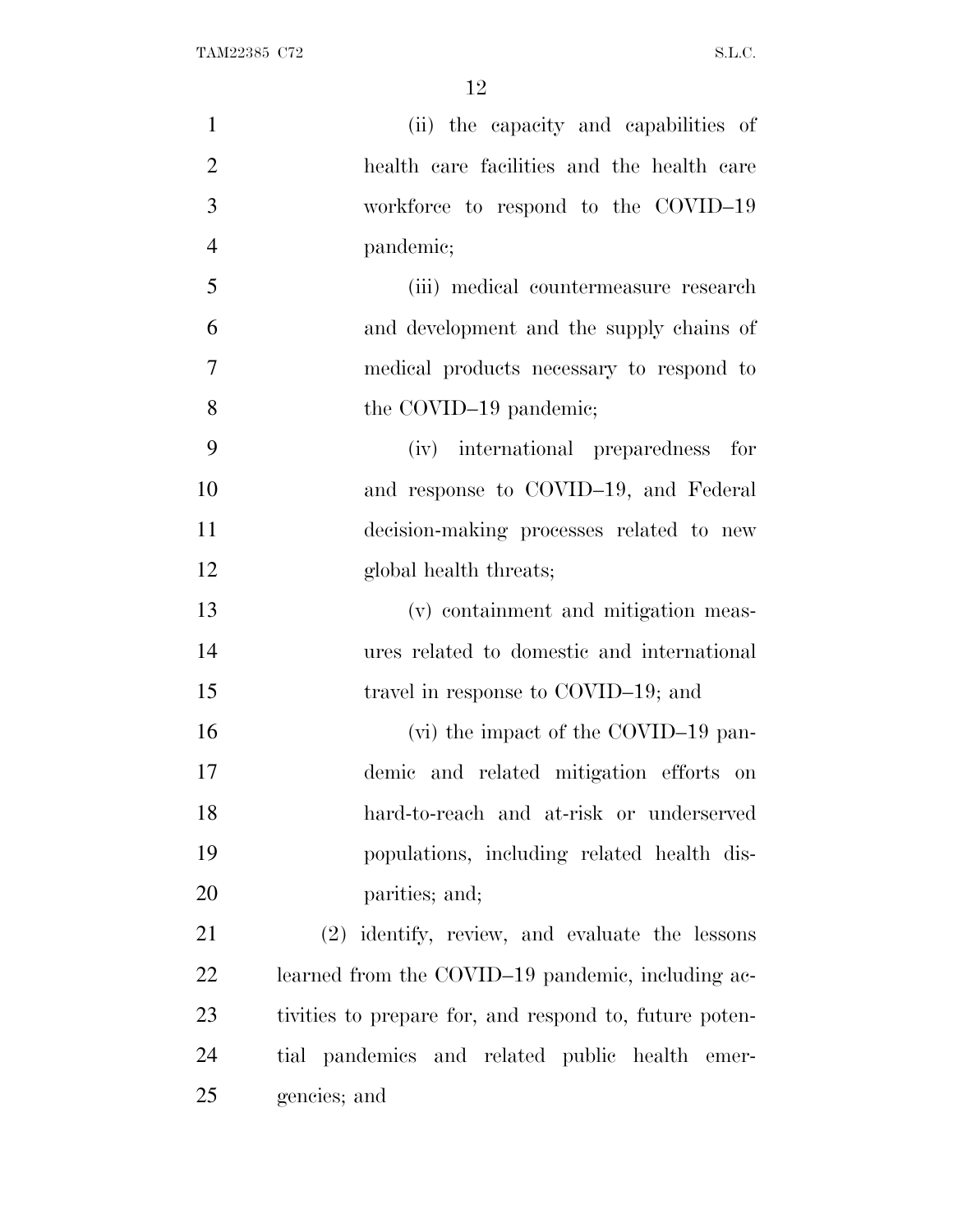(ii) the capacity and capabilities of health care facilities and the health care workforce to respond to the COVID–19 pandemic;

(iii) medical countermeasure research and development and the supply chains of medical products necessary to respond to the COVID–19 pandemic;

(iv) international preparedness for and response to COVID–19, and Federal decision-making processes related to new global health threats;

(v) containment and mitigation measures related to domestic and international travel in response to COVID–19; and

(vi) the impact of the COVID–19 pandemic and related mitigation efforts on hard-to-reach and at-risk or underserved populations, including related health disparities; and;

(2) identify, review, and evaluate the lessons learned from the COVID–19 pandemic, including activities to prepare for, and respond to, future potential pandemics and related public health emergencies; and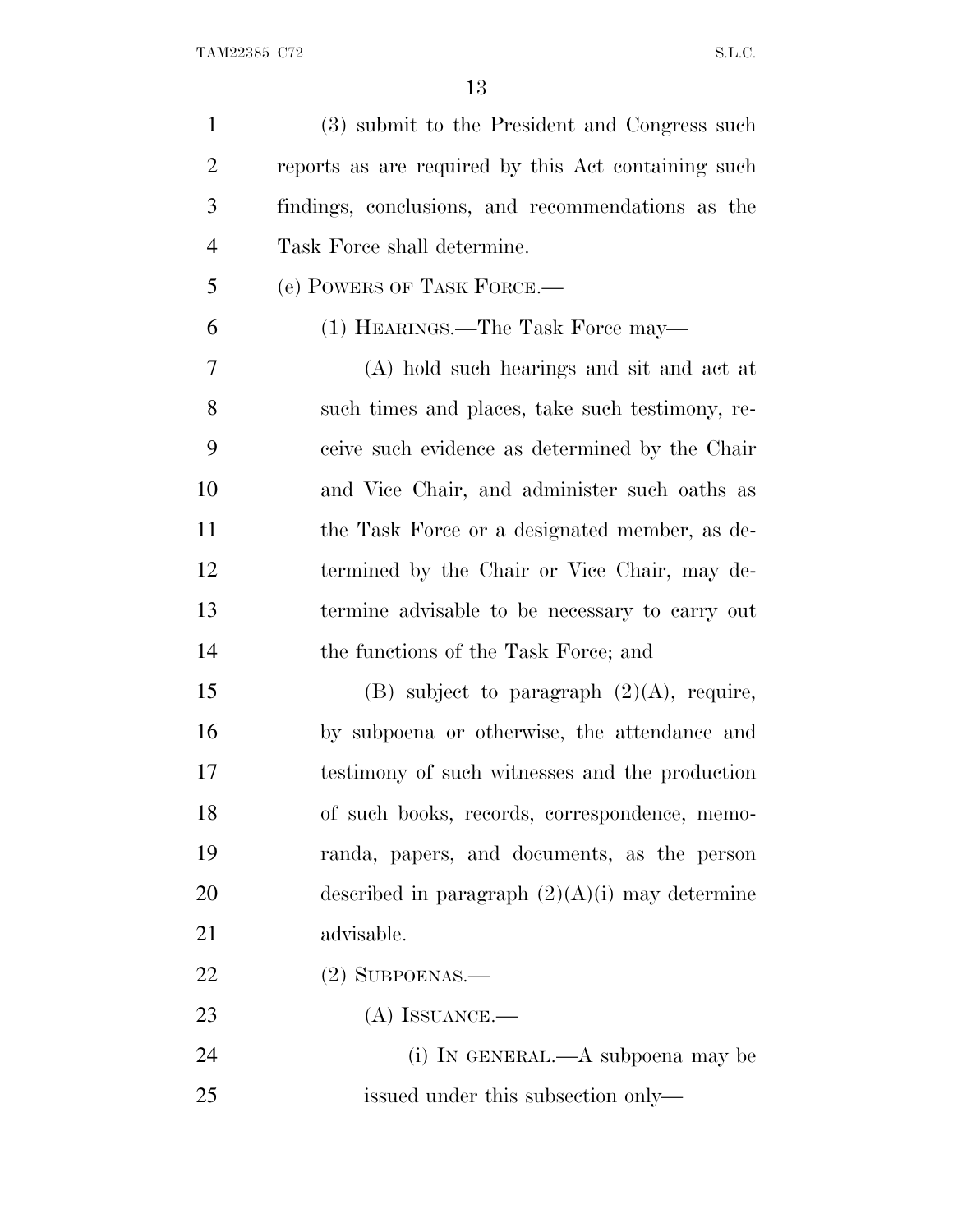(3) submit to the President and Congress such reports as are required by this Act containing such findings, conclusions, and recommendations as the Task Force shall determine.

(e) POWERS OF TASK FORCE.—

(1) HEARINGS.—The Task Force may—

(A) hold such hearings and sit and act at such times and places, take such testimony, receive such evidence as determined by the Chair and Vice Chair, and administer such oaths as the Task Force or a designated member, as determined by the Chair or Vice Chair, may determine advisable to be necessary to carry out the functions of the Task Force; and

(B) subject to paragraph (2)(A), require, by subpoena or otherwise, the attendance and testimony of such witnesses and the production of such books, records, correspondence, memoranda, papers, and documents, as the person described in paragraph (2)(A)(i) may determine advisable.

(2) SUBPOENAS.—

(A) ISSUANCE.—

(i) IN GENERAL.—A subpoena may be issued under this subsection only—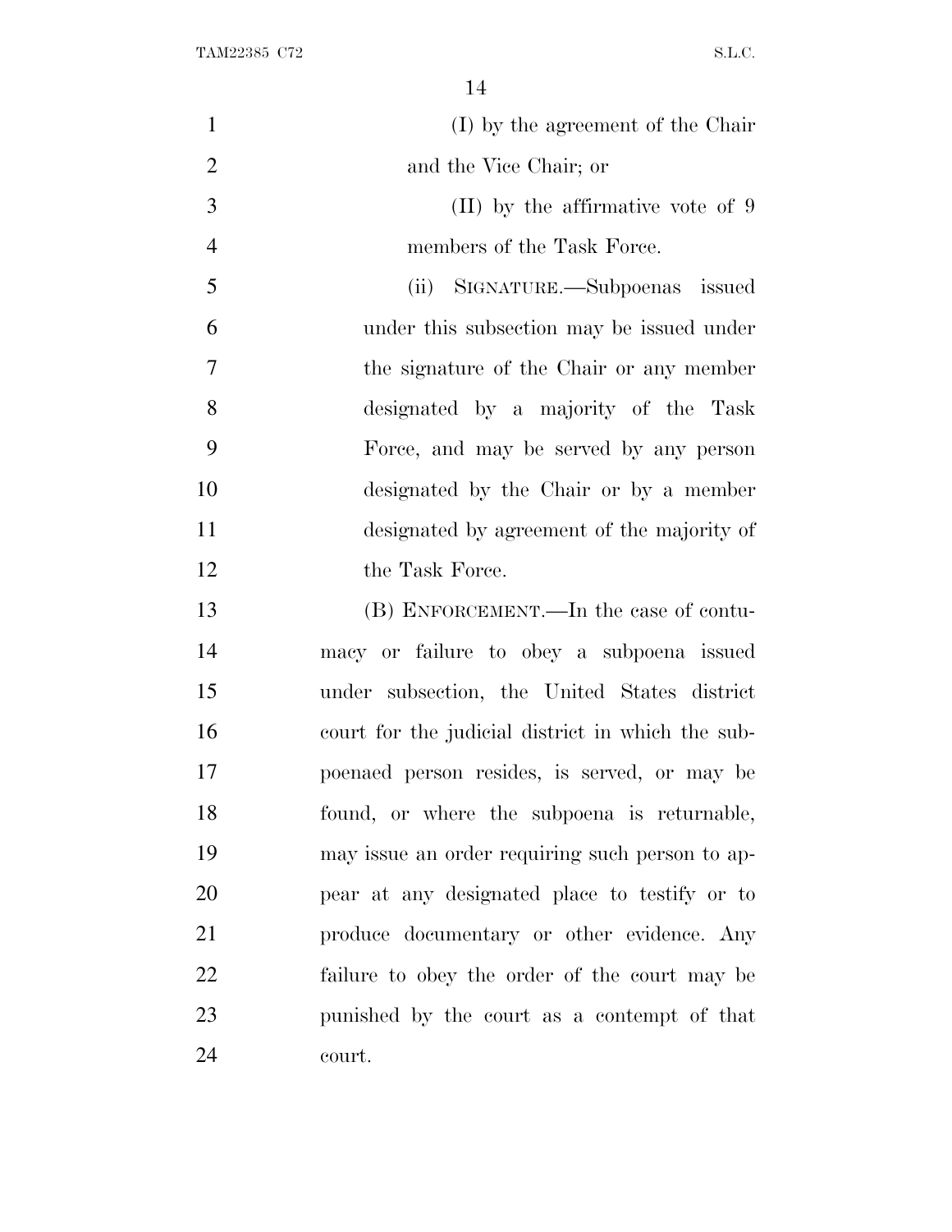(I) by the agreement of the Chair and the Vice Chair; or

(II) by the affirmative vote of 9 members of the Task Force.

(ii) SIGNATURE.—Subpoenas issued under this subsection may be issued under the signature of the Chair or any member designated by a majority of the Task Force, and may be served by any person designated by the Chair or by a member designated by agreement of the majority of the Task Force.

(B) ENFORCEMENT.—In the case of contumacy or failure to obey a subpoena issued under subsection, the United States district court for the judicial district in which the subpoenaed person resides, is served, or may be found, or where the subpoena is returnable, may issue an order requiring such person to appear at any designated place to testify or to produce documentary or other evidence. Any failure to obey the order of the court may be punished by the court as a contempt of that court.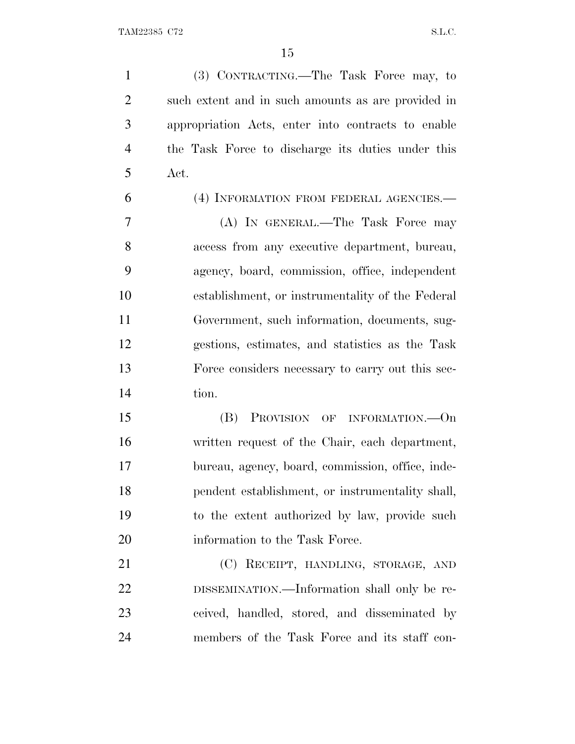(3) CONTRACTING.—The Task Force may, to such extent and in such amounts as are provided in appropriation Acts, enter into contracts to enable the Task Force to discharge its duties under this Act.

(4) INFORMATION FROM FEDERAL AGENCIES.—

(A) IN GENERAL.—The Task Force may access from any executive department, bureau, agency, board, commission, office, independent establishment, or instrumentality of the Federal Government, such information, documents, suggestions, estimates, and statistics as the Task Force considers necessary to carry out this section.

(B) PROVISION OF INFORMATION.—On written request of the Chair, each department, bureau, agency, board, commission, office, independent establishment, or instrumentality shall, to the extent authorized by law, provide such information to the Task Force.

(C) RECEIPT, HANDLING, STORAGE, AND DISSEMINATION.—Information shall only be received, handled, stored, and disseminated by members of the Task Force and its staff con-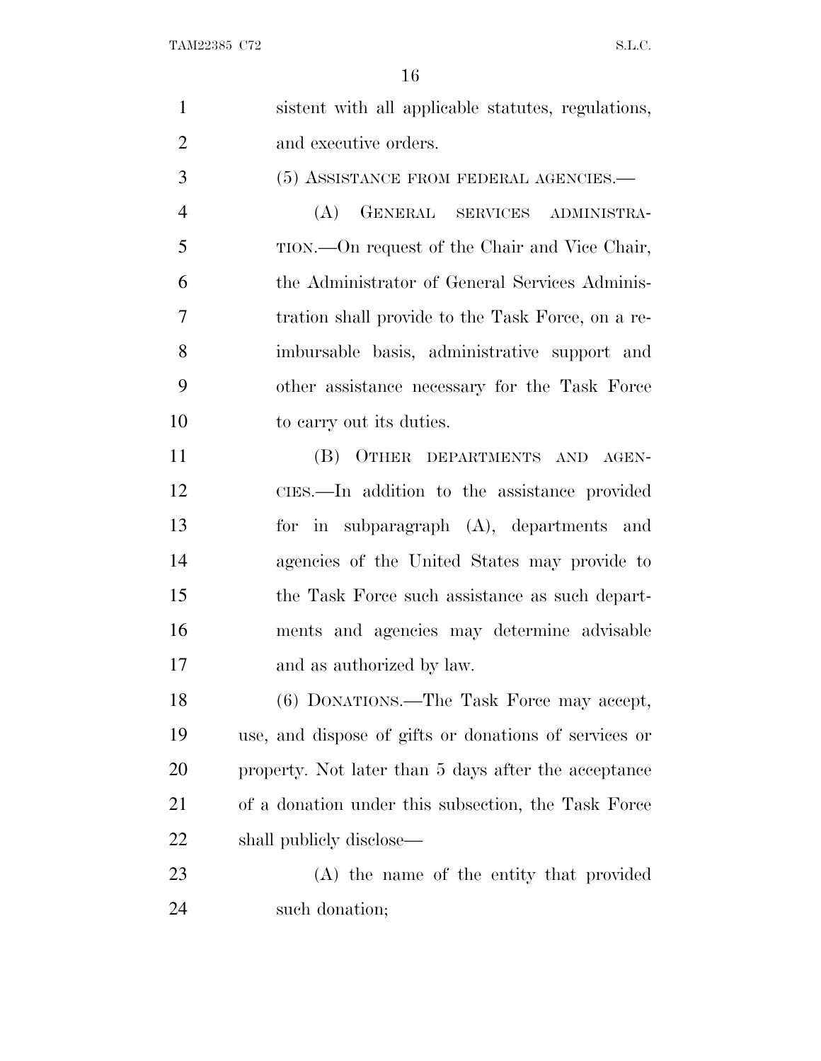sistent with all applicable statutes, regulations, and executive orders.

(5) ASSISTANCE FROM FEDERAL AGENCIES.—

(A) GENERAL SERVICES ADMINISTRATION.—On request of the Chair and Vice Chair, the Administrator of General Services Administration shall provide to the Task Force, on a reimbursable basis, administrative support and other assistance necessary for the Task Force to carry out its duties.

(B) OTHER DEPARTMENTS AND AGENCIES.—In addition to the assistance provided for in subparagraph (A), departments and agencies of the United States may provide to the Task Force such assistance as such departments and agencies may determine advisable and as authorized by law.

(6) DONATIONS.—The Task Force may accept, use, and dispose of gifts or donations of services or property. Not later than 5 days after the acceptance of a donation under this subsection, the Task Force shall publicly disclose—

(A) the name of the entity that provided such donation;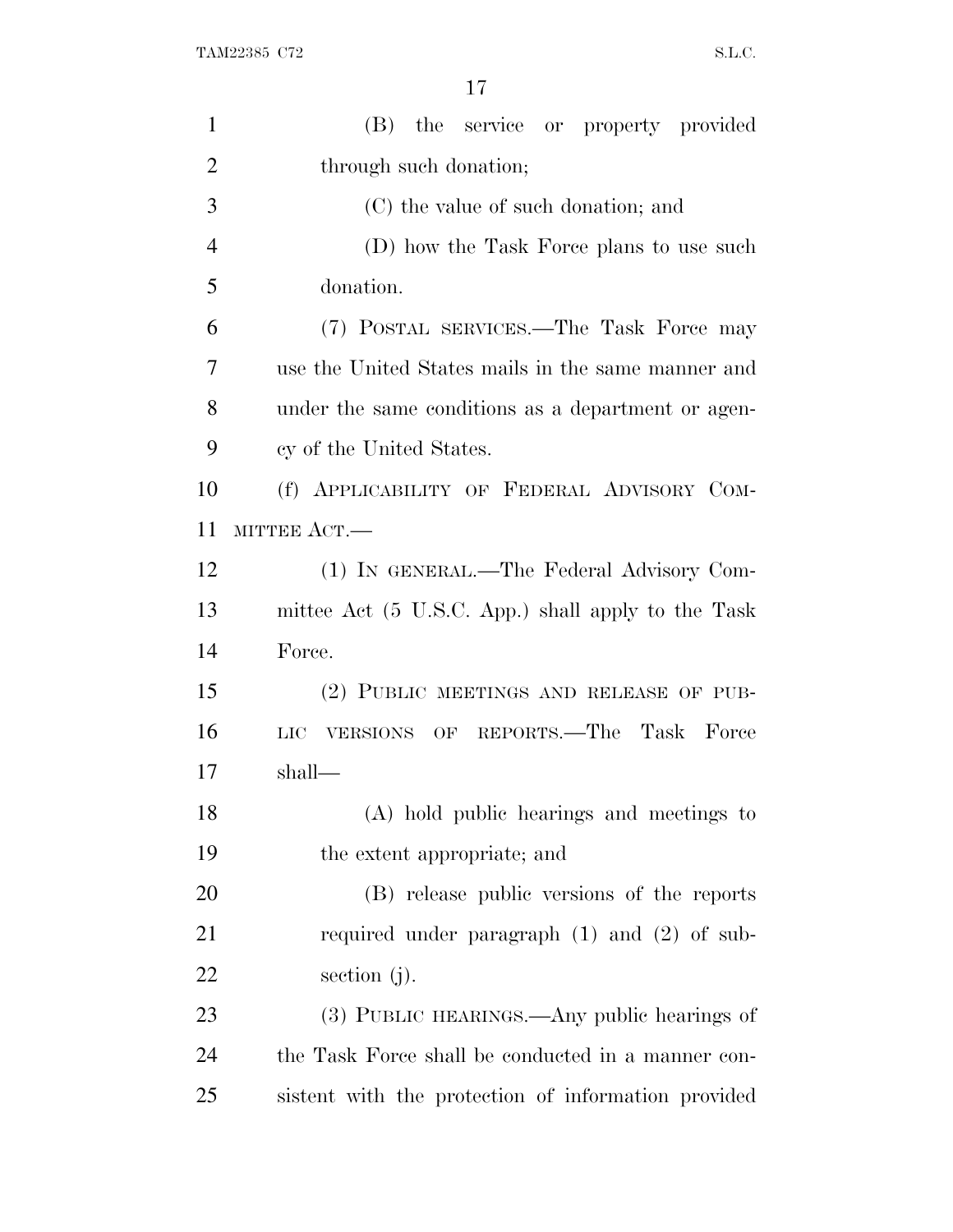(B) the service or property provided through such donation;

(C) the value of such donation; and

(D) how the Task Force plans to use such donation.

(7) POSTAL SERVICES.—The Task Force may use the United States mails in the same manner and under the same conditions as a department or agency of the United States.

(f) APPLICABILITY OF FEDERAL ADVISORY COMMITTEE ACT.—

(1) IN GENERAL.—The Federal Advisory Committee Act (5 U.S.C. App.) shall apply to the Task Force.

(2) PUBLIC MEETINGS AND RELEASE OF PUBLIC VERSIONS OF REPORTS.—The Task Force shall—

(A) hold public hearings and meetings to the extent appropriate; and

(B) release public versions of the reports required under paragraph (1) and (2) of subsection (j).

(3) PUBLIC HEARINGS.—Any public hearings of the Task Force shall be conducted in a manner consistent with the protection of information provided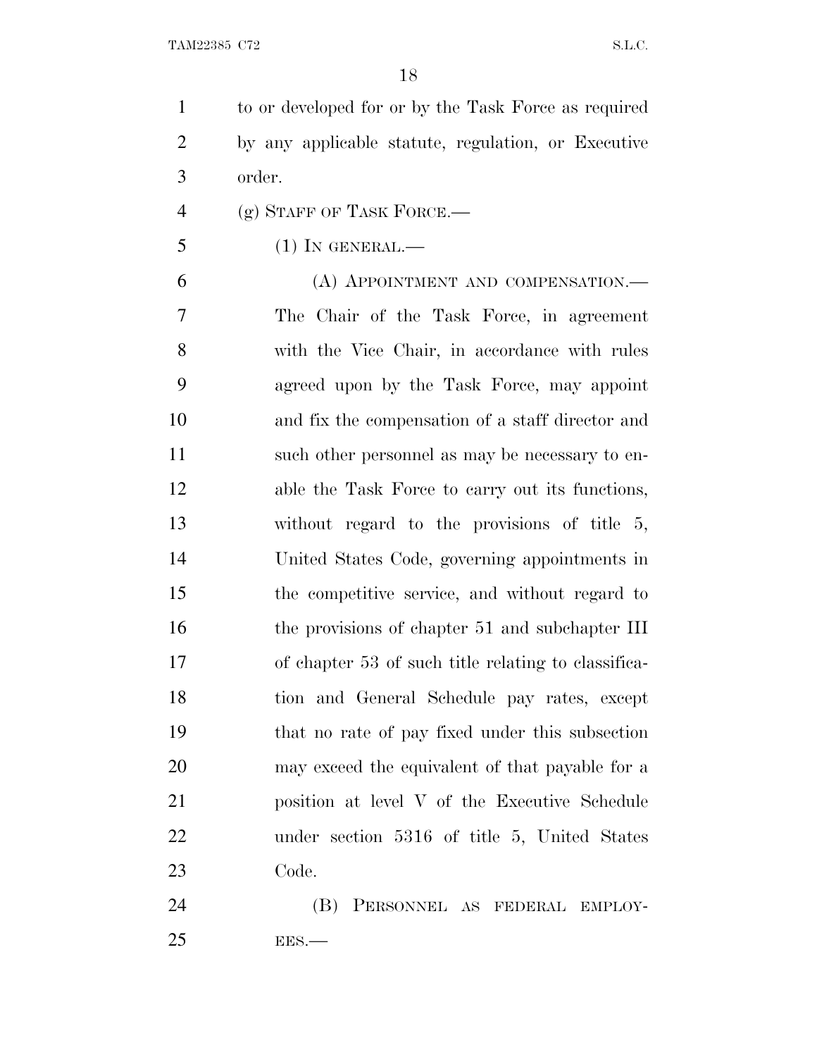to or developed for or by the Task Force as required by any applicable statute, regulation, or Executive order.

(g) STAFF OF TASK FORCE.—

(1) IN GENERAL.—

(A) APPOINTMENT AND COMPENSATION.— The Chair of the Task Force, in agreement with the Vice Chair, in accordance with rules agreed upon by the Task Force, may appoint and fix the compensation of a staff director and such other personnel as may be necessary to enable the Task Force to carry out its functions, without regard to the provisions of title 5, United States Code, governing appointments in the competitive service, and without regard to the provisions of chapter 51 and subchapter III of chapter 53 of such title relating to classification and General Schedule pay rates, except that no rate of pay fixed under this subsection may exceed the equivalent of that payable for a position at level V of the Executive Schedule under section 5316 of title 5, United States Code.

(B) PERSONNEL AS FEDERAL EMPLOYEES.—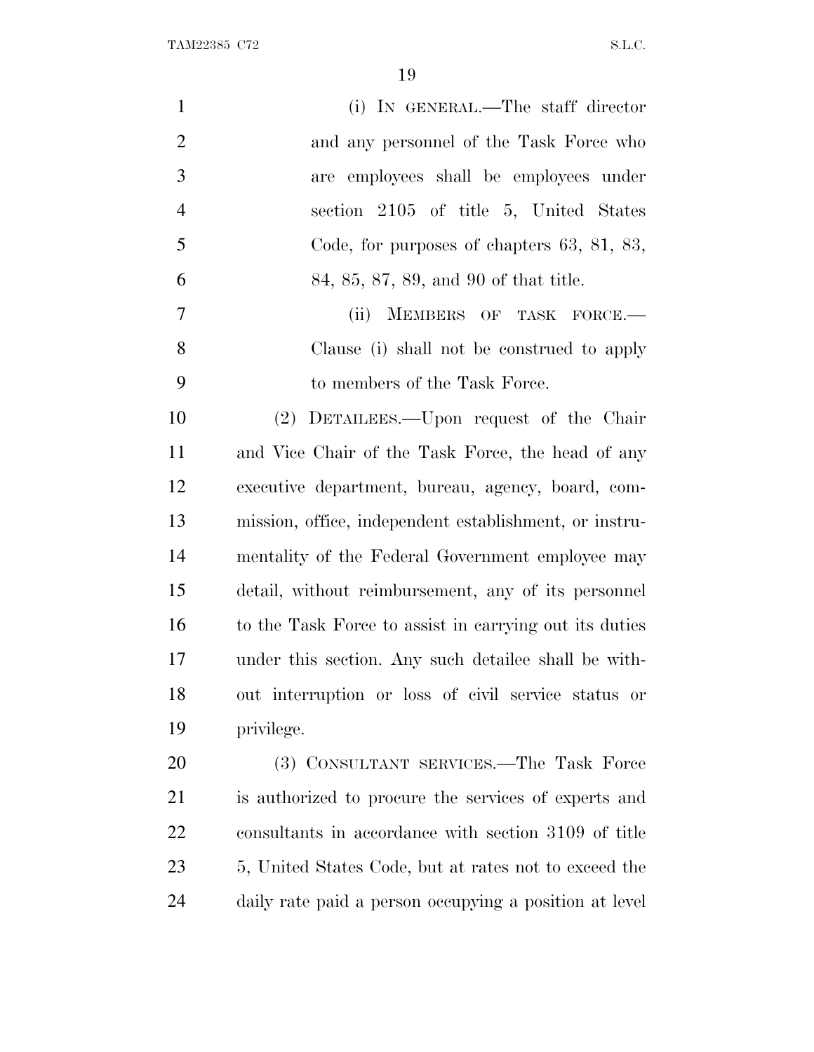(i) IN GENERAL.—The staff director and any personnel of the Task Force who are employees shall be employees under section 2105 of title 5, United States Code, for purposes of chapters 63, 81, 83, 84, 85, 87, 89, and 90 of that title.

(ii) MEMBERS OF TASK FORCE.—Clause (i) shall not be construed to apply to members of the Task Force.

(2) DETAILEES.—Upon request of the Chair and Vice Chair of the Task Force, the head of any executive department, bureau, agency, board, commission, office, independent establishment, or instrumentality of the Federal Government employee may detail, without reimbursement, any of its personnel to the Task Force to assist in carrying out its duties under this section. Any such detailee shall be without interruption or loss of civil service status or privilege.

(3) CONSULTANT SERVICES.—The Task Force is authorized to procure the services of experts and consultants in accordance with section 3109 of title 5, United States Code, but at rates not to exceed the daily rate paid a person occupying a position at level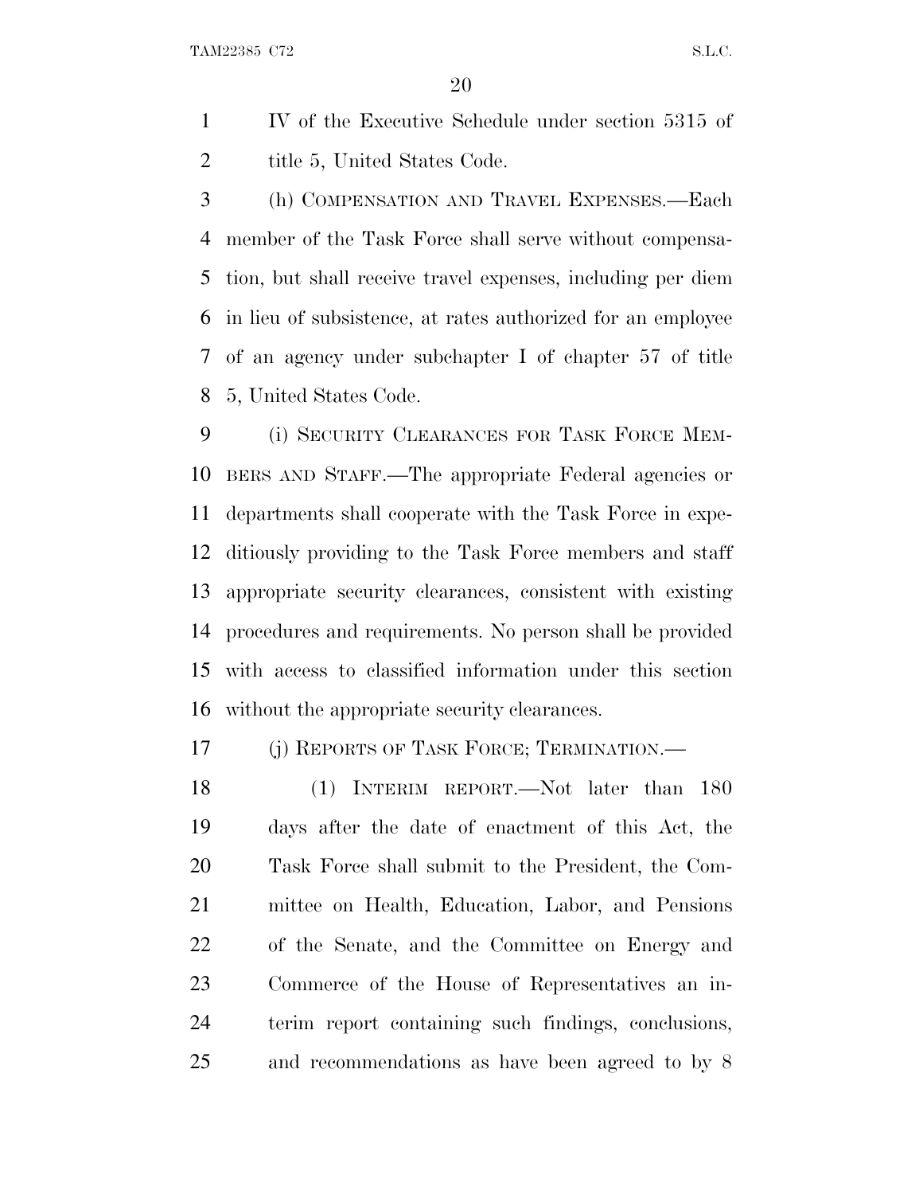IV of the Executive Schedule under section 5315 of title 5, United States Code.

(h) COMPENSATION AND TRAVEL EXPENSES.—Each member of the Task Force shall serve without compensation, but shall receive travel expenses, including per diem in lieu of subsistence, at rates authorized for an employee of an agency under subchapter I of chapter 57 of title 5, United States Code.

(i) SECURITY CLEARANCES FOR TASK FORCE MEMBERS AND STAFF.—The appropriate Federal agencies or departments shall cooperate with the Task Force in expeditiously providing to the Task Force members and staff appropriate security clearances, consistent with existing procedures and requirements. No person shall be provided with access to classified information under this section without the appropriate security clearances.

(j) REPORTS OF TASK FORCE; TERMINATION.—

(1) INTERIM REPORT.—Not later than 180 days after the date of enactment of this Act, the Task Force shall submit to the President, the Committee on Health, Education, Labor, and Pensions of the Senate, and the Committee on Energy and Commerce of the House of Representatives an interim report containing such findings, conclusions, and recommendations as have been agreed to by 8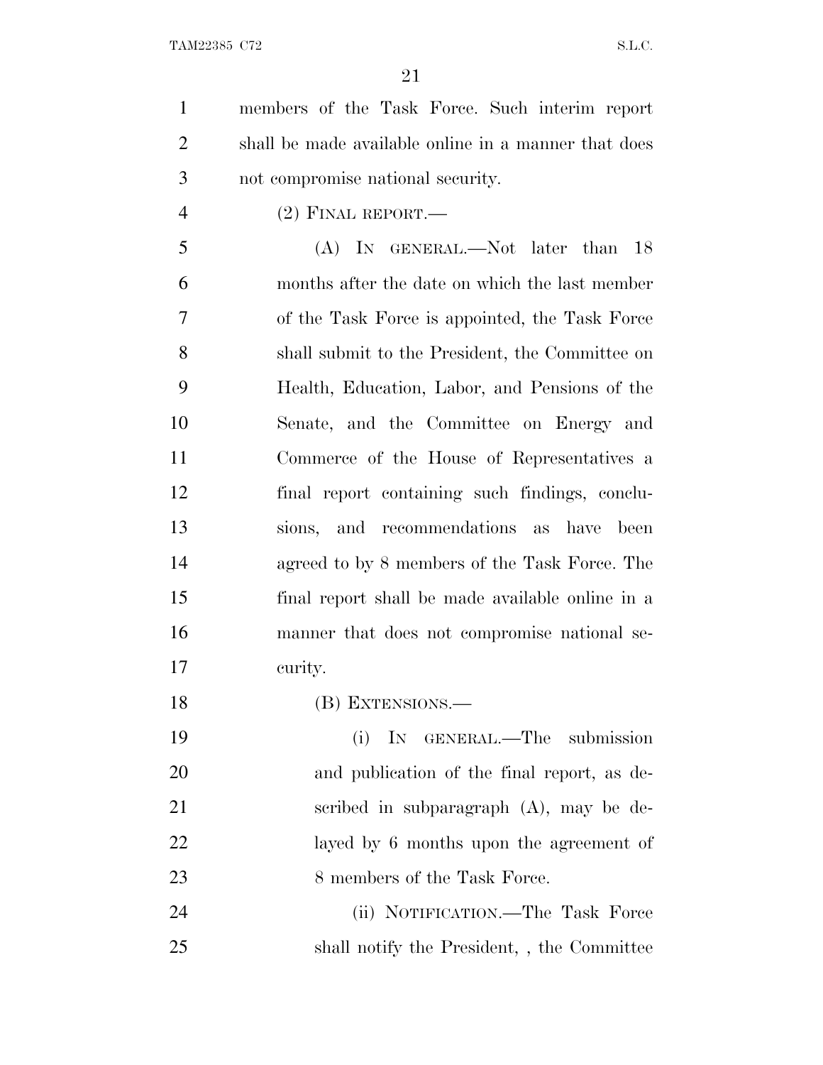members of the Task Force. Such interim report shall be made available online in a manner that does not compromise national security.

(2) FINAL REPORT.—

(A) IN GENERAL.—Not later than 18 months after the date on which the last member of the Task Force is appointed, the Task Force shall submit to the President, the Committee on Health, Education, Labor, and Pensions of the Senate, and the Committee on Energy and Commerce of the House of Representatives a final report containing such findings, conclusions, and recommendations as have been agreed to by 8 members of the Task Force. The final report shall be made available online in a manner that does not compromise national security.

(B) EXTENSIONS.—

(i) IN GENERAL.—The submission and publication of the final report, as described in subparagraph (A), may be delayed by 6 months upon the agreement of 8 members of the Task Force.

(ii) NOTIFICATION.—The Task Force shall notify the President, , the Committee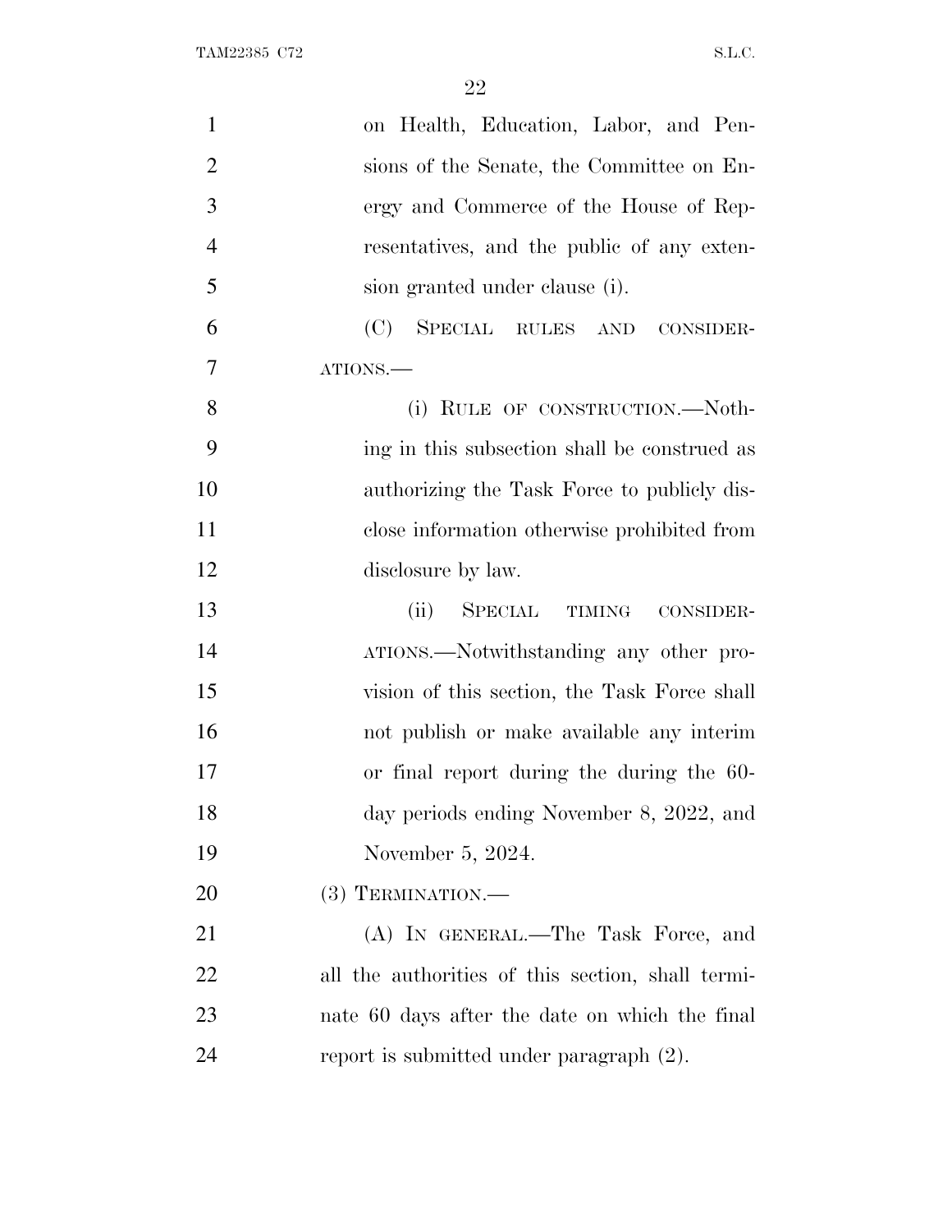on Health, Education, Labor, and Pensions of the Senate, the Committee on Energy and Commerce of the House of Representatives, and the public of any extension granted under clause (i).

(C) SPECIAL RULES AND CONSIDERATIONS.—

(i) RULE OF CONSTRUCTION.—Nothing in this subsection shall be construed as authorizing the Task Force to publicly disclose information otherwise prohibited from disclosure by law.

(ii) SPECIAL TIMING CONSIDERATIONS.—Notwithstanding any other provision of this section, the Task Force shall not publish or make available any interim or final report during the during the 60-day periods ending November 8, 2022, and November 5, 2024.

(3) TERMINATION.—

(A) IN GENERAL.—The Task Force, and all the authorities of this section, shall terminate 60 days after the date on which the final report is submitted under paragraph (2).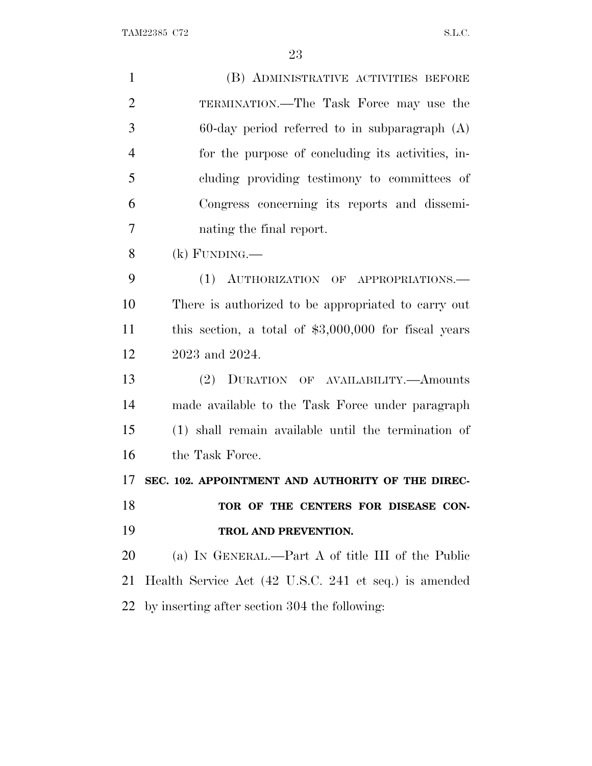(B) ADMINISTRATIVE ACTIVITIES BEFORE TERMINATION.—The Task Force may use the 60-day period referred to in subparagraph (A) for the purpose of concluding its activities, including providing testimony to committees of Congress concerning its reports and disseminating the final report.

(k) FUNDING.—

(1) AUTHORIZATION OF APPROPRIATIONS.—There is authorized to be appropriated to carry out this section, a total of $3,000,000 for fiscal years 2023 and 2024.

(2) DURATION OF AVAILABILITY.—Amounts made available to the Task Force under paragraph (1) shall remain available until the termination of the Task Force.

**SEC. 102. APPOINTMENT AND AUTHORITY OF THE DIRECTOR OF THE CENTERS FOR DISEASE CONTROL AND PREVENTION.**

(a) IN GENERAL.—Part A of title III of the Public Health Service Act (42 U.S.C. 241 et seq.) is amended by inserting after section 304 the following: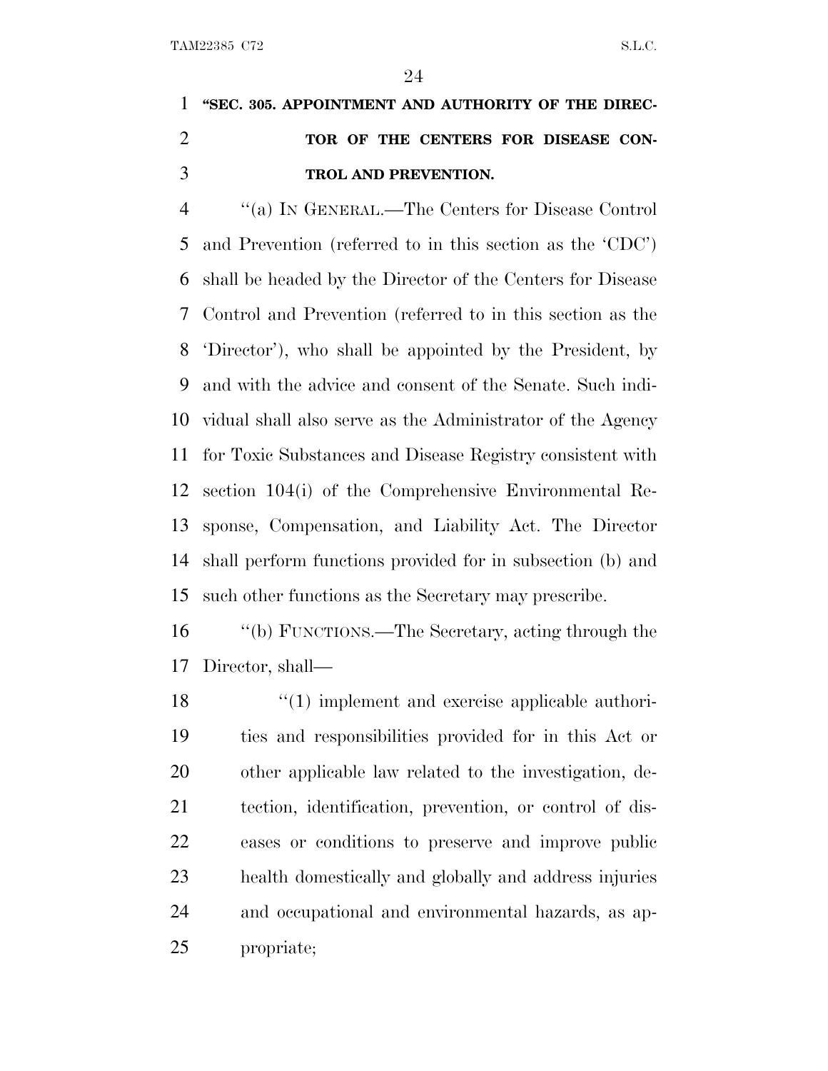**"SEC. 305. APPOINTMENT AND AUTHORITY OF THE DIRECTOR OF THE CENTERS FOR DISEASE CONTROL AND PREVENTION.**

"(a) IN GENERAL.—The Centers for Disease Control and Prevention (referred to in this section as the 'CDC') shall be headed by the Director of the Centers for Disease Control and Prevention (referred to in this section as the 'Director'), who shall be appointed by the President, by and with the advice and consent of the Senate. Such individual shall also serve as the Administrator of the Agency for Toxic Substances and Disease Registry consistent with section 104(i) of the Comprehensive Environmental Response, Compensation, and Liability Act. The Director shall perform functions provided for in subsection (b) and such other functions as the Secretary may prescribe.

"(b) FUNCTIONS.—The Secretary, acting through the Director, shall—

"(1) implement and exercise applicable authorities and responsibilities provided for in this Act or other applicable law related to the investigation, detection, identification, prevention, or control of diseases or conditions to preserve and improve public health domestically and globally and address injuries and occupational and environmental hazards, as appropriate;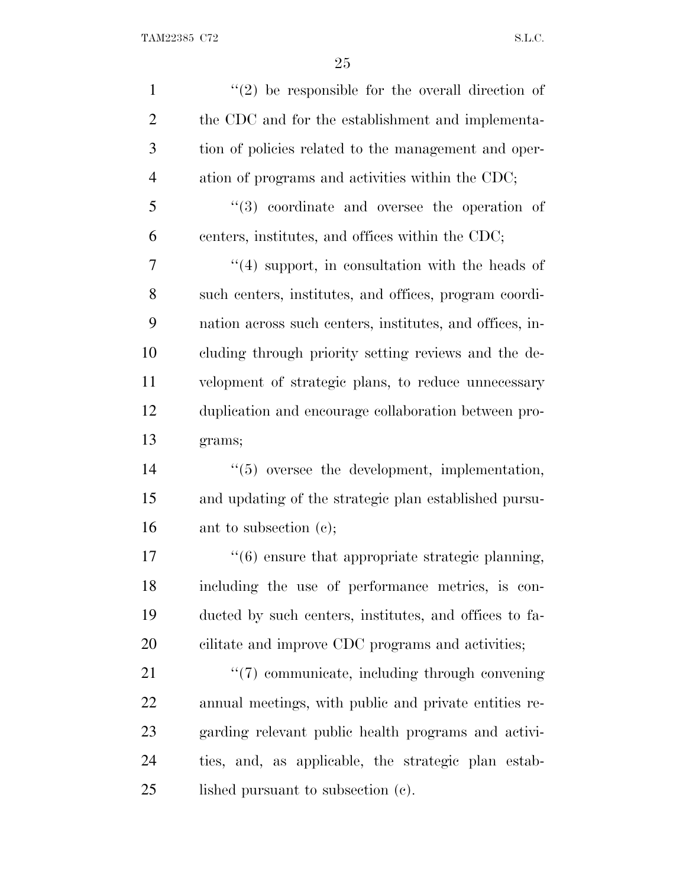''(2) be responsible for the overall direction of the CDC and for the establishment and implementation of policies related to the management and operation of programs and activities within the CDC;

''(3) coordinate and oversee the operation of centers, institutes, and offices within the CDC;

''(4) support, in consultation with the heads of such centers, institutes, and offices, program coordination across such centers, institutes, and offices, including through priority setting reviews and the development of strategic plans, to reduce unnecessary duplication and encourage collaboration between programs;

''(5) oversee the development, implementation, and updating of the strategic plan established pursuant to subsection (c);

''(6) ensure that appropriate strategic planning, including the use of performance metrics, is conducted by such centers, institutes, and offices to facilitate and improve CDC programs and activities;

''(7) communicate, including through convening annual meetings, with public and private entities regarding relevant public health programs and activities, and, as applicable, the strategic plan established pursuant to subsection (c).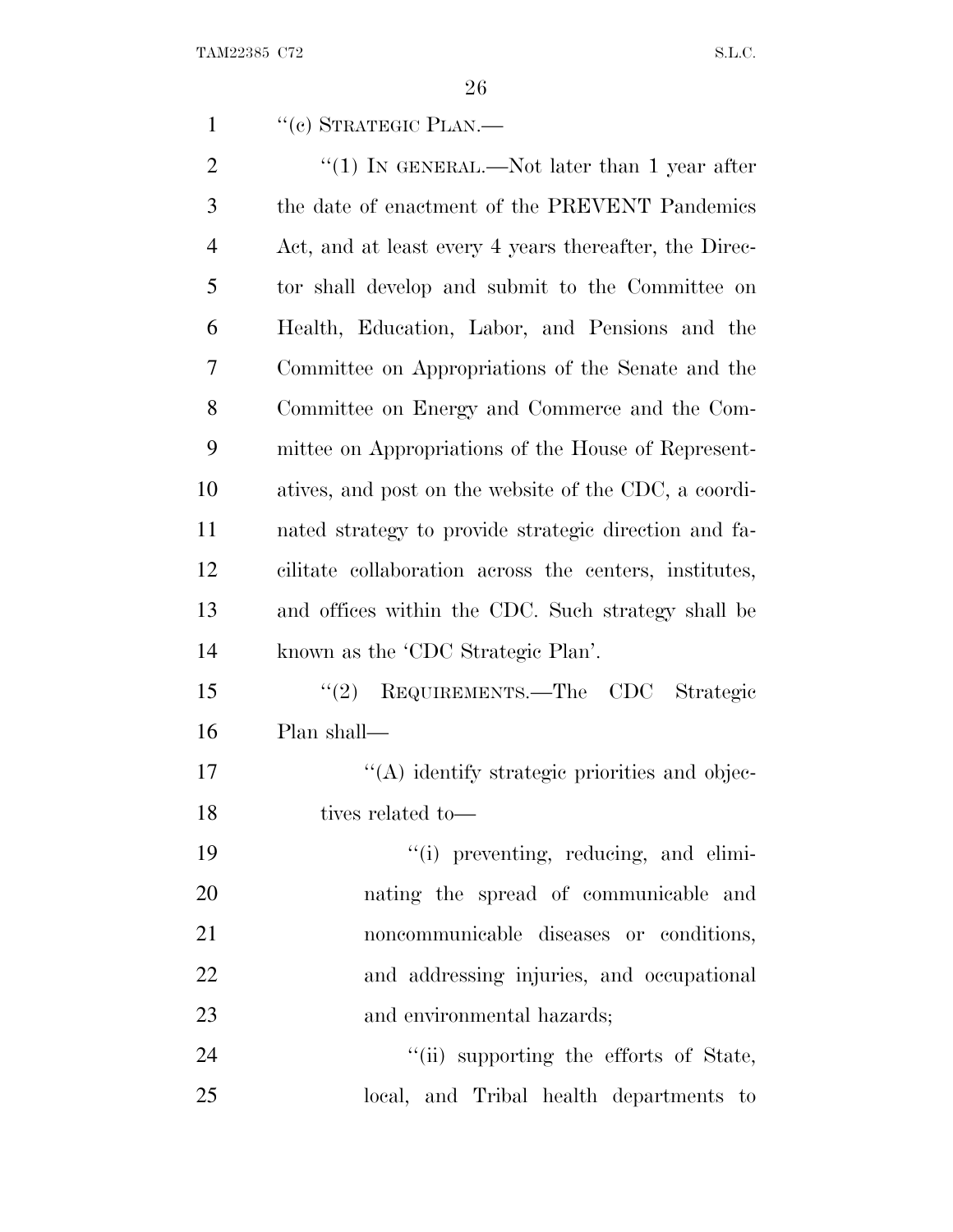"(c) STRATEGIC PLAN.—

"(1) IN GENERAL.—Not later than 1 year after the date of enactment of the PREVENT Pandemics Act, and at least every 4 years thereafter, the Director shall develop and submit to the Committee on Health, Education, Labor, and Pensions and the Committee on Appropriations of the Senate and the Committee on Energy and Commerce and the Committee on Appropriations of the House of Representatives, and post on the website of the CDC, a coordinated strategy to provide strategic direction and facilitate collaboration across the centers, institutes, and offices within the CDC. Such strategy shall be known as the 'CDC Strategic Plan'.

"(2) REQUIREMENTS.—The CDC Strategic Plan shall—

"(A) identify strategic priorities and objectives related to—

"(i) preventing, reducing, and eliminating the spread of communicable and noncommunicable diseases or conditions, and addressing injuries, and occupational and environmental hazards;

"(ii) supporting the efforts of State, local, and Tribal health departments to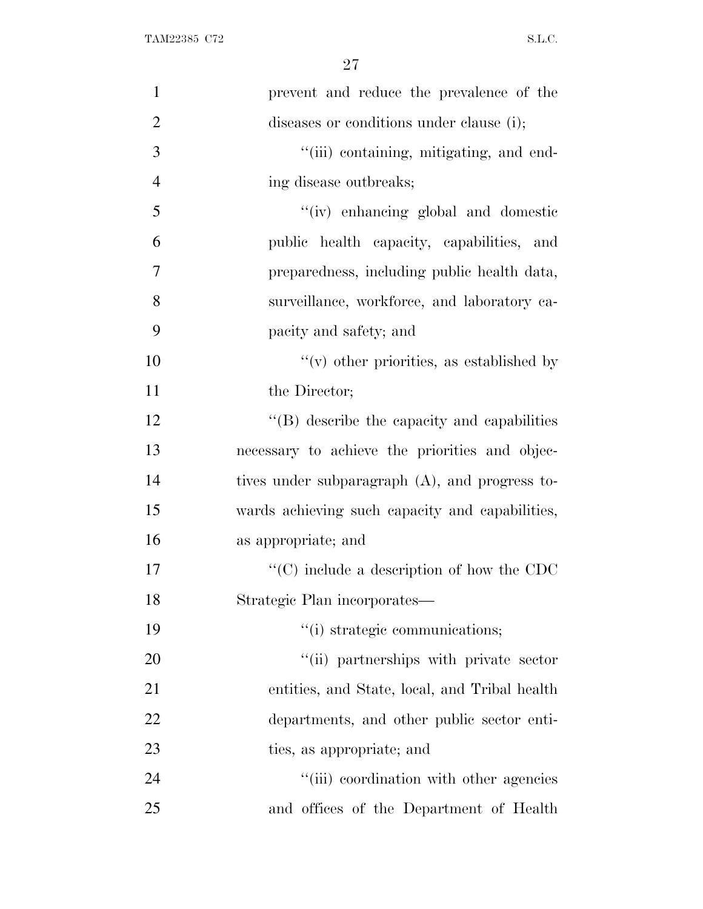prevent and reduce the prevalence of the diseases or conditions under clause (i);

''(iii) containing, mitigating, and ending disease outbreaks;

''(iv) enhancing global and domestic public health capacity, capabilities, and preparedness, including public health data, surveillance, workforce, and laboratory capacity and safety; and

''(v) other priorities, as established by the Director;

''(B) describe the capacity and capabilities necessary to achieve the priorities and objectives under subparagraph (A), and progress towards achieving such capacity and capabilities, as appropriate; and

''(C) include a description of how the CDC Strategic Plan incorporates—

''(i) strategic communications;

''(ii) partnerships with private sector entities, and State, local, and Tribal health departments, and other public sector entities, as appropriate; and

''(iii) coordination with other agencies and offices of the Department of Health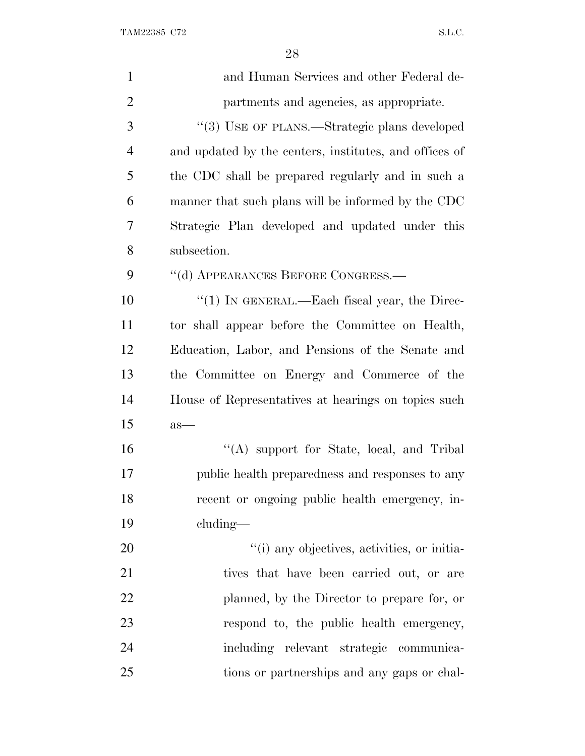and Human Services and other Federal departments and agencies, as appropriate.

"(3) USE OF PLANS.—Strategic plans developed and updated by the centers, institutes, and offices of the CDC shall be prepared regularly and in such a manner that such plans will be informed by the CDC Strategic Plan developed and updated under this subsection.

"(d) APPEARANCES BEFORE CONGRESS.—

"(1) IN GENERAL.—Each fiscal year, the Director shall appear before the Committee on Health, Education, Labor, and Pensions of the Senate and the Committee on Energy and Commerce of the House of Representatives at hearings on topics such as—

"(A) support for State, local, and Tribal public health preparedness and responses to any recent or ongoing public health emergency, including—

"(i) any objectives, activities, or initiatives that have been carried out, or are planned, by the Director to prepare for, or respond to, the public health emergency, including relevant strategic communications or partnerships and any gaps or chal-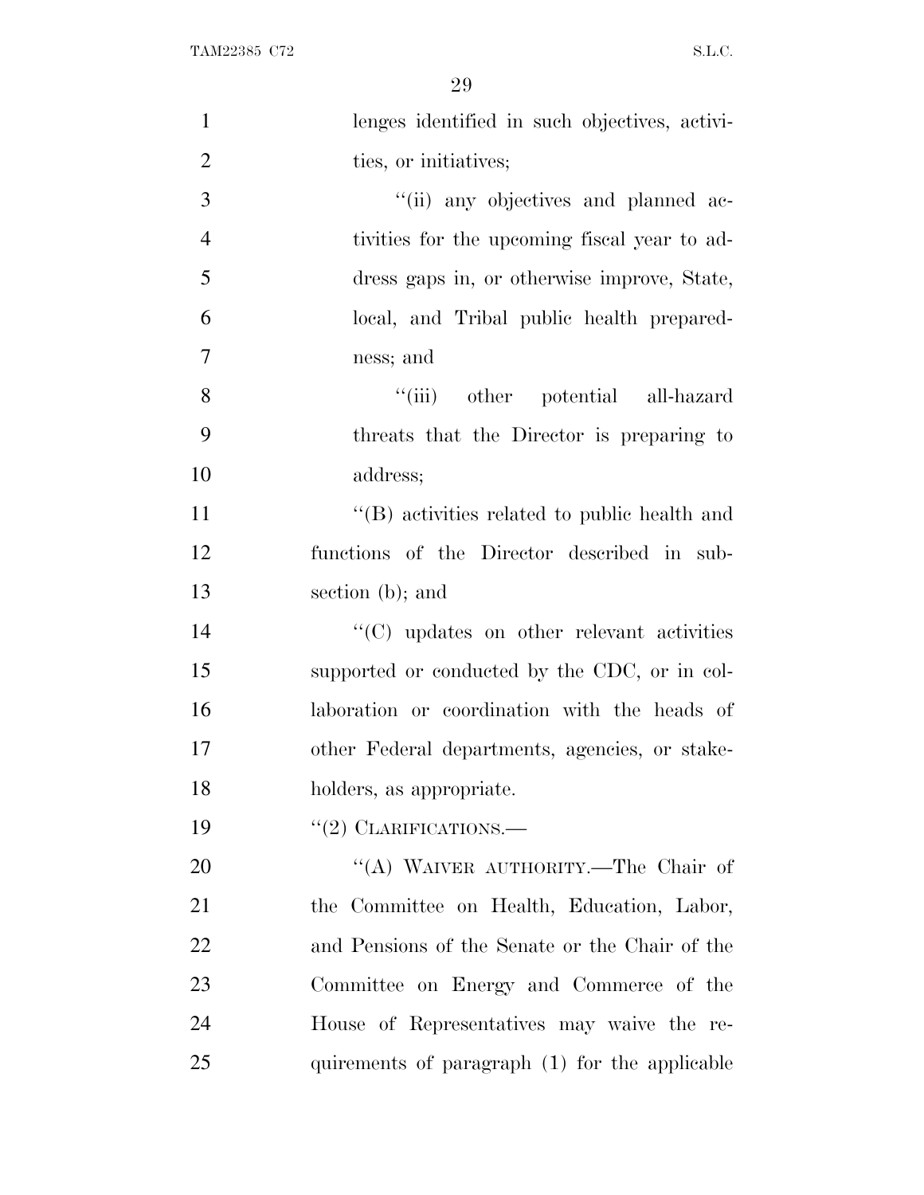lenges identified in such objectives, activities, or initiatives;

''(ii) any objectives and planned activities for the upcoming fiscal year to address gaps in, or otherwise improve, State, local, and Tribal public health preparedness; and

''(iii) other potential all-hazard threats that the Director is preparing to address;

''(B) activities related to public health and functions of the Director described in subsection (b); and

''(C) updates on other relevant activities supported or conducted by the CDC, or in collaboration or coordination with the heads of other Federal departments, agencies, or stakeholders, as appropriate.

''(2) CLARIFICATIONS.—

''(A) WAIVER AUTHORITY.—The Chair of the Committee on Health, Education, Labor, and Pensions of the Senate or the Chair of the Committee on Energy and Commerce of the House of Representatives may waive the requirements of paragraph (1) for the applicable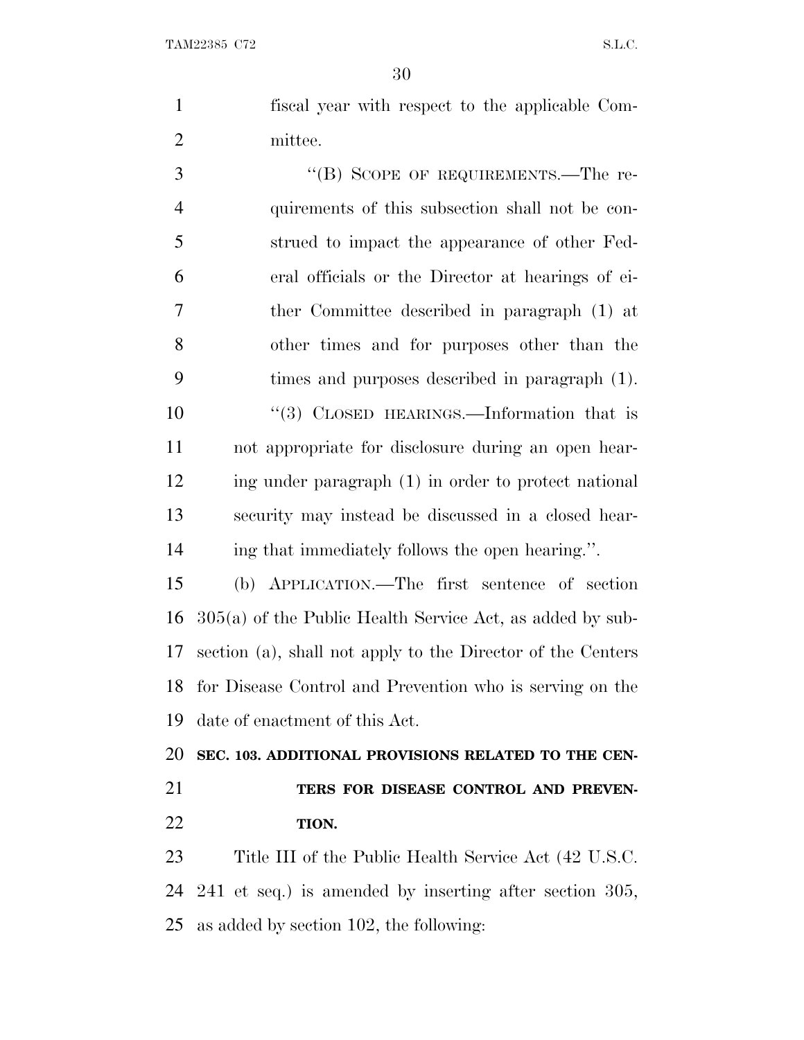fiscal year with respect to the applicable Committee.

"(B) SCOPE OF REQUIREMENTS.—The requirements of this subsection shall not be construed to impact the appearance of other Federal officials or the Director at hearings of either Committee described in paragraph (1) at other times and for purposes other than the times and purposes described in paragraph (1).

"(3) CLOSED HEARINGS.—Information that is not appropriate for disclosure during an open hearing under paragraph (1) in order to protect national security may instead be discussed in a closed hearing that immediately follows the open hearing.".

(b) APPLICATION.—The first sentence of section 305(a) of the Public Health Service Act, as added by subsection (a), shall not apply to the Director of the Centers for Disease Control and Prevention who is serving on the date of enactment of this Act.

**SEC. 103. ADDITIONAL PROVISIONS RELATED TO THE CENTERS FOR DISEASE CONTROL AND PREVENTION.**

Title III of the Public Health Service Act (42 U.S.C. 241 et seq.) is amended by inserting after section 305, as added by section 102, the following: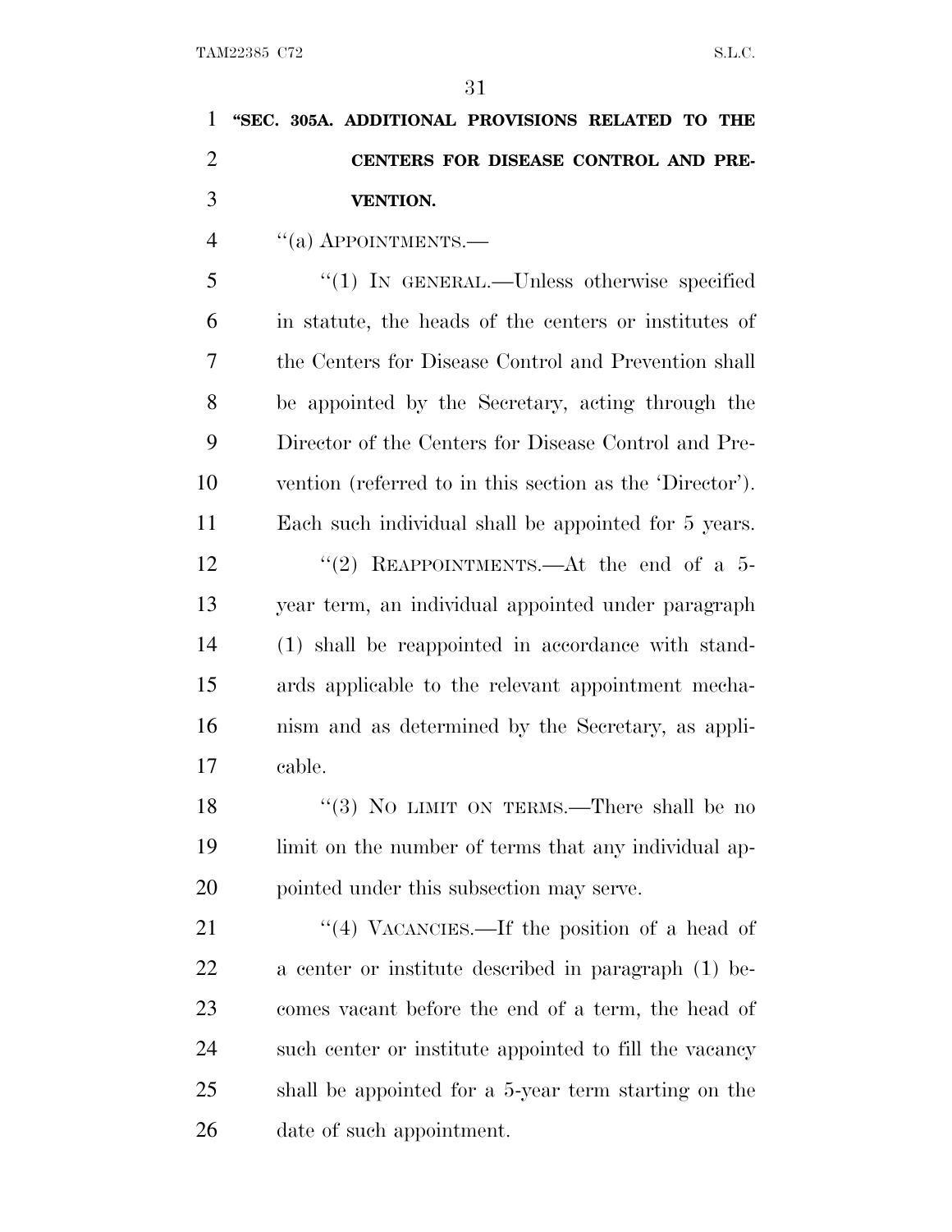**"SEC. 305A. ADDITIONAL PROVISIONS RELATED TO THE CENTERS FOR DISEASE CONTROL AND PREVENTION.**

"(a) APPOINTMENTS.—

"(1) IN GENERAL.—Unless otherwise specified in statute, the heads of the centers or institutes of the Centers for Disease Control and Prevention shall be appointed by the Secretary, acting through the Director of the Centers for Disease Control and Prevention (referred to in this section as the 'Director'). Each such individual shall be appointed for 5 years.

"(2) REAPPOINTMENTS.—At the end of a 5-year term, an individual appointed under paragraph (1) shall be reappointed in accordance with standards applicable to the relevant appointment mechanism and as determined by the Secretary, as applicable.

"(3) NO LIMIT ON TERMS.—There shall be no limit on the number of terms that any individual appointed under this subsection may serve.

"(4) VACANCIES.—If the position of a head of a center or institute described in paragraph (1) becomes vacant before the end of a term, the head of such center or institute appointed to fill the vacancy shall be appointed for a 5-year term starting on the date of such appointment.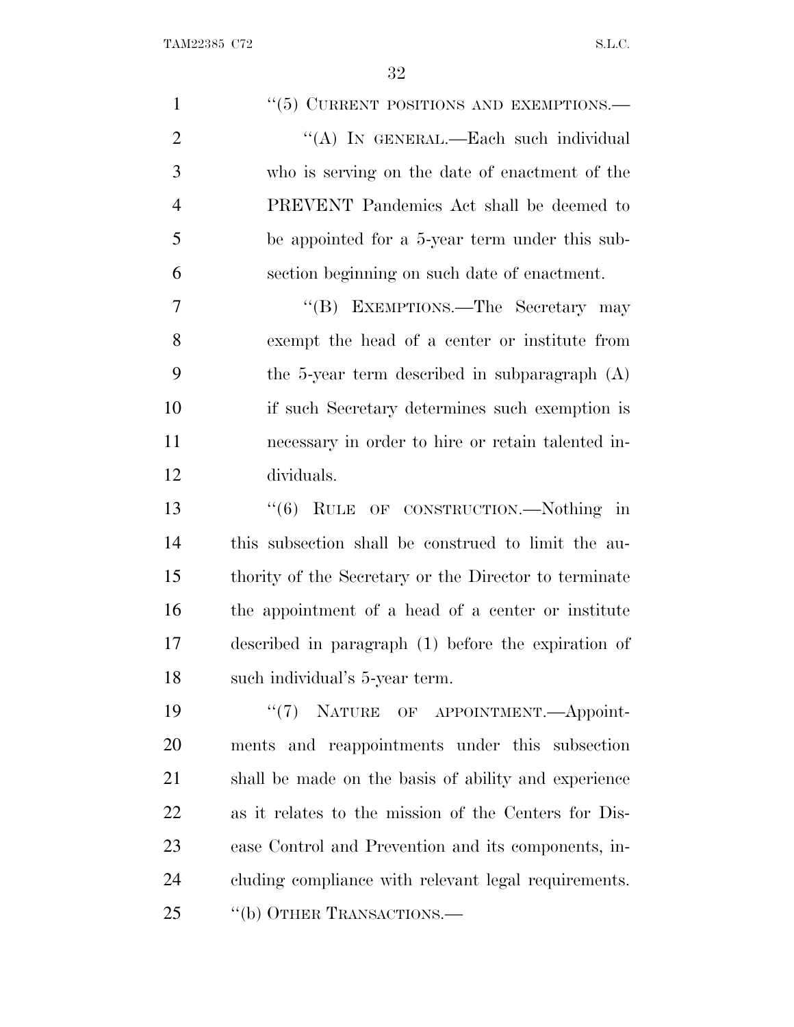"(5) CURRENT POSITIONS AND EXEMPTIONS.—

"(A) IN GENERAL.—Each such individual who is serving on the date of enactment of the PREVENT Pandemics Act shall be deemed to be appointed for a 5-year term under this subsection beginning on such date of enactment.

"(B) EXEMPTIONS.—The Secretary may exempt the head of a center or institute from the 5-year term described in subparagraph (A) if such Secretary determines such exemption is necessary in order to hire or retain talented individuals.

"(6) RULE OF CONSTRUCTION.—Nothing in this subsection shall be construed to limit the authority of the Secretary or the Director to terminate the appointment of a head of a center or institute described in paragraph (1) before the expiration of such individual's 5-year term.

"(7) NATURE OF APPOINTMENT.—Appointments and reappointments under this subsection shall be made on the basis of ability and experience as it relates to the mission of the Centers for Disease Control and Prevention and its components, including compliance with relevant legal requirements.

"(b) OTHER TRANSACTIONS.—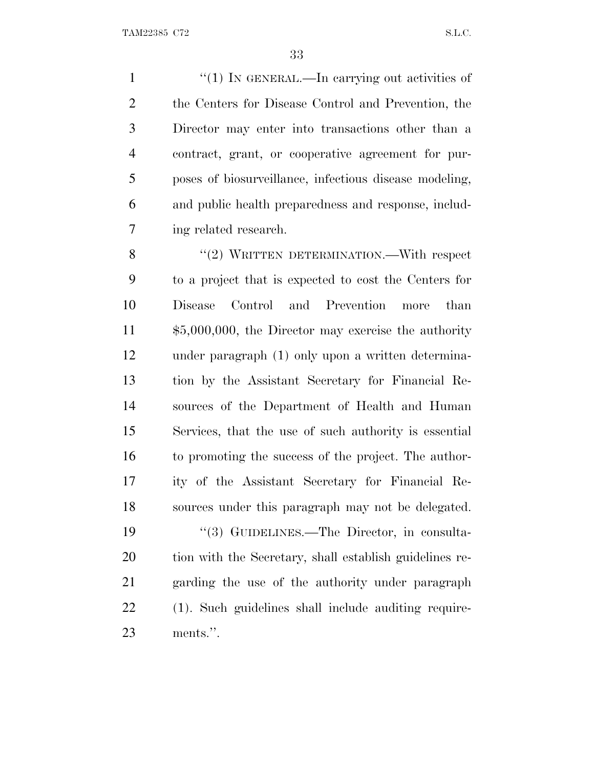"(1) IN GENERAL.—In carrying out activities of the Centers for Disease Control and Prevention, the Director may enter into transactions other than a contract, grant, or cooperative agreement for purposes of biosurveillance, infectious disease modeling, and public health preparedness and response, including related research.

"(2) WRITTEN DETERMINATION.—With respect to a project that is expected to cost the Centers for Disease Control and Prevention more than $5,000,000, the Director may exercise the authority under paragraph (1) only upon a written determination by the Assistant Secretary for Financial Resources of the Department of Health and Human Services, that the use of such authority is essential to promoting the success of the project. The authority of the Assistant Secretary for Financial Resources under this paragraph may not be delegated.

"(3) GUIDELINES.—The Director, in consultation with the Secretary, shall establish guidelines regarding the use of the authority under paragraph (1). Such guidelines shall include auditing requirements.".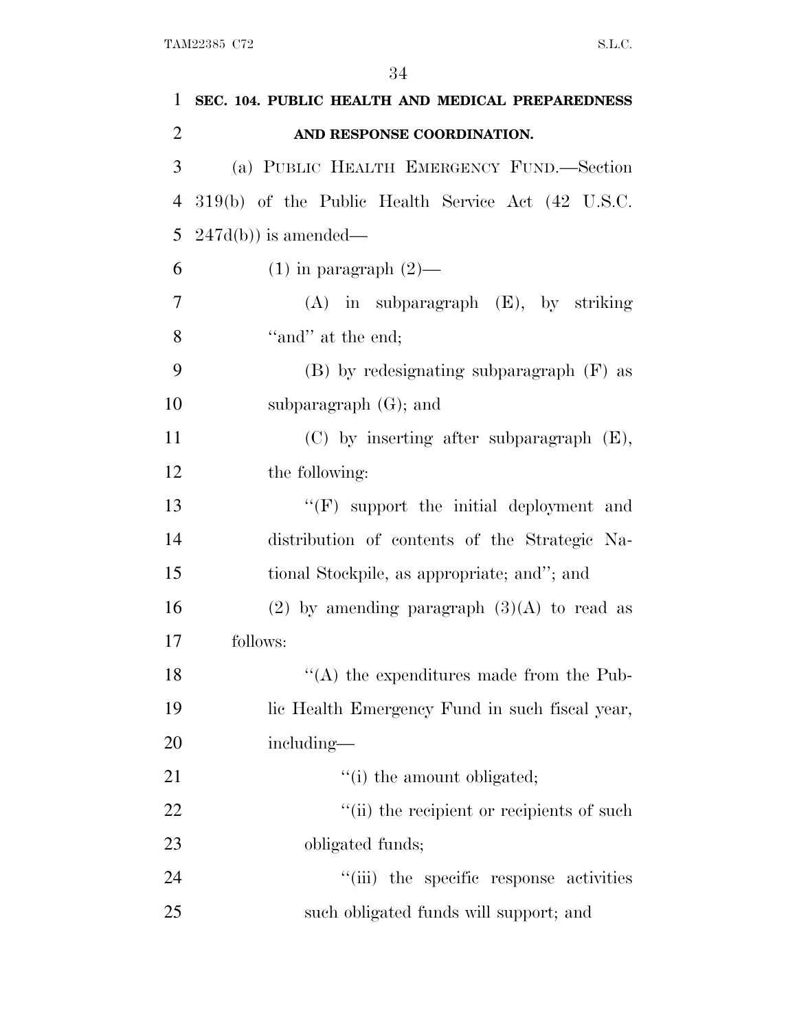**SEC. 104. PUBLIC HEALTH AND MEDICAL PREPAREDNESS AND RESPONSE COORDINATION.**

(a) PUBLIC HEALTH EMERGENCY FUND.—Section 319(b) of the Public Health Service Act (42 U.S.C. 247d(b)) is amended—

(1) in paragraph (2)—

(A) in subparagraph (E), by striking "and" at the end;

(B) by redesignating subparagraph (F) as subparagraph (G); and

(C) by inserting after subparagraph (E), the following:

"(F) support the initial deployment and distribution of contents of the Strategic National Stockpile, as appropriate; and"; and

(2) by amending paragraph (3)(A) to read as follows:

"(A) the expenditures made from the Public Health Emergency Fund in such fiscal year, including—

"(i) the amount obligated;

"(ii) the recipient or recipients of such obligated funds;

"(iii) the specific response activities such obligated funds will support; and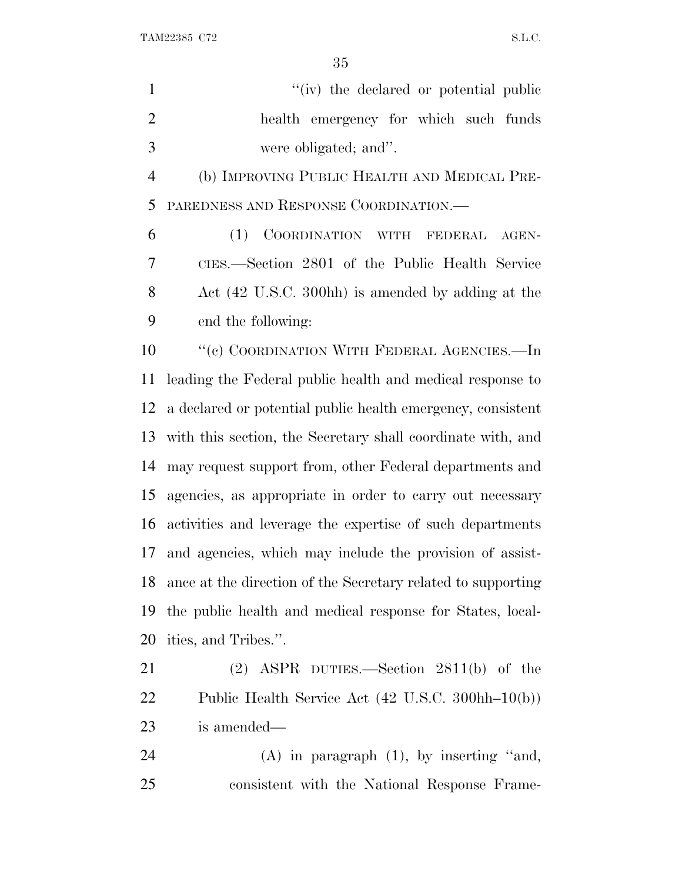"(iv) the declared or potential public health emergency for which such funds were obligated; and".

(b) IMPROVING PUBLIC HEALTH AND MEDICAL PREPAREDNESS AND RESPONSE COORDINATION.—

(1) COORDINATION WITH FEDERAL AGENCIES.—Section 2801 of the Public Health Service Act (42 U.S.C. 300hh) is amended by adding at the end the following:

"(c) COORDINATION WITH FEDERAL AGENCIES.—In leading the Federal public health and medical response to a declared or potential public health emergency, consistent with this section, the Secretary shall coordinate with, and may request support from, other Federal departments and agencies, as appropriate in order to carry out necessary activities and leverage the expertise of such departments and agencies, which may include the provision of assistance at the direction of the Secretary related to supporting the public health and medical response for States, localities, and Tribes.".

(2) ASPR DUTIES.—Section 2811(b) of the Public Health Service Act (42 U.S.C. 300hh–10(b)) is amended—

(A) in paragraph (1), by inserting "and, consistent with the National Response Frame-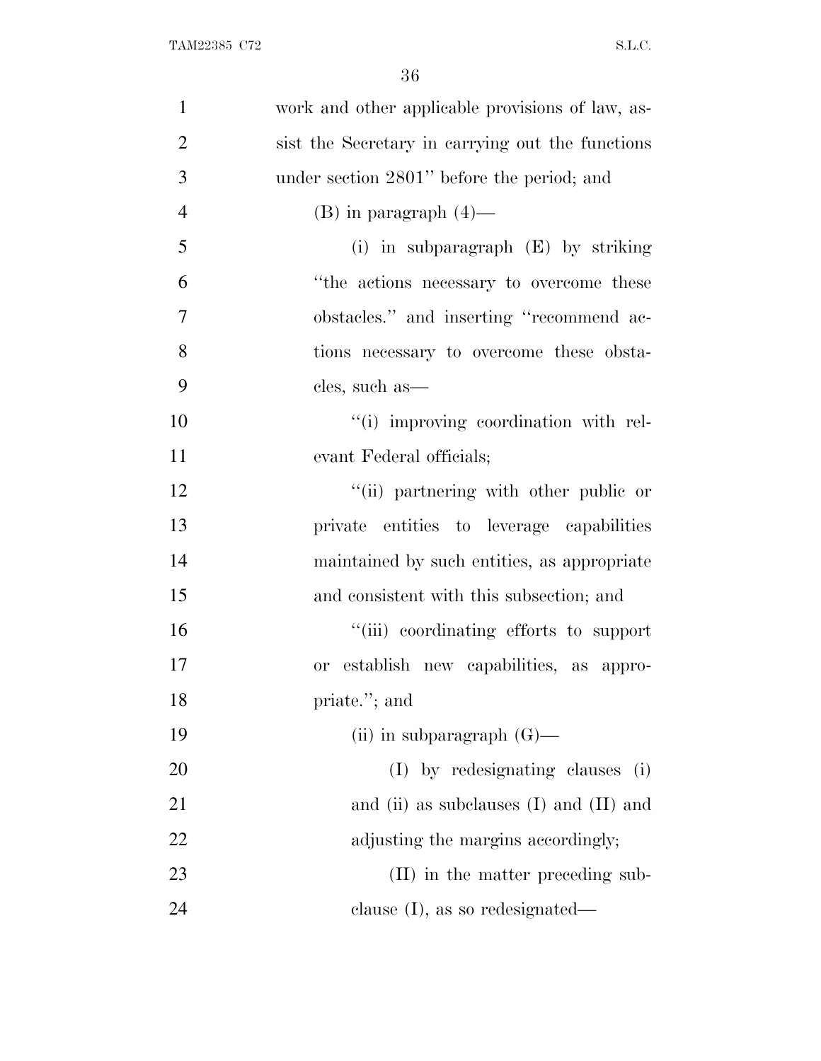work and other applicable provisions of law, assist the Secretary in carrying out the functions under section 2801'' before the period; and

(B) in paragraph (4)—

(i) in subparagraph (E) by striking ''the actions necessary to overcome these obstacles.'' and inserting ''recommend actions necessary to overcome these obstacles, such as—

''(i) improving coordination with relevant Federal officials;

''(ii) partnering with other public or private entities to leverage capabilities maintained by such entities, as appropriate and consistent with this subsection; and

''(iii) coordinating efforts to support or establish new capabilities, as appropriate.''; and

(ii) in subparagraph (G)—

(I) by redesignating clauses (i) and (ii) as subclauses (I) and (II) and adjusting the margins accordingly;

(II) in the matter preceding subclause (I), as so redesignated—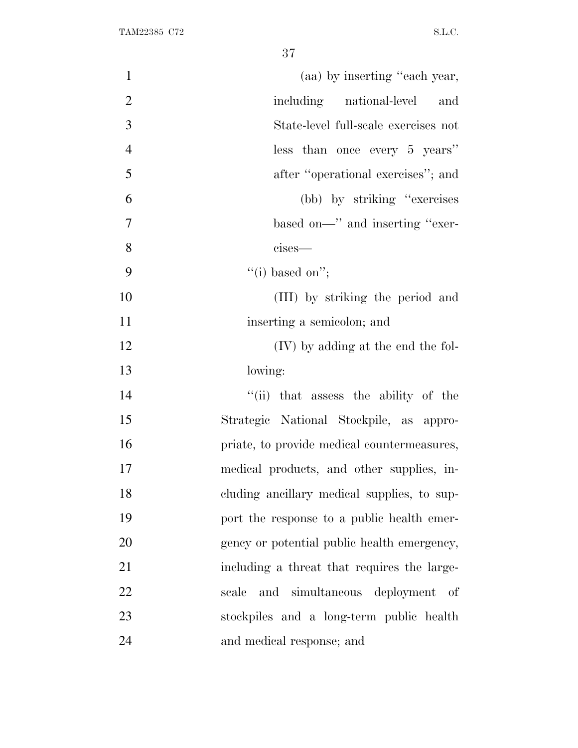(aa) by inserting "each year, including national-level and State-level full-scale exercises not less than once every 5 years" after "operational exercises"; and

(bb) by striking "exercises based on—" and inserting "exercises—

"(i) based on";

(III) by striking the period and inserting a semicolon; and

(IV) by adding at the end the following:

"(ii) that assess the ability of the Strategic National Stockpile, as appropriate, to provide medical countermeasures, medical products, and other supplies, including ancillary medical supplies, to support the response to a public health emergency or potential public health emergency, including a threat that requires the large-scale and simultaneous deployment of stockpiles and a long-term public health and medical response; and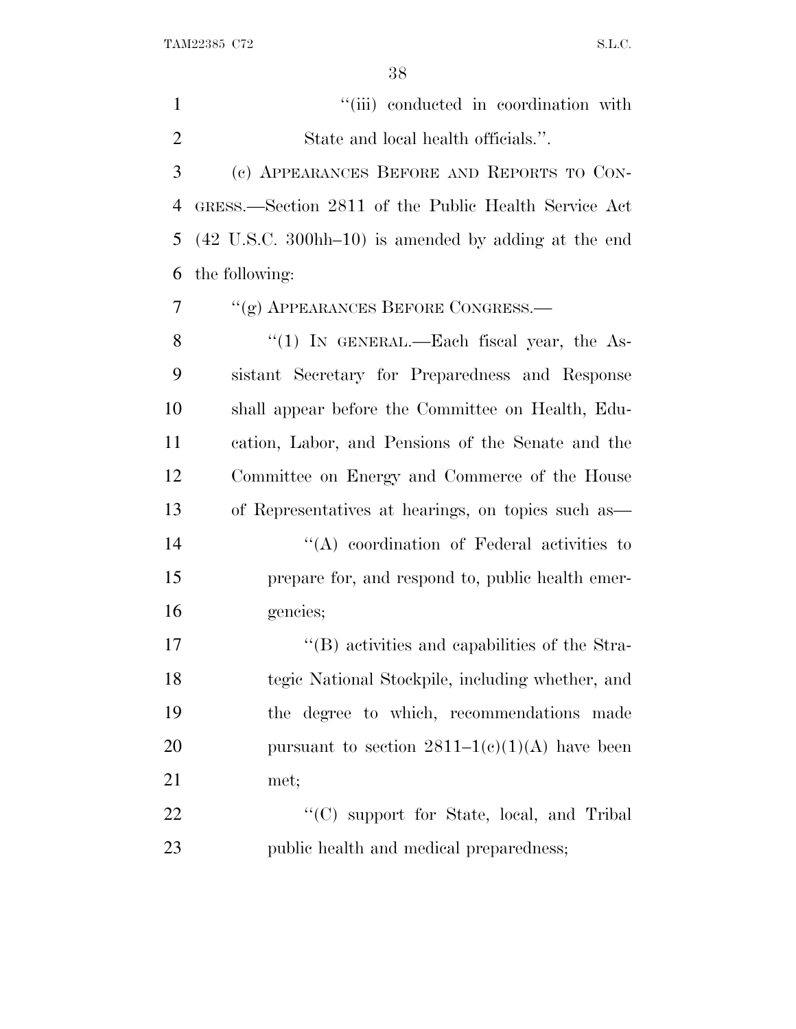"(iii) conducted in coordination with State and local health officials.".

(c) APPEARANCES BEFORE AND REPORTS TO CONGRESS.—Section 2811 of the Public Health Service Act (42 U.S.C. 300hh–10) is amended by adding at the end the following:

"(g) APPEARANCES BEFORE CONGRESS.—

"(1) IN GENERAL.—Each fiscal year, the Assistant Secretary for Preparedness and Response shall appear before the Committee on Health, Education, Labor, and Pensions of the Senate and the Committee on Energy and Commerce of the House of Representatives at hearings, on topics such as—

"(A) coordination of Federal activities to prepare for, and respond to, public health emergencies;

"(B) activities and capabilities of the Strategic National Stockpile, including whether, and the degree to which, recommendations made pursuant to section 2811–1(c)(1)(A) have been met;

"(C) support for State, local, and Tribal public health and medical preparedness;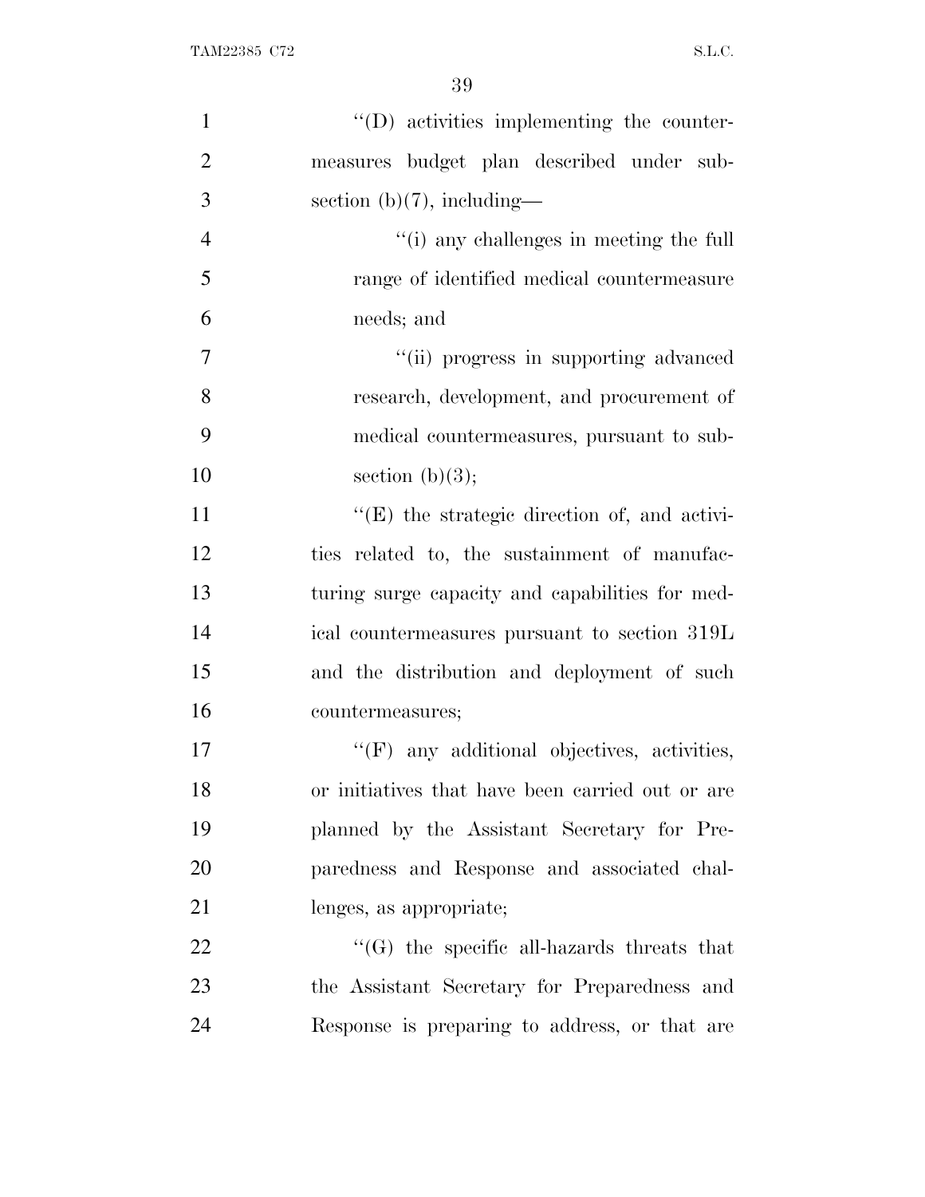''(D) activities implementing the countermeasures budget plan described under subsection (b)(7), including—

''(i) any challenges in meeting the full range of identified medical countermeasure needs; and

''(ii) progress in supporting advanced research, development, and procurement of medical countermeasures, pursuant to subsection (b)(3);

''(E) the strategic direction of, and activities related to, the sustainment of manufacturing surge capacity and capabilities for medical countermeasures pursuant to section 319L and the distribution and deployment of such countermeasures;

''(F) any additional objectives, activities, or initiatives that have been carried out or are planned by the Assistant Secretary for Preparedness and Response and associated challenges, as appropriate;

''(G) the specific all-hazards threats that the Assistant Secretary for Preparedness and Response is preparing to address, or that are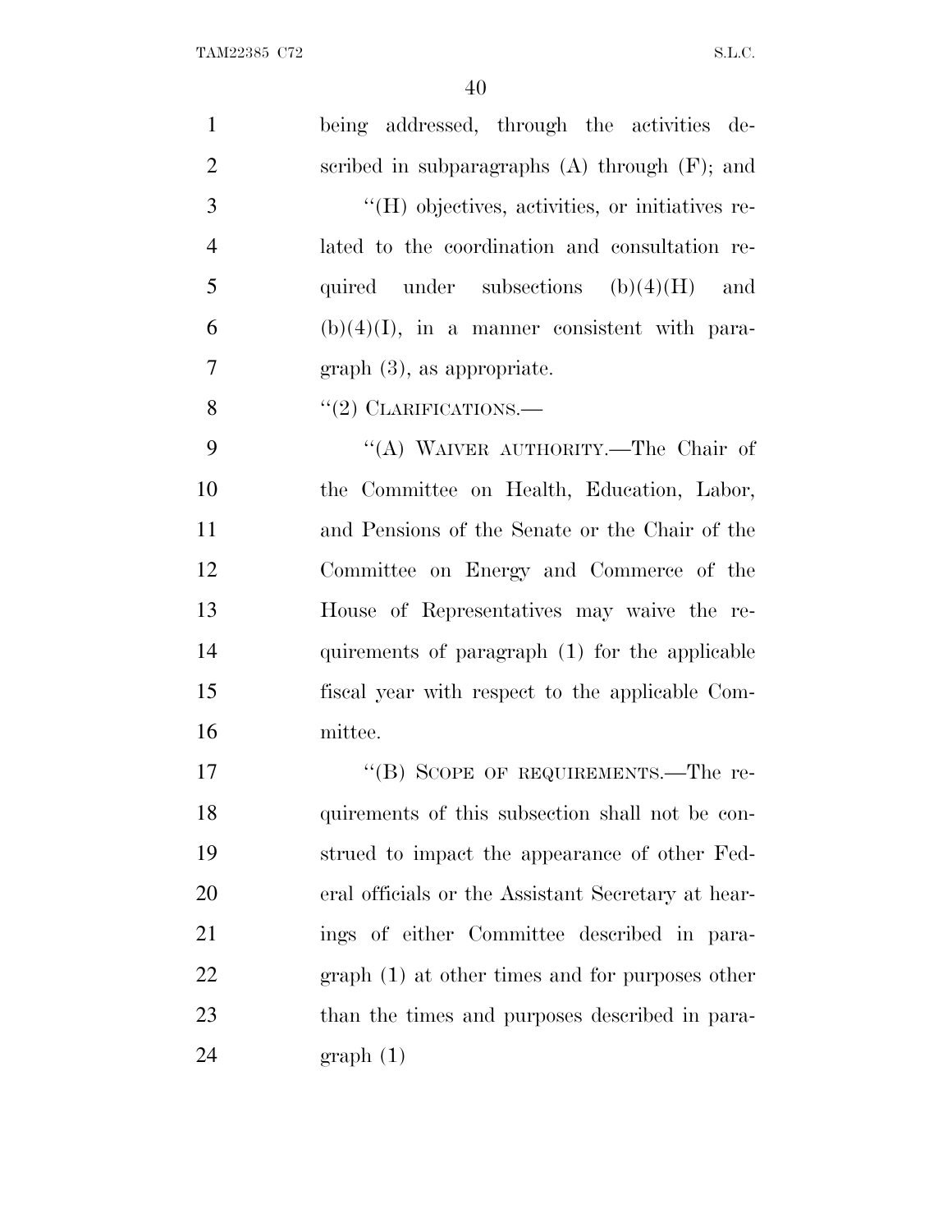being addressed, through the activities described in subparagraphs (A) through (F); and

"(H) objectives, activities, or initiatives related to the coordination and consultation required under subsections (b)(4)(H) and (b)(4)(I), in a manner consistent with paragraph (3), as appropriate.

"(2) CLARIFICATIONS.—

"(A) WAIVER AUTHORITY.—The Chair of the Committee on Health, Education, Labor, and Pensions of the Senate or the Chair of the Committee on Energy and Commerce of the House of Representatives may waive the requirements of paragraph (1) for the applicable fiscal year with respect to the applicable Committee.

"(B) SCOPE OF REQUIREMENTS.—The requirements of this subsection shall not be construed to impact the appearance of other Federal officials or the Assistant Secretary at hearings of either Committee described in paragraph (1) at other times and for purposes other than the times and purposes described in paragraph (1)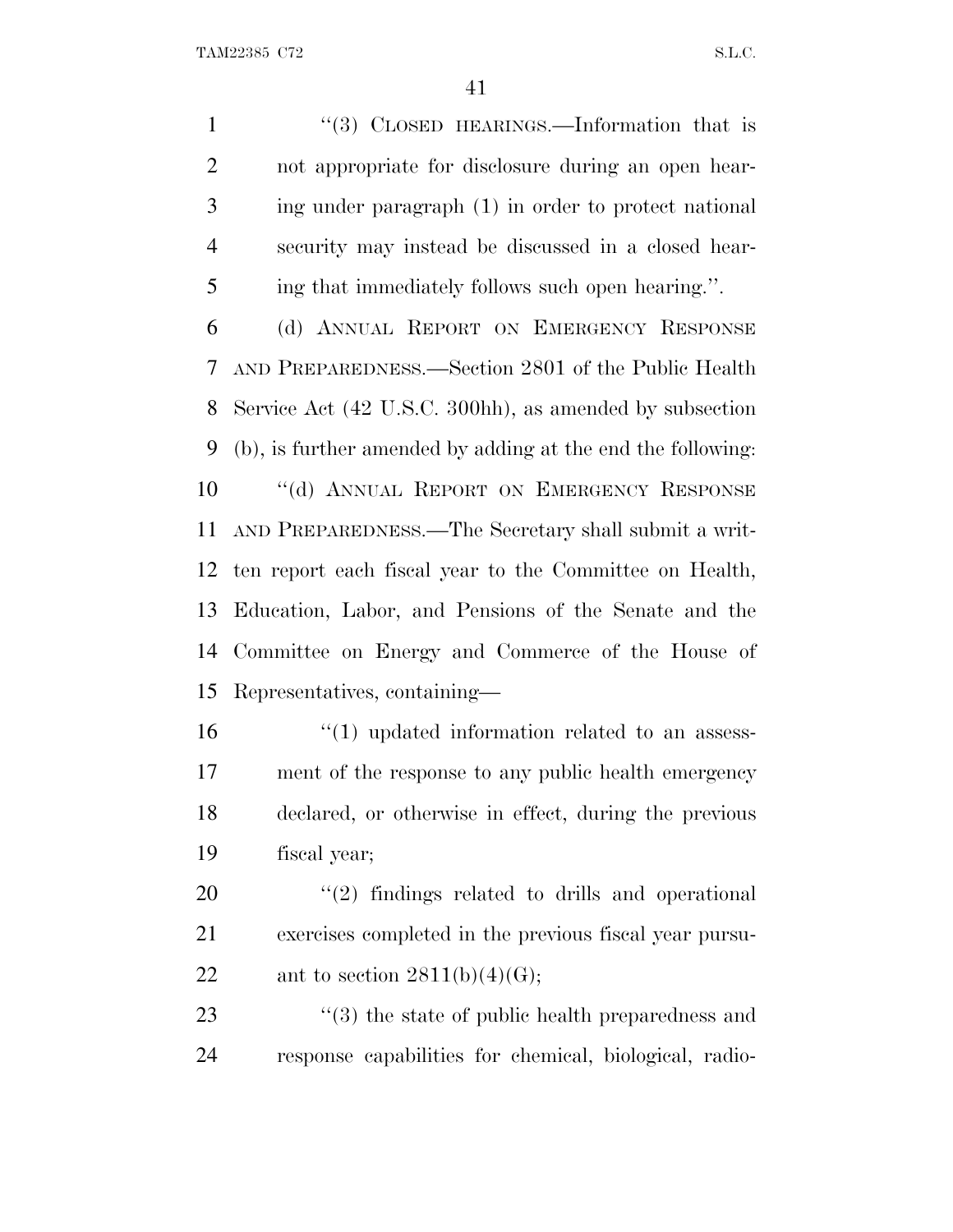''(3) CLOSED HEARINGS.—Information that is not appropriate for disclosure during an open hearing under paragraph (1) in order to protect national security may instead be discussed in a closed hearing that immediately follows such open hearing.''.

(d) ANNUAL REPORT ON EMERGENCY RESPONSE AND PREPAREDNESS.—Section 2801 of the Public Health Service Act (42 U.S.C. 300hh), as amended by subsection (b), is further amended by adding at the end the following:

''(d) ANNUAL REPORT ON EMERGENCY RESPONSE AND PREPAREDNESS.—The Secretary shall submit a written report each fiscal year to the Committee on Health, Education, Labor, and Pensions of the Senate and the Committee on Energy and Commerce of the House of Representatives, containing—

''(1) updated information related to an assessment of the response to any public health emergency declared, or otherwise in effect, during the previous fiscal year;

''(2) findings related to drills and operational exercises completed in the previous fiscal year pursuant to section 2811(b)(4)(G);

''(3) the state of public health preparedness and response capabilities for chemical, biological, radio-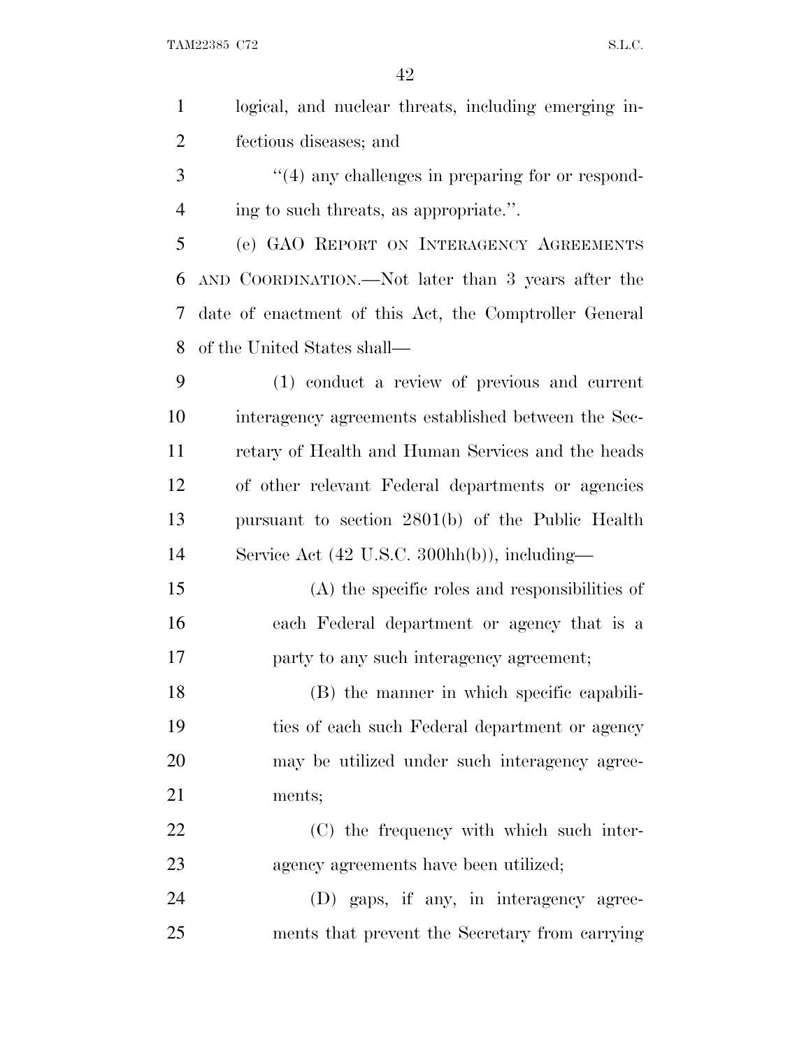logical, and nuclear threats, including emerging infectious diseases; and

"(4) any challenges in preparing for or responding to such threats, as appropriate.".

(e) GAO REPORT ON INTERAGENCY AGREEMENTS AND COORDINATION.—Not later than 3 years after the date of enactment of this Act, the Comptroller General of the United States shall—

(1) conduct a review of previous and current interagency agreements established between the Secretary of Health and Human Services and the heads of other relevant Federal departments or agencies pursuant to section 2801(b) of the Public Health Service Act (42 U.S.C. 300hh(b)), including—

(A) the specific roles and responsibilities of each Federal department or agency that is a party to any such interagency agreement;

(B) the manner in which specific capabilities of each such Federal department or agency may be utilized under such interagency agreements;

(C) the frequency with which such interagency agreements have been utilized;

(D) gaps, if any, in interagency agreements that prevent the Secretary from carrying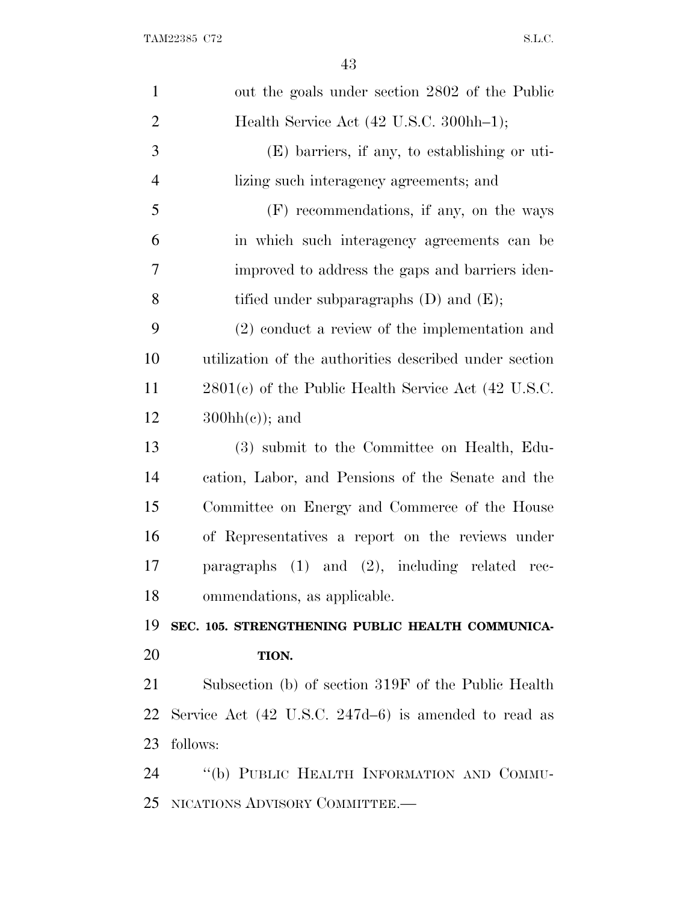out the goals under section 2802 of the Public Health Service Act (42 U.S.C. 300hh–1);

(E) barriers, if any, to establishing or utilizing such interagency agreements; and

(F) recommendations, if any, on the ways in which such interagency agreements can be improved to address the gaps and barriers identified under subparagraphs (D) and (E);

(2) conduct a review of the implementation and utilization of the authorities described under section 2801(c) of the Public Health Service Act (42 U.S.C. 300hh(c)); and

(3) submit to the Committee on Health, Education, Labor, and Pensions of the Senate and the Committee on Energy and Commerce of the House of Representatives a report on the reviews under paragraphs (1) and (2), including related recommendations, as applicable.

**SEC. 105. STRENGTHENING PUBLIC HEALTH COMMUNICATION.**

Subsection (b) of section 319F of the Public Health Service Act (42 U.S.C. 247d–6) is amended to read as follows:

"(b) PUBLIC HEALTH INFORMATION AND COMMUNICATIONS ADVISORY COMMITTEE.—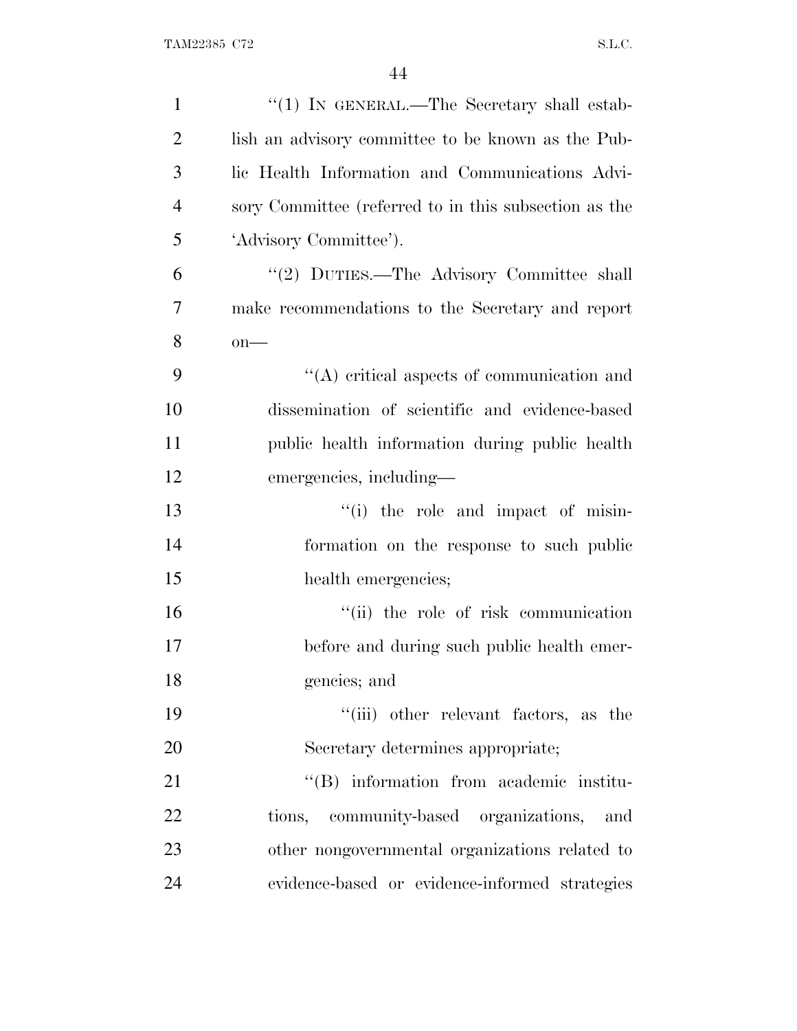"(1) IN GENERAL.—The Secretary shall establish an advisory committee to be known as the Public Health Information and Communications Advisory Committee (referred to in this subsection as the 'Advisory Committee').

"(2) DUTIES.—The Advisory Committee shall make recommendations to the Secretary and report on—

"(A) critical aspects of communication and dissemination of scientific and evidence-based public health information during public health emergencies, including—

"(i) the role and impact of misinformation on the response to such public health emergencies;

"(ii) the role of risk communication before and during such public health emergencies; and

"(iii) other relevant factors, as the Secretary determines appropriate;

"(B) information from academic institutions, community-based organizations, and other nongovernmental organizations related to evidence-based or evidence-informed strategies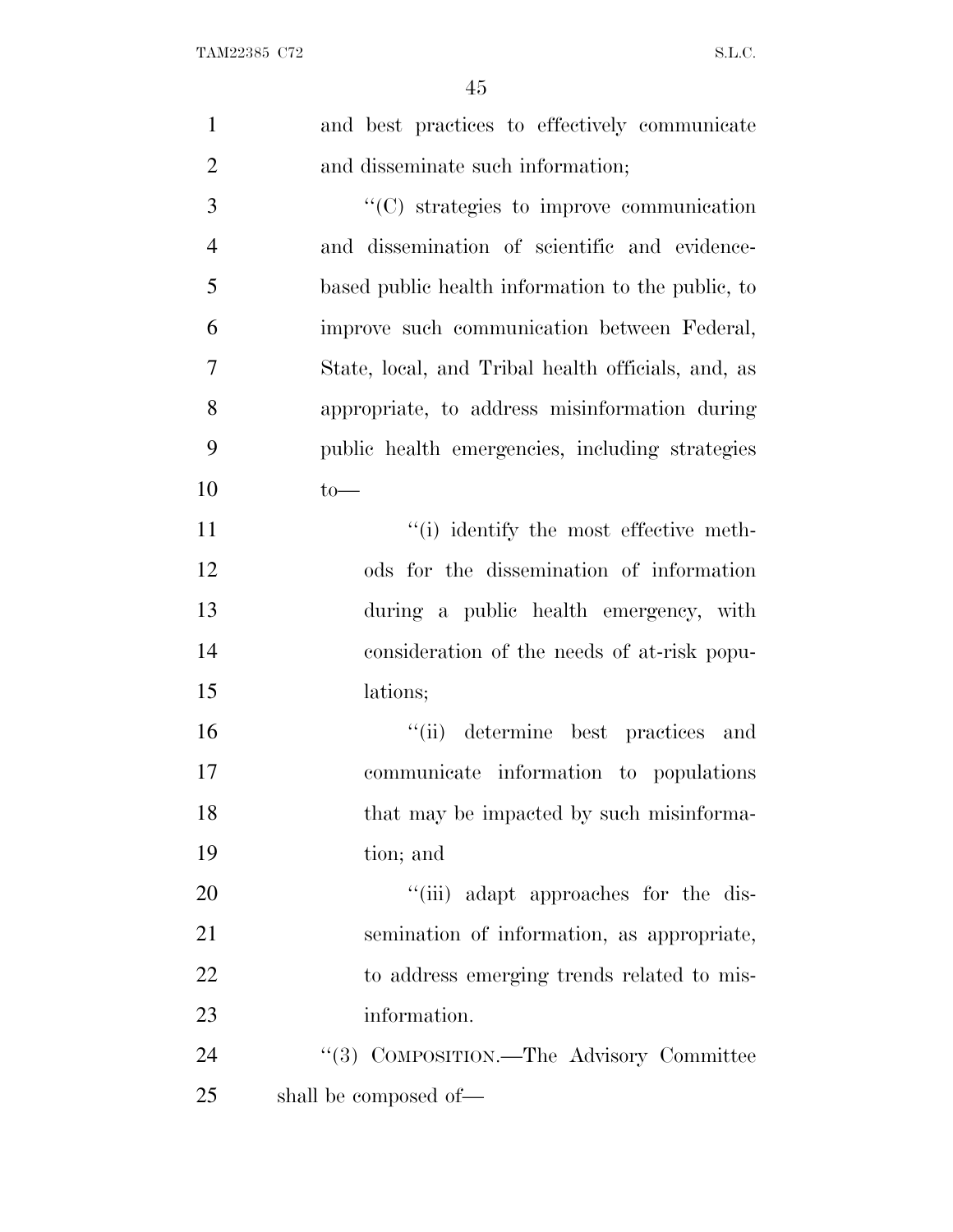and best practices to effectively communicate and disseminate such information;

''(C) strategies to improve communication and dissemination of scientific and evidence-based public health information to the public, to improve such communication between Federal, State, local, and Tribal health officials, and, as appropriate, to address misinformation during public health emergencies, including strategies to—

''(i) identify the most effective methods for the dissemination of information during a public health emergency, with consideration of the needs of at-risk populations;

''(ii) determine best practices and communicate information to populations that may be impacted by such misinformation; and

''(iii) adapt approaches for the dissemination of information, as appropriate, to address emerging trends related to misinformation.

''(3) COMPOSITION.—The Advisory Committee shall be composed of—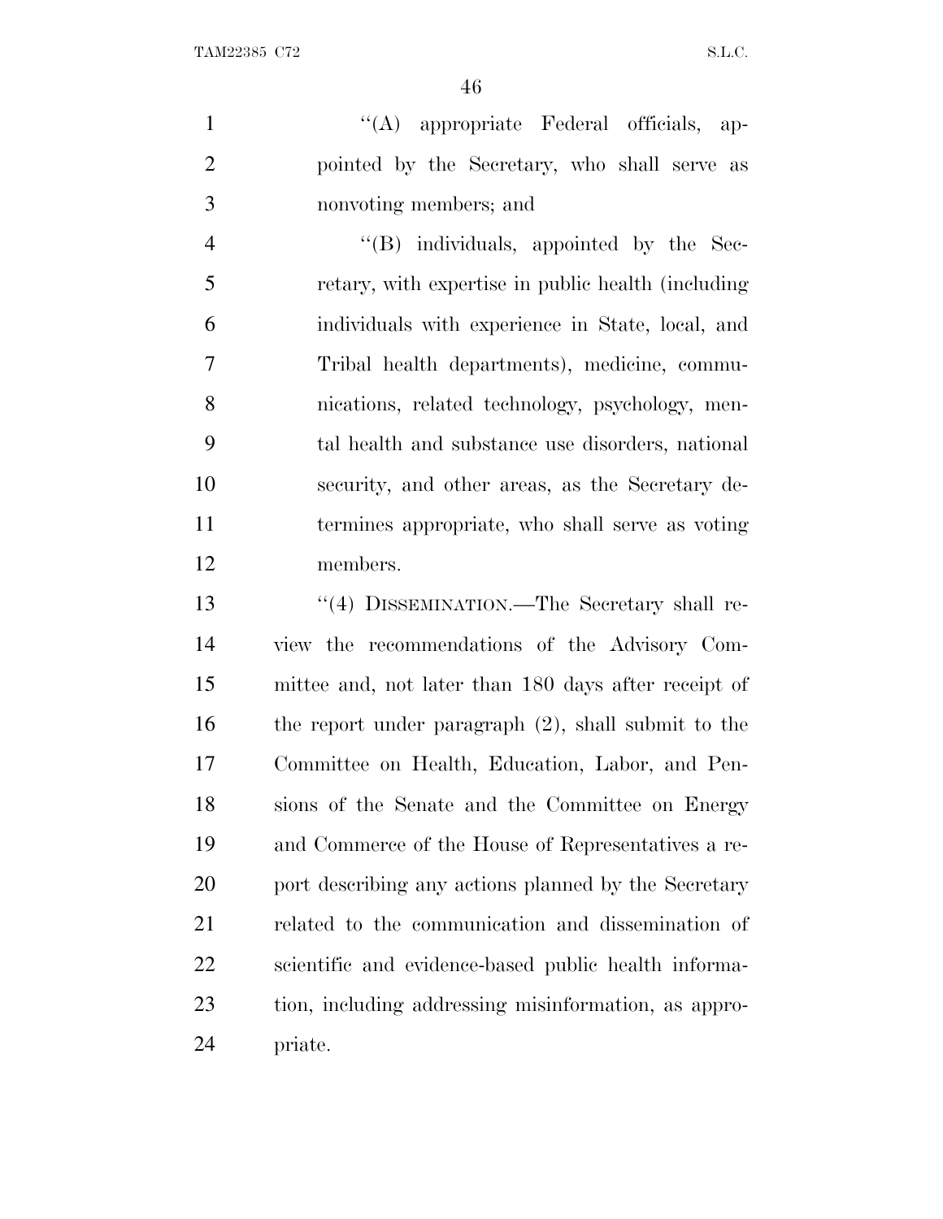"(A) appropriate Federal officials, appointed by the Secretary, who shall serve as nonvoting members; and

"(B) individuals, appointed by the Secretary, with expertise in public health (including individuals with experience in State, local, and Tribal health departments), medicine, communications, related technology, psychology, mental health and substance use disorders, national security, and other areas, as the Secretary determines appropriate, who shall serve as voting members.

"(4) DISSEMINATION.—The Secretary shall review the recommendations of the Advisory Committee and, not later than 180 days after receipt of the report under paragraph (2), shall submit to the Committee on Health, Education, Labor, and Pensions of the Senate and the Committee on Energy and Commerce of the House of Representatives a report describing any actions planned by the Secretary related to the communication and dissemination of scientific and evidence-based public health information, including addressing misinformation, as appropriate.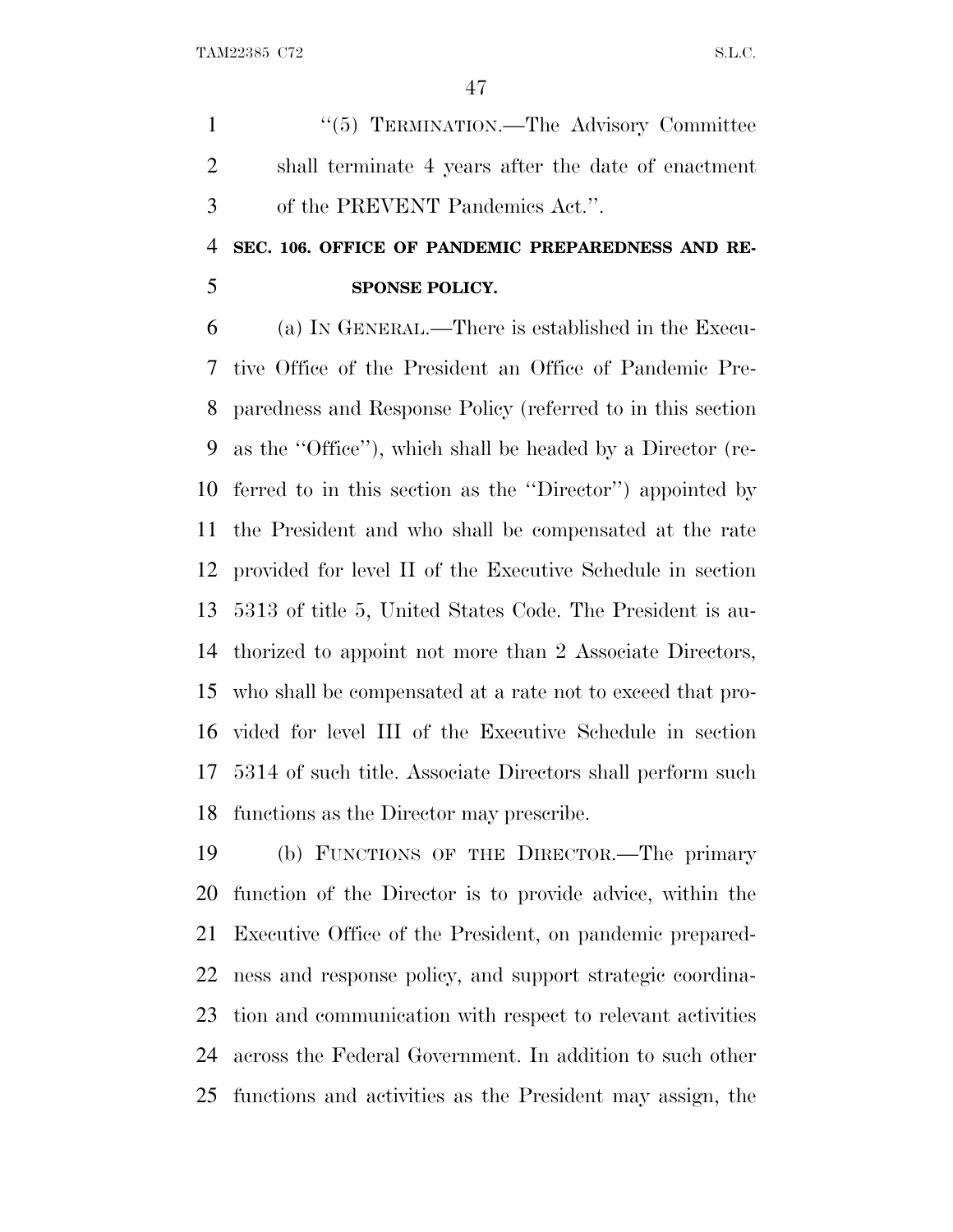"(5) TERMINATION.—The Advisory Committee shall terminate 4 years after the date of enactment of the PREVENT Pandemics Act.".

**SEC. 106. OFFICE OF PANDEMIC PREPAREDNESS AND RESPONSE POLICY.**

(a) IN GENERAL.—There is established in the Executive Office of the President an Office of Pandemic Preparedness and Response Policy (referred to in this section as the "Office"), which shall be headed by a Director (referred to in this section as the "Director") appointed by the President and who shall be compensated at the rate provided for level II of the Executive Schedule in section 5313 of title 5, United States Code. The President is authorized to appoint not more than 2 Associate Directors, who shall be compensated at a rate not to exceed that provided for level III of the Executive Schedule in section 5314 of such title. Associate Directors shall perform such functions as the Director may prescribe.

(b) FUNCTIONS OF THE DIRECTOR.—The primary function of the Director is to provide advice, within the Executive Office of the President, on pandemic preparedness and response policy, and support strategic coordination and communication with respect to relevant activities across the Federal Government. In addition to such other functions and activities as the President may assign, the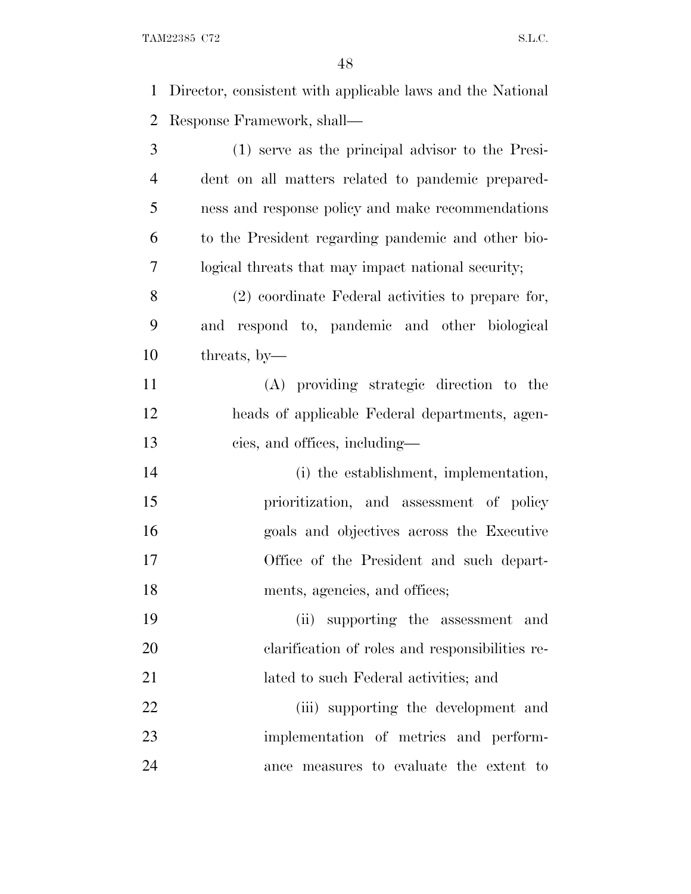Director, consistent with applicable laws and the National Response Framework, shall—

(1) serve as the principal advisor to the President on all matters related to pandemic preparedness and response policy and make recommendations to the President regarding pandemic and other biological threats that may impact national security;

(2) coordinate Federal activities to prepare for, and respond to, pandemic and other biological threats, by—

(A) providing strategic direction to the heads of applicable Federal departments, agencies, and offices, including—

(i) the establishment, implementation, prioritization, and assessment of policy goals and objectives across the Executive Office of the President and such departments, agencies, and offices;

(ii) supporting the assessment and clarification of roles and responsibilities related to such Federal activities; and

(iii) supporting the development and implementation of metrics and performance measures to evaluate the extent to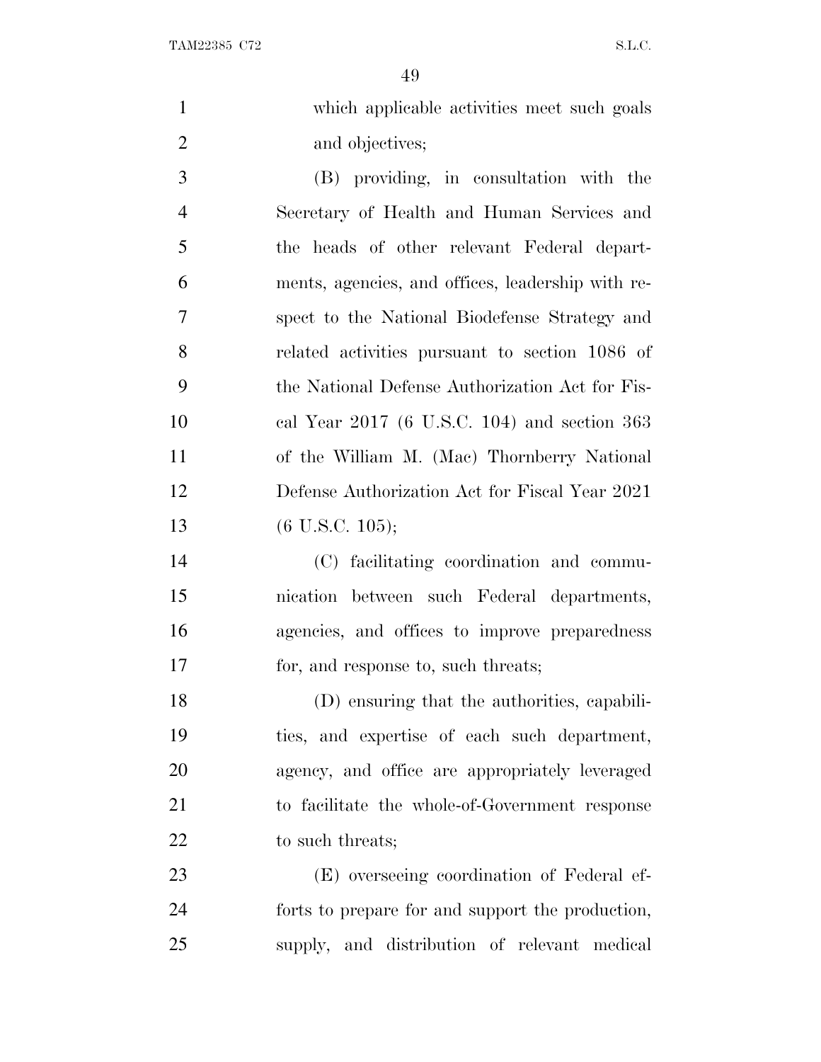which applicable activities meet such goals and objectives;

(B) providing, in consultation with the Secretary of Health and Human Services and the heads of other relevant Federal departments, agencies, and offices, leadership with respect to the National Biodefense Strategy and related activities pursuant to section 1086 of the National Defense Authorization Act for Fiscal Year 2017 (6 U.S.C. 104) and section 363 of the William M. (Mac) Thornberry National Defense Authorization Act for Fiscal Year 2021 (6 U.S.C. 105);

(C) facilitating coordination and communication between such Federal departments, agencies, and offices to improve preparedness for, and response to, such threats;

(D) ensuring that the authorities, capabilities, and expertise of each such department, agency, and office are appropriately leveraged to facilitate the whole-of-Government response to such threats;

(E) overseeing coordination of Federal efforts to prepare for and support the production, supply, and distribution of relevant medical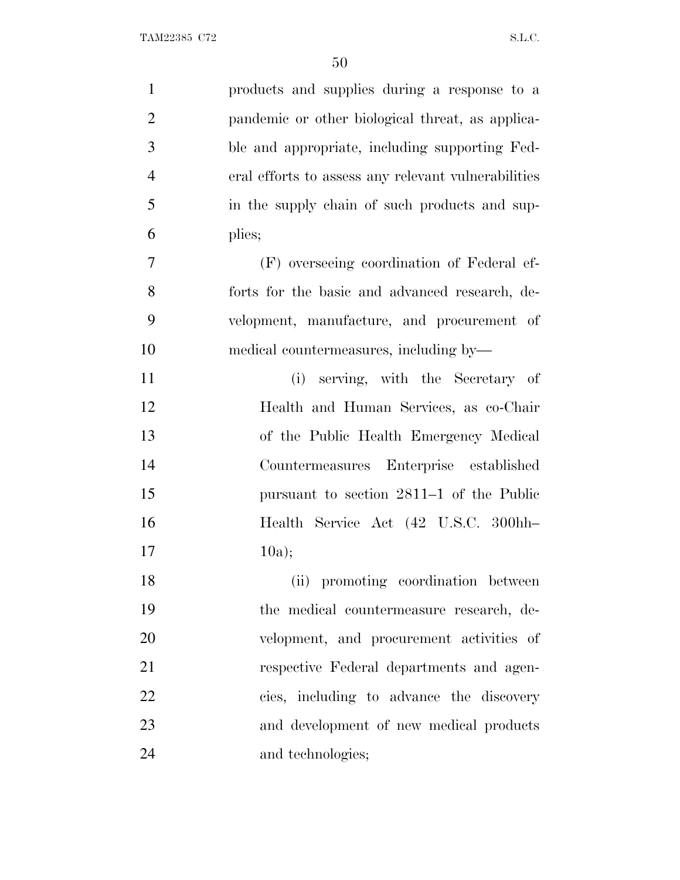products and supplies during a response to a pandemic or other biological threat, as applicable and appropriate, including supporting Federal efforts to assess any relevant vulnerabilities in the supply chain of such products and supplies;

(F) overseeing coordination of Federal efforts for the basic and advanced research, development, manufacture, and procurement of medical countermeasures, including by—

(i) serving, with the Secretary of Health and Human Services, as co-Chair of the Public Health Emergency Medical Countermeasures Enterprise established pursuant to section 2811–1 of the Public Health Service Act (42 U.S.C. 300hh–10a);

(ii) promoting coordination between the medical countermeasure research, development, and procurement activities of respective Federal departments and agencies, including to advance the discovery and development of new medical products and technologies;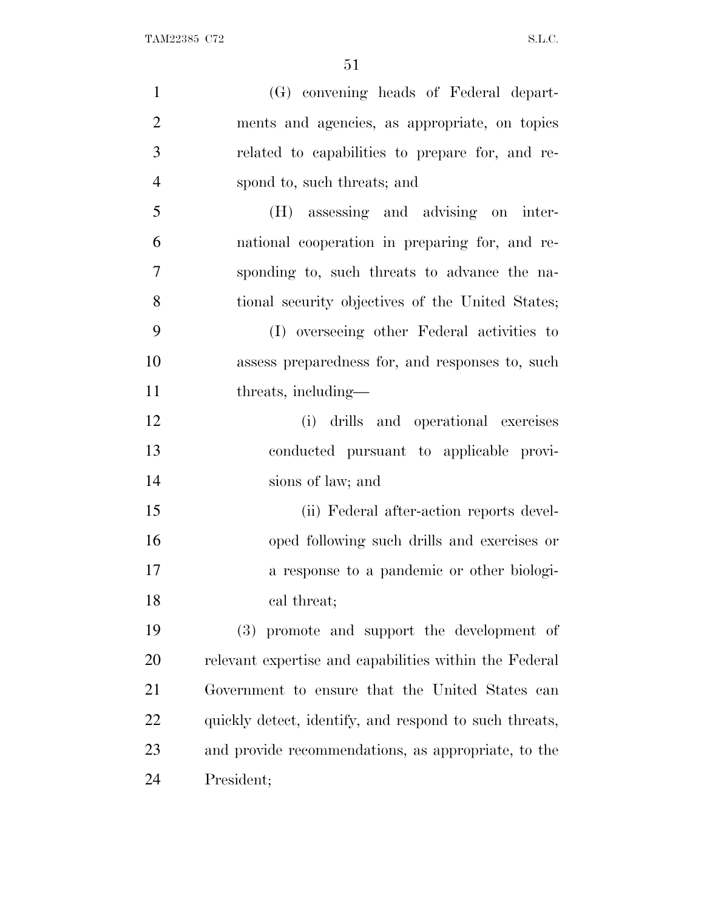(G) convening heads of Federal departments and agencies, as appropriate, on topics related to capabilities to prepare for, and respond to, such threats; and

(H) assessing and advising on international cooperation in preparing for, and responding to, such threats to advance the national security objectives of the United States;

(I) overseeing other Federal activities to assess preparedness for, and responses to, such threats, including—

(i) drills and operational exercises conducted pursuant to applicable provisions of law; and

(ii) Federal after-action reports developed following such drills and exercises or a response to a pandemic or other biological threat;

(3) promote and support the development of relevant expertise and capabilities within the Federal Government to ensure that the United States can quickly detect, identify, and respond to such threats, and provide recommendations, as appropriate, to the President;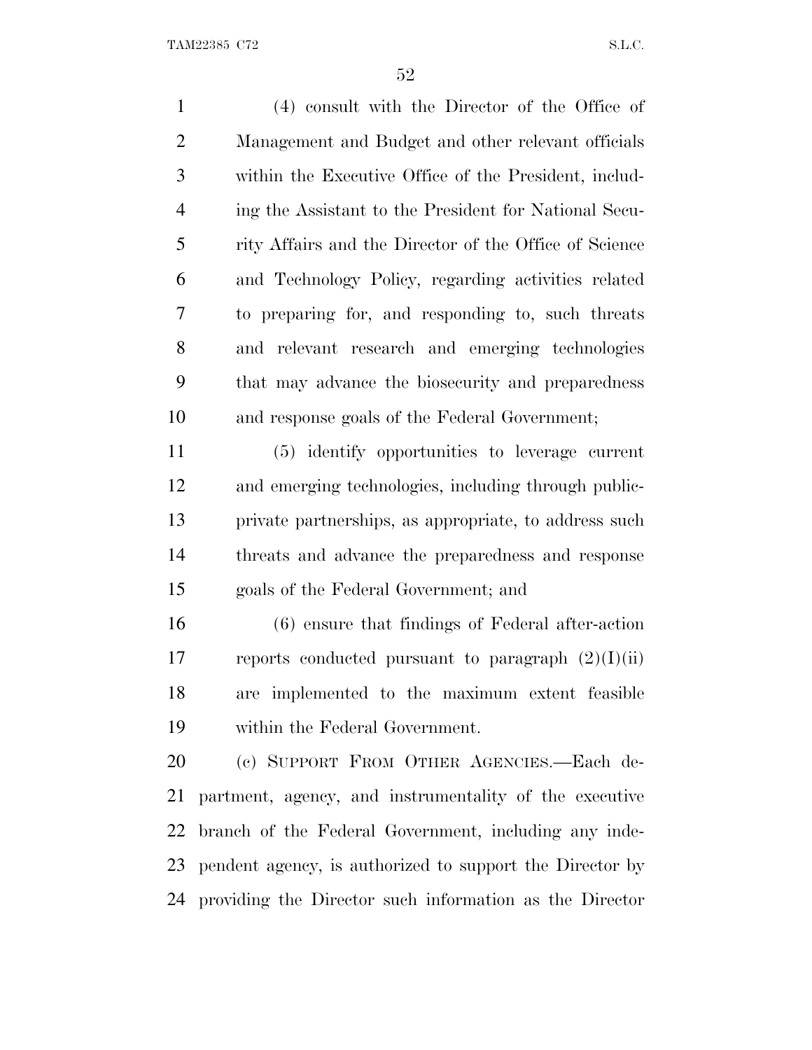(4) consult with the Director of the Office of Management and Budget and other relevant officials within the Executive Office of the President, including the Assistant to the President for National Security Affairs and the Director of the Office of Science and Technology Policy, regarding activities related to preparing for, and responding to, such threats and relevant research and emerging technologies that may advance the biosecurity and preparedness and response goals of the Federal Government;

(5) identify opportunities to leverage current and emerging technologies, including through public-private partnerships, as appropriate, to address such threats and advance the preparedness and response goals of the Federal Government; and

(6) ensure that findings of Federal after-action reports conducted pursuant to paragraph (2)(I)(ii) are implemented to the maximum extent feasible within the Federal Government.

(c) SUPPORT FROM OTHER AGENCIES.—Each department, agency, and instrumentality of the executive branch of the Federal Government, including any independent agency, is authorized to support the Director by providing the Director such information as the Director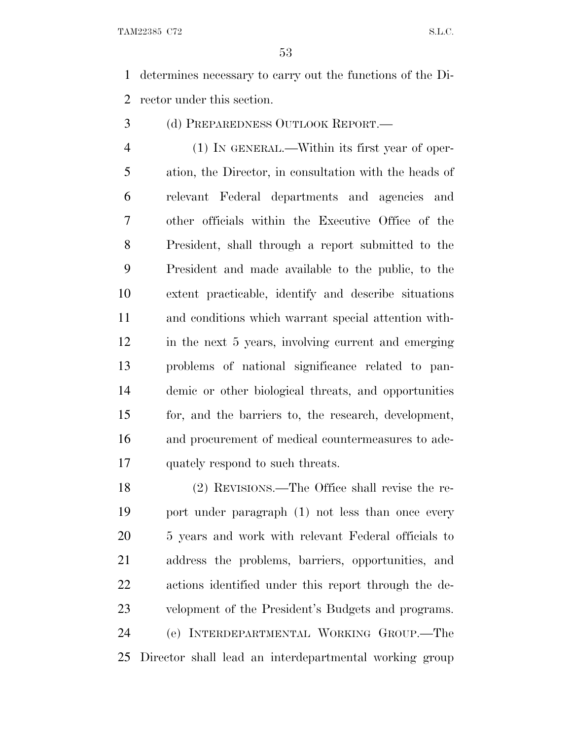determines necessary to carry out the functions of the Director under this section.

(d) PREPAREDNESS OUTLOOK REPORT.—

(1) IN GENERAL.—Within its first year of operation, the Director, in consultation with the heads of relevant Federal departments and agencies and other officials within the Executive Office of the President, shall through a report submitted to the President and made available to the public, to the extent practicable, identify and describe situations and conditions which warrant special attention within the next 5 years, involving current and emerging problems of national significance related to pandemic or other biological threats, and opportunities for, and the barriers to, the research, development, and procurement of medical countermeasures to adequately respond to such threats.

(2) REVISIONS.—The Office shall revise the report under paragraph (1) not less than once every 5 years and work with relevant Federal officials to address the problems, barriers, opportunities, and actions identified under this report through the development of the President's Budgets and programs.

(e) INTERDEPARTMENTAL WORKING GROUP.—The Director shall lead an interdepartmental working group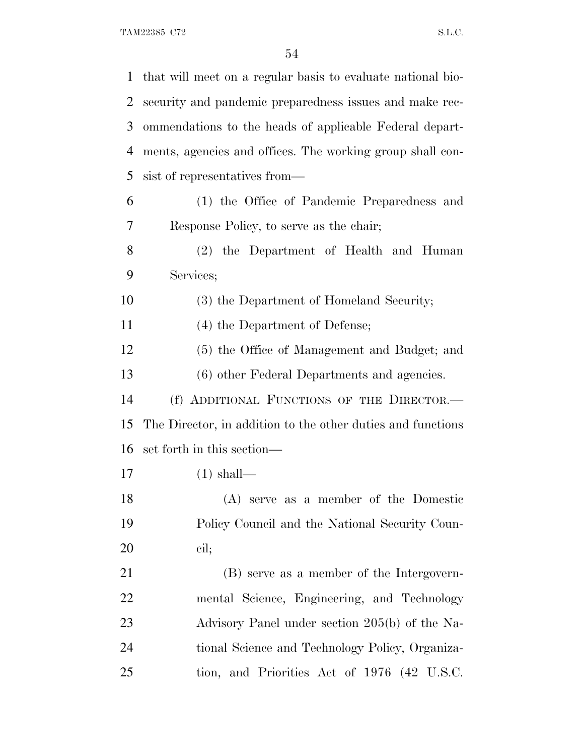that will meet on a regular basis to evaluate national biosecurity and pandemic preparedness issues and make recommendations to the heads of applicable Federal departments, agencies and offices. The working group shall consist of representatives from—

(1) the Office of Pandemic Preparedness and Response Policy, to serve as the chair;

(2) the Department of Health and Human Services;

(3) the Department of Homeland Security;

(4) the Department of Defense;

(5) the Office of Management and Budget; and

(6) other Federal Departments and agencies.

(f) ADDITIONAL FUNCTIONS OF THE DIRECTOR.—The Director, in addition to the other duties and functions set forth in this section—

(1) shall—

(A) serve as a member of the Domestic Policy Council and the National Security Council;

(B) serve as a member of the Intergovernmental Science, Engineering, and Technology Advisory Panel under section 205(b) of the National Science and Technology Policy, Organization, and Priorities Act of 1976 (42 U.S.C.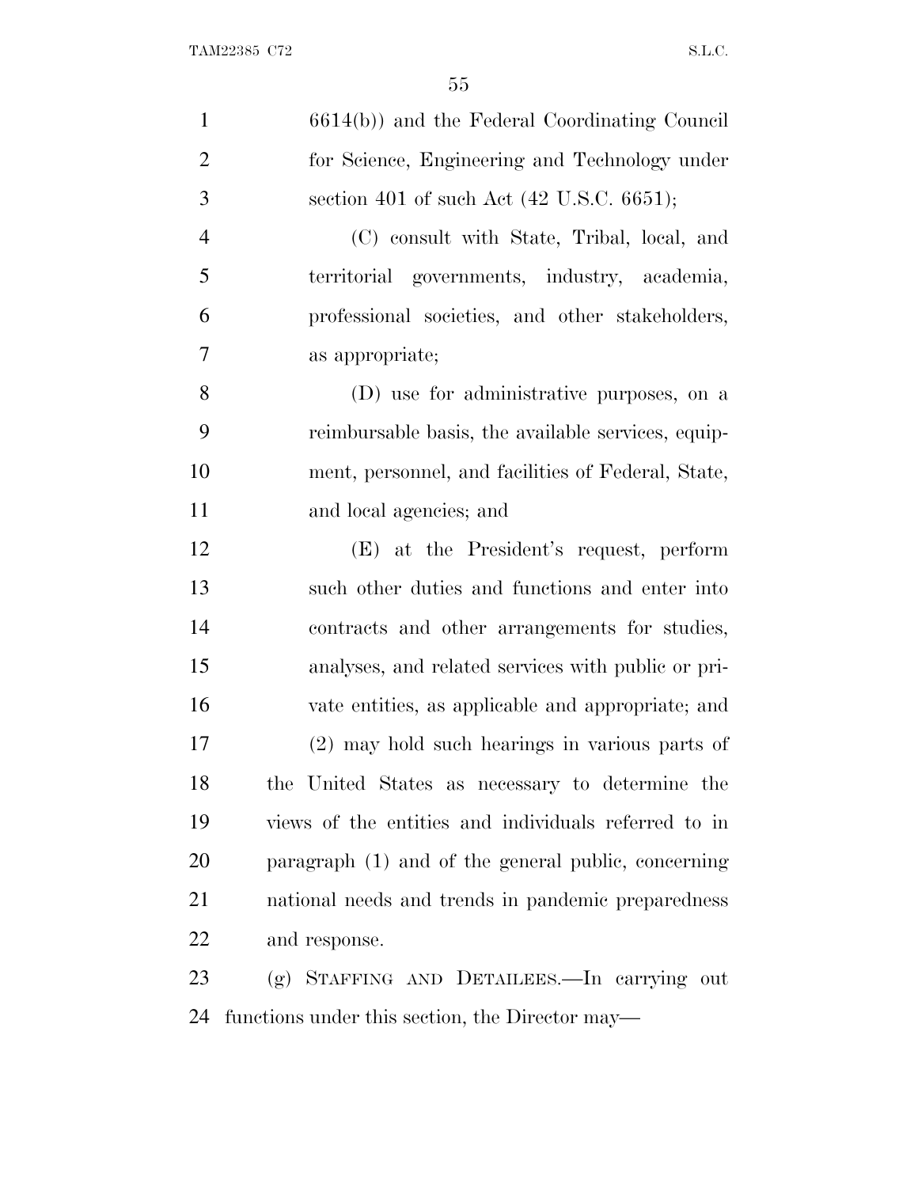6614(b)) and the Federal Coordinating Council for Science, Engineering and Technology under section 401 of such Act (42 U.S.C. 6651);

(C) consult with State, Tribal, local, and territorial governments, industry, academia, professional societies, and other stakeholders, as appropriate;

(D) use for administrative purposes, on a reimbursable basis, the available services, equipment, personnel, and facilities of Federal, State, and local agencies; and

(E) at the President's request, perform such other duties and functions and enter into contracts and other arrangements for studies, analyses, and related services with public or private entities, as applicable and appropriate; and

(2) may hold such hearings in various parts of the United States as necessary to determine the views of the entities and individuals referred to in paragraph (1) and of the general public, concerning national needs and trends in pandemic preparedness and response.

(g) STAFFING AND DETAILEES.—In carrying out functions under this section, the Director may—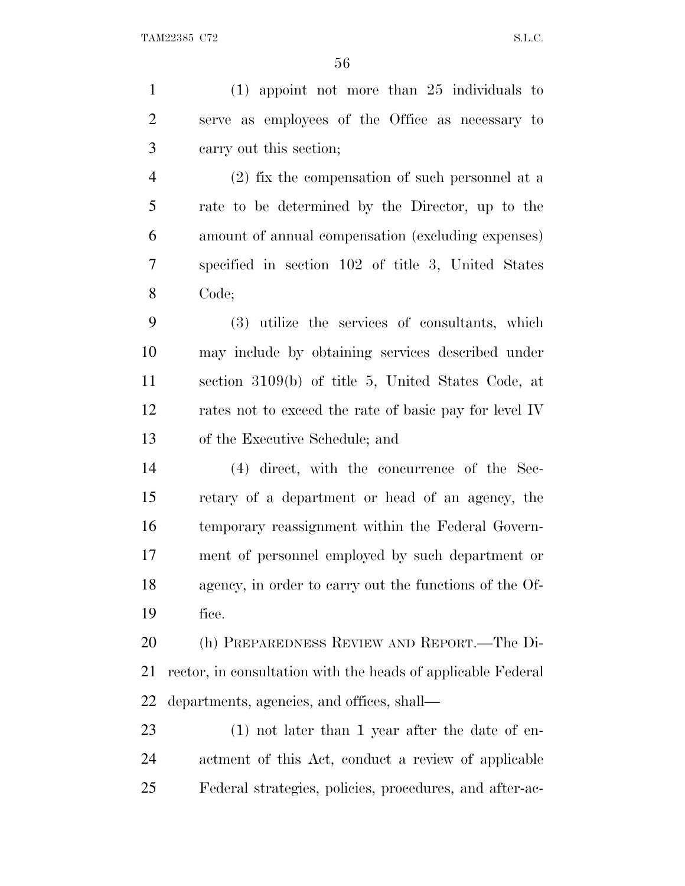(1) appoint not more than 25 individuals to serve as employees of the Office as necessary to carry out this section;

(2) fix the compensation of such personnel at a rate to be determined by the Director, up to the amount of annual compensation (excluding expenses) specified in section 102 of title 3, United States Code;

(3) utilize the services of consultants, which may include by obtaining services described under section 3109(b) of title 5, United States Code, at rates not to exceed the rate of basic pay for level IV of the Executive Schedule; and

(4) direct, with the concurrence of the Secretary of a department or head of an agency, the temporary reassignment within the Federal Government of personnel employed by such department or agency, in order to carry out the functions of the Office.

(h) PREPAREDNESS REVIEW AND REPORT.—The Director, in consultation with the heads of applicable Federal departments, agencies, and offices, shall—

(1) not later than 1 year after the date of enactment of this Act, conduct a review of applicable Federal strategies, policies, procedures, and after-ac-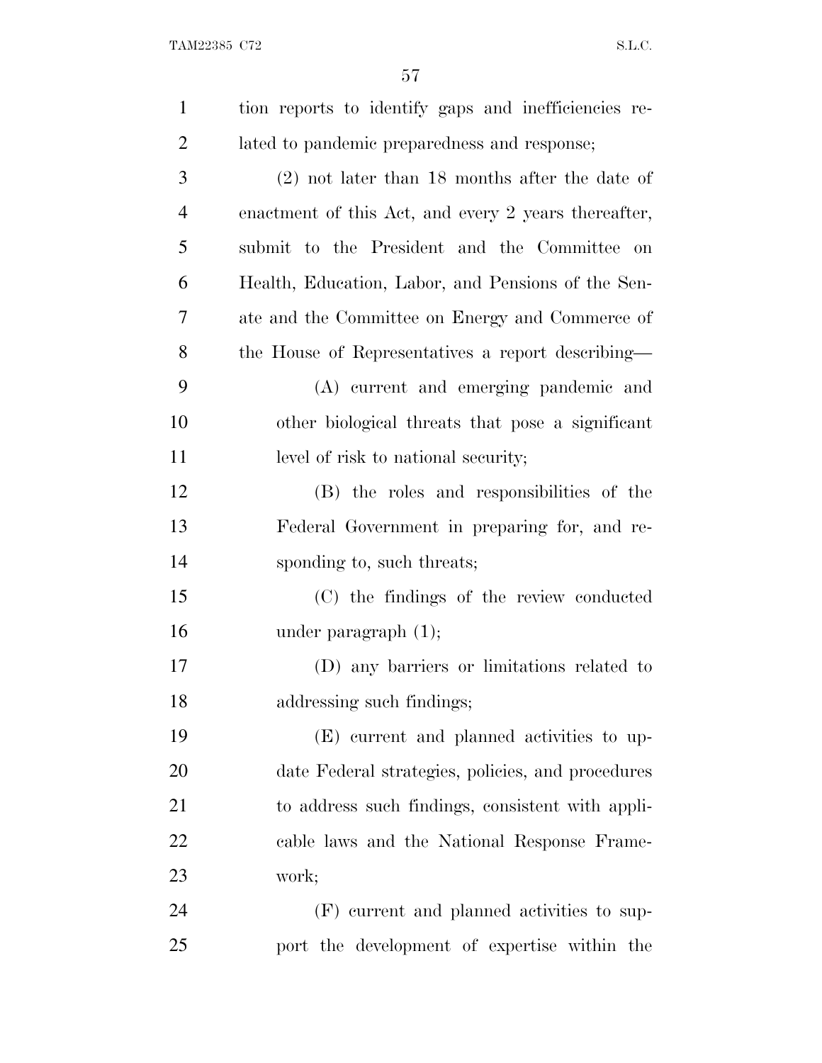tion reports to identify gaps and inefficiencies related to pandemic preparedness and response;

(2) not later than 18 months after the date of enactment of this Act, and every 2 years thereafter, submit to the President and the Committee on Health, Education, Labor, and Pensions of the Senate and the Committee on Energy and Commerce of the House of Representatives a report describing—

(A) current and emerging pandemic and other biological threats that pose a significant level of risk to national security;

(B) the roles and responsibilities of the Federal Government in preparing for, and responding to, such threats;

(C) the findings of the review conducted under paragraph (1);

(D) any barriers or limitations related to addressing such findings;

(E) current and planned activities to update Federal strategies, policies, and procedures to address such findings, consistent with applicable laws and the National Response Framework;

(F) current and planned activities to support the development of expertise within the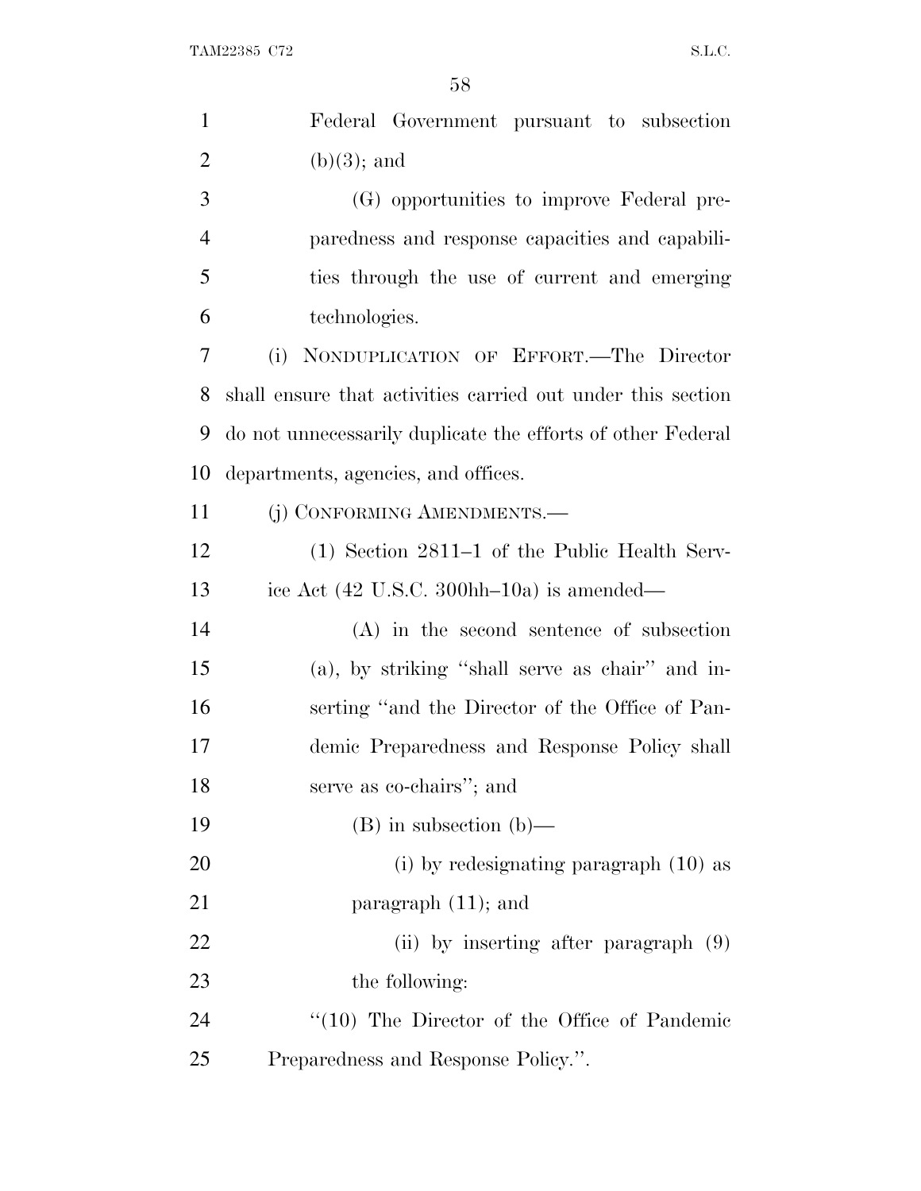Federal Government pursuant to subsection (b)(3); and

(G) opportunities to improve Federal preparedness and response capacities and capabilities through the use of current and emerging technologies.

(i) NONDUPLICATION OF EFFORT.—The Director shall ensure that activities carried out under this section do not unnecessarily duplicate the efforts of other Federal departments, agencies, and offices.

(j) CONFORMING AMENDMENTS.—

(1) Section 2811–1 of the Public Health Service Act (42 U.S.C. 300hh–10a) is amended—

(A) in the second sentence of subsection (a), by striking ''shall serve as chair'' and inserting ''and the Director of the Office of Pandemic Preparedness and Response Policy shall serve as co-chairs''; and

(B) in subsection (b)—

(i) by redesignating paragraph (10) as paragraph (11); and

(ii) by inserting after paragraph (9) the following:

''(10) The Director of the Office of Pandemic Preparedness and Response Policy.''.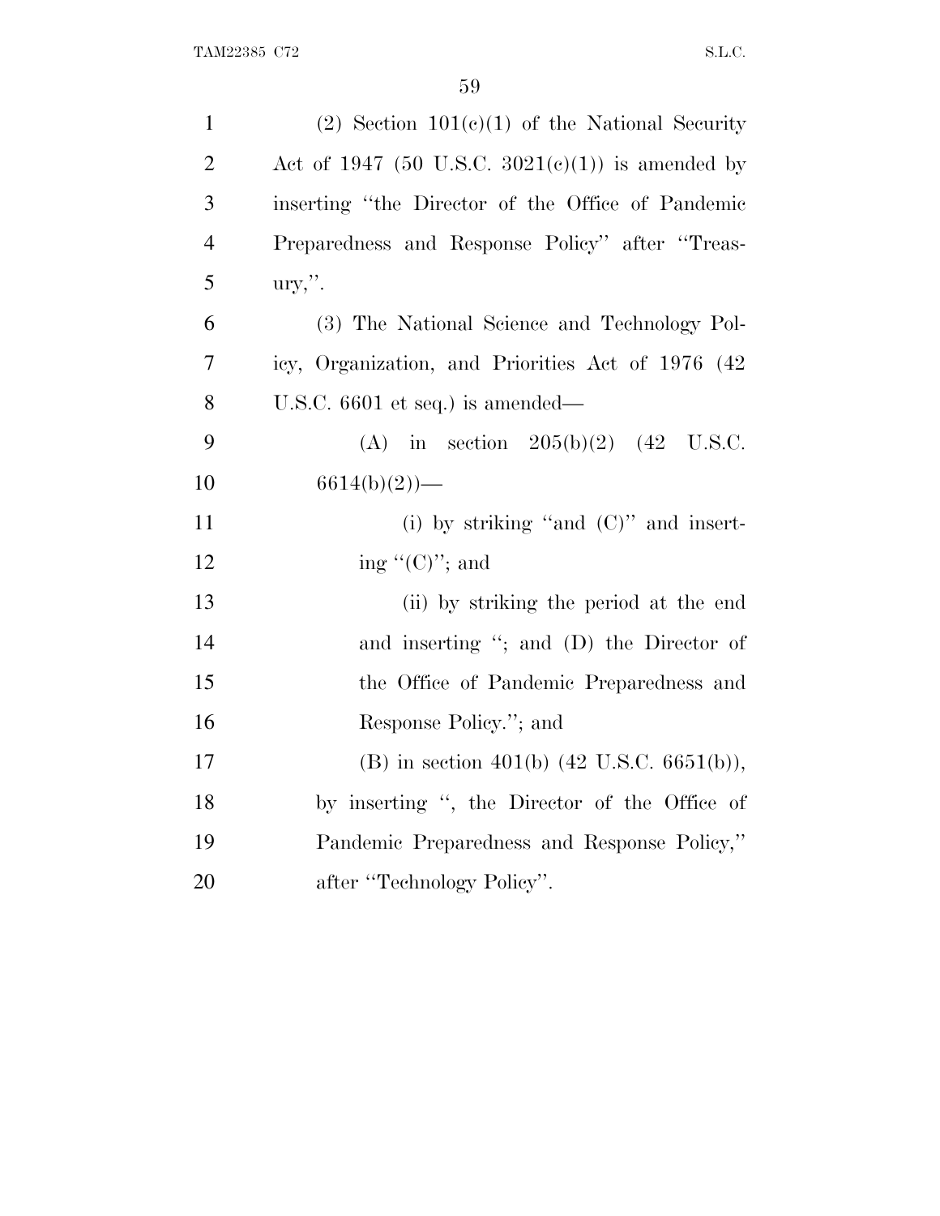(2) Section 101(c)(1) of the National Security Act of 1947 (50 U.S.C. 3021(c)(1)) is amended by inserting ''the Director of the Office of Pandemic Preparedness and Response Policy'' after ''Treasury,''.

(3) The National Science and Technology Policy, Organization, and Priorities Act of 1976 (42 U.S.C. 6601 et seq.) is amended—

(A) in section 205(b)(2) (42 U.S.C. 6614(b)(2))—

(i) by striking ''and (C)'' and inserting ''(C)''; and

(ii) by striking the period at the end and inserting ''; and (D) the Director of the Office of Pandemic Preparedness and Response Policy.''; and

(B) in section 401(b) (42 U.S.C. 6651(b)), by inserting '', the Director of the Office of Pandemic Preparedness and Response Policy,'' after ''Technology Policy''.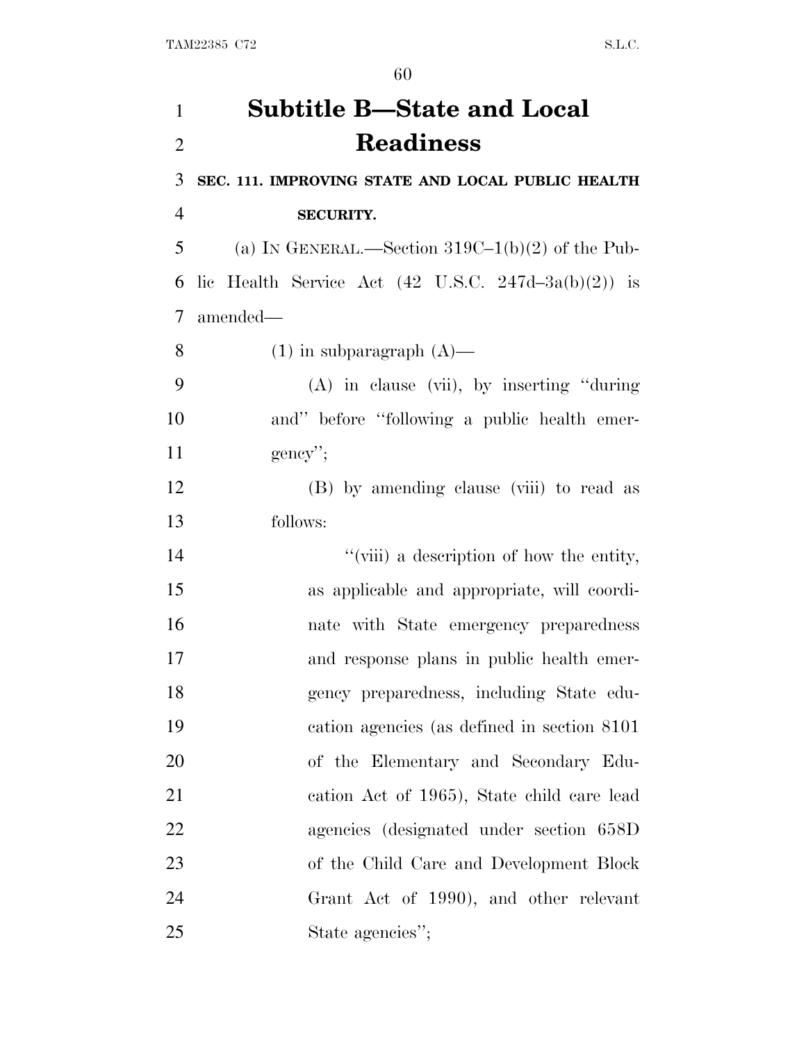# Subtitle B—State and Local Readiness

**SEC. 111. IMPROVING STATE AND LOCAL PUBLIC HEALTH SECURITY.**

(a) IN GENERAL.—Section 319C–1(b)(2) of the Public Health Service Act (42 U.S.C. 247d–3a(b)(2)) is amended—

(1) in subparagraph (A)—

(A) in clause (vii), by inserting "during and" before "following a public health emergency";

(B) by amending clause (viii) to read as follows:

"(viii) a description of how the entity, as applicable and appropriate, will coordinate with State emergency preparedness and response plans in public health emergency preparedness, including State education agencies (as defined in section 8101 of the Elementary and Secondary Education Act of 1965), State child care lead agencies (designated under section 658D of the Child Care and Development Block Grant Act of 1990), and other relevant State agencies";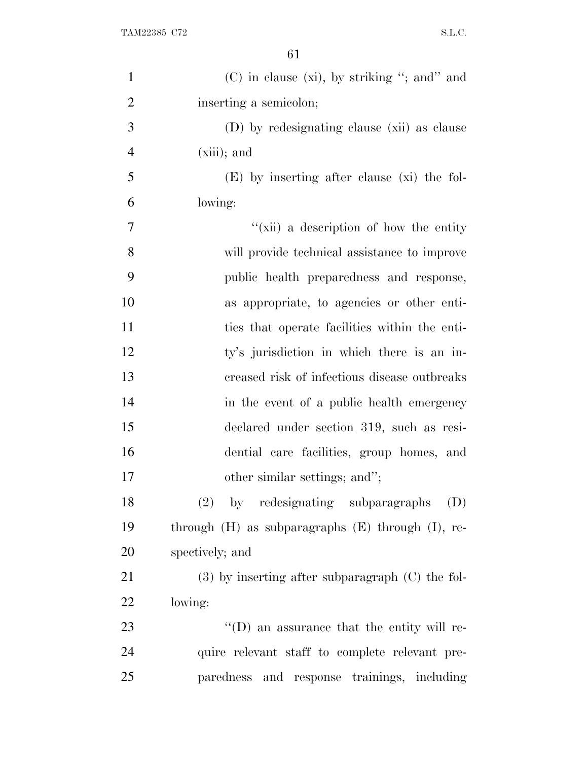(C) in clause (xi), by striking ''; and'' and inserting a semicolon;

(D) by redesignating clause (xii) as clause (xiii); and

(E) by inserting after clause (xi) the following:

''(xii) a description of how the entity will provide technical assistance to improve public health preparedness and response, as appropriate, to agencies or other entities that operate facilities within the entity's jurisdiction in which there is an increased risk of infectious disease outbreaks in the event of a public health emergency declared under section 319, such as residential care facilities, group homes, and other similar settings; and'';

(2) by redesignating subparagraphs (D) through (H) as subparagraphs (E) through (I), respectively; and

(3) by inserting after subparagraph (C) the following:

''(D) an assurance that the entity will require relevant staff to complete relevant preparedness and response trainings, including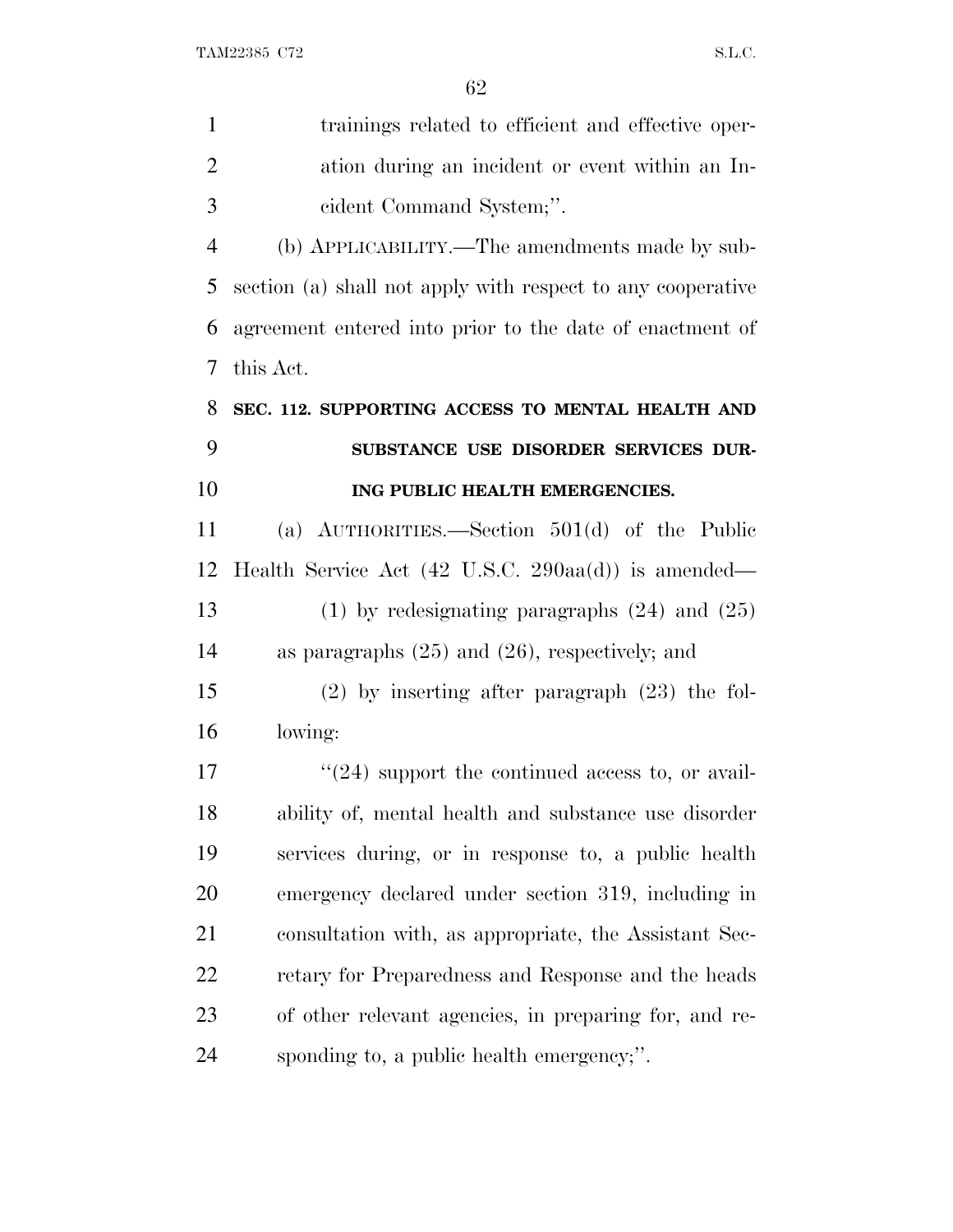trainings related to efficient and effective operation during an incident or event within an Incident Command System;''.

(b) APPLICABILITY.—The amendments made by subsection (a) shall not apply with respect to any cooperative agreement entered into prior to the date of enactment of this Act.

**SEC. 112. SUPPORTING ACCESS TO MENTAL HEALTH AND SUBSTANCE USE DISORDER SERVICES DURING PUBLIC HEALTH EMERGENCIES.**

(a) AUTHORITIES.—Section 501(d) of the Public Health Service Act (42 U.S.C. 290aa(d)) is amended—

(1) by redesignating paragraphs (24) and (25) as paragraphs (25) and (26), respectively; and

(2) by inserting after paragraph (23) the following:

''(24) support the continued access to, or availability of, mental health and substance use disorder services during, or in response to, a public health emergency declared under section 319, including in consultation with, as appropriate, the Assistant Secretary for Preparedness and Response and the heads of other relevant agencies, in preparing for, and responding to, a public health emergency;''.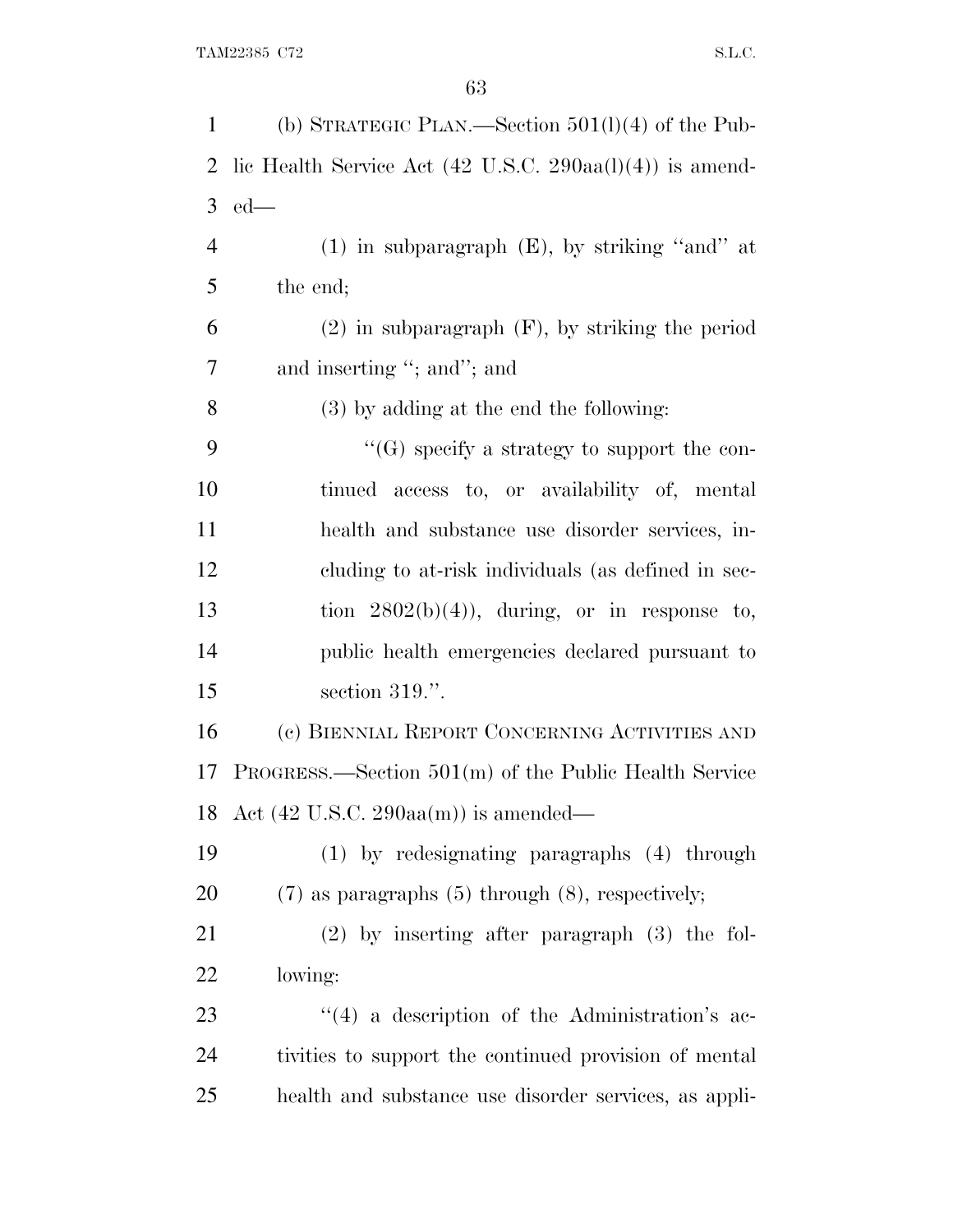(b) STRATEGIC PLAN.—Section 501(l)(4) of the Public Health Service Act (42 U.S.C. 290aa(l)(4)) is amended—

(1) in subparagraph (E), by striking ''and'' at the end;

(2) in subparagraph (F), by striking the period and inserting ''; and''; and

(3) by adding at the end the following:

''(G) specify a strategy to support the continued access to, or availability of, mental health and substance use disorder services, including to at-risk individuals (as defined in section 2802(b)(4)), during, or in response to, public health emergencies declared pursuant to section 319.''.

(c) BIENNIAL REPORT CONCERNING ACTIVITIES AND PROGRESS.—Section 501(m) of the Public Health Service Act (42 U.S.C. 290aa(m)) is amended—

(1) by redesignating paragraphs (4) through (7) as paragraphs (5) through (8), respectively;

(2) by inserting after paragraph (3) the following:

''(4) a description of the Administration's activities to support the continued provision of mental health and substance use disorder services, as appli-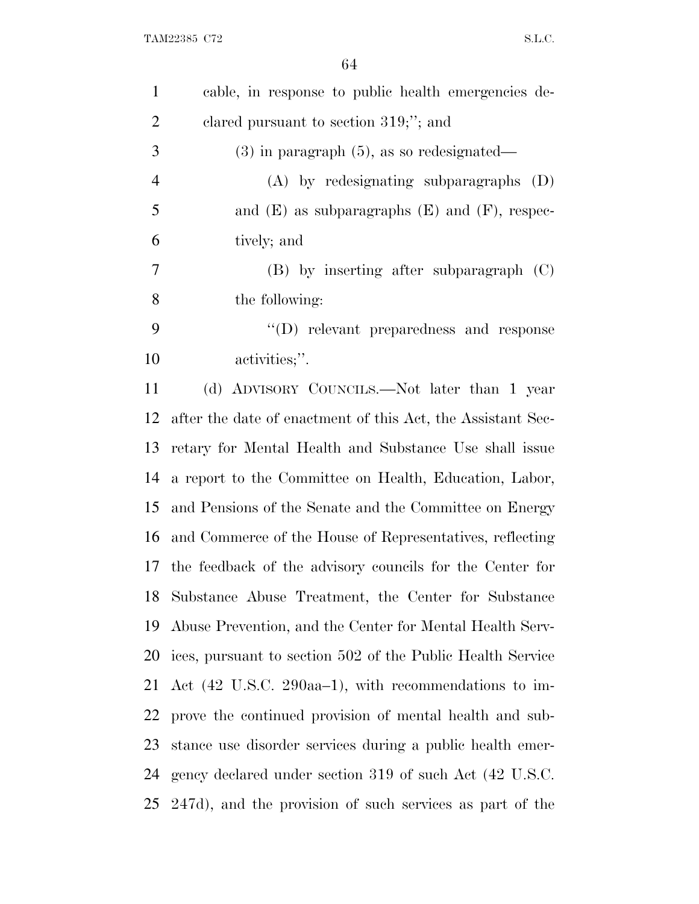cable, in response to public health emergencies declared pursuant to section 319;''; and

(3) in paragraph (5), as so redesignated—

(A) by redesignating subparagraphs (D) and (E) as subparagraphs (E) and (F), respectively; and

(B) by inserting after subparagraph (C) the following:

''(D) relevant preparedness and response activities;''.

(d) ADVISORY COUNCILS.—Not later than 1 year after the date of enactment of this Act, the Assistant Secretary for Mental Health and Substance Use shall issue a report to the Committee on Health, Education, Labor, and Pensions of the Senate and the Committee on Energy and Commerce of the House of Representatives, reflecting the feedback of the advisory councils for the Center for Substance Abuse Treatment, the Center for Substance Abuse Prevention, and the Center for Mental Health Services, pursuant to section 502 of the Public Health Service Act (42 U.S.C. 290aa–1), with recommendations to improve the continued provision of mental health and substance use disorder services during a public health emergency declared under section 319 of such Act (42 U.S.C. 247d), and the provision of such services as part of the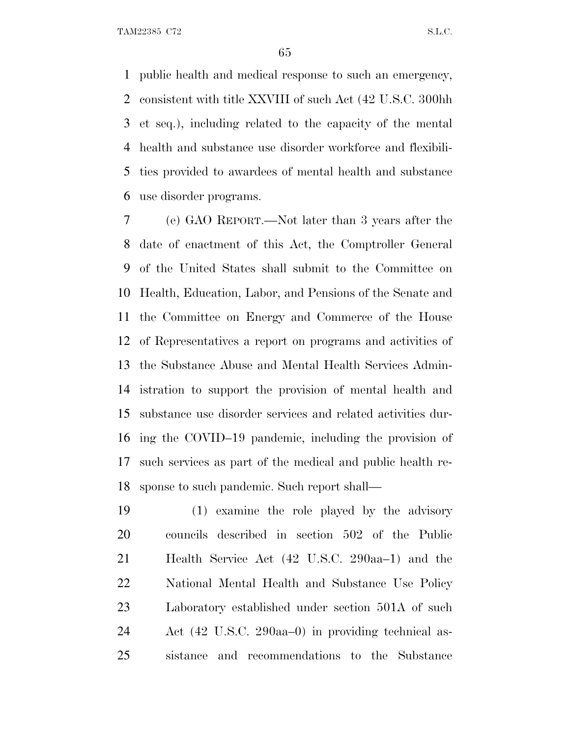public health and medical response to such an emergency, consistent with title XXVIII of such Act (42 U.S.C. 300hh et seq.), including related to the capacity of the mental health and substance use disorder workforce and flexibilities provided to awardees of mental health and substance use disorder programs.

(e) GAO REPORT.—Not later than 3 years after the date of enactment of this Act, the Comptroller General of the United States shall submit to the Committee on Health, Education, Labor, and Pensions of the Senate and the Committee on Energy and Commerce of the House of Representatives a report on programs and activities of the Substance Abuse and Mental Health Services Administration to support the provision of mental health and substance use disorder services and related activities during the COVID–19 pandemic, including the provision of such services as part of the medical and public health response to such pandemic. Such report shall—

(1) examine the role played by the advisory councils described in section 502 of the Public Health Service Act (42 U.S.C. 290aa–1) and the National Mental Health and Substance Use Policy Laboratory established under section 501A of such Act (42 U.S.C. 290aa–0) in providing technical assistance and recommendations to the Substance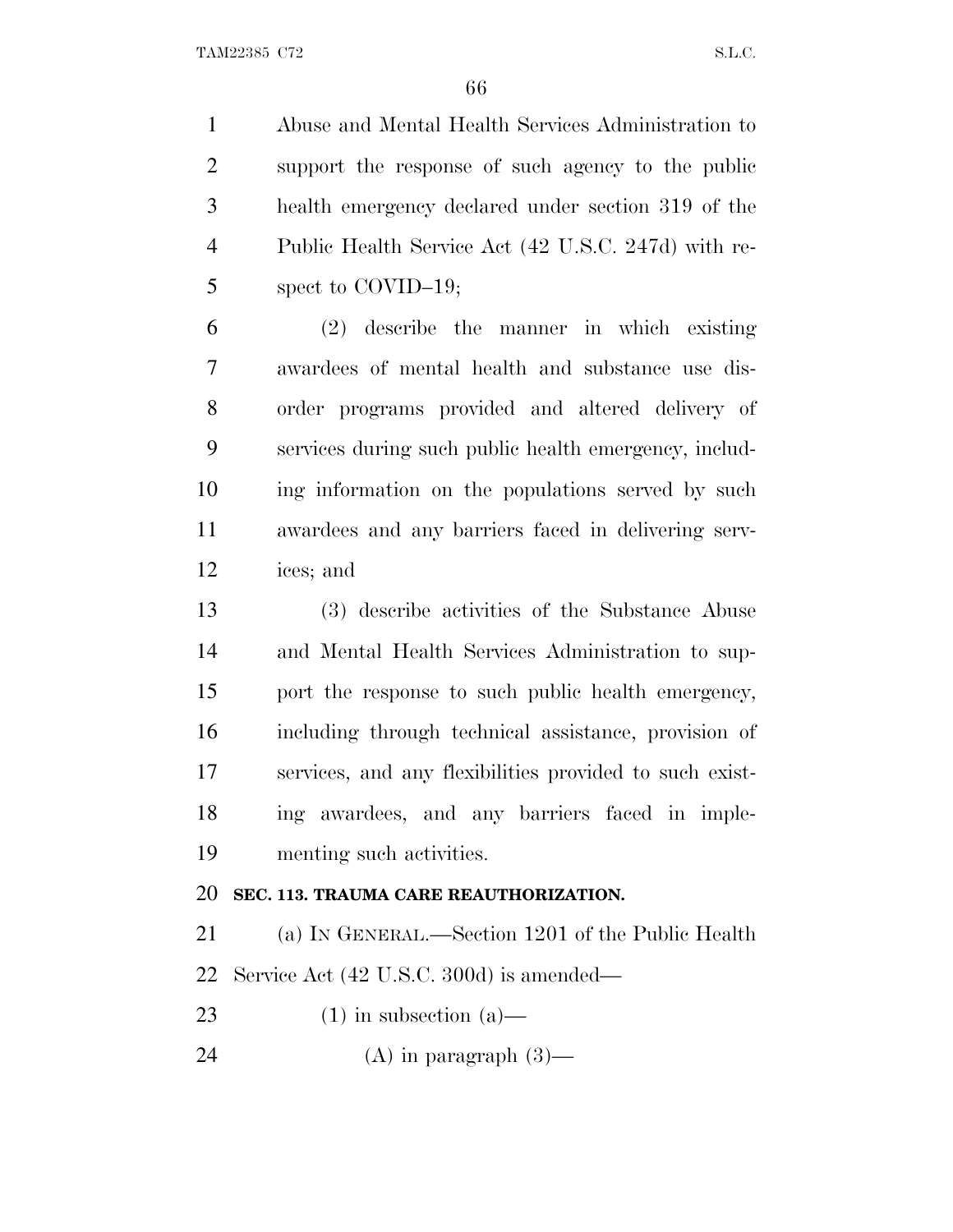Abuse and Mental Health Services Administration to support the response of such agency to the public health emergency declared under section 319 of the Public Health Service Act (42 U.S.C. 247d) with respect to COVID–19;

(2) describe the manner in which existing awardees of mental health and substance use disorder programs provided and altered delivery of services during such public health emergency, including information on the populations served by such awardees and any barriers faced in delivering services; and

(3) describe activities of the Substance Abuse and Mental Health Services Administration to support the response to such public health emergency, including through technical assistance, provision of services, and any flexibilities provided to such existing awardees, and any barriers faced in implementing such activities.

**SEC. 113. TRAUMA CARE REAUTHORIZATION.**

(a) IN GENERAL.—Section 1201 of the Public Health Service Act (42 U.S.C. 300d) is amended—

(1) in subsection (a)—

(A) in paragraph (3)—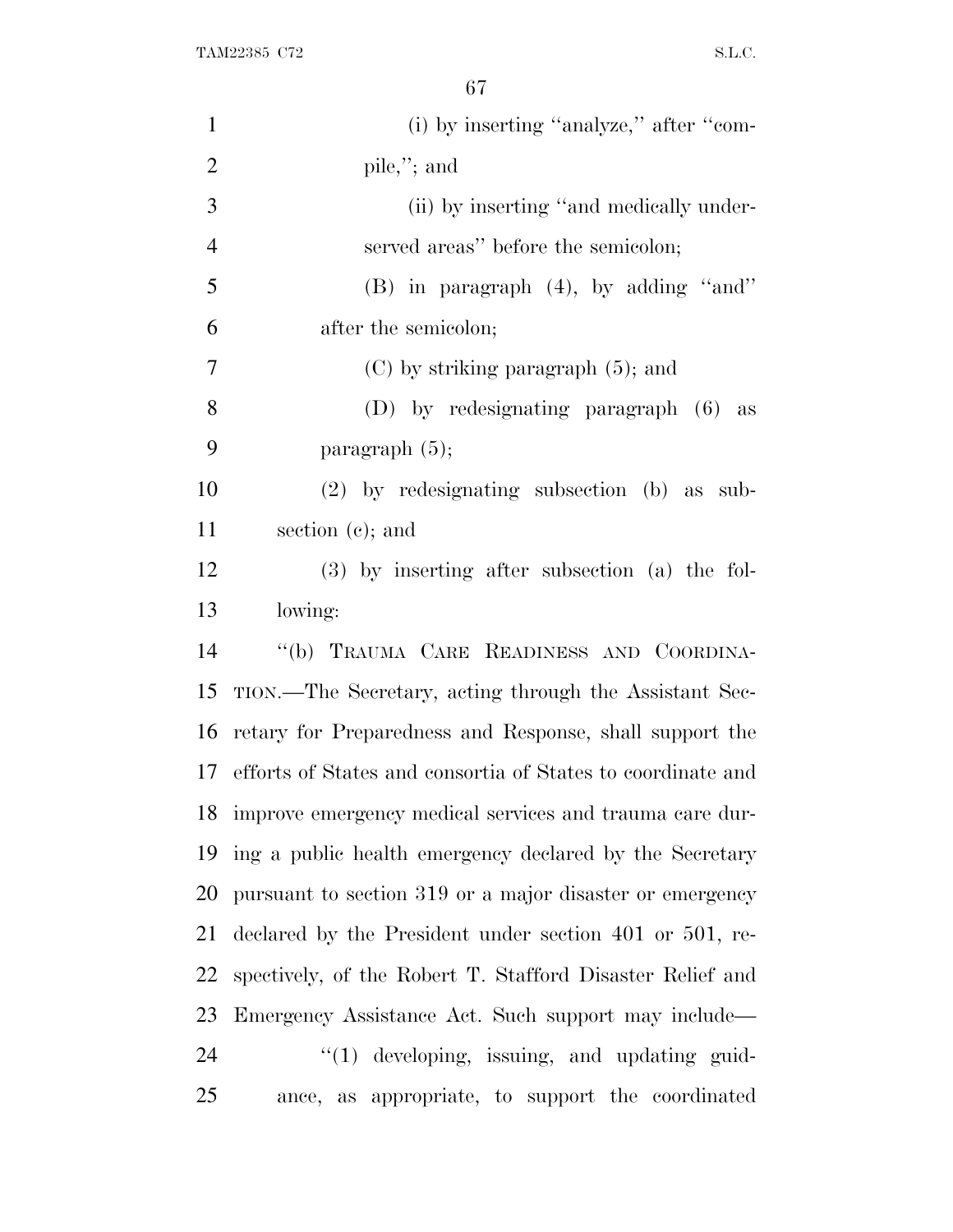(i) by inserting "analyze," after "compile,"; and

(ii) by inserting "and medically underserved areas" before the semicolon;

(B) in paragraph (4), by adding "and" after the semicolon;

(C) by striking paragraph (5); and

(D) by redesignating paragraph (6) as paragraph (5);

(2) by redesignating subsection (b) as subsection (c); and

(3) by inserting after subsection (a) the following:

"(b) TRAUMA CARE READINESS AND COORDINATION.—The Secretary, acting through the Assistant Secretary for Preparedness and Response, shall support the efforts of States and consortia of States to coordinate and improve emergency medical services and trauma care during a public health emergency declared by the Secretary pursuant to section 319 or a major disaster or emergency declared by the President under section 401 or 501, respectively, of the Robert T. Stafford Disaster Relief and Emergency Assistance Act. Such support may include—

"(1) developing, issuing, and updating guidance, as appropriate, to support the coordinated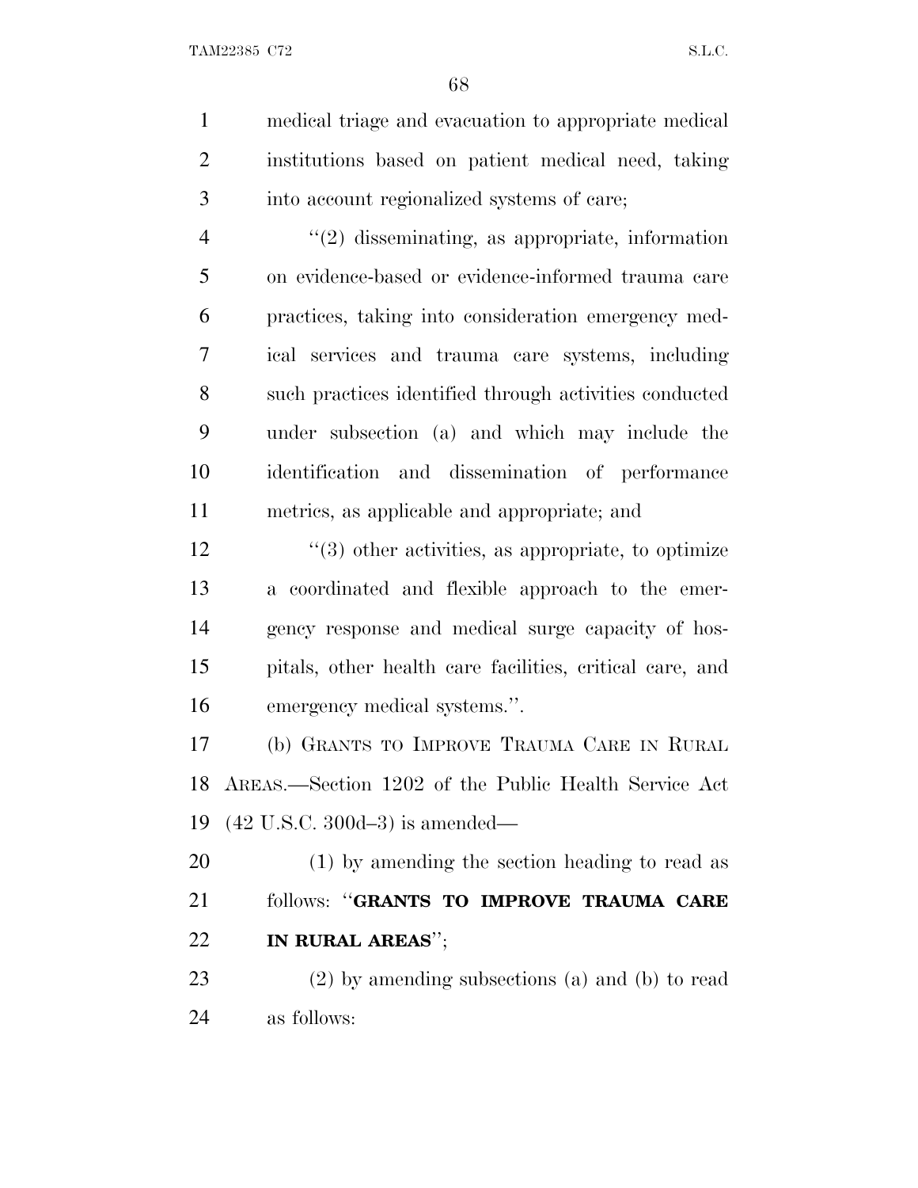medical triage and evacuation to appropriate medical institutions based on patient medical need, taking into account regionalized systems of care;

''(2) disseminating, as appropriate, information on evidence-based or evidence-informed trauma care practices, taking into consideration emergency medical services and trauma care systems, including such practices identified through activities conducted under subsection (a) and which may include the identification and dissemination of performance metrics, as applicable and appropriate; and

''(3) other activities, as appropriate, to optimize a coordinated and flexible approach to the emergency response and medical surge capacity of hospitals, other health care facilities, critical care, and emergency medical systems.''.

(b) GRANTS TO IMPROVE TRAUMA CARE IN RURAL AREAS.—Section 1202 of the Public Health Service Act (42 U.S.C. 300d–3) is amended—

(1) by amending the section heading to read as follows: ''**GRANTS TO IMPROVE TRAUMA CARE IN RURAL AREAS**'';

(2) by amending subsections (a) and (b) to read as follows: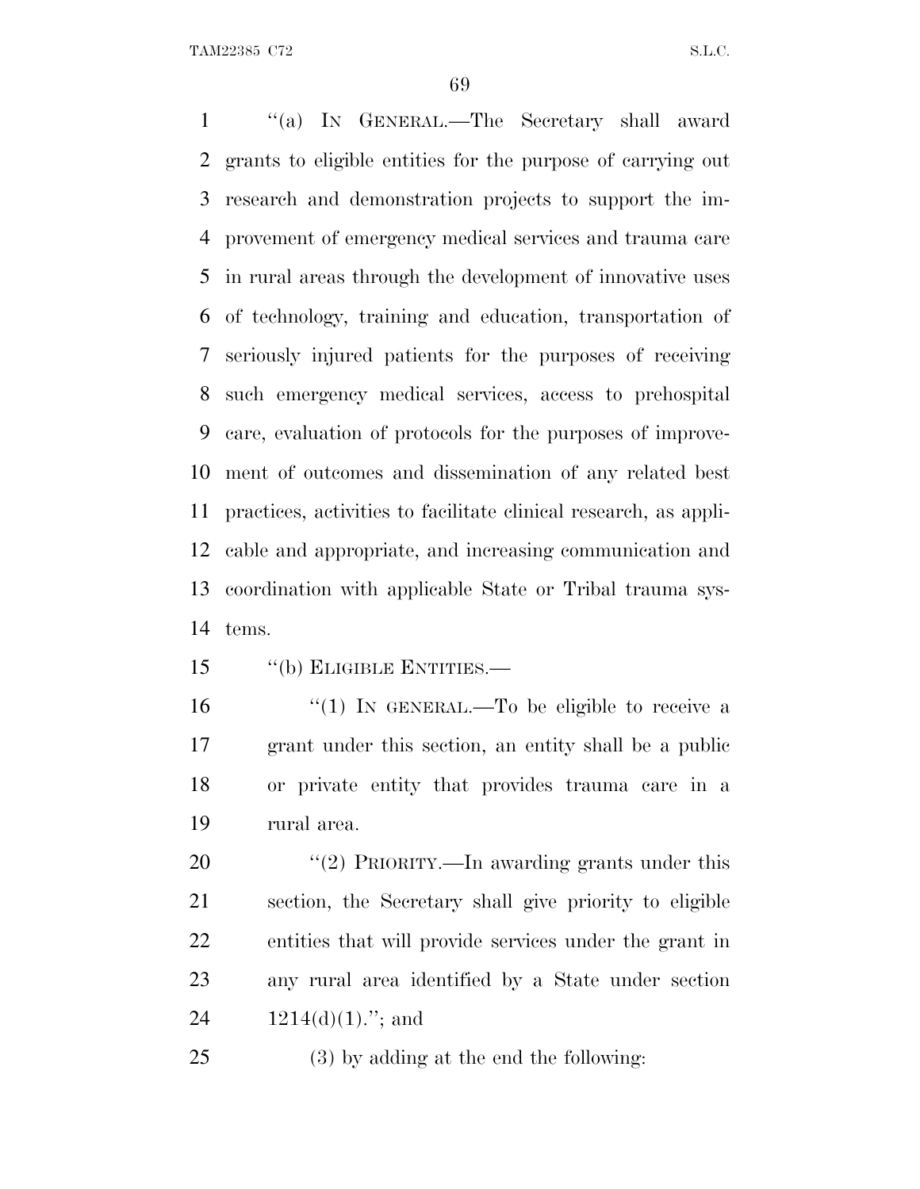''(a) IN GENERAL.—The Secretary shall award grants to eligible entities for the purpose of carrying out research and demonstration projects to support the improvement of emergency medical services and trauma care in rural areas through the development of innovative uses of technology, training and education, transportation of seriously injured patients for the purposes of receiving such emergency medical services, access to prehospital care, evaluation of protocols for the purposes of improvement of outcomes and dissemination of any related best practices, activities to facilitate clinical research, as applicable and appropriate, and increasing communication and coordination with applicable State or Tribal trauma systems.

''(b) ELIGIBLE ENTITIES.—

''(1) IN GENERAL.—To be eligible to receive a grant under this section, an entity shall be a public or private entity that provides trauma care in a rural area.

''(2) PRIORITY.—In awarding grants under this section, the Secretary shall give priority to eligible entities that will provide services under the grant in any rural area identified by a State under section 1214(d)(1).''; and

(3) by adding at the end the following: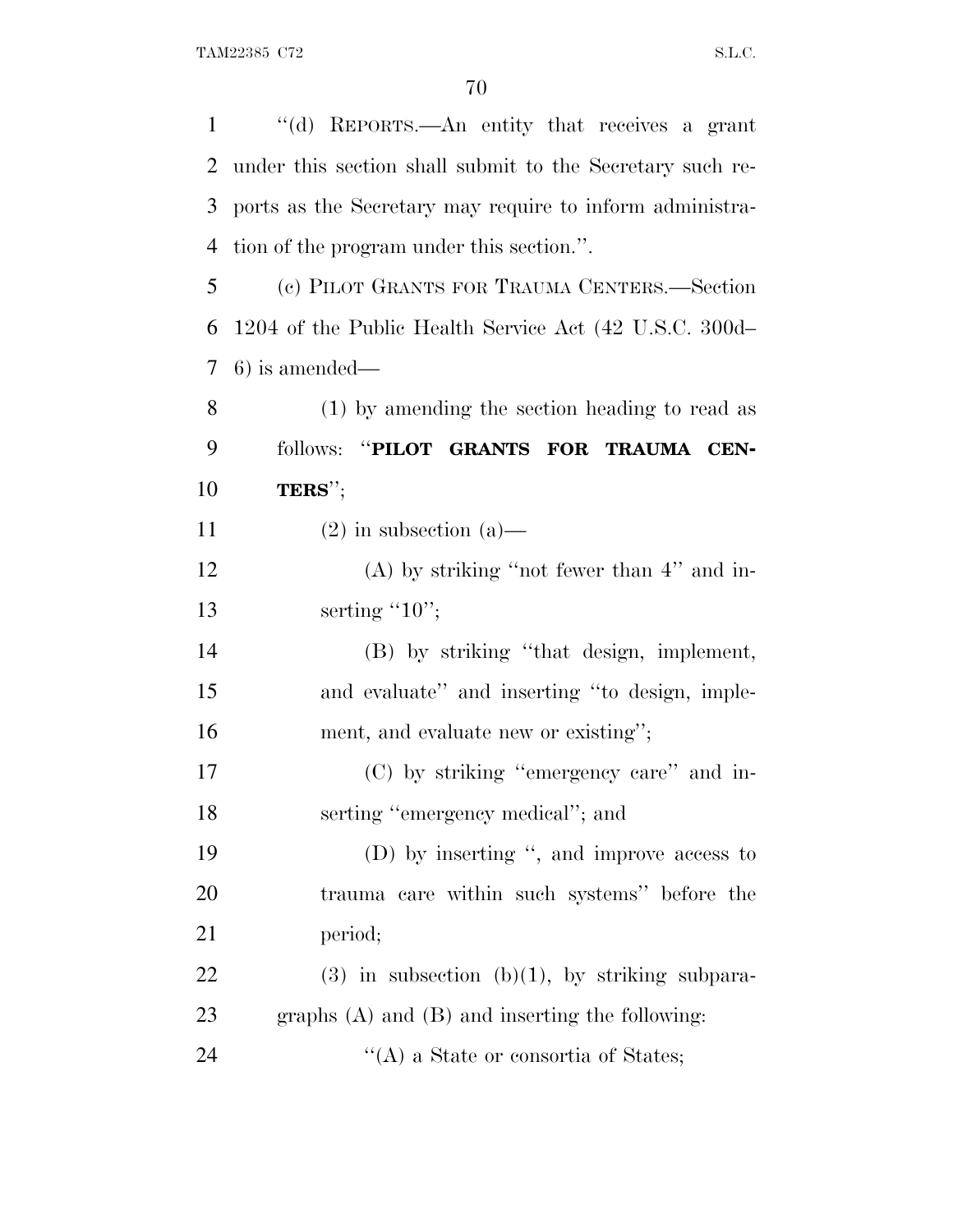"(d) REPORTS.—An entity that receives a grant under this section shall submit to the Secretary such reports as the Secretary may require to inform administration of the program under this section.".

(c) PILOT GRANTS FOR TRAUMA CENTERS.—Section 1204 of the Public Health Service Act (42 U.S.C. 300d–6) is amended—

(1) by amending the section heading to read as follows: "**PILOT GRANTS FOR TRAUMA CENTERS**";

(2) in subsection (a)—

(A) by striking "not fewer than 4" and inserting "10";

(B) by striking "that design, implement, and evaluate" and inserting "to design, implement, and evaluate new or existing";

(C) by striking "emergency care" and inserting "emergency medical"; and

(D) by inserting ", and improve access to trauma care within such systems" before the period;

(3) in subsection (b)(1), by striking subparagraphs (A) and (B) and inserting the following:

"(A) a State or consortia of States;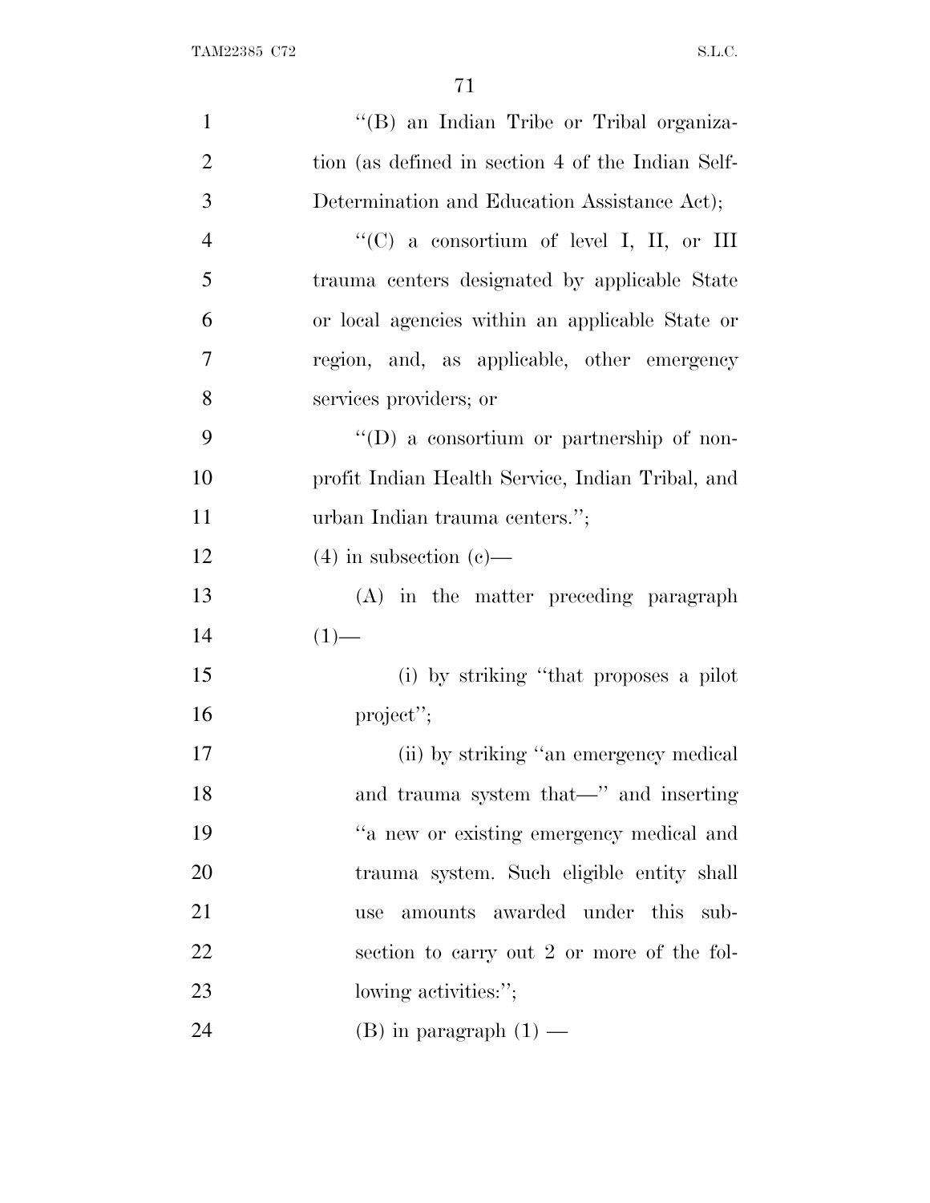"(B) an Indian Tribe or Tribal organization (as defined in section 4 of the Indian Self-Determination and Education Assistance Act);

"(C) a consortium of level I, II, or III trauma centers designated by applicable State or local agencies within an applicable State or region, and, as applicable, other emergency services providers; or

"(D) a consortium or partnership of non-profit Indian Health Service, Indian Tribal, and urban Indian trauma centers.";

(4) in subsection (c)—

(A) in the matter preceding paragraph (1)—

(i) by striking "that proposes a pilot project";

(ii) by striking "an emergency medical and trauma system that—" and inserting "a new or existing emergency medical and trauma system. Such eligible entity shall use amounts awarded under this subsection to carry out 2 or more of the following activities:";

(B) in paragraph (1) —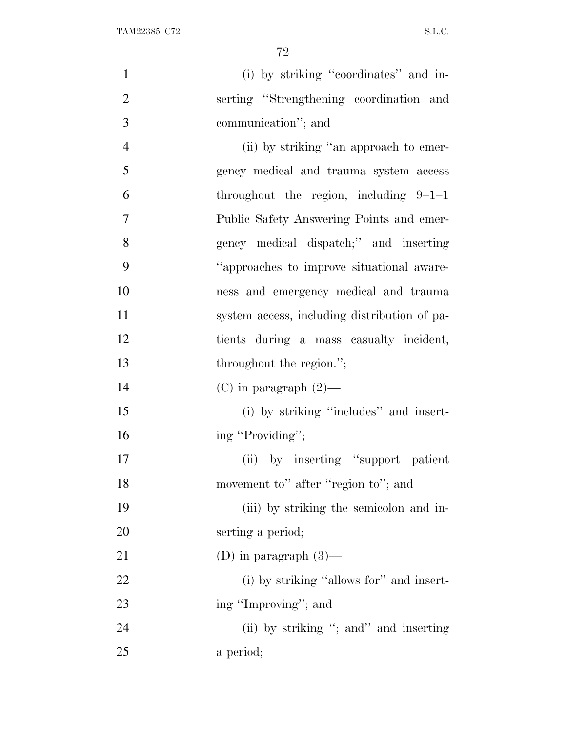(i) by striking "coordinates" and inserting "Strengthening coordination and communication"; and

(ii) by striking "an approach to emergency medical and trauma system access throughout the region, including 9–1–1 Public Safety Answering Points and emergency medical dispatch;" and inserting "approaches to improve situational awareness and emergency medical and trauma system access, including distribution of patients during a mass casualty incident, throughout the region.";

(C) in paragraph (2)—

(i) by striking "includes" and inserting "Providing";

(ii) by inserting "support patient movement to" after "region to"; and

(iii) by striking the semicolon and inserting a period;

(D) in paragraph (3)—

(i) by striking "allows for" and inserting "Improving"; and

(ii) by striking "; and" and inserting a period;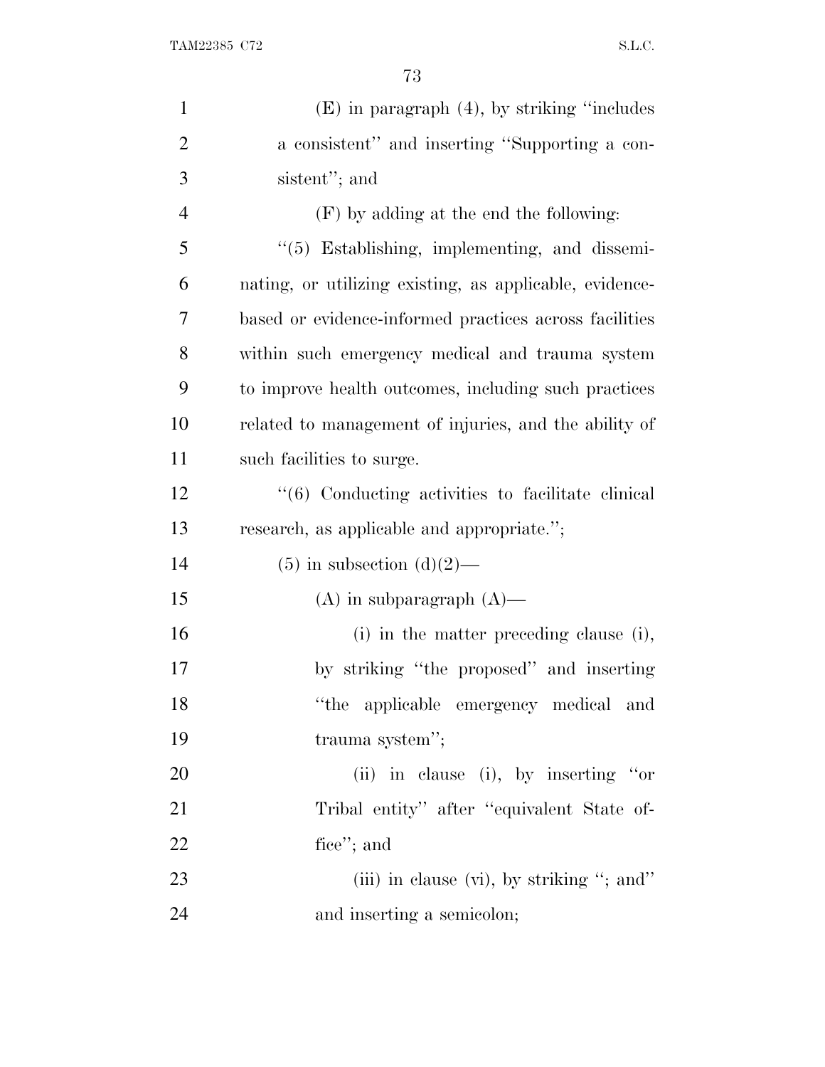(E) in paragraph (4), by striking ''includes a consistent'' and inserting ''Supporting a consistent''; and

(F) by adding at the end the following:

''(5) Establishing, implementing, and disseminating, or utilizing existing, as applicable, evidence-based or evidence-informed practices across facilities within such emergency medical and trauma system to improve health outcomes, including such practices related to management of injuries, and the ability of such facilities to surge.

''(6) Conducting activities to facilitate clinical research, as applicable and appropriate.'';

(5) in subsection (d)(2)—

(A) in subparagraph (A)—

(i) in the matter preceding clause (i), by striking ''the proposed'' and inserting ''the applicable emergency medical and trauma system'';

(ii) in clause (i), by inserting ''or Tribal entity'' after ''equivalent State office''; and

(iii) in clause (vi), by striking ''; and'' and inserting a semicolon;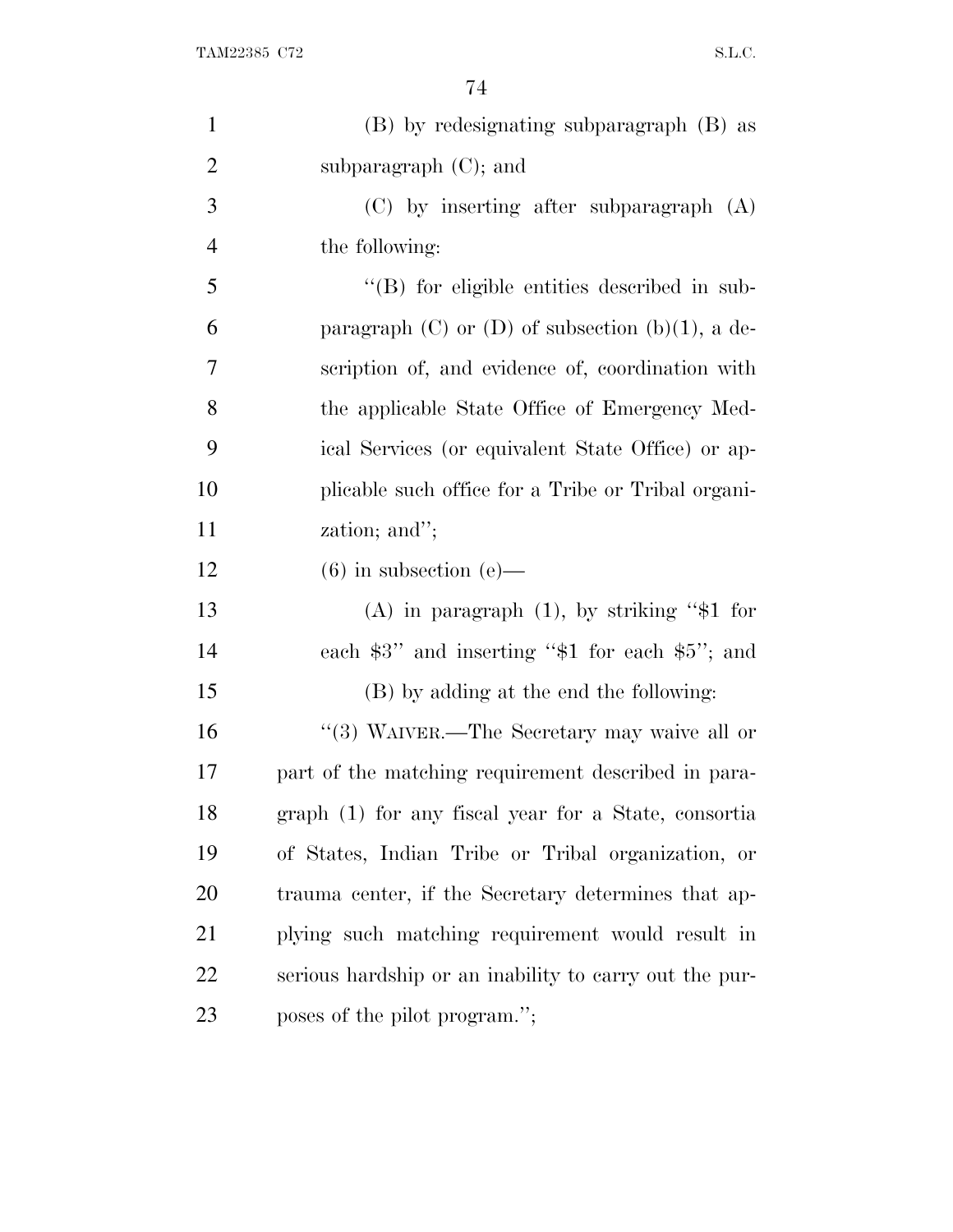(B) by redesignating subparagraph (B) as subparagraph (C); and

(C) by inserting after subparagraph (A) the following:

"(B) for eligible entities described in subparagraph (C) or (D) of subsection (b)(1), a description of, and evidence of, coordination with the applicable State Office of Emergency Medical Services (or equivalent State Office) or applicable such office for a Tribe or Tribal organization; and";

(6) in subsection (e)—

(A) in paragraph (1), by striking "$1 for each $3" and inserting "$1 for each $5"; and

(B) by adding at the end the following:

"(3) WAIVER.—The Secretary may waive all or part of the matching requirement described in paragraph (1) for any fiscal year for a State, consortia of States, Indian Tribe or Tribal organization, or trauma center, if the Secretary determines that applying such matching requirement would result in serious hardship or an inability to carry out the purposes of the pilot program.";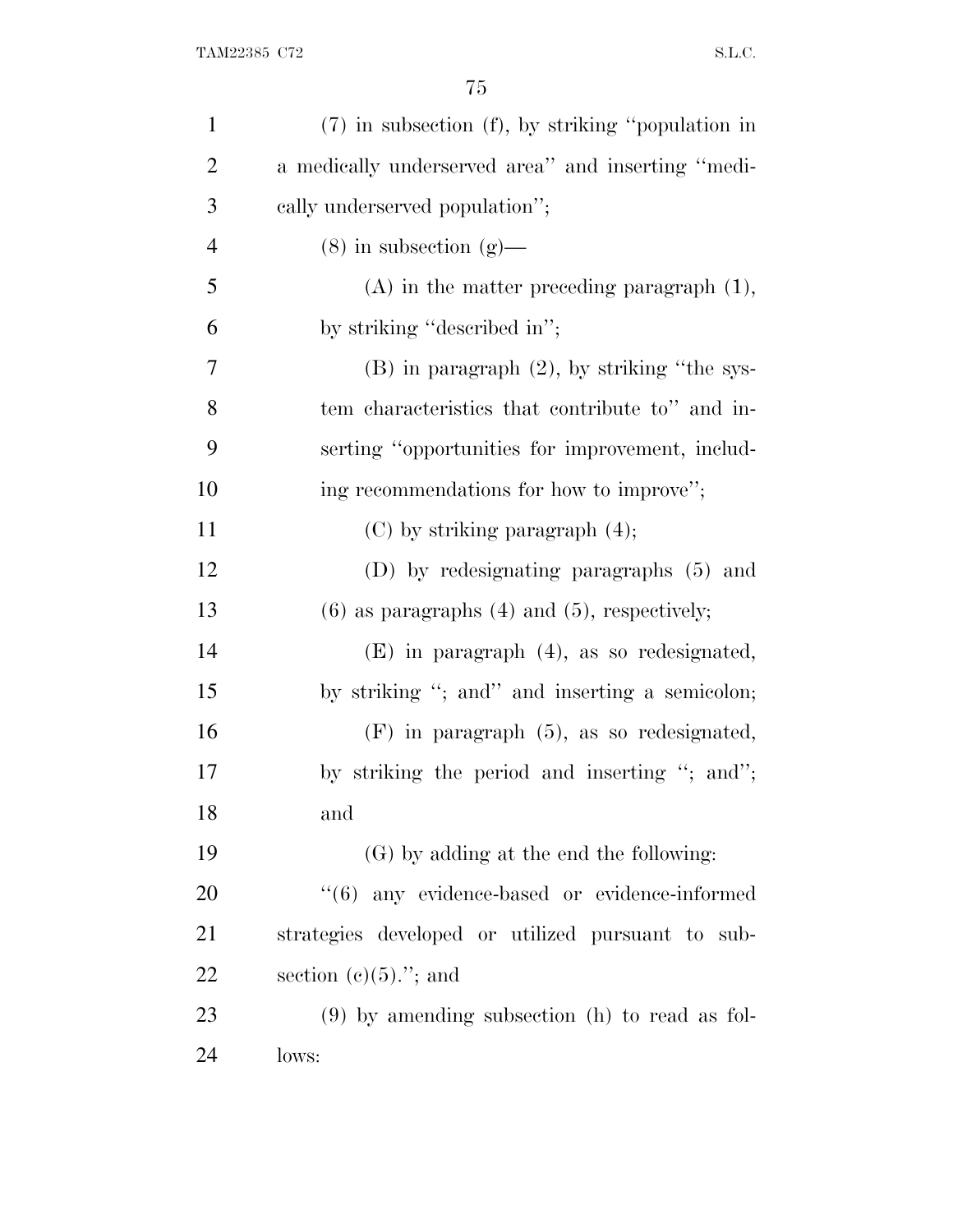(7) in subsection (f), by striking "population in a medically underserved area" and inserting "medically underserved population";

(8) in subsection (g)—

(A) in the matter preceding paragraph (1), by striking "described in";

(B) in paragraph (2), by striking "the system characteristics that contribute to" and inserting "opportunities for improvement, including recommendations for how to improve";

(C) by striking paragraph (4);

(D) by redesignating paragraphs (5) and (6) as paragraphs (4) and (5), respectively;

(E) in paragraph (4), as so redesignated, by striking "; and" and inserting a semicolon;

(F) in paragraph (5), as so redesignated, by striking the period and inserting "; and"; and

(G) by adding at the end the following:

"(6) any evidence-based or evidence-informed strategies developed or utilized pursuant to subsection (c)(5)."; and

(9) by amending subsection (h) to read as follows: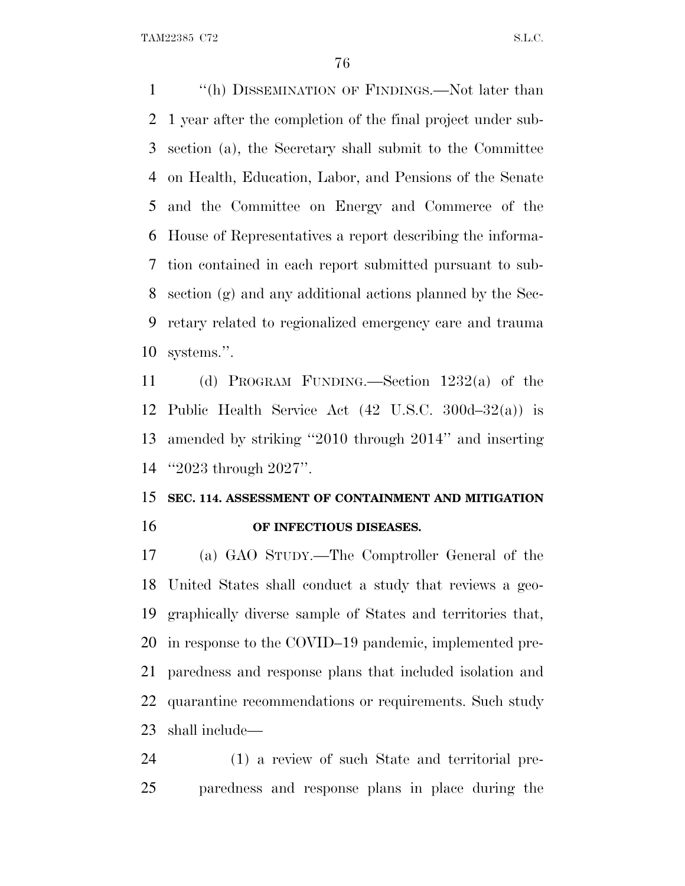"(h) DISSEMINATION OF FINDINGS.—Not later than 1 year after the completion of the final project under subsection (a), the Secretary shall submit to the Committee on Health, Education, Labor, and Pensions of the Senate and the Committee on Energy and Commerce of the House of Representatives a report describing the information contained in each report submitted pursuant to subsection (g) and any additional actions planned by the Secretary related to regionalized emergency care and trauma systems.".

(d) PROGRAM FUNDING.—Section 1232(a) of the Public Health Service Act (42 U.S.C. 300d–32(a)) is amended by striking "2010 through 2014" and inserting "2023 through 2027".

**SEC. 114. ASSESSMENT OF CONTAINMENT AND MITIGATION OF INFECTIOUS DISEASES.**

(a) GAO STUDY.—The Comptroller General of the United States shall conduct a study that reviews a geographically diverse sample of States and territories that, in response to the COVID–19 pandemic, implemented preparedness and response plans that included isolation and quarantine recommendations or requirements. Such study shall include—

(1) a review of such State and territorial preparedness and response plans in place during the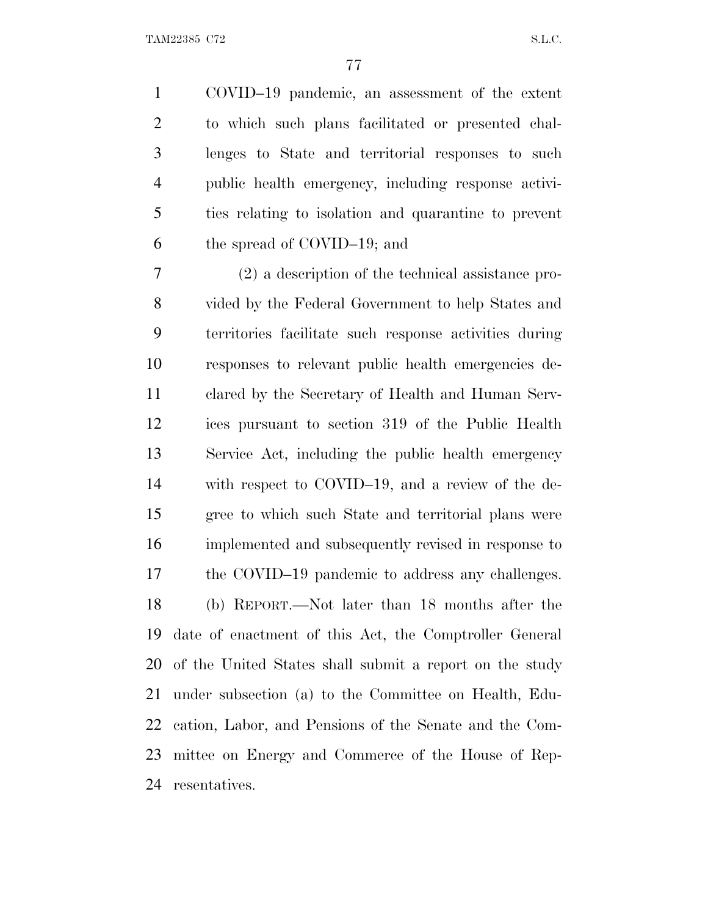COVID–19 pandemic, an assessment of the extent to which such plans facilitated or presented challenges to State and territorial responses to such public health emergency, including response activities relating to isolation and quarantine to prevent the spread of COVID–19; and

(2) a description of the technical assistance provided by the Federal Government to help States and territories facilitate such response activities during responses to relevant public health emergencies declared by the Secretary of Health and Human Services pursuant to section 319 of the Public Health Service Act, including the public health emergency with respect to COVID–19, and a review of the degree to which such State and territorial plans were implemented and subsequently revised in response to the COVID–19 pandemic to address any challenges.

(b) REPORT.—Not later than 18 months after the date of enactment of this Act, the Comptroller General of the United States shall submit a report on the study under subsection (a) to the Committee on Health, Education, Labor, and Pensions of the Senate and the Committee on Energy and Commerce of the House of Representatives.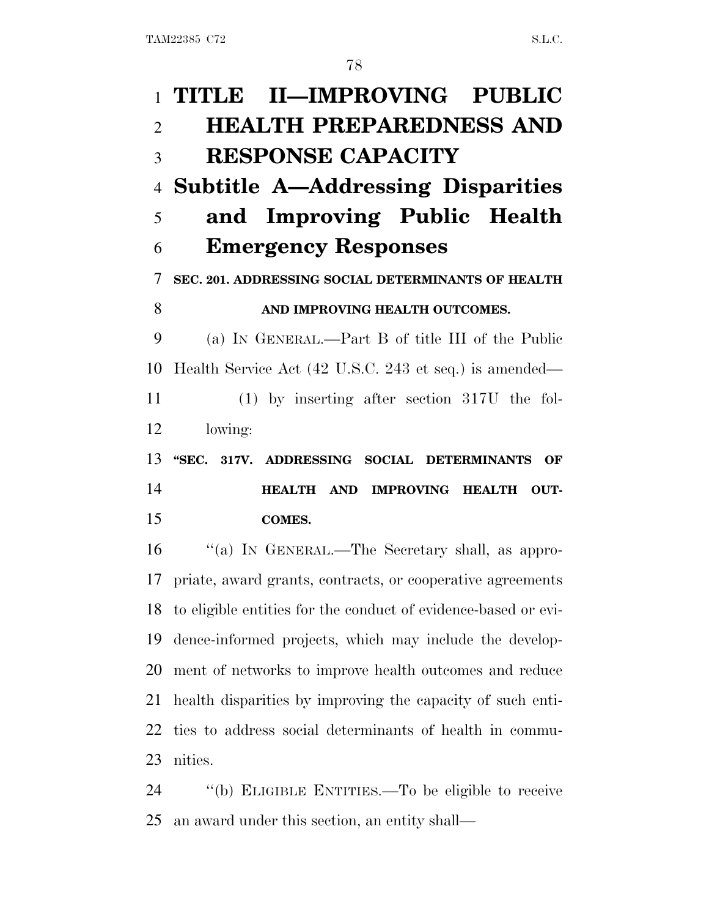# TITLE II—IMPROVING PUBLIC HEALTH PREPAREDNESS AND RESPONSE CAPACITY

## Subtitle A—Addressing Disparities and Improving Public Health Emergency Responses

### SEC. 201. ADDRESSING SOCIAL DETERMINANTS OF HEALTH AND IMPROVING HEALTH OUTCOMES.

(a) IN GENERAL.—Part B of title III of the Public Health Service Act (42 U.S.C. 243 et seq.) is amended—

(1) by inserting after section 317U the following:

**"SEC. 317V. ADDRESSING SOCIAL DETERMINANTS OF HEALTH AND IMPROVING HEALTH OUTCOMES.**

"(a) IN GENERAL.—The Secretary shall, as appropriate, award grants, contracts, or cooperative agreements to eligible entities for the conduct of evidence-based or evidence-informed projects, which may include the development of networks to improve health outcomes and reduce health disparities by improving the capacity of such entities to address social determinants of health in communities.

"(b) ELIGIBLE ENTITIES.—To be eligible to receive an award under this section, an entity shall—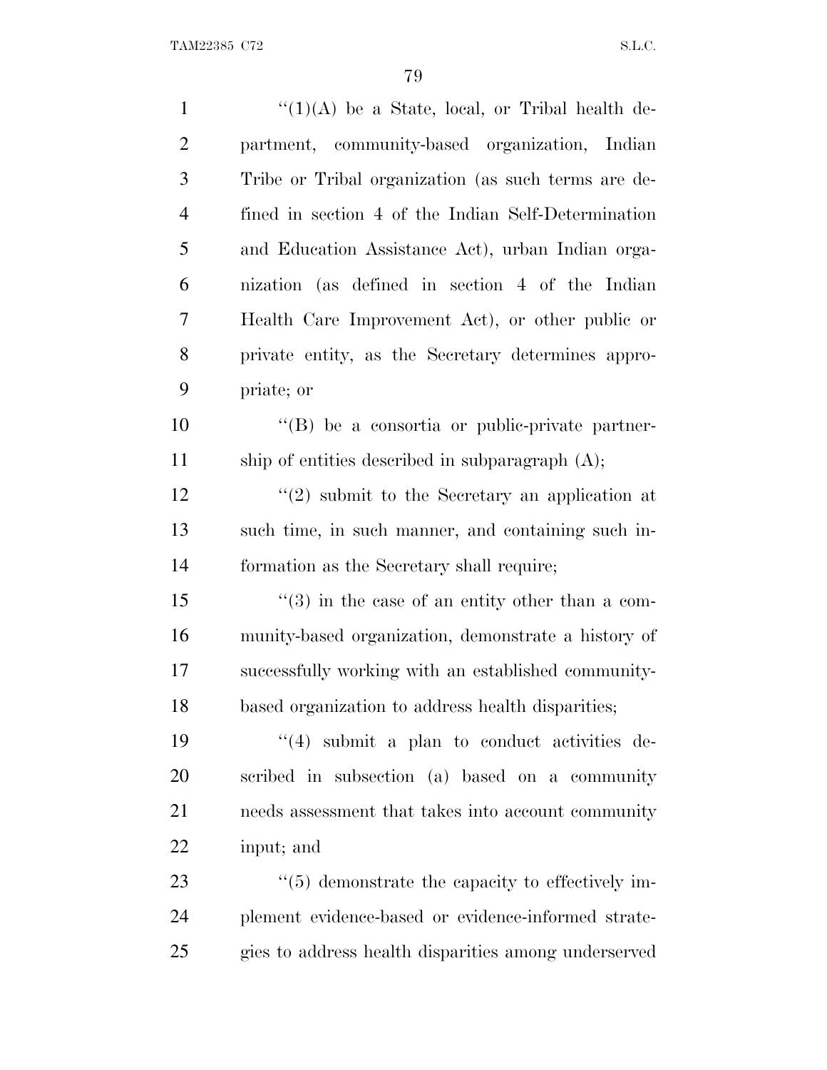''(1)(A) be a State, local, or Tribal health department, community-based organization, Indian Tribe or Tribal organization (as such terms are defined in section 4 of the Indian Self-Determination and Education Assistance Act), urban Indian organization (as defined in section 4 of the Indian Health Care Improvement Act), or other public or private entity, as the Secretary determines appropriate; or

''(B) be a consortia or public-private partnership of entities described in subparagraph (A);

''(2) submit to the Secretary an application at such time, in such manner, and containing such information as the Secretary shall require;

''(3) in the case of an entity other than a community-based organization, demonstrate a history of successfully working with an established community-based organization to address health disparities;

''(4) submit a plan to conduct activities described in subsection (a) based on a community needs assessment that takes into account community input; and

''(5) demonstrate the capacity to effectively implement evidence-based or evidence-informed strategies to address health disparities among underserved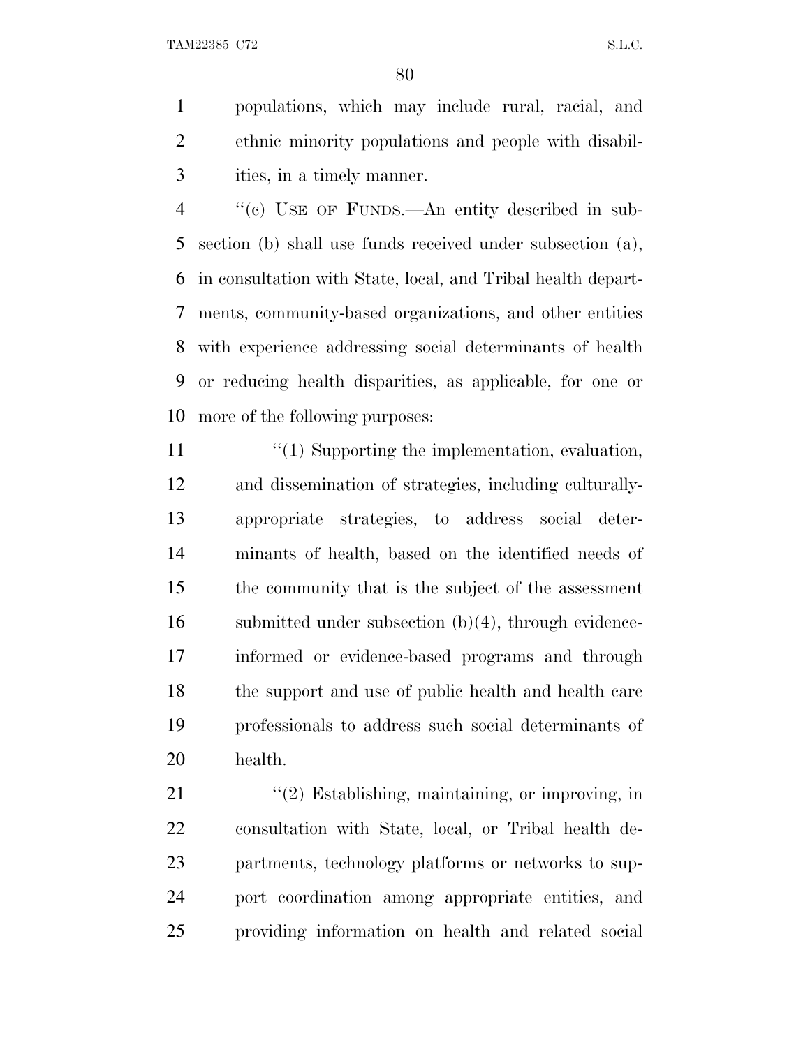populations, which may include rural, racial, and ethnic minority populations and people with disabilities, in a timely manner.

"(c) USE OF FUNDS.—An entity described in subsection (b) shall use funds received under subsection (a), in consultation with State, local, and Tribal health departments, community-based organizations, and other entities with experience addressing social determinants of health or reducing health disparities, as applicable, for one or more of the following purposes:

"(1) Supporting the implementation, evaluation, and dissemination of strategies, including culturally-appropriate strategies, to address social determinants of health, based on the identified needs of the community that is the subject of the assessment submitted under subsection (b)(4), through evidence-informed or evidence-based programs and through the support and use of public health and health care professionals to address such social determinants of health.

"(2) Establishing, maintaining, or improving, in consultation with State, local, or Tribal health departments, technology platforms or networks to support coordination among appropriate entities, and providing information on health and related social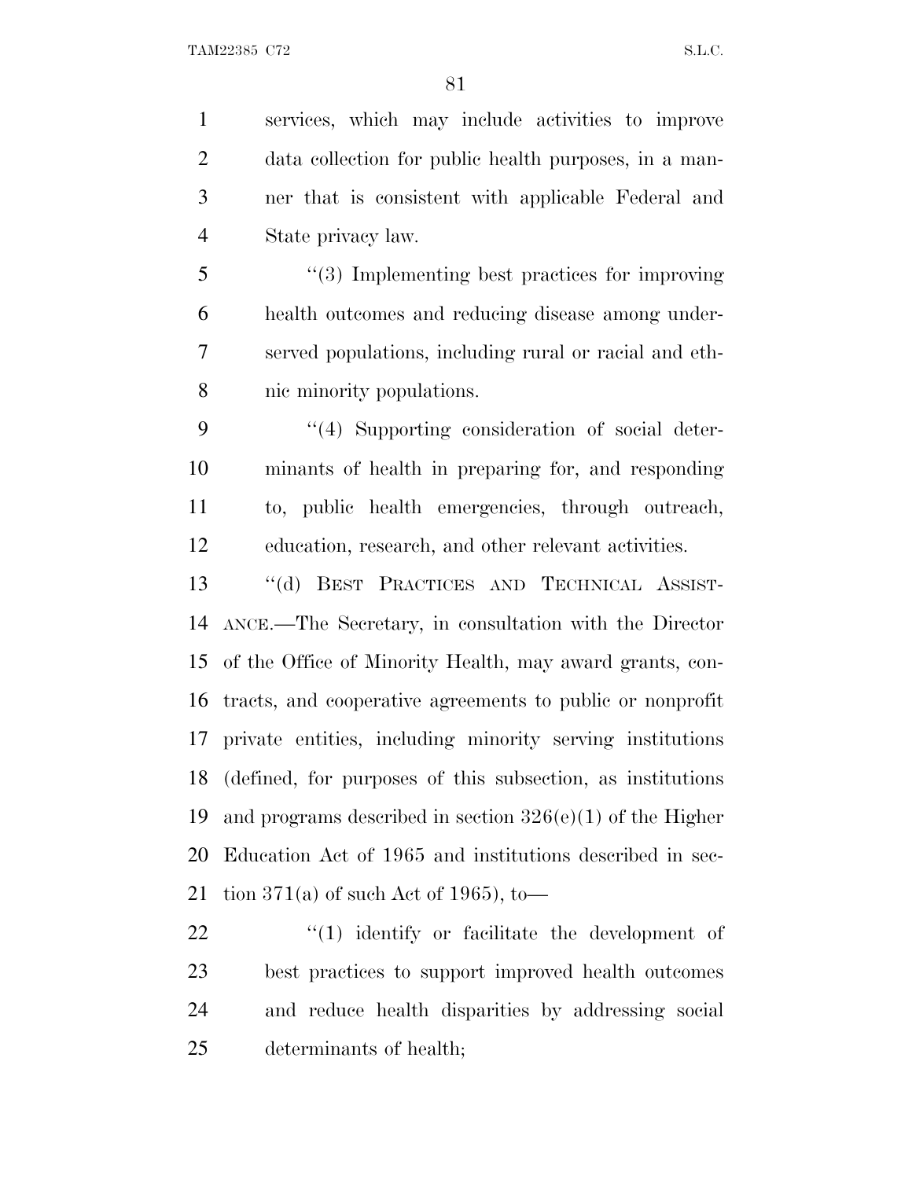services, which may include activities to improve data collection for public health purposes, in a manner that is consistent with applicable Federal and State privacy law.

"(3) Implementing best practices for improving health outcomes and reducing disease among underserved populations, including rural or racial and ethnic minority populations.

"(4) Supporting consideration of social determinants of health in preparing for, and responding to, public health emergencies, through outreach, education, research, and other relevant activities.

"(d) BEST PRACTICES AND TECHNICAL ASSISTANCE.—The Secretary, in consultation with the Director of the Office of Minority Health, may award grants, contracts, and cooperative agreements to public or nonprofit private entities, including minority serving institutions (defined, for purposes of this subsection, as institutions and programs described in section 326(e)(1) of the Higher Education Act of 1965 and institutions described in section 371(a) of such Act of 1965), to—

"(1) identify or facilitate the development of best practices to support improved health outcomes and reduce health disparities by addressing social determinants of health;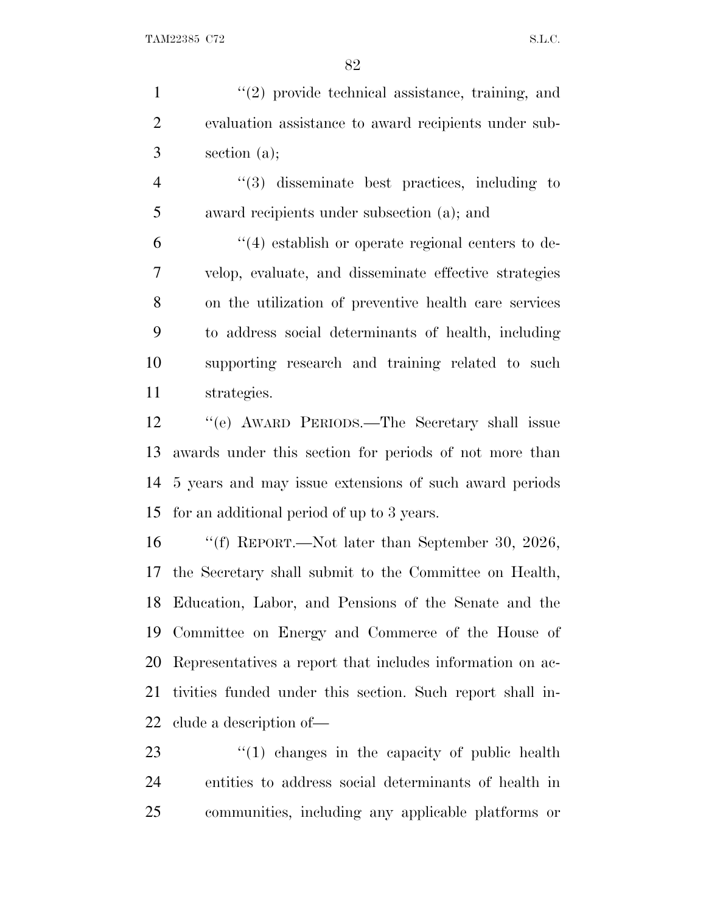''(2) provide technical assistance, training, and evaluation assistance to award recipients under subsection (a);

''(3) disseminate best practices, including to award recipients under subsection (a); and

''(4) establish or operate regional centers to develop, evaluate, and disseminate effective strategies on the utilization of preventive health care services to address social determinants of health, including supporting research and training related to such strategies.

''(e) AWARD PERIODS.—The Secretary shall issue awards under this section for periods of not more than 5 years and may issue extensions of such award periods for an additional period of up to 3 years.

''(f) REPORT.—Not later than September 30, 2026, the Secretary shall submit to the Committee on Health, Education, Labor, and Pensions of the Senate and the Committee on Energy and Commerce of the House of Representatives a report that includes information on activities funded under this section. Such report shall include a description of—

''(1) changes in the capacity of public health entities to address social determinants of health in communities, including any applicable platforms or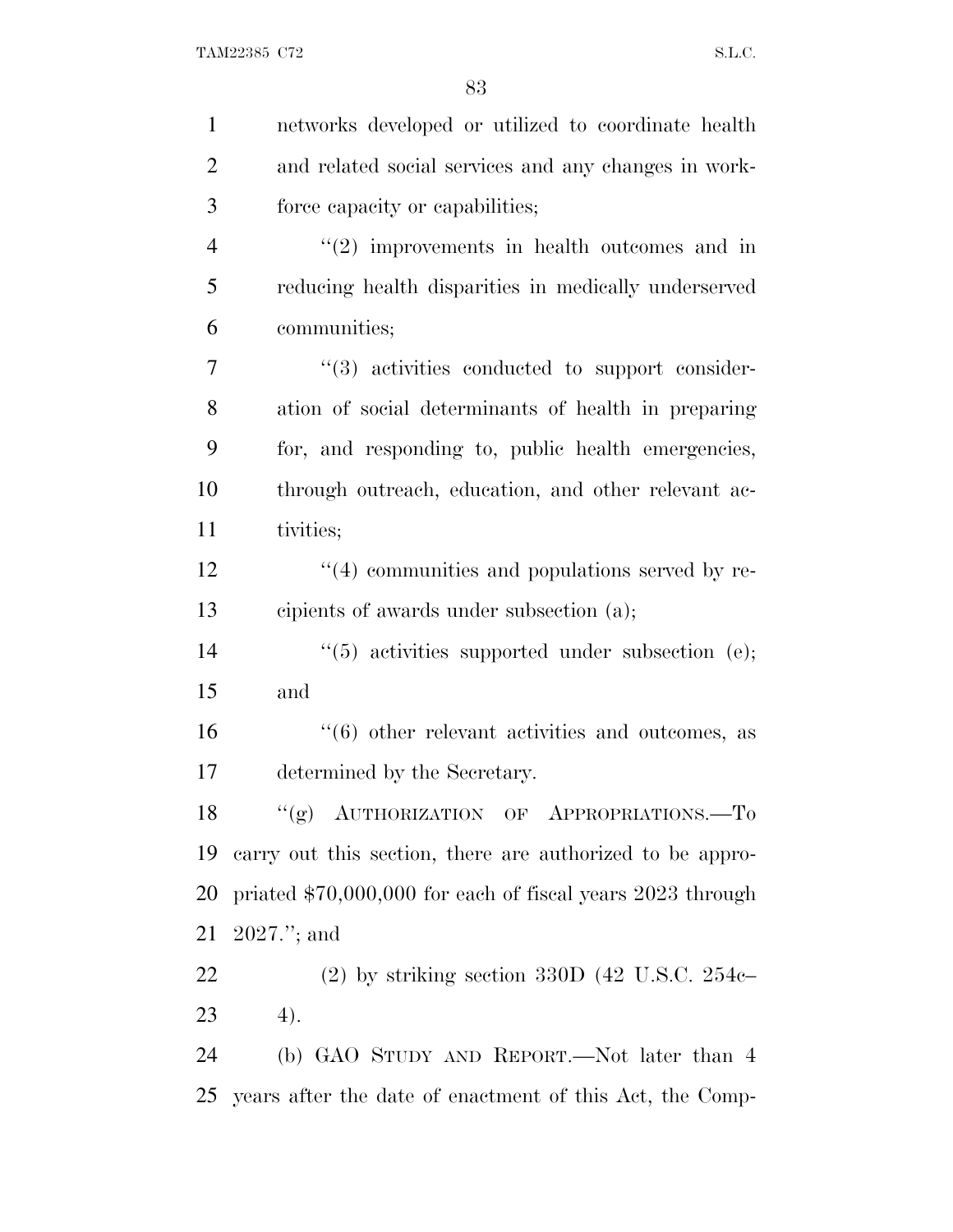networks developed or utilized to coordinate health and related social services and any changes in workforce capacity or capabilities;

"(2) improvements in health outcomes and in reducing health disparities in medically underserved communities;

"(3) activities conducted to support consideration of social determinants of health in preparing for, and responding to, public health emergencies, through outreach, education, and other relevant activities;

"(4) communities and populations served by recipients of awards under subsection (a);

"(5) activities supported under subsection (e); and

"(6) other relevant activities and outcomes, as determined by the Secretary.

"(g) AUTHORIZATION OF APPROPRIATIONS.—To carry out this section, there are authorized to be appropriated $70,000,000 for each of fiscal years 2023 through 2027."; and

(2) by striking section 330D (42 U.S.C. 254c–4).

(b) GAO STUDY AND REPORT.—Not later than 4 years after the date of enactment of this Act, the Comp-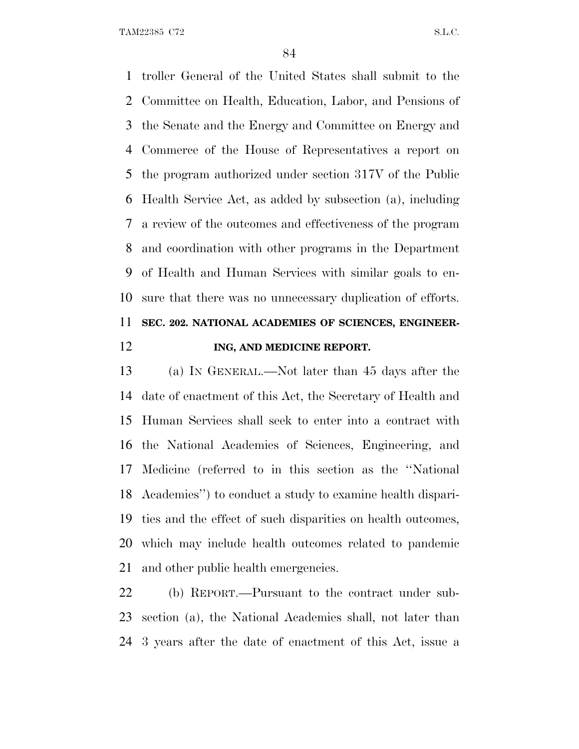troller General of the United States shall submit to the Committee on Health, Education, Labor, and Pensions of the Senate and the Energy and Committee on Energy and Commerce of the House of Representatives a report on the program authorized under section 317V of the Public Health Service Act, as added by subsection (a), including a review of the outcomes and effectiveness of the program and coordination with other programs in the Department of Health and Human Services with similar goals to ensure that there was no unnecessary duplication of efforts.

**SEC. 202. NATIONAL ACADEMIES OF SCIENCES, ENGINEERING, AND MEDICINE REPORT.**

(a) IN GENERAL.—Not later than 45 days after the date of enactment of this Act, the Secretary of Health and Human Services shall seek to enter into a contract with the National Academies of Sciences, Engineering, and Medicine (referred to in this section as the ''National Academies'') to conduct a study to examine health disparities and the effect of such disparities on health outcomes, which may include health outcomes related to pandemic and other public health emergencies.

(b) REPORT.—Pursuant to the contract under subsection (a), the National Academies shall, not later than 3 years after the date of enactment of this Act, issue a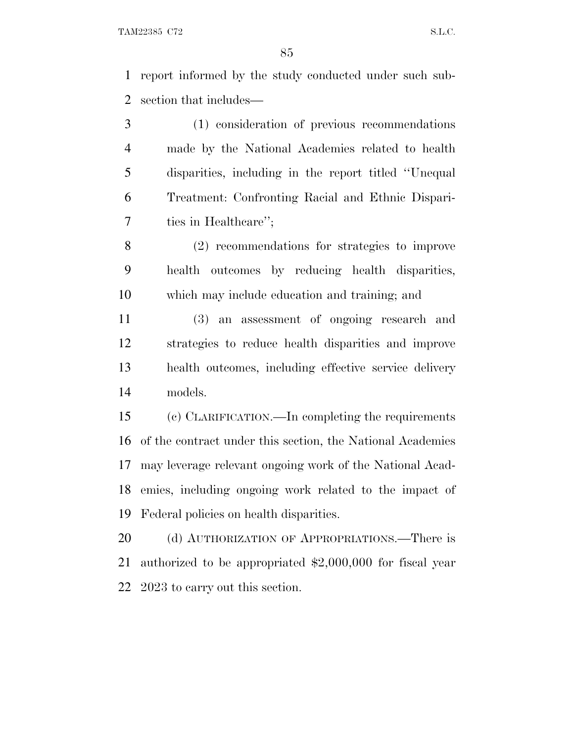report informed by the study conducted under such subsection that includes—

(1) consideration of previous recommendations made by the National Academies related to health disparities, including in the report titled "Unequal Treatment: Confronting Racial and Ethnic Disparities in Healthcare";

(2) recommendations for strategies to improve health outcomes by reducing health disparities, which may include education and training; and

(3) an assessment of ongoing research and strategies to reduce health disparities and improve health outcomes, including effective service delivery models.

(c) CLARIFICATION.—In completing the requirements of the contract under this section, the National Academies may leverage relevant ongoing work of the National Academies, including ongoing work related to the impact of Federal policies on health disparities.

(d) AUTHORIZATION OF APPROPRIATIONS.—There is authorized to be appropriated $2,000,000 for fiscal year 2023 to carry out this section.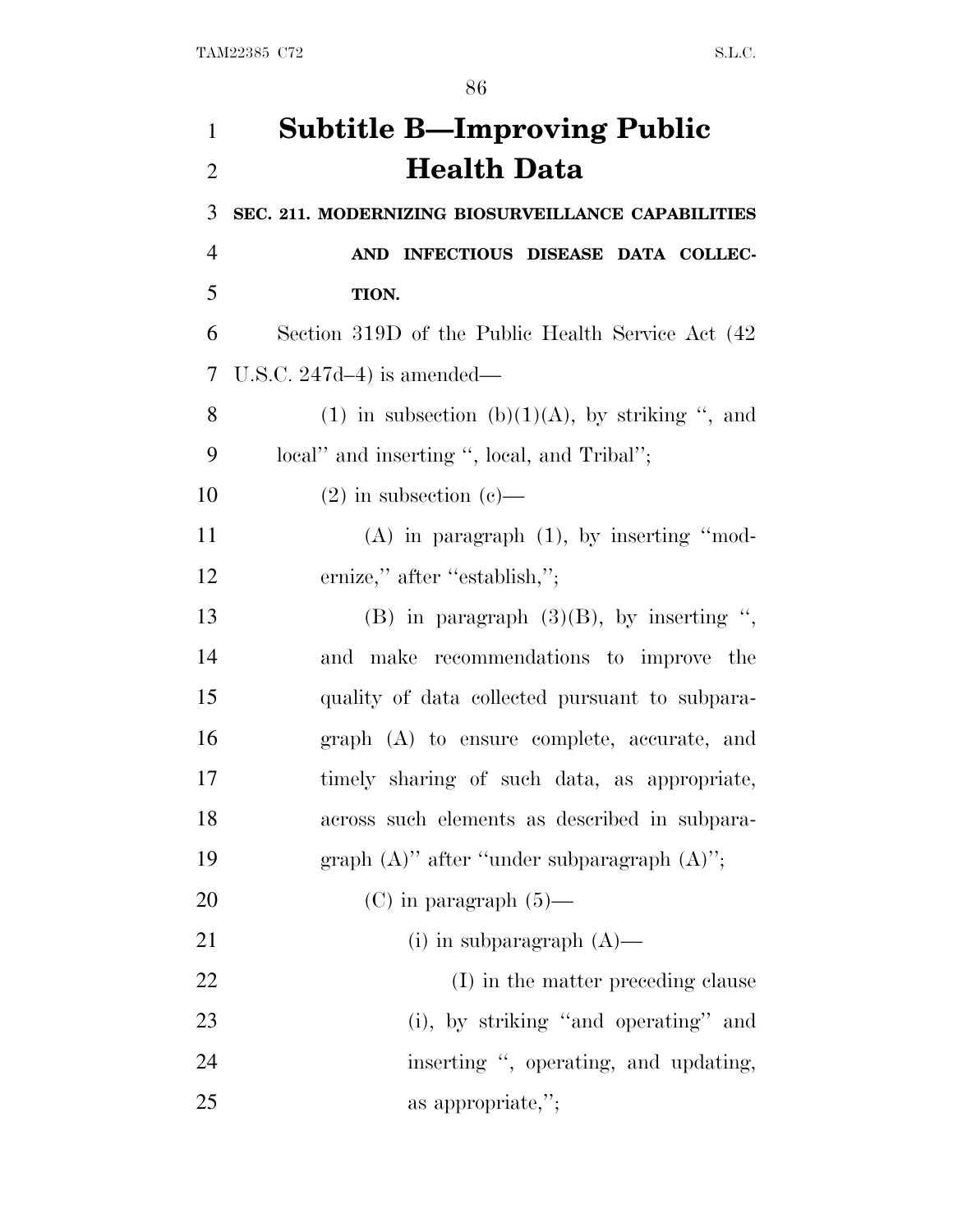# Subtitle B—Improving Public Health Data

**SEC. 211. MODERNIZING BIOSURVEILLANCE CAPABILITIES AND INFECTIOUS DISEASE DATA COLLECTION.**

Section 319D of the Public Health Service Act (42 U.S.C. 247d–4) is amended—

(1) in subsection (b)(1)(A), by striking ‘‘, and local’’ and inserting ‘‘, local, and Tribal’’;

(2) in subsection (c)—

(A) in paragraph (1), by inserting ‘‘modernize,’’ after ‘‘establish,’’;

(B) in paragraph (3)(B), by inserting ‘‘, and make recommendations to improve the quality of data collected pursuant to subparagraph (A) to ensure complete, accurate, and timely sharing of such data, as appropriate, across such elements as described in subparagraph (A)’’ after ‘‘under subparagraph (A)’’;

(C) in paragraph (5)—

(i) in subparagraph (A)—

(I) in the matter preceding clause (i), by striking ‘‘and operating’’ and inserting ‘‘, operating, and updating, as appropriate,’’;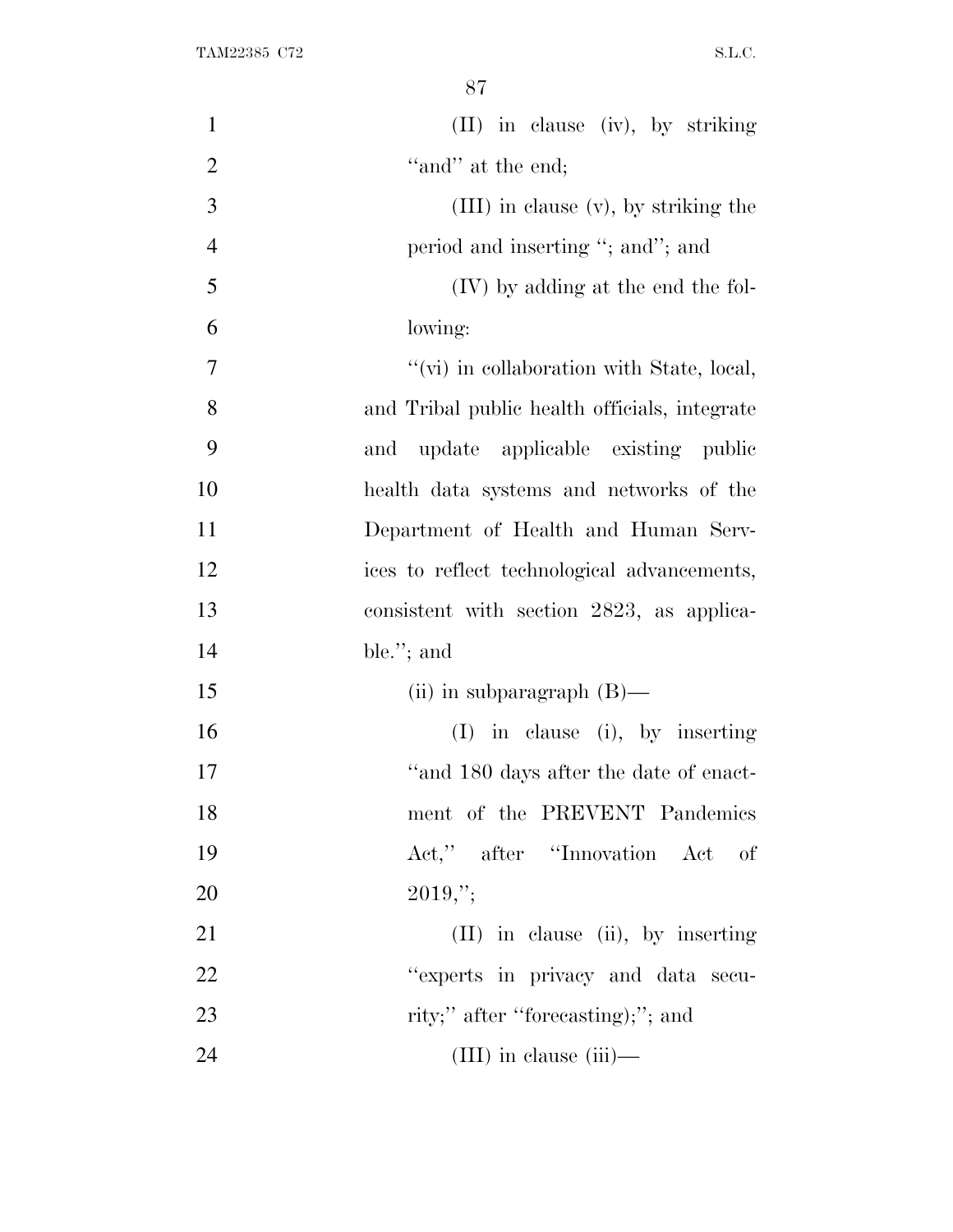(II) in clause (iv), by striking "and" at the end;

(III) in clause (v), by striking the period and inserting "; and"; and

(IV) by adding at the end the following:

"(vi) in collaboration with State, local, and Tribal public health officials, integrate and update applicable existing public health data systems and networks of the Department of Health and Human Services to reflect technological advancements, consistent with section 2823, as applicable."; and

(ii) in subparagraph (B)—

(I) in clause (i), by inserting "and 180 days after the date of enactment of the PREVENT Pandemics Act," after "Innovation Act of 2019,";

(II) in clause (ii), by inserting "experts in privacy and data security;" after "forecasting);"; and

(III) in clause (iii)—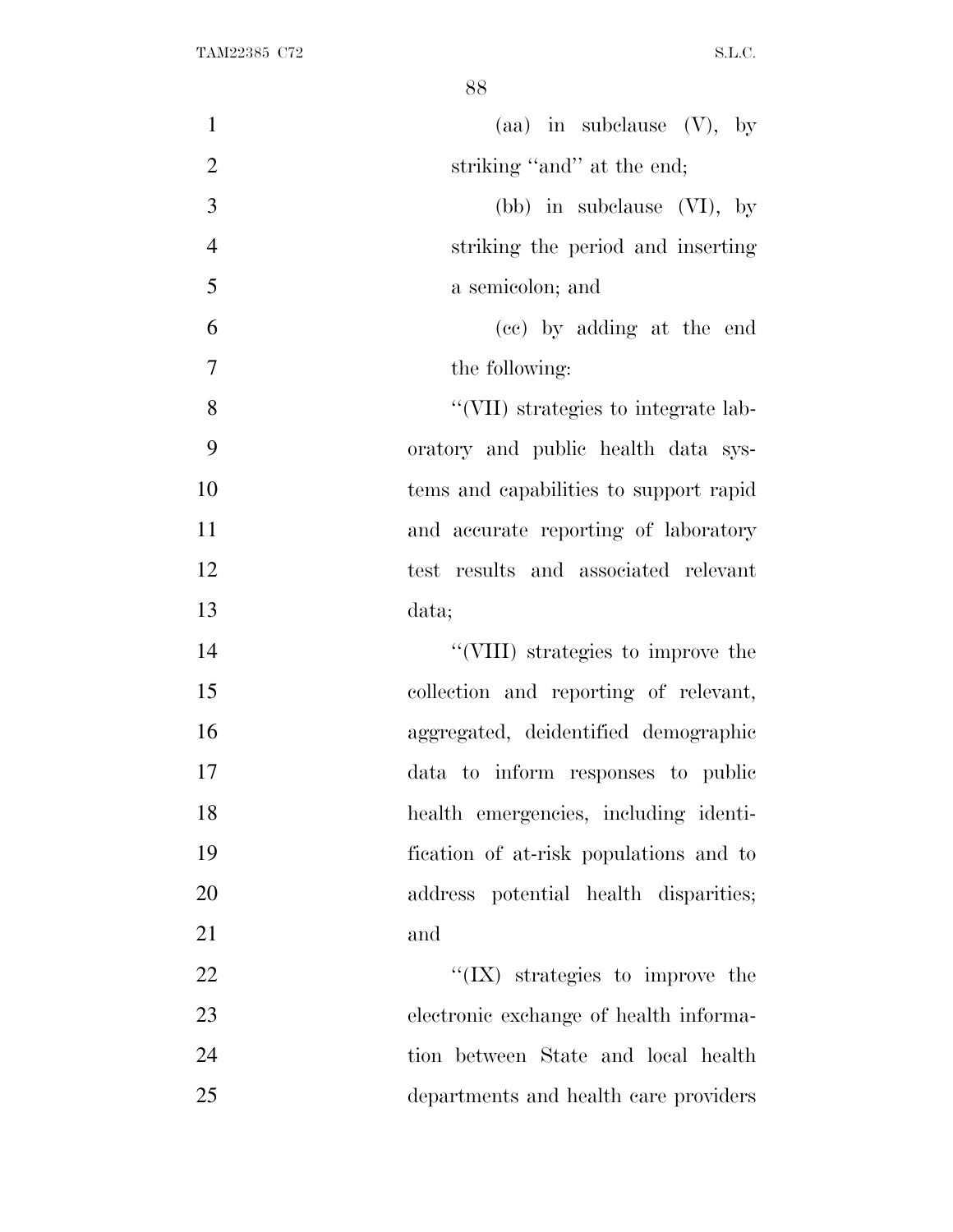(aa) in subclause (V), by striking "and" at the end;

(bb) in subclause (VI), by striking the period and inserting a semicolon; and

(cc) by adding at the end the following:

"(VII) strategies to integrate laboratory and public health data systems and capabilities to support rapid and accurate reporting of laboratory test results and associated relevant data;

"(VIII) strategies to improve the collection and reporting of relevant, aggregated, deidentified demographic data to inform responses to public health emergencies, including identification of at-risk populations and to address potential health disparities; and

"(IX) strategies to improve the electronic exchange of health information between State and local health departments and health care providers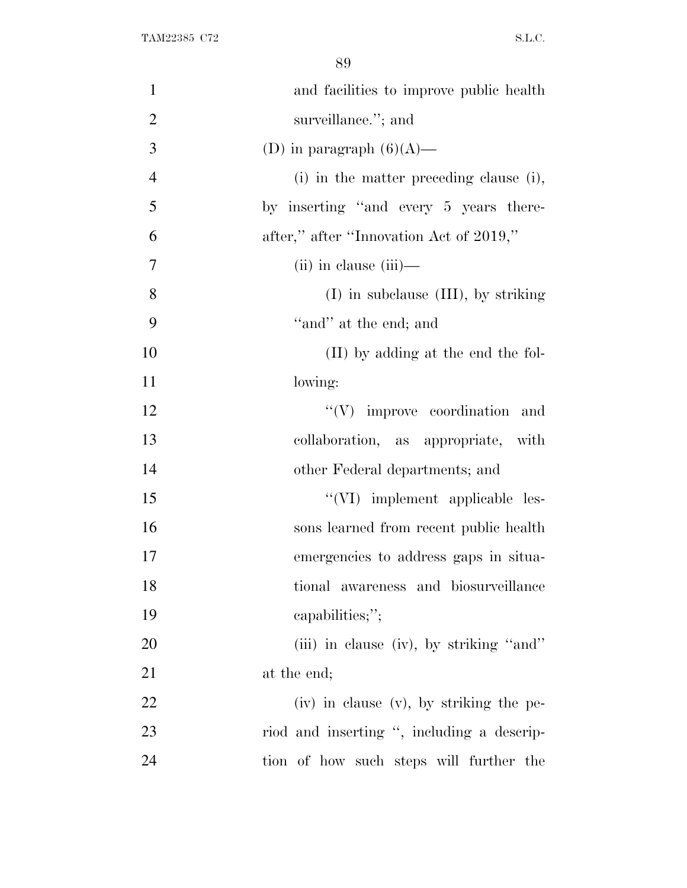and facilities to improve public health surveillance.''; and

(D) in paragraph (6)(A)—

(i) in the matter preceding clause (i), by inserting ''and every 5 years thereafter,'' after ''Innovation Act of 2019,''

(ii) in clause (iii)—

(I) in subclause (III), by striking ''and'' at the end; and

(II) by adding at the end the following:

''(V) improve coordination and collaboration, as appropriate, with other Federal departments; and

''(VI) implement applicable lessons learned from recent public health emergencies to address gaps in situational awareness and biosurveillance capabilities;'';

(iii) in clause (iv), by striking ''and'' at the end;

(iv) in clause (v), by striking the period and inserting '', including a description of how such steps will further the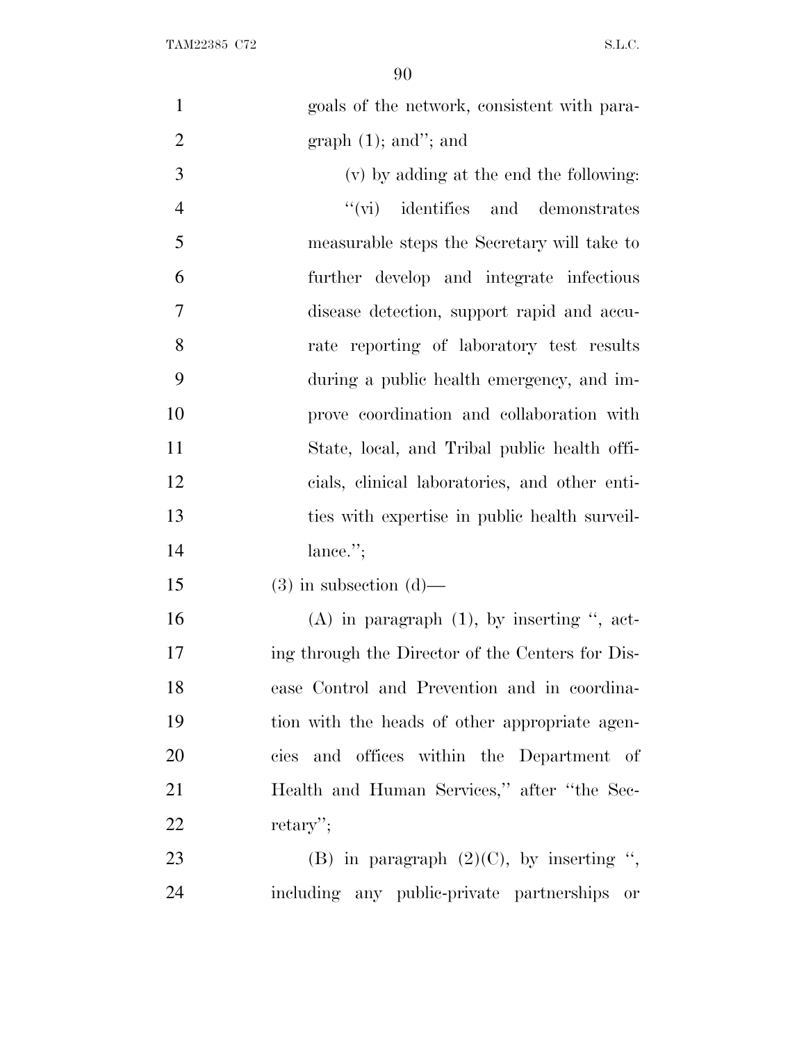goals of the network, consistent with paragraph (1); and''; and

(v) by adding at the end the following:

''(vi) identifies and demonstrates measurable steps the Secretary will take to further develop and integrate infectious disease detection, support rapid and accurate reporting of laboratory test results during a public health emergency, and improve coordination and collaboration with State, local, and Tribal public health officials, clinical laboratories, and other entities with expertise in public health surveillance.'';

(3) in subsection (d)—

(A) in paragraph (1), by inserting '', acting through the Director of the Centers for Disease Control and Prevention and in coordination with the heads of other appropriate agencies and offices within the Department of Health and Human Services,'' after ''the Secretary'';

(B) in paragraph (2)(C), by inserting '', including any public-private partnerships or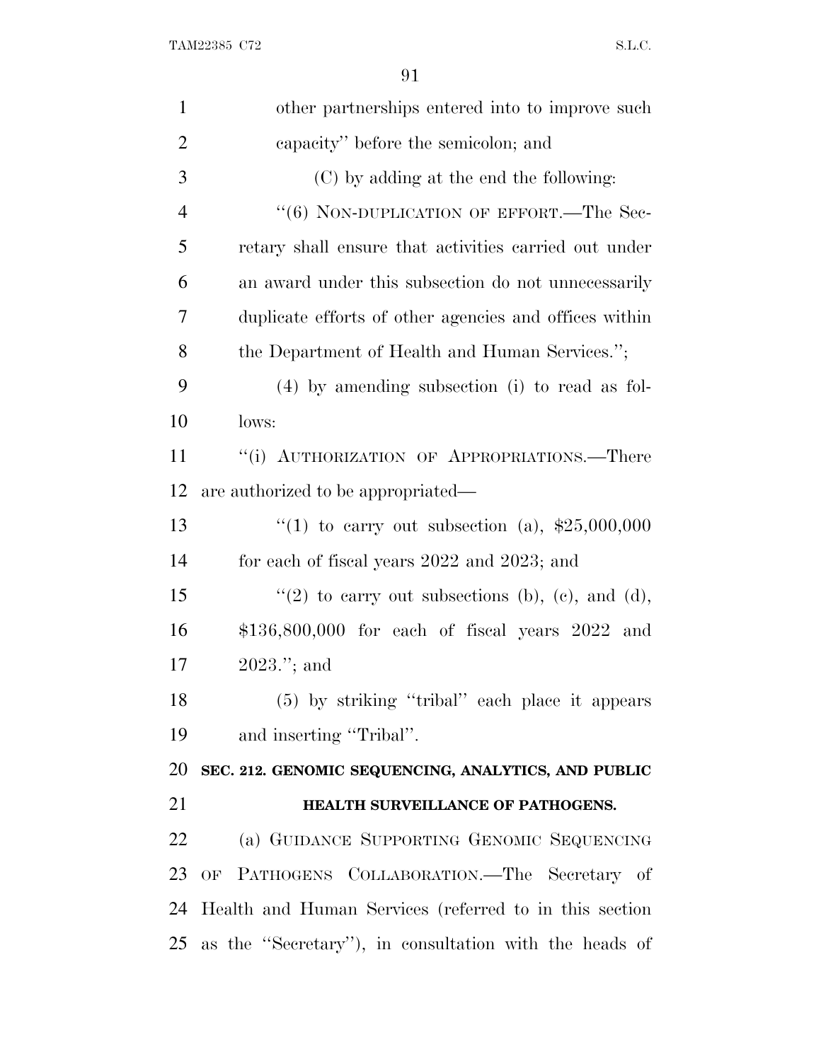other partnerships entered into to improve such capacity'' before the semicolon; and

(C) by adding at the end the following:

''(6) NON-DUPLICATION OF EFFORT.—The Secretary shall ensure that activities carried out under an award under this subsection do not unnecessarily duplicate efforts of other agencies and offices within the Department of Health and Human Services.'';

(4) by amending subsection (i) to read as follows:

''(i) AUTHORIZATION OF APPROPRIATIONS.—There are authorized to be appropriated—

''(1) to carry out subsection (a), $25,000,000 for each of fiscal years 2022 and 2023; and

''(2) to carry out subsections (b), (c), and (d), $136,800,000 for each of fiscal years 2022 and 2023.''; and

(5) by striking ''tribal'' each place it appears and inserting ''Tribal''.

**SEC. 212. GENOMIC SEQUENCING, ANALYTICS, AND PUBLIC HEALTH SURVEILLANCE OF PATHOGENS.**

(a) GUIDANCE SUPPORTING GENOMIC SEQUENCING OF PATHOGENS COLLABORATION.—The Secretary of Health and Human Services (referred to in this section as the ''Secretary''), in consultation with the heads of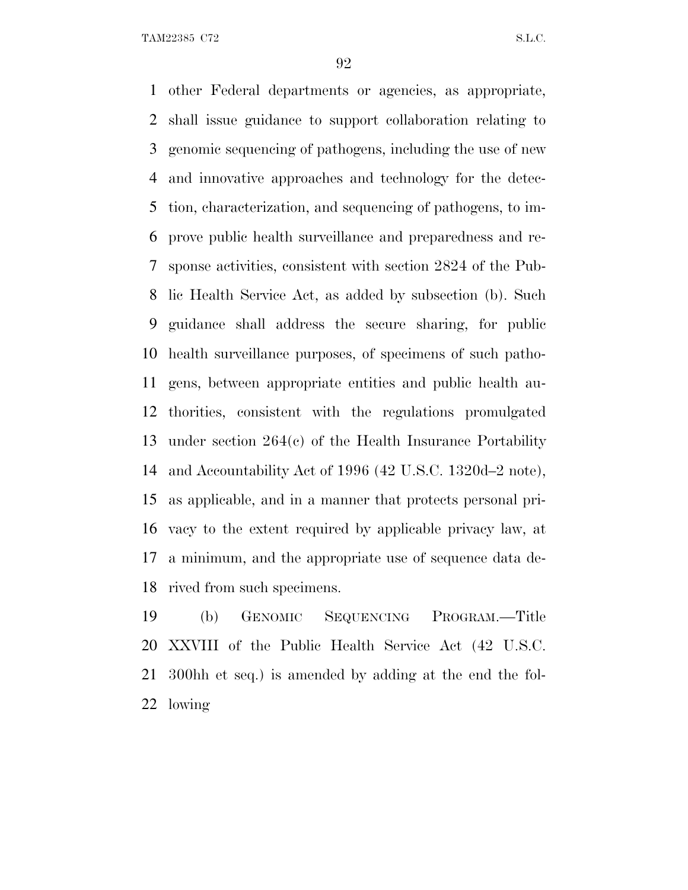other Federal departments or agencies, as appropriate, shall issue guidance to support collaboration relating to genomic sequencing of pathogens, including the use of new and innovative approaches and technology for the detection, characterization, and sequencing of pathogens, to improve public health surveillance and preparedness and response activities, consistent with section 2824 of the Public Health Service Act, as added by subsection (b). Such guidance shall address the secure sharing, for public health surveillance purposes, of specimens of such pathogens, between appropriate entities and public health authorities, consistent with the regulations promulgated under section 264(c) of the Health Insurance Portability and Accountability Act of 1996 (42 U.S.C. 1320d–2 note), as applicable, and in a manner that protects personal privacy to the extent required by applicable privacy law, at a minimum, and the appropriate use of sequence data derived from such specimens.

(b) GENOMIC SEQUENCING PROGRAM.—Title XXVIII of the Public Health Service Act (42 U.S.C. 300hh et seq.) is amended by adding at the end the following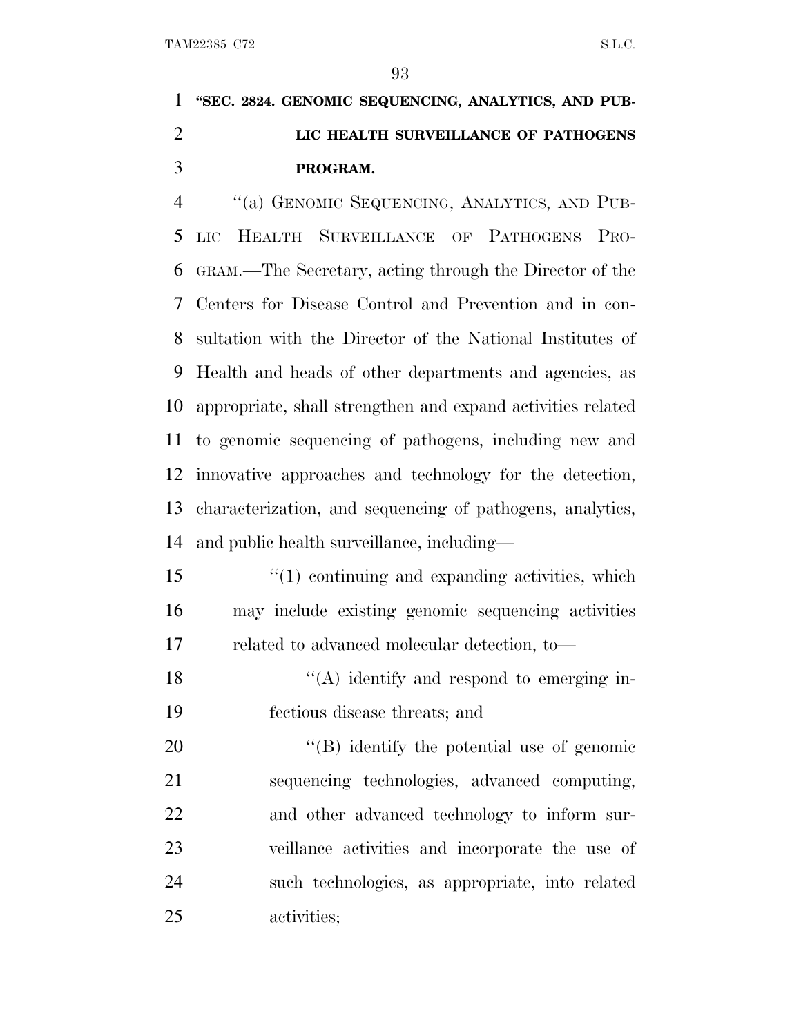**"SEC. 2824. GENOMIC SEQUENCING, ANALYTICS, AND PUBLIC HEALTH SURVEILLANCE OF PATHOGENS PROGRAM.**

"(a) GENOMIC SEQUENCING, ANALYTICS, AND PUBLIC HEALTH SURVEILLANCE OF PATHOGENS PROGRAM.—The Secretary, acting through the Director of the Centers for Disease Control and Prevention and in consultation with the Director of the National Institutes of Health and heads of other departments and agencies, as appropriate, shall strengthen and expand activities related to genomic sequencing of pathogens, including new and innovative approaches and technology for the detection, characterization, and sequencing of pathogens, analytics, and public health surveillance, including—

"(1) continuing and expanding activities, which may include existing genomic sequencing activities related to advanced molecular detection, to—

"(A) identify and respond to emerging infectious disease threats; and

"(B) identify the potential use of genomic sequencing technologies, advanced computing, and other advanced technology to inform surveillance activities and incorporate the use of such technologies, as appropriate, into related activities;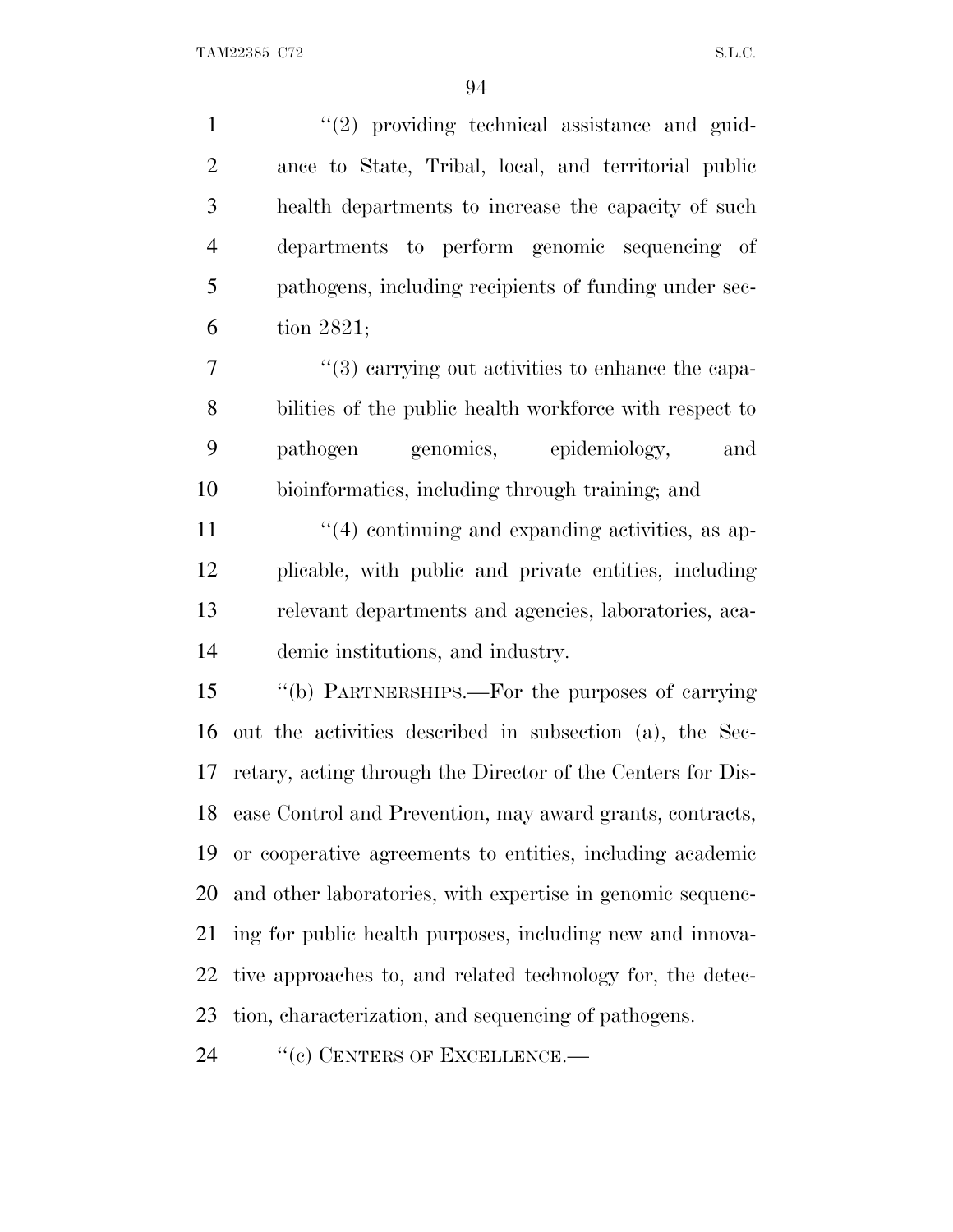''(2) providing technical assistance and guidance to State, Tribal, local, and territorial public health departments to increase the capacity of such departments to perform genomic sequencing of pathogens, including recipients of funding under section 2821;

''(3) carrying out activities to enhance the capabilities of the public health workforce with respect to pathogen genomics, epidemiology, and bioinformatics, including through training; and

''(4) continuing and expanding activities, as applicable, with public and private entities, including relevant departments and agencies, laboratories, academic institutions, and industry.

''(b) PARTNERSHIPS.—For the purposes of carrying out the activities described in subsection (a), the Secretary, acting through the Director of the Centers for Disease Control and Prevention, may award grants, contracts, or cooperative agreements to entities, including academic and other laboratories, with expertise in genomic sequencing for public health purposes, including new and innovative approaches to, and related technology for, the detection, characterization, and sequencing of pathogens.

''(c) CENTERS OF EXCELLENCE.—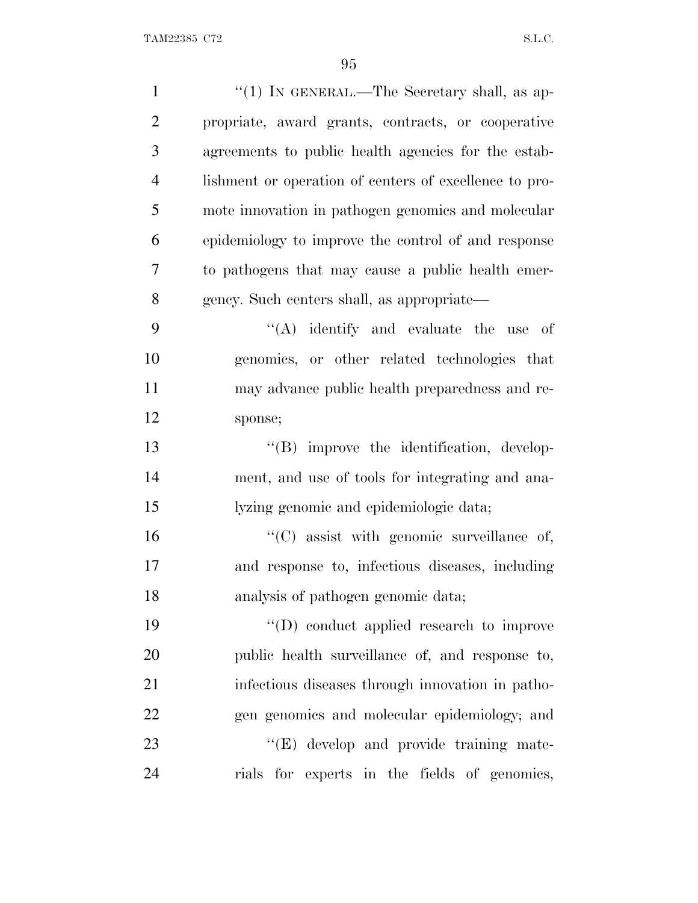"(1) IN GENERAL.—The Secretary shall, as appropriate, award grants, contracts, or cooperative agreements to public health agencies for the establishment or operation of centers of excellence to promote innovation in pathogen genomics and molecular epidemiology to improve the control of and response to pathogens that may cause a public health emergency. Such centers shall, as appropriate—

"(A) identify and evaluate the use of genomics, or other related technologies that may advance public health preparedness and response;

"(B) improve the identification, development, and use of tools for integrating and analyzing genomic and epidemiologic data;

"(C) assist with genomic surveillance of, and response to, infectious diseases, including analysis of pathogen genomic data;

"(D) conduct applied research to improve public health surveillance of, and response to, infectious diseases through innovation in pathogen genomics and molecular epidemiology; and

"(E) develop and provide training materials for experts in the fields of genomics,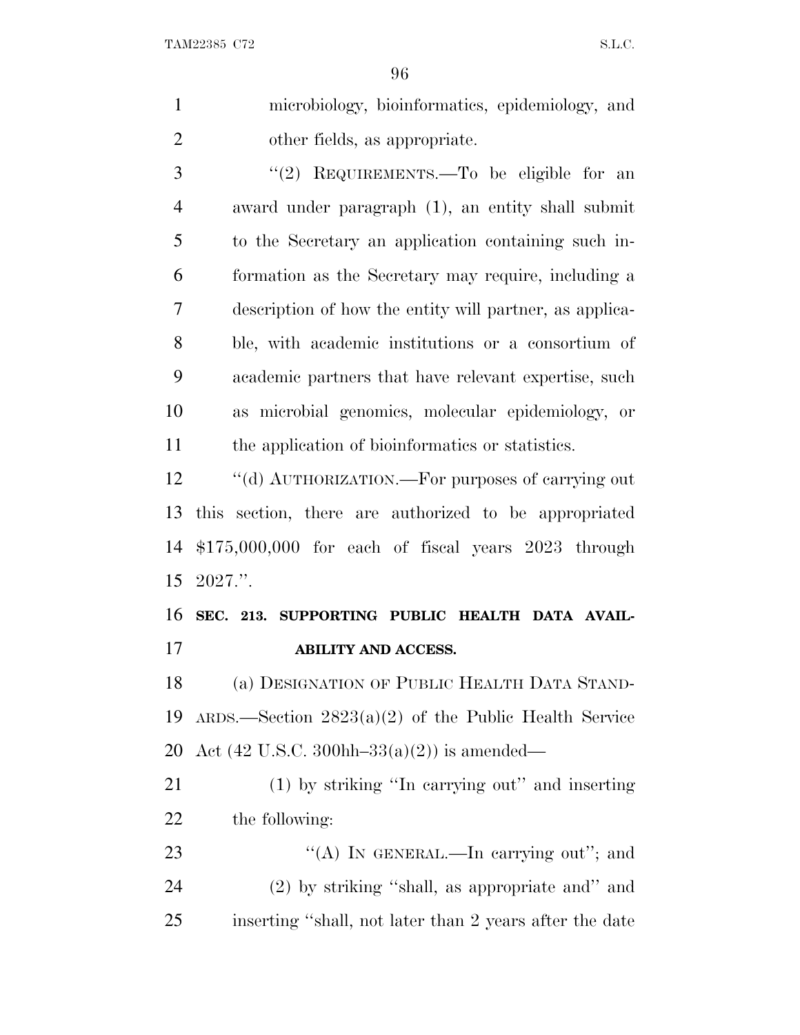microbiology, bioinformatics, epidemiology, and other fields, as appropriate.

"(2) REQUIREMENTS.—To be eligible for an award under paragraph (1), an entity shall submit to the Secretary an application containing such information as the Secretary may require, including a description of how the entity will partner, as applicable, with academic institutions or a consortium of academic partners that have relevant expertise, such as microbial genomics, molecular epidemiology, or the application of bioinformatics or statistics.

"(d) AUTHORIZATION.—For purposes of carrying out this section, there are authorized to be appropriated $175,000,000 for each of fiscal years 2023 through 2027.".

**SEC. 213. SUPPORTING PUBLIC HEALTH DATA AVAILABILITY AND ACCESS.**

(a) DESIGNATION OF PUBLIC HEALTH DATA STANDARDS.—Section 2823(a)(2) of the Public Health Service Act (42 U.S.C. 300hh–33(a)(2)) is amended—

(1) by striking "In carrying out" and inserting the following:

"(A) IN GENERAL.—In carrying out"; and

(2) by striking "shall, as appropriate and" and inserting "shall, not later than 2 years after the date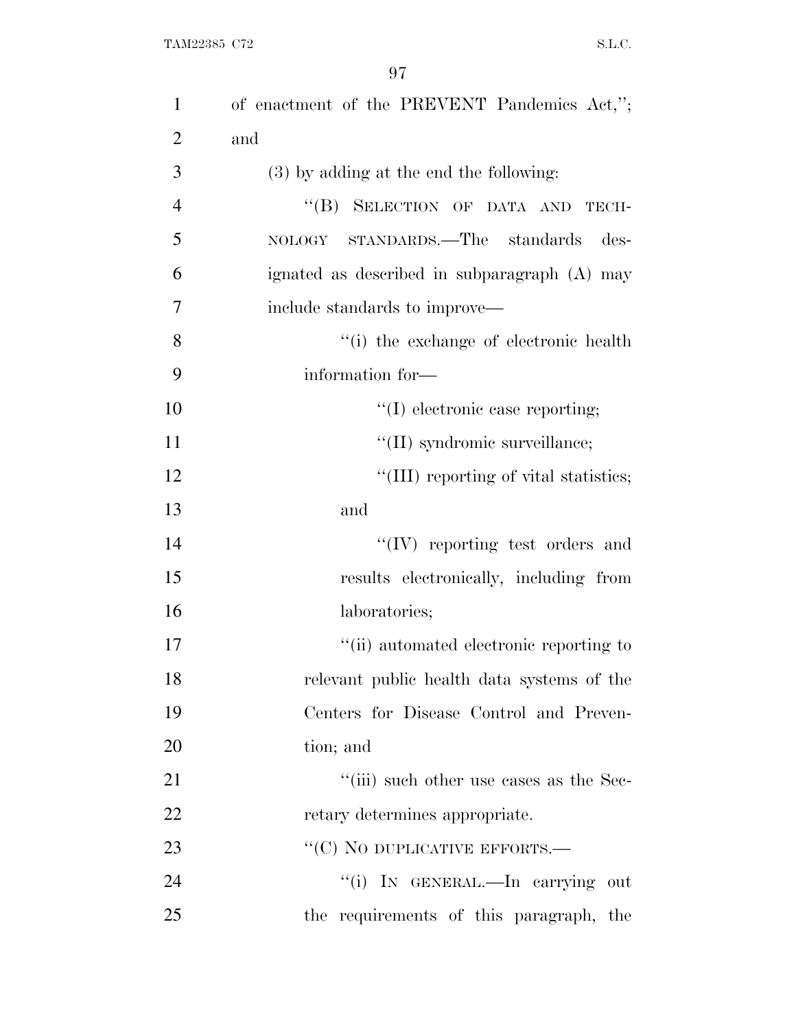of enactment of the PREVENT Pandemics Act,''; and

(3) by adding at the end the following:

"(B) SELECTION OF DATA AND TECHNOLOGY STANDARDS.—The standards designated as described in subparagraph (A) may include standards to improve—

"(i) the exchange of electronic health information for—

"(I) electronic case reporting;

"(II) syndromic surveillance;

"(III) reporting of vital statistics; and

"(IV) reporting test orders and results electronically, including from laboratories;

"(ii) automated electronic reporting to relevant public health data systems of the Centers for Disease Control and Prevention; and

"(iii) such other use cases as the Secretary determines appropriate.

"(C) NO DUPLICATIVE EFFORTS.—

"(i) IN GENERAL.—In carrying out the requirements of this paragraph, the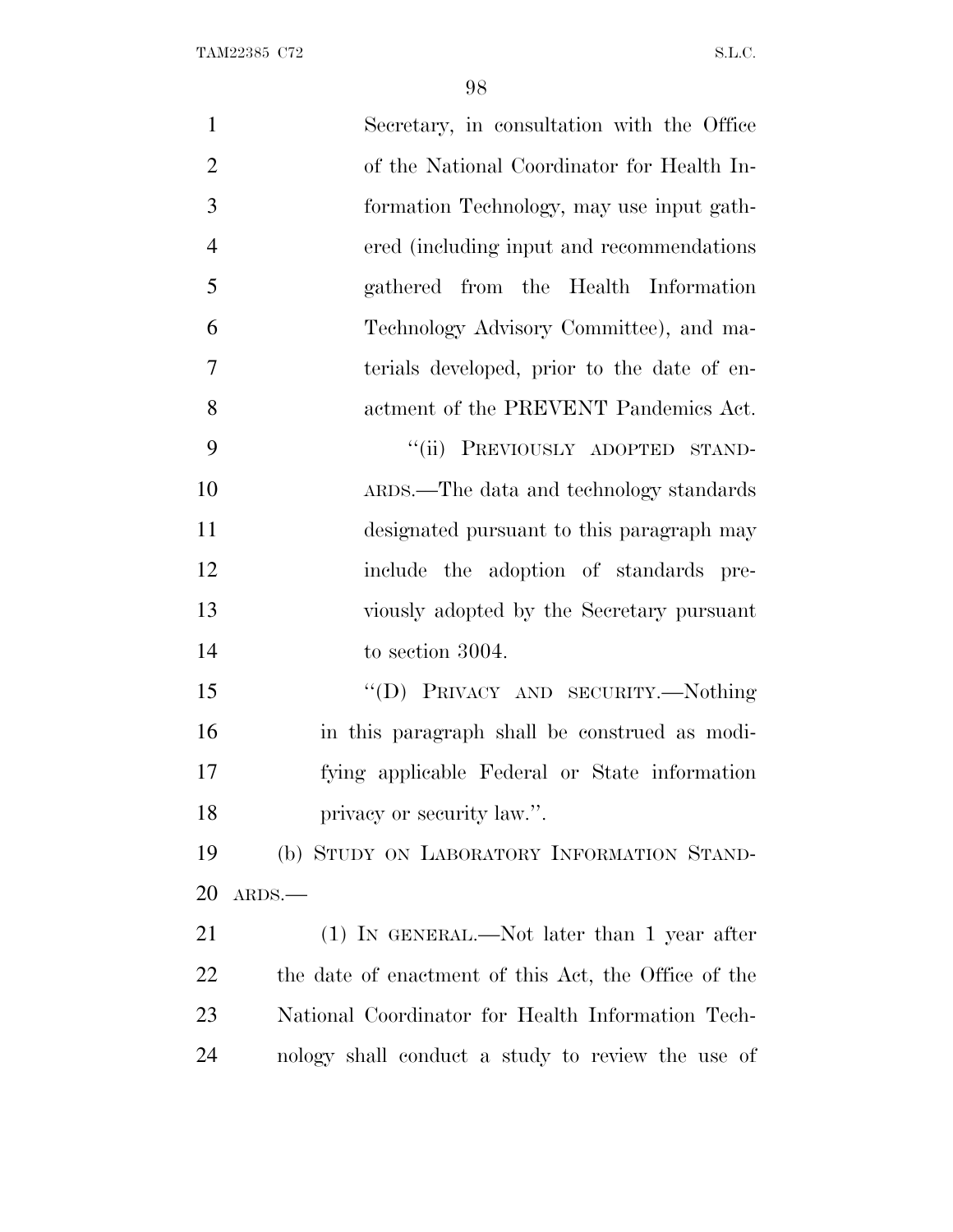Secretary, in consultation with the Office of the National Coordinator for Health Information Technology, may use input gathered (including input and recommendations gathered from the Health Information Technology Advisory Committee), and materials developed, prior to the date of enactment of the PREVENT Pandemics Act.

"(ii) PREVIOUSLY ADOPTED STANDARDS.—The data and technology standards designated pursuant to this paragraph may include the adoption of standards previously adopted by the Secretary pursuant to section 3004.

"(D) PRIVACY AND SECURITY.—Nothing in this paragraph shall be construed as modifying applicable Federal or State information privacy or security law.".

(b) STUDY ON LABORATORY INFORMATION STANDARDS.—

(1) IN GENERAL.—Not later than 1 year after the date of enactment of this Act, the Office of the National Coordinator for Health Information Technology shall conduct a study to review the use of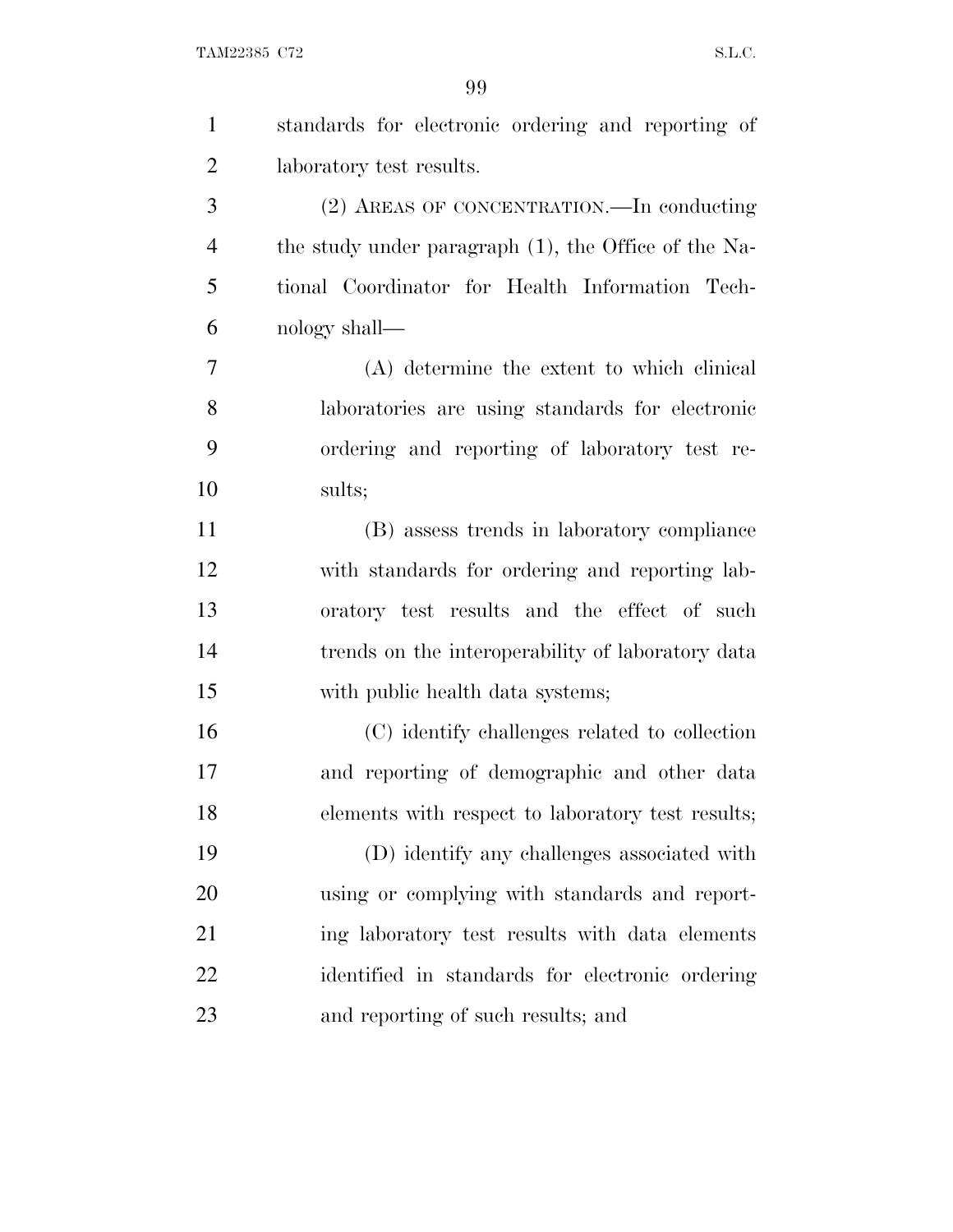standards for electronic ordering and reporting of laboratory test results.

(2) AREAS OF CONCENTRATION.—In conducting the study under paragraph (1), the Office of the National Coordinator for Health Information Technology shall—

(A) determine the extent to which clinical laboratories are using standards for electronic ordering and reporting of laboratory test results;

(B) assess trends in laboratory compliance with standards for ordering and reporting laboratory test results and the effect of such trends on the interoperability of laboratory data with public health data systems;

(C) identify challenges related to collection and reporting of demographic and other data elements with respect to laboratory test results;

(D) identify any challenges associated with using or complying with standards and reporting laboratory test results with data elements identified in standards for electronic ordering and reporting of such results; and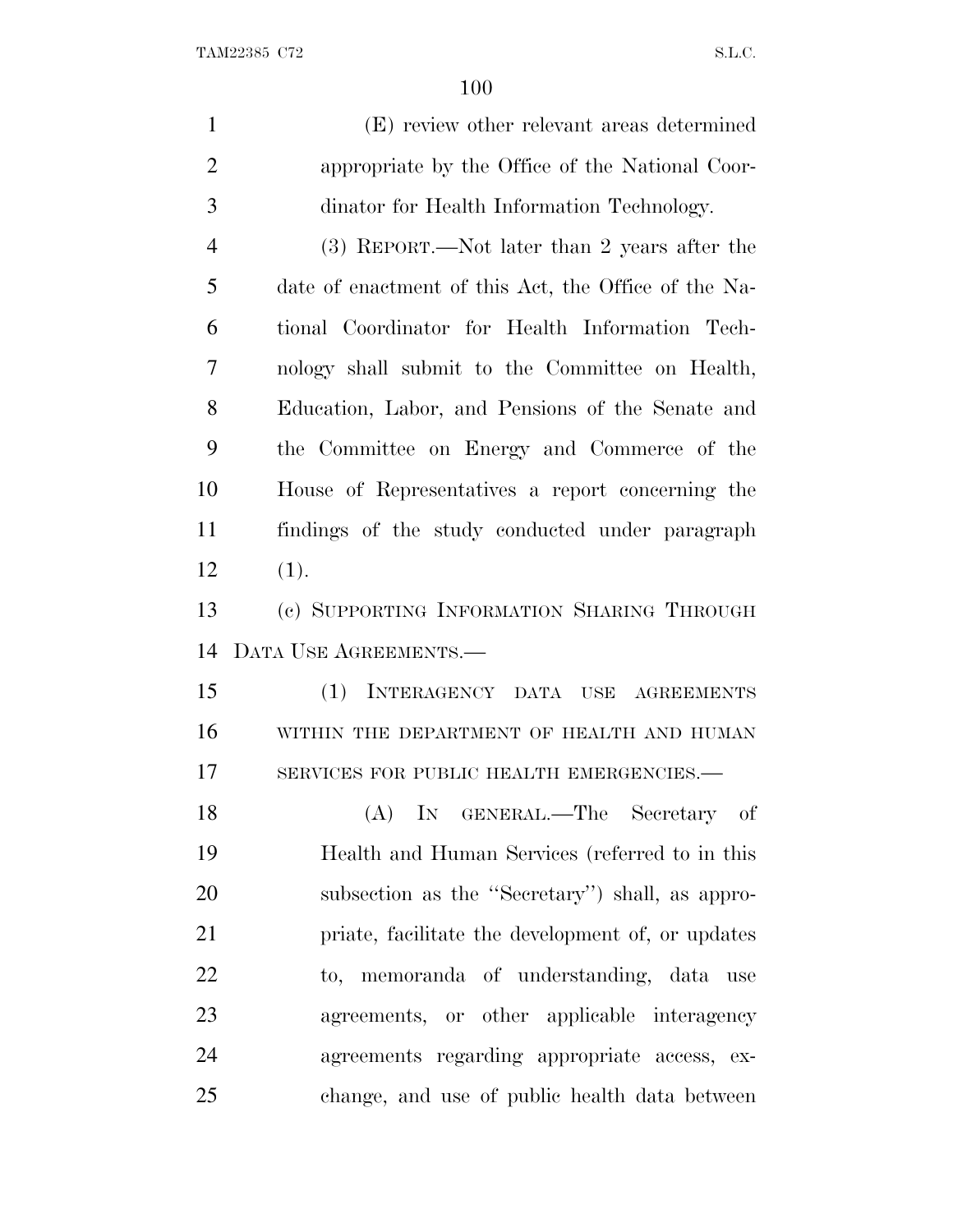(E) review other relevant areas determined appropriate by the Office of the National Coordinator for Health Information Technology.

(3) REPORT.—Not later than 2 years after the date of enactment of this Act, the Office of the National Coordinator for Health Information Technology shall submit to the Committee on Health, Education, Labor, and Pensions of the Senate and the Committee on Energy and Commerce of the House of Representatives a report concerning the findings of the study conducted under paragraph (1).

(c) SUPPORTING INFORMATION SHARING THROUGH DATA USE AGREEMENTS.—

(1) INTERAGENCY DATA USE AGREEMENTS WITHIN THE DEPARTMENT OF HEALTH AND HUMAN SERVICES FOR PUBLIC HEALTH EMERGENCIES.—

(A) IN GENERAL.—The Secretary of Health and Human Services (referred to in this subsection as the "Secretary") shall, as appropriate, facilitate the development of, or updates to, memoranda of understanding, data use agreements, or other applicable interagency agreements regarding appropriate access, exchange, and use of public health data between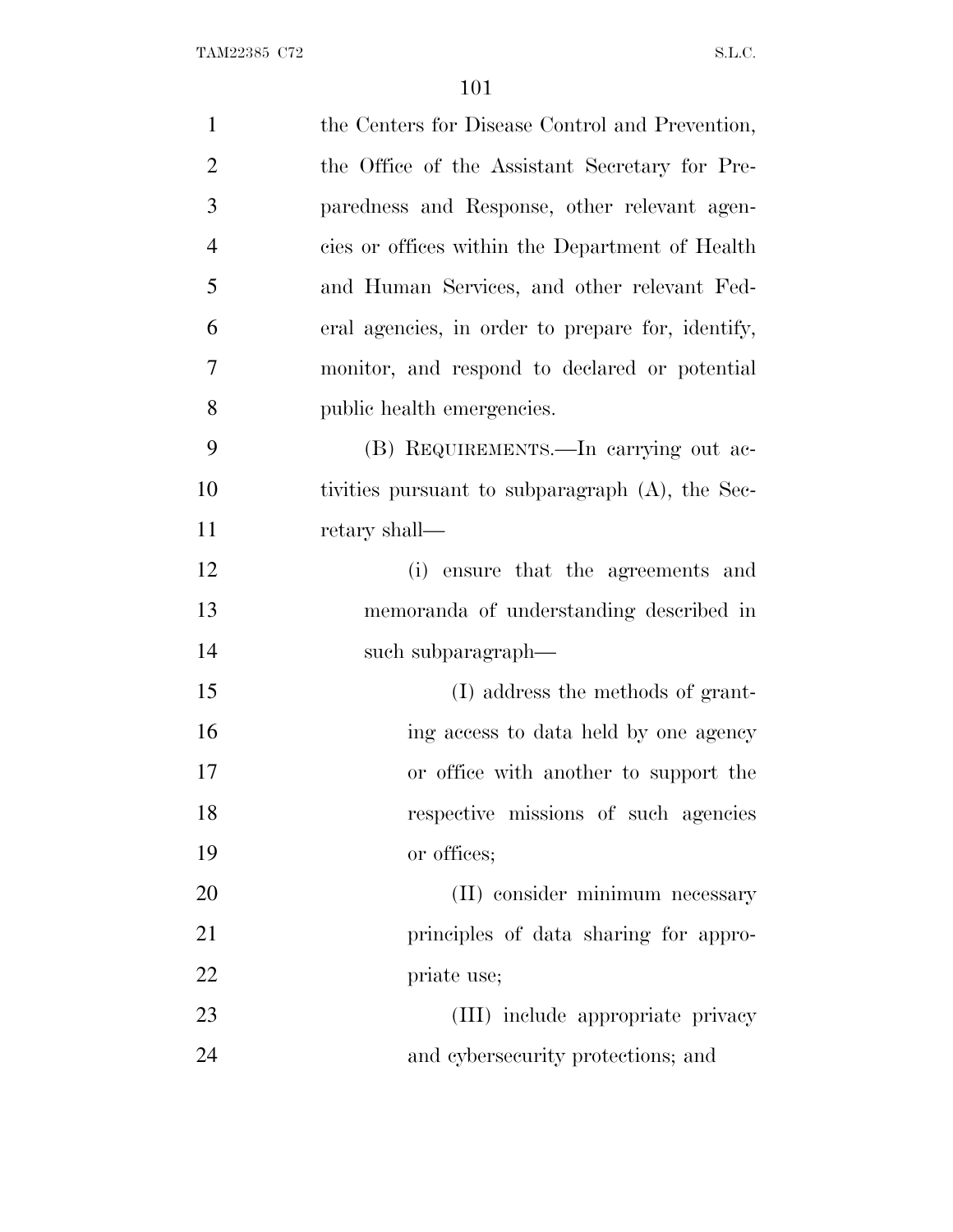the Centers for Disease Control and Prevention, the Office of the Assistant Secretary for Preparedness and Response, other relevant agencies or offices within the Department of Health and Human Services, and other relevant Federal agencies, in order to prepare for, identify, monitor, and respond to declared or potential public health emergencies.

(B) REQUIREMENTS.—In carrying out activities pursuant to subparagraph (A), the Secretary shall—

(i) ensure that the agreements and memoranda of understanding described in such subparagraph—

(I) address the methods of granting access to data held by one agency or office with another to support the respective missions of such agencies or offices;

(II) consider minimum necessary principles of data sharing for appropriate use;

(III) include appropriate privacy and cybersecurity protections; and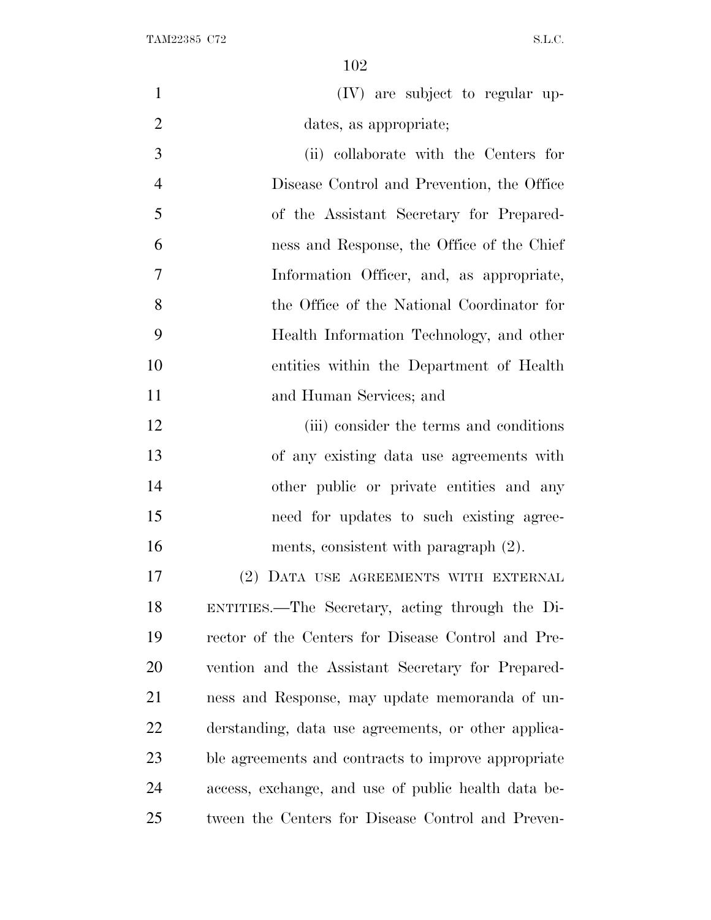(IV) are subject to regular updates, as appropriate;

(ii) collaborate with the Centers for Disease Control and Prevention, the Office of the Assistant Secretary for Preparedness and Response, the Office of the Chief Information Officer, and, as appropriate, the Office of the National Coordinator for Health Information Technology, and other entities within the Department of Health and Human Services; and

(iii) consider the terms and conditions of any existing data use agreements with other public or private entities and any need for updates to such existing agreements, consistent with paragraph (2).

(2) DATA USE AGREEMENTS WITH EXTERNAL ENTITIES.—The Secretary, acting through the Director of the Centers for Disease Control and Prevention and the Assistant Secretary for Preparedness and Response, may update memoranda of understanding, data use agreements, or other applicable agreements and contracts to improve appropriate access, exchange, and use of public health data between the Centers for Disease Control and Preven-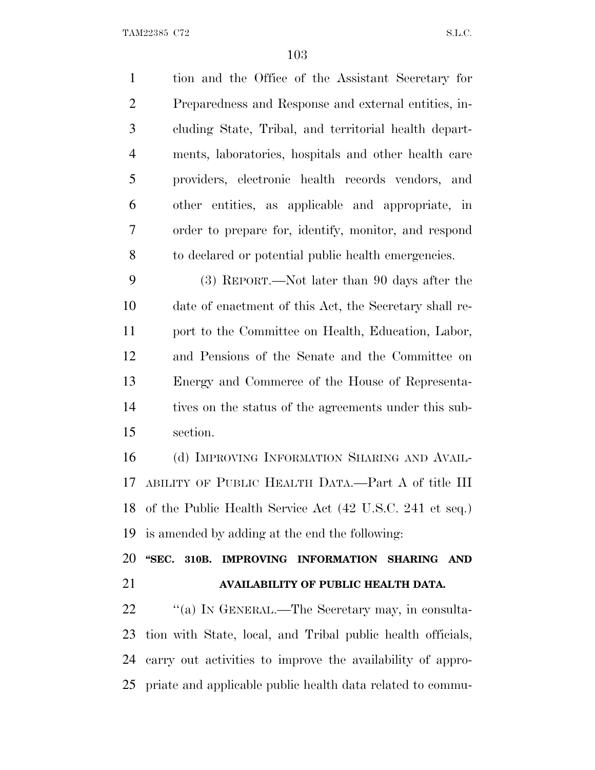tion and the Office of the Assistant Secretary for Preparedness and Response and external entities, including State, Tribal, and territorial health departments, laboratories, hospitals and other health care providers, electronic health records vendors, and other entities, as applicable and appropriate, in order to prepare for, identify, monitor, and respond to declared or potential public health emergencies.

(3) REPORT.—Not later than 90 days after the date of enactment of this Act, the Secretary shall report to the Committee on Health, Education, Labor, and Pensions of the Senate and the Committee on Energy and Commerce of the House of Representatives on the status of the agreements under this subsection.

(d) IMPROVING INFORMATION SHARING AND AVAILABILITY OF PUBLIC HEALTH DATA.—Part A of title III of the Public Health Service Act (42 U.S.C. 241 et seq.) is amended by adding at the end the following:

**"SEC. 310B. IMPROVING INFORMATION SHARING AND AVAILABILITY OF PUBLIC HEALTH DATA.**

"(a) IN GENERAL.—The Secretary may, in consultation with State, local, and Tribal public health officials, carry out activities to improve the availability of appropriate and applicable public health data related to commu-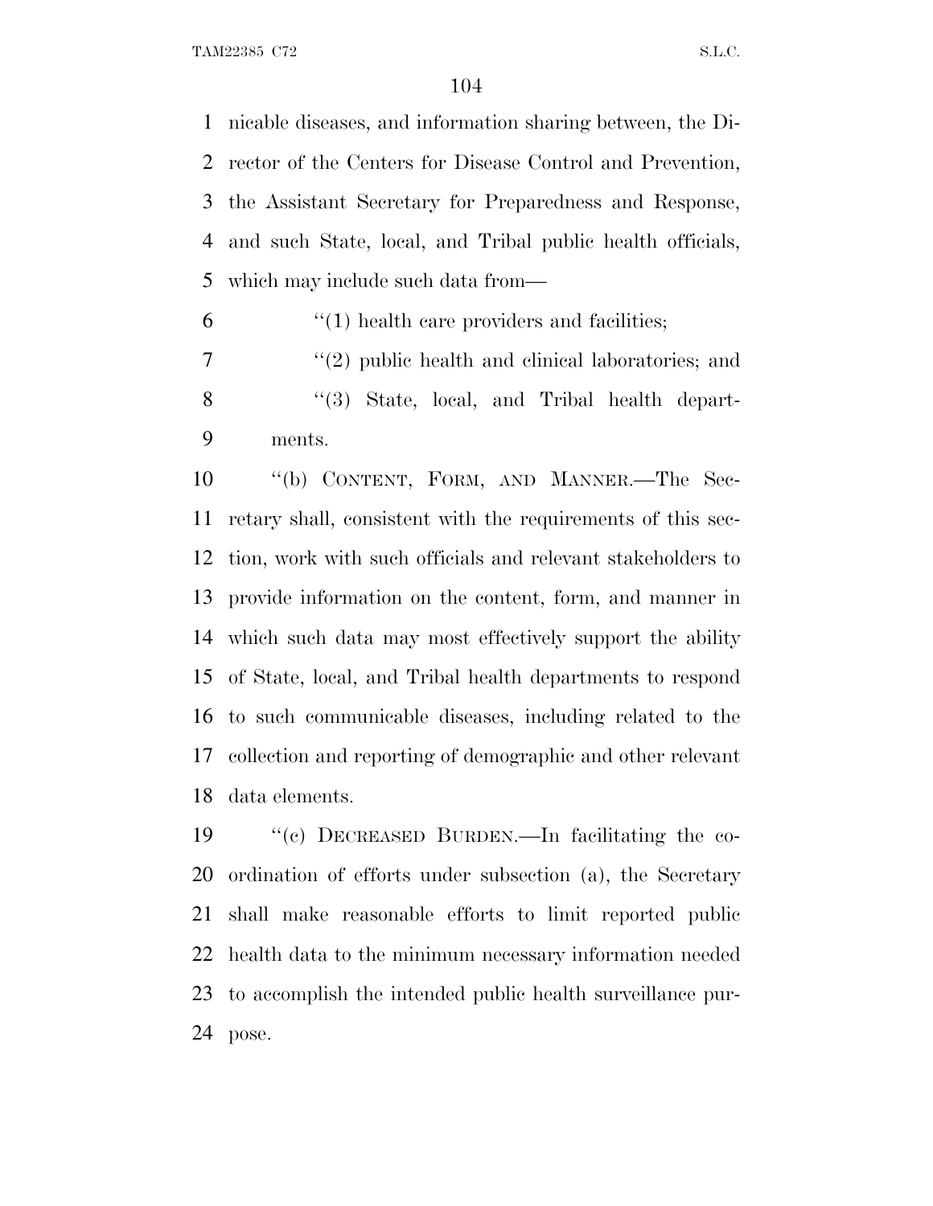nicable diseases, and information sharing between, the Director of the Centers for Disease Control and Prevention, the Assistant Secretary for Preparedness and Response, and such State, local, and Tribal public health officials, which may include such data from—

"(1) health care providers and facilities;

"(2) public health and clinical laboratories; and

"(3) State, local, and Tribal health departments.

"(b) CONTENT, FORM, AND MANNER.—The Secretary shall, consistent with the requirements of this section, work with such officials and relevant stakeholders to provide information on the content, form, and manner in which such data may most effectively support the ability of State, local, and Tribal health departments to respond to such communicable diseases, including related to the collection and reporting of demographic and other relevant data elements.

"(c) DECREASED BURDEN.—In facilitating the coordination of efforts under subsection (a), the Secretary shall make reasonable efforts to limit reported public health data to the minimum necessary information needed to accomplish the intended public health surveillance purpose.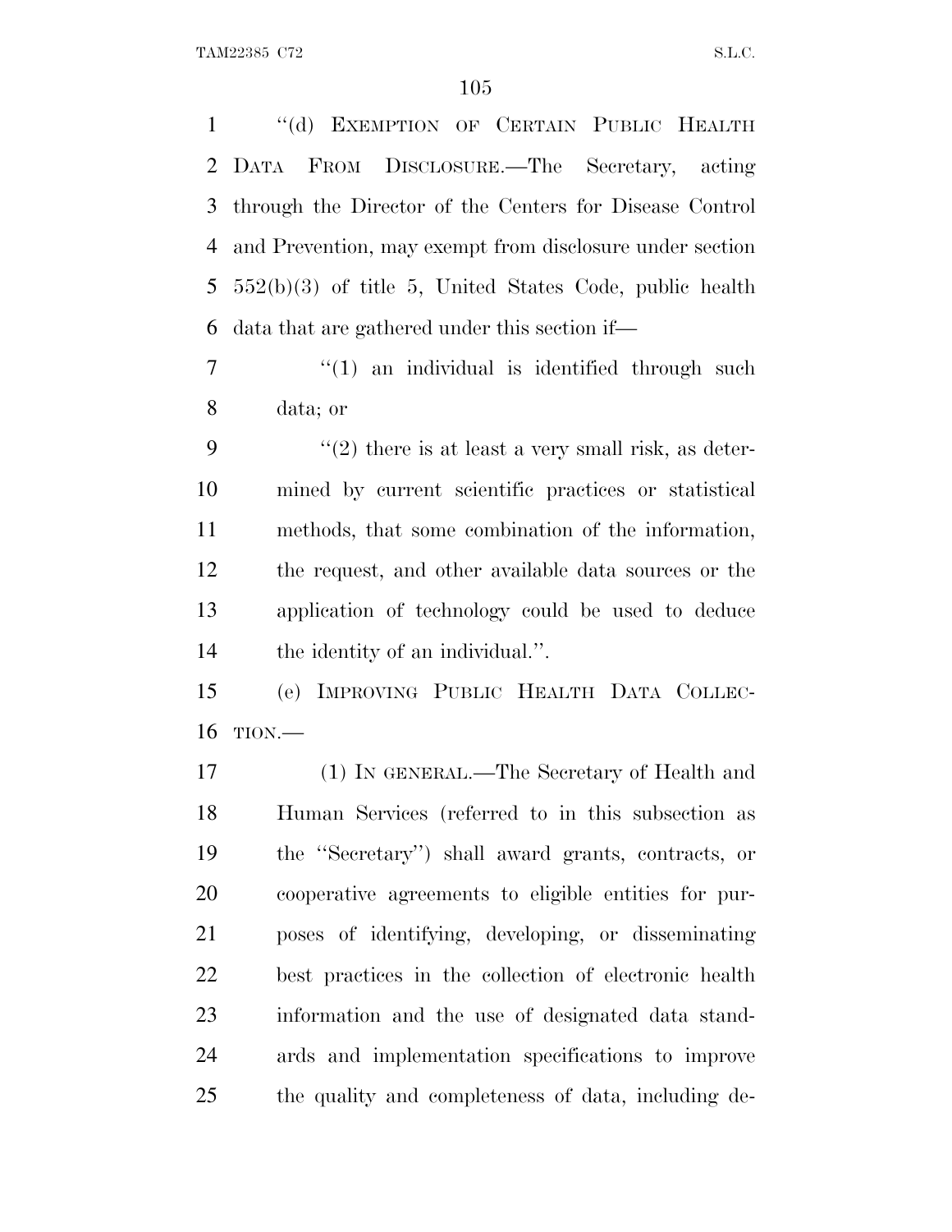''(d) EXEMPTION OF CERTAIN PUBLIC HEALTH DATA FROM DISCLOSURE.—The Secretary, acting through the Director of the Centers for Disease Control and Prevention, may exempt from disclosure under section 552(b)(3) of title 5, United States Code, public health data that are gathered under this section if—

''(1) an individual is identified through such data; or

''(2) there is at least a very small risk, as determined by current scientific practices or statistical methods, that some combination of the information, the request, and other available data sources or the application of technology could be used to deduce the identity of an individual.''.

(e) IMPROVING PUBLIC HEALTH DATA COLLECTION.—

(1) IN GENERAL.—The Secretary of Health and Human Services (referred to in this subsection as the ''Secretary'') shall award grants, contracts, or cooperative agreements to eligible entities for purposes of identifying, developing, or disseminating best practices in the collection of electronic health information and the use of designated data standards and implementation specifications to improve the quality and completeness of data, including de-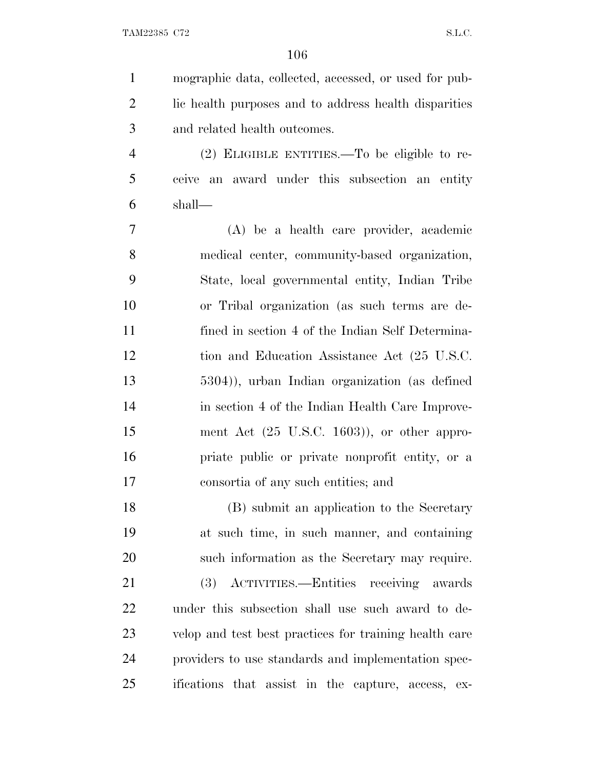mographic data, collected, accessed, or used for public health purposes and to address health disparities and related health outcomes.

(2) ELIGIBLE ENTITIES.—To be eligible to receive an award under this subsection an entity shall—

(A) be a health care provider, academic medical center, community-based organization, State, local governmental entity, Indian Tribe or Tribal organization (as such terms are defined in section 4 of the Indian Self Determination and Education Assistance Act (25 U.S.C. 5304)), urban Indian organization (as defined in section 4 of the Indian Health Care Improvement Act (25 U.S.C. 1603)), or other appropriate public or private nonprofit entity, or a consortia of any such entities; and

(B) submit an application to the Secretary at such time, in such manner, and containing such information as the Secretary may require.

(3) ACTIVITIES.—Entities receiving awards under this subsection shall use such award to develop and test best practices for training health care providers to use standards and implementation specifications that assist in the capture, access, ex-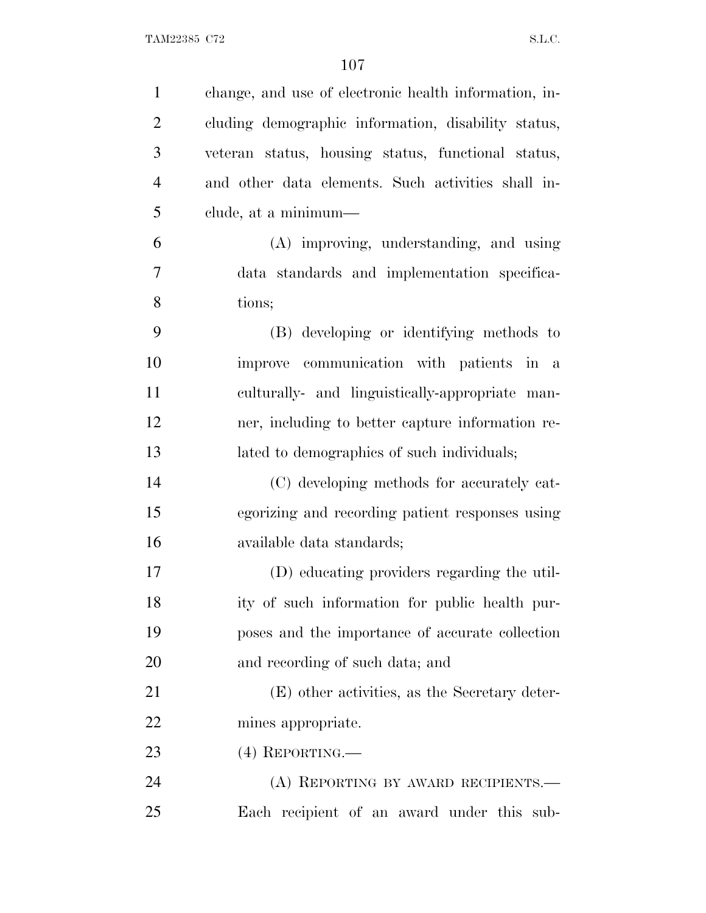change, and use of electronic health information, including demographic information, disability status, veteran status, housing status, functional status, and other data elements. Such activities shall include, at a minimum—

(A) improving, understanding, and using data standards and implementation specifications;

(B) developing or identifying methods to improve communication with patients in a culturally- and linguistically-appropriate manner, including to better capture information related to demographics of such individuals;

(C) developing methods for accurately categorizing and recording patient responses using available data standards;

(D) educating providers regarding the utility of such information for public health purposes and the importance of accurate collection and recording of such data; and

(E) other activities, as the Secretary determines appropriate.

(4) REPORTING.—

(A) REPORTING BY AWARD RECIPIENTS.—Each recipient of an award under this sub-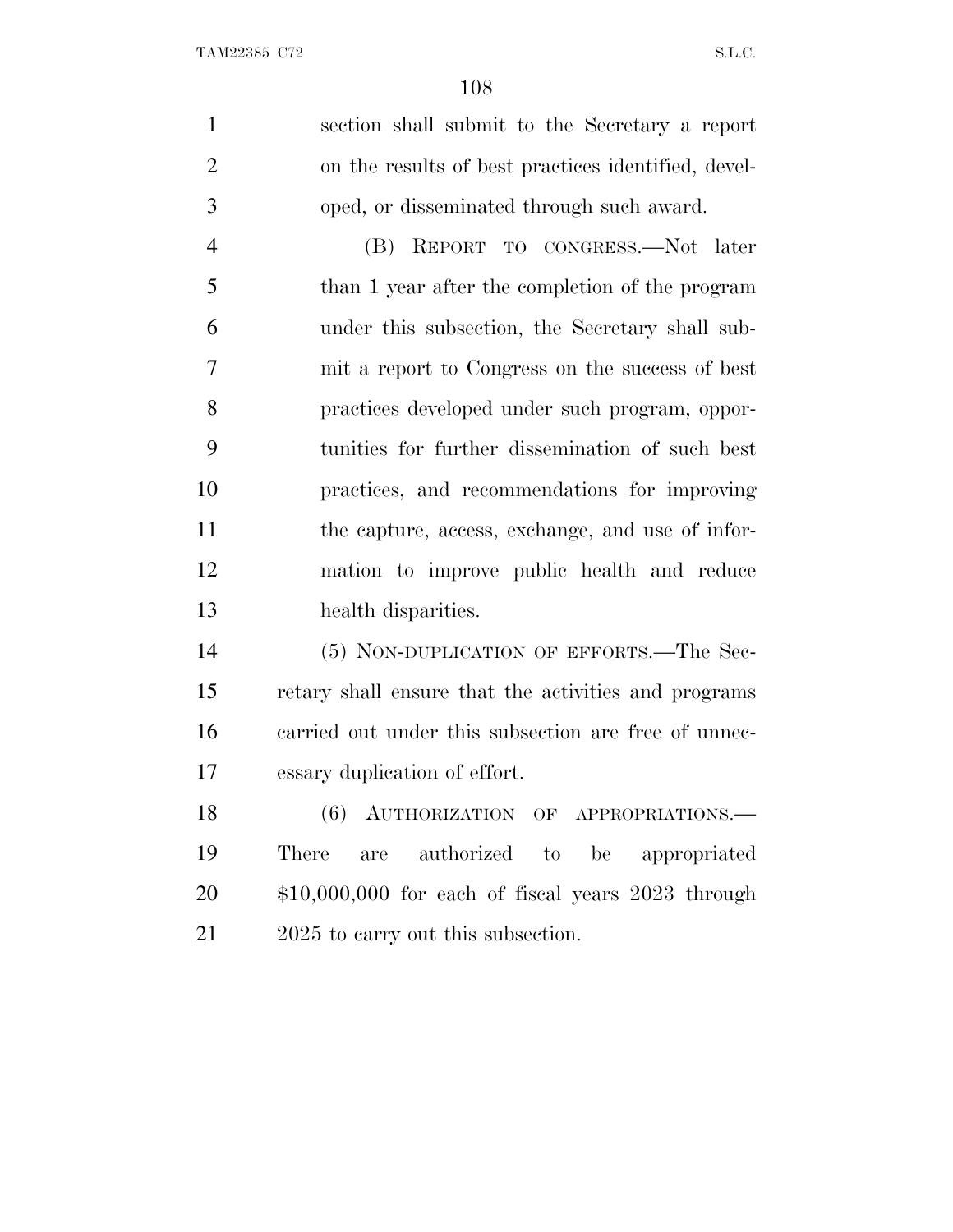section shall submit to the Secretary a report on the results of best practices identified, developed, or disseminated through such award.

(B) REPORT TO CONGRESS.—Not later than 1 year after the completion of the program under this subsection, the Secretary shall submit a report to Congress on the success of best practices developed under such program, opportunities for further dissemination of such best practices, and recommendations for improving the capture, access, exchange, and use of information to improve public health and reduce health disparities.

(5) NON-DUPLICATION OF EFFORTS.—The Secretary shall ensure that the activities and programs carried out under this subsection are free of unnecessary duplication of effort.

(6) AUTHORIZATION OF APPROPRIATIONS.—There are authorized to be appropriated $10,000,000 for each of fiscal years 2023 through 2025 to carry out this subsection.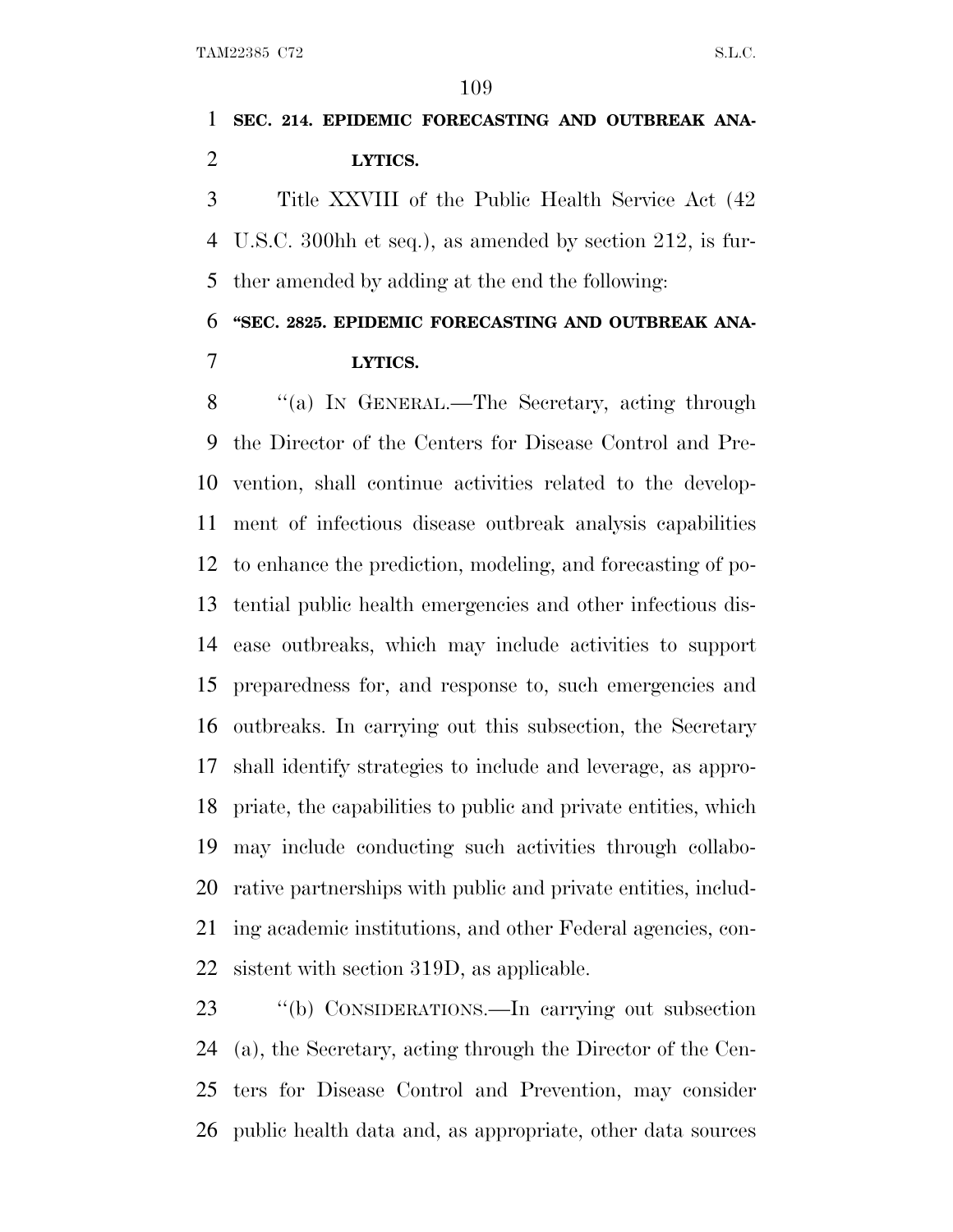**SEC. 214. EPIDEMIC FORECASTING AND OUTBREAK ANALYTICS.**

Title XXVIII of the Public Health Service Act (42 U.S.C. 300hh et seq.), as amended by section 212, is further amended by adding at the end the following:

**"SEC. 2825. EPIDEMIC FORECASTING AND OUTBREAK ANALYTICS.**

"(a) IN GENERAL.—The Secretary, acting through the Director of the Centers for Disease Control and Prevention, shall continue activities related to the development of infectious disease outbreak analysis capabilities to enhance the prediction, modeling, and forecasting of potential public health emergencies and other infectious disease outbreaks, which may include activities to support preparedness for, and response to, such emergencies and outbreaks. In carrying out this subsection, the Secretary shall identify strategies to include and leverage, as appropriate, the capabilities to public and private entities, which may include conducting such activities through collaborative partnerships with public and private entities, including academic institutions, and other Federal agencies, consistent with section 319D, as applicable.

"(b) CONSIDERATIONS.—In carrying out subsection (a), the Secretary, acting through the Director of the Centers for Disease Control and Prevention, may consider public health data and, as appropriate, other data sources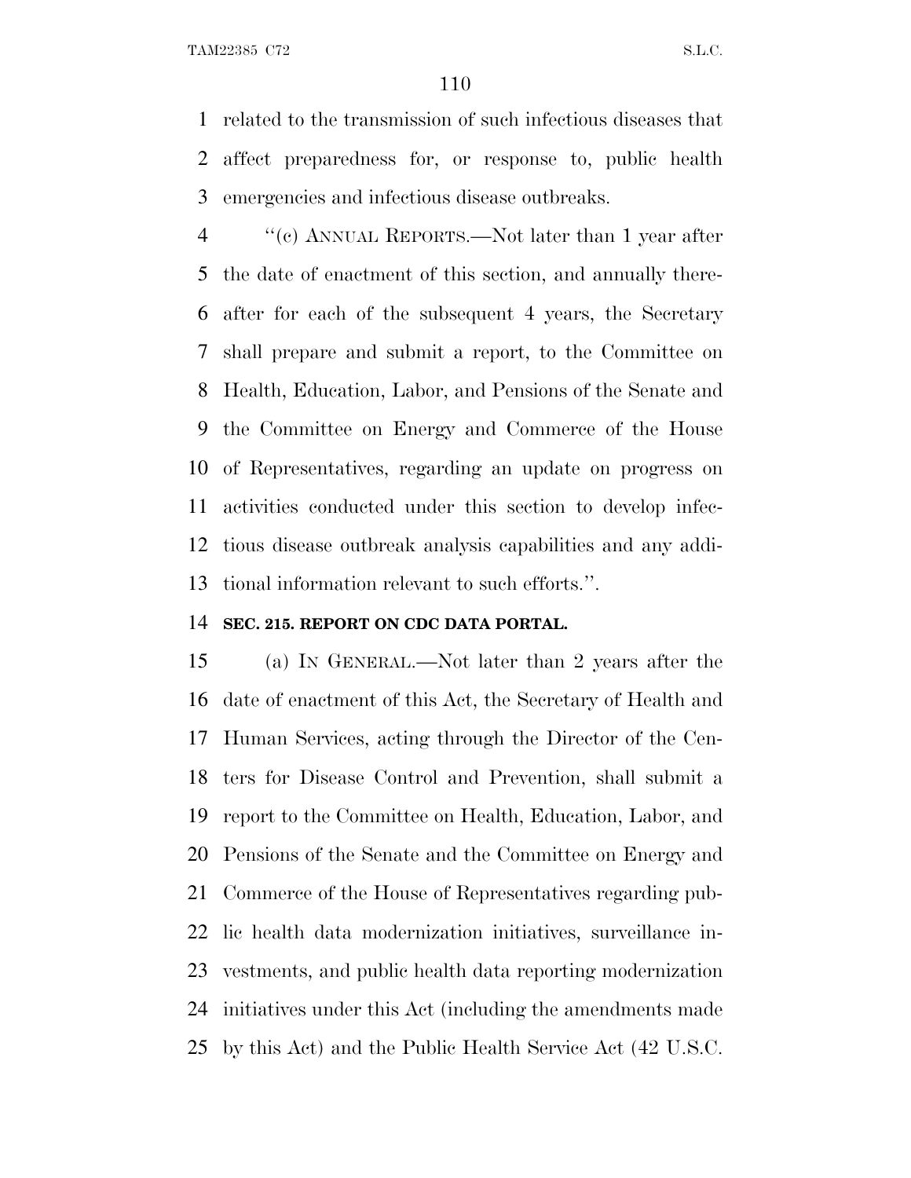related to the transmission of such infectious diseases that affect preparedness for, or response to, public health emergencies and infectious disease outbreaks.

"(c) ANNUAL REPORTS.—Not later than 1 year after the date of enactment of this section, and annually thereafter for each of the subsequent 4 years, the Secretary shall prepare and submit a report, to the Committee on Health, Education, Labor, and Pensions of the Senate and the Committee on Energy and Commerce of the House of Representatives, regarding an update on progress on activities conducted under this section to develop infectious disease outbreak analysis capabilities and any additional information relevant to such efforts.".

**SEC. 215. REPORT ON CDC DATA PORTAL.**

(a) IN GENERAL.—Not later than 2 years after the date of enactment of this Act, the Secretary of Health and Human Services, acting through the Director of the Centers for Disease Control and Prevention, shall submit a report to the Committee on Health, Education, Labor, and Pensions of the Senate and the Committee on Energy and Commerce of the House of Representatives regarding public health data modernization initiatives, surveillance investments, and public health data reporting modernization initiatives under this Act (including the amendments made by this Act) and the Public Health Service Act (42 U.S.C.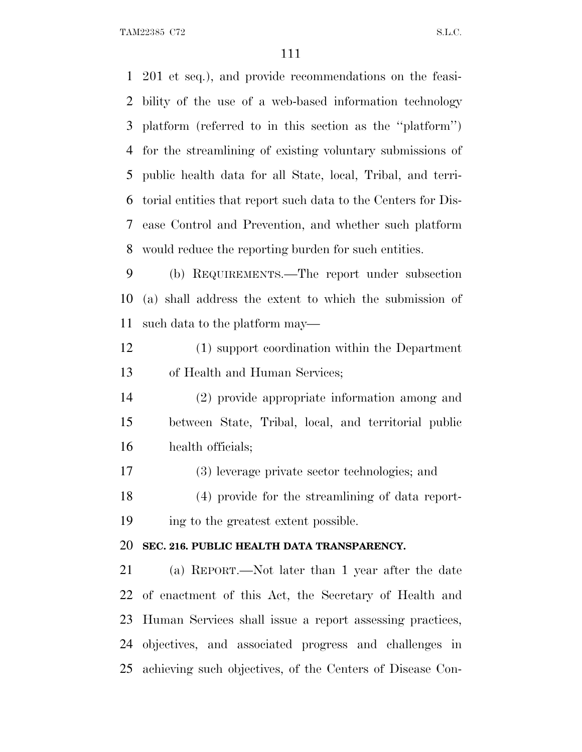201 et seq.), and provide recommendations on the feasibility of the use of a web-based information technology platform (referred to in this section as the ''platform'') for the streamlining of existing voluntary submissions of public health data for all State, local, Tribal, and territorial entities that report such data to the Centers for Disease Control and Prevention, and whether such platform would reduce the reporting burden for such entities.

(b) REQUIREMENTS.—The report under subsection (a) shall address the extent to which the submission of such data to the platform may—

(1) support coordination within the Department of Health and Human Services;

(2) provide appropriate information among and between State, Tribal, local, and territorial public health officials;

(3) leverage private sector technologies; and

(4) provide for the streamlining of data reporting to the greatest extent possible.

**SEC. 216. PUBLIC HEALTH DATA TRANSPARENCY.**

(a) REPORT.—Not later than 1 year after the date of enactment of this Act, the Secretary of Health and Human Services shall issue a report assessing practices, objectives, and associated progress and challenges in achieving such objectives, of the Centers of Disease Con-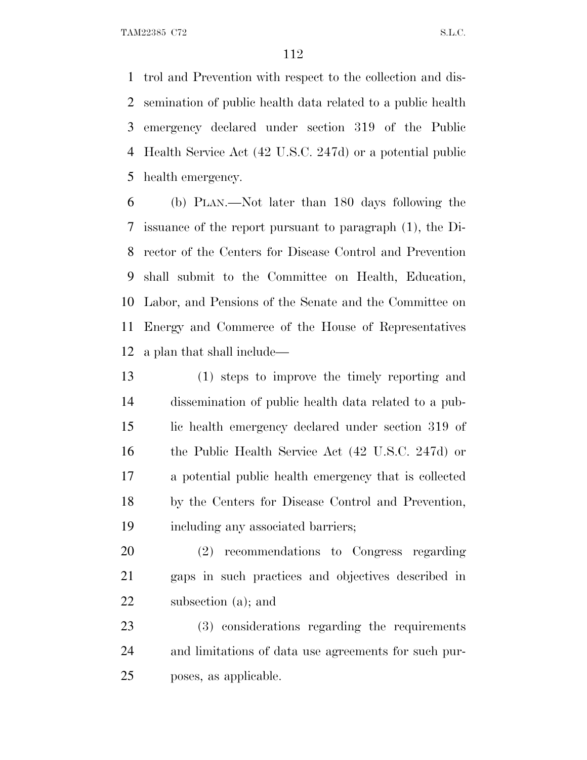trol and Prevention with respect to the collection and dissemination of public health data related to a public health emergency declared under section 319 of the Public Health Service Act (42 U.S.C. 247d) or a potential public health emergency.

(b) PLAN.—Not later than 180 days following the issuance of the report pursuant to paragraph (1), the Director of the Centers for Disease Control and Prevention shall submit to the Committee on Health, Education, Labor, and Pensions of the Senate and the Committee on Energy and Commerce of the House of Representatives a plan that shall include—

(1) steps to improve the timely reporting and dissemination of public health data related to a public health emergency declared under section 319 of the Public Health Service Act (42 U.S.C. 247d) or a potential public health emergency that is collected by the Centers for Disease Control and Prevention, including any associated barriers;

(2) recommendations to Congress regarding gaps in such practices and objectives described in subsection (a); and

(3) considerations regarding the requirements and limitations of data use agreements for such purposes, as applicable.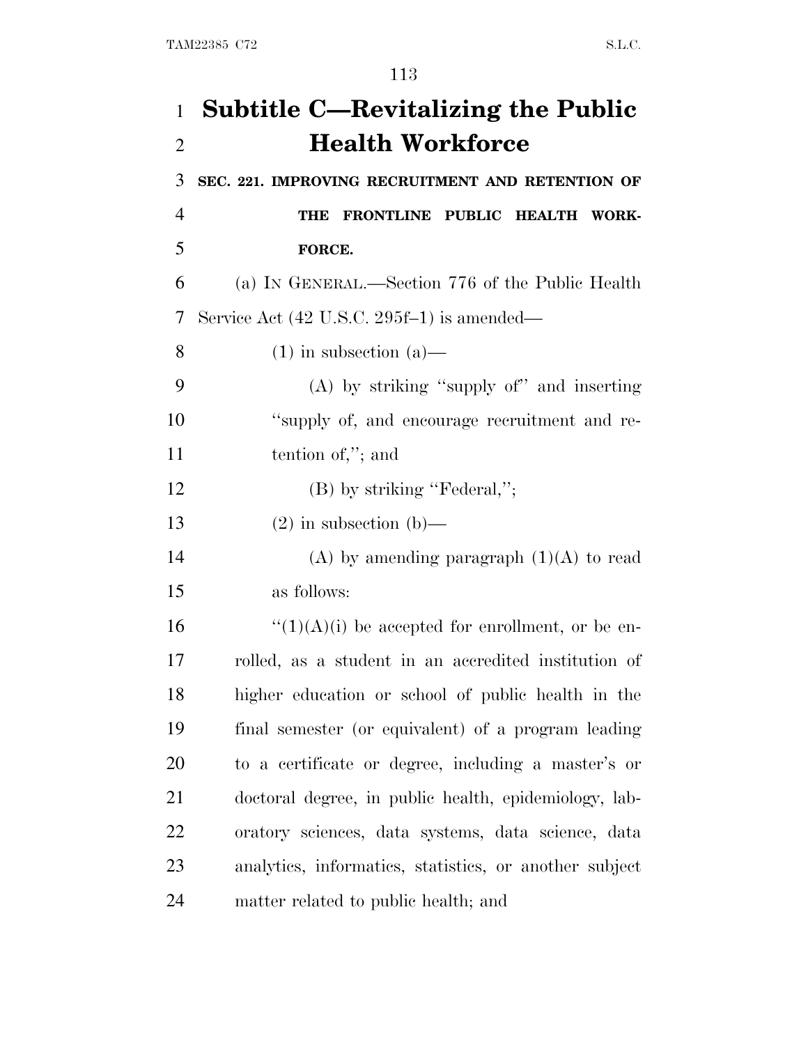# Subtitle C—Revitalizing the Public Health Workforce

**SEC. 221. IMPROVING RECRUITMENT AND RETENTION OF THE FRONTLINE PUBLIC HEALTH WORKFORCE.**

(a) IN GENERAL.—Section 776 of the Public Health Service Act (42 U.S.C. 295f–1) is amended—

(1) in subsection (a)—

(A) by striking ''supply of'' and inserting ''supply of, and encourage recruitment and retention of,''; and

(B) by striking ''Federal,'';

(2) in subsection (b)—

(A) by amending paragraph (1)(A) to read as follows:

''(1)(A)(i) be accepted for enrollment, or be enrolled, as a student in an accredited institution of higher education or school of public health in the final semester (or equivalent) of a program leading to a certificate or degree, including a master's or doctoral degree, in public health, epidemiology, laboratory sciences, data systems, data science, data analytics, informatics, statistics, or another subject matter related to public health; and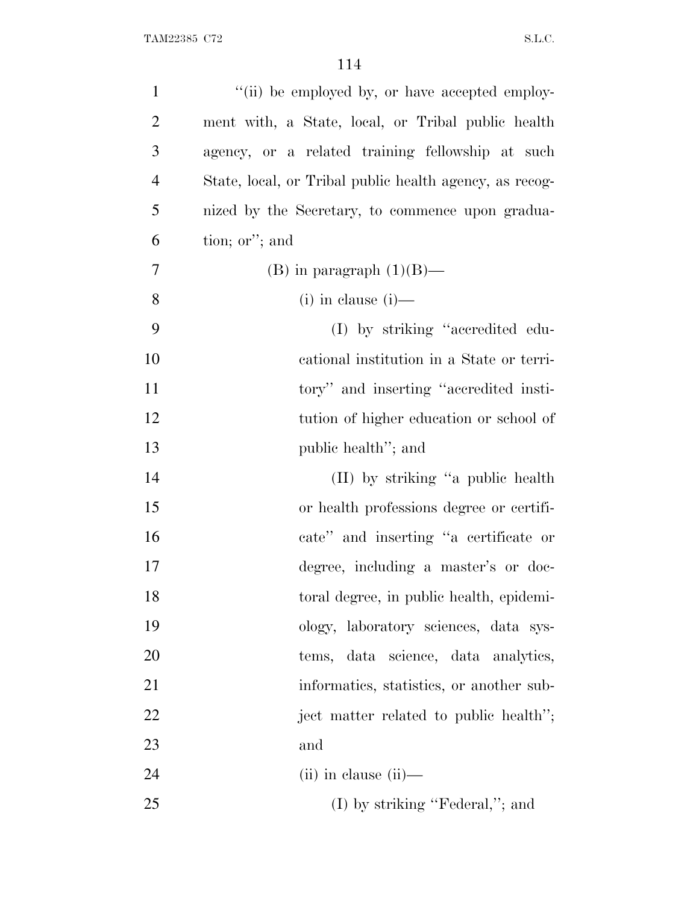"(ii) be employed by, or have accepted employment with, a State, local, or Tribal public health agency, or a related training fellowship at such State, local, or Tribal public health agency, as recognized by the Secretary, to commence upon graduation; or"; and

(B) in paragraph (1)(B)—

(i) in clause (i)—

(I) by striking "accredited educational institution in a State or territory" and inserting "accredited institution of higher education or school of public health"; and

(II) by striking "a public health or health professions degree or certificate" and inserting "a certificate or degree, including a master's or doctoral degree, in public health, epidemiology, laboratory sciences, data systems, data science, data analytics, informatics, statistics, or another subject matter related to public health"; and

(ii) in clause (ii)—

(I) by striking "Federal,"; and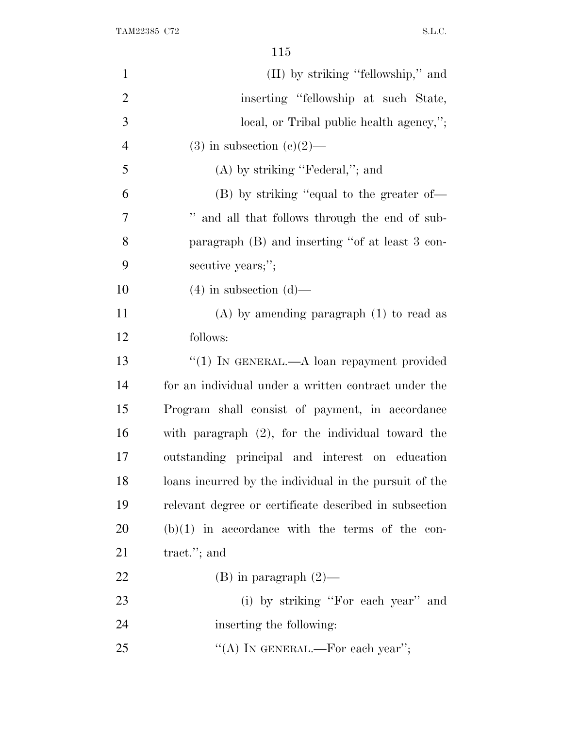(II) by striking ''fellowship,'' and inserting ''fellowship at such State, local, or Tribal public health agency,'';

(3) in subsection (c)(2)—

(A) by striking ''Federal,''; and

(B) by striking ''equal to the greater of— '' and all that follows through the end of subparagraph (B) and inserting ''of at least 3 consecutive years;'';

(4) in subsection (d)—

(A) by amending paragraph (1) to read as follows:

''(1) IN GENERAL.—A loan repayment provided for an individual under a written contract under the Program shall consist of payment, in accordance with paragraph (2), for the individual toward the outstanding principal and interest on education loans incurred by the individual in the pursuit of the relevant degree or certificate described in subsection (b)(1) in accordance with the terms of the contract.''; and

(B) in paragraph (2)—

(i) by striking ''For each year'' and inserting the following:

''(A) IN GENERAL.—For each year'';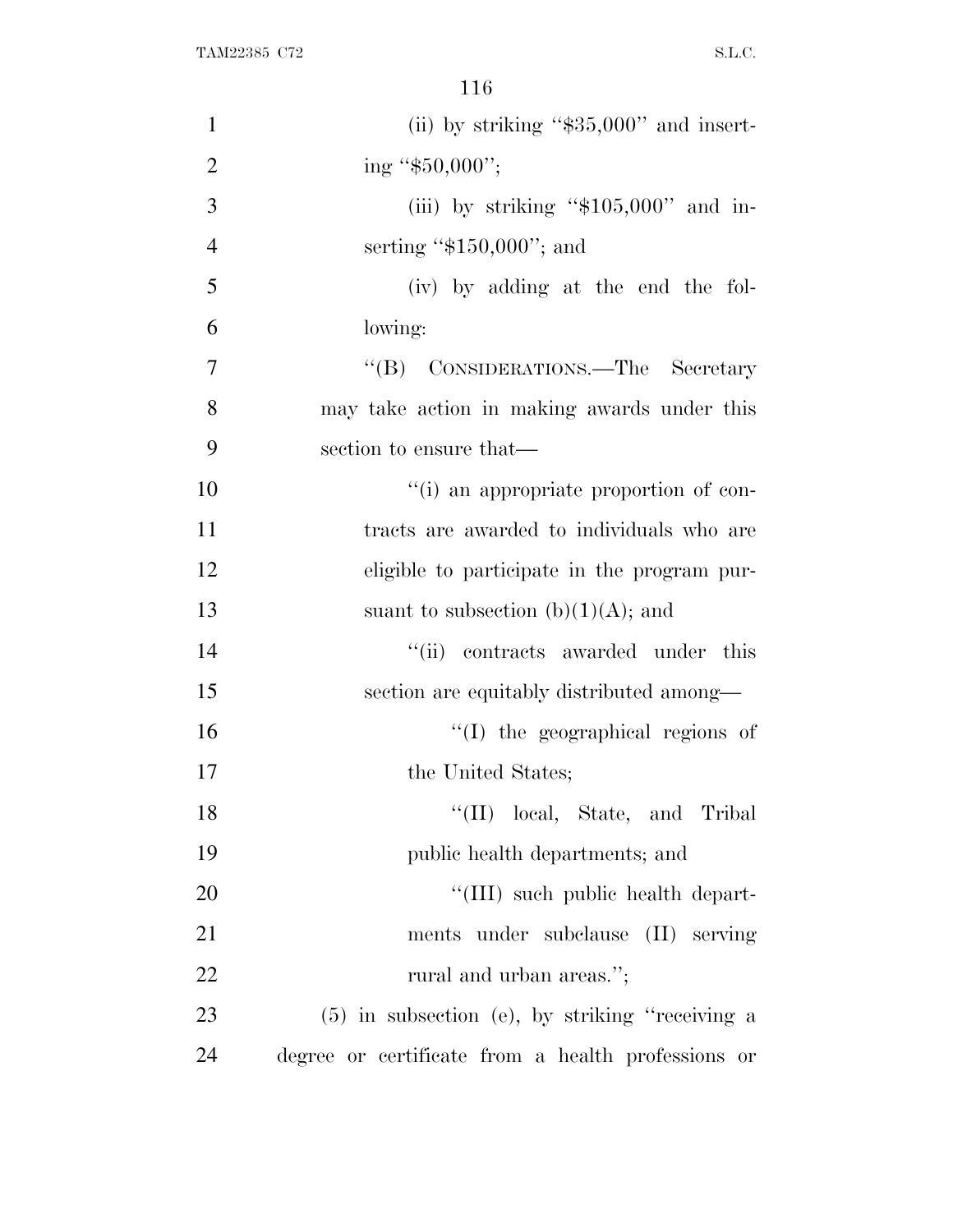(ii) by striking "$35,000" and inserting "$50,000";

(iii) by striking "$105,000" and inserting "$150,000"; and

(iv) by adding at the end the following:

"(B) CONSIDERATIONS.—The Secretary may take action in making awards under this section to ensure that—

"(i) an appropriate proportion of contracts are awarded to individuals who are eligible to participate in the program pursuant to subsection (b)(1)(A); and

"(ii) contracts awarded under this section are equitably distributed among—

"(I) the geographical regions of the United States;

"(II) local, State, and Tribal public health departments; and

"(III) such public health departments under subclause (II) serving rural and urban areas.";

(5) in subsection (e), by striking "receiving a degree or certificate from a health professions or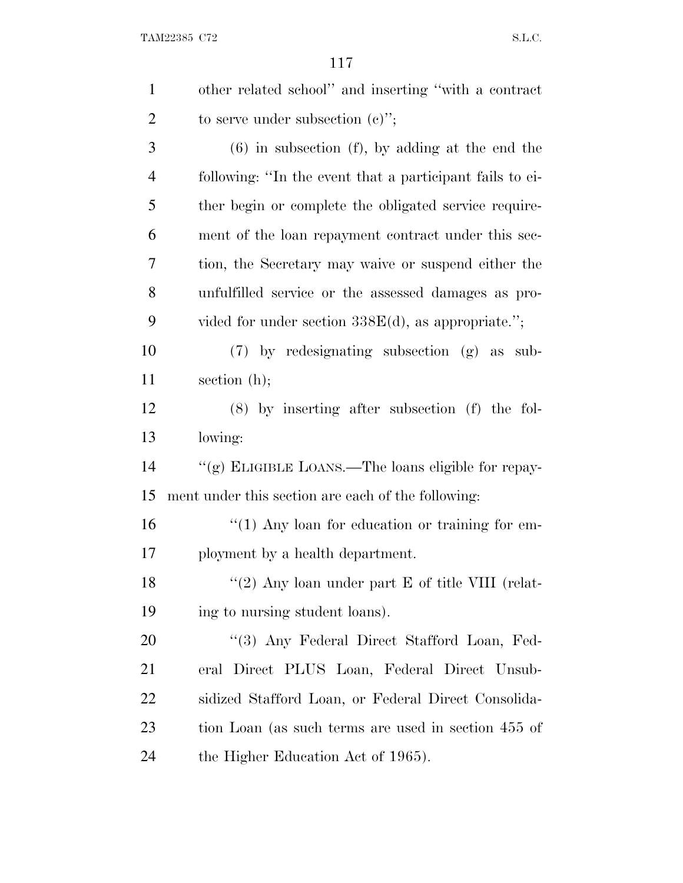other related school'' and inserting ''with a contract to serve under subsection (c)'';

(6) in subsection (f), by adding at the end the following: ''In the event that a participant fails to either begin or complete the obligated service requirement of the loan repayment contract under this section, the Secretary may waive or suspend either the unfulfilled service or the assessed damages as provided for under section 338E(d), as appropriate.'';

(7) by redesignating subsection (g) as subsection (h);

(8) by inserting after subsection (f) the following:

''(g) ELIGIBLE LOANS.—The loans eligible for repayment under this section are each of the following:

''(1) Any loan for education or training for employment by a health department.

''(2) Any loan under part E of title VIII (relating to nursing student loans).

''(3) Any Federal Direct Stafford Loan, Federal Direct PLUS Loan, Federal Direct Unsubsidized Stafford Loan, or Federal Direct Consolidation Loan (as such terms are used in section 455 of the Higher Education Act of 1965).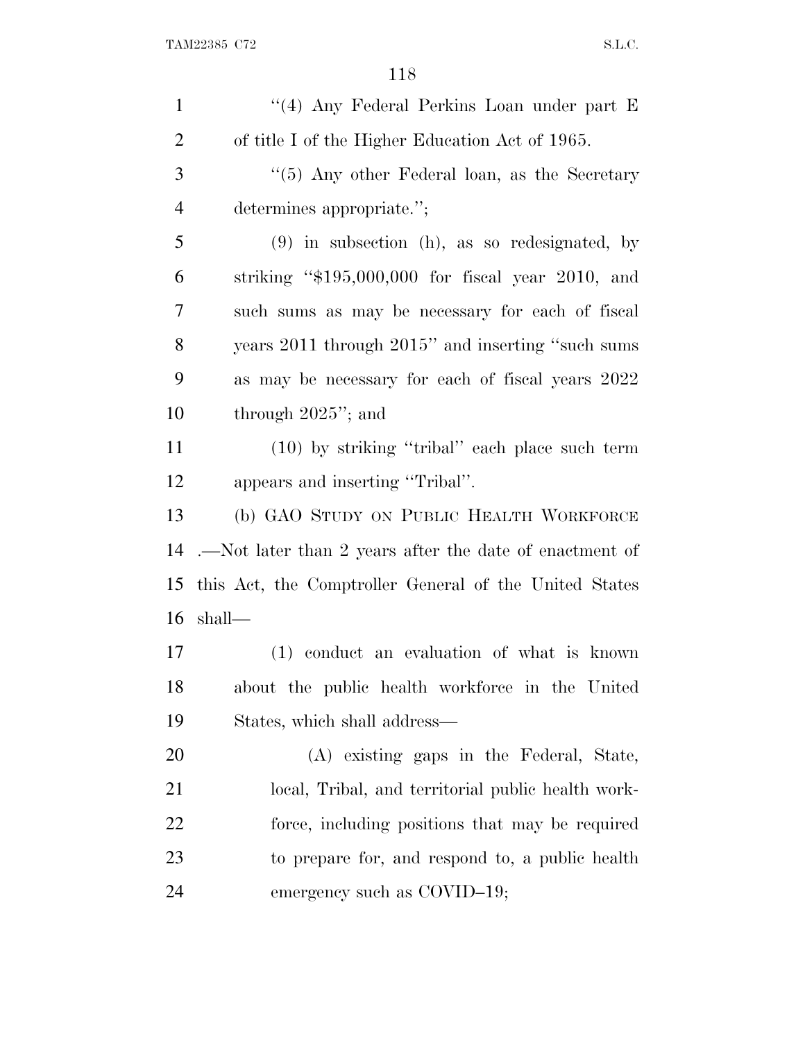''(4) Any Federal Perkins Loan under part E of title I of the Higher Education Act of 1965.

''(5) Any other Federal loan, as the Secretary determines appropriate.'';

(9) in subsection (h), as so redesignated, by striking ''$195,000,000 for fiscal year 2010, and such sums as may be necessary for each of fiscal years 2011 through 2015'' and inserting ''such sums as may be necessary for each of fiscal years 2022 through 2025''; and

(10) by striking ''tribal'' each place such term appears and inserting ''Tribal''.

(b) GAO STUDY ON PUBLIC HEALTH WORKFORCE .—Not later than 2 years after the date of enactment of this Act, the Comptroller General of the United States shall—

(1) conduct an evaluation of what is known about the public health workforce in the United States, which shall address—

(A) existing gaps in the Federal, State, local, Tribal, and territorial public health workforce, including positions that may be required to prepare for, and respond to, a public health emergency such as COVID–19;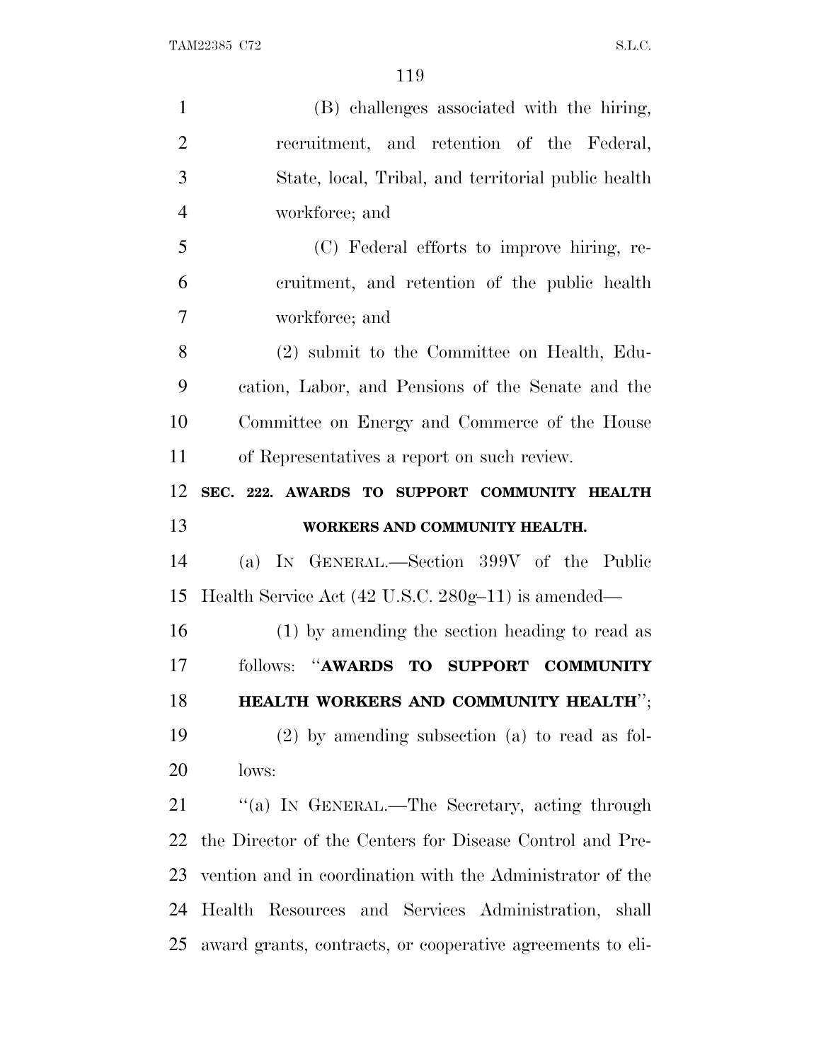(B) challenges associated with the hiring, recruitment, and retention of the Federal, State, local, Tribal, and territorial public health workforce; and

(C) Federal efforts to improve hiring, recruitment, and retention of the public health workforce; and

(2) submit to the Committee on Health, Education, Labor, and Pensions of the Senate and the Committee on Energy and Commerce of the House of Representatives a report on such review.

## SEC. 222. AWARDS TO SUPPORT COMMUNITY HEALTH WORKERS AND COMMUNITY HEALTH.

(a) IN GENERAL.—Section 399V of the Public Health Service Act (42 U.S.C. 280g–11) is amended—

(1) by amending the section heading to read as follows: "**AWARDS TO SUPPORT COMMUNITY HEALTH WORKERS AND COMMUNITY HEALTH**";

(2) by amending subsection (a) to read as follows:

"(a) IN GENERAL.—The Secretary, acting through the Director of the Centers for Disease Control and Prevention and in coordination with the Administrator of the Health Resources and Services Administration, shall award grants, contracts, or cooperative agreements to eli-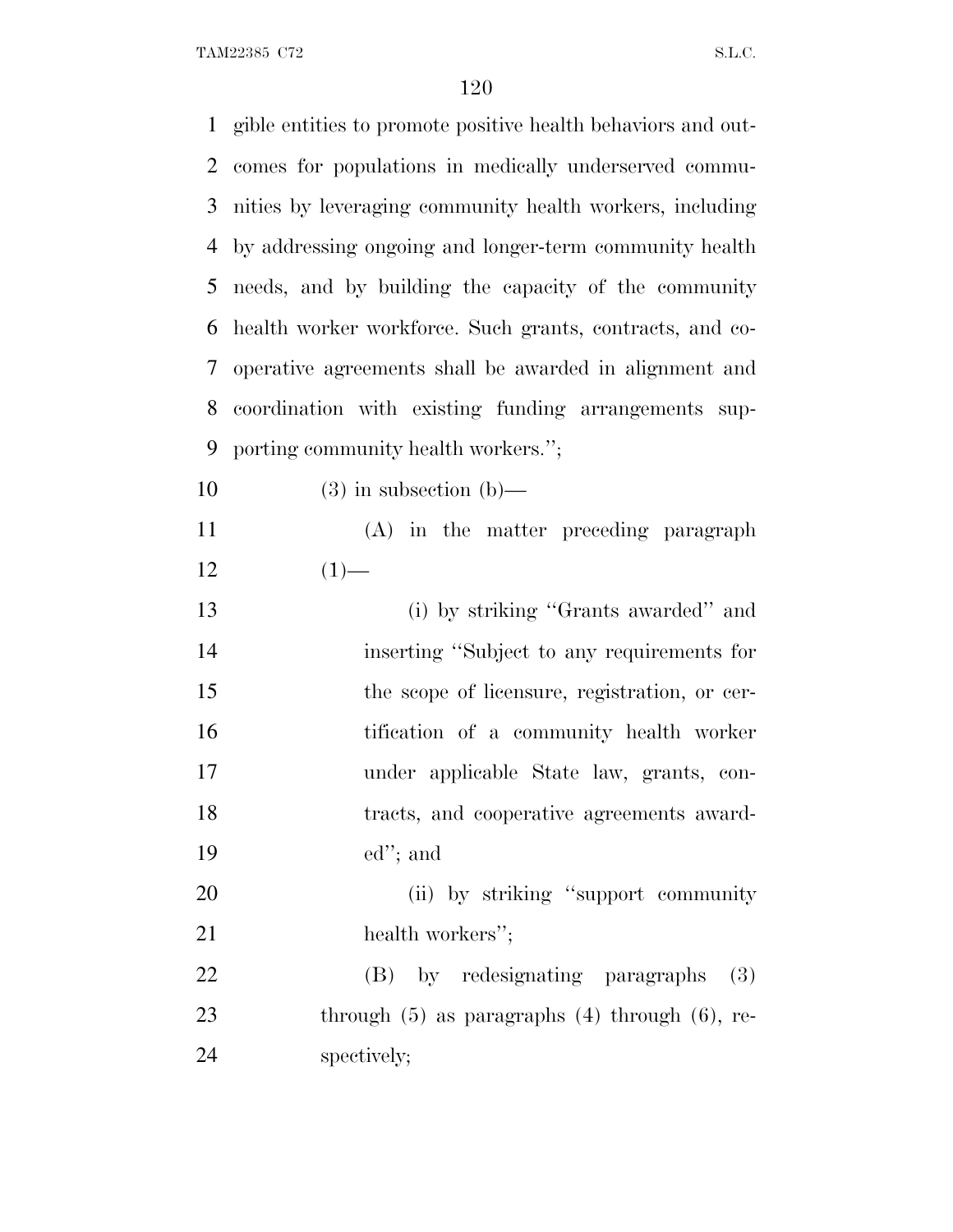gible entities to promote positive health behaviors and outcomes for populations in medically underserved communities by leveraging community health workers, including by addressing ongoing and longer-term community health needs, and by building the capacity of the community health worker workforce. Such grants, contracts, and cooperative agreements shall be awarded in alignment and coordination with existing funding arrangements supporting community health workers.'';

(3) in subsection (b)—

(A) in the matter preceding paragraph (1)—

(i) by striking ''Grants awarded'' and inserting ''Subject to any requirements for the scope of licensure, registration, or certification of a community health worker under applicable State law, grants, contracts, and cooperative agreements awarded''; and

(ii) by striking ''support community health workers'';

(B) by redesignating paragraphs (3) through (5) as paragraphs (4) through (6), respectively;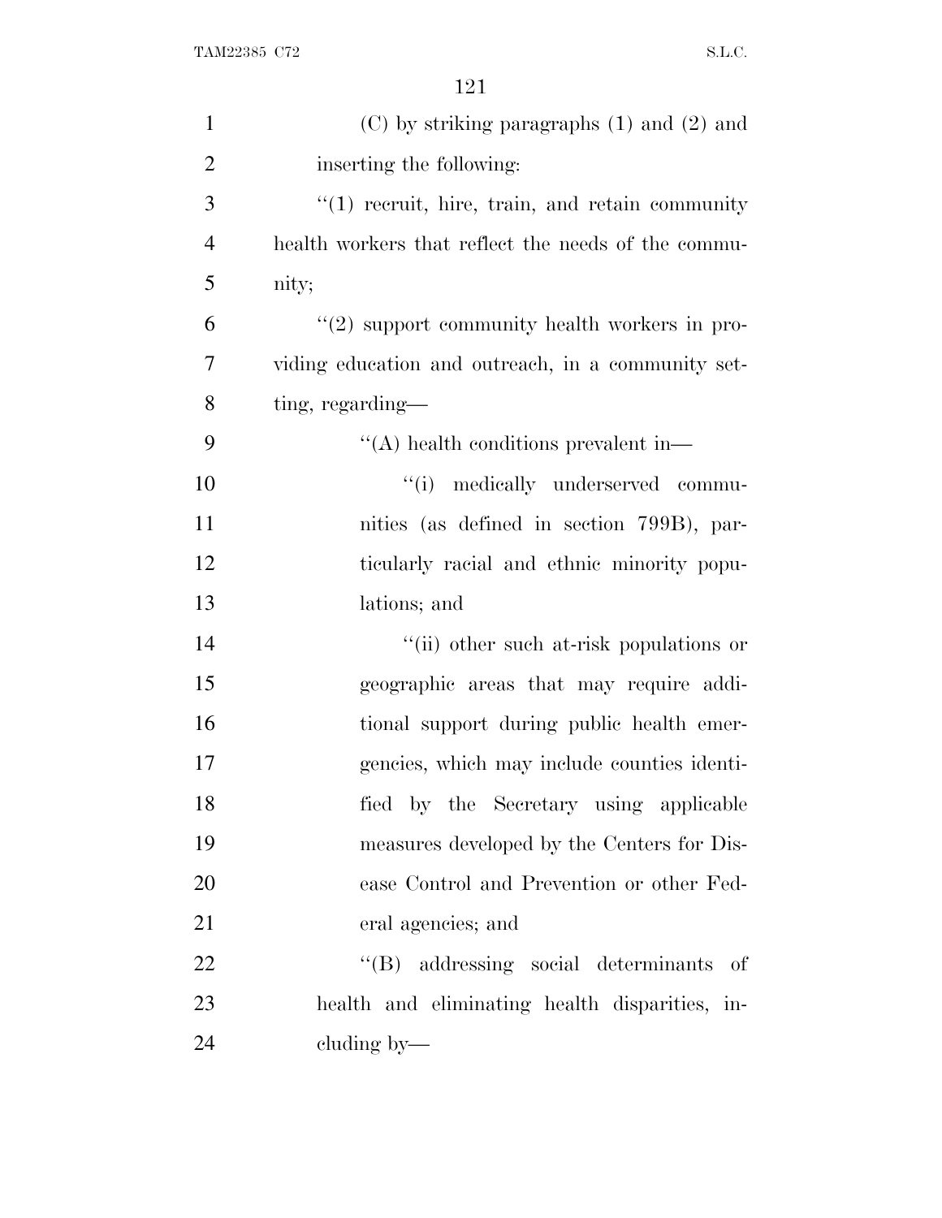(C) by striking paragraphs (1) and (2) and inserting the following:

"(1) recruit, hire, train, and retain community health workers that reflect the needs of the community;

"(2) support community health workers in providing education and outreach, in a community setting, regarding—

"(A) health conditions prevalent in—

"(i) medically underserved communities (as defined in section 799B), particularly racial and ethnic minority populations; and

"(ii) other such at-risk populations or geographic areas that may require additional support during public health emergencies, which may include counties identified by the Secretary using applicable measures developed by the Centers for Disease Control and Prevention or other Federal agencies; and

"(B) addressing social determinants of health and eliminating health disparities, including by—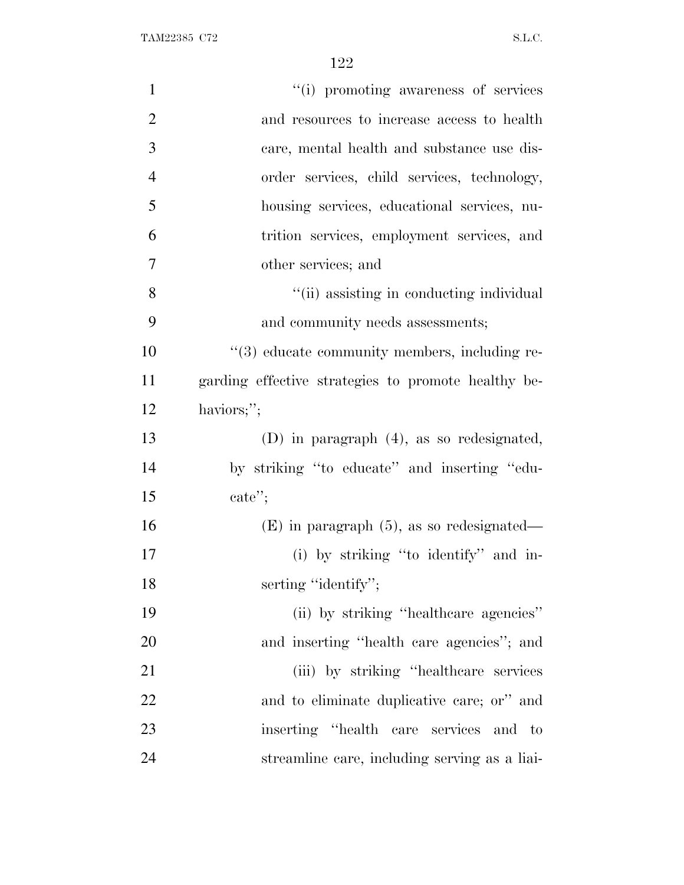"(i) promoting awareness of services and resources to increase access to health care, mental health and substance use disorder services, child services, technology, housing services, educational services, nutrition services, employment services, and other services; and

"(ii) assisting in conducting individual and community needs assessments;

"(3) educate community members, including regarding effective strategies to promote healthy behaviors;";

(D) in paragraph (4), as so redesignated, by striking "to educate" and inserting "educate";

(E) in paragraph (5), as so redesignated—

(i) by striking "to identify" and inserting "identify";

(ii) by striking "healthcare agencies" and inserting "health care agencies"; and

(iii) by striking "healthcare services and to eliminate duplicative care; or" and inserting "health care services and to streamline care, including serving as a liai-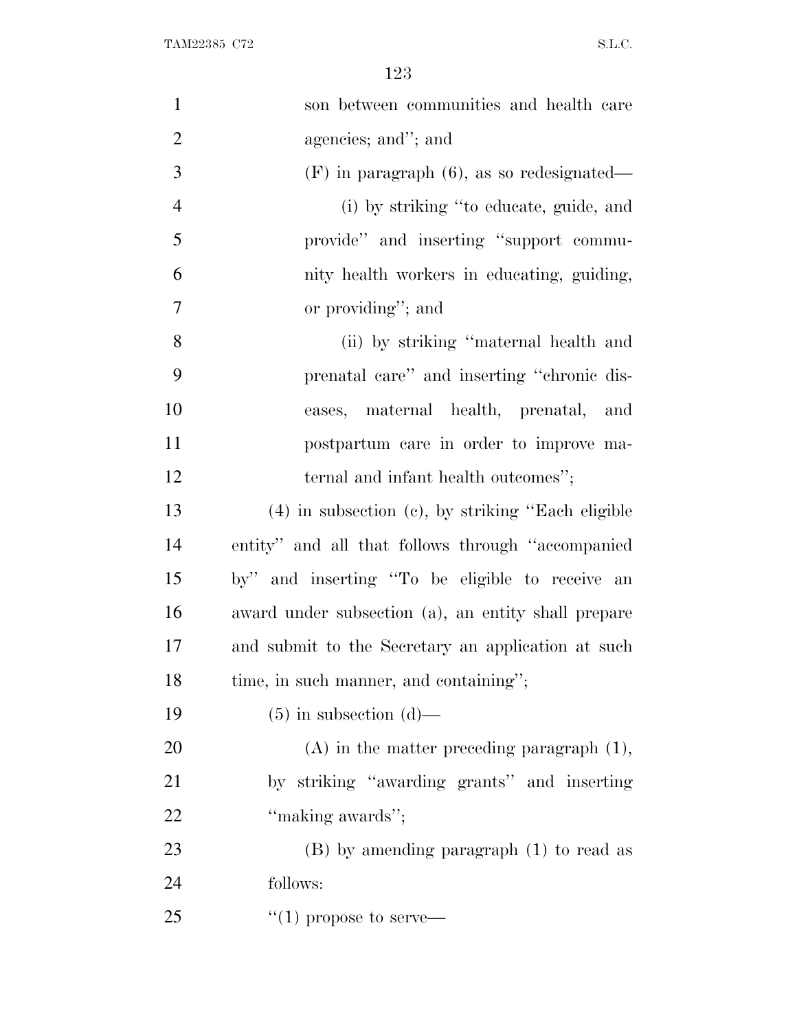son between communities and health care agencies; and''; and

(F) in paragraph (6), as so redesignated—

(i) by striking ''to educate, guide, and provide'' and inserting ''support community health workers in educating, guiding, or providing''; and

(ii) by striking ''maternal health and prenatal care'' and inserting ''chronic diseases, maternal health, prenatal, and postpartum care in order to improve maternal and infant health outcomes'';

(4) in subsection (c), by striking ''Each eligible entity'' and all that follows through ''accompanied by'' and inserting ''To be eligible to receive an award under subsection (a), an entity shall prepare and submit to the Secretary an application at such time, in such manner, and containing'';

(5) in subsection (d)—

(A) in the matter preceding paragraph (1), by striking ''awarding grants'' and inserting ''making awards'';

(B) by amending paragraph (1) to read as follows:

''(1) propose to serve—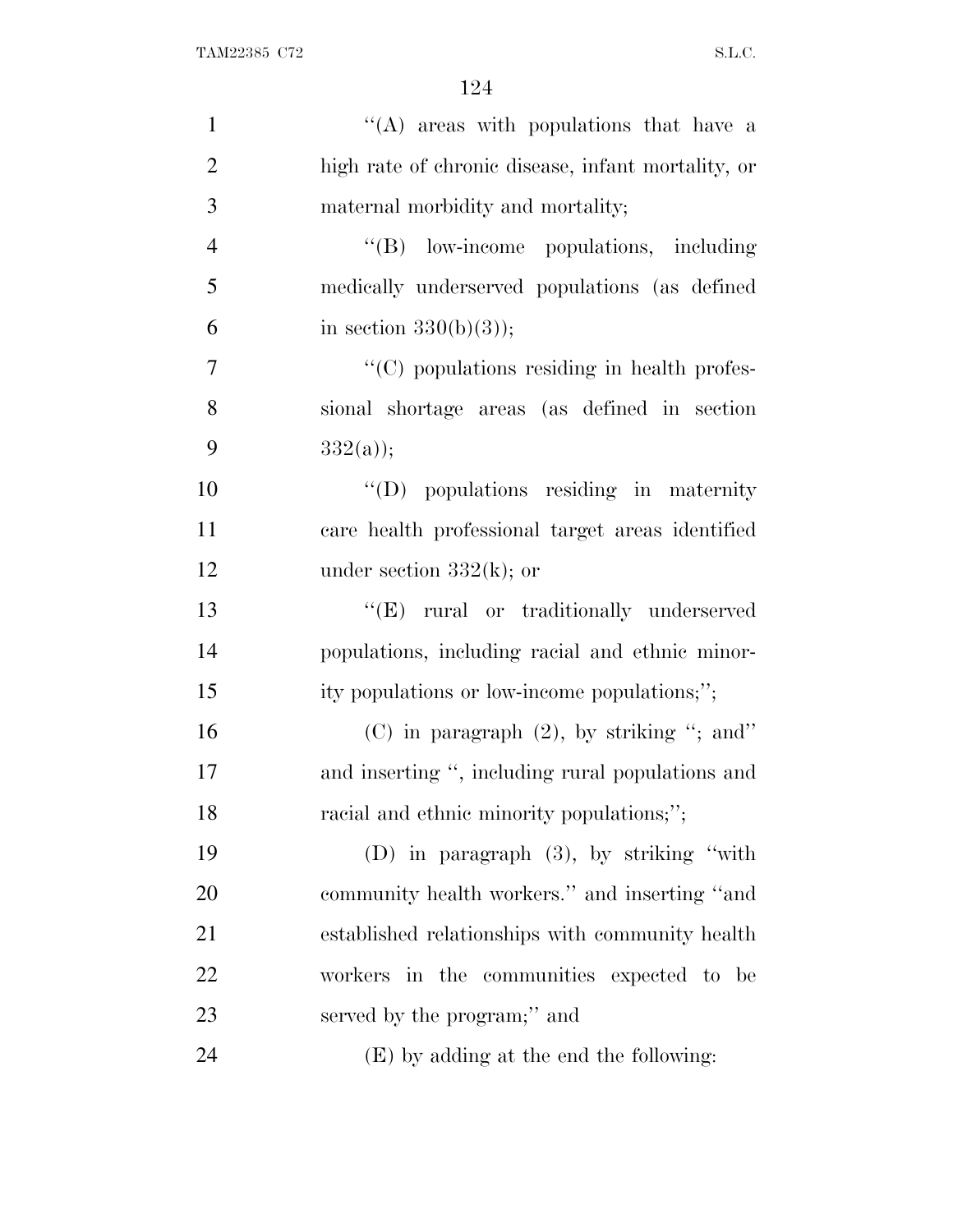''(A) areas with populations that have a high rate of chronic disease, infant mortality, or maternal morbidity and mortality;

''(B) low-income populations, including medically underserved populations (as defined in section 330(b)(3));

''(C) populations residing in health professional shortage areas (as defined in section 332(a));

''(D) populations residing in maternity care health professional target areas identified under section 332(k); or

''(E) rural or traditionally underserved populations, including racial and ethnic minority populations or low-income populations;'';

(C) in paragraph (2), by striking ''; and'' and inserting '', including rural populations and racial and ethnic minority populations;'';

(D) in paragraph (3), by striking ''with community health workers.'' and inserting ''and established relationships with community health workers in the communities expected to be served by the program;'' and

(E) by adding at the end the following: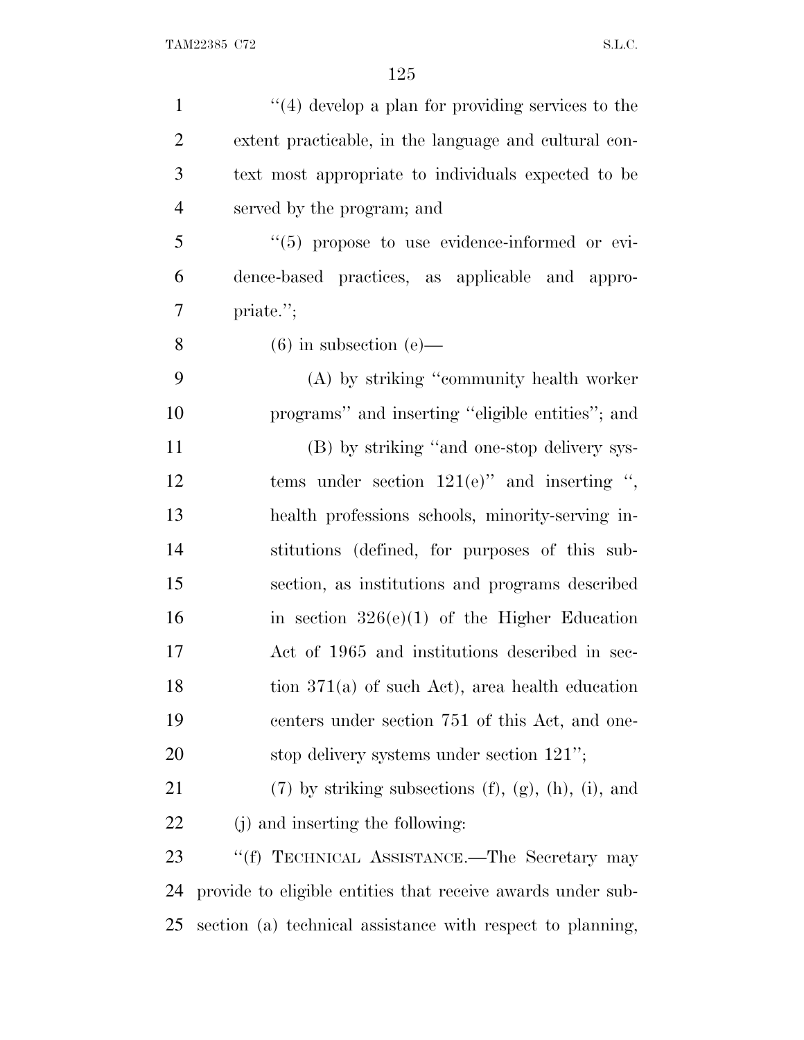''(4) develop a plan for providing services to the extent practicable, in the language and cultural context most appropriate to individuals expected to be served by the program; and

''(5) propose to use evidence-informed or evidence-based practices, as applicable and appropriate.'';

(6) in subsection (e)—

(A) by striking ''community health worker programs'' and inserting ''eligible entities''; and

(B) by striking ''and one-stop delivery systems under section 121(e)'' and inserting '', health professions schools, minority-serving institutions (defined, for purposes of this subsection, as institutions and programs described in section 326(e)(1) of the Higher Education Act of 1965 and institutions described in section 371(a) of such Act), area health education centers under section 751 of this Act, and one-stop delivery systems under section 121'';

(7) by striking subsections (f), (g), (h), (i), and (j) and inserting the following:

''(f) TECHNICAL ASSISTANCE.—The Secretary may provide to eligible entities that receive awards under subsection (a) technical assistance with respect to planning,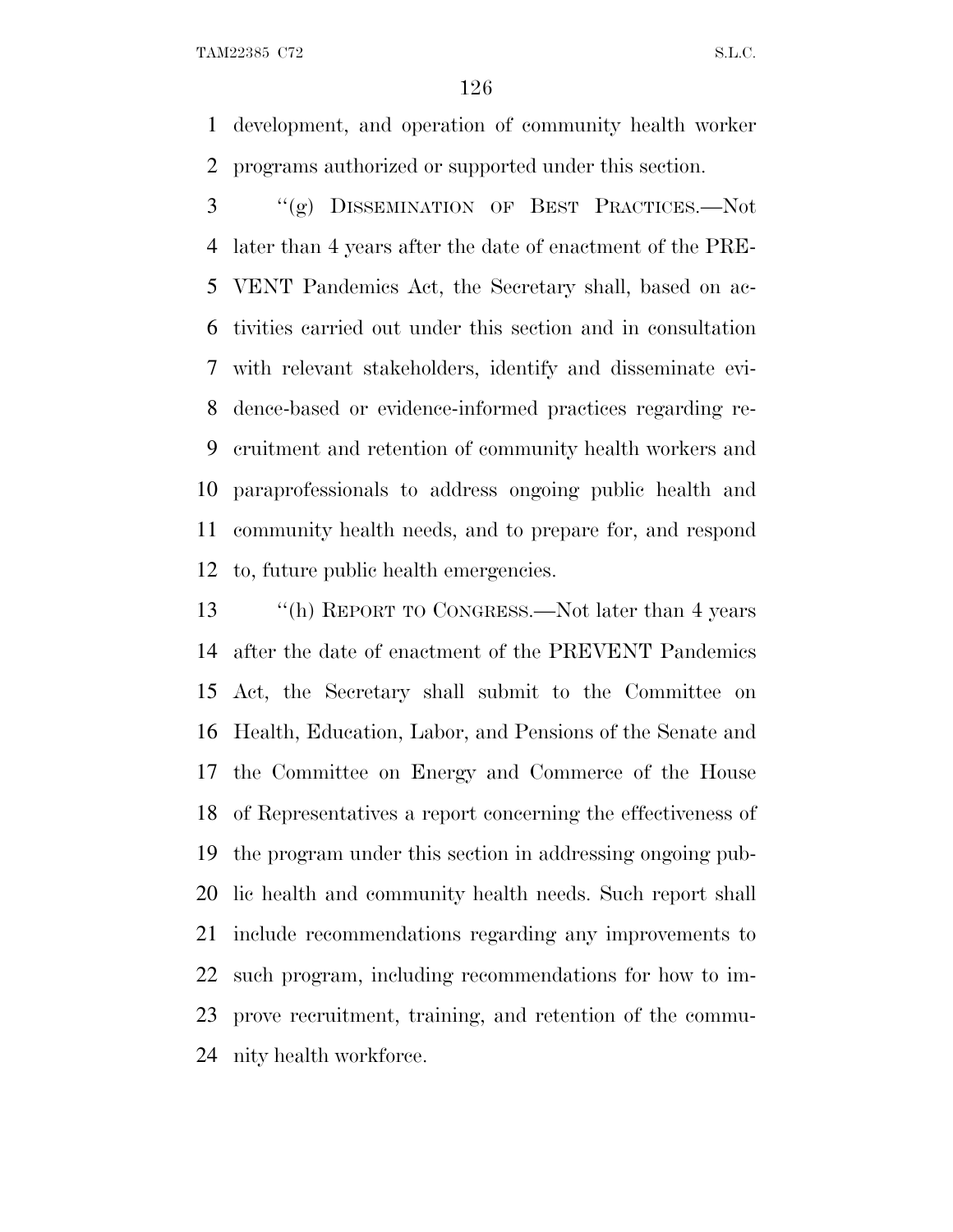development, and operation of community health worker programs authorized or supported under this section.

"(g) DISSEMINATION OF BEST PRACTICES.—Not later than 4 years after the date of enactment of the PREVENT Pandemics Act, the Secretary shall, based on activities carried out under this section and in consultation with relevant stakeholders, identify and disseminate evidence-based or evidence-informed practices regarding recruitment and retention of community health workers and paraprofessionals to address ongoing public health and community health needs, and to prepare for, and respond to, future public health emergencies.

"(h) REPORT TO CONGRESS.—Not later than 4 years after the date of enactment of the PREVENT Pandemics Act, the Secretary shall submit to the Committee on Health, Education, Labor, and Pensions of the Senate and the Committee on Energy and Commerce of the House of Representatives a report concerning the effectiveness of the program under this section in addressing ongoing public health and community health needs. Such report shall include recommendations regarding any improvements to such program, including recommendations for how to improve recruitment, training, and retention of the community health workforce.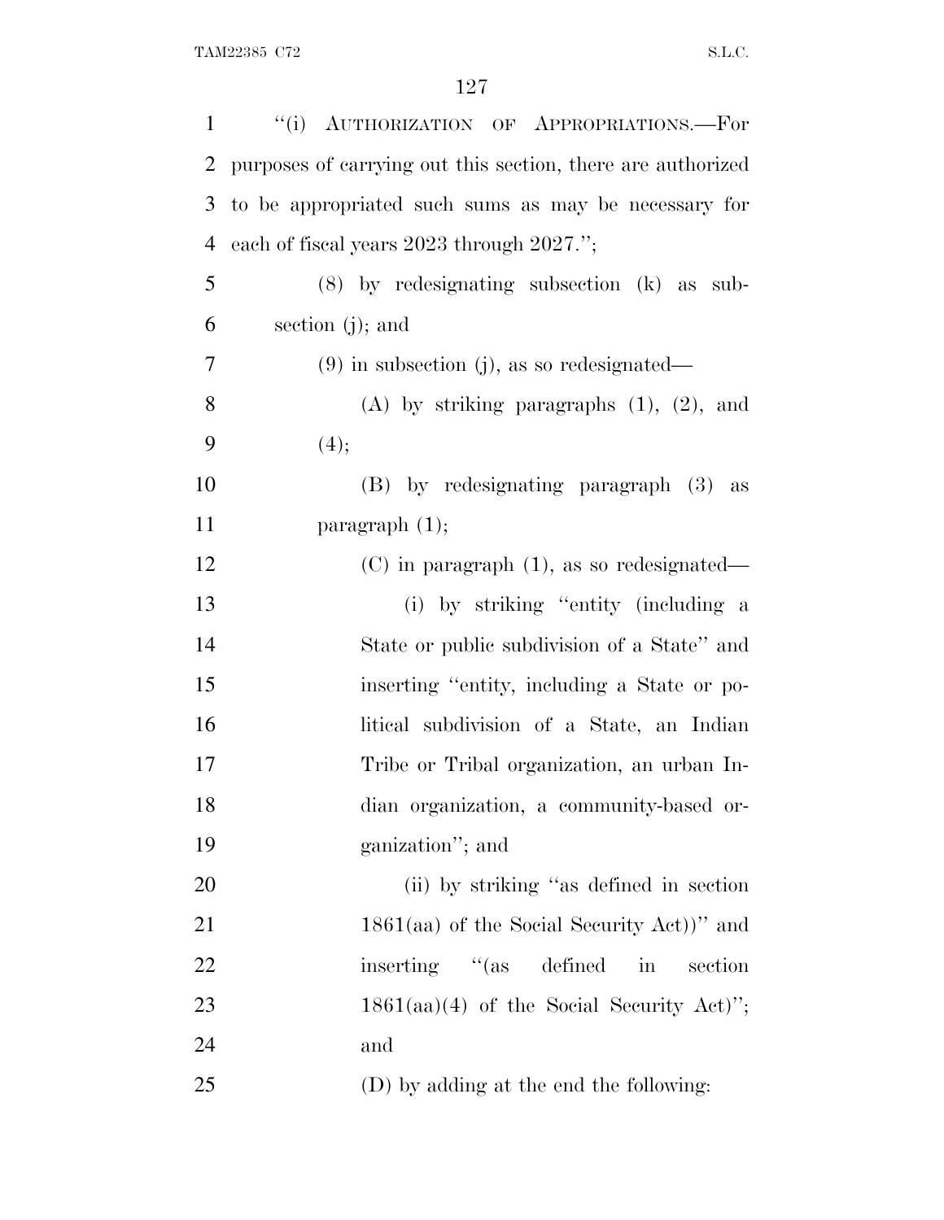"(i) AUTHORIZATION OF APPROPRIATIONS.—For purposes of carrying out this section, there are authorized to be appropriated such sums as may be necessary for each of fiscal years 2023 through 2027.";

(8) by redesignating subsection (k) as subsection (j); and

(9) in subsection (j), as so redesignated—

(A) by striking paragraphs (1), (2), and (4);

(B) by redesignating paragraph (3) as paragraph (1);

(C) in paragraph (1), as so redesignated—

(i) by striking "entity (including a State or public subdivision of a State" and inserting "entity, including a State or political subdivision of a State, an Indian Tribe or Tribal organization, an urban Indian organization, a community-based organization"; and

(ii) by striking "as defined in section 1861(aa) of the Social Security Act))" and inserting "(as defined in section 1861(aa)(4) of the Social Security Act)"; and

(D) by adding at the end the following: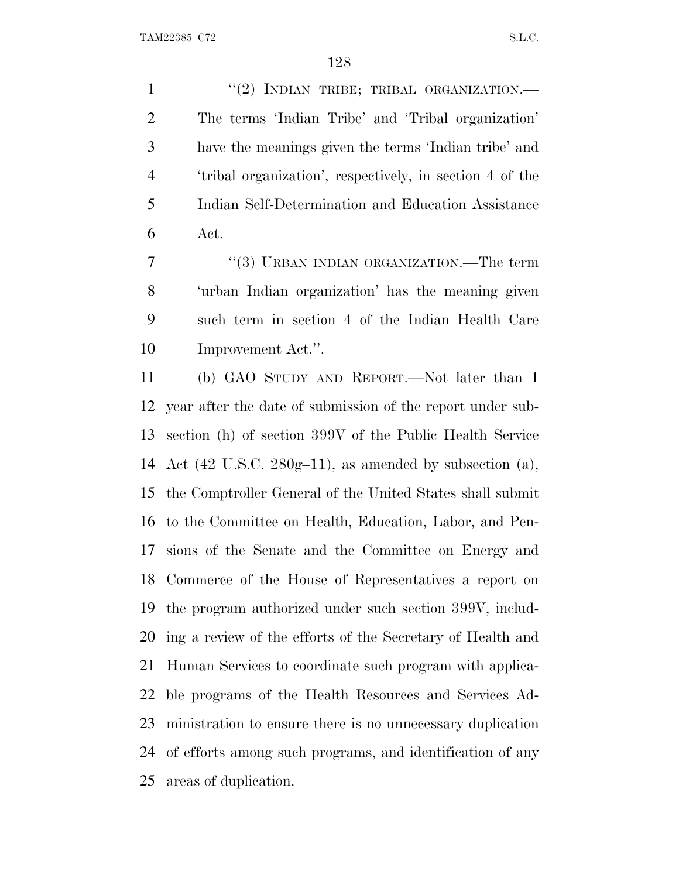"(2) INDIAN TRIBE; TRIBAL ORGANIZATION.—The terms 'Indian Tribe' and 'Tribal organization' have the meanings given the terms 'Indian tribe' and 'tribal organization', respectively, in section 4 of the Indian Self-Determination and Education Assistance Act.

"(3) URBAN INDIAN ORGANIZATION.—The term 'urban Indian organization' has the meaning given such term in section 4 of the Indian Health Care Improvement Act.".

(b) GAO STUDY AND REPORT.—Not later than 1 year after the date of submission of the report under subsection (h) of section 399V of the Public Health Service Act (42 U.S.C. 280g–11), as amended by subsection (a), the Comptroller General of the United States shall submit to the Committee on Health, Education, Labor, and Pensions of the Senate and the Committee on Energy and Commerce of the House of Representatives a report on the program authorized under such section 399V, including a review of the efforts of the Secretary of Health and Human Services to coordinate such program with applicable programs of the Health Resources and Services Administration to ensure there is no unnecessary duplication of efforts among such programs, and identification of any areas of duplication.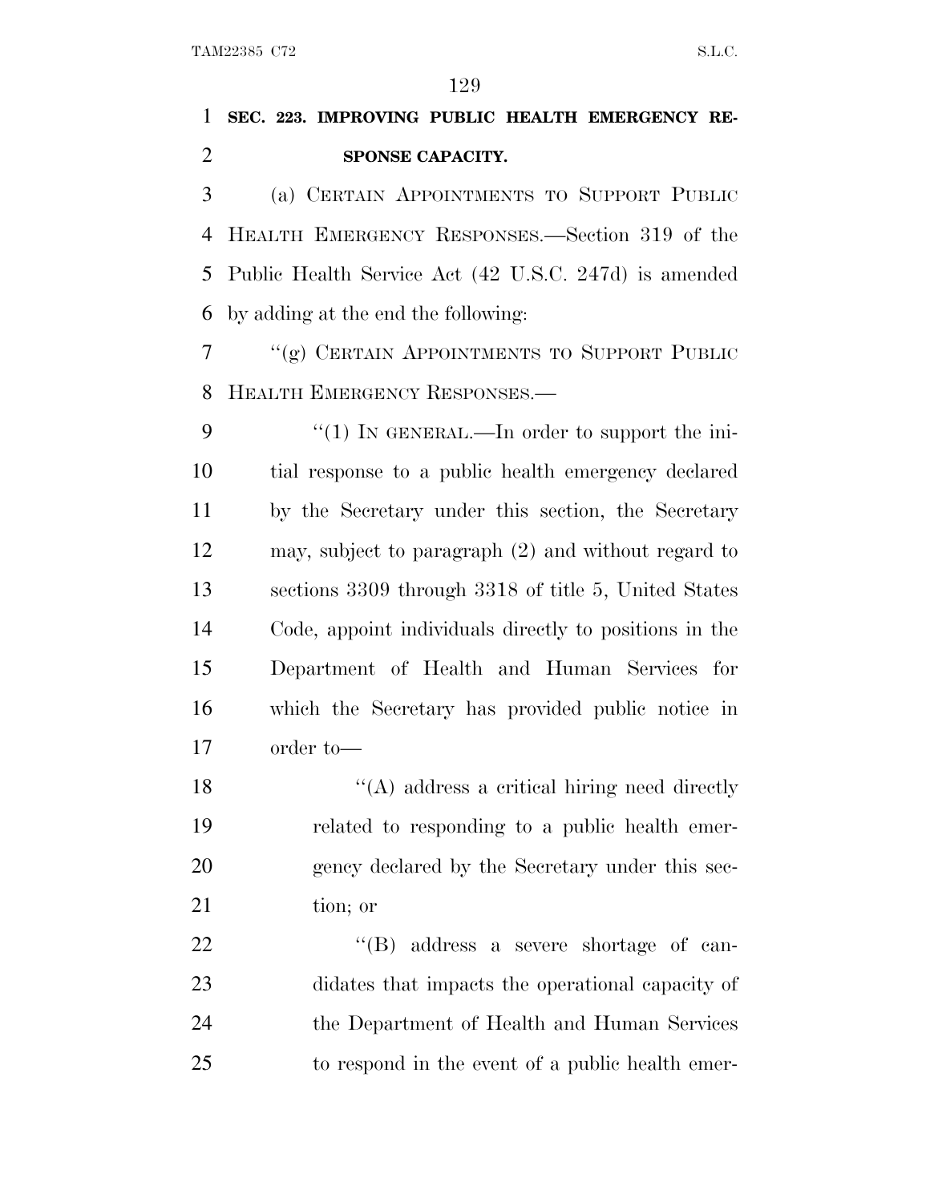**SEC. 223. IMPROVING PUBLIC HEALTH EMERGENCY RESPONSE CAPACITY.**

(a) CERTAIN APPOINTMENTS TO SUPPORT PUBLIC HEALTH EMERGENCY RESPONSES.—Section 319 of the Public Health Service Act (42 U.S.C. 247d) is amended by adding at the end the following:

"(g) CERTAIN APPOINTMENTS TO SUPPORT PUBLIC HEALTH EMERGENCY RESPONSES.—

"(1) IN GENERAL.—In order to support the initial response to a public health emergency declared by the Secretary under this section, the Secretary may, subject to paragraph (2) and without regard to sections 3309 through 3318 of title 5, United States Code, appoint individuals directly to positions in the Department of Health and Human Services for which the Secretary has provided public notice in order to—

"(A) address a critical hiring need directly related to responding to a public health emergency declared by the Secretary under this section; or

"(B) address a severe shortage of candidates that impacts the operational capacity of the Department of Health and Human Services to respond in the event of a public health emer-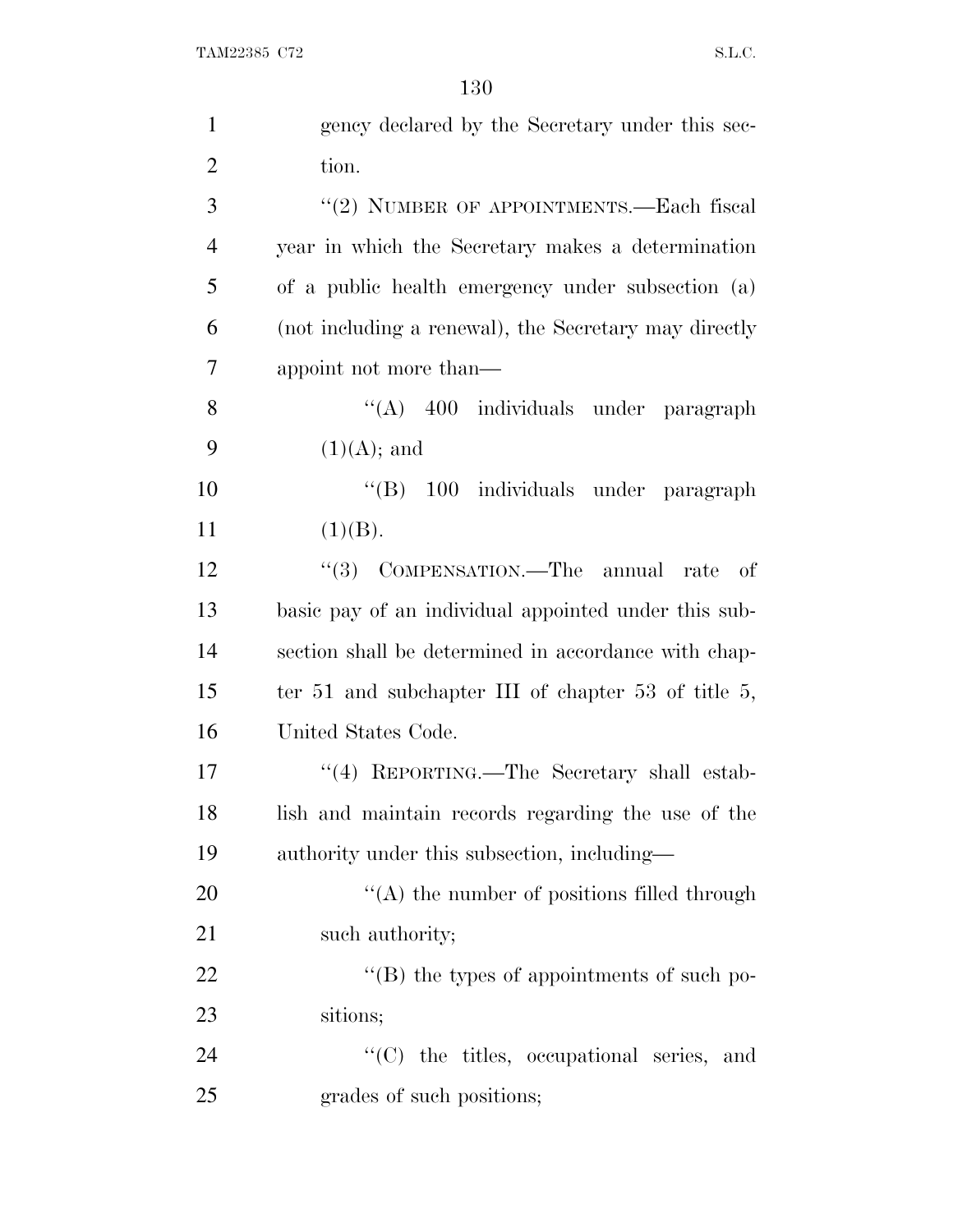gency declared by the Secretary under this section.

"(2) NUMBER OF APPOINTMENTS.—Each fiscal year in which the Secretary makes a determination of a public health emergency under subsection (a) (not including a renewal), the Secretary may directly appoint not more than—

"(A) 400 individuals under paragraph (1)(A); and

"(B) 100 individuals under paragraph (1)(B).

"(3) COMPENSATION.—The annual rate of basic pay of an individual appointed under this subsection shall be determined in accordance with chapter 51 and subchapter III of chapter 53 of title 5, United States Code.

"(4) REPORTING.—The Secretary shall establish and maintain records regarding the use of the authority under this subsection, including—

"(A) the number of positions filled through such authority;

"(B) the types of appointments of such positions;

"(C) the titles, occupational series, and grades of such positions;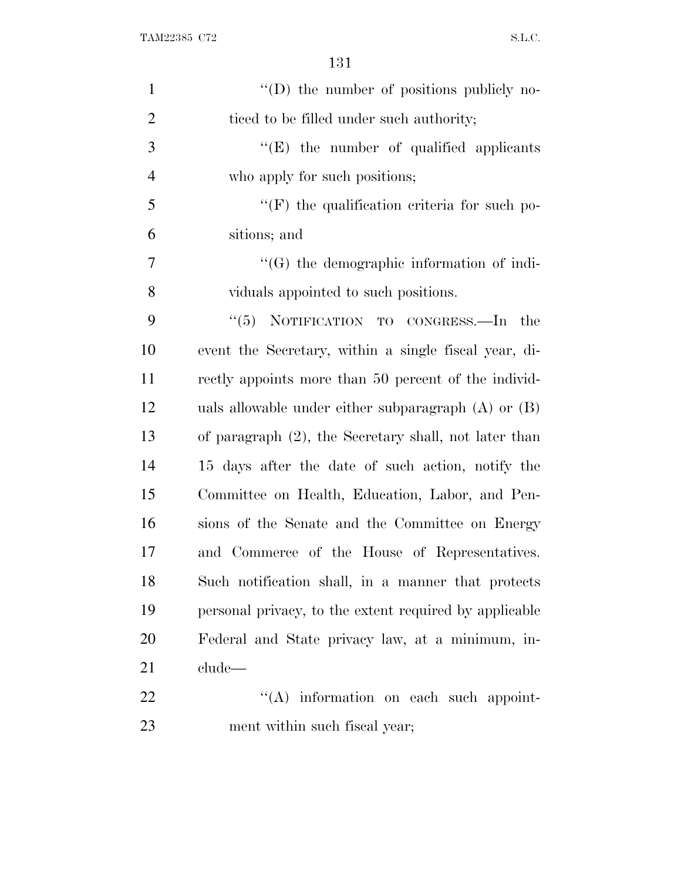"(D) the number of positions publicly noticed to be filled under such authority;

"(E) the number of qualified applicants who apply for such positions;

"(F) the qualification criteria for such positions; and

"(G) the demographic information of individuals appointed to such positions.

"(5) NOTIFICATION TO CONGRESS.—In the event the Secretary, within a single fiscal year, directly appoints more than 50 percent of the individuals allowable under either subparagraph (A) or (B) of paragraph (2), the Secretary shall, not later than 15 days after the date of such action, notify the Committee on Health, Education, Labor, and Pensions of the Senate and the Committee on Energy and Commerce of the House of Representatives. Such notification shall, in a manner that protects personal privacy, to the extent required by applicable Federal and State privacy law, at a minimum, include—

"(A) information on each such appointment within such fiscal year;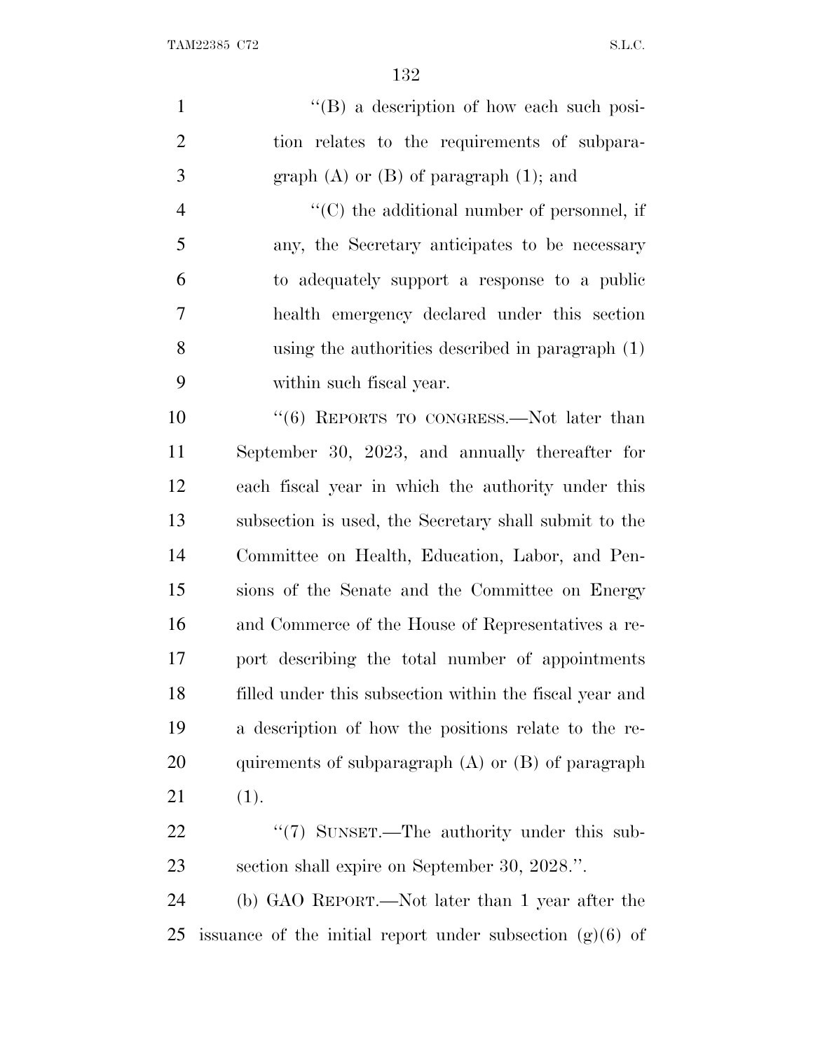''(B) a description of how each such position relates to the requirements of subparagraph (A) or (B) of paragraph (1); and

''(C) the additional number of personnel, if any, the Secretary anticipates to be necessary to adequately support a response to a public health emergency declared under this section using the authorities described in paragraph (1) within such fiscal year.

''(6) REPORTS TO CONGRESS.—Not later than September 30, 2023, and annually thereafter for each fiscal year in which the authority under this subsection is used, the Secretary shall submit to the Committee on Health, Education, Labor, and Pensions of the Senate and the Committee on Energy and Commerce of the House of Representatives a report describing the total number of appointments filled under this subsection within the fiscal year and a description of how the positions relate to the requirements of subparagraph (A) or (B) of paragraph (1).

''(7) SUNSET.—The authority under this subsection shall expire on September 30, 2028.''.

(b) GAO REPORT.—Not later than 1 year after the issuance of the initial report under subsection (g)(6) of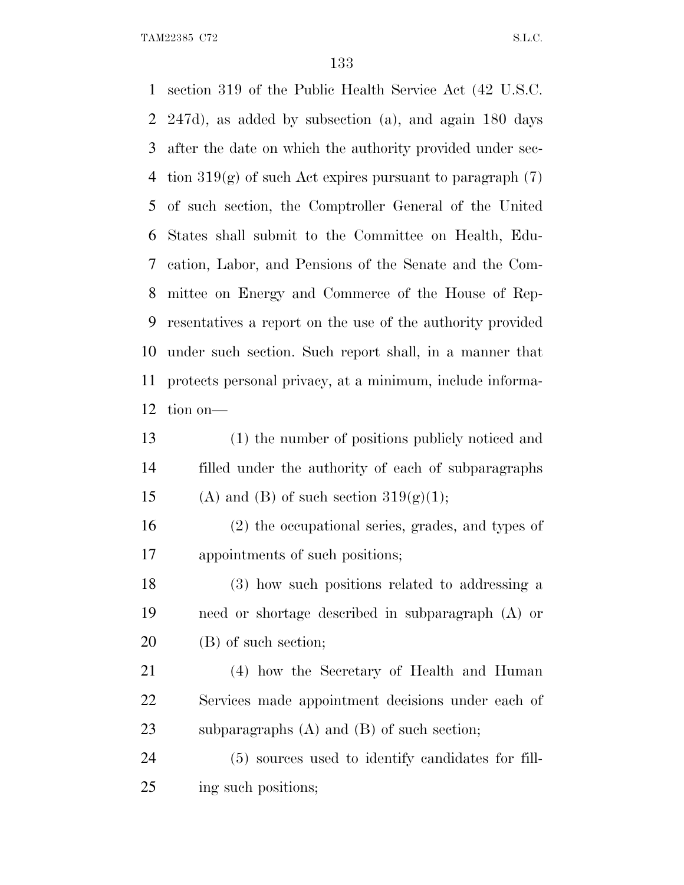section 319 of the Public Health Service Act (42 U.S.C. 247d), as added by subsection (a), and again 180 days after the date on which the authority provided under section 319(g) of such Act expires pursuant to paragraph (7) of such section, the Comptroller General of the United States shall submit to the Committee on Health, Education, Labor, and Pensions of the Senate and the Committee on Energy and Commerce of the House of Representatives a report on the use of the authority provided under such section. Such report shall, in a manner that protects personal privacy, at a minimum, include information on—

(1) the number of positions publicly noticed and filled under the authority of each of subparagraphs (A) and (B) of such section 319(g)(1);

(2) the occupational series, grades, and types of appointments of such positions;

(3) how such positions related to addressing a need or shortage described in subparagraph (A) or (B) of such section;

(4) how the Secretary of Health and Human Services made appointment decisions under each of subparagraphs (A) and (B) of such section;

(5) sources used to identify candidates for filling such positions;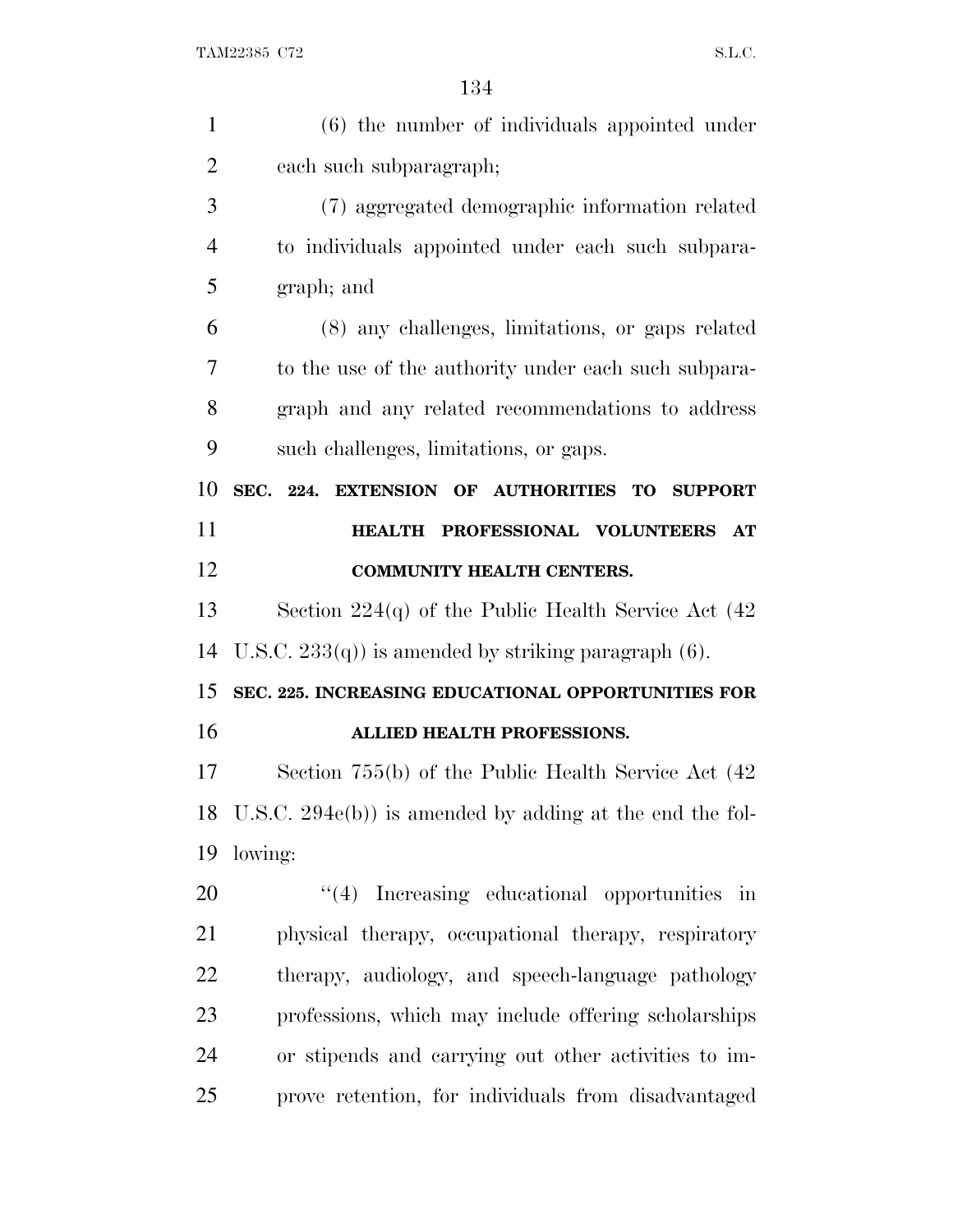(6) the number of individuals appointed under each such subparagraph;

(7) aggregated demographic information related to individuals appointed under each such subparagraph; and

(8) any challenges, limitations, or gaps related to the use of the authority under each such subparagraph and any related recommendations to address such challenges, limitations, or gaps.

**SEC. 224. EXTENSION OF AUTHORITIES TO SUPPORT HEALTH PROFESSIONAL VOLUNTEERS AT COMMUNITY HEALTH CENTERS.**

Section 224(q) of the Public Health Service Act (42 U.S.C. 233(q)) is amended by striking paragraph (6).

**SEC. 225. INCREASING EDUCATIONAL OPPORTUNITIES FOR ALLIED HEALTH PROFESSIONS.**

Section 755(b) of the Public Health Service Act (42 U.S.C. 294e(b)) is amended by adding at the end the following:

"(4) Increasing educational opportunities in physical therapy, occupational therapy, respiratory therapy, audiology, and speech-language pathology professions, which may include offering scholarships or stipends and carrying out other activities to improve retention, for individuals from disadvantaged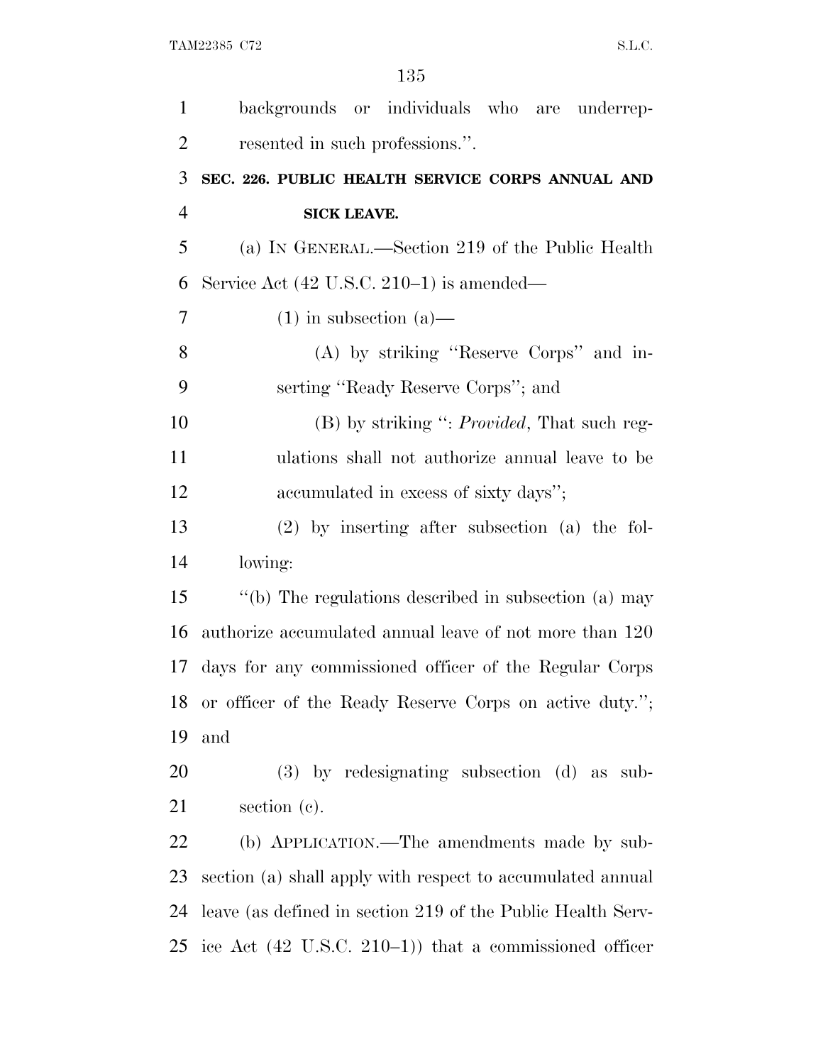backgrounds or individuals who are underrepresented in such professions.''.

**SEC. 226. PUBLIC HEALTH SERVICE CORPS ANNUAL AND SICK LEAVE.**

(a) IN GENERAL.—Section 219 of the Public Health Service Act (42 U.S.C. 210–1) is amended—

(1) in subsection (a)—

(A) by striking ''Reserve Corps'' and inserting ''Ready Reserve Corps''; and

(B) by striking '': *Provided*, That such regulations shall not authorize annual leave to be accumulated in excess of sixty days'';

(2) by inserting after subsection (a) the following:

''(b) The regulations described in subsection (a) may authorize accumulated annual leave of not more than 120 days for any commissioned officer of the Regular Corps or officer of the Ready Reserve Corps on active duty.''; and

(3) by redesignating subsection (d) as subsection (c).

(b) APPLICATION.—The amendments made by subsection (a) shall apply with respect to accumulated annual leave (as defined in section 219 of the Public Health Service Act (42 U.S.C. 210–1)) that a commissioned officer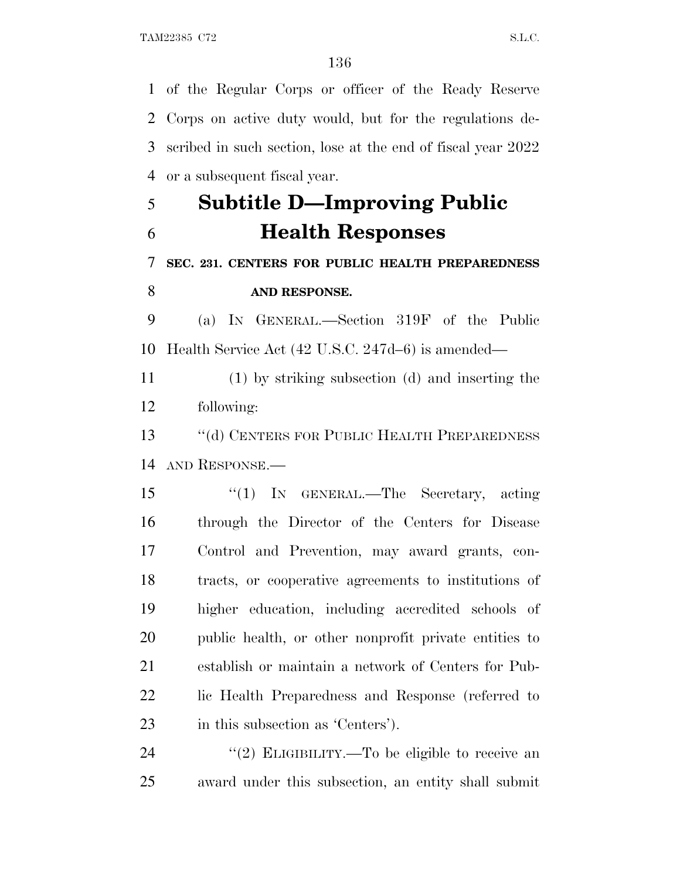of the Regular Corps or officer of the Ready Reserve Corps on active duty would, but for the regulations described in such section, lose at the end of fiscal year 2022 or a subsequent fiscal year.

## Subtitle D—Improving Public Health Responses

**SEC. 231. CENTERS FOR PUBLIC HEALTH PREPAREDNESS AND RESPONSE.**

(a) IN GENERAL.—Section 319F of the Public Health Service Act (42 U.S.C. 247d–6) is amended—

(1) by striking subsection (d) and inserting the following:

"(d) CENTERS FOR PUBLIC HEALTH PREPAREDNESS AND RESPONSE.—

"(1) IN GENERAL.—The Secretary, acting through the Director of the Centers for Disease Control and Prevention, may award grants, contracts, or cooperative agreements to institutions of higher education, including accredited schools of public health, or other nonprofit private entities to establish or maintain a network of Centers for Public Health Preparedness and Response (referred to in this subsection as 'Centers').

"(2) ELIGIBILITY.—To be eligible to receive an award under this subsection, an entity shall submit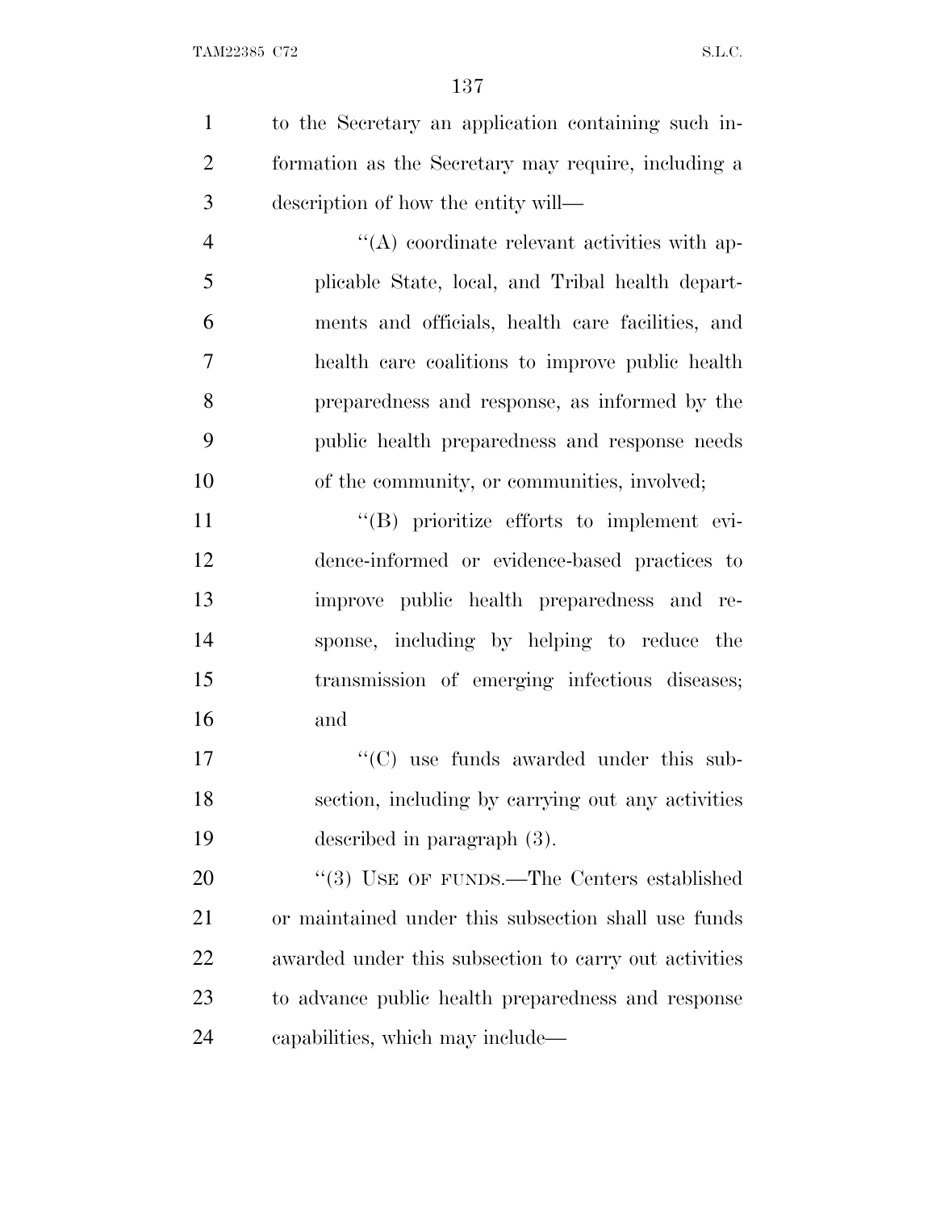to the Secretary an application containing such information as the Secretary may require, including a description of how the entity will—

"(A) coordinate relevant activities with applicable State, local, and Tribal health departments and officials, health care facilities, and health care coalitions to improve public health preparedness and response, as informed by the public health preparedness and response needs of the community, or communities, involved;

"(B) prioritize efforts to implement evidence-informed or evidence-based practices to improve public health preparedness and response, including by helping to reduce the transmission of emerging infectious diseases; and

"(C) use funds awarded under this subsection, including by carrying out any activities described in paragraph (3).

"(3) USE OF FUNDS.—The Centers established or maintained under this subsection shall use funds awarded under this subsection to carry out activities to advance public health preparedness and response capabilities, which may include—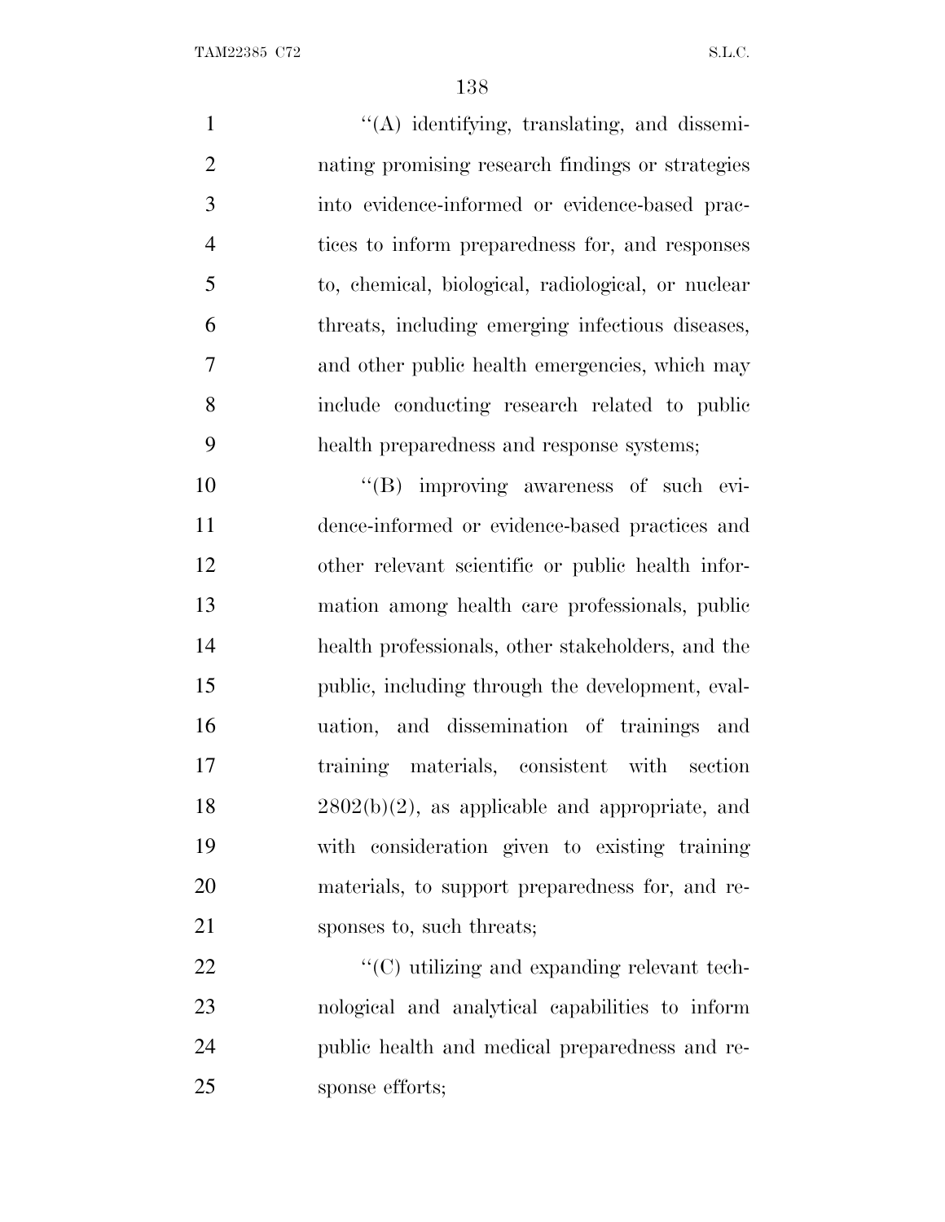"(A) identifying, translating, and disseminating promising research findings or strategies into evidence-informed or evidence-based practices to inform preparedness for, and responses to, chemical, biological, radiological, or nuclear threats, including emerging infectious diseases, and other public health emergencies, which may include conducting research related to public health preparedness and response systems;

"(B) improving awareness of such evidence-informed or evidence-based practices and other relevant scientific or public health information among health care professionals, public health professionals, other stakeholders, and the public, including through the development, evaluation, and dissemination of trainings and training materials, consistent with section 2802(b)(2), as applicable and appropriate, and with consideration given to existing training materials, to support preparedness for, and responses to, such threats;

"(C) utilizing and expanding relevant technological and analytical capabilities to inform public health and medical preparedness and response efforts;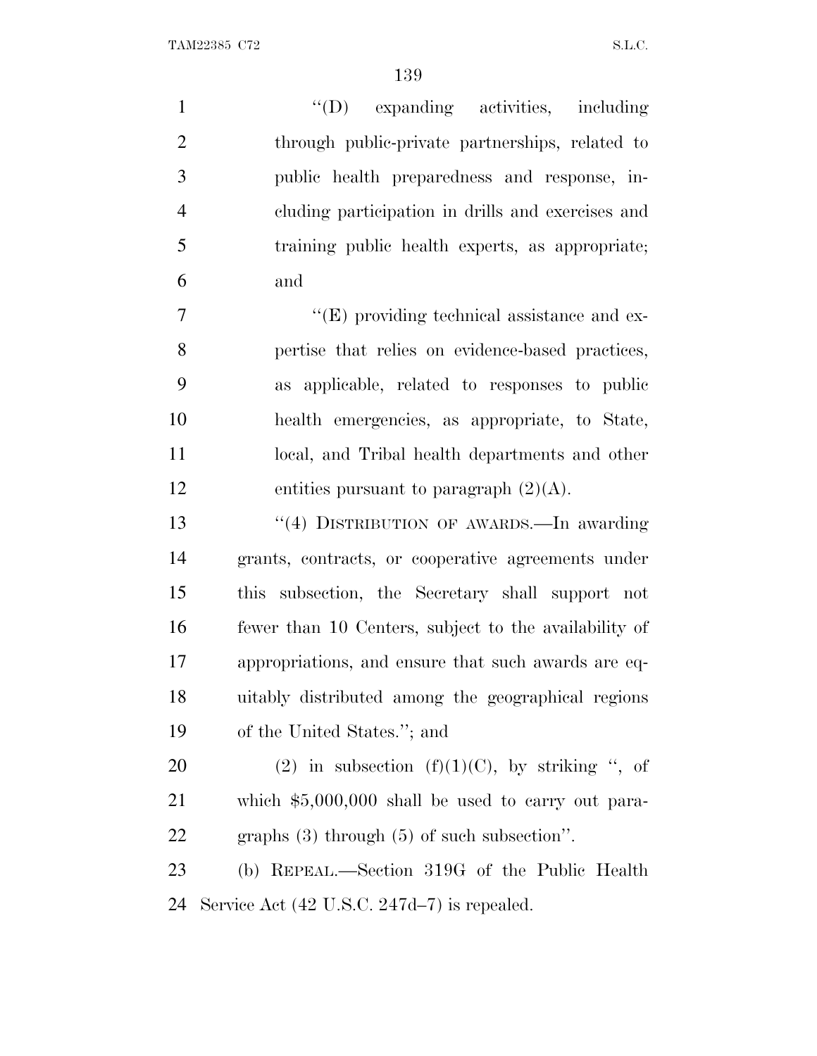"(D) expanding activities, including through public-private partnerships, related to public health preparedness and response, including participation in drills and exercises and training public health experts, as appropriate; and

"(E) providing technical assistance and expertise that relies on evidence-based practices, as applicable, related to responses to public health emergencies, as appropriate, to State, local, and Tribal health departments and other entities pursuant to paragraph (2)(A).

"(4) DISTRIBUTION OF AWARDS.—In awarding grants, contracts, or cooperative agreements under this subsection, the Secretary shall support not fewer than 10 Centers, subject to the availability of appropriations, and ensure that such awards are equitably distributed among the geographical regions of the United States."; and

(2) in subsection (f)(1)(C), by striking ", of which $5,000,000 shall be used to carry out paragraphs (3) through (5) of such subsection".

(b) REPEAL.—Section 319G of the Public Health Service Act (42 U.S.C. 247d–7) is repealed.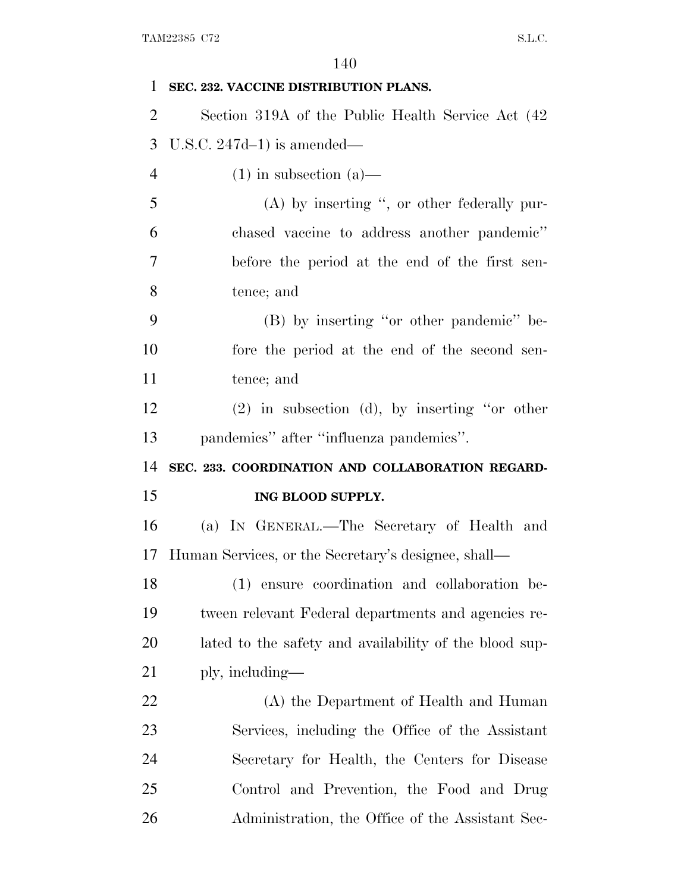**SEC. 232. VACCINE DISTRIBUTION PLANS.**

Section 319A of the Public Health Service Act (42 U.S.C. 247d–1) is amended—

(1) in subsection (a)—

(A) by inserting ", or other federally purchased vaccine to address another pandemic" before the period at the end of the first sentence; and

(B) by inserting "or other pandemic" before the period at the end of the second sentence; and

(2) in subsection (d), by inserting "or other pandemics" after "influenza pandemics".

**SEC. 233. COORDINATION AND COLLABORATION REGARDING BLOOD SUPPLY.**

(a) IN GENERAL.—The Secretary of Health and Human Services, or the Secretary's designee, shall—

(1) ensure coordination and collaboration between relevant Federal departments and agencies related to the safety and availability of the blood supply, including—

(A) the Department of Health and Human Services, including the Office of the Assistant Secretary for Health, the Centers for Disease Control and Prevention, the Food and Drug Administration, the Office of the Assistant Sec-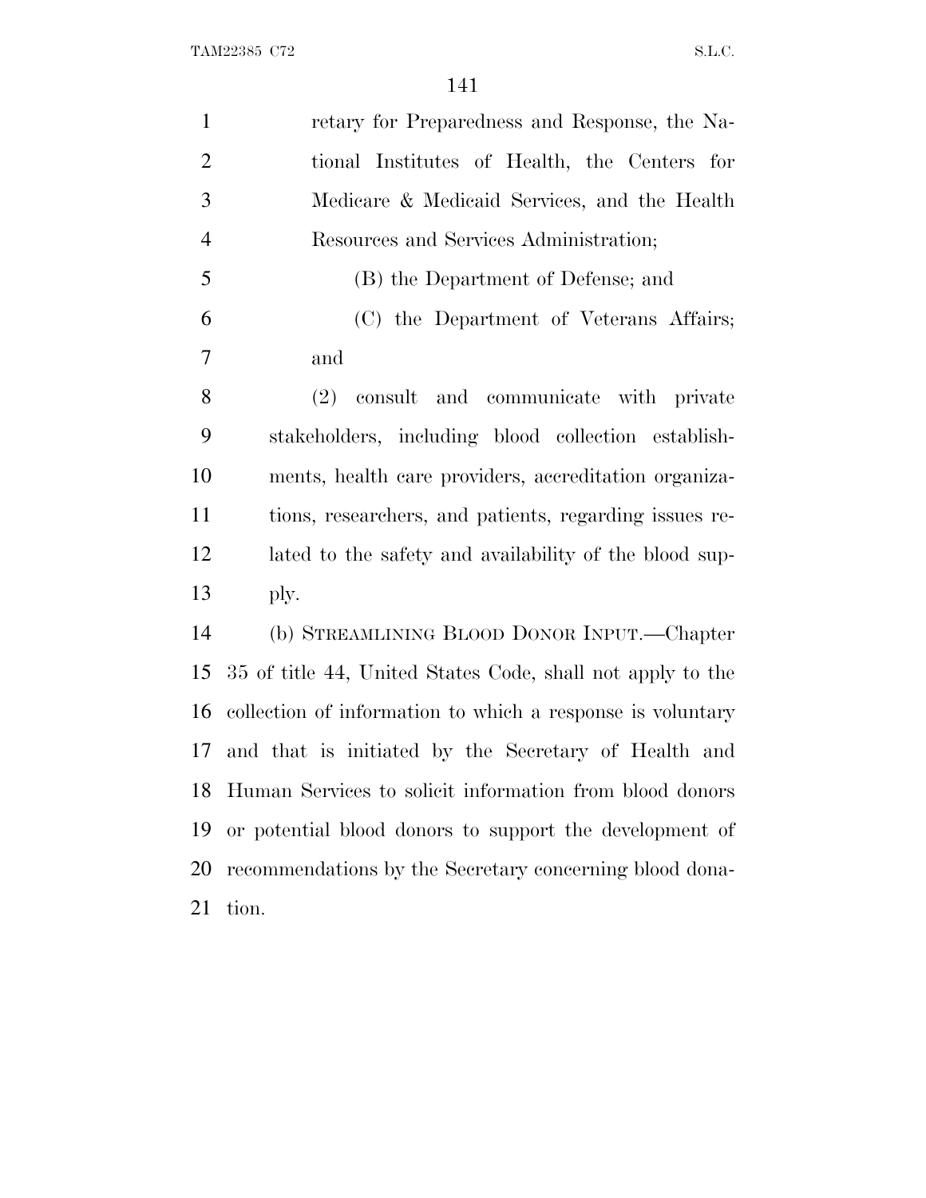retary for Preparedness and Response, the National Institutes of Health, the Centers for Medicare & Medicaid Services, and the Health Resources and Services Administration;

(B) the Department of Defense; and

(C) the Department of Veterans Affairs; and

(2) consult and communicate with private stakeholders, including blood collection establishments, health care providers, accreditation organizations, researchers, and patients, regarding issues related to the safety and availability of the blood supply.

(b) STREAMLINING BLOOD DONOR INPUT.—Chapter 35 of title 44, United States Code, shall not apply to the collection of information to which a response is voluntary and that is initiated by the Secretary of Health and Human Services to solicit information from blood donors or potential blood donors to support the development of recommendations by the Secretary concerning blood donation.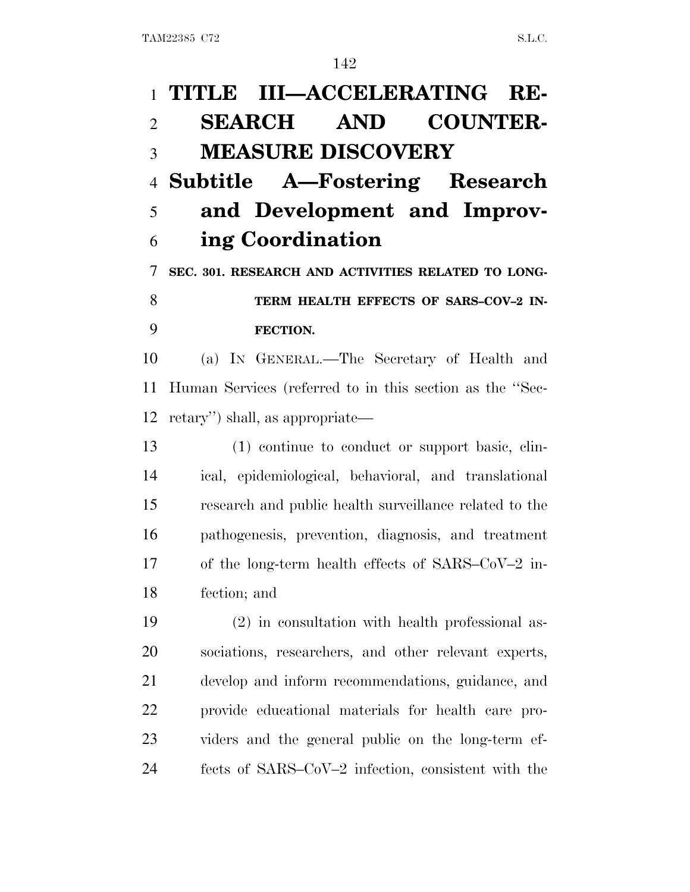# TITLE III—ACCELERATING RESEARCH AND COUNTERMEASURE DISCOVERY

## Subtitle A—Fostering Research and Development and Improving Coordination

### SEC. 301. RESEARCH AND ACTIVITIES RELATED TO LONG-TERM HEALTH EFFECTS OF SARS–COV–2 INFECTION.

(a) IN GENERAL.—The Secretary of Health and Human Services (referred to in this section as the ''Secretary'') shall, as appropriate—

(1) continue to conduct or support basic, clinical, epidemiological, behavioral, and translational research and public health surveillance related to the pathogenesis, prevention, diagnosis, and treatment of the long-term health effects of SARS–CoV–2 infection; and

(2) in consultation with health professional associations, researchers, and other relevant experts, develop and inform recommendations, guidance, and provide educational materials for health care providers and the general public on the long-term effects of SARS–CoV–2 infection, consistent with the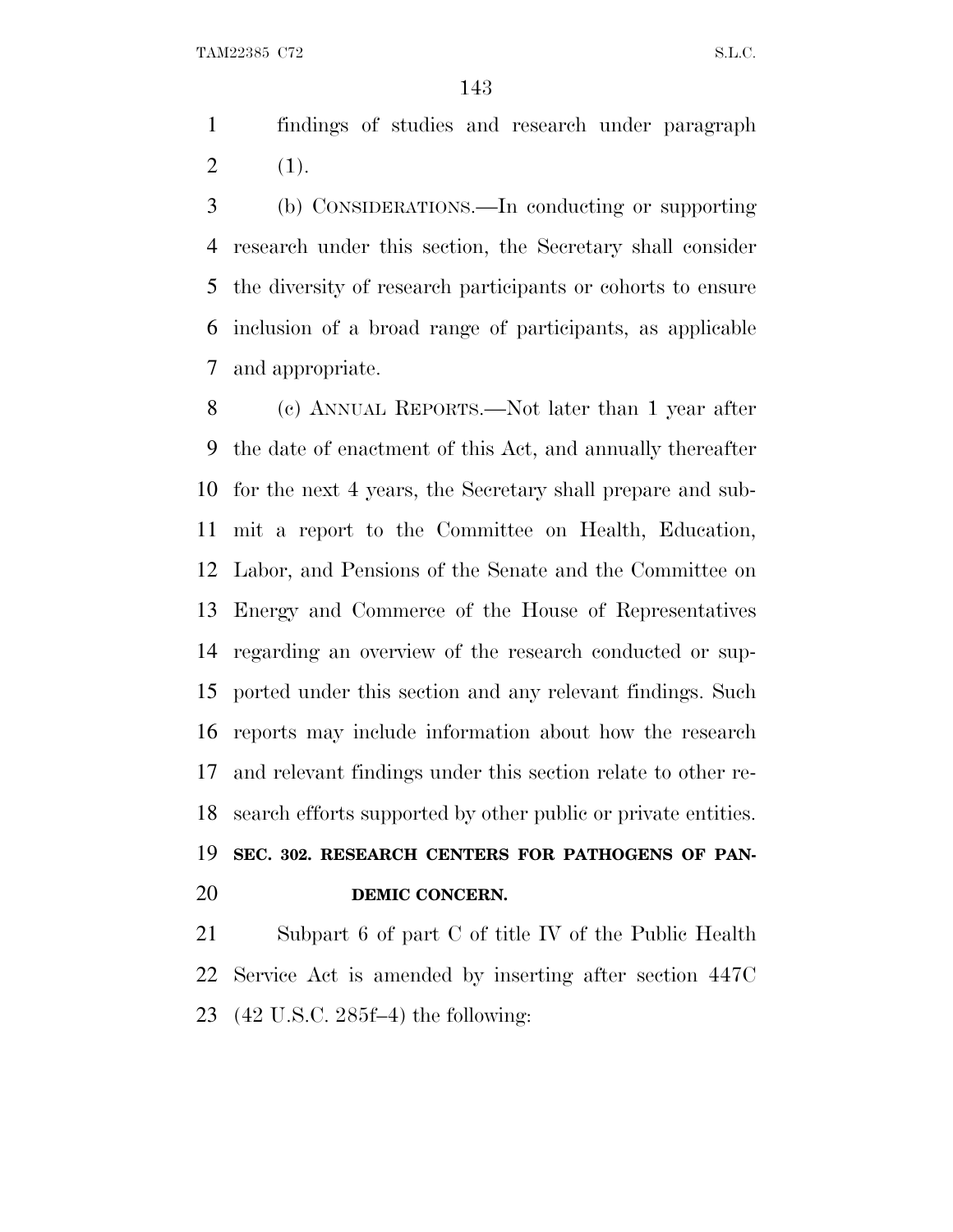findings of studies and research under paragraph (1).

(b) CONSIDERATIONS.—In conducting or supporting research under this section, the Secretary shall consider the diversity of research participants or cohorts to ensure inclusion of a broad range of participants, as applicable and appropriate.

(c) ANNUAL REPORTS.—Not later than 1 year after the date of enactment of this Act, and annually thereafter for the next 4 years, the Secretary shall prepare and submit a report to the Committee on Health, Education, Labor, and Pensions of the Senate and the Committee on Energy and Commerce of the House of Representatives regarding an overview of the research conducted or supported under this section and any relevant findings. Such reports may include information about how the research and relevant findings under this section relate to other research efforts supported by other public or private entities.

**SEC. 302. RESEARCH CENTERS FOR PATHOGENS OF PANDEMIC CONCERN.**

Subpart 6 of part C of title IV of the Public Health Service Act is amended by inserting after section 447C (42 U.S.C. 285f–4) the following: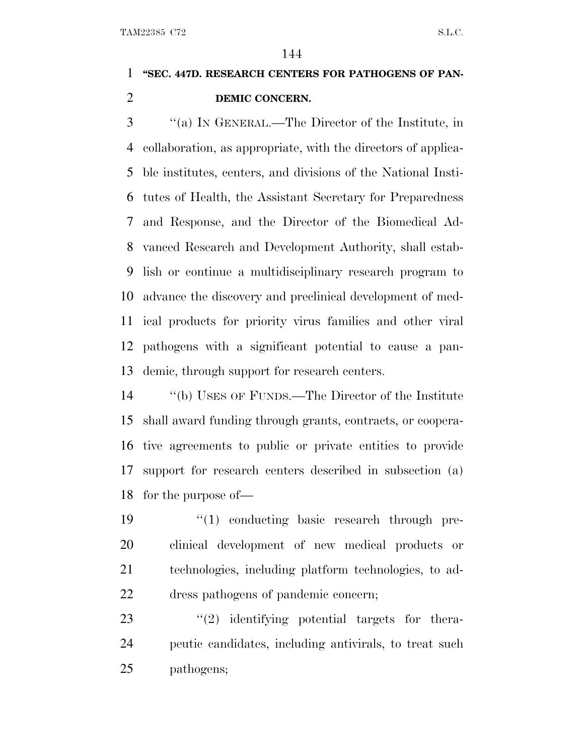**"SEC. 447D. RESEARCH CENTERS FOR PATHOGENS OF PANDEMIC CONCERN.**

"(a) IN GENERAL.—The Director of the Institute, in collaboration, as appropriate, with the directors of applicable institutes, centers, and divisions of the National Institutes of Health, the Assistant Secretary for Preparedness and Response, and the Director of the Biomedical Advanced Research and Development Authority, shall establish or continue a multidisciplinary research program to advance the discovery and preclinical development of medical products for priority virus families and other viral pathogens with a significant potential to cause a pandemic, through support for research centers.

"(b) USES OF FUNDS.—The Director of the Institute shall award funding through grants, contracts, or cooperative agreements to public or private entities to provide support for research centers described in subsection (a) for the purpose of—

"(1) conducting basic research through preclinical development of new medical products or technologies, including platform technologies, to address pathogens of pandemic concern;

"(2) identifying potential targets for therapeutic candidates, including antivirals, to treat such pathogens;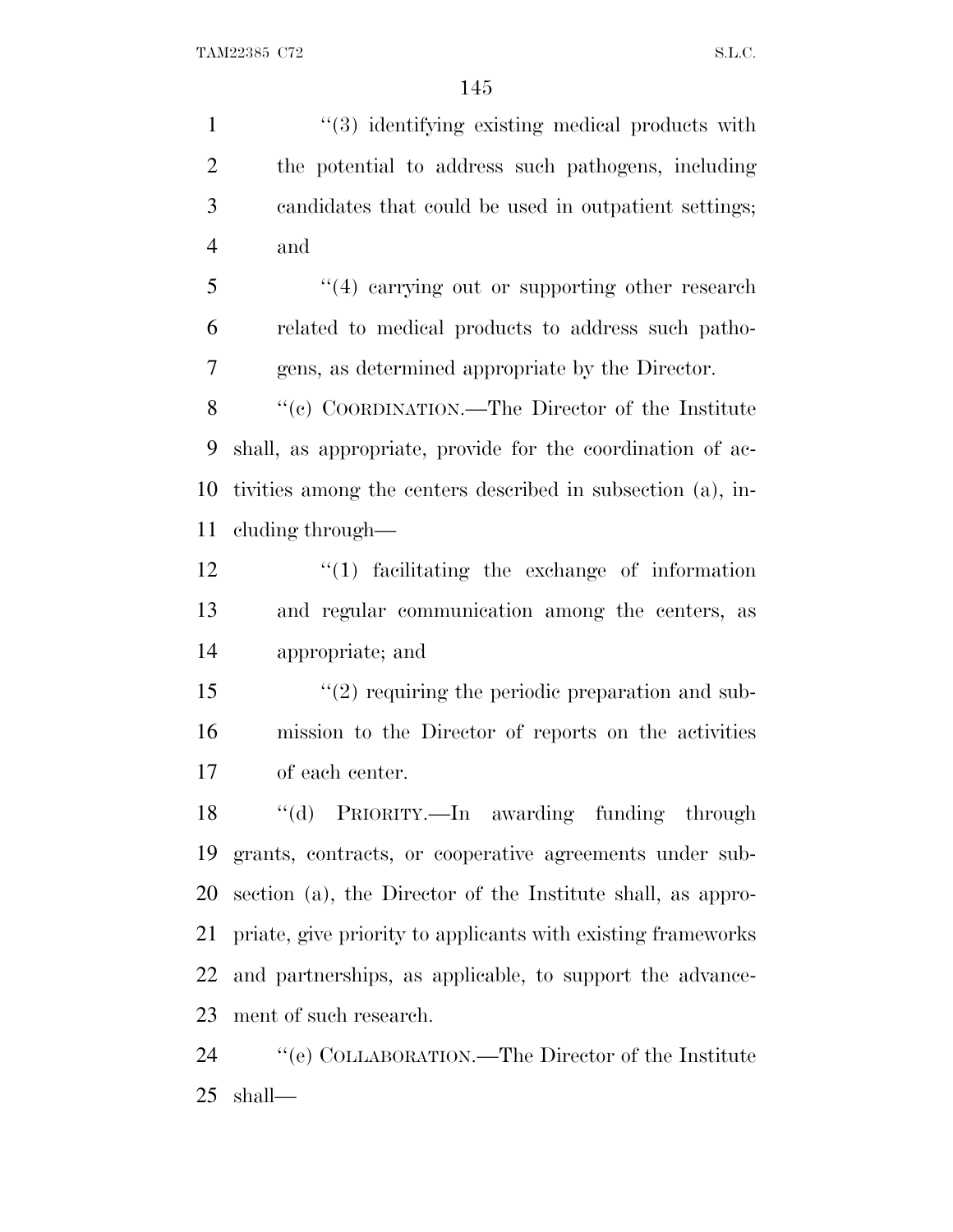''(3) identifying existing medical products with the potential to address such pathogens, including candidates that could be used in outpatient settings; and

''(4) carrying out or supporting other research related to medical products to address such pathogens, as determined appropriate by the Director.

''(c) COORDINATION.—The Director of the Institute shall, as appropriate, provide for the coordination of activities among the centers described in subsection (a), including through—

''(1) facilitating the exchange of information and regular communication among the centers, as appropriate; and

''(2) requiring the periodic preparation and submission to the Director of reports on the activities of each center.

''(d) PRIORITY.—In awarding funding through grants, contracts, or cooperative agreements under subsection (a), the Director of the Institute shall, as appropriate, give priority to applicants with existing frameworks and partnerships, as applicable, to support the advancement of such research.

''(e) COLLABORATION.—The Director of the Institute shall—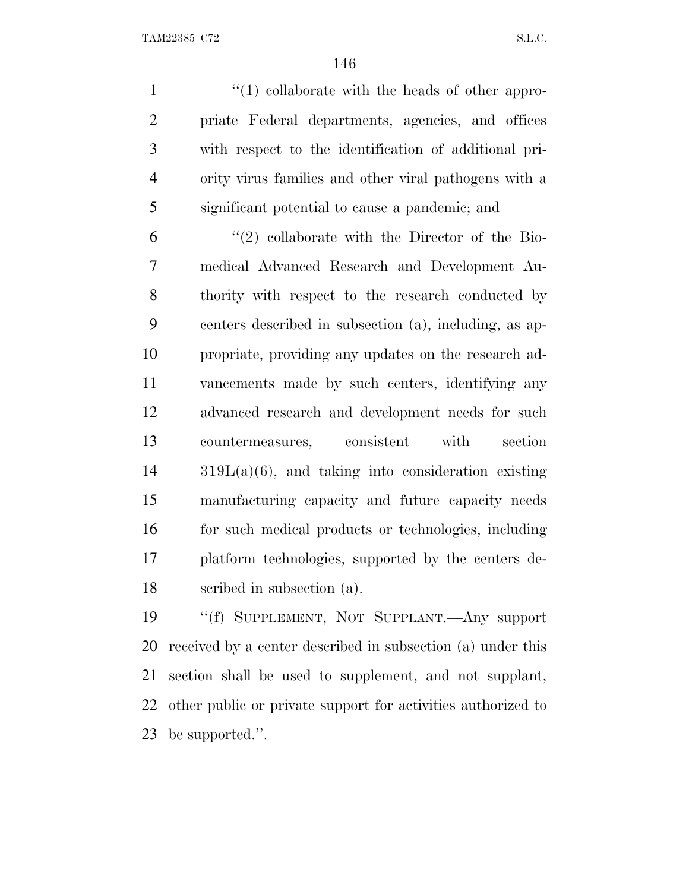"(1) collaborate with the heads of other appropriate Federal departments, agencies, and offices with respect to the identification of additional priority virus families and other viral pathogens with a significant potential to cause a pandemic; and

"(2) collaborate with the Director of the Biomedical Advanced Research and Development Authority with respect to the research conducted by centers described in subsection (a), including, as appropriate, providing any updates on the research advancements made by such centers, identifying any advanced research and development needs for such countermeasures, consistent with section 319L(a)(6), and taking into consideration existing manufacturing capacity and future capacity needs for such medical products or technologies, including platform technologies, supported by the centers described in subsection (a).

"(f) SUPPLEMENT, NOT SUPPLANT.—Any support received by a center described in subsection (a) under this section shall be used to supplement, and not supplant, other public or private support for activities authorized to be supported.".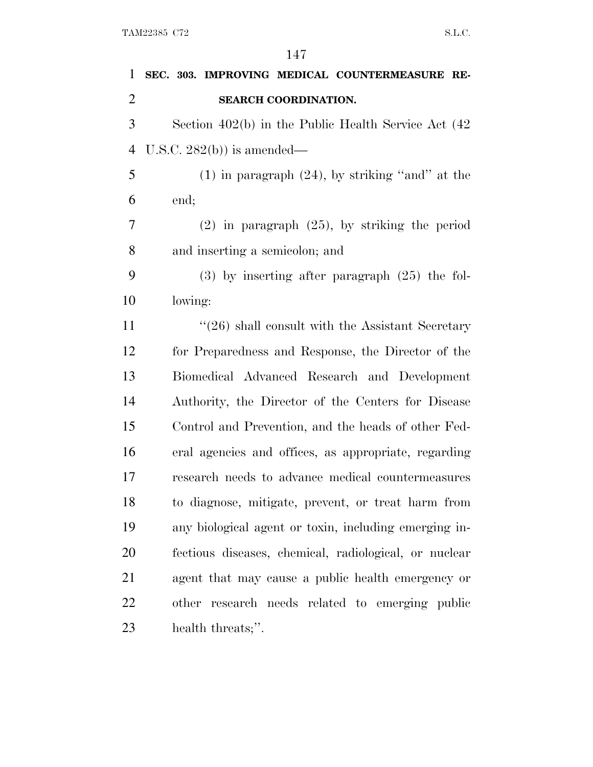**SEC. 303. IMPROVING MEDICAL COUNTERMEASURE RESEARCH COORDINATION.**

Section 402(b) in the Public Health Service Act (42 U.S.C. 282(b)) is amended—

(1) in paragraph (24), by striking "and" at the end;

(2) in paragraph (25), by striking the period and inserting a semicolon; and

(3) by inserting after paragraph (25) the following:

"(26) shall consult with the Assistant Secretary for Preparedness and Response, the Director of the Biomedical Advanced Research and Development Authority, the Director of the Centers for Disease Control and Prevention, and the heads of other Federal agencies and offices, as appropriate, regarding research needs to advance medical countermeasures to diagnose, mitigate, prevent, or treat harm from any biological agent or toxin, including emerging infectious diseases, chemical, radiological, or nuclear agent that may cause a public health emergency or other research needs related to emerging public health threats;".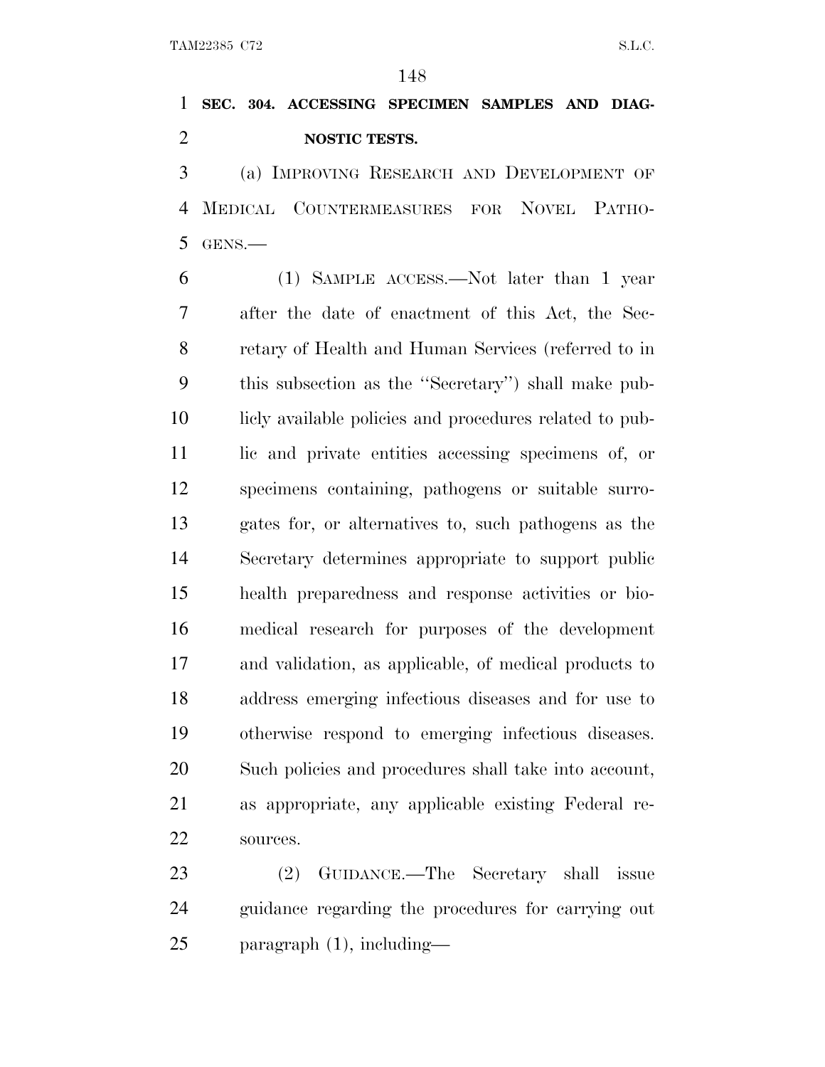**SEC. 304. ACCESSING SPECIMEN SAMPLES AND DIAGNOSTIC TESTS.**

(a) IMPROVING RESEARCH AND DEVELOPMENT OF MEDICAL COUNTERMEASURES FOR NOVEL PATHOGENS.—

(1) SAMPLE ACCESS.—Not later than 1 year after the date of enactment of this Act, the Secretary of Health and Human Services (referred to in this subsection as the ''Secretary'') shall make publicly available policies and procedures related to public and private entities accessing specimens of, or specimens containing, pathogens or suitable surrogates for, or alternatives to, such pathogens as the Secretary determines appropriate to support public health preparedness and response activities or biomedical research for purposes of the development and validation, as applicable, of medical products to address emerging infectious diseases and for use to otherwise respond to emerging infectious diseases. Such policies and procedures shall take into account, as appropriate, any applicable existing Federal resources.

(2) GUIDANCE.—The Secretary shall issue guidance regarding the procedures for carrying out paragraph (1), including—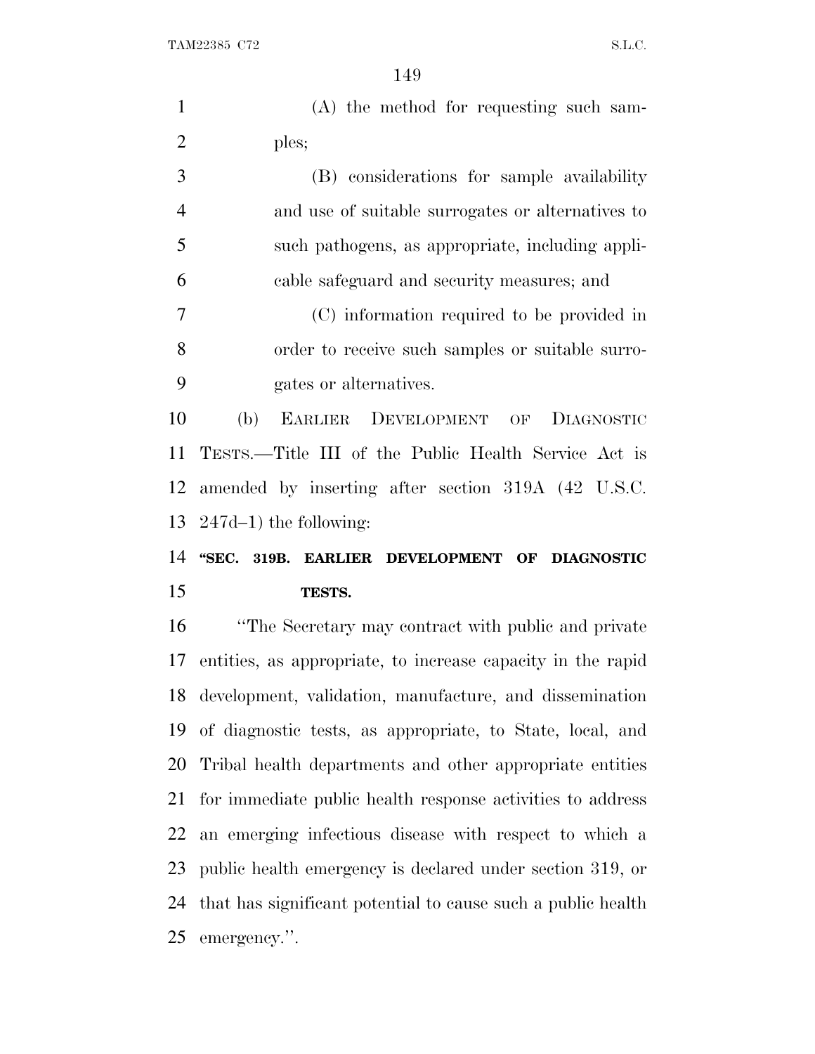(A) the method for requesting such samples;

(B) considerations for sample availability and use of suitable surrogates or alternatives to such pathogens, as appropriate, including applicable safeguard and security measures; and

(C) information required to be provided in order to receive such samples or suitable surrogates or alternatives.

(b) EARLIER DEVELOPMENT OF DIAGNOSTIC TESTS.—Title III of the Public Health Service Act is amended by inserting after section 319A (42 U.S.C. 247d–1) the following:

**"SEC. 319B. EARLIER DEVELOPMENT OF DIAGNOSTIC TESTS.**

"The Secretary may contract with public and private entities, as appropriate, to increase capacity in the rapid development, validation, manufacture, and dissemination of diagnostic tests, as appropriate, to State, local, and Tribal health departments and other appropriate entities for immediate public health response activities to address an emerging infectious disease with respect to which a public health emergency is declared under section 319, or that has significant potential to cause such a public health emergency.".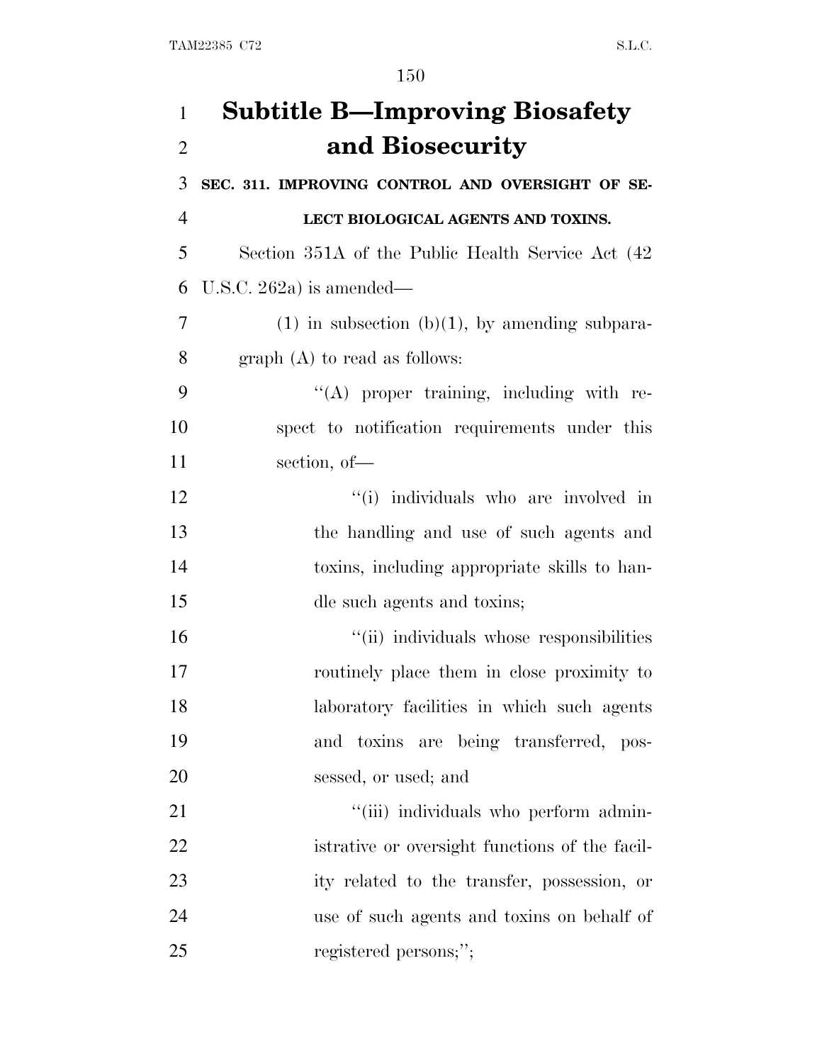## Subtitle B—Improving Biosafety and Biosecurity

**SEC. 311. IMPROVING CONTROL AND OVERSIGHT OF SELECT BIOLOGICAL AGENTS AND TOXINS.**

Section 351A of the Public Health Service Act (42 U.S.C. 262a) is amended—

(1) in subsection (b)(1), by amending subparagraph (A) to read as follows:

"(A) proper training, including with respect to notification requirements under this section, of—

"(i) individuals who are involved in the handling and use of such agents and toxins, including appropriate skills to handle such agents and toxins;

"(ii) individuals whose responsibilities routinely place them in close proximity to laboratory facilities in which such agents and toxins are being transferred, possessed, or used; and

"(iii) individuals who perform administrative or oversight functions of the facility related to the transfer, possession, or use of such agents and toxins on behalf of registered persons;";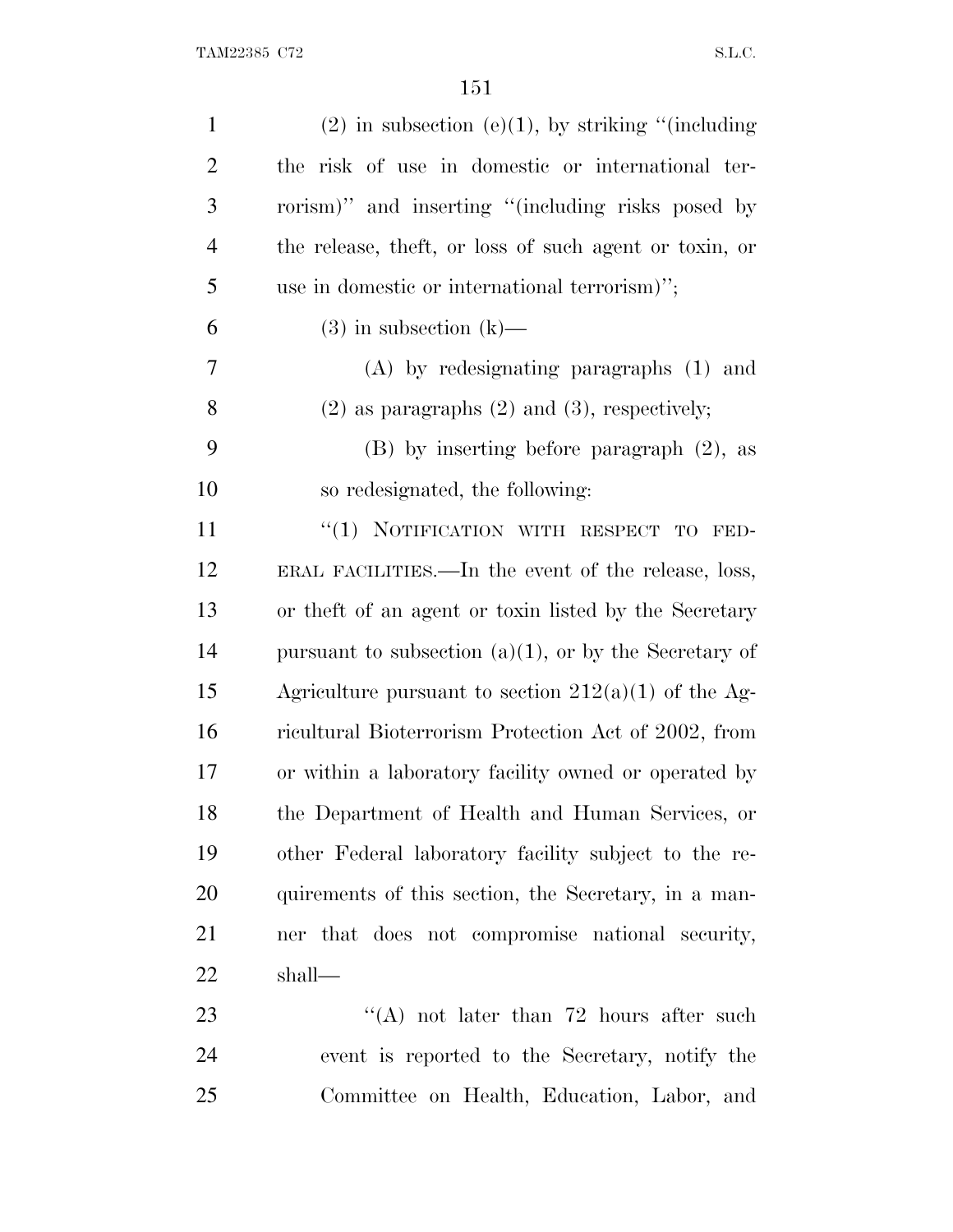(2) in subsection (e)(1), by striking "(including the risk of use in domestic or international terrorism)" and inserting "(including risks posed by the release, theft, or loss of such agent or toxin, or use in domestic or international terrorism)";

(3) in subsection (k)—

(A) by redesignating paragraphs (1) and (2) as paragraphs (2) and (3), respectively;

(B) by inserting before paragraph (2), as so redesignated, the following:

"(1) NOTIFICATION WITH RESPECT TO FEDERAL FACILITIES.—In the event of the release, loss, or theft of an agent or toxin listed by the Secretary pursuant to subsection (a)(1), or by the Secretary of Agriculture pursuant to section 212(a)(1) of the Agricultural Bioterrorism Protection Act of 2002, from or within a laboratory facility owned or operated by the Department of Health and Human Services, or other Federal laboratory facility subject to the requirements of this section, the Secretary, in a manner that does not compromise national security, shall—

"(A) not later than 72 hours after such event is reported to the Secretary, notify the Committee on Health, Education, Labor, and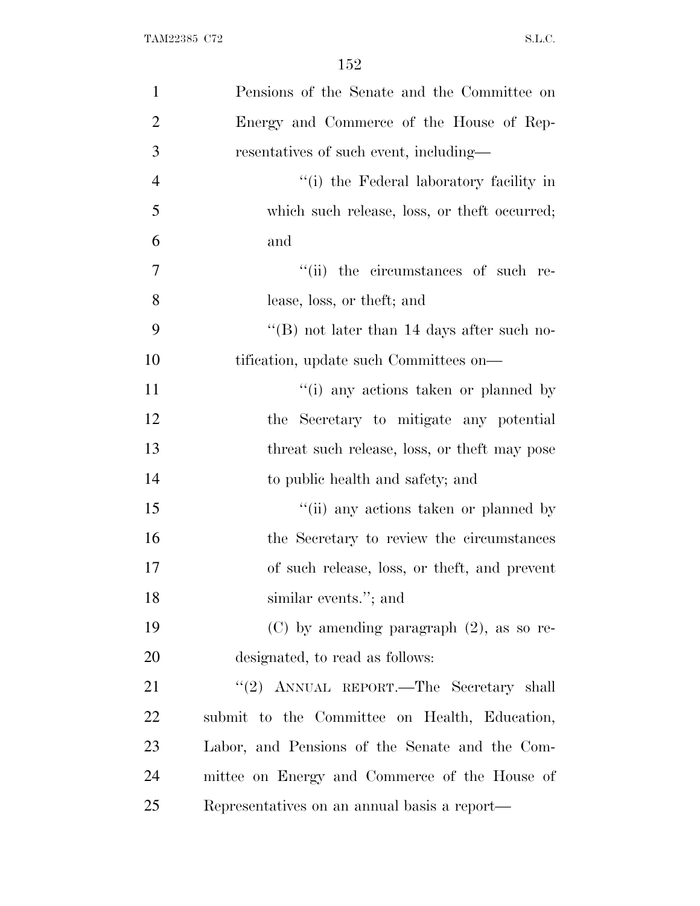Pensions of the Senate and the Committee on Energy and Commerce of the House of Representatives of such event, including—

''(i) the Federal laboratory facility in which such release, loss, or theft occurred; and

''(ii) the circumstances of such release, loss, or theft; and

''(B) not later than 14 days after such notification, update such Committees on—

''(i) any actions taken or planned by the Secretary to mitigate any potential threat such release, loss, or theft may pose to public health and safety; and

''(ii) any actions taken or planned by the Secretary to review the circumstances of such release, loss, or theft, and prevent similar events.''; and

(C) by amending paragraph (2), as so redesignated, to read as follows:

''(2) ANNUAL REPORT.—The Secretary shall submit to the Committee on Health, Education, Labor, and Pensions of the Senate and the Committee on Energy and Commerce of the House of Representatives on an annual basis a report—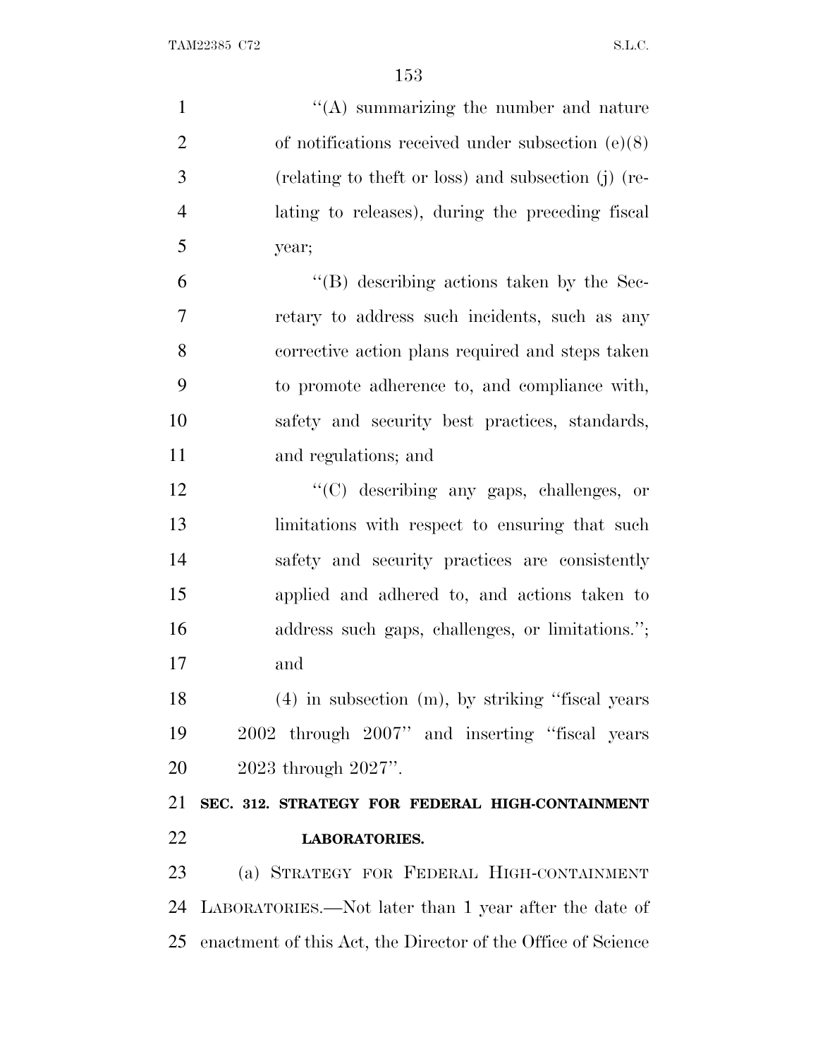"(A) summarizing the number and nature of notifications received under subsection (e)(8) (relating to theft or loss) and subsection (j) (relating to releases), during the preceding fiscal year;

"(B) describing actions taken by the Secretary to address such incidents, such as any corrective action plans required and steps taken to promote adherence to, and compliance with, safety and security best practices, standards, and regulations; and

"(C) describing any gaps, challenges, or limitations with respect to ensuring that such safety and security practices are consistently applied and adhered to, and actions taken to address such gaps, challenges, or limitations."; and

(4) in subsection (m), by striking "fiscal years 2002 through 2007" and inserting "fiscal years 2023 through 2027".

**SEC. 312. STRATEGY FOR FEDERAL HIGH-CONTAINMENT LABORATORIES.**

(a) STRATEGY FOR FEDERAL HIGH-CONTAINMENT LABORATORIES.—Not later than 1 year after the date of enactment of this Act, the Director of the Office of Science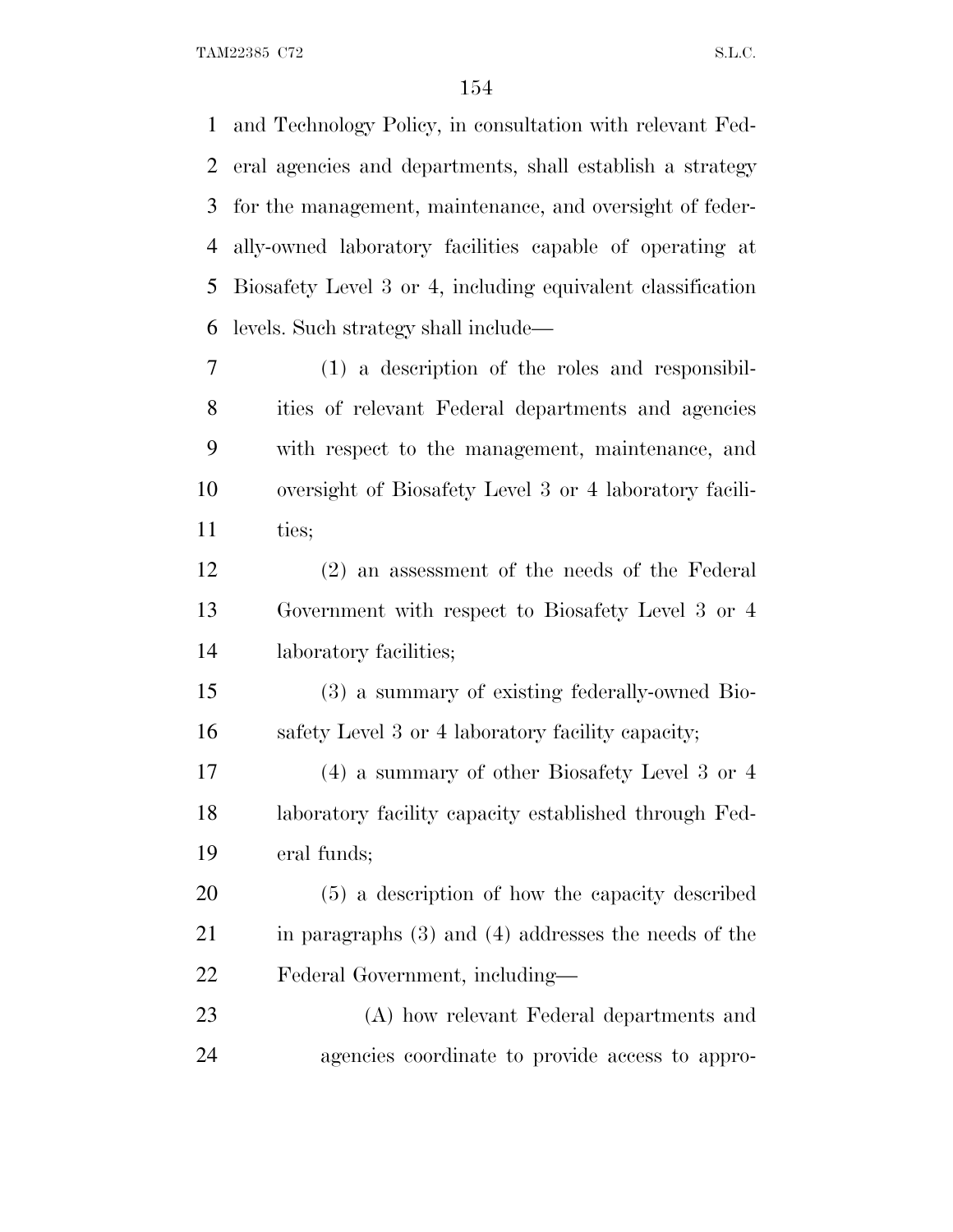and Technology Policy, in consultation with relevant Federal agencies and departments, shall establish a strategy for the management, maintenance, and oversight of federally-owned laboratory facilities capable of operating at Biosafety Level 3 or 4, including equivalent classification levels. Such strategy shall include—

(1) a description of the roles and responsibilities of relevant Federal departments and agencies with respect to the management, maintenance, and oversight of Biosafety Level 3 or 4 laboratory facilities;

(2) an assessment of the needs of the Federal Government with respect to Biosafety Level 3 or 4 laboratory facilities;

(3) a summary of existing federally-owned Biosafety Level 3 or 4 laboratory facility capacity;

(4) a summary of other Biosafety Level 3 or 4 laboratory facility capacity established through Federal funds;

(5) a description of how the capacity described in paragraphs (3) and (4) addresses the needs of the Federal Government, including—

(A) how relevant Federal departments and agencies coordinate to provide access to appro-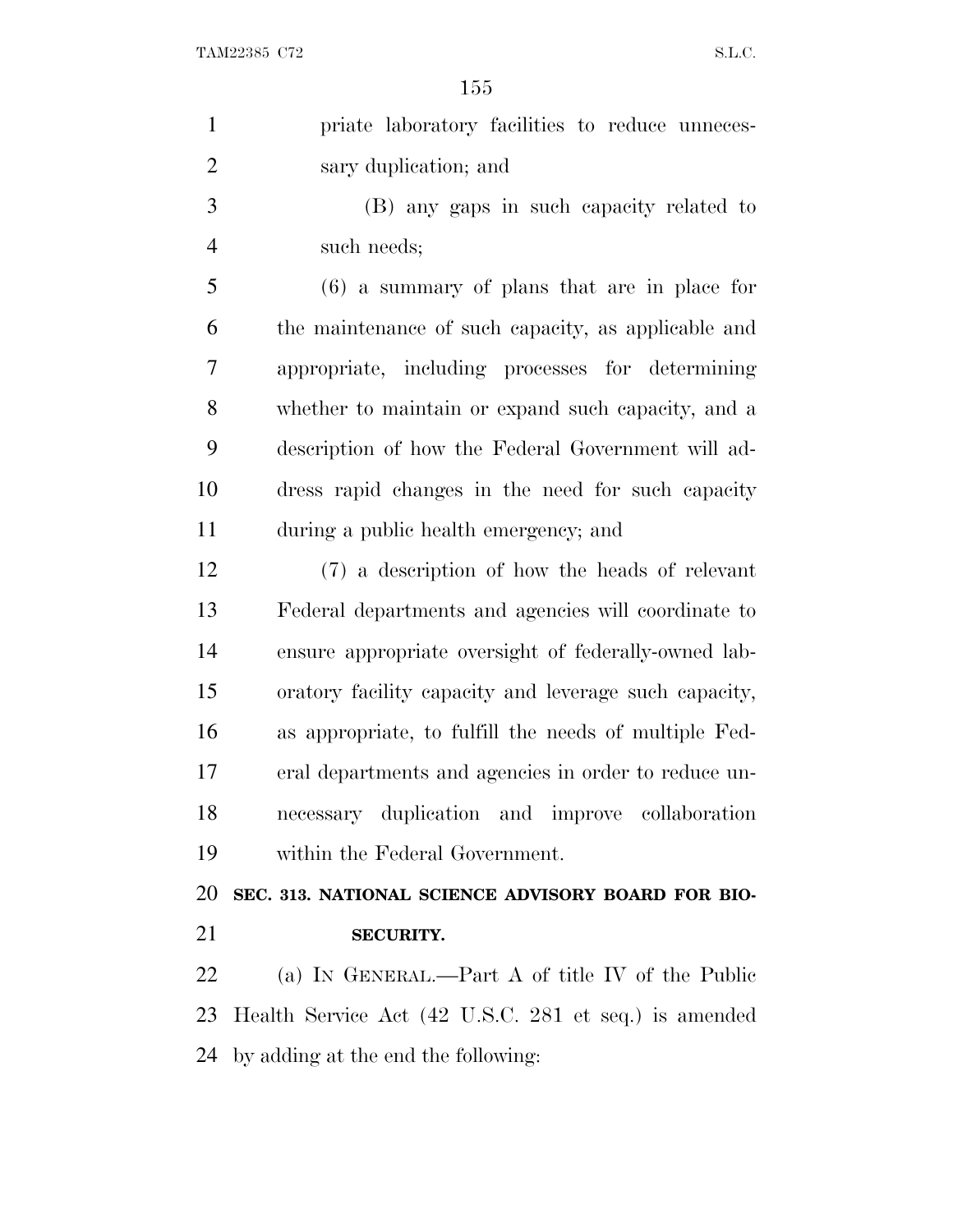priate laboratory facilities to reduce unnecessary duplication; and

(B) any gaps in such capacity related to such needs;

(6) a summary of plans that are in place for the maintenance of such capacity, as applicable and appropriate, including processes for determining whether to maintain or expand such capacity, and a description of how the Federal Government will address rapid changes in the need for such capacity during a public health emergency; and

(7) a description of how the heads of relevant Federal departments and agencies will coordinate to ensure appropriate oversight of federally-owned laboratory facility capacity and leverage such capacity, as appropriate, to fulfill the needs of multiple Federal departments and agencies in order to reduce unnecessary duplication and improve collaboration within the Federal Government.

**SEC. 313. NATIONAL SCIENCE ADVISORY BOARD FOR BIOSECURITY.**

(a) IN GENERAL.—Part A of title IV of the Public Health Service Act (42 U.S.C. 281 et seq.) is amended by adding at the end the following: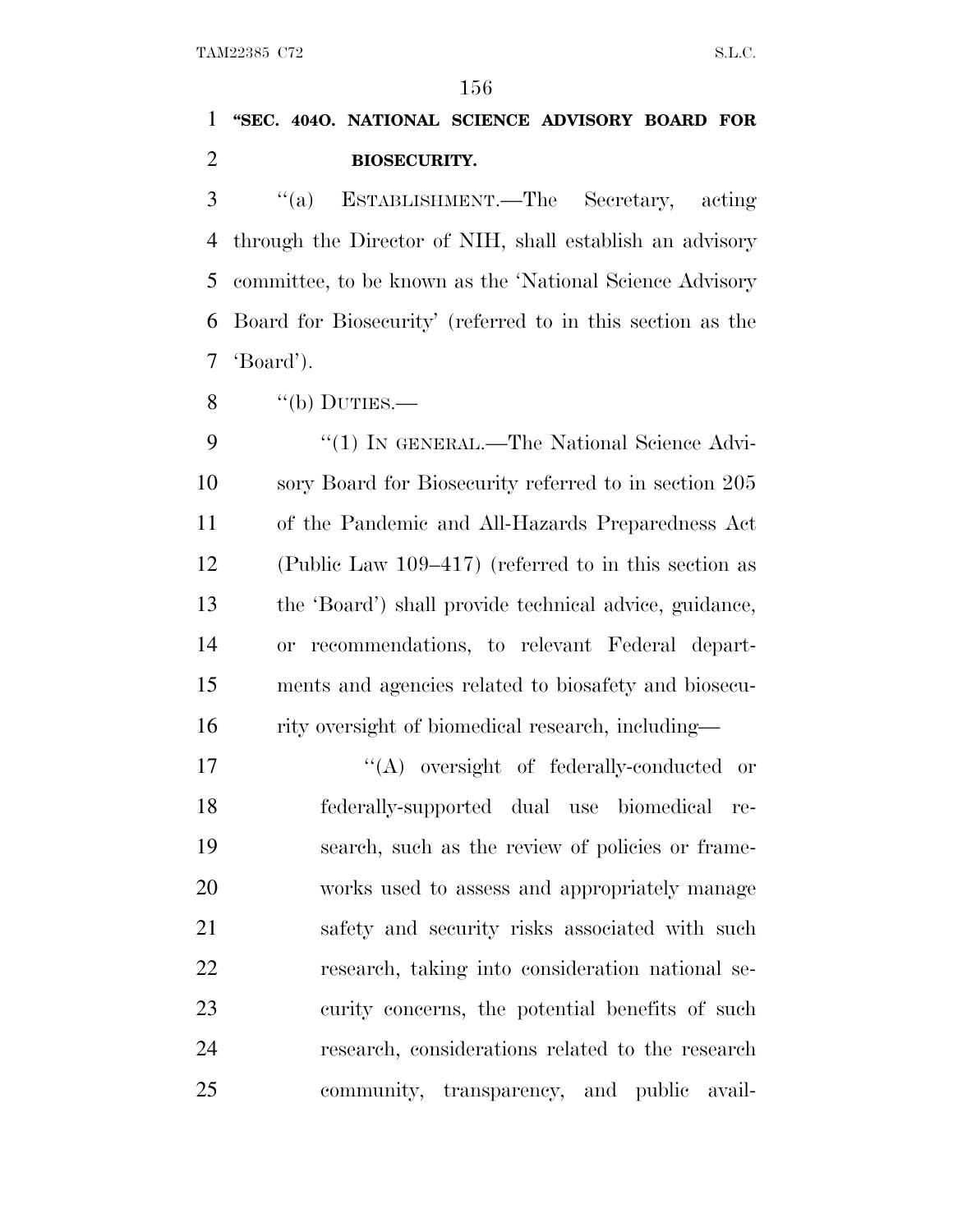**"SEC. 404O. NATIONAL SCIENCE ADVISORY BOARD FOR BIOSECURITY.**

"(a) ESTABLISHMENT.—The Secretary, acting through the Director of NIH, shall establish an advisory committee, to be known as the 'National Science Advisory Board for Biosecurity' (referred to in this section as the 'Board').

"(b) DUTIES.—

"(1) IN GENERAL.—The National Science Advisory Board for Biosecurity referred to in section 205 of the Pandemic and All-Hazards Preparedness Act (Public Law 109–417) (referred to in this section as the 'Board') shall provide technical advice, guidance, or recommendations, to relevant Federal departments and agencies related to biosafety and biosecurity oversight of biomedical research, including—

"(A) oversight of federally-conducted or federally-supported dual use biomedical research, such as the review of policies or frameworks used to assess and appropriately manage safety and security risks associated with such research, taking into consideration national security concerns, the potential benefits of such research, considerations related to the research community, transparency, and public avail-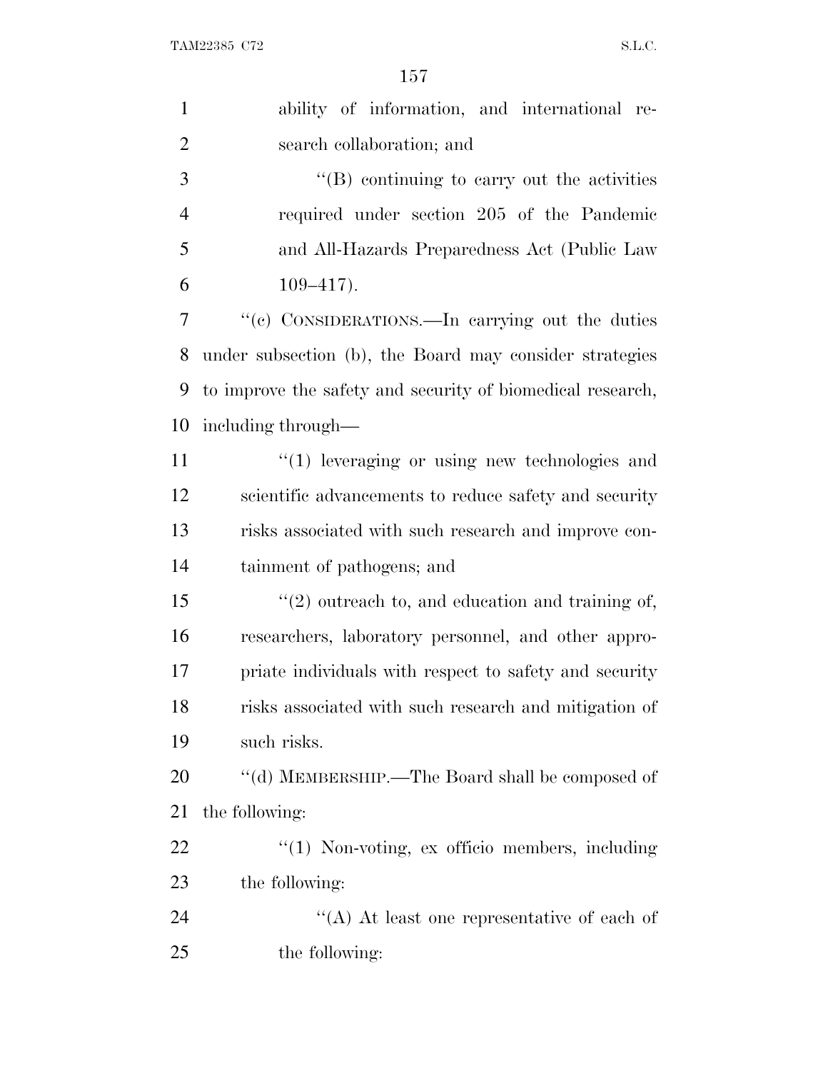ability of information, and international research collaboration; and

''(B) continuing to carry out the activities required under section 205 of the Pandemic and All-Hazards Preparedness Act (Public Law 109–417).

''(c) CONSIDERATIONS.—In carrying out the duties under subsection (b), the Board may consider strategies to improve the safety and security of biomedical research, including through—

''(1) leveraging or using new technologies and scientific advancements to reduce safety and security risks associated with such research and improve containment of pathogens; and

''(2) outreach to, and education and training of, researchers, laboratory personnel, and other appropriate individuals with respect to safety and security risks associated with such research and mitigation of such risks.

''(d) MEMBERSHIP.—The Board shall be composed of the following:

''(1) Non-voting, ex officio members, including the following:

''(A) At least one representative of each of the following: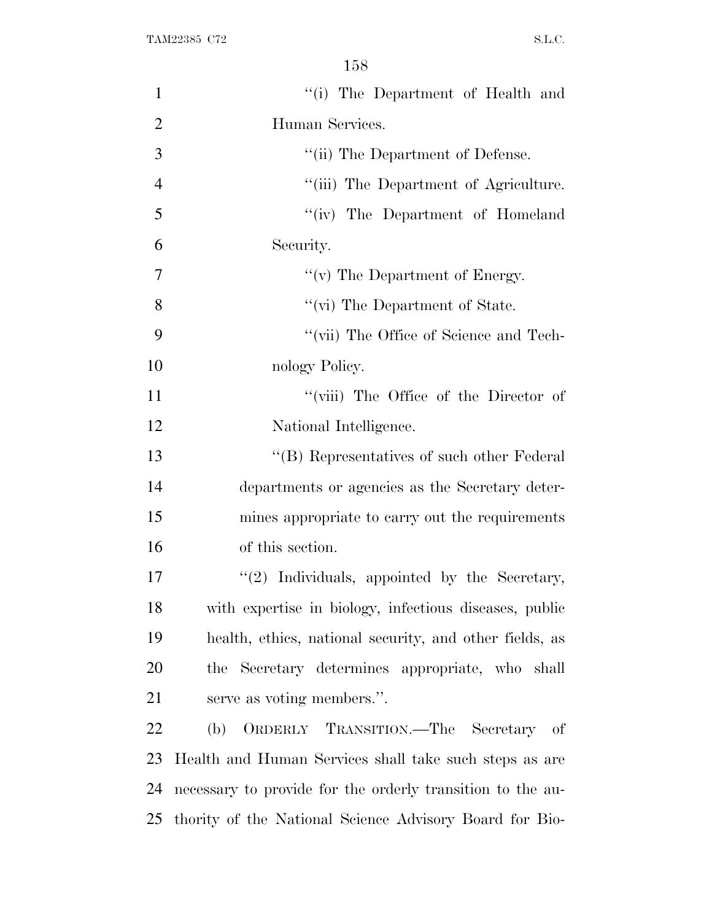"(i) The Department of Health and Human Services.

"(ii) The Department of Defense.

"(iii) The Department of Agriculture.

"(iv) The Department of Homeland Security.

"(v) The Department of Energy.

"(vi) The Department of State.

"(vii) The Office of Science and Technology Policy.

"(viii) The Office of the Director of National Intelligence.

"(B) Representatives of such other Federal departments or agencies as the Secretary determines appropriate to carry out the requirements of this section.

"(2) Individuals, appointed by the Secretary, with expertise in biology, infectious diseases, public health, ethics, national security, and other fields, as the Secretary determines appropriate, who shall serve as voting members.".

(b) ORDERLY TRANSITION.—The Secretary of Health and Human Services shall take such steps as are necessary to provide for the orderly transition to the authority of the National Science Advisory Board for Bio-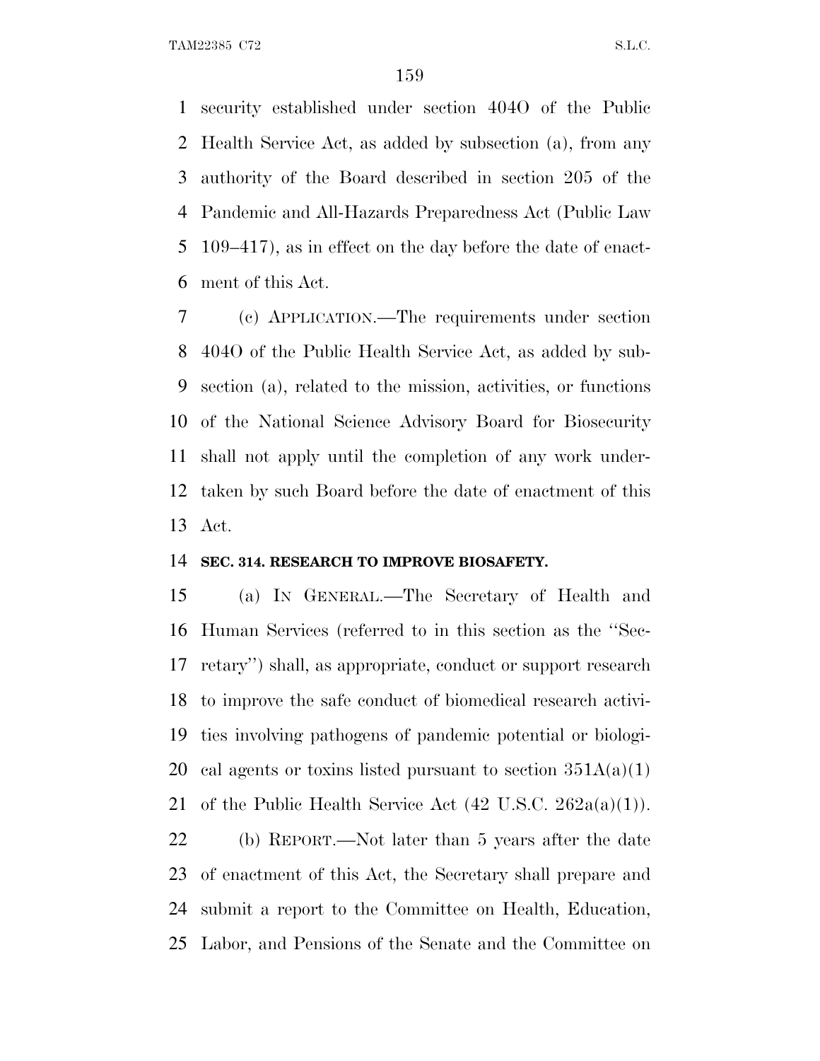security established under section 404O of the Public Health Service Act, as added by subsection (a), from any authority of the Board described in section 205 of the Pandemic and All-Hazards Preparedness Act (Public Law 109–417), as in effect on the day before the date of enactment of this Act.

(c) APPLICATION.—The requirements under section 404O of the Public Health Service Act, as added by subsection (a), related to the mission, activities, or functions of the National Science Advisory Board for Biosecurity shall not apply until the completion of any work undertaken by such Board before the date of enactment of this Act.

**SEC. 314. RESEARCH TO IMPROVE BIOSAFETY.**

(a) IN GENERAL.—The Secretary of Health and Human Services (referred to in this section as the ''Secretary'') shall, as appropriate, conduct or support research to improve the safe conduct of biomedical research activities involving pathogens of pandemic potential or biological agents or toxins listed pursuant to section 351A(a)(1) of the Public Health Service Act (42 U.S.C. 262a(a)(1)).

(b) REPORT.—Not later than 5 years after the date of enactment of this Act, the Secretary shall prepare and submit a report to the Committee on Health, Education, Labor, and Pensions of the Senate and the Committee on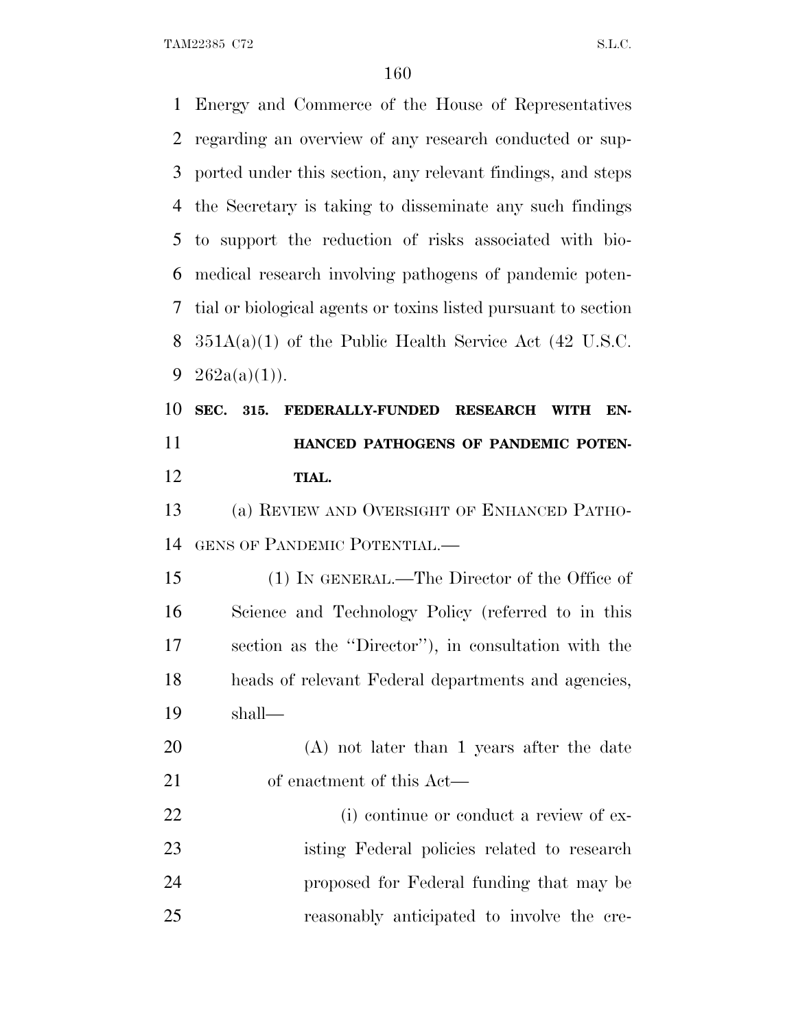Energy and Commerce of the House of Representatives regarding an overview of any research conducted or supported under this section, any relevant findings, and steps the Secretary is taking to disseminate any such findings to support the reduction of risks associated with biomedical research involving pathogens of pandemic potential or biological agents or toxins listed pursuant to section 351A(a)(1) of the Public Health Service Act (42 U.S.C. 262a(a)(1)).

## SEC. 315. FEDERALLY-FUNDED RESEARCH WITH ENHANCED PATHOGENS OF PANDEMIC POTENTIAL.

(a) REVIEW AND OVERSIGHT OF ENHANCED PATHOGENS OF PANDEMIC POTENTIAL.—

(1) IN GENERAL.—The Director of the Office of Science and Technology Policy (referred to in this section as the ''Director''), in consultation with the heads of relevant Federal departments and agencies, shall—

(A) not later than 1 years after the date of enactment of this Act—

(i) continue or conduct a review of existing Federal policies related to research proposed for Federal funding that may be reasonably anticipated to involve the cre-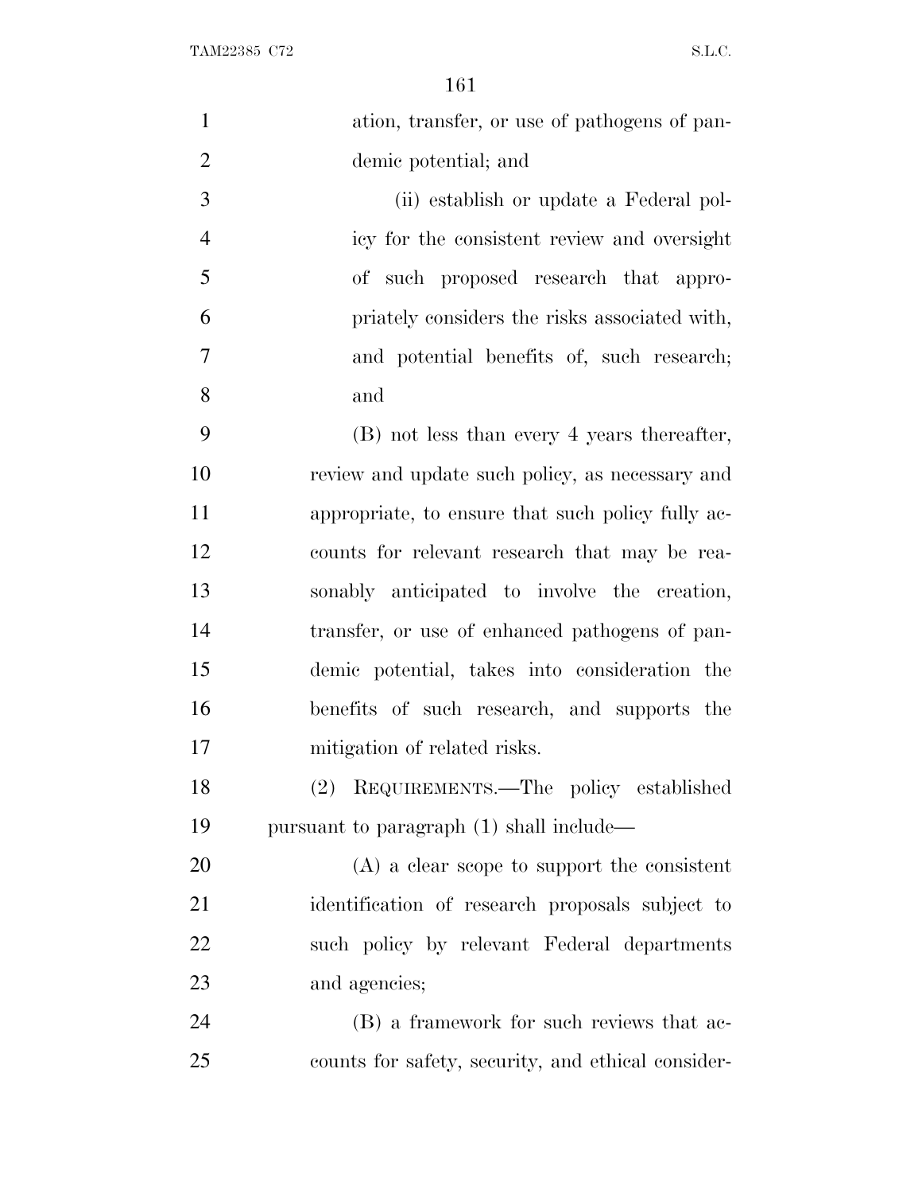ation, transfer, or use of pathogens of pandemic potential; and

(ii) establish or update a Federal policy for the consistent review and oversight of such proposed research that appropriately considers the risks associated with, and potential benefits of, such research; and

(B) not less than every 4 years thereafter, review and update such policy, as necessary and appropriate, to ensure that such policy fully accounts for relevant research that may be reasonably anticipated to involve the creation, transfer, or use of enhanced pathogens of pandemic potential, takes into consideration the benefits of such research, and supports the mitigation of related risks.

(2) REQUIREMENTS.—The policy established pursuant to paragraph (1) shall include—

(A) a clear scope to support the consistent identification of research proposals subject to such policy by relevant Federal departments and agencies;

(B) a framework for such reviews that accounts for safety, security, and ethical consider-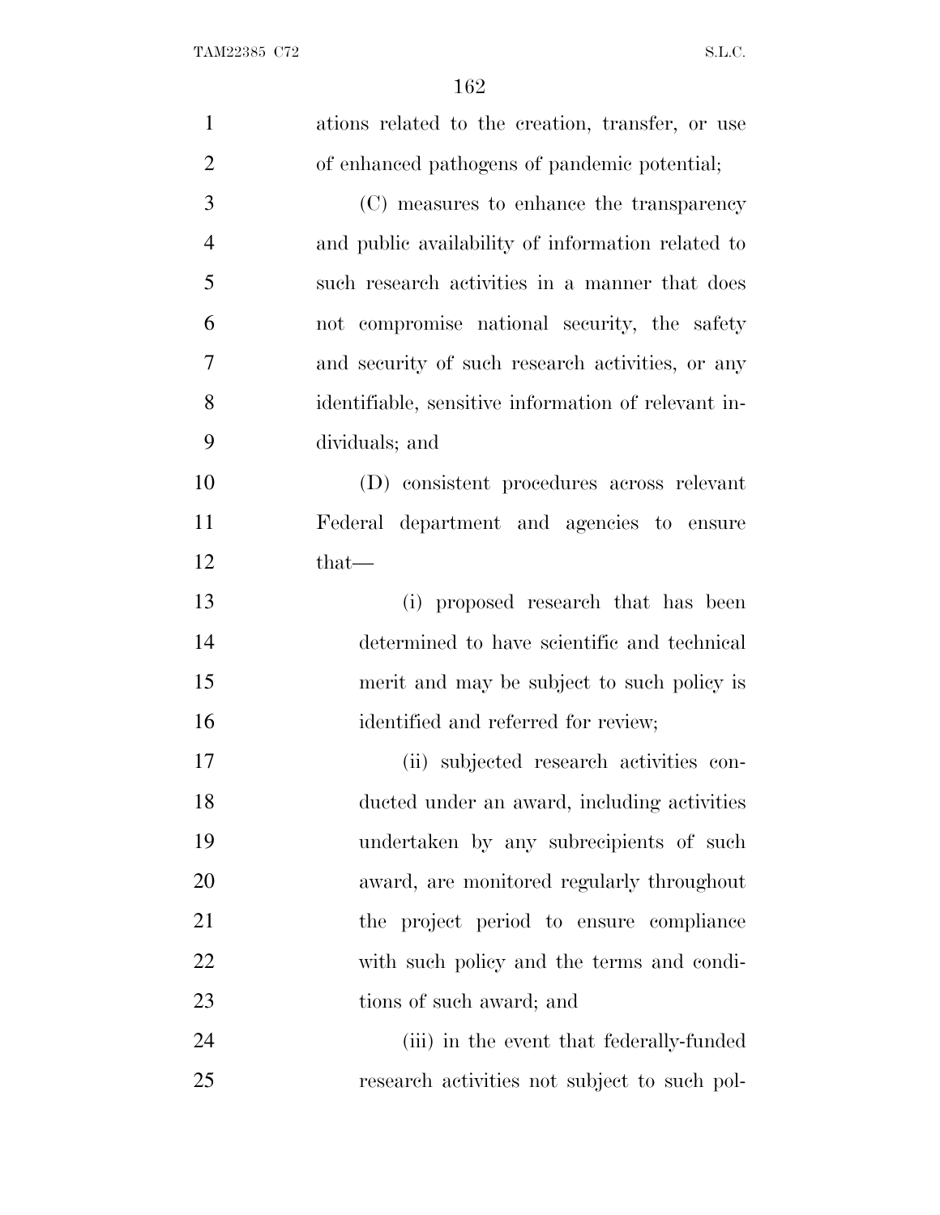ations related to the creation, transfer, or use of enhanced pathogens of pandemic potential;

(C) measures to enhance the transparency and public availability of information related to such research activities in a manner that does not compromise national security, the safety and security of such research activities, or any identifiable, sensitive information of relevant individuals; and

(D) consistent procedures across relevant Federal department and agencies to ensure that—

(i) proposed research that has been determined to have scientific and technical merit and may be subject to such policy is identified and referred for review;

(ii) subjected research activities conducted under an award, including activities undertaken by any subrecipients of such award, are monitored regularly throughout the project period to ensure compliance with such policy and the terms and conditions of such award; and

(iii) in the event that federally-funded research activities not subject to such pol-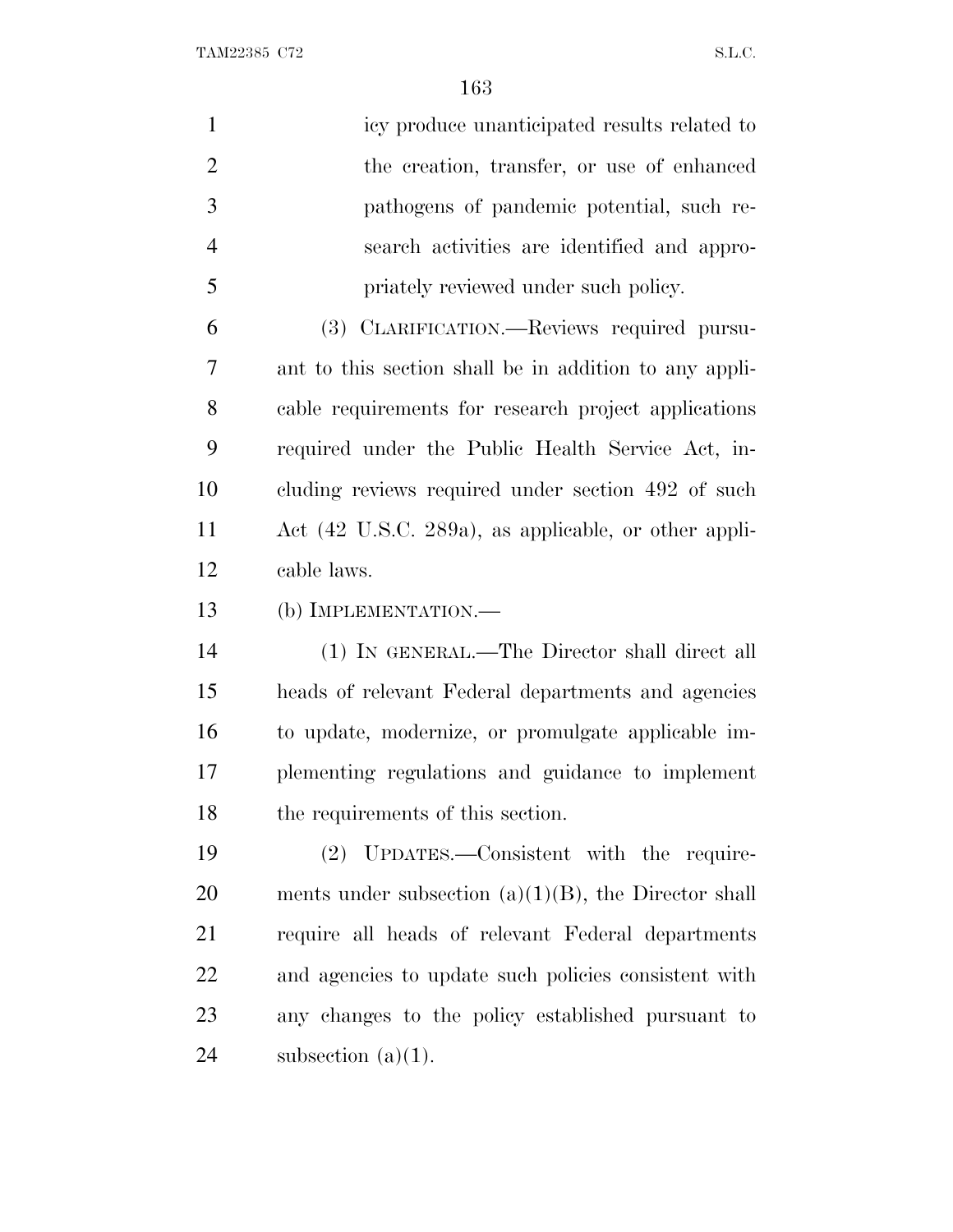icy produce unanticipated results related to the creation, transfer, or use of enhanced pathogens of pandemic potential, such research activities are identified and appropriately reviewed under such policy.

(3) CLARIFICATION.—Reviews required pursuant to this section shall be in addition to any applicable requirements for research project applications required under the Public Health Service Act, including reviews required under section 492 of such Act (42 U.S.C. 289a), as applicable, or other applicable laws.

(b) IMPLEMENTATION.—

(1) IN GENERAL.—The Director shall direct all heads of relevant Federal departments and agencies to update, modernize, or promulgate applicable implementing regulations and guidance to implement the requirements of this section.

(2) UPDATES.—Consistent with the requirements under subsection (a)(1)(B), the Director shall require all heads of relevant Federal departments and agencies to update such policies consistent with any changes to the policy established pursuant to subsection (a)(1).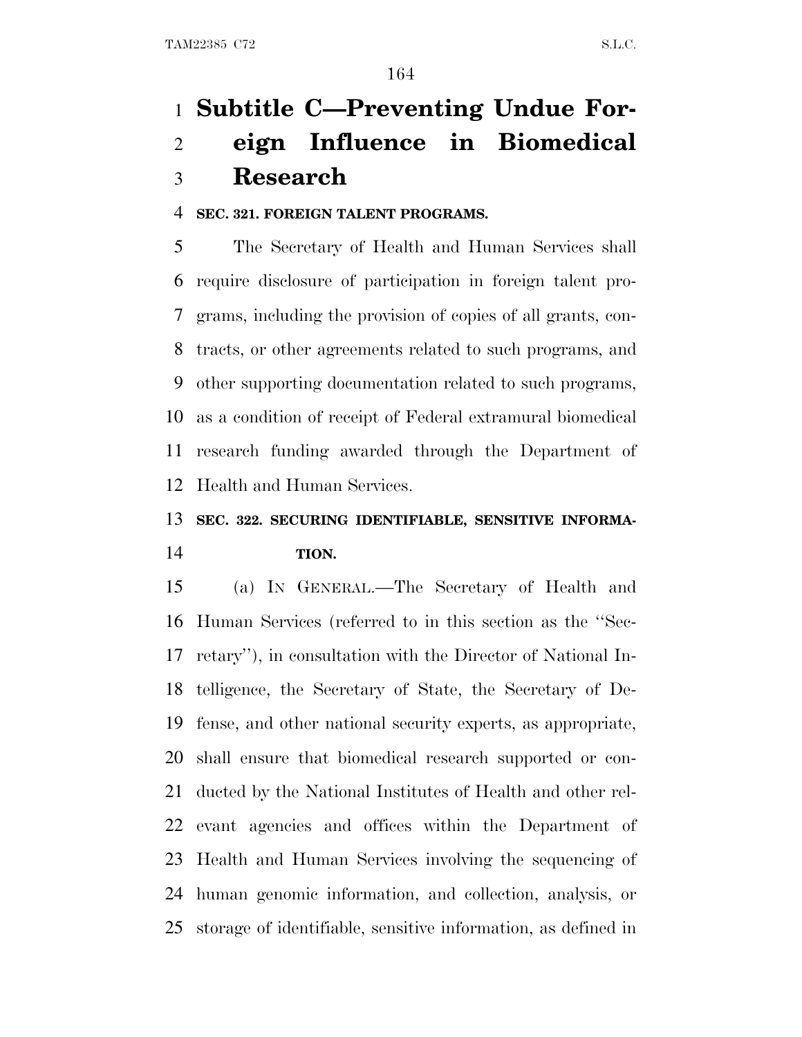# Subtitle C—Preventing Undue Foreign Influence in Biomedical Research

**SEC. 321. FOREIGN TALENT PROGRAMS.**

The Secretary of Health and Human Services shall require disclosure of participation in foreign talent programs, including the provision of copies of all grants, contracts, or other agreements related to such programs, and other supporting documentation related to such programs, as a condition of receipt of Federal extramural biomedical research funding awarded through the Department of Health and Human Services.

**SEC. 322. SECURING IDENTIFIABLE, SENSITIVE INFORMATION.**

(a) IN GENERAL.—The Secretary of Health and Human Services (referred to in this section as the "Secretary"), in consultation with the Director of National Intelligence, the Secretary of State, the Secretary of Defense, and other national security experts, as appropriate, shall ensure that biomedical research supported or conducted by the National Institutes of Health and other relevant agencies and offices within the Department of Health and Human Services involving the sequencing of human genomic information, and collection, analysis, or storage of identifiable, sensitive information, as defined in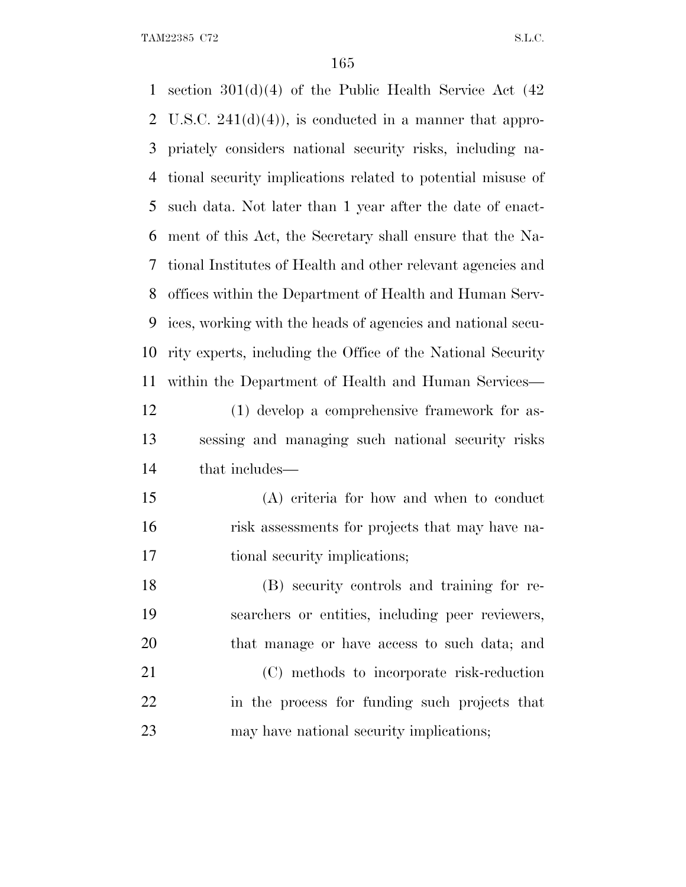section 301(d)(4) of the Public Health Service Act (42 U.S.C. 241(d)(4)), is conducted in a manner that appropriately considers national security risks, including national security implications related to potential misuse of such data. Not later than 1 year after the date of enactment of this Act, the Secretary shall ensure that the National Institutes of Health and other relevant agencies and offices within the Department of Health and Human Services, working with the heads of agencies and national security experts, including the Office of the National Security within the Department of Health and Human Services—

(1) develop a comprehensive framework for assessing and managing such national security risks that includes—

(A) criteria for how and when to conduct risk assessments for projects that may have national security implications;

(B) security controls and training for researchers or entities, including peer reviewers, that manage or have access to such data; and

(C) methods to incorporate risk-reduction in the process for funding such projects that may have national security implications;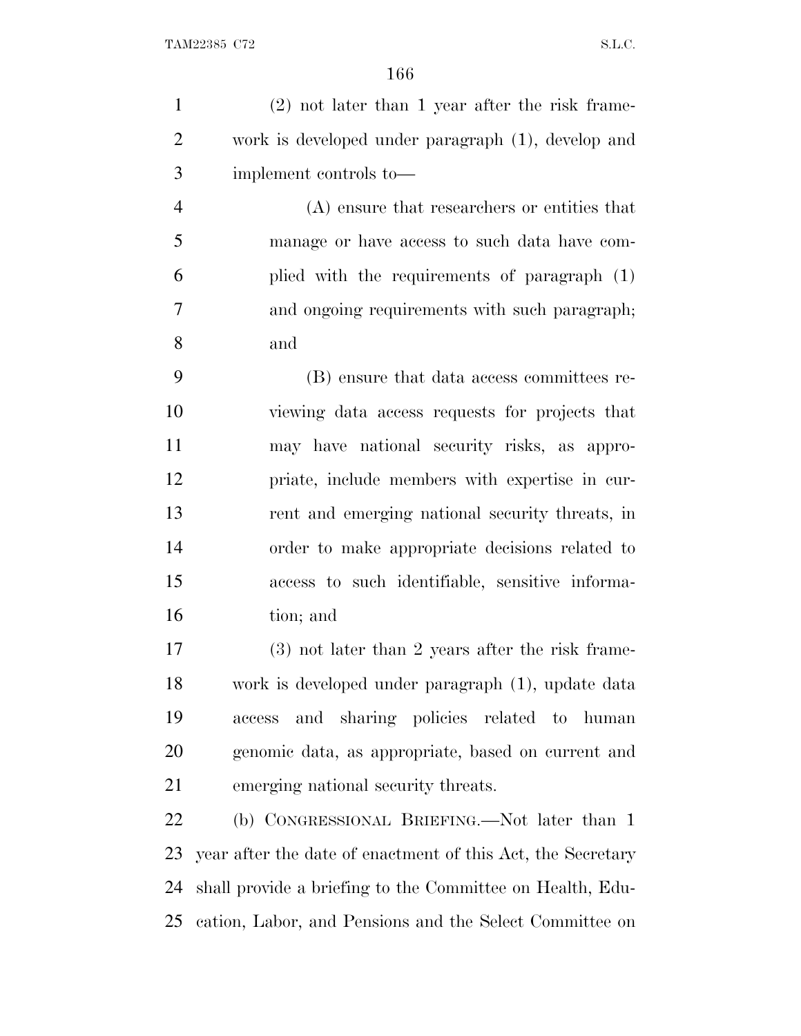(2) not later than 1 year after the risk framework is developed under paragraph (1), develop and implement controls to—

(A) ensure that researchers or entities that manage or have access to such data have complied with the requirements of paragraph (1) and ongoing requirements with such paragraph; and

(B) ensure that data access committees reviewing data access requests for projects that may have national security risks, as appropriate, include members with expertise in current and emerging national security threats, in order to make appropriate decisions related to access to such identifiable, sensitive information; and

(3) not later than 2 years after the risk framework is developed under paragraph (1), update data access and sharing policies related to human genomic data, as appropriate, based on current and emerging national security threats.

(b) CONGRESSIONAL BRIEFING.—Not later than 1 year after the date of enactment of this Act, the Secretary shall provide a briefing to the Committee on Health, Education, Labor, and Pensions and the Select Committee on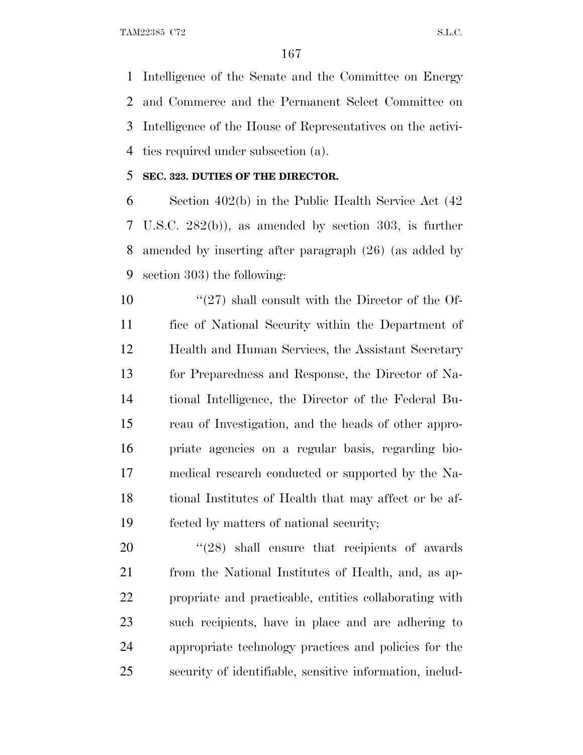Intelligence of the Senate and the Committee on Energy and Commerce and the Permanent Select Committee on Intelligence of the House of Representatives on the activities required under subsection (a).

**SEC. 323. DUTIES OF THE DIRECTOR.**

Section 402(b) in the Public Health Service Act (42 U.S.C. 282(b)), as amended by section 303, is further amended by inserting after paragraph (26) (as added by section 303) the following:

"(27) shall consult with the Director of the Office of National Security within the Department of Health and Human Services, the Assistant Secretary for Preparedness and Response, the Director of National Intelligence, the Director of the Federal Bureau of Investigation, and the heads of other appropriate agencies on a regular basis, regarding biomedical research conducted or supported by the National Institutes of Health that may affect or be affected by matters of national security;

"(28) shall ensure that recipients of awards from the National Institutes of Health, and, as appropriate and practicable, entities collaborating with such recipients, have in place and are adhering to appropriate technology practices and policies for the security of identifiable, sensitive information, includ-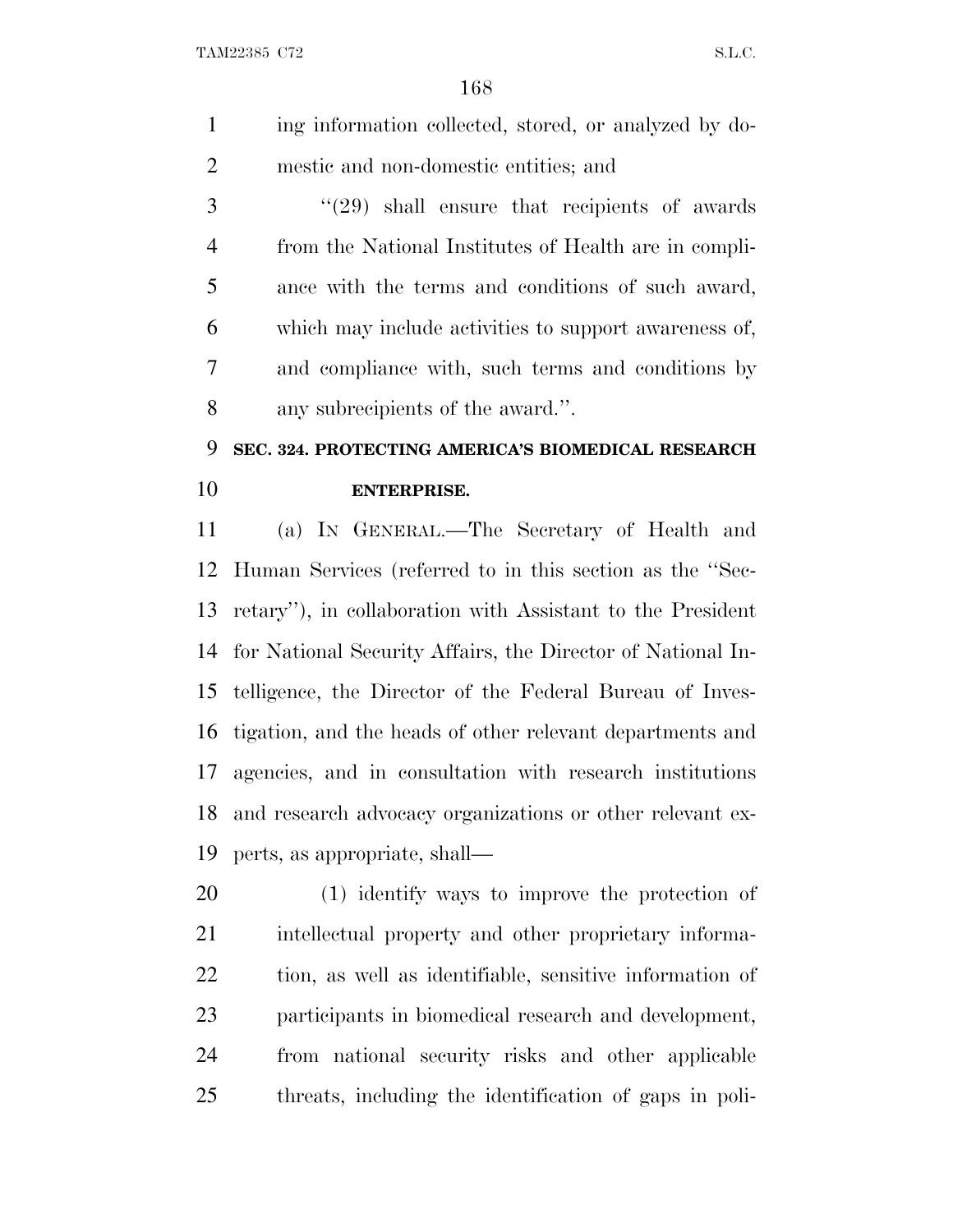ing information collected, stored, or analyzed by domestic and non-domestic entities; and

"(29) shall ensure that recipients of awards from the National Institutes of Health are in compliance with the terms and conditions of such award, which may include activities to support awareness of, and compliance with, such terms and conditions by any subrecipients of the award.".

**SEC. 324. PROTECTING AMERICA'S BIOMEDICAL RESEARCH ENTERPRISE.**

(a) IN GENERAL.—The Secretary of Health and Human Services (referred to in this section as the "Secretary"), in collaboration with Assistant to the President for National Security Affairs, the Director of National Intelligence, the Director of the Federal Bureau of Investigation, and the heads of other relevant departments and agencies, and in consultation with research institutions and research advocacy organizations or other relevant experts, as appropriate, shall—

(1) identify ways to improve the protection of intellectual property and other proprietary information, as well as identifiable, sensitive information of participants in biomedical research and development, from national security risks and other applicable threats, including the identification of gaps in poli-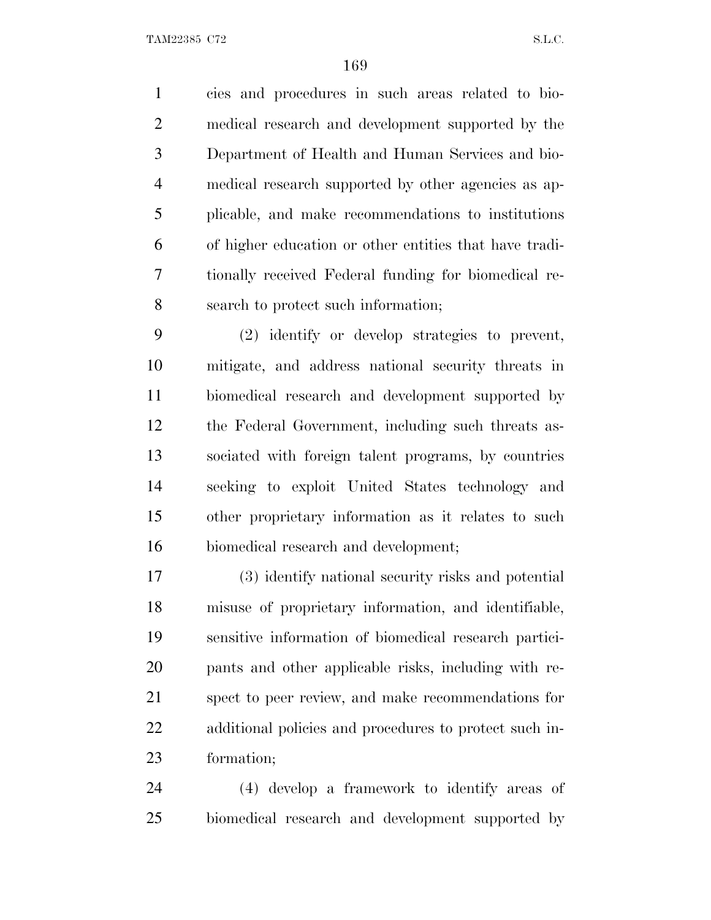cies and procedures in such areas related to biomedical research and development supported by the Department of Health and Human Services and biomedical research supported by other agencies as applicable, and make recommendations to institutions of higher education or other entities that have traditionally received Federal funding for biomedical research to protect such information;

(2) identify or develop strategies to prevent, mitigate, and address national security threats in biomedical research and development supported by the Federal Government, including such threats associated with foreign talent programs, by countries seeking to exploit United States technology and other proprietary information as it relates to such biomedical research and development;

(3) identify national security risks and potential misuse of proprietary information, and identifiable, sensitive information of biomedical research participants and other applicable risks, including with respect to peer review, and make recommendations for additional policies and procedures to protect such information;

(4) develop a framework to identify areas of biomedical research and development supported by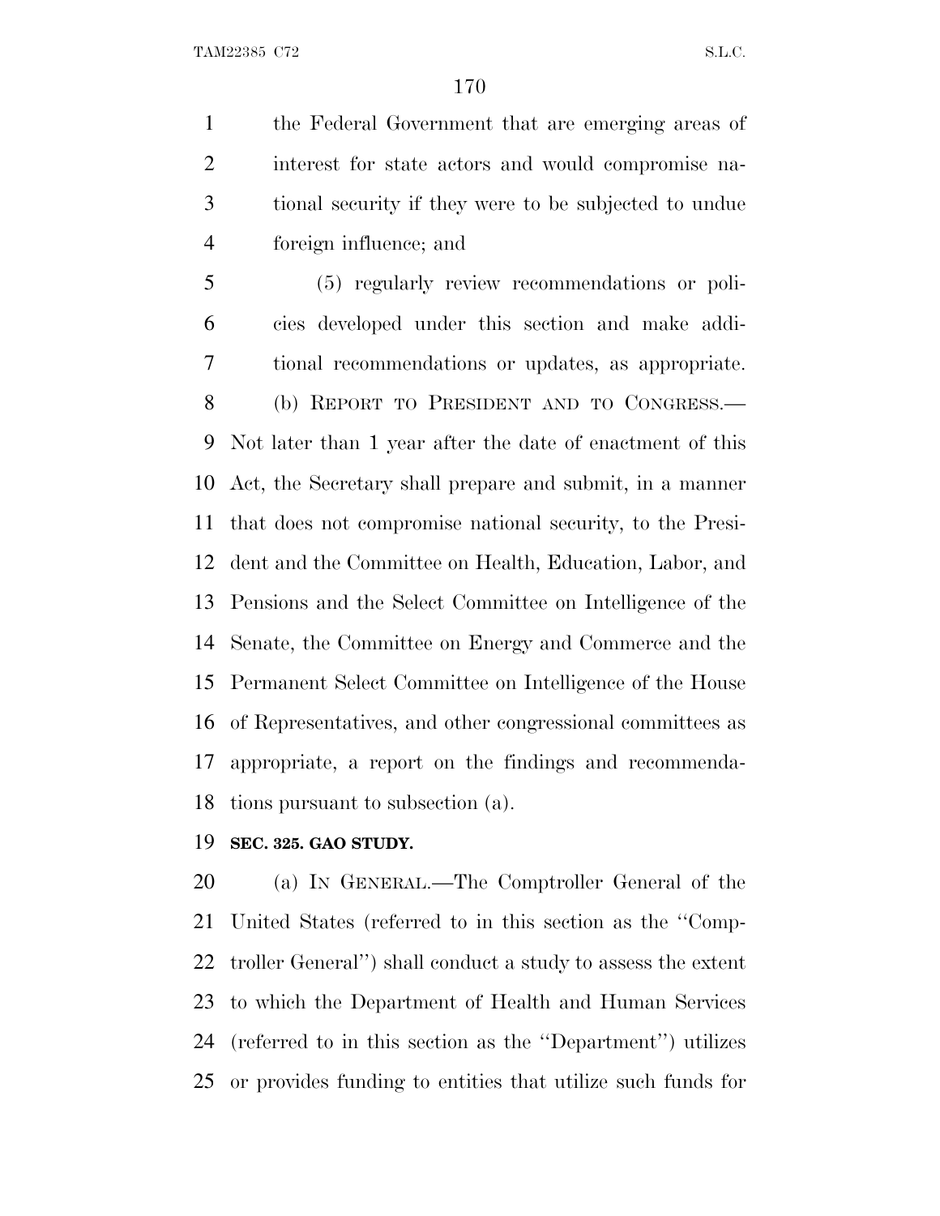the Federal Government that are emerging areas of interest for state actors and would compromise national security if they were to be subjected to undue foreign influence; and

(5) regularly review recommendations or policies developed under this section and make additional recommendations or updates, as appropriate.

(b) REPORT TO PRESIDENT AND TO CONGRESS.—Not later than 1 year after the date of enactment of this Act, the Secretary shall prepare and submit, in a manner that does not compromise national security, to the President and the Committee on Health, Education, Labor, and Pensions and the Select Committee on Intelligence of the Senate, the Committee on Energy and Commerce and the Permanent Select Committee on Intelligence of the House of Representatives, and other congressional committees as appropriate, a report on the findings and recommendations pursuant to subsection (a).

**SEC. 325. GAO STUDY.**

(a) IN GENERAL.—The Comptroller General of the United States (referred to in this section as the ''Comptroller General'') shall conduct a study to assess the extent to which the Department of Health and Human Services (referred to in this section as the ''Department'') utilizes or provides funding to entities that utilize such funds for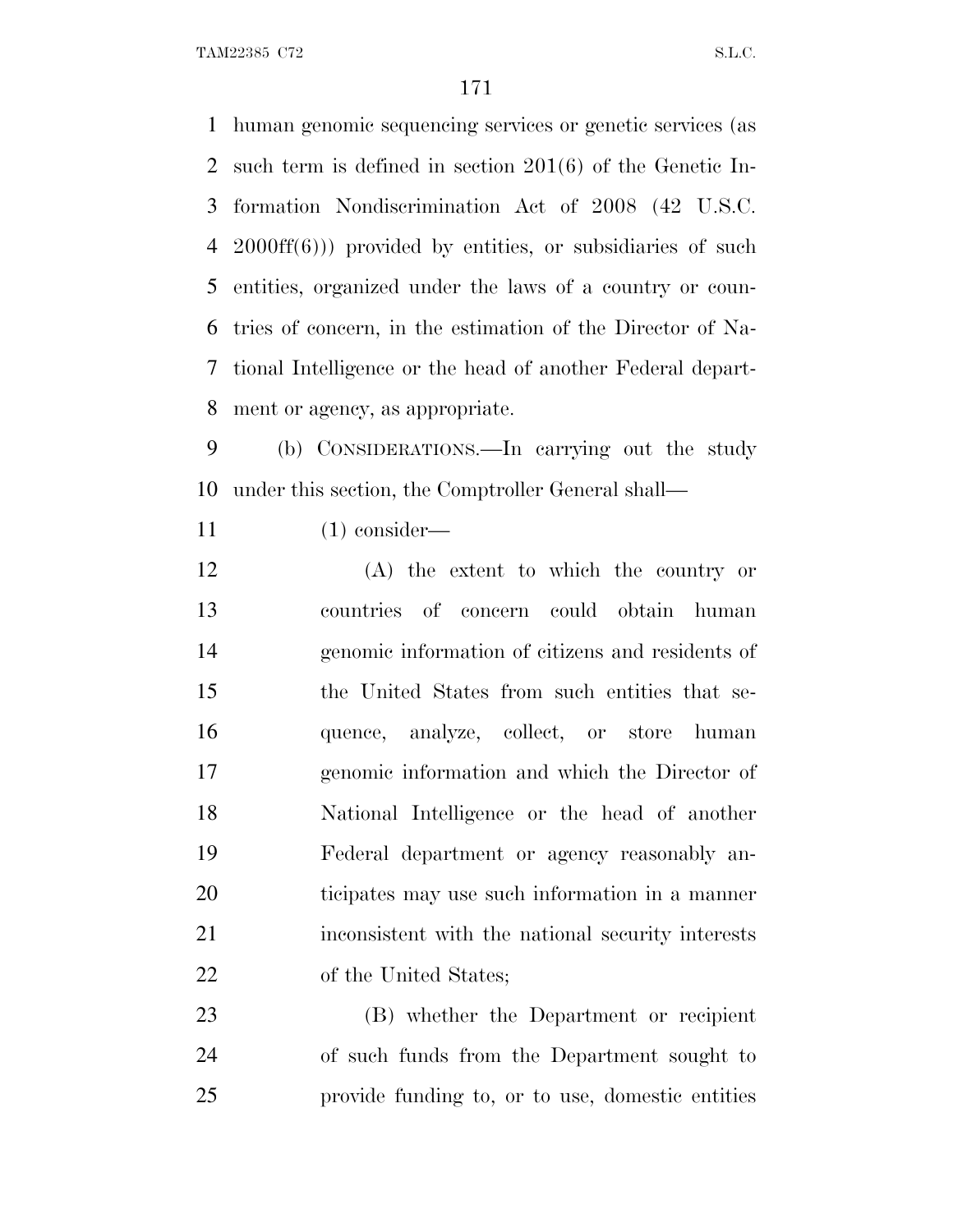human genomic sequencing services or genetic services (as such term is defined in section 201(6) of the Genetic Information Nondiscrimination Act of 2008 (42 U.S.C. 2000ff(6))) provided by entities, or subsidiaries of such entities, organized under the laws of a country or countries of concern, in the estimation of the Director of National Intelligence or the head of another Federal department or agency, as appropriate.

(b) CONSIDERATIONS.—In carrying out the study under this section, the Comptroller General shall—

(1) consider—

(A) the extent to which the country or countries of concern could obtain human genomic information of citizens and residents of the United States from such entities that sequence, analyze, collect, or store human genomic information and which the Director of National Intelligence or the head of another Federal department or agency reasonably anticipates may use such information in a manner inconsistent with the national security interests of the United States;

(B) whether the Department or recipient of such funds from the Department sought to provide funding to, or to use, domestic entities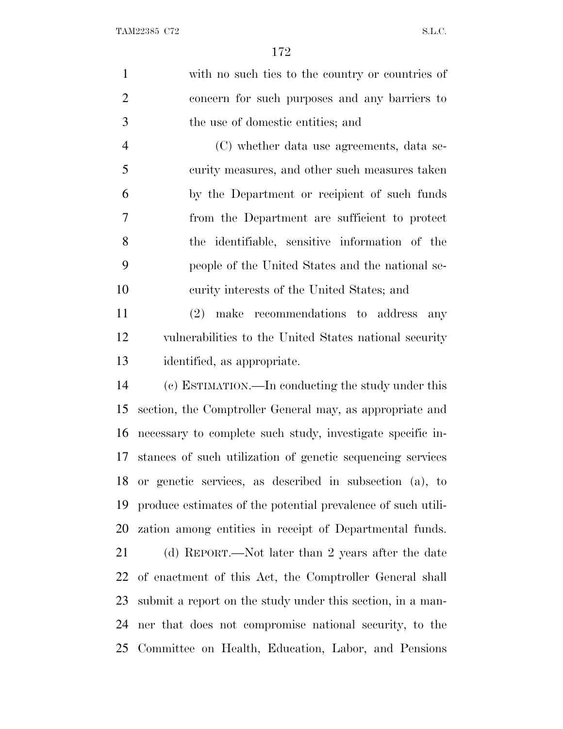with no such ties to the country or countries of concern for such purposes and any barriers to the use of domestic entities; and

(C) whether data use agreements, data security measures, and other such measures taken by the Department or recipient of such funds from the Department are sufficient to protect the identifiable, sensitive information of the people of the United States and the national security interests of the United States; and

(2) make recommendations to address any vulnerabilities to the United States national security identified, as appropriate.

(c) ESTIMATION.—In conducting the study under this section, the Comptroller General may, as appropriate and necessary to complete such study, investigate specific instances of such utilization of genetic sequencing services or genetic services, as described in subsection (a), to produce estimates of the potential prevalence of such utilization among entities in receipt of Departmental funds.

(d) REPORT.—Not later than 2 years after the date of enactment of this Act, the Comptroller General shall submit a report on the study under this section, in a manner that does not compromise national security, to the Committee on Health, Education, Labor, and Pensions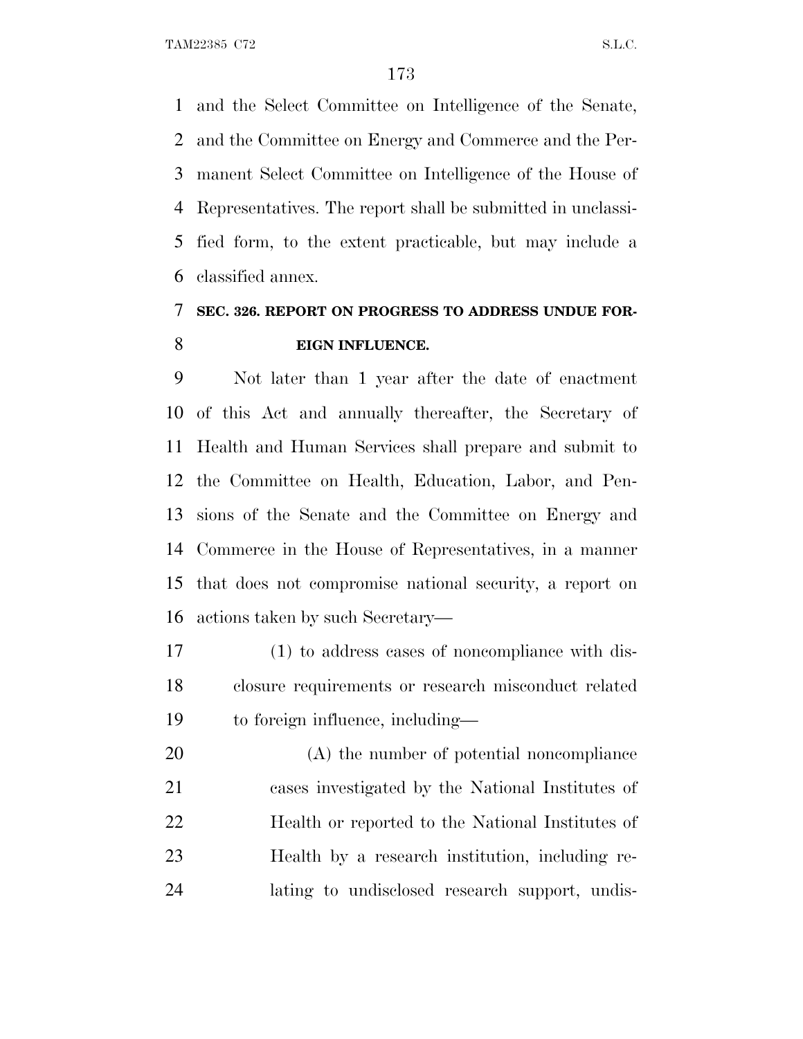and the Select Committee on Intelligence of the Senate, and the Committee on Energy and Commerce and the Permanent Select Committee on Intelligence of the House of Representatives. The report shall be submitted in unclassified form, to the extent practicable, but may include a classified annex.

### SEC. 326. REPORT ON PROGRESS TO ADDRESS UNDUE FOREIGN INFLUENCE.

Not later than 1 year after the date of enactment of this Act and annually thereafter, the Secretary of Health and Human Services shall prepare and submit to the Committee on Health, Education, Labor, and Pensions of the Senate and the Committee on Energy and Commerce in the House of Representatives, in a manner that does not compromise national security, a report on actions taken by such Secretary—

(1) to address cases of noncompliance with disclosure requirements or research misconduct related to foreign influence, including—

(A) the number of potential noncompliance cases investigated by the National Institutes of Health or reported to the National Institutes of Health by a research institution, including relating to undisclosed research support, undis-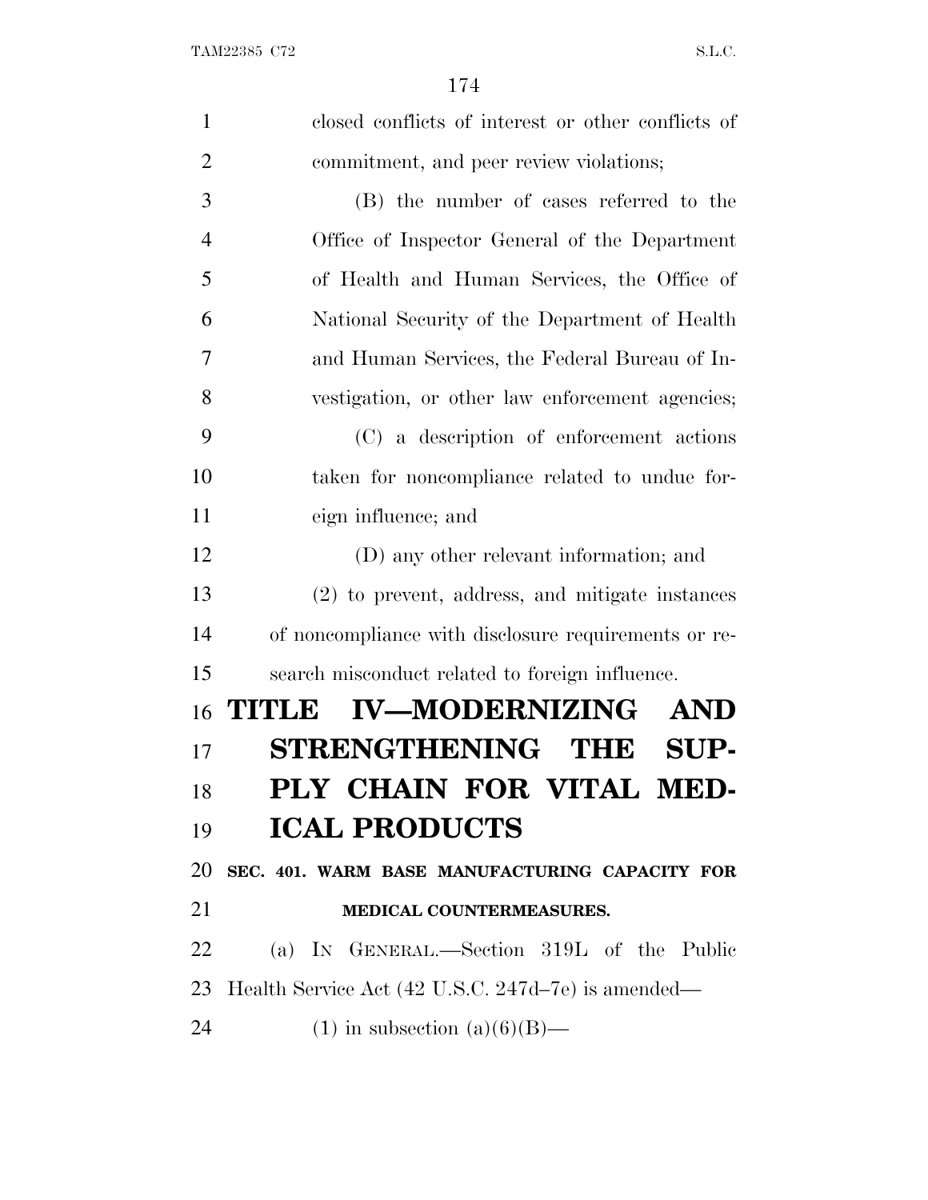closed conflicts of interest or other conflicts of commitment, and peer review violations;

(B) the number of cases referred to the Office of Inspector General of the Department of Health and Human Services, the Office of National Security of the Department of Health and Human Services, the Federal Bureau of Investigation, or other law enforcement agencies;

(C) a description of enforcement actions taken for noncompliance related to undue foreign influence; and

(D) any other relevant information; and

(2) to prevent, address, and mitigate instances of noncompliance with disclosure requirements or research misconduct related to foreign influence.

# TITLE IV—MODERNIZING AND STRENGTHENING THE SUPPLY CHAIN FOR VITAL MEDICAL PRODUCTS

## SEC. 401. WARM BASE MANUFACTURING CAPACITY FOR MEDICAL COUNTERMEASURES.

(a) IN GENERAL.—Section 319L of the Public Health Service Act (42 U.S.C. 247d–7e) is amended—

(1) in subsection (a)(6)(B)—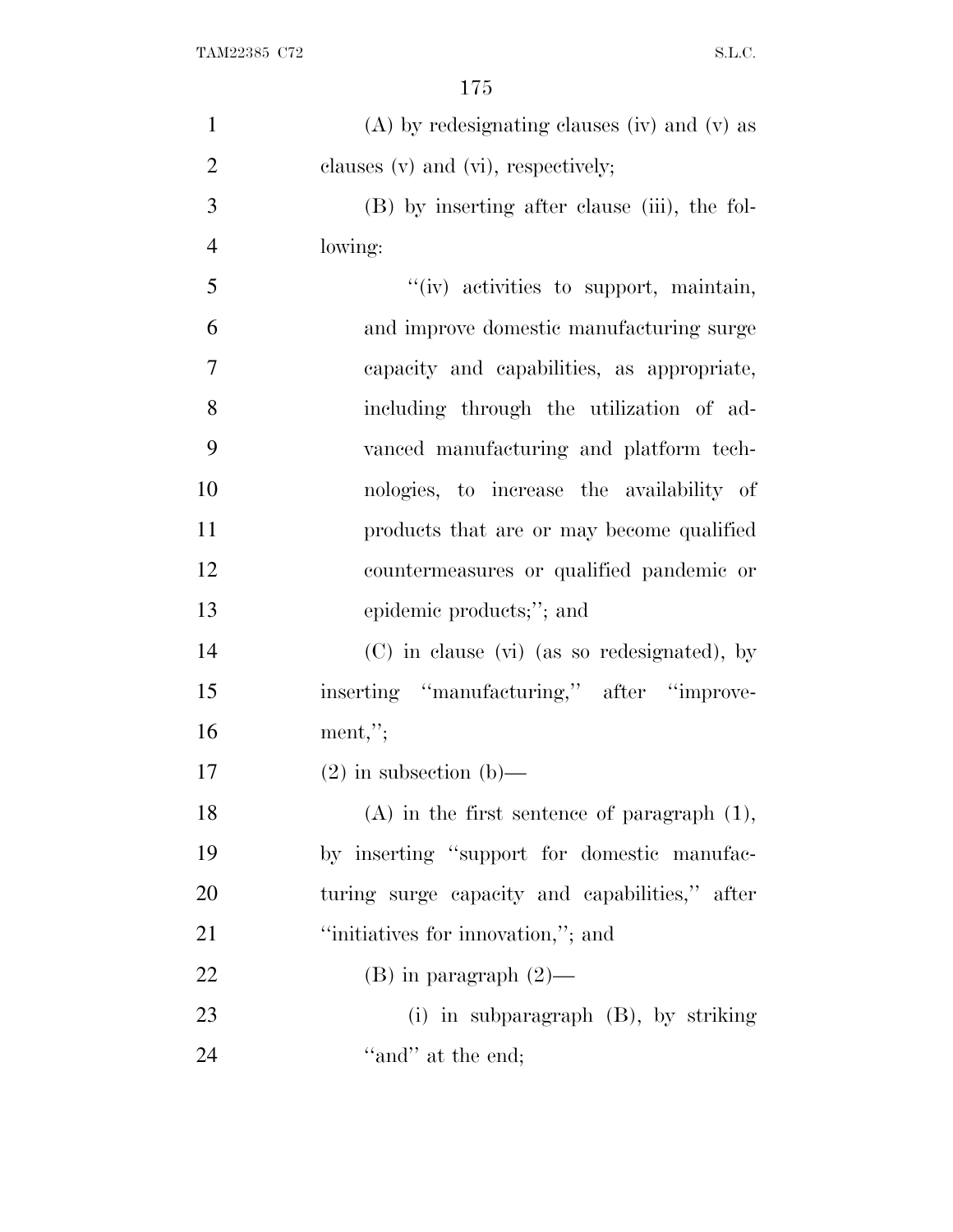(A) by redesignating clauses (iv) and (v) as clauses (v) and (vi), respectively;

(B) by inserting after clause (iii), the following:

"(iv) activities to support, maintain, and improve domestic manufacturing surge capacity and capabilities, as appropriate, including through the utilization of advanced manufacturing and platform technologies, to increase the availability of products that are or may become qualified countermeasures or qualified pandemic or epidemic products;"; and

(C) in clause (vi) (as so redesignated), by inserting "manufacturing," after "improvement,";

(2) in subsection (b)—

(A) in the first sentence of paragraph (1), by inserting "support for domestic manufacturing surge capacity and capabilities," after "initiatives for innovation,"; and

(B) in paragraph (2)—

(i) in subparagraph (B), by striking "and" at the end;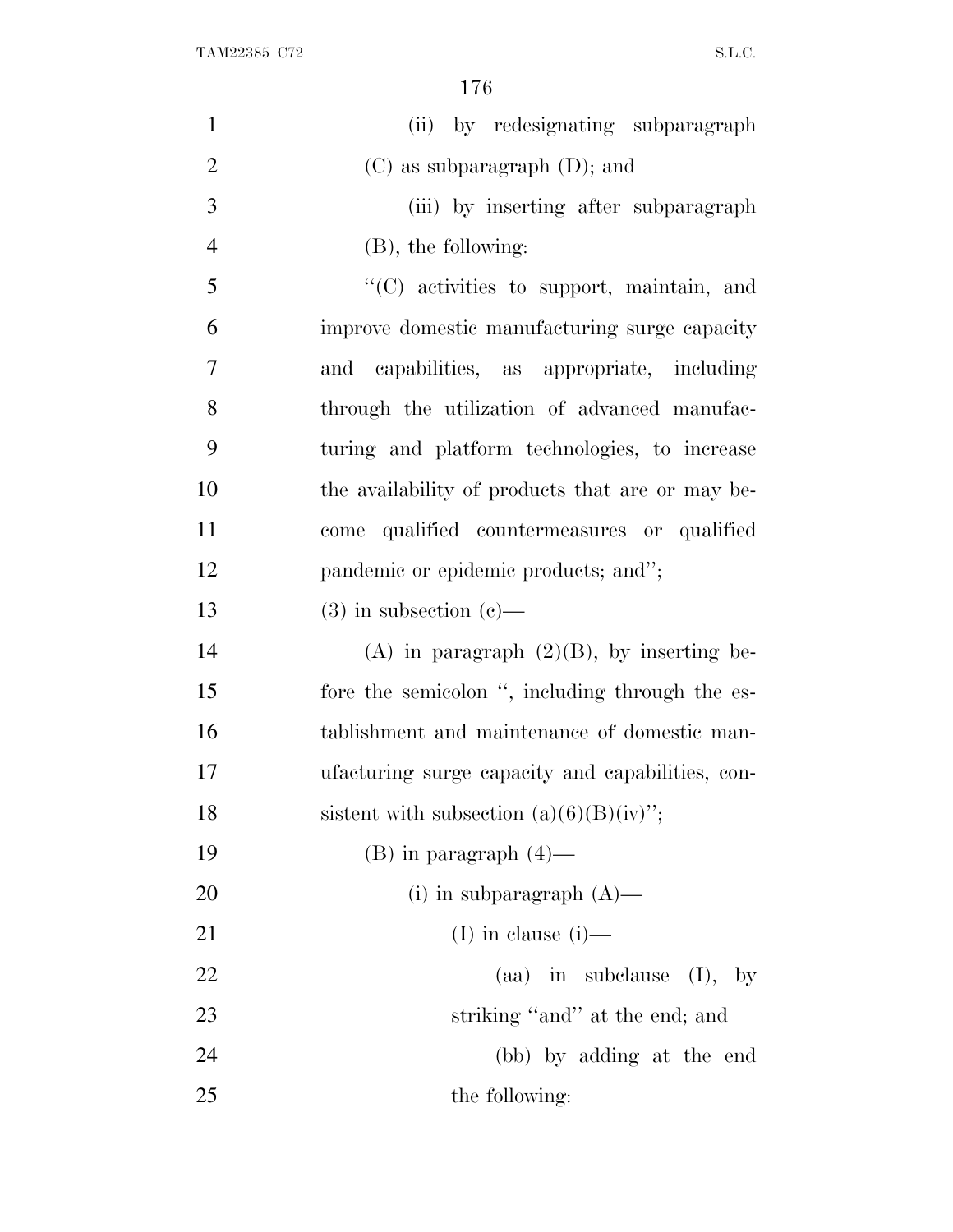(ii) by redesignating subparagraph (C) as subparagraph (D); and

(iii) by inserting after subparagraph (B), the following:

"(C) activities to support, maintain, and improve domestic manufacturing surge capacity and capabilities, as appropriate, including through the utilization of advanced manufacturing and platform technologies, to increase the availability of products that are or may become qualified countermeasures or qualified pandemic or epidemic products; and";

(3) in subsection (c)—

(A) in paragraph (2)(B), by inserting before the semicolon ", including through the establishment and maintenance of domestic manufacturing surge capacity and capabilities, consistent with subsection (a)(6)(B)(iv)";

(B) in paragraph (4)—

(i) in subparagraph (A)—

(I) in clause (i)—

(aa) in subclause (I), by striking "and" at the end; and

(bb) by adding at the end the following: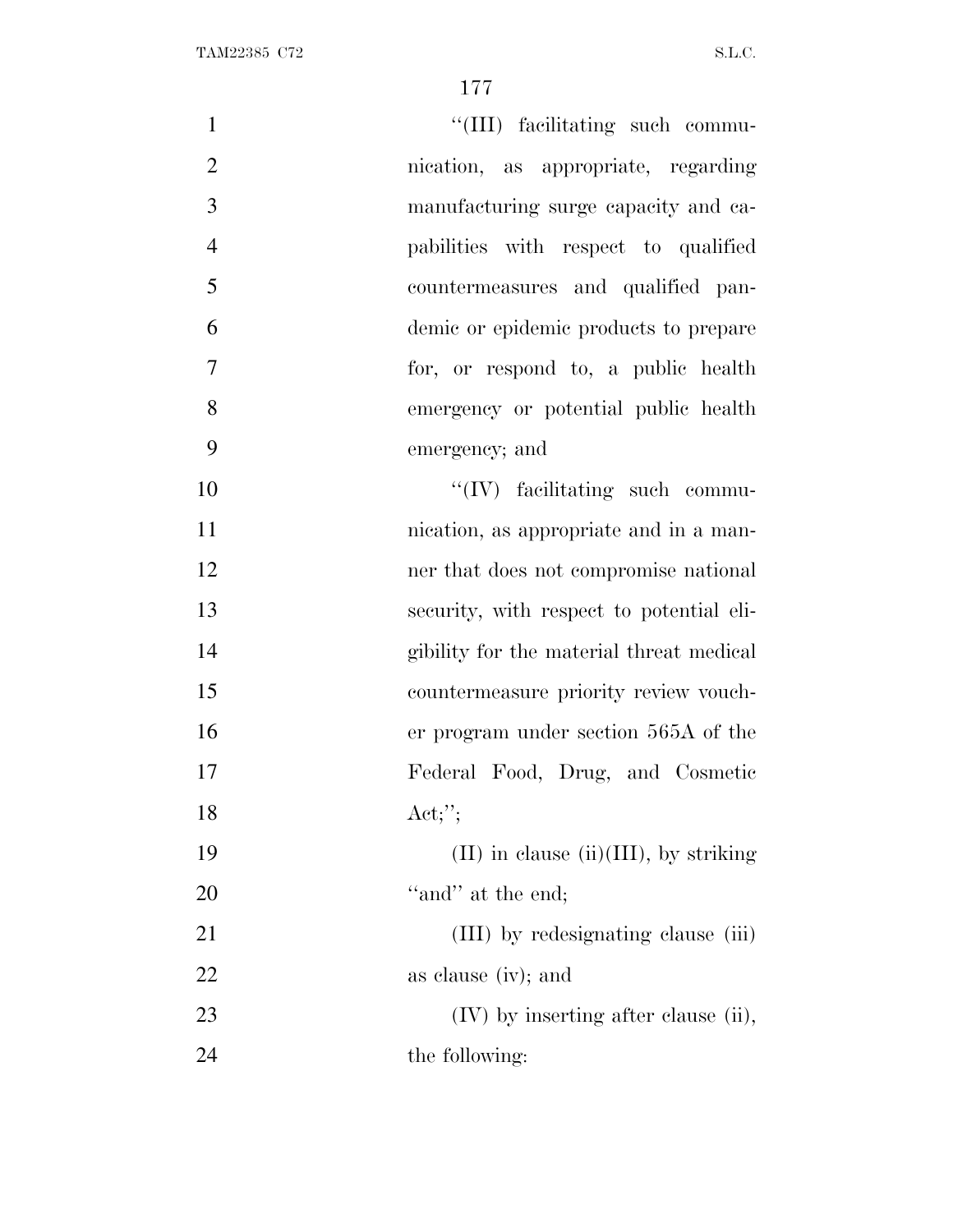"(III) facilitating such communication, as appropriate, regarding manufacturing surge capacity and capabilities with respect to qualified countermeasures and qualified pandemic or epidemic products to prepare for, or respond to, a public health emergency or potential public health emergency; and

"(IV) facilitating such communication, as appropriate and in a manner that does not compromise national security, with respect to potential eligibility for the material threat medical countermeasure priority review voucher program under section 565A of the Federal Food, Drug, and Cosmetic Act;";

(II) in clause (ii)(III), by striking "and" at the end;

(III) by redesignating clause (iii) as clause (iv); and

(IV) by inserting after clause (ii), the following: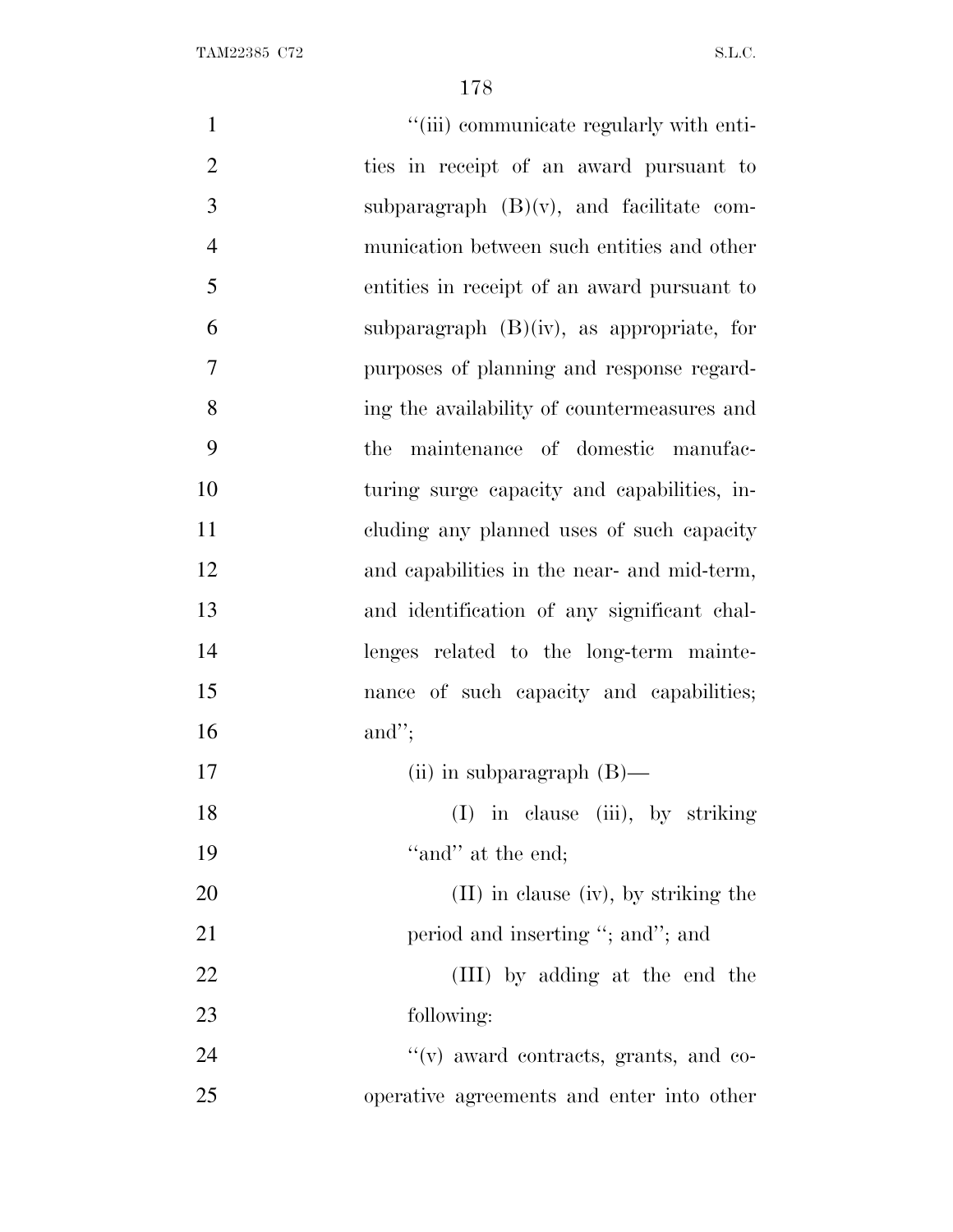"(iii) communicate regularly with entities in receipt of an award pursuant to subparagraph (B)(v), and facilitate communication between such entities and other entities in receipt of an award pursuant to subparagraph (B)(iv), as appropriate, for purposes of planning and response regarding the availability of countermeasures and the maintenance of domestic manufacturing surge capacity and capabilities, including any planned uses of such capacity and capabilities in the near- and mid-term, and identification of any significant challenges related to the long-term maintenance of such capacity and capabilities; and";

(ii) in subparagraph (B)—

(I) in clause (iii), by striking "and" at the end;

(II) in clause (iv), by striking the period and inserting "; and"; and

(III) by adding at the end the following:

"(v) award contracts, grants, and cooperative agreements and enter into other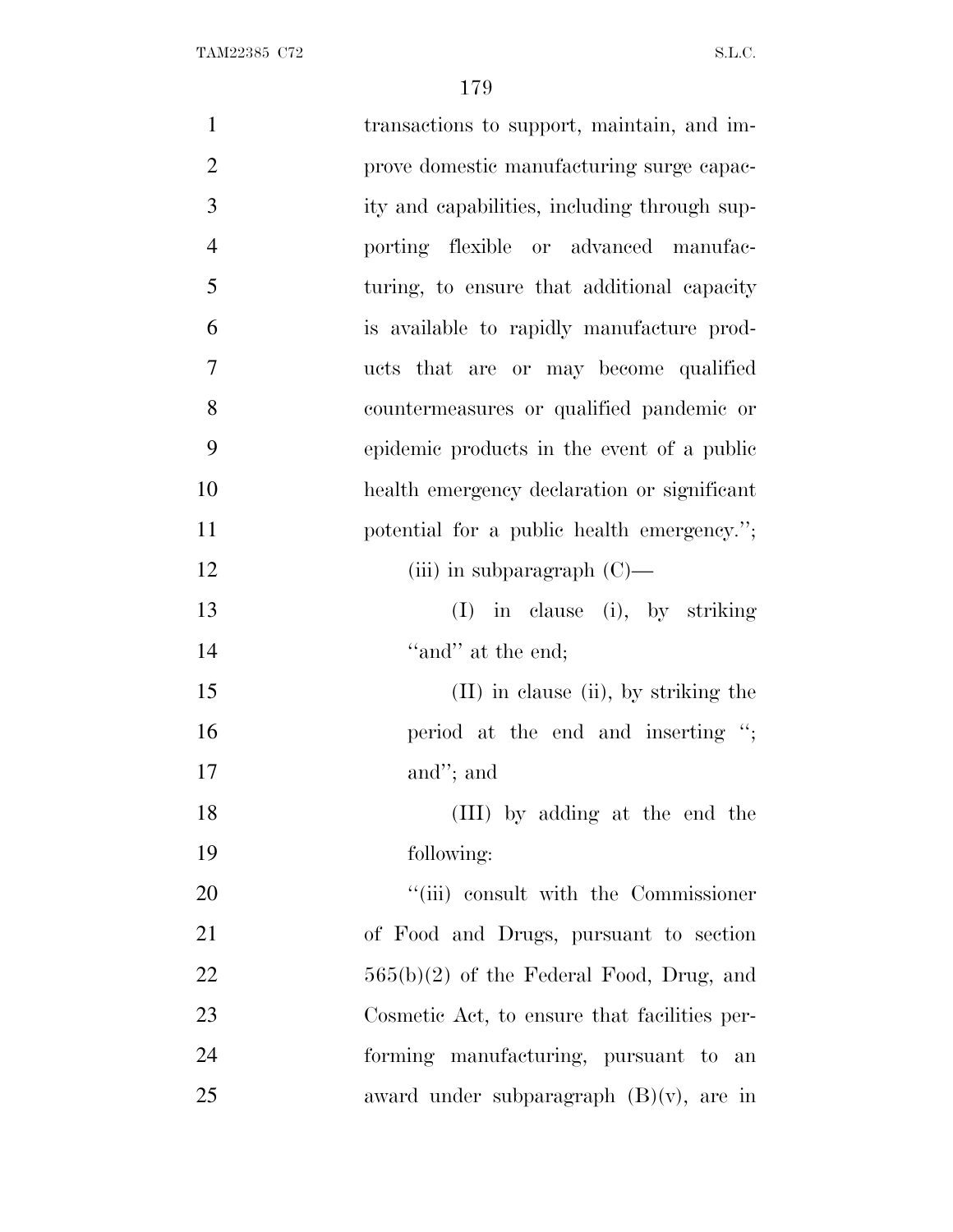transactions to support, maintain, and improve domestic manufacturing surge capacity and capabilities, including through supporting flexible or advanced manufacturing, to ensure that additional capacity is available to rapidly manufacture products that are or may become qualified countermeasures or qualified pandemic or epidemic products in the event of a public health emergency declaration or significant potential for a public health emergency.'';

(iii) in subparagraph (C)—

(I) in clause (i), by striking ''and'' at the end;

(II) in clause (ii), by striking the period at the end and inserting ''; and''; and

(III) by adding at the end the following:

''(iii) consult with the Commissioner of Food and Drugs, pursuant to section 565(b)(2) of the Federal Food, Drug, and Cosmetic Act, to ensure that facilities performing manufacturing, pursuant to an award under subparagraph (B)(v), are in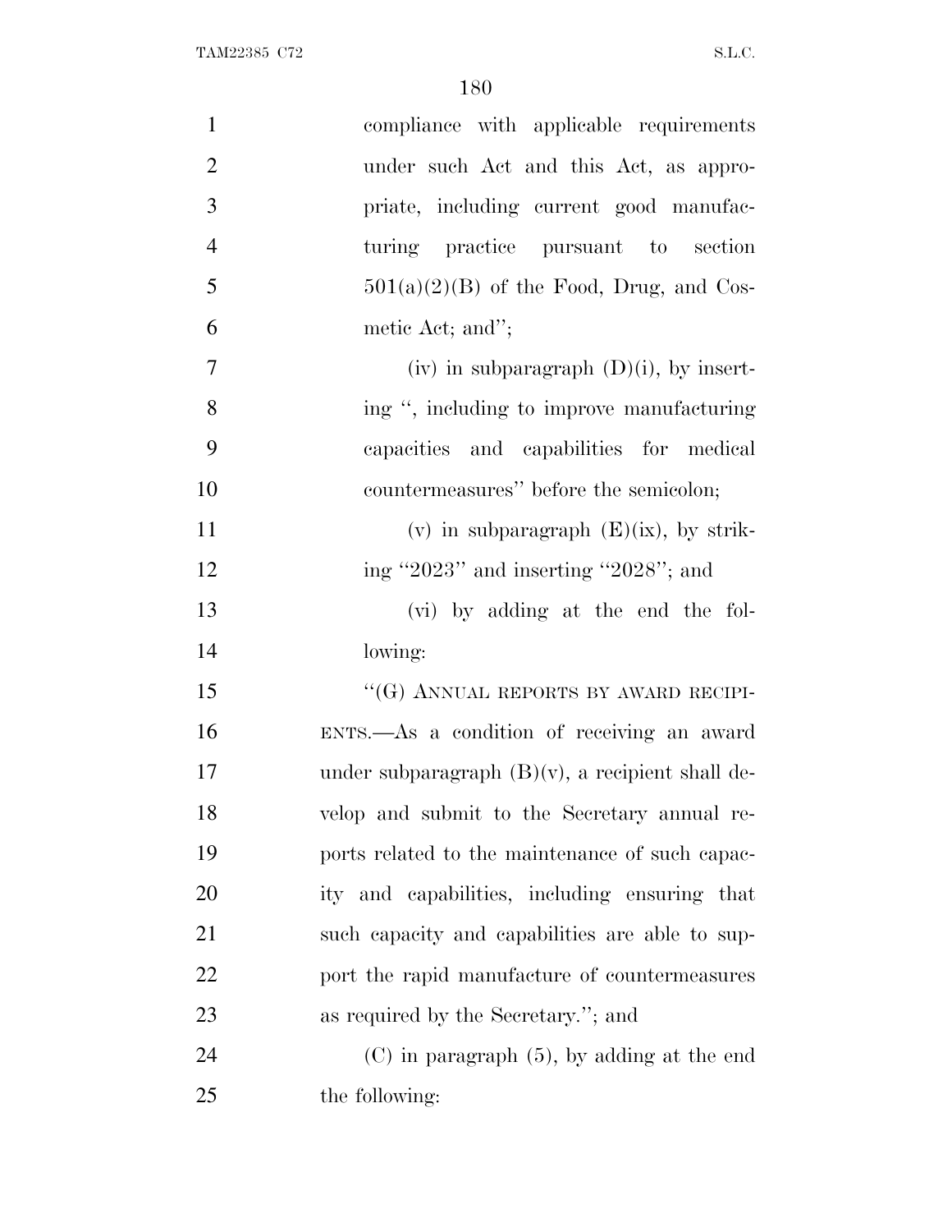compliance with applicable requirements under such Act and this Act, as appropriate, including current good manufacturing practice pursuant to section 501(a)(2)(B) of the Food, Drug, and Cosmetic Act; and'';

(iv) in subparagraph (D)(i), by inserting '', including to improve manufacturing capacities and capabilities for medical countermeasures'' before the semicolon;

(v) in subparagraph (E)(ix), by striking ''2023'' and inserting ''2028''; and

(vi) by adding at the end the following:

''(G) ANNUAL REPORTS BY AWARD RECIPIENTS.—As a condition of receiving an award under subparagraph (B)(v), a recipient shall develop and submit to the Secretary annual reports related to the maintenance of such capacity and capabilities, including ensuring that such capacity and capabilities are able to support the rapid manufacture of countermeasures as required by the Secretary.''; and

(C) in paragraph (5), by adding at the end the following: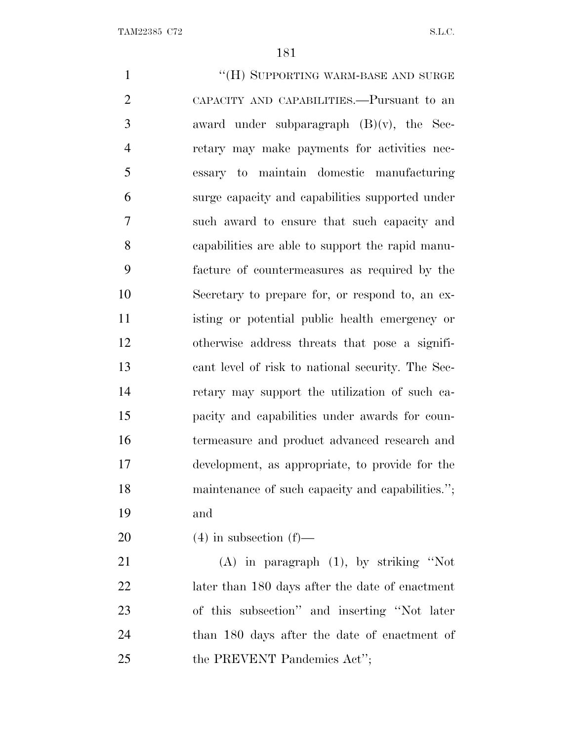"(H) SUPPORTING WARM-BASE AND SURGE CAPACITY AND CAPABILITIES.—Pursuant to an award under subparagraph (B)(v), the Secretary may make payments for activities necessary to maintain domestic manufacturing surge capacity and capabilities supported under such award to ensure that such capacity and capabilities are able to support the rapid manufacture of countermeasures as required by the Secretary to prepare for, or respond to, an existing or potential public health emergency or otherwise address threats that pose a significant level of risk to national security. The Secretary may support the utilization of such capacity and capabilities under awards for countermeasure and product advanced research and development, as appropriate, to provide for the maintenance of such capacity and capabilities."; and

(4) in subsection (f)—

(A) in paragraph (1), by striking "Not later than 180 days after the date of enactment of this subsection" and inserting "Not later than 180 days after the date of enactment of the PREVENT Pandemics Act";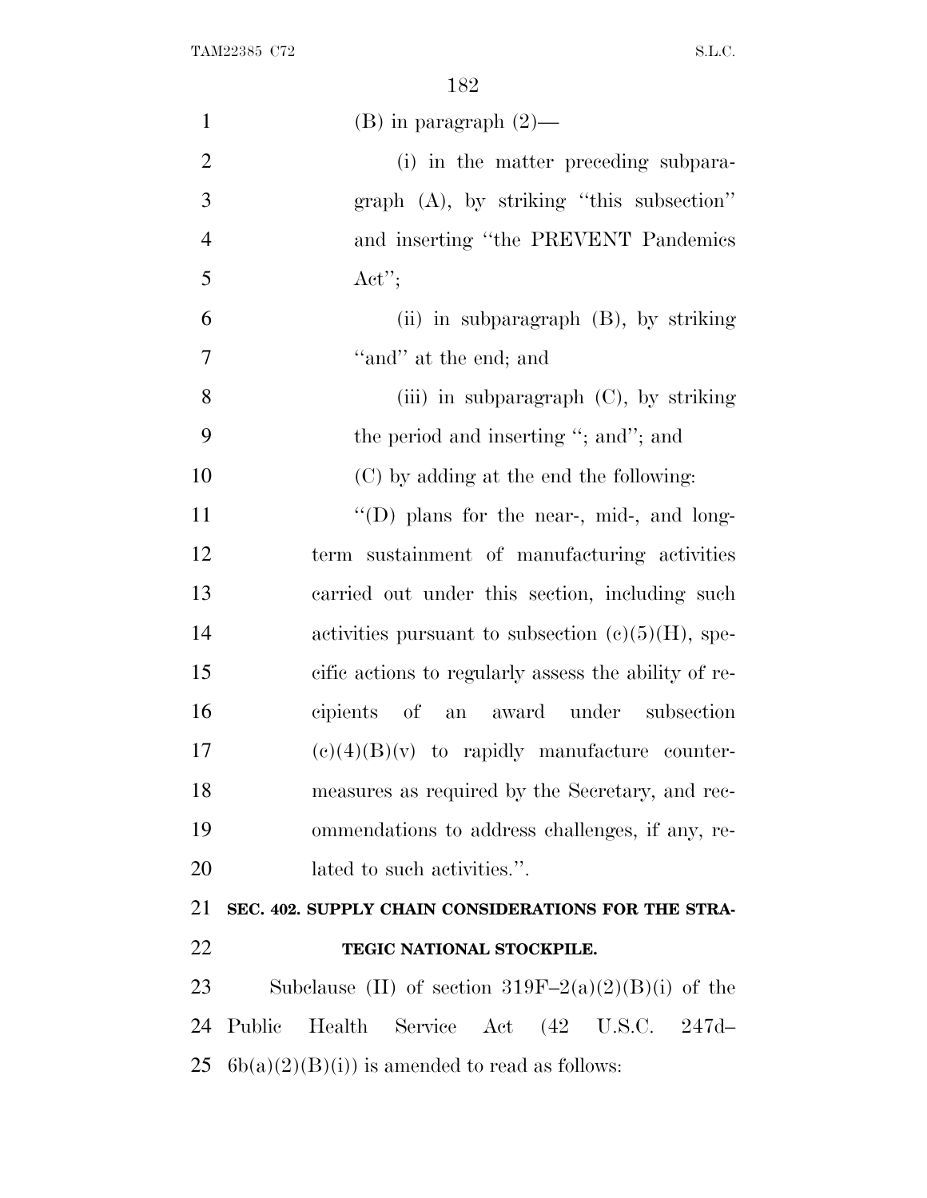(B) in paragraph (2)—

(i) in the matter preceding subparagraph (A), by striking "this subsection" and inserting "the PREVENT Pandemics Act";

(ii) in subparagraph (B), by striking "and" at the end; and

(iii) in subparagraph (C), by striking the period and inserting "; and"; and

(C) by adding at the end the following:

"(D) plans for the near-, mid-, and long-term sustainment of manufacturing activities carried out under this section, including such activities pursuant to subsection (c)(5)(H), specific actions to regularly assess the ability of recipients of an award under subsection (c)(4)(B)(v) to rapidly manufacture countermeasures as required by the Secretary, and recommendations to address challenges, if any, related to such activities.".

**SEC. 402. SUPPLY CHAIN CONSIDERATIONS FOR THE STRATEGIC NATIONAL STOCKPILE.**

Subclause (II) of section 319F–2(a)(2)(B)(i) of the Public Health Service Act (42 U.S.C. 247d–6b(a)(2)(B)(i)) is amended to read as follows: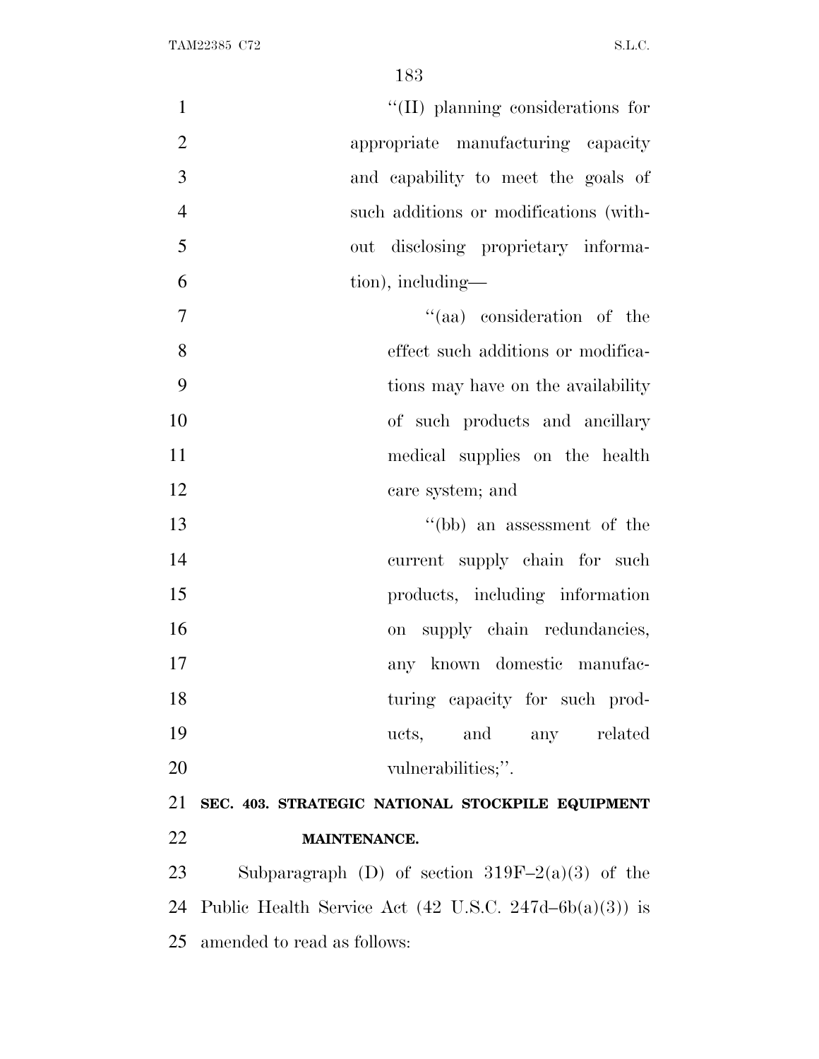''(II) planning considerations for appropriate manufacturing capacity and capability to meet the goals of such additions or modifications (without disclosing proprietary information), including—

''(aa) consideration of the effect such additions or modifications may have on the availability of such products and ancillary medical supplies on the health care system; and

''(bb) an assessment of the current supply chain for such products, including information on supply chain redundancies, any known domestic manufacturing capacity for such products, and any related vulnerabilities;''.

**SEC. 403. STRATEGIC NATIONAL STOCKPILE EQUIPMENT MAINTENANCE.**

Subparagraph (D) of section 319F–2(a)(3) of the Public Health Service Act (42 U.S.C. 247d–6b(a)(3)) is amended to read as follows: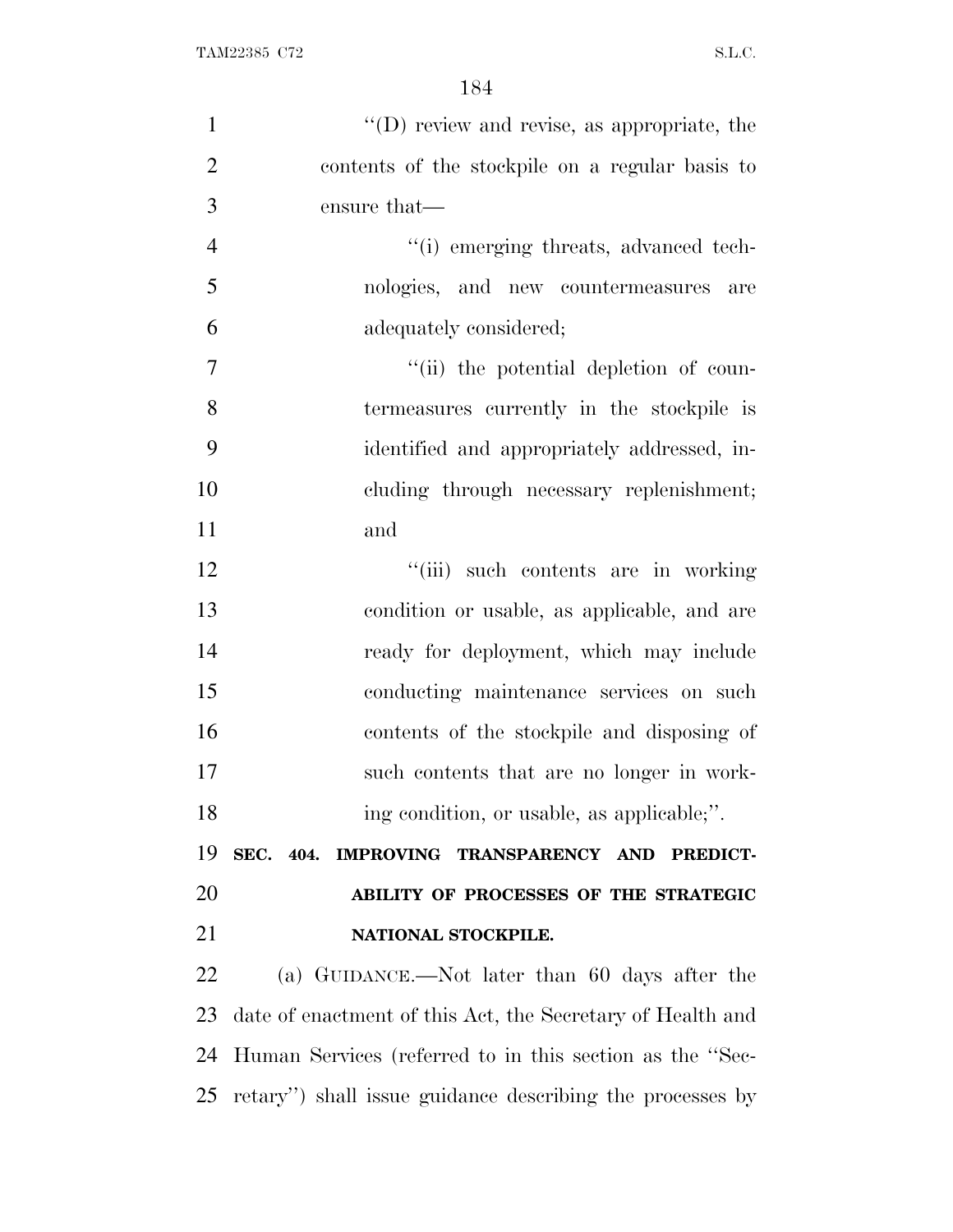''(D) review and revise, as appropriate, the contents of the stockpile on a regular basis to ensure that—

''(i) emerging threats, advanced technologies, and new countermeasures are adequately considered;

''(ii) the potential depletion of countermeasures currently in the stockpile is identified and appropriately addressed, including through necessary replenishment; and

''(iii) such contents are in working condition or usable, as applicable, and are ready for deployment, which may include conducting maintenance services on such contents of the stockpile and disposing of such contents that are no longer in working condition, or usable, as applicable;''.

**SEC. 404. IMPROVING TRANSPARENCY AND PREDICTABILITY OF PROCESSES OF THE STRATEGIC NATIONAL STOCKPILE.**

(a) GUIDANCE.—Not later than 60 days after the date of enactment of this Act, the Secretary of Health and Human Services (referred to in this section as the ''Secretary'') shall issue guidance describing the processes by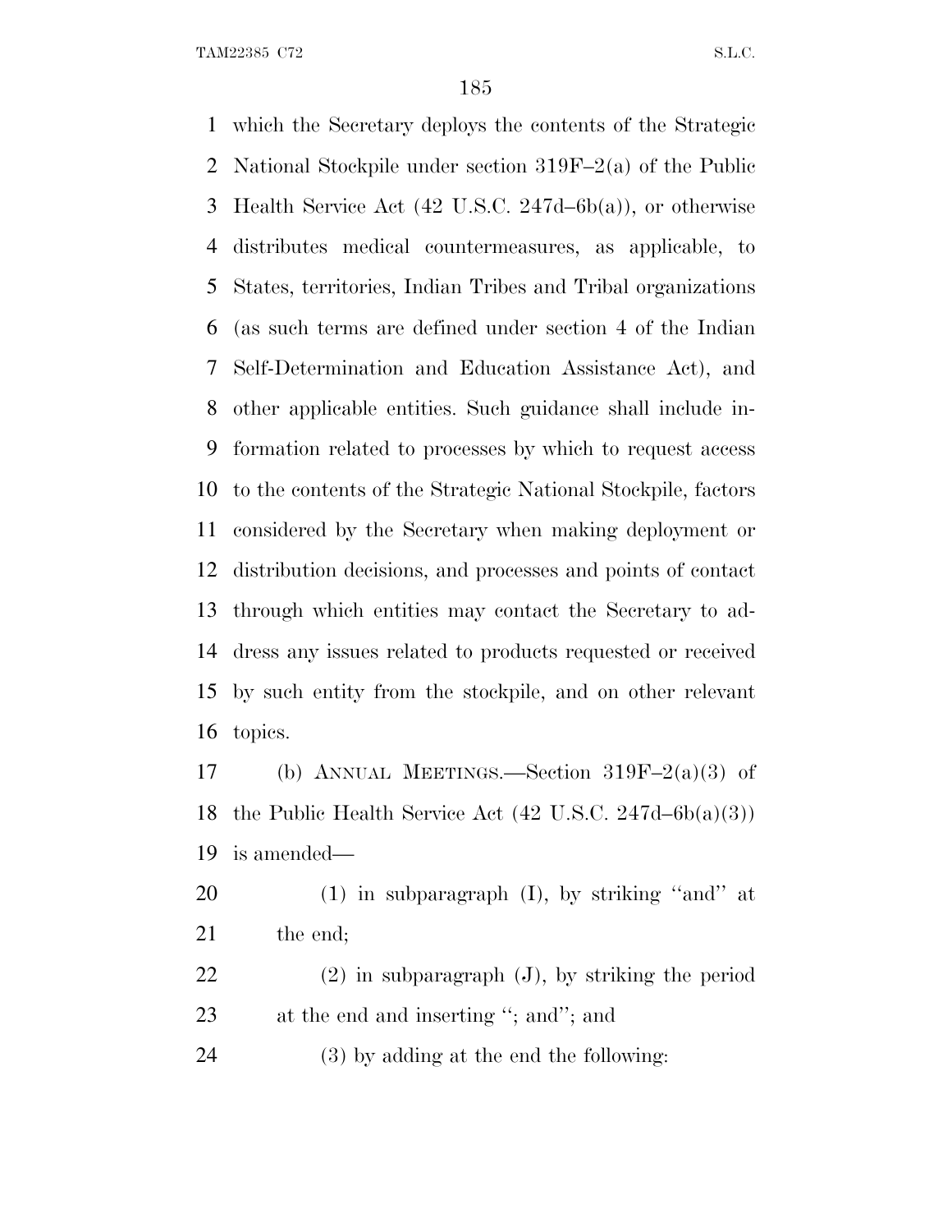which the Secretary deploys the contents of the Strategic National Stockpile under section 319F–2(a) of the Public Health Service Act (42 U.S.C. 247d–6b(a)), or otherwise distributes medical countermeasures, as applicable, to States, territories, Indian Tribes and Tribal organizations (as such terms are defined under section 4 of the Indian Self-Determination and Education Assistance Act), and other applicable entities. Such guidance shall include information related to processes by which to request access to the contents of the Strategic National Stockpile, factors considered by the Secretary when making deployment or distribution decisions, and processes and points of contact through which entities may contact the Secretary to address any issues related to products requested or received by such entity from the stockpile, and on other relevant topics.

(b) ANNUAL MEETINGS.—Section 319F–2(a)(3) of the Public Health Service Act (42 U.S.C. 247d–6b(a)(3)) is amended—

(1) in subparagraph (I), by striking ''and'' at the end;

(2) in subparagraph (J), by striking the period at the end and inserting ''; and''; and

(3) by adding at the end the following: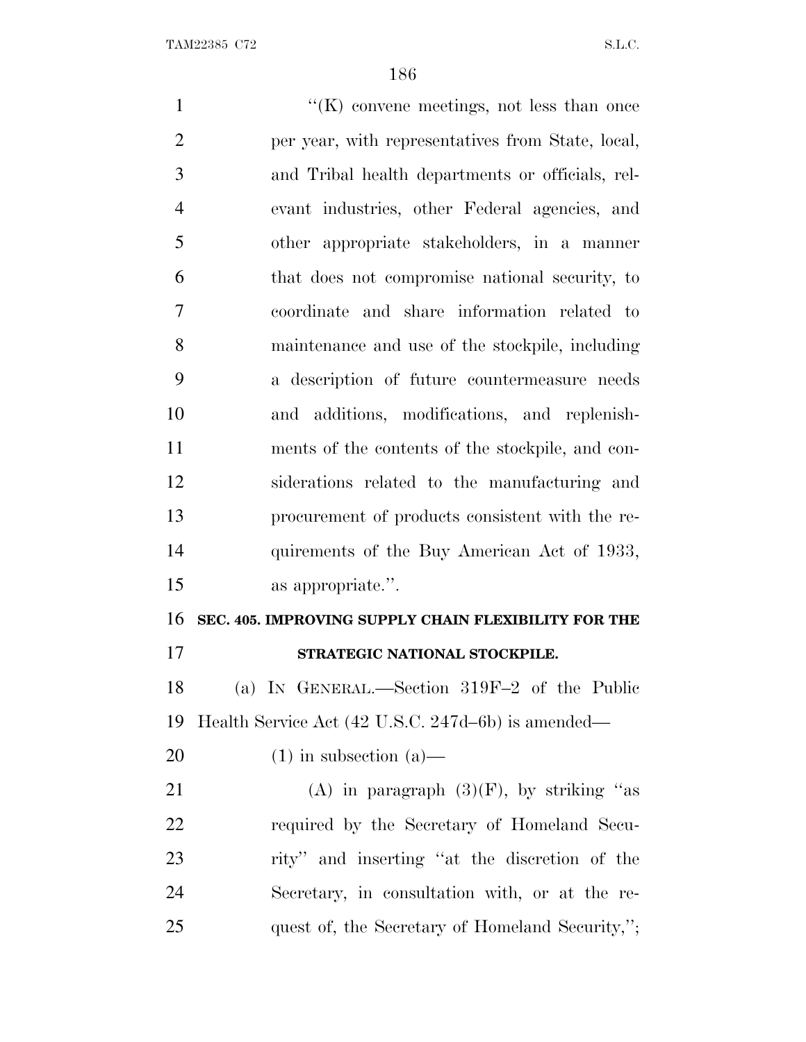"(K) convene meetings, not less than once per year, with representatives from State, local, and Tribal health departments or officials, relevant industries, other Federal agencies, and other appropriate stakeholders, in a manner that does not compromise national security, to coordinate and share information related to maintenance and use of the stockpile, including a description of future countermeasure needs and additions, modifications, and replenishments of the contents of the stockpile, and considerations related to the manufacturing and procurement of products consistent with the requirements of the Buy American Act of 1933, as appropriate.".

**SEC. 405. IMPROVING SUPPLY CHAIN FLEXIBILITY FOR THE STRATEGIC NATIONAL STOCKPILE.**

(a) IN GENERAL.—Section 319F–2 of the Public Health Service Act (42 U.S.C. 247d–6b) is amended—

(1) in subsection (a)—

(A) in paragraph (3)(F), by striking "as required by the Secretary of Homeland Security" and inserting "at the discretion of the Secretary, in consultation with, or at the request of, the Secretary of Homeland Security,";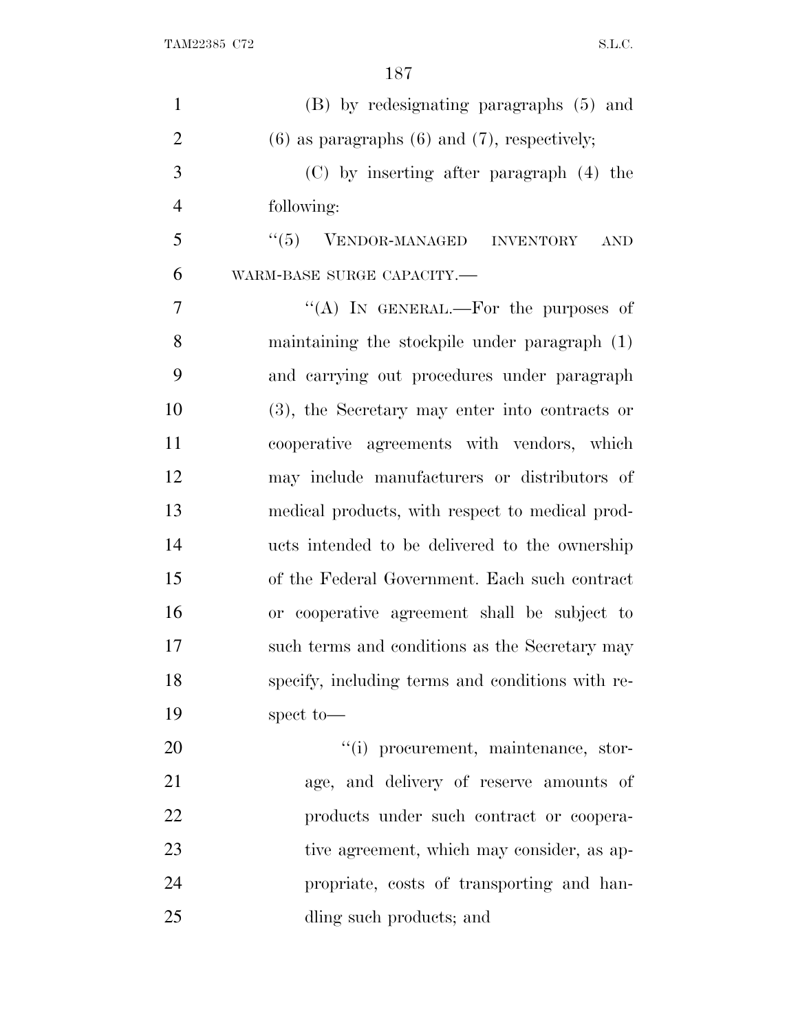(B) by redesignating paragraphs (5) and (6) as paragraphs (6) and (7), respectively;

(C) by inserting after paragraph (4) the following:

"(5) VENDOR-MANAGED INVENTORY AND WARM-BASE SURGE CAPACITY.—

"(A) IN GENERAL.—For the purposes of maintaining the stockpile under paragraph (1) and carrying out procedures under paragraph (3), the Secretary may enter into contracts or cooperative agreements with vendors, which may include manufacturers or distributors of medical products, with respect to medical products intended to be delivered to the ownership of the Federal Government. Each such contract or cooperative agreement shall be subject to such terms and conditions as the Secretary may specify, including terms and conditions with respect to—

"(i) procurement, maintenance, storage, and delivery of reserve amounts of products under such contract or cooperative agreement, which may consider, as appropriate, costs of transporting and handling such products; and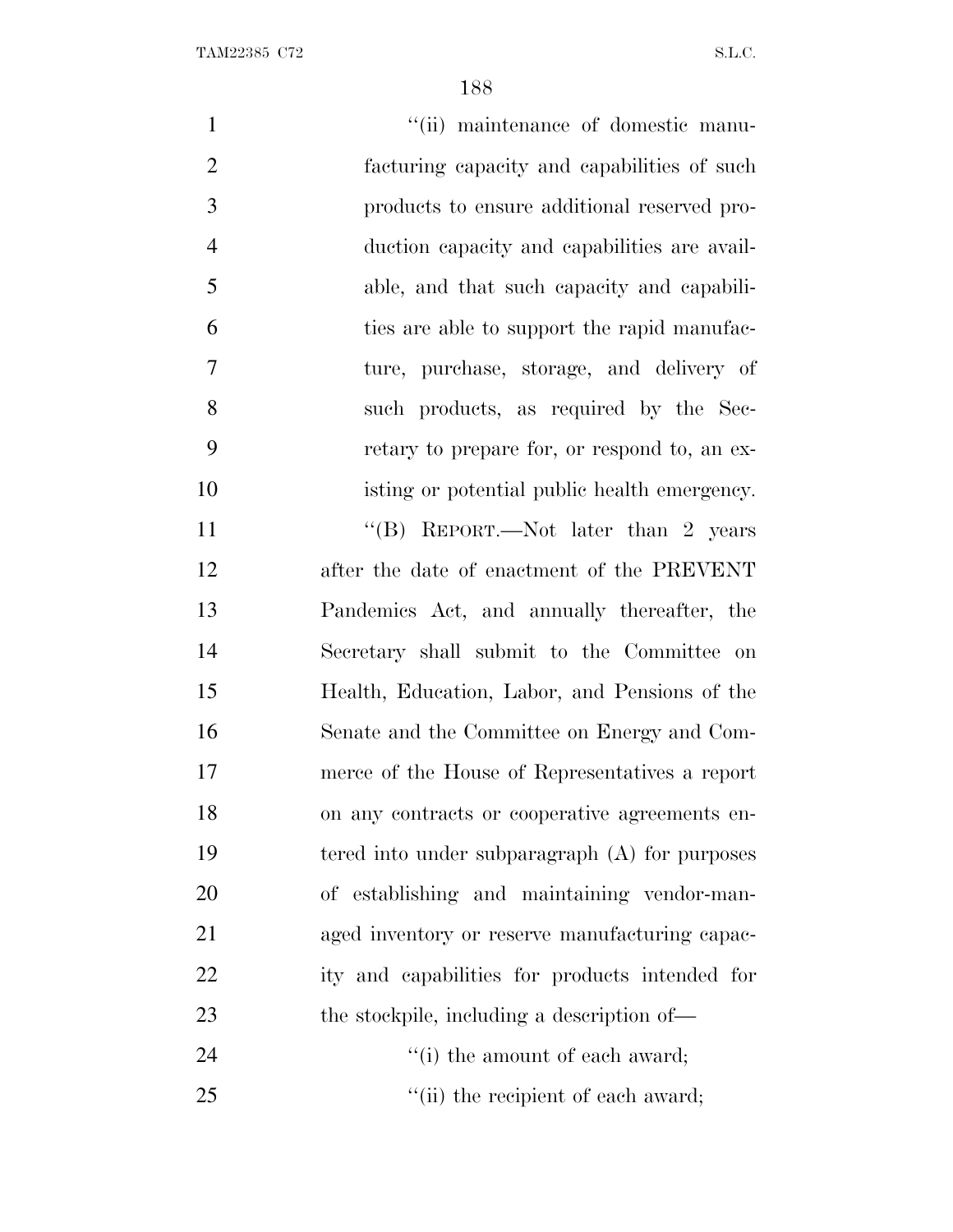"(ii) maintenance of domestic manufacturing capacity and capabilities of such products to ensure additional reserved production capacity and capabilities are available, and that such capacity and capabilities are able to support the rapid manufacture, purchase, storage, and delivery of such products, as required by the Secretary to prepare for, or respond to, an existing or potential public health emergency.

"(B) REPORT.—Not later than 2 years after the date of enactment of the PREVENT Pandemics Act, and annually thereafter, the Secretary shall submit to the Committee on Health, Education, Labor, and Pensions of the Senate and the Committee on Energy and Commerce of the House of Representatives a report on any contracts or cooperative agreements entered into under subparagraph (A) for purposes of establishing and maintaining vendor-managed inventory or reserve manufacturing capacity and capabilities for products intended for the stockpile, including a description of—

"(i) the amount of each award;

"(ii) the recipient of each award;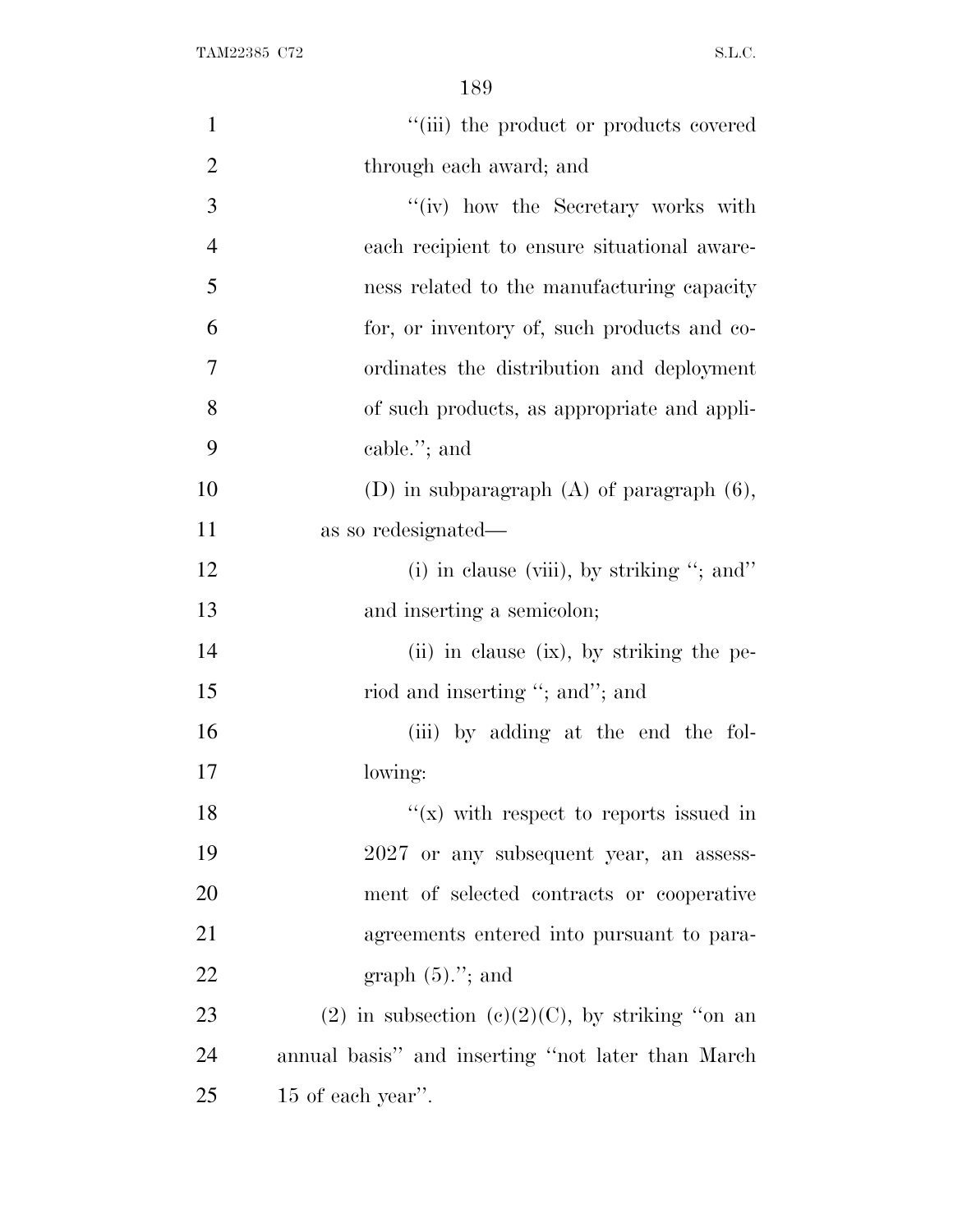''(iii) the product or products covered through each award; and

''(iv) how the Secretary works with each recipient to ensure situational awareness related to the manufacturing capacity for, or inventory of, such products and coordinates the distribution and deployment of such products, as appropriate and applicable.''; and

(D) in subparagraph (A) of paragraph (6), as so redesignated—

(i) in clause (viii), by striking ''; and'' and inserting a semicolon;

(ii) in clause (ix), by striking the period and inserting ''; and''; and

(iii) by adding at the end the following:

''(x) with respect to reports issued in 2027 or any subsequent year, an assessment of selected contracts or cooperative agreements entered into pursuant to paragraph (5).''; and

(2) in subsection (c)(2)(C), by striking ''on an annual basis'' and inserting ''not later than March 15 of each year''.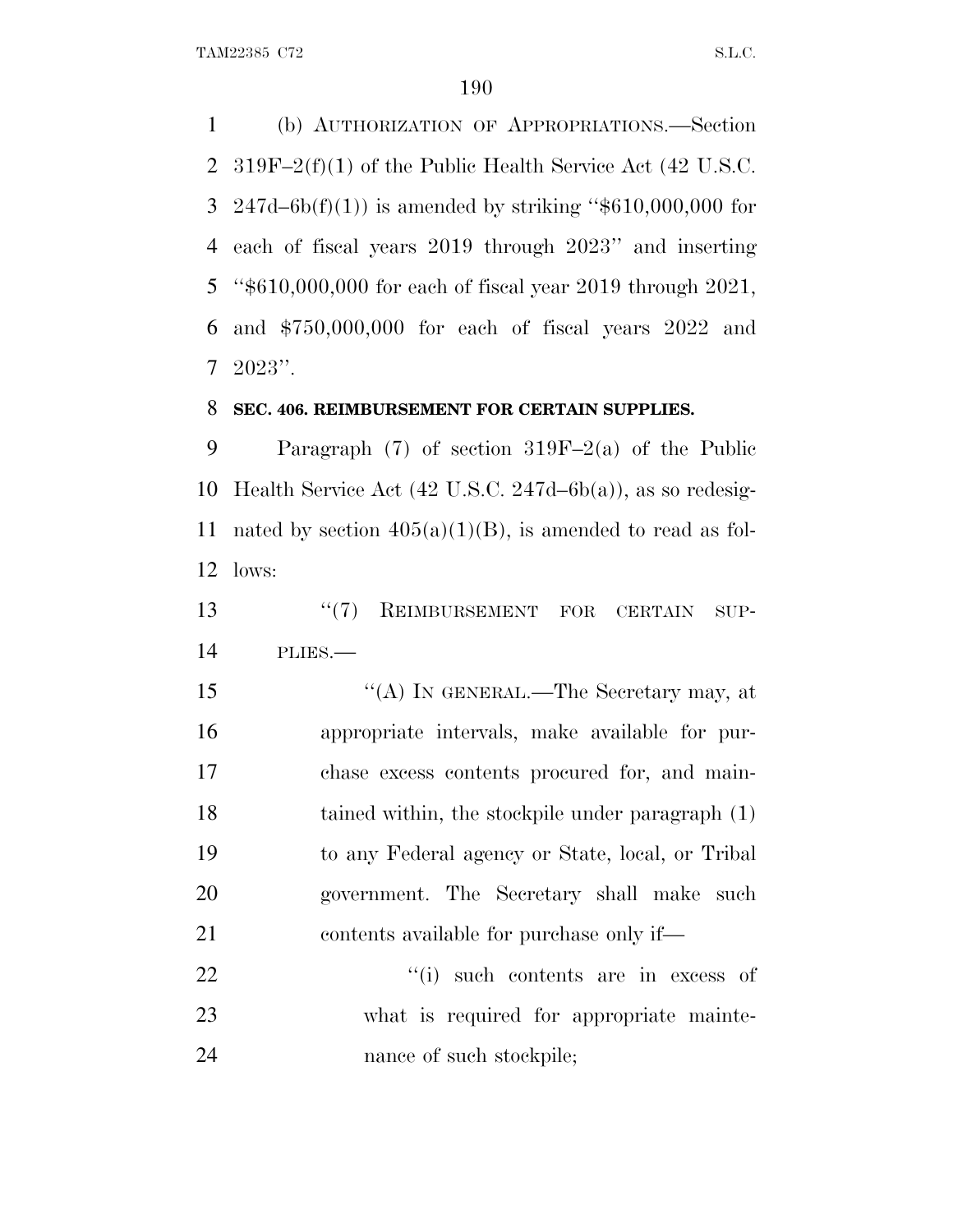(b) AUTHORIZATION OF APPROPRIATIONS.—Section 319F–2(f)(1) of the Public Health Service Act (42 U.S.C. 247d–6b(f)(1)) is amended by striking "$610,000,000 for each of fiscal years 2019 through 2023" and inserting "$610,000,000 for each of fiscal year 2019 through 2021, and $750,000,000 for each of fiscal years 2022 and 2023".

**SEC. 406. REIMBURSEMENT FOR CERTAIN SUPPLIES.**

Paragraph (7) of section 319F–2(a) of the Public Health Service Act (42 U.S.C. 247d–6b(a)), as so redesignated by section 405(a)(1)(B), is amended to read as follows:

"(7) REIMBURSEMENT FOR CERTAIN SUPPLIES.—

"(A) IN GENERAL.—The Secretary may, at appropriate intervals, make available for purchase excess contents procured for, and maintained within, the stockpile under paragraph (1) to any Federal agency or State, local, or Tribal government. The Secretary shall make such contents available for purchase only if—

"(i) such contents are in excess of what is required for appropriate maintenance of such stockpile;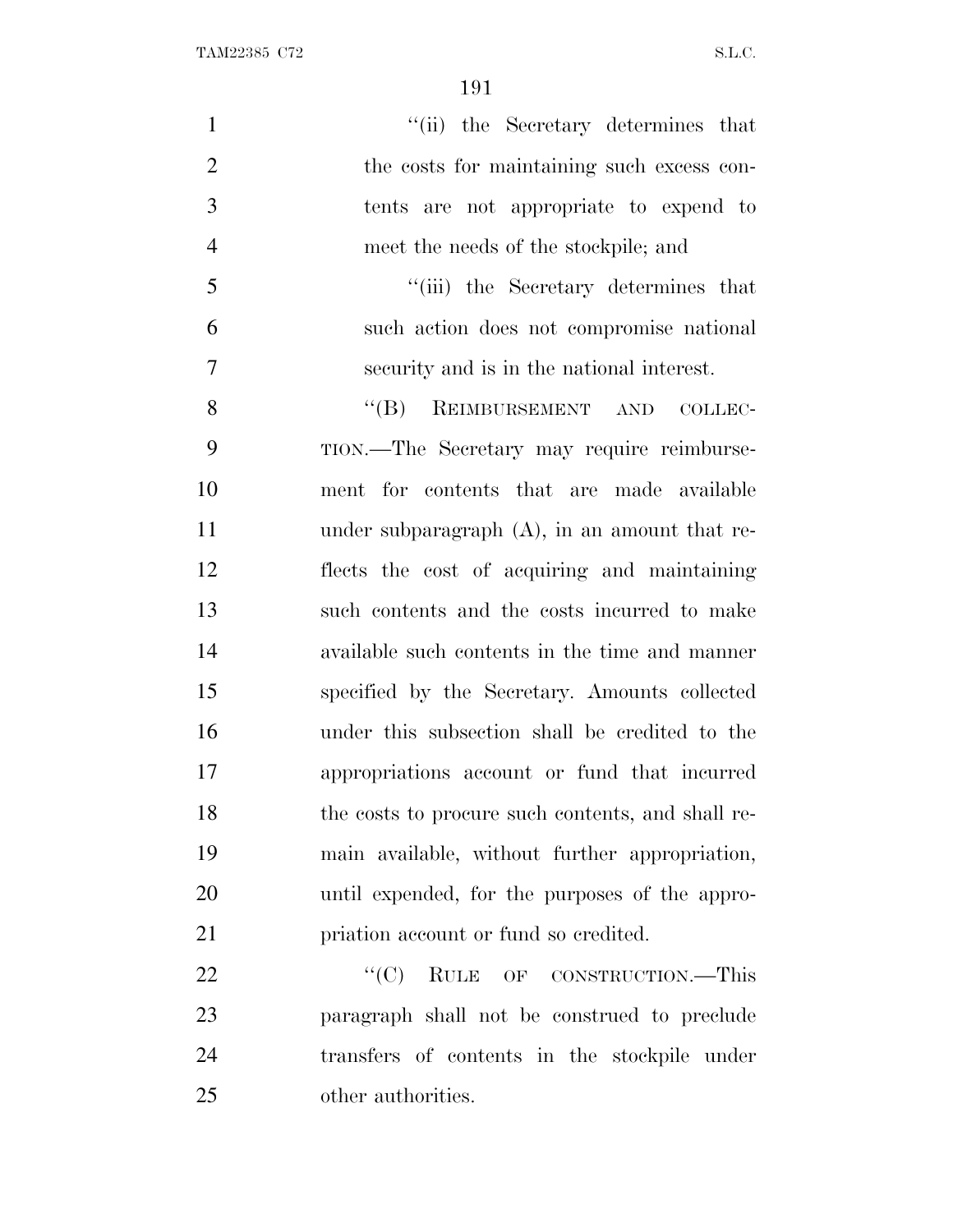"(ii) the Secretary determines that the costs for maintaining such excess contents are not appropriate to expend to meet the needs of the stockpile; and

"(iii) the Secretary determines that such action does not compromise national security and is in the national interest.

"(B) REIMBURSEMENT AND COLLECTION.—The Secretary may require reimbursement for contents that are made available under subparagraph (A), in an amount that reflects the cost of acquiring and maintaining such contents and the costs incurred to make available such contents in the time and manner specified by the Secretary. Amounts collected under this subsection shall be credited to the appropriations account or fund that incurred the costs to procure such contents, and shall remain available, without further appropriation, until expended, for the purposes of the appropriation account or fund so credited.

"(C) RULE OF CONSTRUCTION.—This paragraph shall not be construed to preclude transfers of contents in the stockpile under other authorities.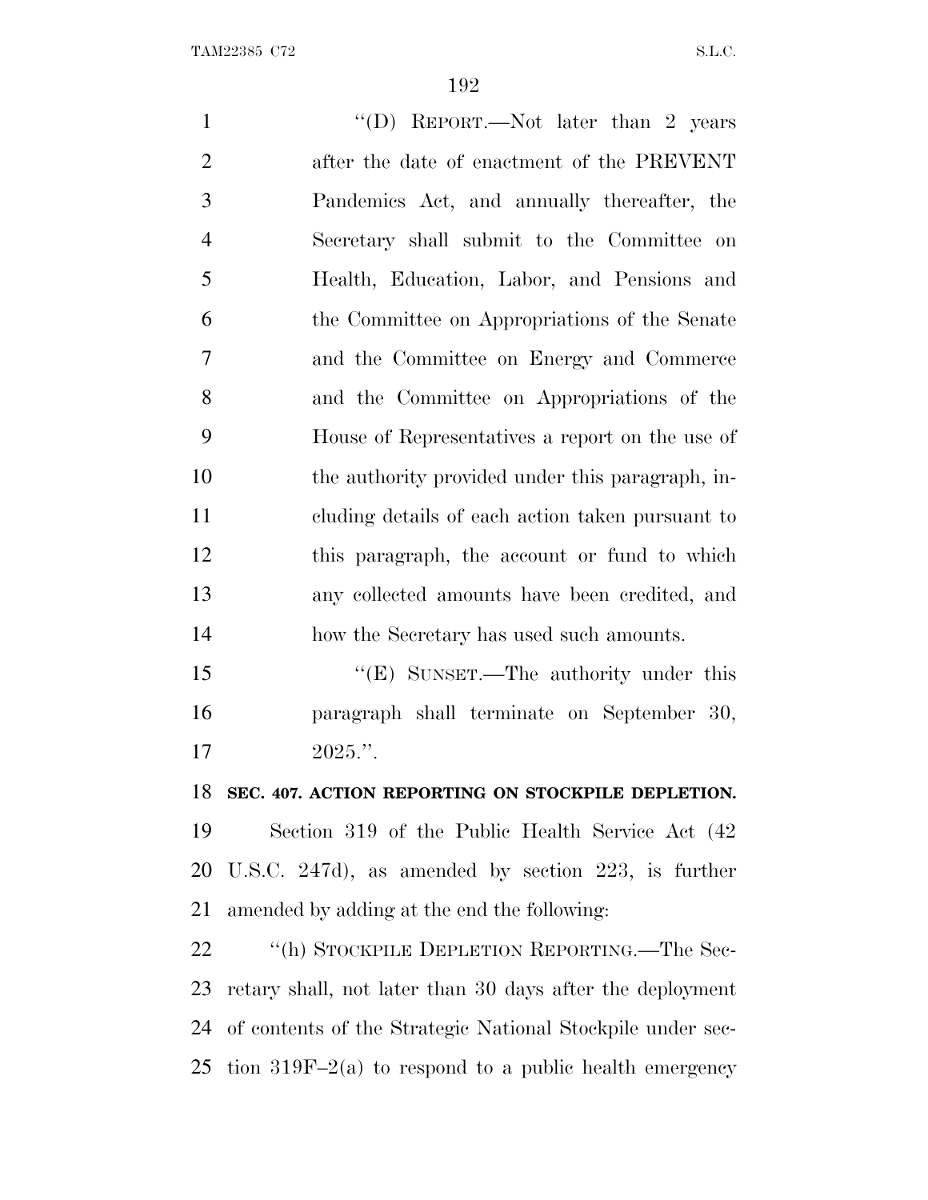"(D) REPORT.—Not later than 2 years after the date of enactment of the PREVENT Pandemics Act, and annually thereafter, the Secretary shall submit to the Committee on Health, Education, Labor, and Pensions and the Committee on Appropriations of the Senate and the Committee on Energy and Commerce and the Committee on Appropriations of the House of Representatives a report on the use of the authority provided under this paragraph, including details of each action taken pursuant to this paragraph, the account or fund to which any collected amounts have been credited, and how the Secretary has used such amounts.

"(E) SUNSET.—The authority under this paragraph shall terminate on September 30, 2025.".

**SEC. 407. ACTION REPORTING ON STOCKPILE DEPLETION.**

Section 319 of the Public Health Service Act (42 U.S.C. 247d), as amended by section 223, is further amended by adding at the end the following:

"(h) STOCKPILE DEPLETION REPORTING.—The Secretary shall, not later than 30 days after the deployment of contents of the Strategic National Stockpile under section 319F–2(a) to respond to a public health emergency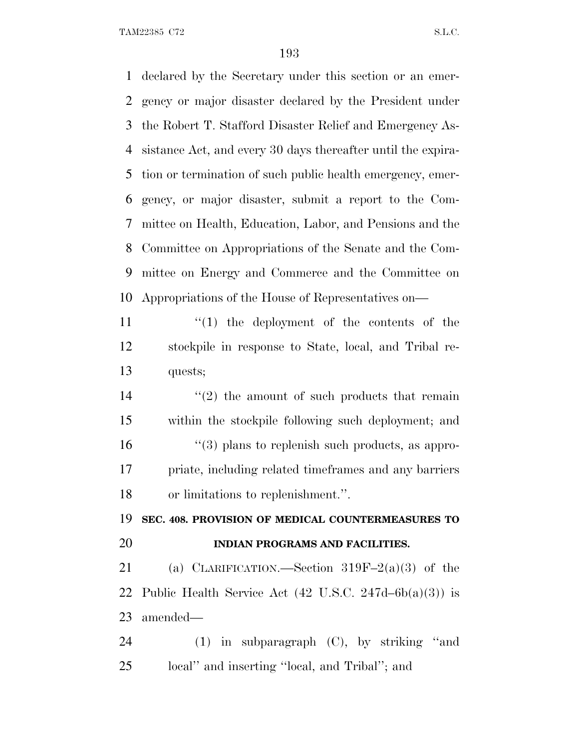declared by the Secretary under this section or an emergency or major disaster declared by the President under the Robert T. Stafford Disaster Relief and Emergency Assistance Act, and every 30 days thereafter until the expiration or termination of such public health emergency, emergency, or major disaster, submit a report to the Committee on Health, Education, Labor, and Pensions and the Committee on Appropriations of the Senate and the Committee on Energy and Commerce and the Committee on Appropriations of the House of Representatives on—

''(1) the deployment of the contents of the stockpile in response to State, local, and Tribal requests;

''(2) the amount of such products that remain within the stockpile following such deployment; and

''(3) plans to replenish such products, as appropriate, including related timeframes and any barriers or limitations to replenishment.''.

**SEC. 408. PROVISION OF MEDICAL COUNTERMEASURES TO INDIAN PROGRAMS AND FACILITIES.**

(a) CLARIFICATION.—Section 319F–2(a)(3) of the Public Health Service Act (42 U.S.C. 247d–6b(a)(3)) is amended—

(1) in subparagraph (C), by striking ''and local'' and inserting ''local, and Tribal''; and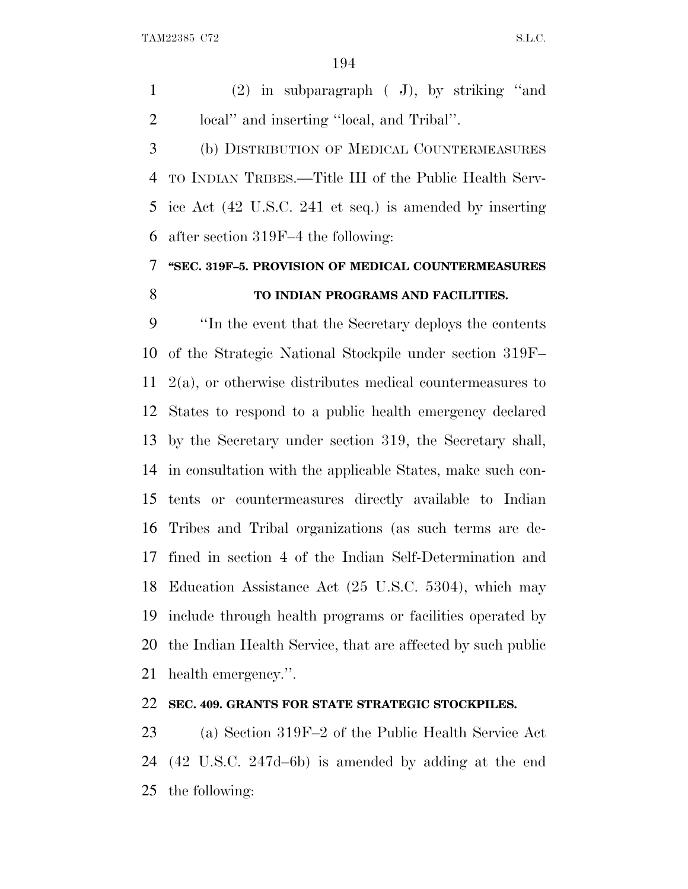(2) in subparagraph (J), by striking ''and local'' and inserting ''local, and Tribal''.

(b) DISTRIBUTION OF MEDICAL COUNTERMEASURES TO INDIAN TRIBES.—Title III of the Public Health Service Act (42 U.S.C. 241 et seq.) is amended by inserting after section 319F–4 the following:

**''SEC. 319F–5. PROVISION OF MEDICAL COUNTERMEASURES TO INDIAN PROGRAMS AND FACILITIES.**

''In the event that the Secretary deploys the contents of the Strategic National Stockpile under section 319F–2(a), or otherwise distributes medical countermeasures to States to respond to a public health emergency declared by the Secretary under section 319, the Secretary shall, in consultation with the applicable States, make such contents or countermeasures directly available to Indian Tribes and Tribal organizations (as such terms are defined in section 4 of the Indian Self-Determination and Education Assistance Act (25 U.S.C. 5304), which may include through health programs or facilities operated by the Indian Health Service, that are affected by such public health emergency.''.

**SEC. 409. GRANTS FOR STATE STRATEGIC STOCKPILES.**

(a) Section 319F–2 of the Public Health Service Act (42 U.S.C. 247d–6b) is amended by adding at the end the following: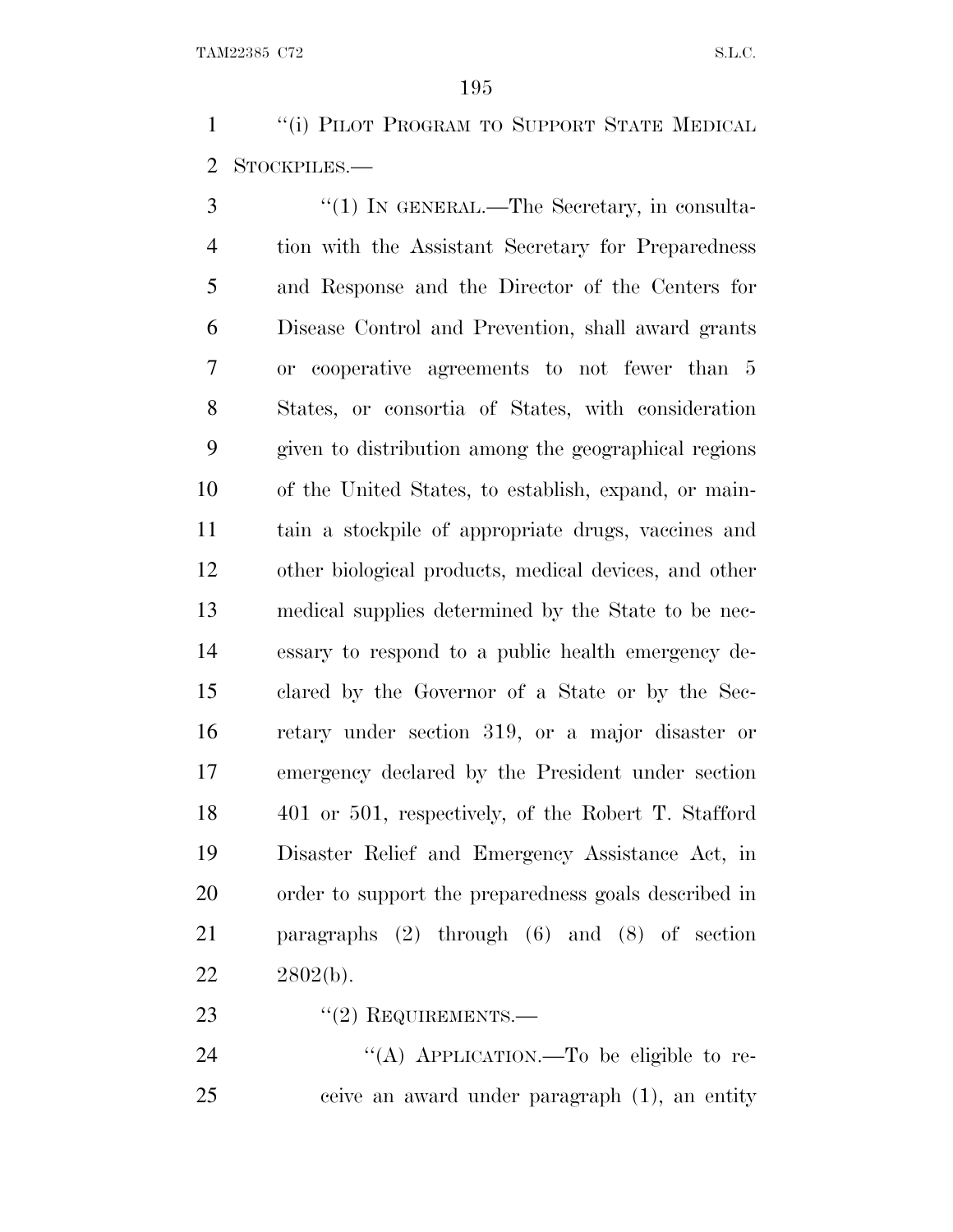"(i) PILOT PROGRAM TO SUPPORT STATE MEDICAL STOCKPILES.—

"(1) IN GENERAL.—The Secretary, in consultation with the Assistant Secretary for Preparedness and Response and the Director of the Centers for Disease Control and Prevention, shall award grants or cooperative agreements to not fewer than 5 States, or consortia of States, with consideration given to distribution among the geographical regions of the United States, to establish, expand, or maintain a stockpile of appropriate drugs, vaccines and other biological products, medical devices, and other medical supplies determined by the State to be necessary to respond to a public health emergency declared by the Governor of a State or by the Secretary under section 319, or a major disaster or emergency declared by the President under section 401 or 501, respectively, of the Robert T. Stafford Disaster Relief and Emergency Assistance Act, in order to support the preparedness goals described in paragraphs (2) through (6) and (8) of section 2802(b).

"(2) REQUIREMENTS.—

"(A) APPLICATION.—To be eligible to receive an award under paragraph (1), an entity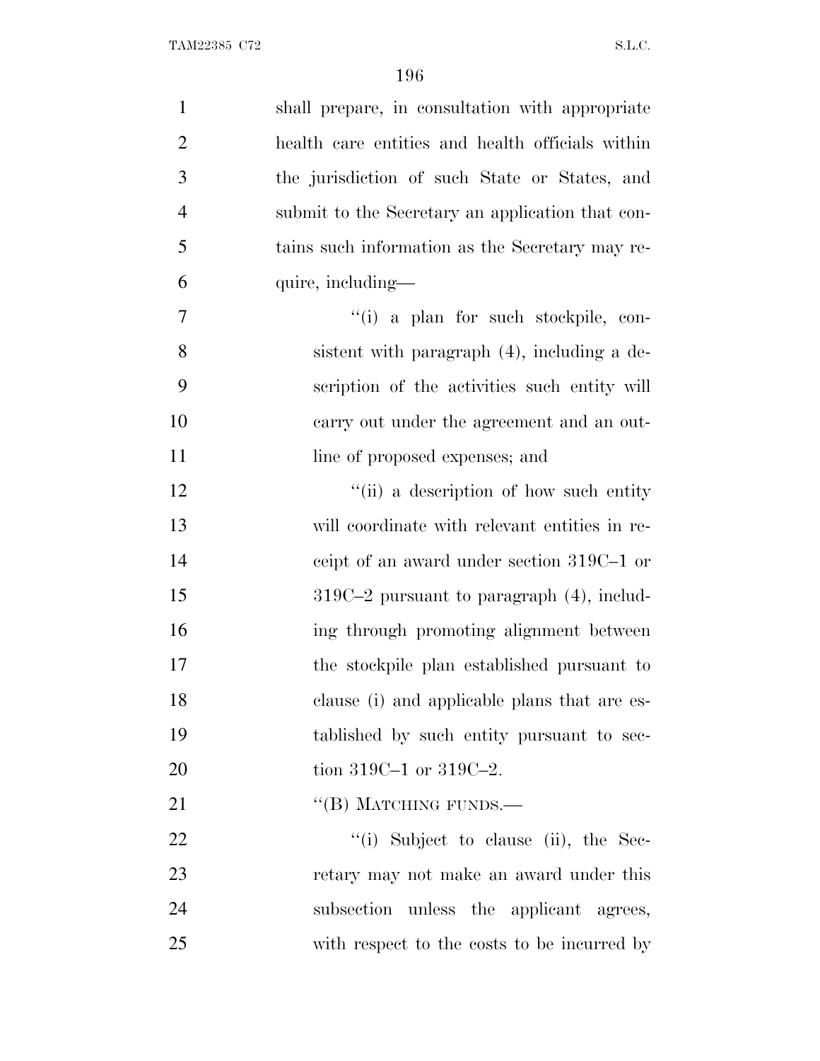shall prepare, in consultation with appropriate health care entities and health officials within the jurisdiction of such State or States, and submit to the Secretary an application that contains such information as the Secretary may require, including—

''(i) a plan for such stockpile, consistent with paragraph (4), including a description of the activities such entity will carry out under the agreement and an outline of proposed expenses; and

''(ii) a description of how such entity will coordinate with relevant entities in receipt of an award under section 319C–1 or 319C–2 pursuant to paragraph (4), including through promoting alignment between the stockpile plan established pursuant to clause (i) and applicable plans that are established by such entity pursuant to section 319C–1 or 319C–2.

''(B) MATCHING FUNDS.—

''(i) Subject to clause (ii), the Secretary may not make an award under this subsection unless the applicant agrees, with respect to the costs to be incurred by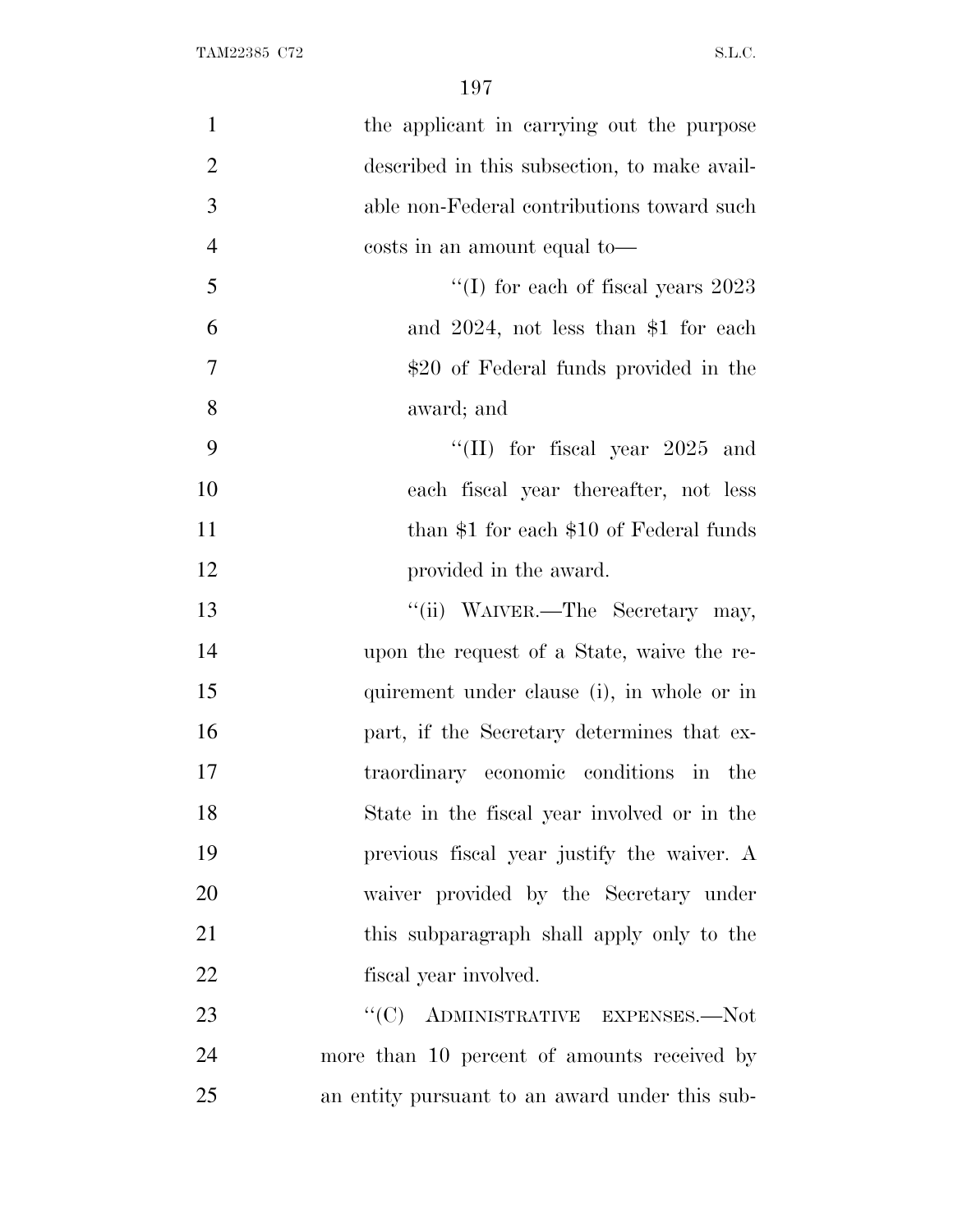the applicant in carrying out the purpose described in this subsection, to make available non-Federal contributions toward such costs in an amount equal to—

''(I) for each of fiscal years 2023 and 2024, not less than $1 for each $20 of Federal funds provided in the award; and

''(II) for fiscal year 2025 and each fiscal year thereafter, not less than $1 for each $10 of Federal funds provided in the award.

''(ii) WAIVER.—The Secretary may, upon the request of a State, waive the requirement under clause (i), in whole or in part, if the Secretary determines that extraordinary economic conditions in the State in the fiscal year involved or in the previous fiscal year justify the waiver. A waiver provided by the Secretary under this subparagraph shall apply only to the fiscal year involved.

''(C) ADMINISTRATIVE EXPENSES.—Not more than 10 percent of amounts received by an entity pursuant to an award under this sub-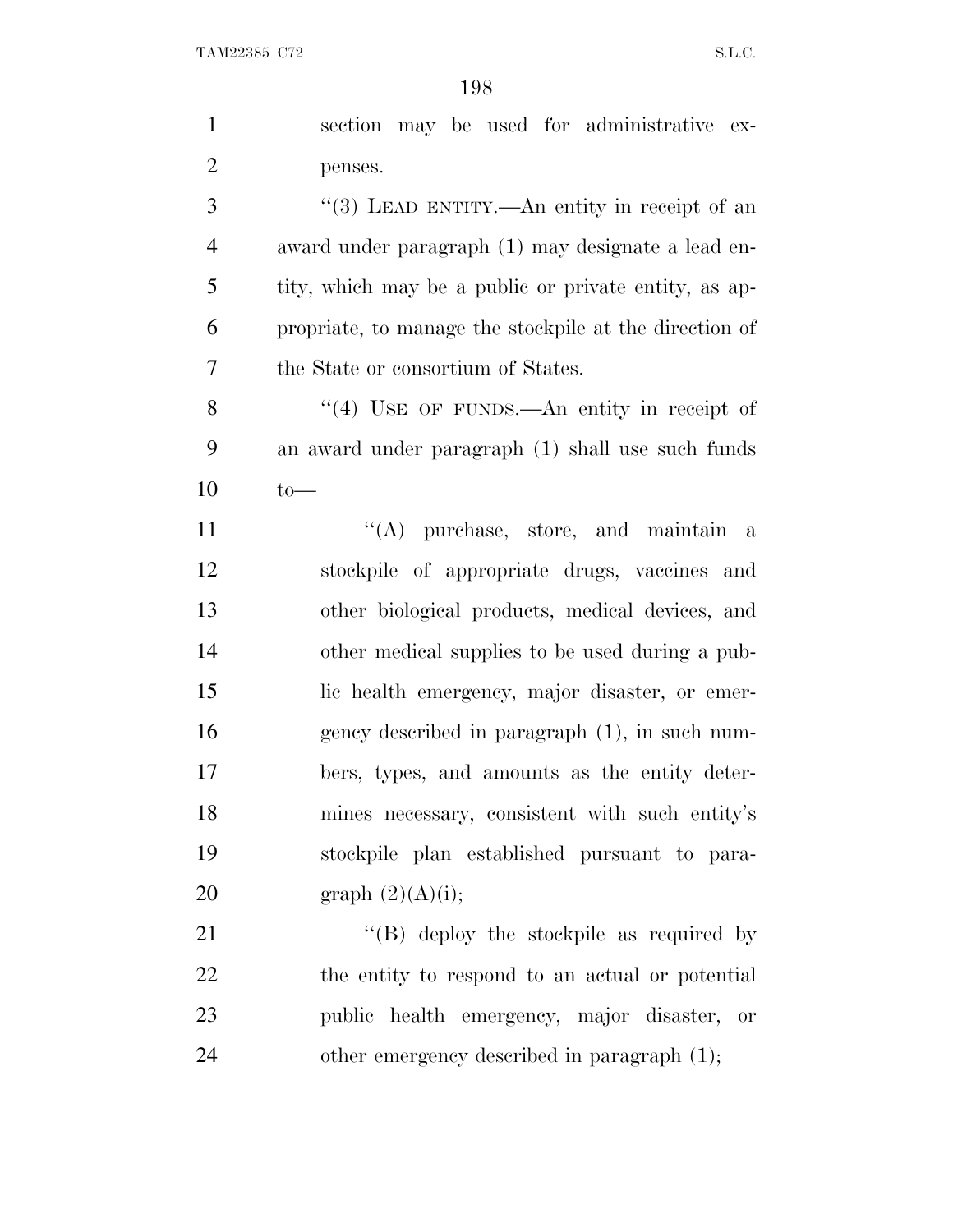section may be used for administrative expenses.

"(3) LEAD ENTITY.—An entity in receipt of an award under paragraph (1) may designate a lead entity, which may be a public or private entity, as appropriate, to manage the stockpile at the direction of the State or consortium of States.

"(4) USE OF FUNDS.—An entity in receipt of an award under paragraph (1) shall use such funds to—

"(A) purchase, store, and maintain a stockpile of appropriate drugs, vaccines and other biological products, medical devices, and other medical supplies to be used during a public health emergency, major disaster, or emergency described in paragraph (1), in such numbers, types, and amounts as the entity determines necessary, consistent with such entity's stockpile plan established pursuant to paragraph (2)(A)(i);

"(B) deploy the stockpile as required by the entity to respond to an actual or potential public health emergency, major disaster, or other emergency described in paragraph (1);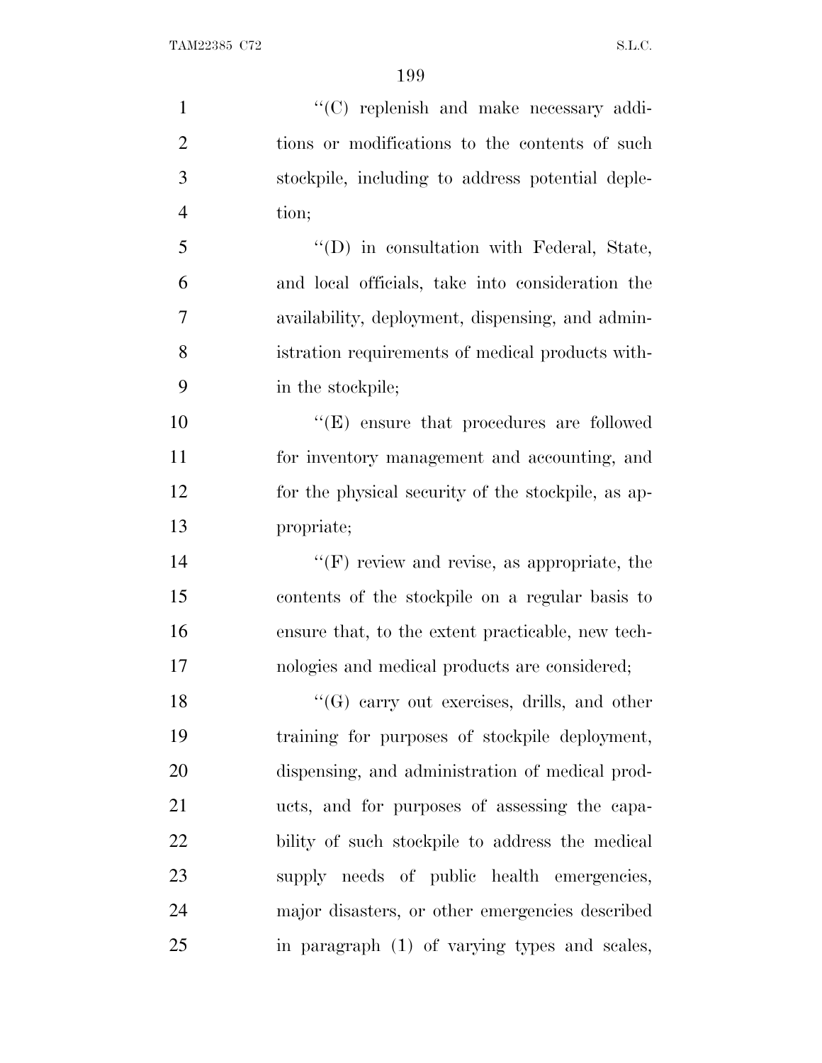''(C) replenish and make necessary additions or modifications to the contents of such stockpile, including to address potential depletion;

''(D) in consultation with Federal, State, and local officials, take into consideration the availability, deployment, dispensing, and administration requirements of medical products within the stockpile;

''(E) ensure that procedures are followed for inventory management and accounting, and for the physical security of the stockpile, as appropriate;

''(F) review and revise, as appropriate, the contents of the stockpile on a regular basis to ensure that, to the extent practicable, new technologies and medical products are considered;

''(G) carry out exercises, drills, and other training for purposes of stockpile deployment, dispensing, and administration of medical products, and for purposes of assessing the capability of such stockpile to address the medical supply needs of public health emergencies, major disasters, or other emergencies described in paragraph (1) of varying types and scales,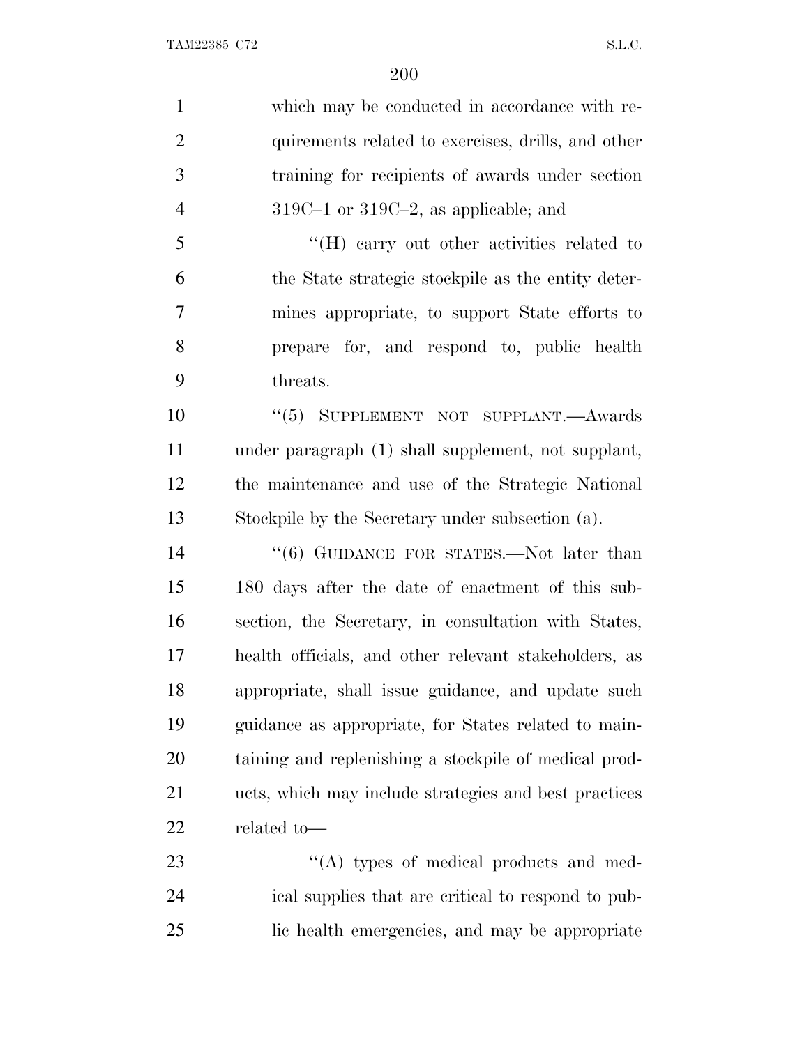which may be conducted in accordance with requirements related to exercises, drills, and other training for recipients of awards under section 319C–1 or 319C–2, as applicable; and

"(H) carry out other activities related to the State strategic stockpile as the entity determines appropriate, to support State efforts to prepare for, and respond to, public health threats.

"(5) SUPPLEMENT NOT SUPPLANT.—Awards under paragraph (1) shall supplement, not supplant, the maintenance and use of the Strategic National Stockpile by the Secretary under subsection (a).

"(6) GUIDANCE FOR STATES.—Not later than 180 days after the date of enactment of this subsection, the Secretary, in consultation with States, health officials, and other relevant stakeholders, as appropriate, shall issue guidance, and update such guidance as appropriate, for States related to maintaining and replenishing a stockpile of medical products, which may include strategies and best practices related to—

"(A) types of medical products and medical supplies that are critical to respond to public health emergencies, and may be appropriate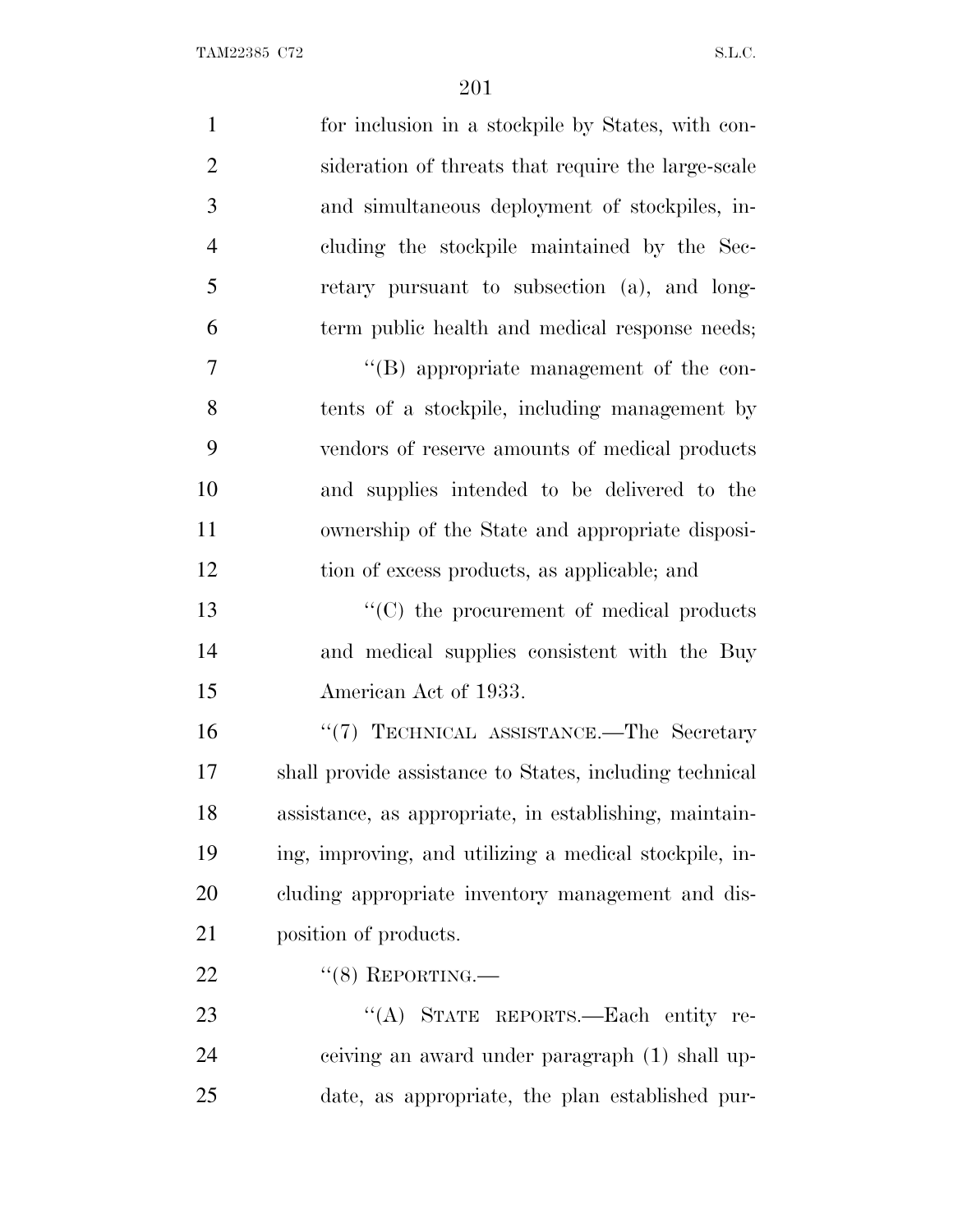for inclusion in a stockpile by States, with consideration of threats that require the large-scale and simultaneous deployment of stockpiles, including the stockpile maintained by the Secretary pursuant to subsection (a), and long-term public health and medical response needs;

"(B) appropriate management of the contents of a stockpile, including management by vendors of reserve amounts of medical products and supplies intended to be delivered to the ownership of the State and appropriate disposition of excess products, as applicable; and

"(C) the procurement of medical products and medical supplies consistent with the Buy American Act of 1933.

"(7) TECHNICAL ASSISTANCE.—The Secretary shall provide assistance to States, including technical assistance, as appropriate, in establishing, maintaining, improving, and utilizing a medical stockpile, including appropriate inventory management and disposition of products.

"(8) REPORTING.—

"(A) STATE REPORTS.—Each entity receiving an award under paragraph (1) shall update, as appropriate, the plan established pur-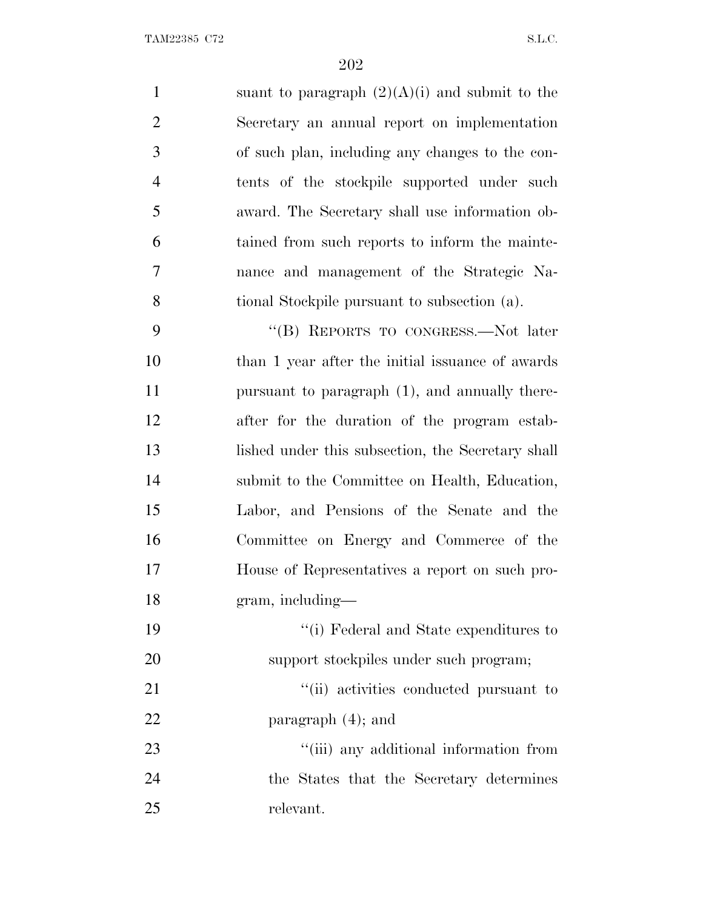suant to paragraph (2)(A)(i) and submit to the Secretary an annual report on implementation of such plan, including any changes to the contents of the stockpile supported under such award. The Secretary shall use information obtained from such reports to inform the maintenance and management of the Strategic National Stockpile pursuant to subsection (a).

"(B) REPORTS TO CONGRESS.—Not later than 1 year after the initial issuance of awards pursuant to paragraph (1), and annually thereafter for the duration of the program established under this subsection, the Secretary shall submit to the Committee on Health, Education, Labor, and Pensions of the Senate and the Committee on Energy and Commerce of the House of Representatives a report on such program, including—

"(i) Federal and State expenditures to support stockpiles under such program;

"(ii) activities conducted pursuant to paragraph (4); and

"(iii) any additional information from the States that the Secretary determines relevant.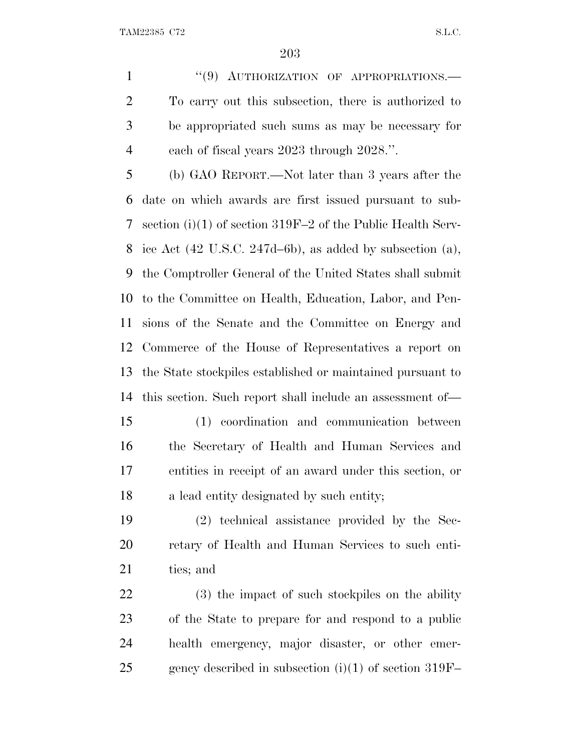"(9) AUTHORIZATION OF APPROPRIATIONS.—To carry out this subsection, there is authorized to be appropriated such sums as may be necessary for each of fiscal years 2023 through 2028.".

(b) GAO REPORT.—Not later than 3 years after the date on which awards are first issued pursuant to subsection (i)(1) of section 319F–2 of the Public Health Service Act (42 U.S.C. 247d–6b), as added by subsection (a), the Comptroller General of the United States shall submit to the Committee on Health, Education, Labor, and Pensions of the Senate and the Committee on Energy and Commerce of the House of Representatives a report on the State stockpiles established or maintained pursuant to this section. Such report shall include an assessment of—

(1) coordination and communication between the Secretary of Health and Human Services and entities in receipt of an award under this section, or a lead entity designated by such entity;

(2) technical assistance provided by the Secretary of Health and Human Services to such entities; and

(3) the impact of such stockpiles on the ability of the State to prepare for and respond to a public health emergency, major disaster, or other emergency described in subsection (i)(1) of section 319F–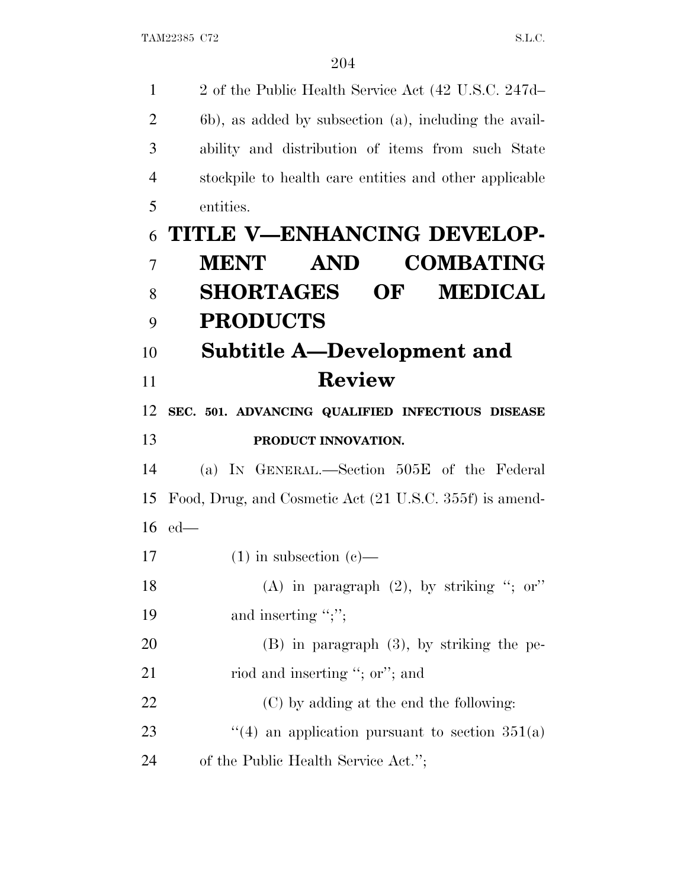2 of the Public Health Service Act (42 U.S.C. 247d–6b), as added by subsection (a), including the availability and distribution of items from such State stockpile to health care entities and other applicable entities.

# TITLE V—ENHANCING DEVELOPMENT AND COMBATING SHORTAGES OF MEDICAL PRODUCTS

## Subtitle A—Development and Review

### SEC. 501. ADVANCING QUALIFIED INFECTIOUS DISEASE PRODUCT INNOVATION.

(a) IN GENERAL.—Section 505E of the Federal Food, Drug, and Cosmetic Act (21 U.S.C. 355f) is amended—

(1) in subsection (c)—

(A) in paragraph (2), by striking ''; or'' and inserting '';'';

(B) in paragraph (3), by striking the period and inserting ''; or''; and

(C) by adding at the end the following:

''(4) an application pursuant to section 351(a) of the Public Health Service Act.'';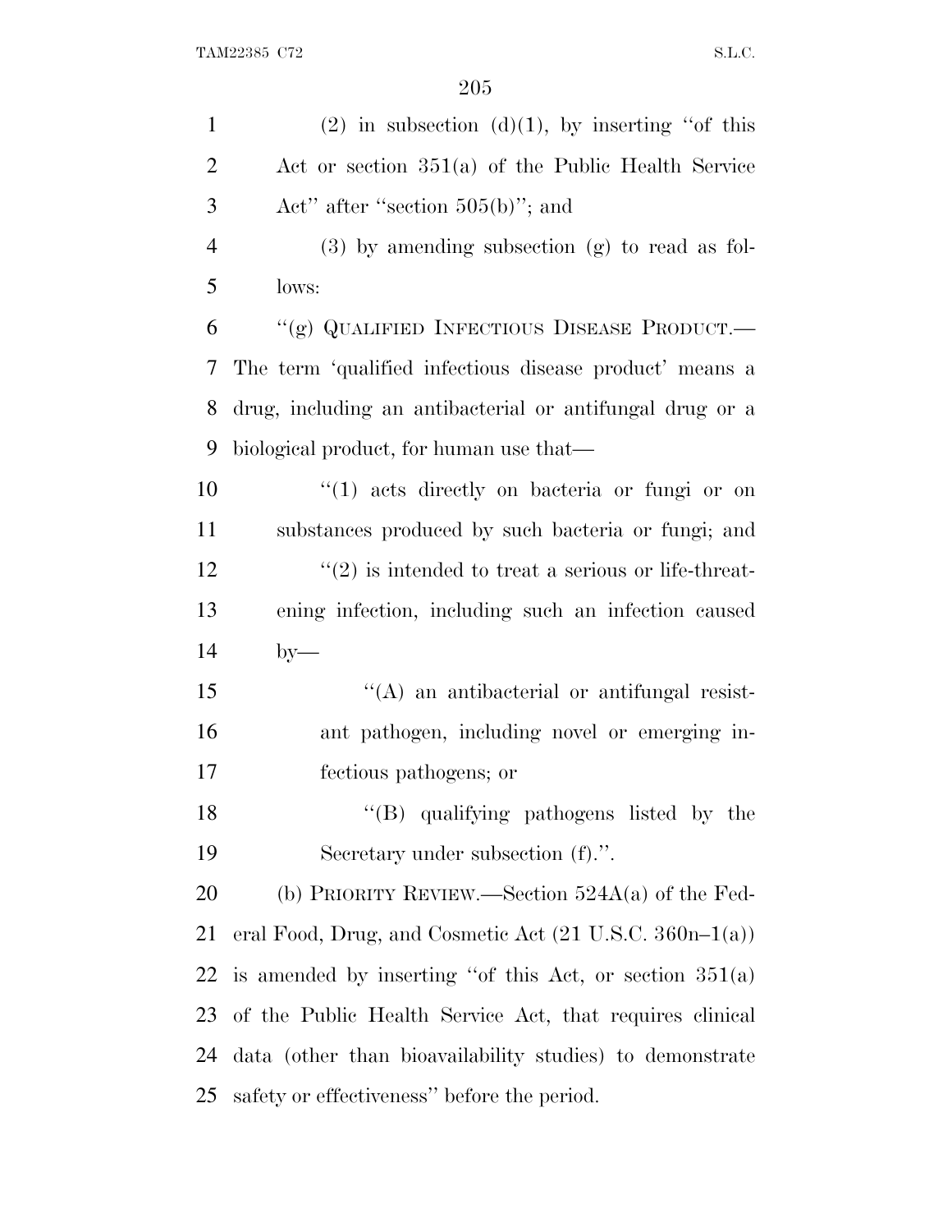(2) in subsection (d)(1), by inserting ''of this Act or section 351(a) of the Public Health Service Act'' after ''section 505(b)''; and

(3) by amending subsection (g) to read as follows:

''(g) QUALIFIED INFECTIOUS DISEASE PRODUCT.—The term 'qualified infectious disease product' means a drug, including an antibacterial or antifungal drug or a biological product, for human use that—

''(1) acts directly on bacteria or fungi or on substances produced by such bacteria or fungi; and

''(2) is intended to treat a serious or life-threatening infection, including such an infection caused by—

''(A) an antibacterial or antifungal resistant pathogen, including novel or emerging infectious pathogens; or

''(B) qualifying pathogens listed by the Secretary under subsection (f).''.

(b) PRIORITY REVIEW.—Section 524A(a) of the Federal Food, Drug, and Cosmetic Act (21 U.S.C. 360n–1(a)) is amended by inserting ''of this Act, or section 351(a) of the Public Health Service Act, that requires clinical data (other than bioavailability studies) to demonstrate safety or effectiveness'' before the period.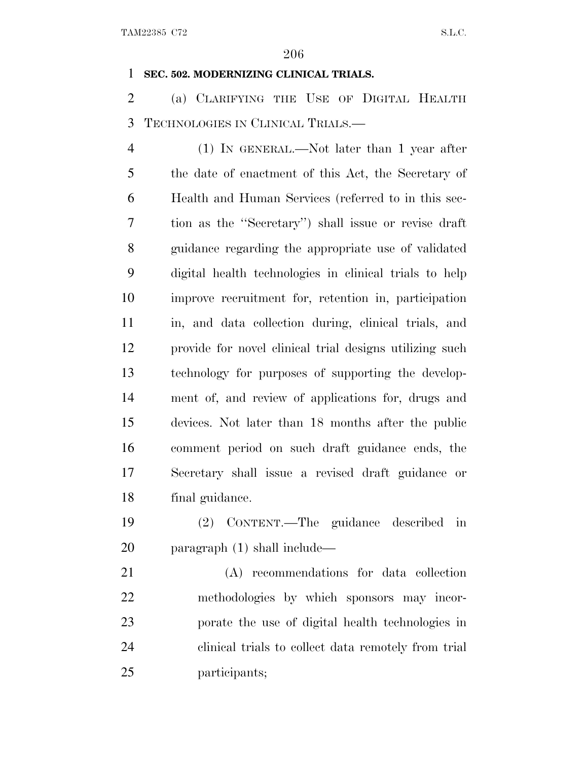**SEC. 502. MODERNIZING CLINICAL TRIALS.**

(a) CLARIFYING THE USE OF DIGITAL HEALTH TECHNOLOGIES IN CLINICAL TRIALS.—

(1) IN GENERAL.—Not later than 1 year after the date of enactment of this Act, the Secretary of Health and Human Services (referred to in this section as the ''Secretary'') shall issue or revise draft guidance regarding the appropriate use of validated digital health technologies in clinical trials to help improve recruitment for, retention in, participation in, and data collection during, clinical trials, and provide for novel clinical trial designs utilizing such technology for purposes of supporting the development of, and review of applications for, drugs and devices. Not later than 18 months after the public comment period on such draft guidance ends, the Secretary shall issue a revised draft guidance or final guidance.

(2) CONTENT.—The guidance described in paragraph (1) shall include—

(A) recommendations for data collection methodologies by which sponsors may incorporate the use of digital health technologies in clinical trials to collect data remotely from trial participants;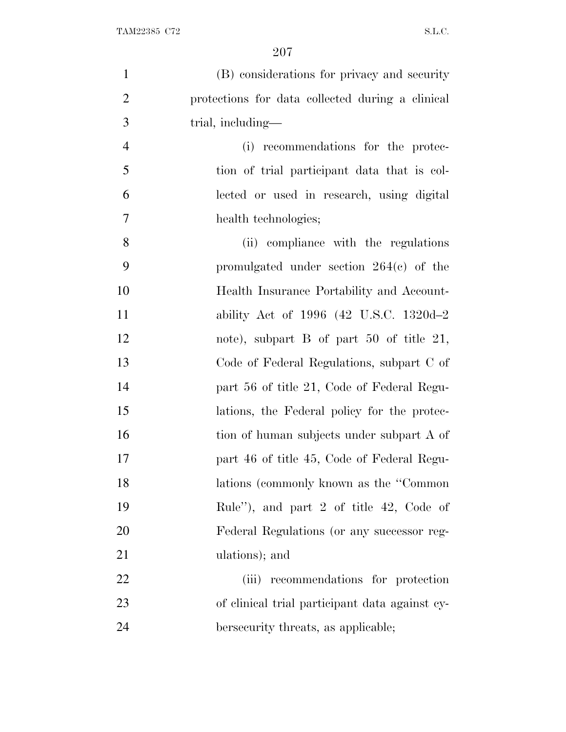(B) considerations for privacy and security protections for data collected during a clinical trial, including—

(i) recommendations for the protection of trial participant data that is collected or used in research, using digital health technologies;

(ii) compliance with the regulations promulgated under section 264(c) of the Health Insurance Portability and Accountability Act of 1996 (42 U.S.C. 1320d–2 note), subpart B of part 50 of title 21, Code of Federal Regulations, subpart C of part 56 of title 21, Code of Federal Regulations, the Federal policy for the protection of human subjects under subpart A of part 46 of title 45, Code of Federal Regulations (commonly known as the "Common Rule"), and part 2 of title 42, Code of Federal Regulations (or any successor regulations); and

(iii) recommendations for protection of clinical trial participant data against cybersecurity threats, as applicable;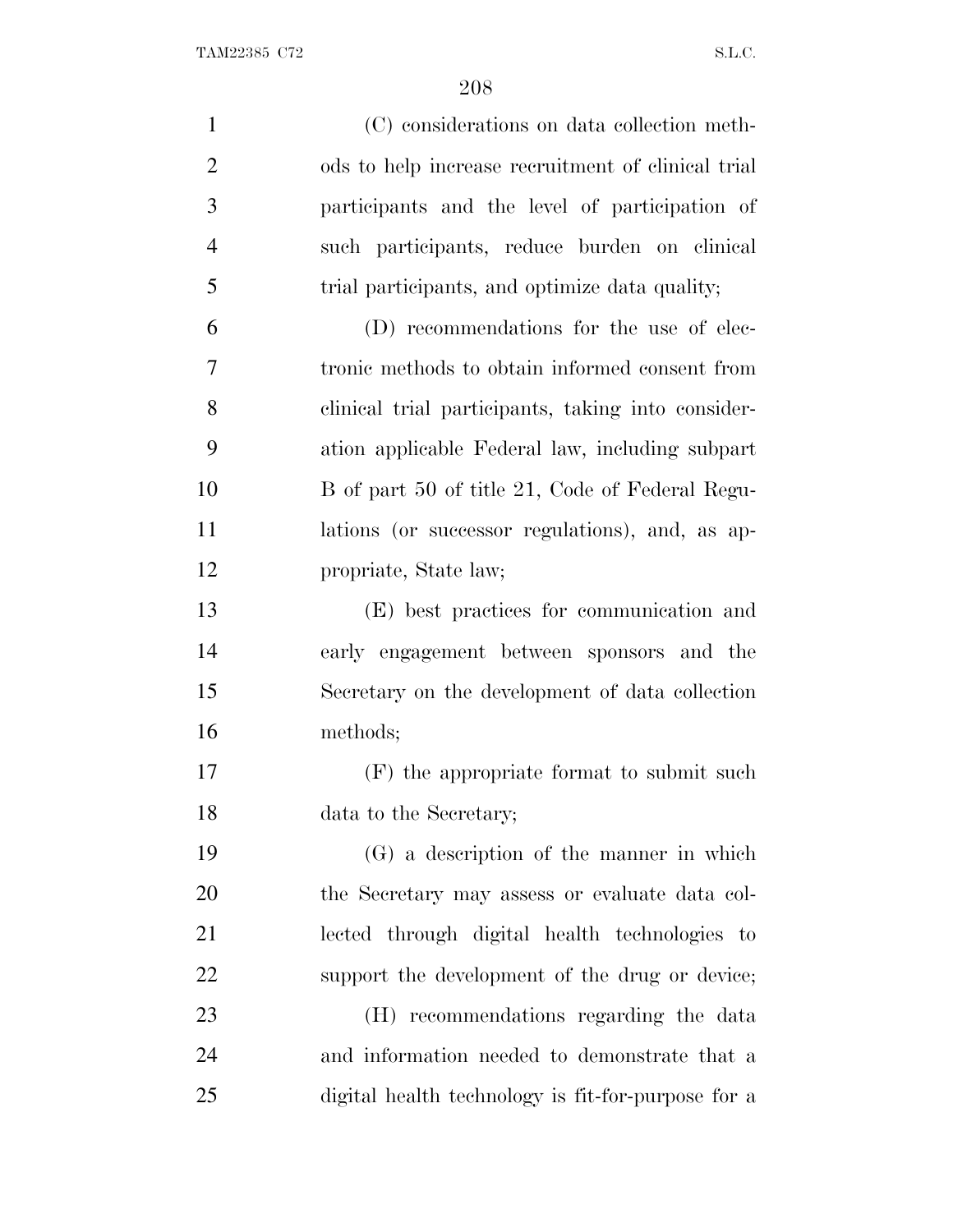(C) considerations on data collection methods to help increase recruitment of clinical trial participants and the level of participation of such participants, reduce burden on clinical trial participants, and optimize data quality;

(D) recommendations for the use of electronic methods to obtain informed consent from clinical trial participants, taking into consideration applicable Federal law, including subpart B of part 50 of title 21, Code of Federal Regulations (or successor regulations), and, as appropriate, State law;

(E) best practices for communication and early engagement between sponsors and the Secretary on the development of data collection methods;

(F) the appropriate format to submit such data to the Secretary;

(G) a description of the manner in which the Secretary may assess or evaluate data collected through digital health technologies to support the development of the drug or device;

(H) recommendations regarding the data and information needed to demonstrate that a digital health technology is fit-for-purpose for a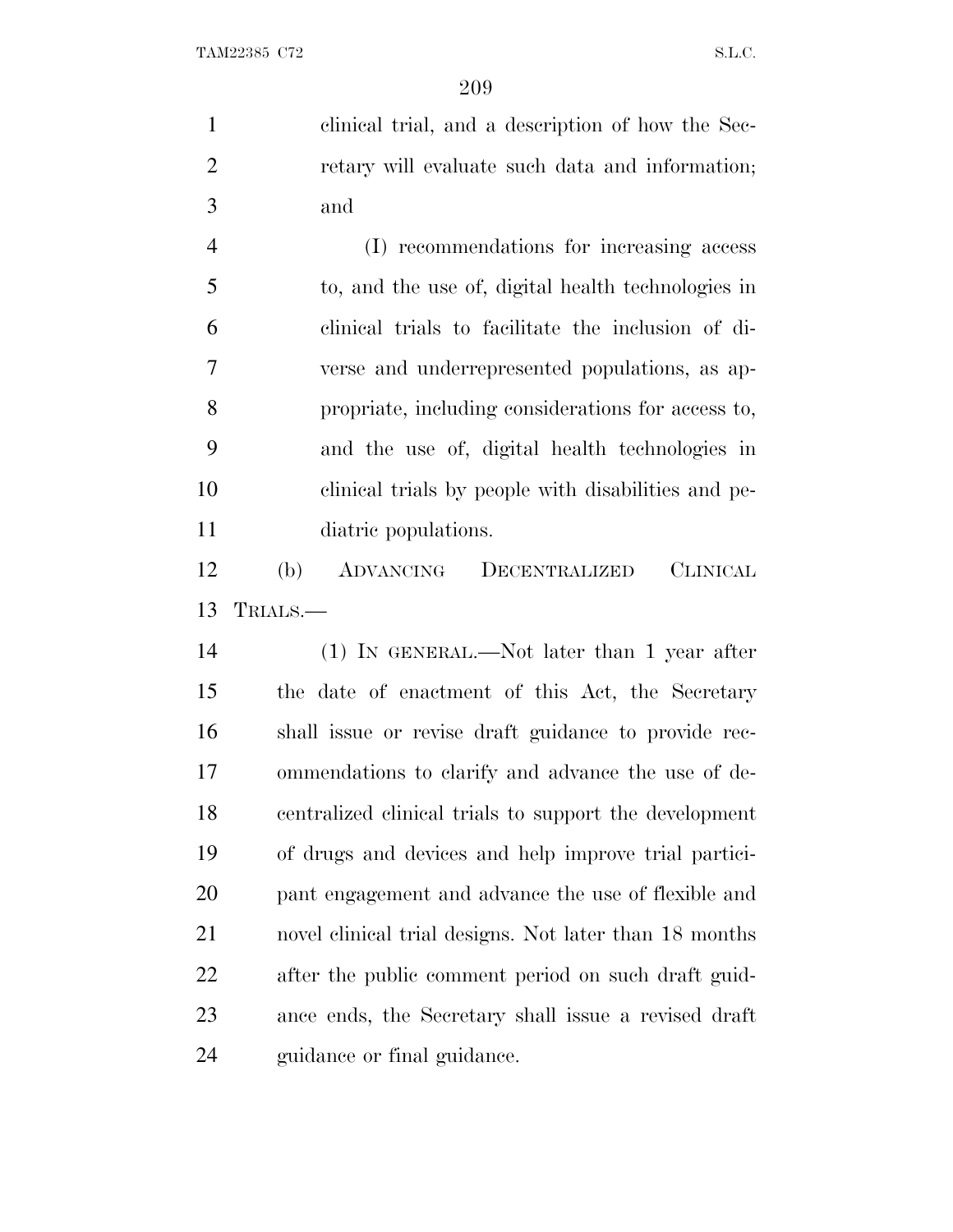clinical trial, and a description of how the Secretary will evaluate such data and information; and

(I) recommendations for increasing access to, and the use of, digital health technologies in clinical trials to facilitate the inclusion of diverse and underrepresented populations, as appropriate, including considerations for access to, and the use of, digital health technologies in clinical trials by people with disabilities and pediatric populations.

(b) ADVANCING DECENTRALIZED CLINICAL TRIALS.—

(1) IN GENERAL.—Not later than 1 year after the date of enactment of this Act, the Secretary shall issue or revise draft guidance to provide recommendations to clarify and advance the use of decentralized clinical trials to support the development of drugs and devices and help improve trial participant engagement and advance the use of flexible and novel clinical trial designs. Not later than 18 months after the public comment period on such draft guidance ends, the Secretary shall issue a revised draft guidance or final guidance.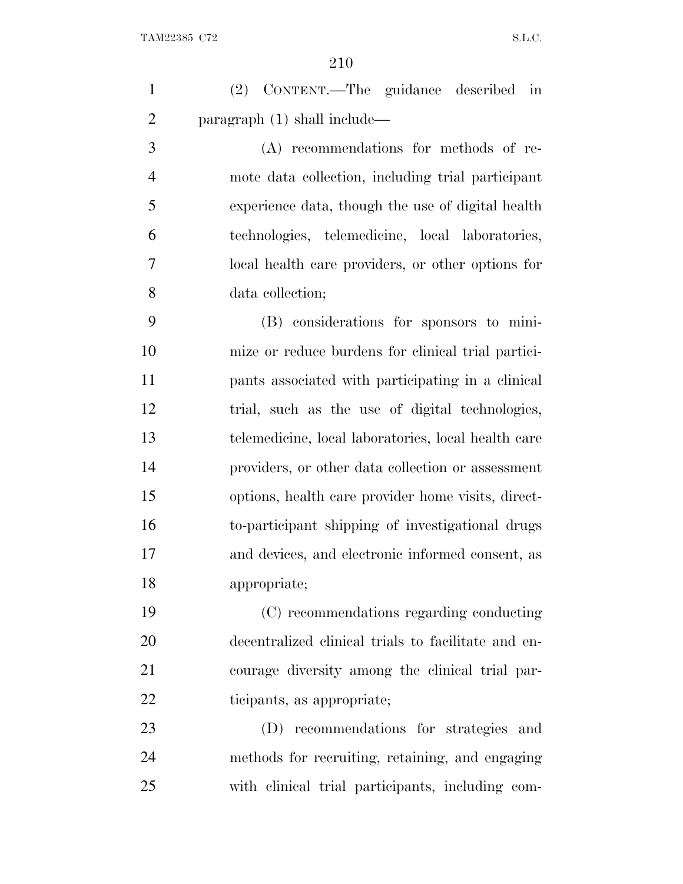(2) CONTENT.—The guidance described in paragraph (1) shall include—

(A) recommendations for methods of remote data collection, including trial participant experience data, though the use of digital health technologies, telemedicine, local laboratories, local health care providers, or other options for data collection;

(B) considerations for sponsors to minimize or reduce burdens for clinical trial participants associated with participating in a clinical trial, such as the use of digital technologies, telemedicine, local laboratories, local health care providers, or other data collection or assessment options, health care provider home visits, direct-to-participant shipping of investigational drugs and devices, and electronic informed consent, as appropriate;

(C) recommendations regarding conducting decentralized clinical trials to facilitate and encourage diversity among the clinical trial participants, as appropriate;

(D) recommendations for strategies and methods for recruiting, retaining, and engaging with clinical trial participants, including com-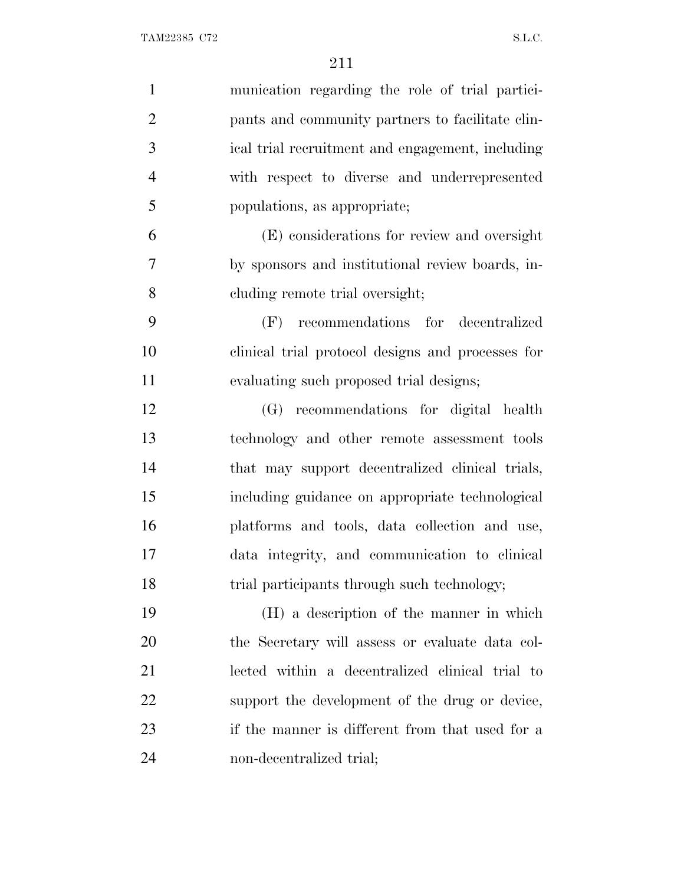munication regarding the role of trial participants and community partners to facilitate clinical trial recruitment and engagement, including with respect to diverse and underrepresented populations, as appropriate;

(E) considerations for review and oversight by sponsors and institutional review boards, including remote trial oversight;

(F) recommendations for decentralized clinical trial protocol designs and processes for evaluating such proposed trial designs;

(G) recommendations for digital health technology and other remote assessment tools that may support decentralized clinical trials, including guidance on appropriate technological platforms and tools, data collection and use, data integrity, and communication to clinical trial participants through such technology;

(H) a description of the manner in which the Secretary will assess or evaluate data collected within a decentralized clinical trial to support the development of the drug or device, if the manner is different from that used for a non-decentralized trial;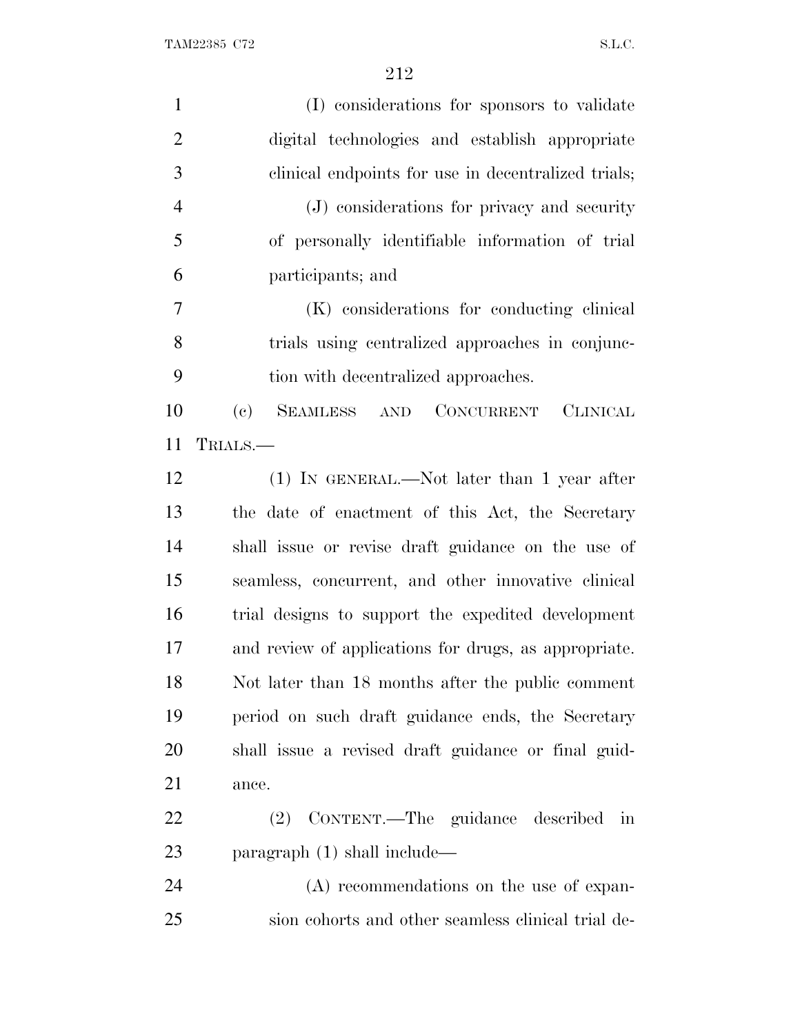(I) considerations for sponsors to validate digital technologies and establish appropriate clinical endpoints for use in decentralized trials;

(J) considerations for privacy and security of personally identifiable information of trial participants; and

(K) considerations for conducting clinical trials using centralized approaches in conjunction with decentralized approaches.

(c) SEAMLESS AND CONCURRENT CLINICAL TRIALS.—

(1) IN GENERAL.—Not later than 1 year after the date of enactment of this Act, the Secretary shall issue or revise draft guidance on the use of seamless, concurrent, and other innovative clinical trial designs to support the expedited development and review of applications for drugs, as appropriate. Not later than 18 months after the public comment period on such draft guidance ends, the Secretary shall issue a revised draft guidance or final guidance.

(2) CONTENT.—The guidance described in paragraph (1) shall include—

(A) recommendations on the use of expansion cohorts and other seamless clinical trial de-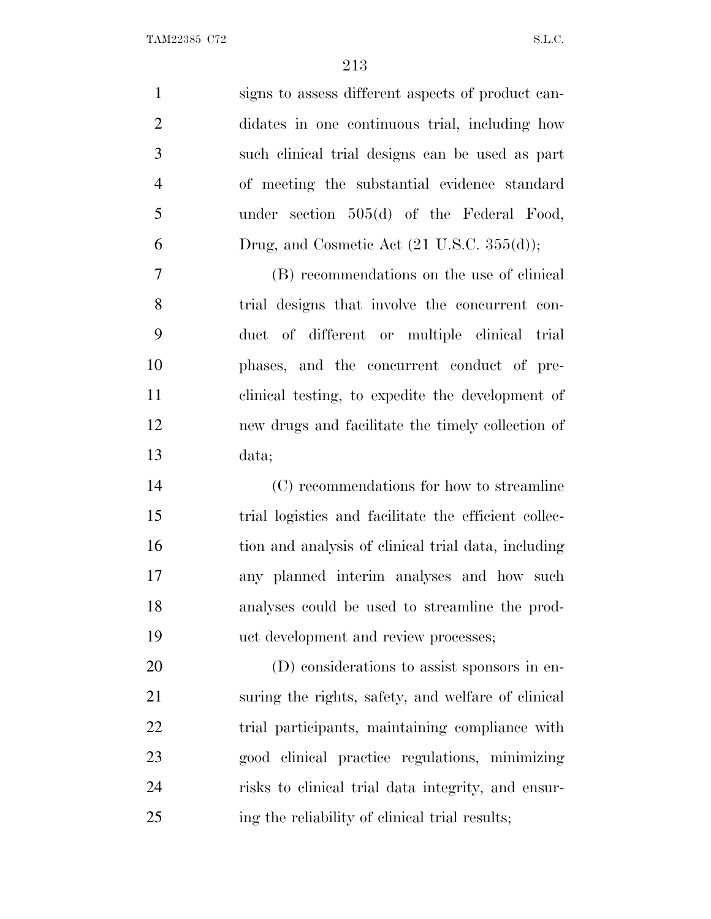signs to assess different aspects of product candidates in one continuous trial, including how such clinical trial designs can be used as part of meeting the substantial evidence standard under section 505(d) of the Federal Food, Drug, and Cosmetic Act (21 U.S.C. 355(d));

(B) recommendations on the use of clinical trial designs that involve the concurrent conduct of different or multiple clinical trial phases, and the concurrent conduct of preclinical testing, to expedite the development of new drugs and facilitate the timely collection of data;

(C) recommendations for how to streamline trial logistics and facilitate the efficient collection and analysis of clinical trial data, including any planned interim analyses and how such analyses could be used to streamline the product development and review processes;

(D) considerations to assist sponsors in ensuring the rights, safety, and welfare of clinical trial participants, maintaining compliance with good clinical practice regulations, minimizing risks to clinical trial data integrity, and ensuring the reliability of clinical trial results;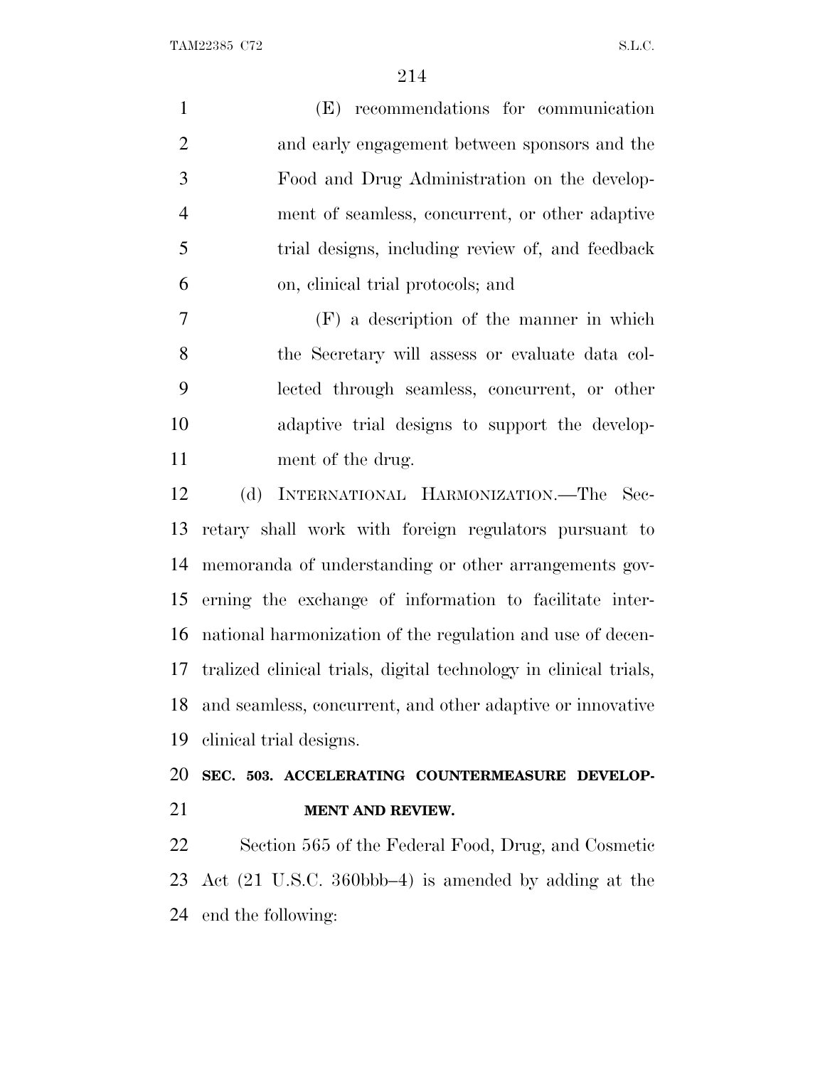(E) recommendations for communication and early engagement between sponsors and the Food and Drug Administration on the development of seamless, concurrent, or other adaptive trial designs, including review of, and feedback on, clinical trial protocols; and

(F) a description of the manner in which the Secretary will assess or evaluate data collected through seamless, concurrent, or other adaptive trial designs to support the development of the drug.

(d) INTERNATIONAL HARMONIZATION.—The Secretary shall work with foreign regulators pursuant to memoranda of understanding or other arrangements governing the exchange of information to facilitate international harmonization of the regulation and use of decentralized clinical trials, digital technology in clinical trials, and seamless, concurrent, and other adaptive or innovative clinical trial designs.

**SEC. 503. ACCELERATING COUNTERMEASURE DEVELOPMENT AND REVIEW.**

Section 565 of the Federal Food, Drug, and Cosmetic Act (21 U.S.C. 360bbb–4) is amended by adding at the end the following: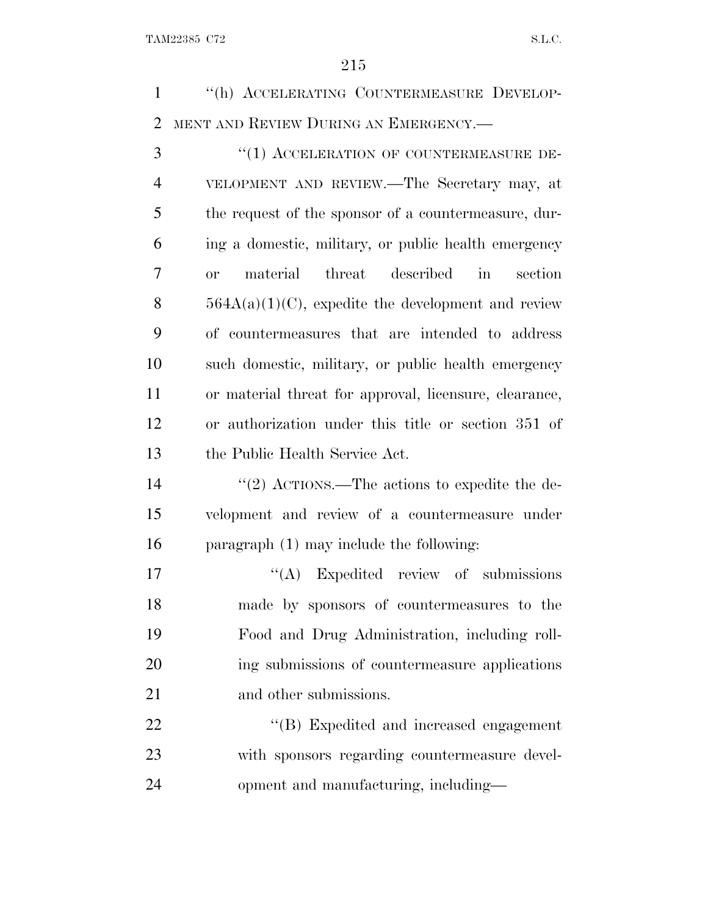"(h) ACCELERATING COUNTERMEASURE DEVELOPMENT AND REVIEW DURING AN EMERGENCY.—

"(1) ACCELERATION OF COUNTERMEASURE DEVELOPMENT AND REVIEW.—The Secretary may, at the request of the sponsor of a countermeasure, during a domestic, military, or public health emergency or material threat described in section 564A(a)(1)(C), expedite the development and review of countermeasures that are intended to address such domestic, military, or public health emergency or material threat for approval, licensure, clearance, or authorization under this title or section 351 of the Public Health Service Act.

"(2) ACTIONS.—The actions to expedite the development and review of a countermeasure under paragraph (1) may include the following:

"(A) Expedited review of submissions made by sponsors of countermeasures to the Food and Drug Administration, including rolling submissions of countermeasure applications and other submissions.

"(B) Expedited and increased engagement with sponsors regarding countermeasure development and manufacturing, including—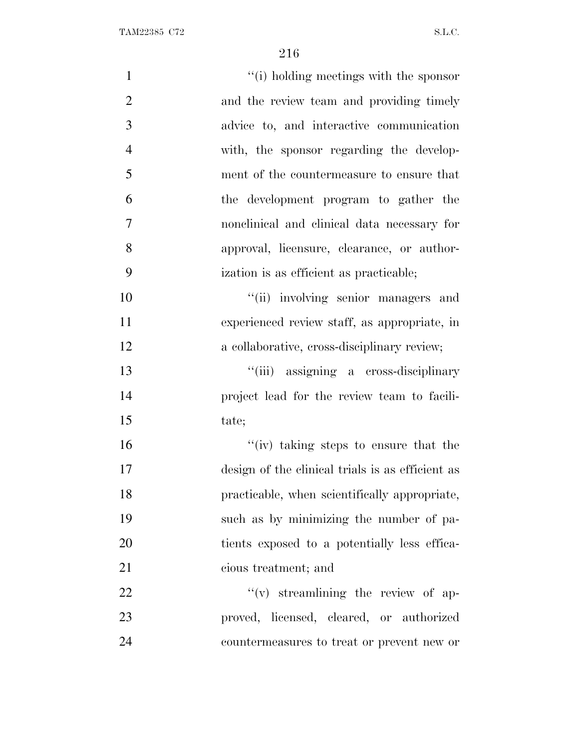"(i) holding meetings with the sponsor and the review team and providing timely advice to, and interactive communication with, the sponsor regarding the development of the countermeasure to ensure that the development program to gather the nonclinical and clinical data necessary for approval, licensure, clearance, or authorization is as efficient as practicable;

"(ii) involving senior managers and experienced review staff, as appropriate, in a collaborative, cross-disciplinary review;

"(iii) assigning a cross-disciplinary project lead for the review team to facilitate;

"(iv) taking steps to ensure that the design of the clinical trials is as efficient as practicable, when scientifically appropriate, such as by minimizing the number of patients exposed to a potentially less efficacious treatment; and

"(v) streamlining the review of approved, licensed, cleared, or authorized countermeasures to treat or prevent new or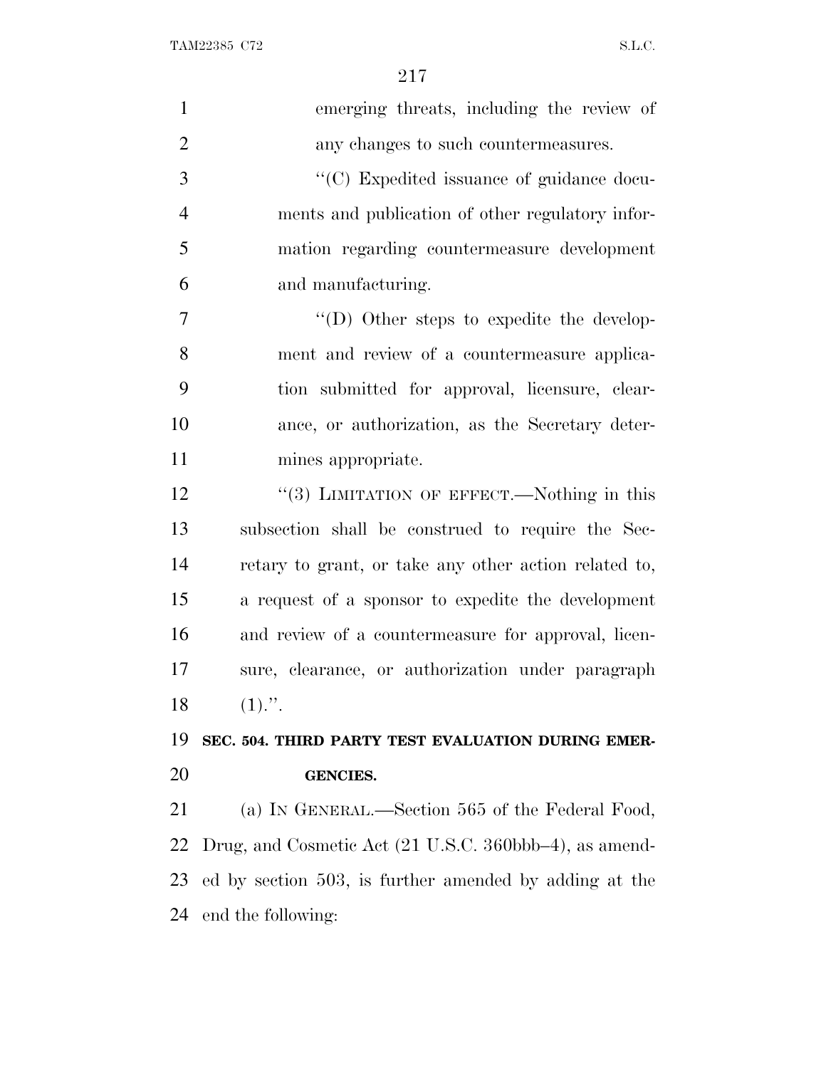emerging threats, including the review of any changes to such countermeasures.

''(C) Expedited issuance of guidance documents and publication of other regulatory information regarding countermeasure development and manufacturing.

''(D) Other steps to expedite the development and review of a countermeasure application submitted for approval, licensure, clearance, or authorization, as the Secretary determines appropriate.

''(3) LIMITATION OF EFFECT.—Nothing in this subsection shall be construed to require the Secretary to grant, or take any other action related to, a request of a sponsor to expedite the development and review of a countermeasure for approval, licensure, clearance, or authorization under paragraph (1).''.

**SEC. 504. THIRD PARTY TEST EVALUATION DURING EMERGENCIES.**

(a) IN GENERAL.—Section 565 of the Federal Food, Drug, and Cosmetic Act (21 U.S.C. 360bbb–4), as amended by section 503, is further amended by adding at the end the following: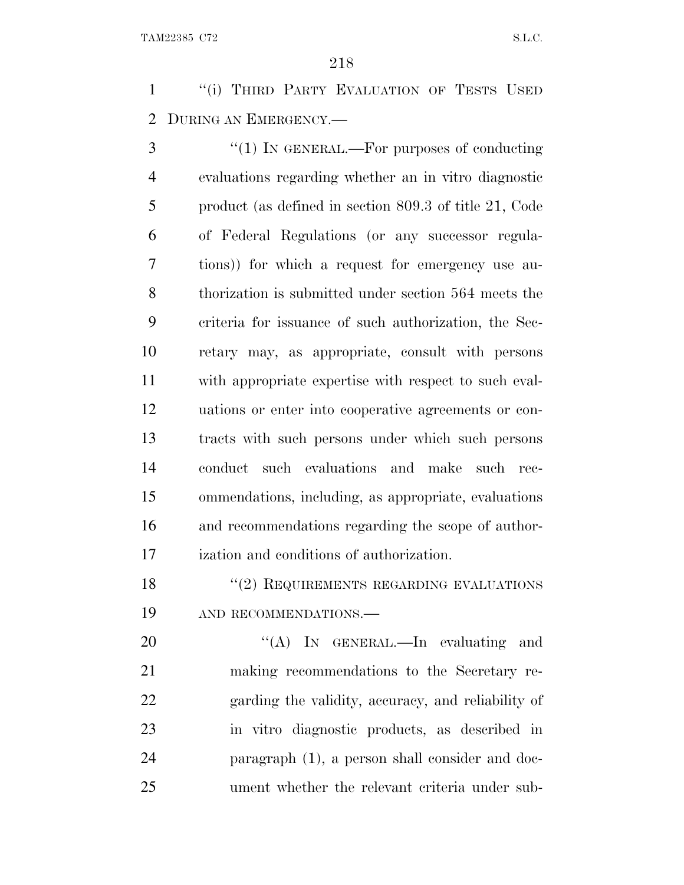"(i) THIRD PARTY EVALUATION OF TESTS USED DURING AN EMERGENCY.—

"(1) IN GENERAL.—For purposes of conducting evaluations regarding whether an in vitro diagnostic product (as defined in section 809.3 of title 21, Code of Federal Regulations (or any successor regulations)) for which a request for emergency use authorization is submitted under section 564 meets the criteria for issuance of such authorization, the Secretary may, as appropriate, consult with persons with appropriate expertise with respect to such evaluations or enter into cooperative agreements or contracts with such persons under which such persons conduct such evaluations and make such recommendations, including, as appropriate, evaluations and recommendations regarding the scope of authorization and conditions of authorization.

"(2) REQUIREMENTS REGARDING EVALUATIONS AND RECOMMENDATIONS.—

"(A) IN GENERAL.—In evaluating and making recommendations to the Secretary regarding the validity, accuracy, and reliability of in vitro diagnostic products, as described in paragraph (1), a person shall consider and document whether the relevant criteria under sub-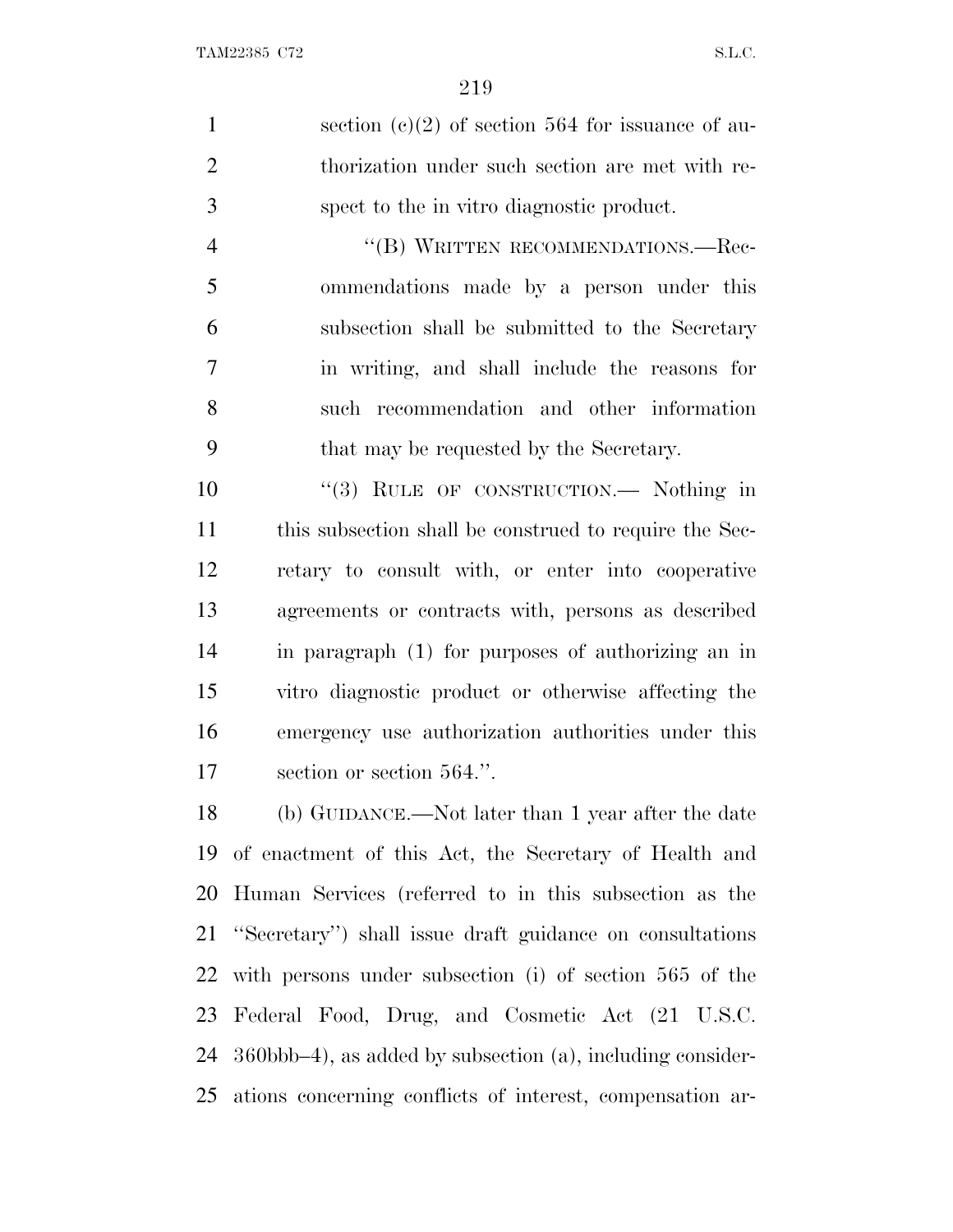section (c)(2) of section 564 for issuance of authorization under such section are met with respect to the in vitro diagnostic product.

"(B) WRITTEN RECOMMENDATIONS.—Recommendations made by a person under this subsection shall be submitted to the Secretary in writing, and shall include the reasons for such recommendation and other information that may be requested by the Secretary.

"(3) RULE OF CONSTRUCTION.— Nothing in this subsection shall be construed to require the Secretary to consult with, or enter into cooperative agreements or contracts with, persons as described in paragraph (1) for purposes of authorizing an in vitro diagnostic product or otherwise affecting the emergency use authorization authorities under this section or section 564.".

(b) GUIDANCE.—Not later than 1 year after the date of enactment of this Act, the Secretary of Health and Human Services (referred to in this subsection as the "Secretary") shall issue draft guidance on consultations with persons under subsection (i) of section 565 of the Federal Food, Drug, and Cosmetic Act (21 U.S.C. 360bbb–4), as added by subsection (a), including considerations concerning conflicts of interest, compensation ar-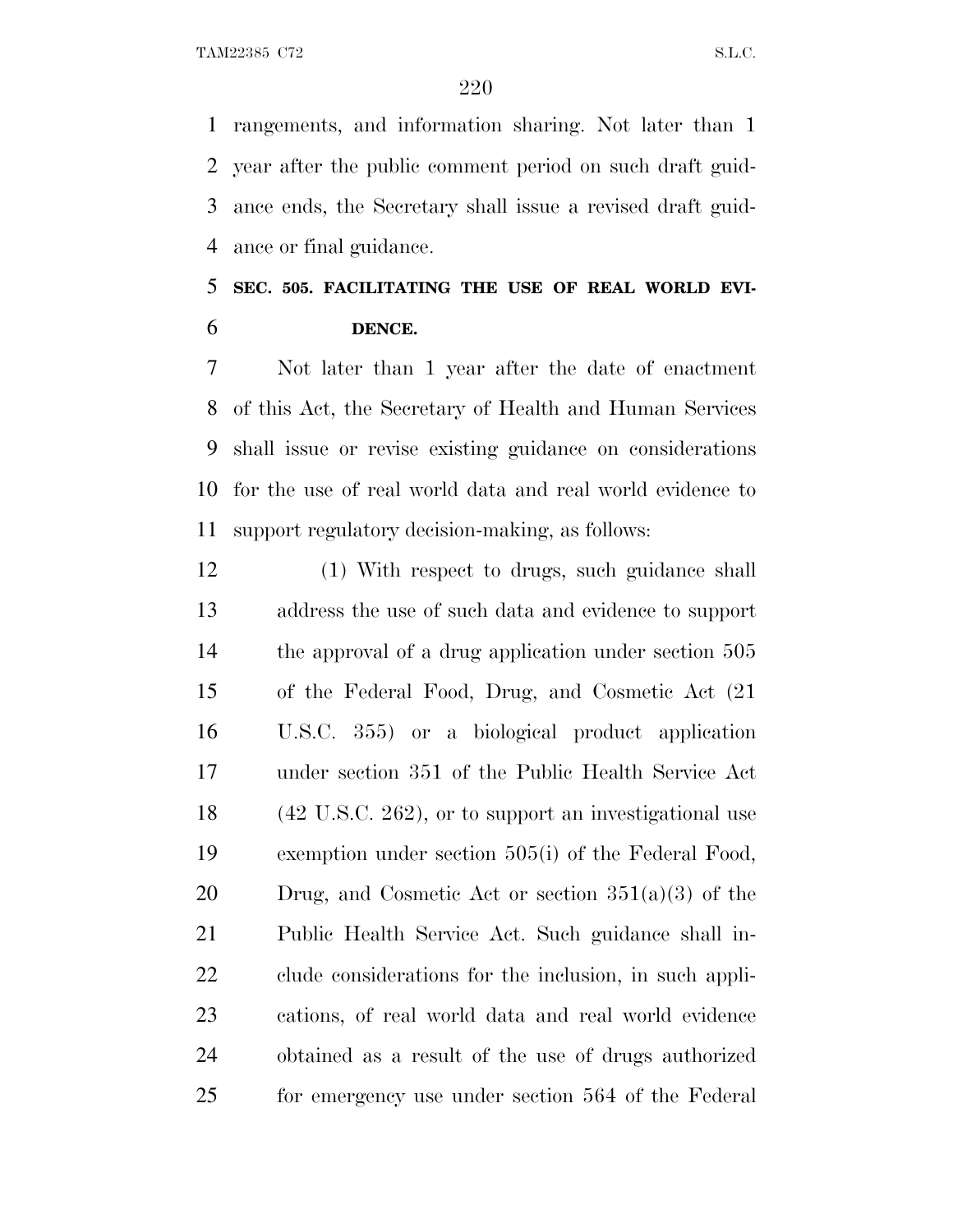rangements, and information sharing. Not later than 1 year after the public comment period on such draft guidance ends, the Secretary shall issue a revised draft guidance or final guidance.

### SEC. 505. FACILITATING THE USE OF REAL WORLD EVIDENCE.

Not later than 1 year after the date of enactment of this Act, the Secretary of Health and Human Services shall issue or revise existing guidance on considerations for the use of real world data and real world evidence to support regulatory decision-making, as follows:

(1) With respect to drugs, such guidance shall address the use of such data and evidence to support the approval of a drug application under section 505 of the Federal Food, Drug, and Cosmetic Act (21 U.S.C. 355) or a biological product application under section 351 of the Public Health Service Act (42 U.S.C. 262), or to support an investigational use exemption under section 505(i) of the Federal Food, Drug, and Cosmetic Act or section 351(a)(3) of the Public Health Service Act. Such guidance shall include considerations for the inclusion, in such applications, of real world data and real world evidence obtained as a result of the use of drugs authorized for emergency use under section 564 of the Federal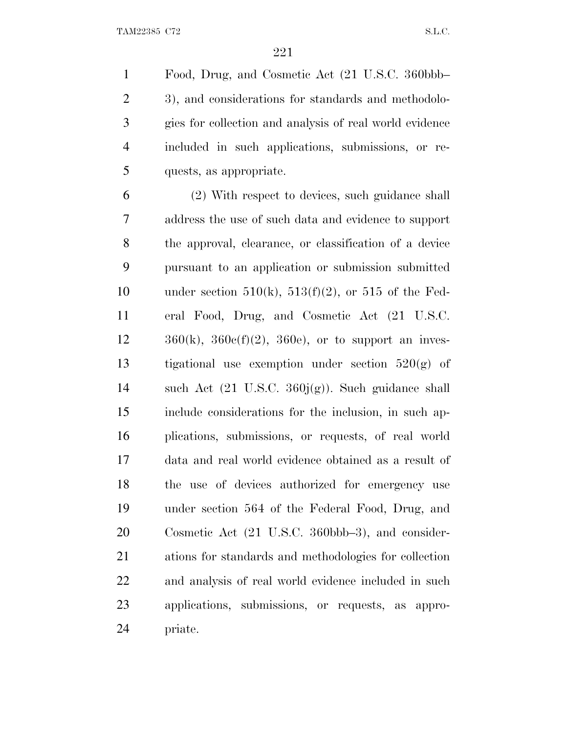Food, Drug, and Cosmetic Act (21 U.S.C. 360bbb–3), and considerations for standards and methodologies for collection and analysis of real world evidence included in such applications, submissions, or requests, as appropriate.

(2) With respect to devices, such guidance shall address the use of such data and evidence to support the approval, clearance, or classification of a device pursuant to an application or submission submitted under section 510(k), 513(f)(2), or 515 of the Federal Food, Drug, and Cosmetic Act (21 U.S.C. 360(k), 360c(f)(2), 360e), or to support an investigational use exemption under section 520(g) of such Act (21 U.S.C. 360j(g)). Such guidance shall include considerations for the inclusion, in such applications, submissions, or requests, of real world data and real world evidence obtained as a result of the use of devices authorized for emergency use under section 564 of the Federal Food, Drug, and Cosmetic Act (21 U.S.C. 360bbb–3), and considerations for standards and methodologies for collection and analysis of real world evidence included in such applications, submissions, or requests, as appropriate.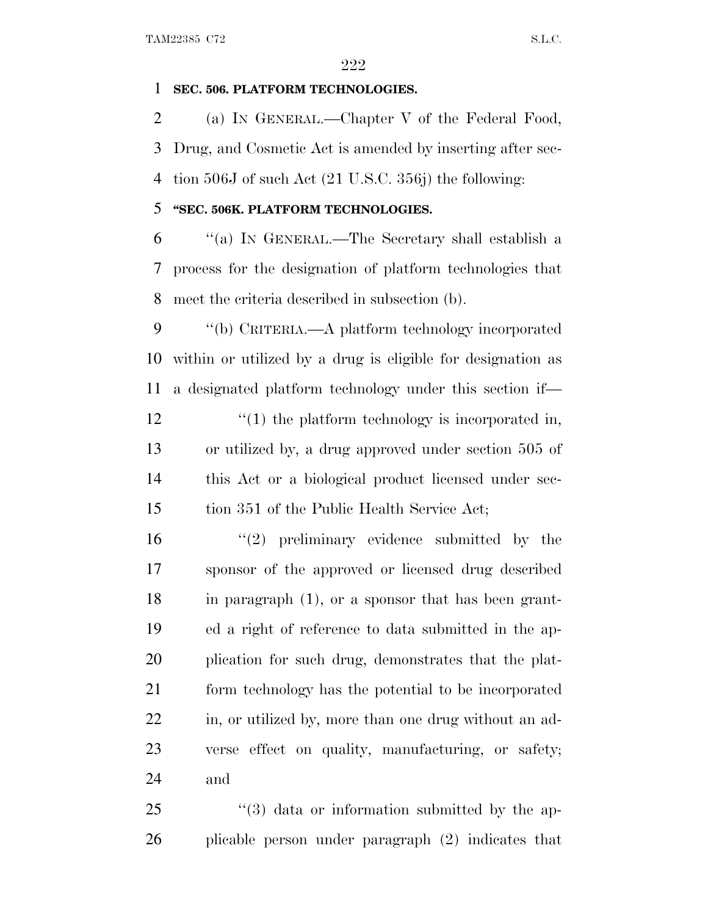**SEC. 506. PLATFORM TECHNOLOGIES.**

(a) IN GENERAL.—Chapter V of the Federal Food, Drug, and Cosmetic Act is amended by inserting after section 506J of such Act (21 U.S.C. 356j) the following:

**"SEC. 506K. PLATFORM TECHNOLOGIES.**

"(a) IN GENERAL.—The Secretary shall establish a process for the designation of platform technologies that meet the criteria described in subsection (b).

"(b) CRITERIA.—A platform technology incorporated within or utilized by a drug is eligible for designation as a designated platform technology under this section if—

"(1) the platform technology is incorporated in, or utilized by, a drug approved under section 505 of this Act or a biological product licensed under section 351 of the Public Health Service Act;

"(2) preliminary evidence submitted by the sponsor of the approved or licensed drug described in paragraph (1), or a sponsor that has been granted a right of reference to data submitted in the application for such drug, demonstrates that the platform technology has the potential to be incorporated in, or utilized by, more than one drug without an adverse effect on quality, manufacturing, or safety; and

"(3) data or information submitted by the applicable person under paragraph (2) indicates that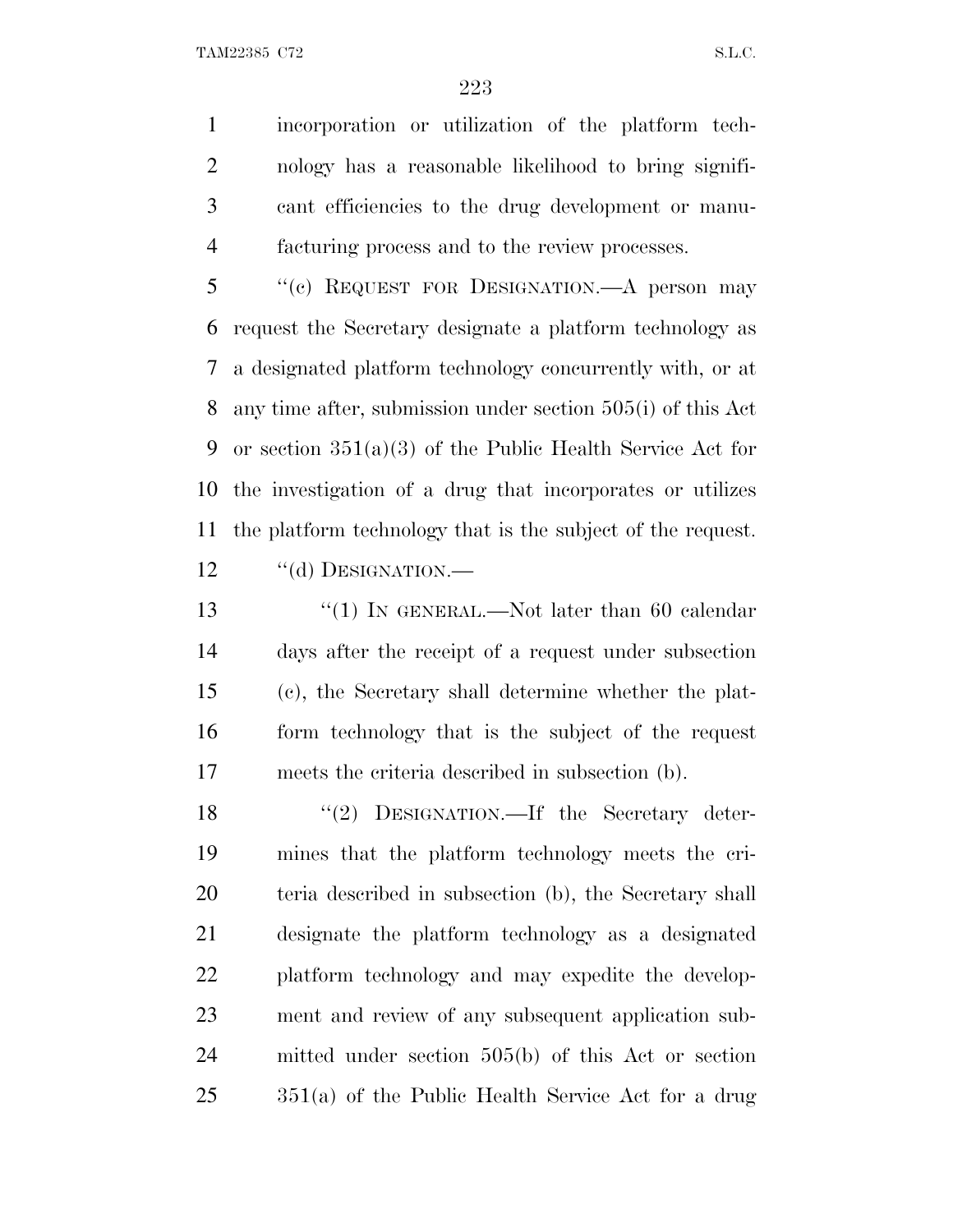incorporation or utilization of the platform technology has a reasonable likelihood to bring significant efficiencies to the drug development or manufacturing process and to the review processes.

"(c) REQUEST FOR DESIGNATION.—A person may request the Secretary designate a platform technology as a designated platform technology concurrently with, or at any time after, submission under section 505(i) of this Act or section 351(a)(3) of the Public Health Service Act for the investigation of a drug that incorporates or utilizes the platform technology that is the subject of the request.

"(d) DESIGNATION.—

"(1) IN GENERAL.—Not later than 60 calendar days after the receipt of a request under subsection (c), the Secretary shall determine whether the platform technology that is the subject of the request meets the criteria described in subsection (b).

"(2) DESIGNATION.—If the Secretary determines that the platform technology meets the criteria described in subsection (b), the Secretary shall designate the platform technology as a designated platform technology and may expedite the development and review of any subsequent application submitted under section 505(b) of this Act or section 351(a) of the Public Health Service Act for a drug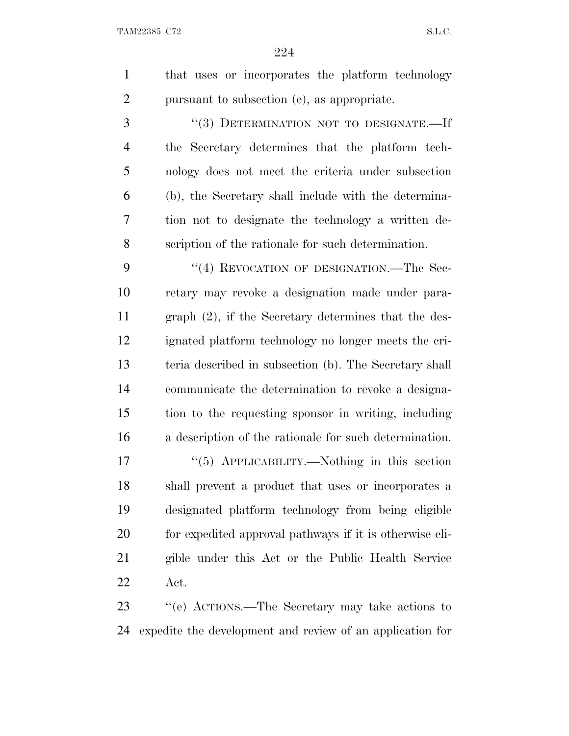that uses or incorporates the platform technology pursuant to subsection (e), as appropriate.

"(3) DETERMINATION NOT TO DESIGNATE.—If the Secretary determines that the platform technology does not meet the criteria under subsection (b), the Secretary shall include with the determination not to designate the technology a written description of the rationale for such determination.

"(4) REVOCATION OF DESIGNATION.—The Secretary may revoke a designation made under paragraph (2), if the Secretary determines that the designated platform technology no longer meets the criteria described in subsection (b). The Secretary shall communicate the determination to revoke a designation to the requesting sponsor in writing, including a description of the rationale for such determination.

"(5) APPLICABILITY.—Nothing in this section shall prevent a product that uses or incorporates a designated platform technology from being eligible for expedited approval pathways if it is otherwise eligible under this Act or the Public Health Service Act.

"(e) ACTIONS.—The Secretary may take actions to expedite the development and review of an application for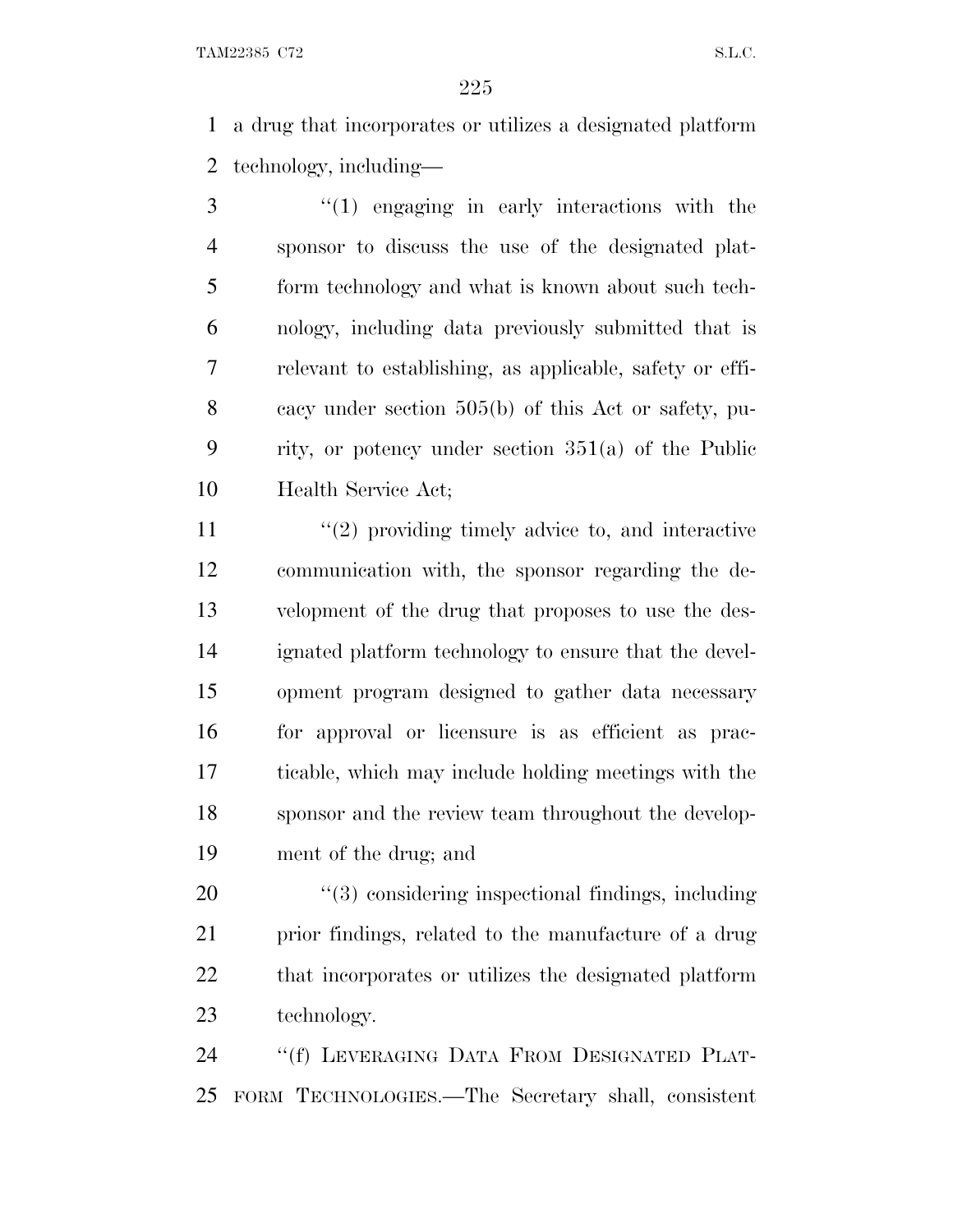a drug that incorporates or utilizes a designated platform technology, including—

"(1) engaging in early interactions with the sponsor to discuss the use of the designated platform technology and what is known about such technology, including data previously submitted that is relevant to establishing, as applicable, safety or efficacy under section 505(b) of this Act or safety, purity, or potency under section 351(a) of the Public Health Service Act;

"(2) providing timely advice to, and interactive communication with, the sponsor regarding the development of the drug that proposes to use the designated platform technology to ensure that the development program designed to gather data necessary for approval or licensure is as efficient as practicable, which may include holding meetings with the sponsor and the review team throughout the development of the drug; and

"(3) considering inspectional findings, including prior findings, related to the manufacture of a drug that incorporates or utilizes the designated platform technology.

"(f) LEVERAGING DATA FROM DESIGNATED PLATFORM TECHNOLOGIES.—The Secretary shall, consistent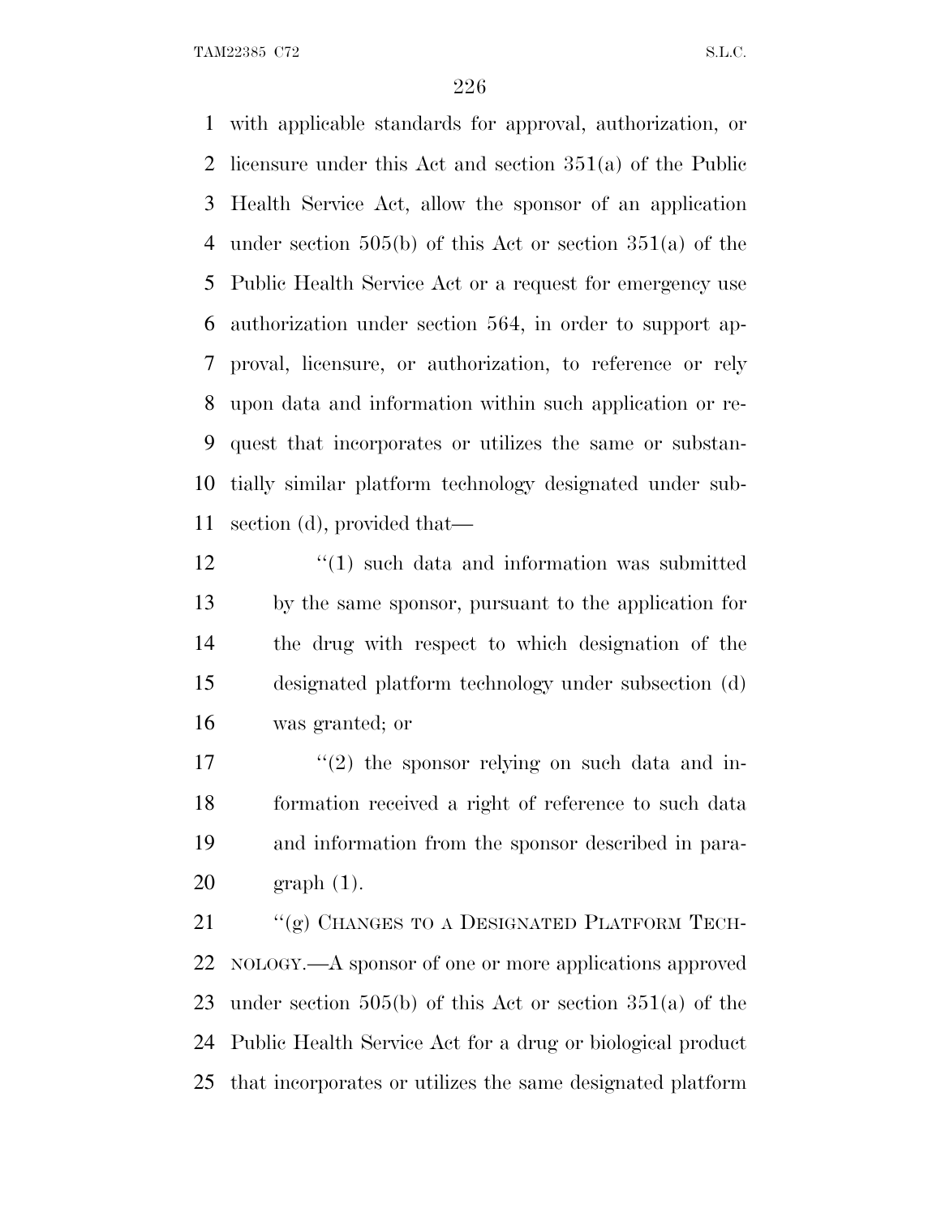with applicable standards for approval, authorization, or licensure under this Act and section 351(a) of the Public Health Service Act, allow the sponsor of an application under section 505(b) of this Act or section 351(a) of the Public Health Service Act or a request for emergency use authorization under section 564, in order to support approval, licensure, or authorization, to reference or rely upon data and information within such application or request that incorporates or utilizes the same or substantially similar platform technology designated under subsection (d), provided that—

"(1) such data and information was submitted by the same sponsor, pursuant to the application for the drug with respect to which designation of the designated platform technology under subsection (d) was granted; or

"(2) the sponsor relying on such data and information received a right of reference to such data and information from the sponsor described in paragraph (1).

"(g) CHANGES TO A DESIGNATED PLATFORM TECHNOLOGY.—A sponsor of one or more applications approved under section 505(b) of this Act or section 351(a) of the Public Health Service Act for a drug or biological product that incorporates or utilizes the same designated platform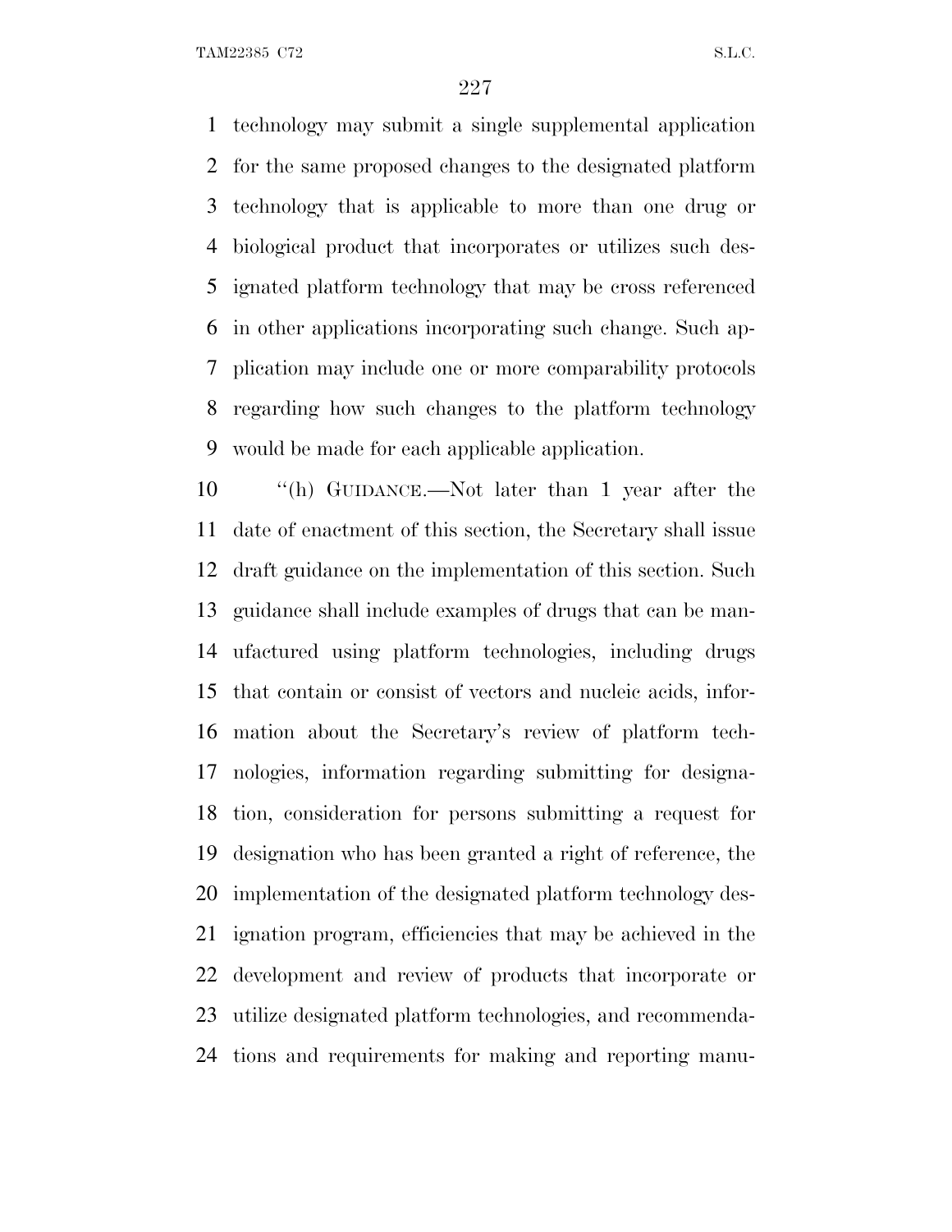technology may submit a single supplemental application for the same proposed changes to the designated platform technology that is applicable to more than one drug or biological product that incorporates or utilizes such designated platform technology that may be cross referenced in other applications incorporating such change. Such application may include one or more comparability protocols regarding how such changes to the platform technology would be made for each applicable application.

"(h) GUIDANCE.—Not later than 1 year after the date of enactment of this section, the Secretary shall issue draft guidance on the implementation of this section. Such guidance shall include examples of drugs that can be manufactured using platform technologies, including drugs that contain or consist of vectors and nucleic acids, information about the Secretary's review of platform technologies, information regarding submitting for designation, consideration for persons submitting a request for designation who has been granted a right of reference, the implementation of the designated platform technology designation program, efficiencies that may be achieved in the development and review of products that incorporate or utilize designated platform technologies, and recommendations and requirements for making and reporting manu-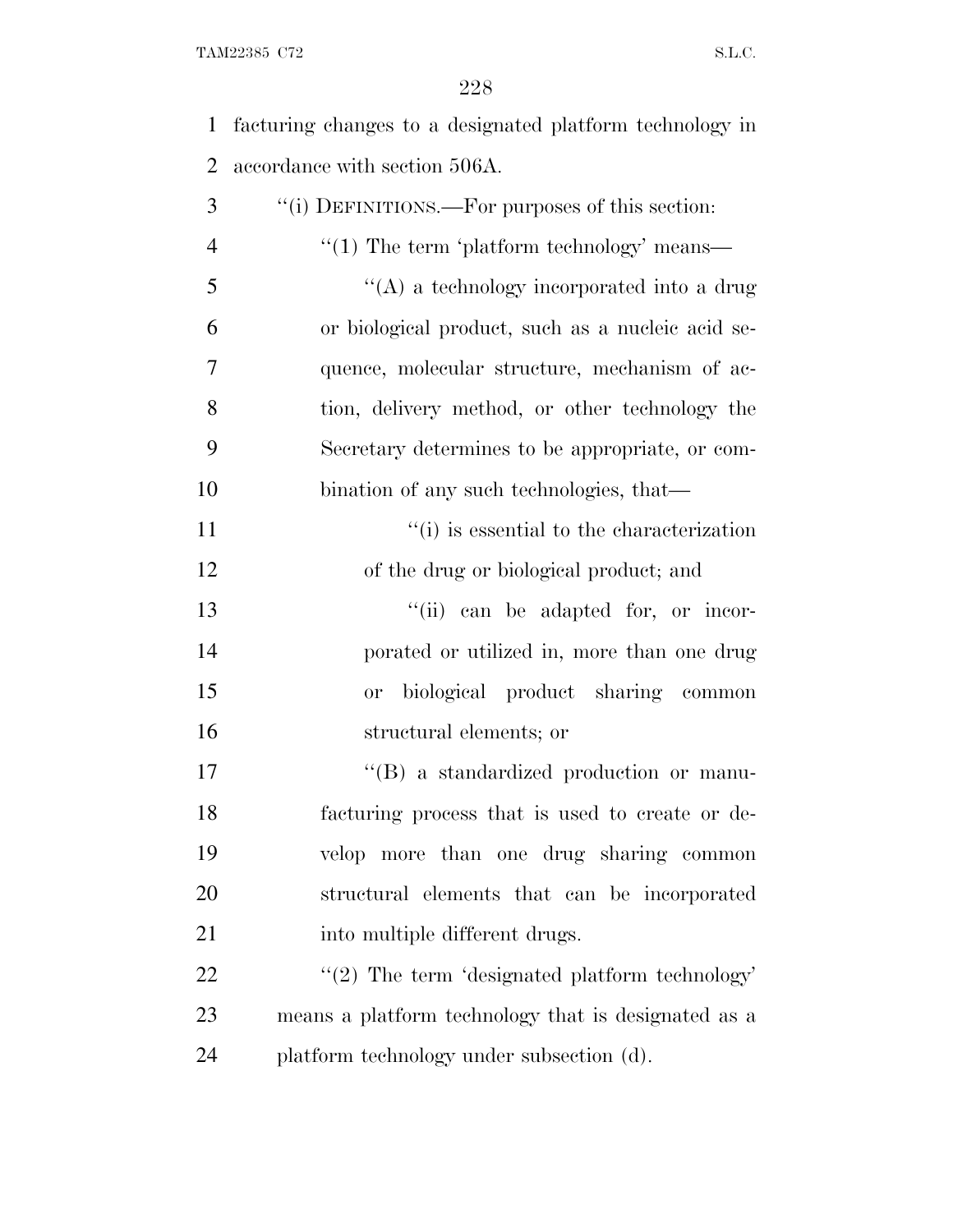facturing changes to a designated platform technology in accordance with section 506A.

''(i) DEFINITIONS.—For purposes of this section:

''(1) The term 'platform technology' means—

''(A) a technology incorporated into a drug or biological product, such as a nucleic acid sequence, molecular structure, mechanism of action, delivery method, or other technology the Secretary determines to be appropriate, or combination of any such technologies, that—

''(i) is essential to the characterization of the drug or biological product; and

''(ii) can be adapted for, or incorporated or utilized in, more than one drug or biological product sharing common structural elements; or

''(B) a standardized production or manufacturing process that is used to create or develop more than one drug sharing common structural elements that can be incorporated into multiple different drugs.

''(2) The term 'designated platform technology' means a platform technology that is designated as a platform technology under subsection (d).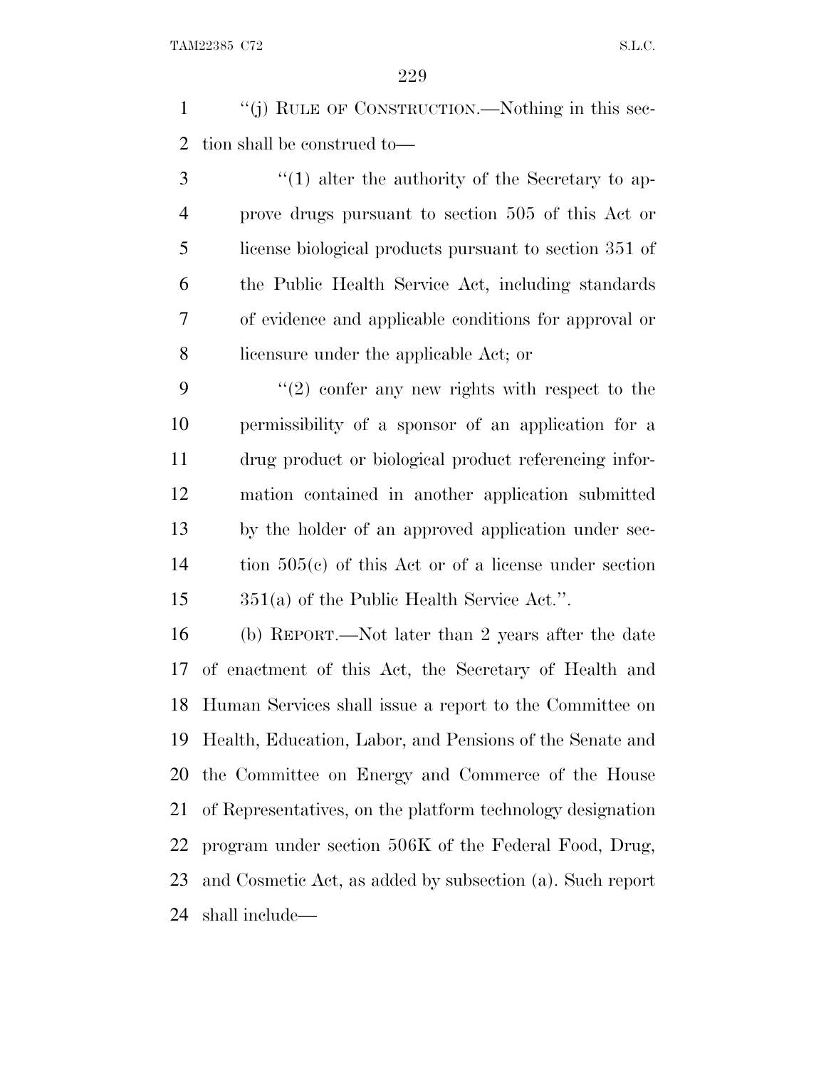"(j) RULE OF CONSTRUCTION.—Nothing in this section shall be construed to—

"(1) alter the authority of the Secretary to approve drugs pursuant to section 505 of this Act or license biological products pursuant to section 351 of the Public Health Service Act, including standards of evidence and applicable conditions for approval or licensure under the applicable Act; or

"(2) confer any new rights with respect to the permissibility of a sponsor of an application for a drug product or biological product referencing information contained in another application submitted by the holder of an approved application under section 505(c) of this Act or of a license under section 351(a) of the Public Health Service Act.".

(b) REPORT.—Not later than 2 years after the date of enactment of this Act, the Secretary of Health and Human Services shall issue a report to the Committee on Health, Education, Labor, and Pensions of the Senate and the Committee on Energy and Commerce of the House of Representatives, on the platform technology designation program under section 506K of the Federal Food, Drug, and Cosmetic Act, as added by subsection (a). Such report shall include—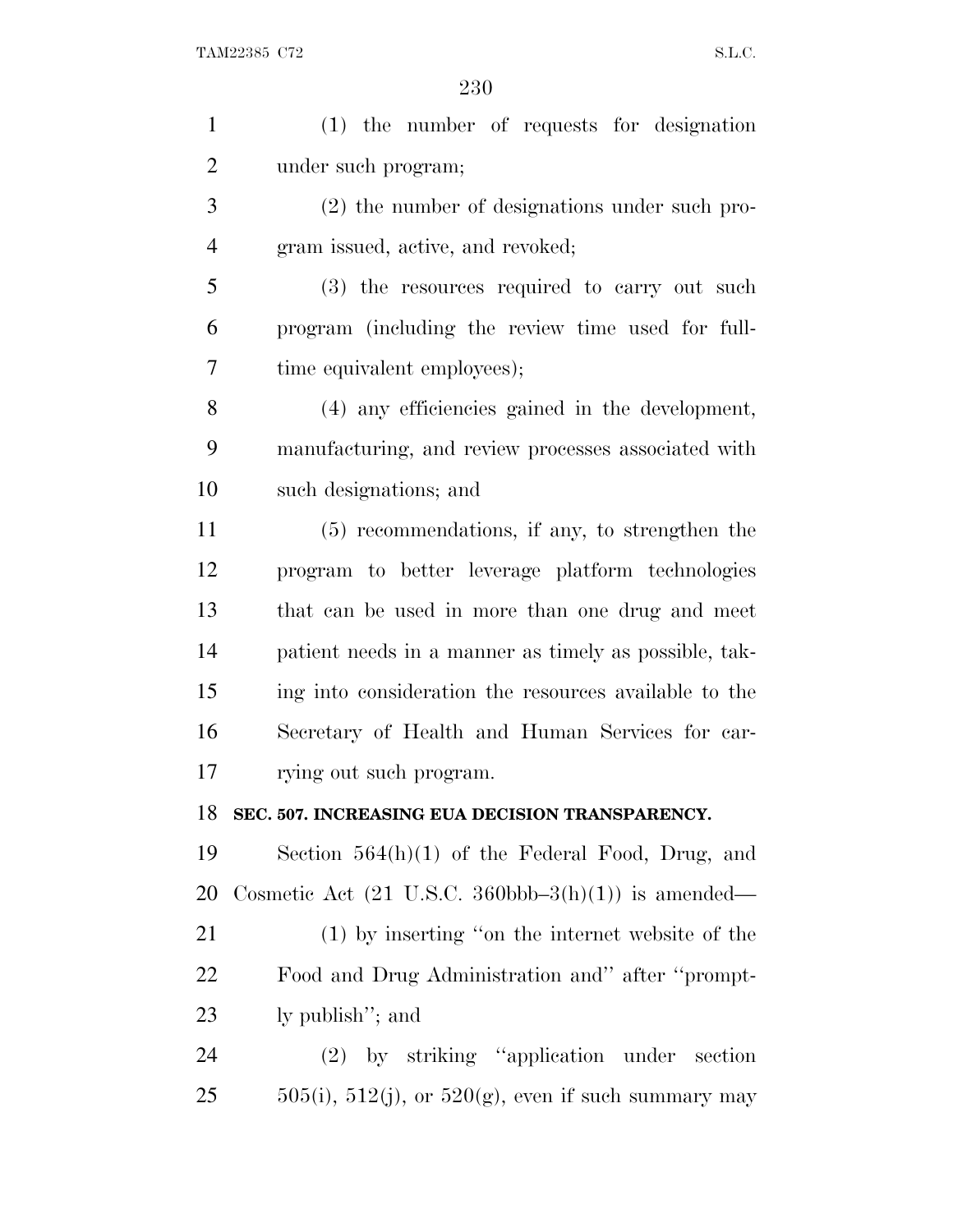(1) the number of requests for designation under such program;

(2) the number of designations under such program issued, active, and revoked;

(3) the resources required to carry out such program (including the review time used for full-time equivalent employees);

(4) any efficiencies gained in the development, manufacturing, and review processes associated with such designations; and

(5) recommendations, if any, to strengthen the program to better leverage platform technologies that can be used in more than one drug and meet patient needs in a manner as timely as possible, taking into consideration the resources available to the Secretary of Health and Human Services for carrying out such program.

**SEC. 507. INCREASING EUA DECISION TRANSPARENCY.**

Section 564(h)(1) of the Federal Food, Drug, and Cosmetic Act (21 U.S.C. 360bbb–3(h)(1)) is amended—

(1) by inserting ''on the internet website of the Food and Drug Administration and'' after ''promptly publish''; and

(2) by striking ''application under section 505(i), 512(j), or 520(g), even if such summary may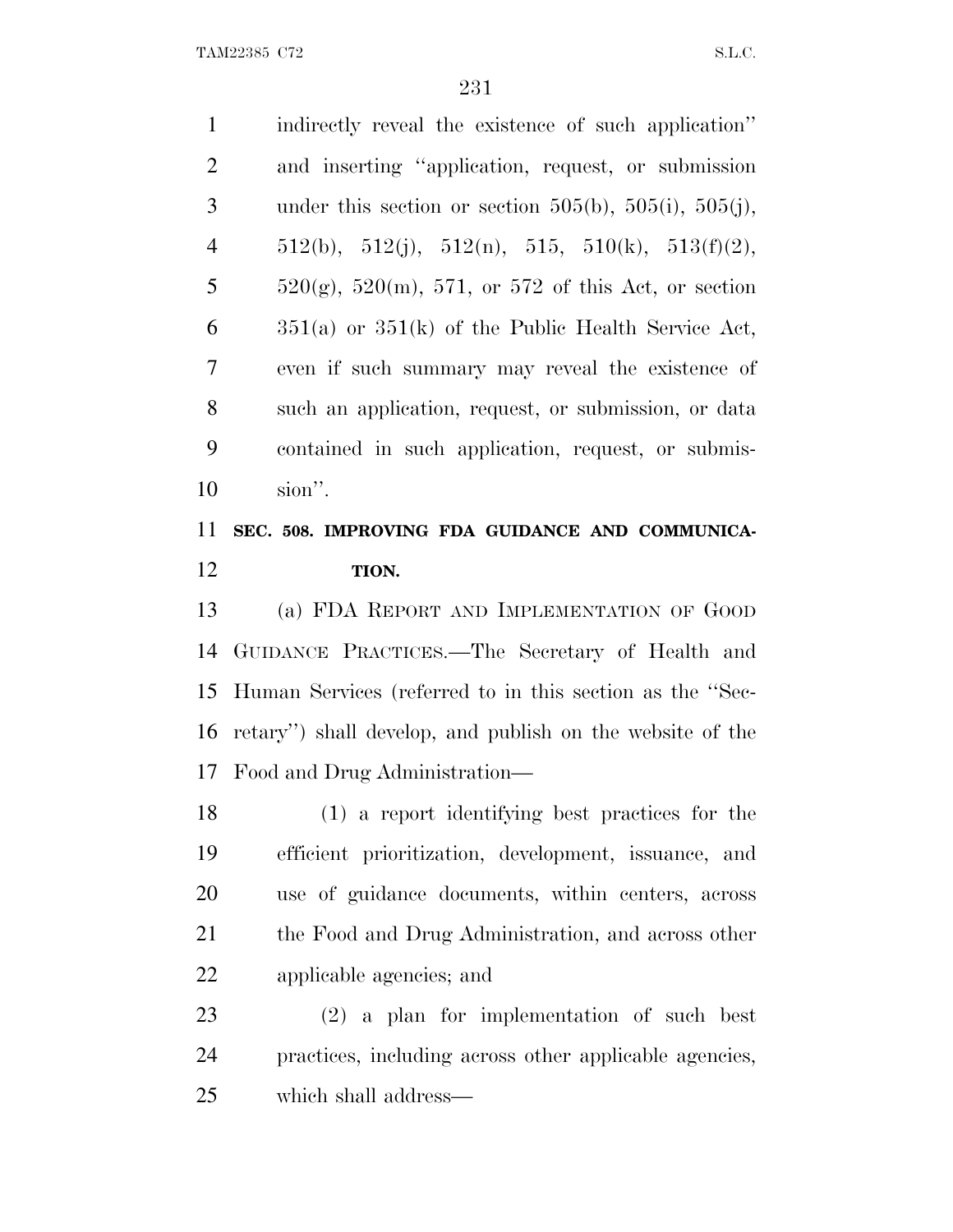indirectly reveal the existence of such application'' and inserting ''application, request, or submission under this section or section 505(b), 505(i), 505(j), 512(b), 512(j), 512(n), 515, 510(k), 513(f)(2), 520(g), 520(m), 571, or 572 of this Act, or section 351(a) or 351(k) of the Public Health Service Act, even if such summary may reveal the existence of such an application, request, or submission, or data contained in such application, request, or submission''.

**SEC. 508. IMPROVING FDA GUIDANCE AND COMMUNICATION.**

(a) FDA REPORT AND IMPLEMENTATION OF GOOD GUIDANCE PRACTICES.—The Secretary of Health and Human Services (referred to in this section as the ''Secretary'') shall develop, and publish on the website of the Food and Drug Administration—

(1) a report identifying best practices for the efficient prioritization, development, issuance, and use of guidance documents, within centers, across the Food and Drug Administration, and across other applicable agencies; and

(2) a plan for implementation of such best practices, including across other applicable agencies, which shall address—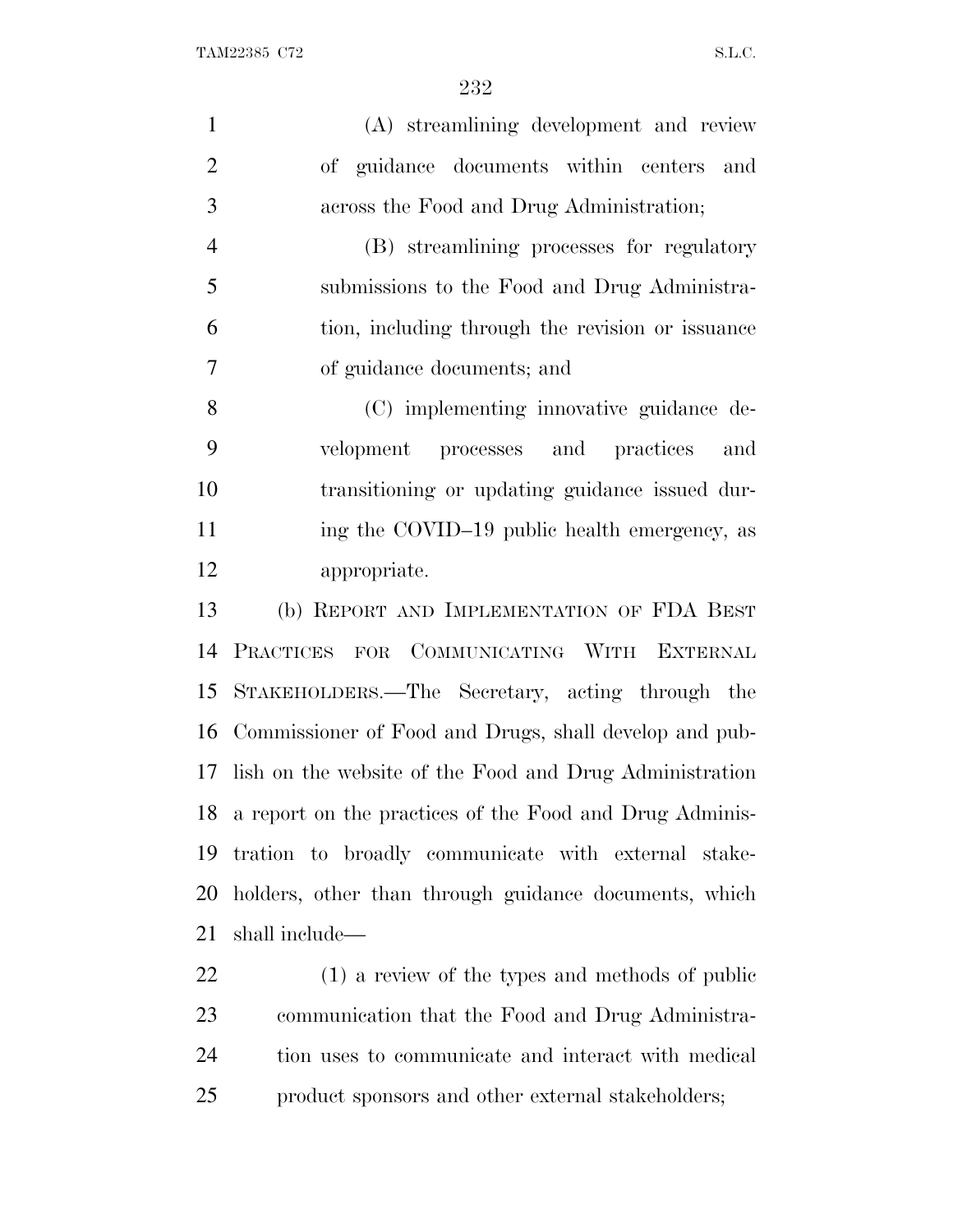(A) streamlining development and review of guidance documents within centers and across the Food and Drug Administration;

(B) streamlining processes for regulatory submissions to the Food and Drug Administration, including through the revision or issuance of guidance documents; and

(C) implementing innovative guidance development processes and practices and transitioning or updating guidance issued during the COVID–19 public health emergency, as appropriate.

(b) REPORT AND IMPLEMENTATION OF FDA BEST PRACTICES FOR COMMUNICATING WITH EXTERNAL STAKEHOLDERS.—The Secretary, acting through the Commissioner of Food and Drugs, shall develop and publish on the website of the Food and Drug Administration a report on the practices of the Food and Drug Administration to broadly communicate with external stakeholders, other than through guidance documents, which shall include—

(1) a review of the types and methods of public communication that the Food and Drug Administration uses to communicate and interact with medical product sponsors and other external stakeholders;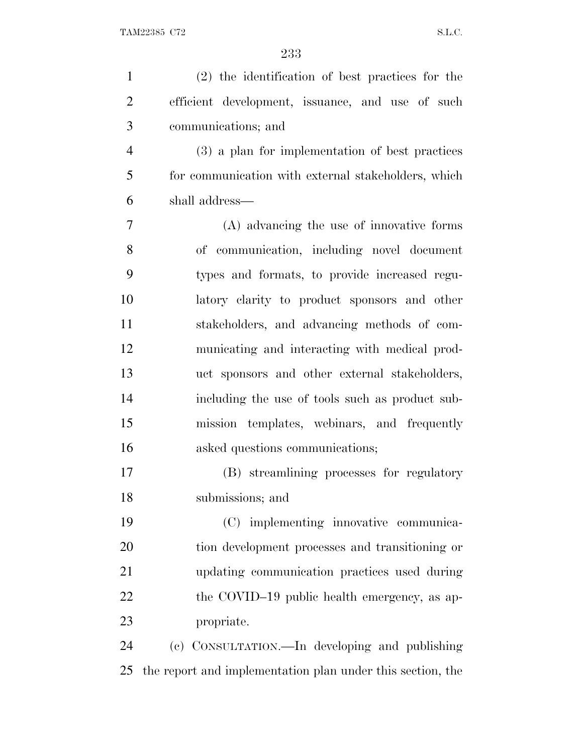(2) the identification of best practices for the efficient development, issuance, and use of such communications; and

(3) a plan for implementation of best practices for communication with external stakeholders, which shall address—

(A) advancing the use of innovative forms of communication, including novel document types and formats, to provide increased regulatory clarity to product sponsors and other stakeholders, and advancing methods of communicating and interacting with medical product sponsors and other external stakeholders, including the use of tools such as product submission templates, webinars, and frequently asked questions communications;

(B) streamlining processes for regulatory submissions; and

(C) implementing innovative communication development processes and transitioning or updating communication practices used during the COVID–19 public health emergency, as appropriate.

(c) CONSULTATION.—In developing and publishing the report and implementation plan under this section, the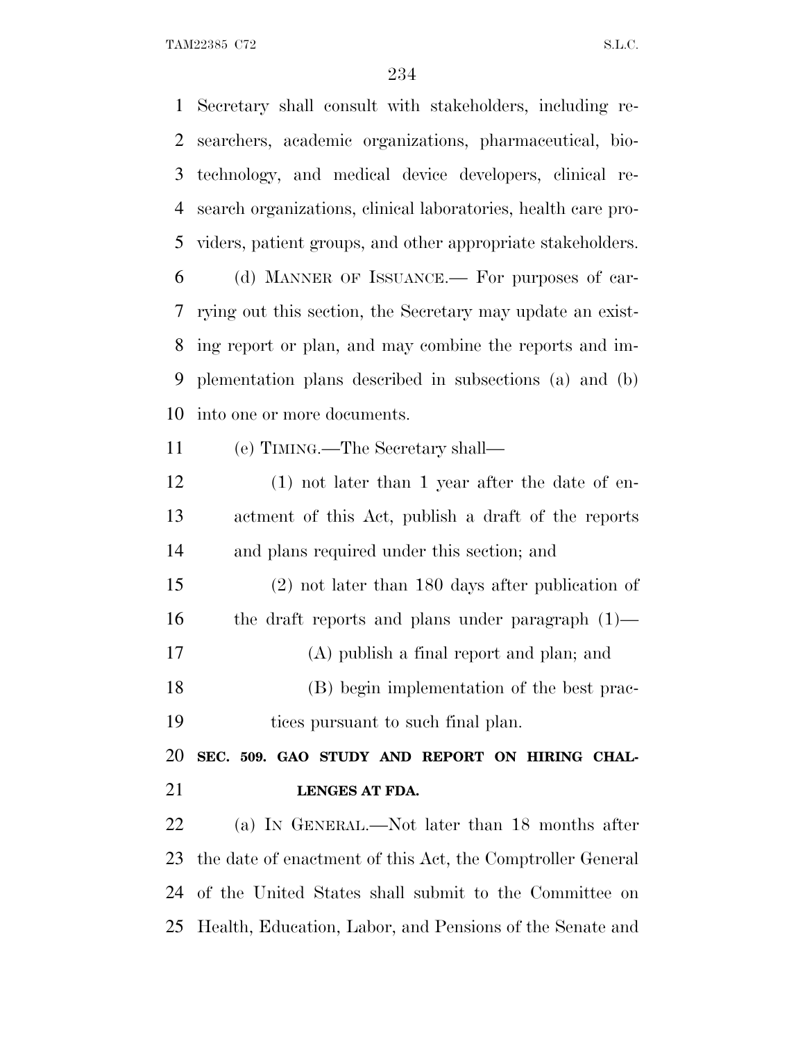Secretary shall consult with stakeholders, including researchers, academic organizations, pharmaceutical, biotechnology, and medical device developers, clinical research organizations, clinical laboratories, health care providers, patient groups, and other appropriate stakeholders.

(d) MANNER OF ISSUANCE.— For purposes of carrying out this section, the Secretary may update an existing report or plan, and may combine the reports and implementation plans described in subsections (a) and (b) into one or more documents.

(e) TIMING.—The Secretary shall—

(1) not later than 1 year after the date of enactment of this Act, publish a draft of the reports and plans required under this section; and

(2) not later than 180 days after publication of the draft reports and plans under paragraph (1)—

(A) publish a final report and plan; and

(B) begin implementation of the best practices pursuant to such final plan.

**SEC. 509. GAO STUDY AND REPORT ON HIRING CHALLENGES AT FDA.**

(a) IN GENERAL.—Not later than 18 months after the date of enactment of this Act, the Comptroller General of the United States shall submit to the Committee on Health, Education, Labor, and Pensions of the Senate and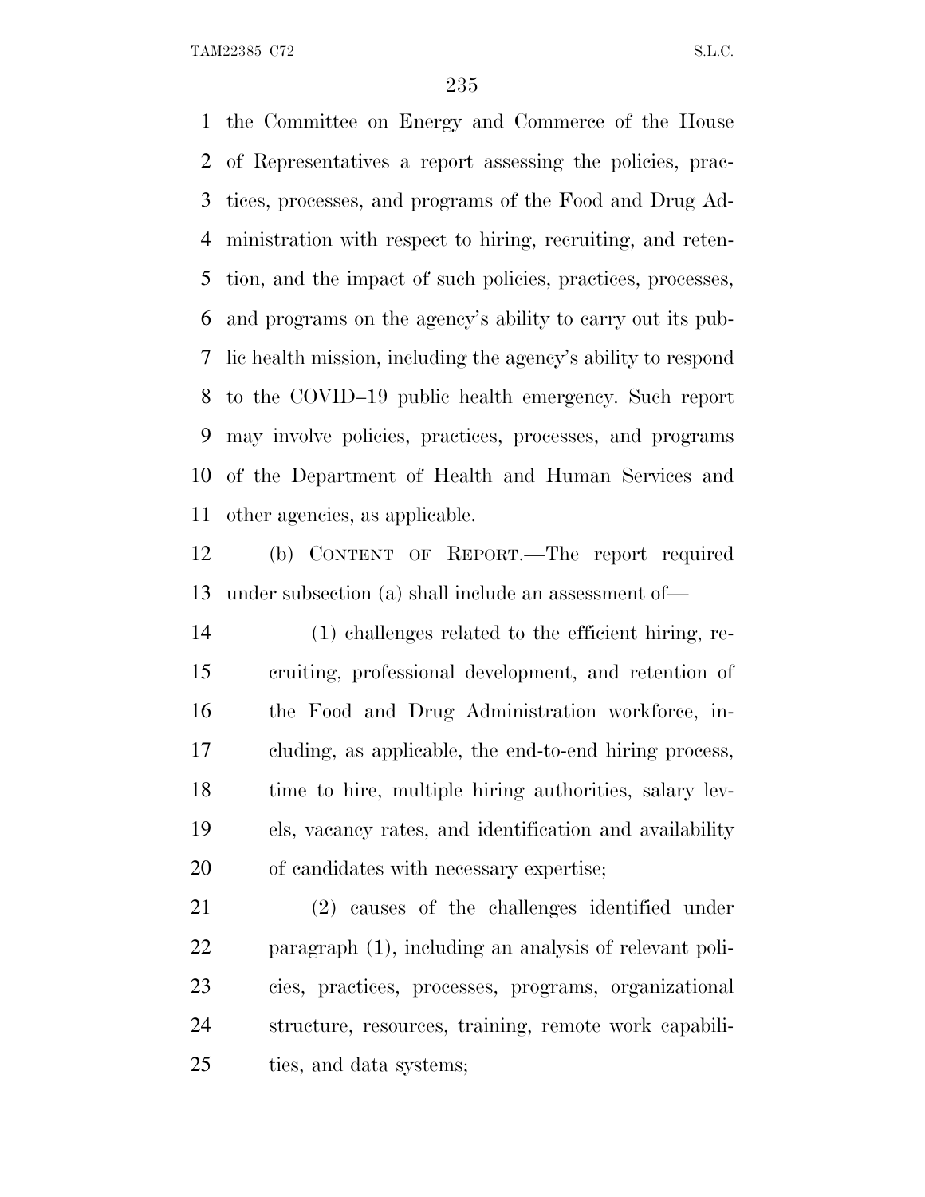the Committee on Energy and Commerce of the House of Representatives a report assessing the policies, practices, processes, and programs of the Food and Drug Administration with respect to hiring, recruiting, and retention, and the impact of such policies, practices, processes, and programs on the agency's ability to carry out its public health mission, including the agency's ability to respond to the COVID–19 public health emergency. Such report may involve policies, practices, processes, and programs of the Department of Health and Human Services and other agencies, as applicable.

(b) CONTENT OF REPORT.—The report required under subsection (a) shall include an assessment of—

(1) challenges related to the efficient hiring, recruiting, professional development, and retention of the Food and Drug Administration workforce, including, as applicable, the end-to-end hiring process, time to hire, multiple hiring authorities, salary levels, vacancy rates, and identification and availability of candidates with necessary expertise;

(2) causes of the challenges identified under paragraph (1), including an analysis of relevant policies, practices, processes, programs, organizational structure, resources, training, remote work capabilities, and data systems;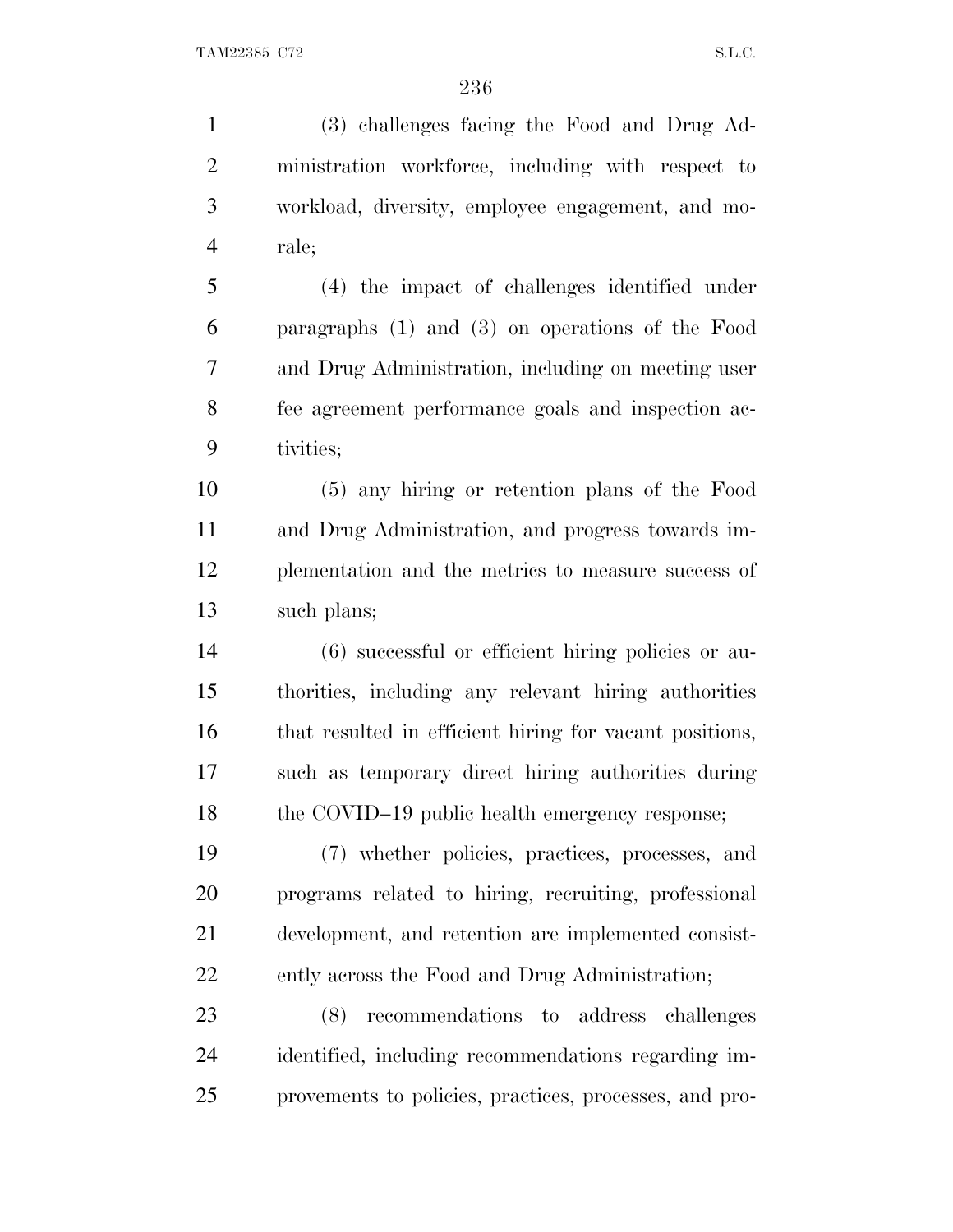(3) challenges facing the Food and Drug Administration workforce, including with respect to workload, diversity, employee engagement, and morale;

(4) the impact of challenges identified under paragraphs (1) and (3) on operations of the Food and Drug Administration, including on meeting user fee agreement performance goals and inspection activities;

(5) any hiring or retention plans of the Food and Drug Administration, and progress towards implementation and the metrics to measure success of such plans;

(6) successful or efficient hiring policies or authorities, including any relevant hiring authorities that resulted in efficient hiring for vacant positions, such as temporary direct hiring authorities during the COVID–19 public health emergency response;

(7) whether policies, practices, processes, and programs related to hiring, recruiting, professional development, and retention are implemented consistently across the Food and Drug Administration;

(8) recommendations to address challenges identified, including recommendations regarding improvements to policies, practices, processes, and pro-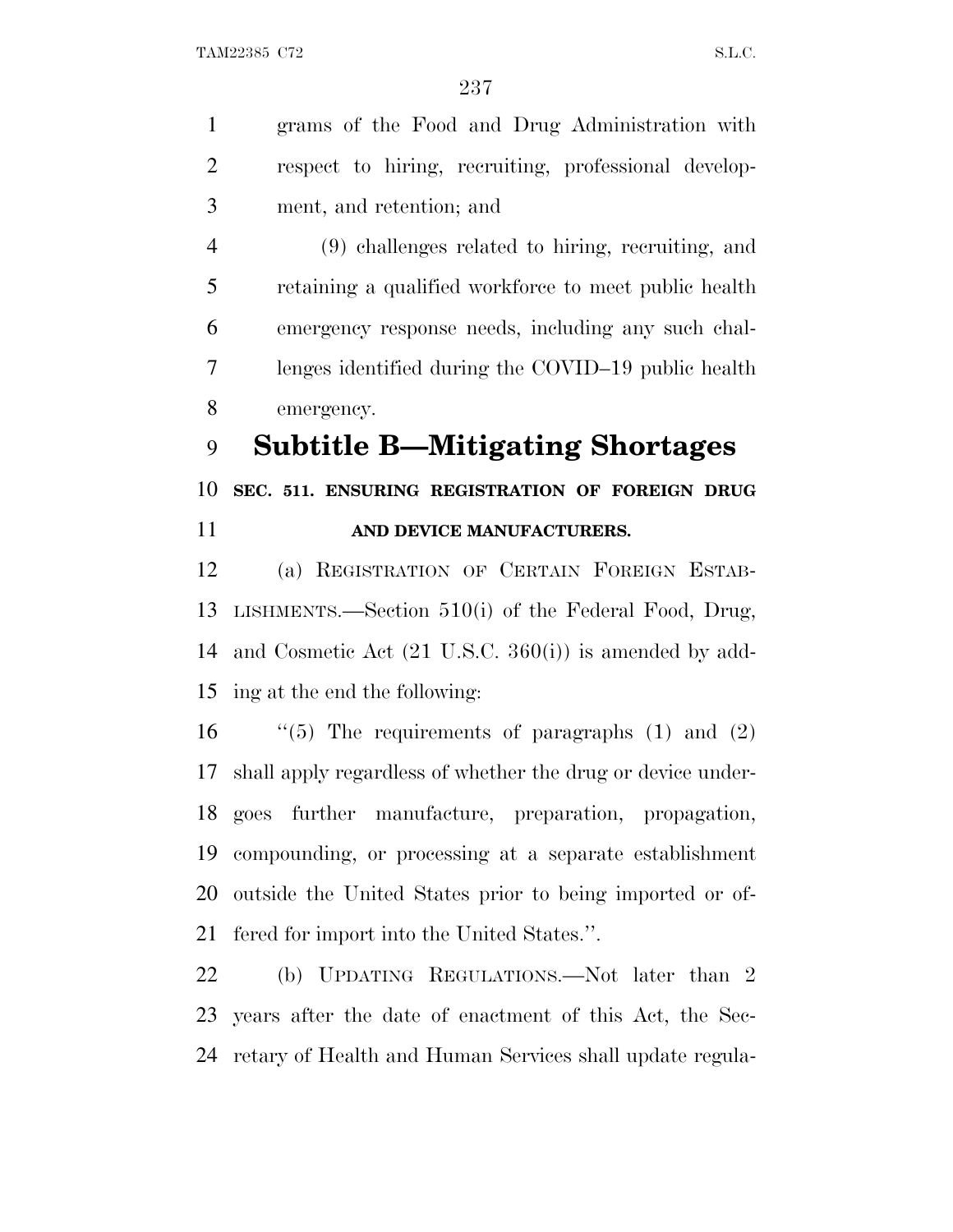grams of the Food and Drug Administration with respect to hiring, recruiting, professional development, and retention; and

(9) challenges related to hiring, recruiting, and retaining a qualified workforce to meet public health emergency response needs, including any such challenges identified during the COVID–19 public health emergency.

# Subtitle B—Mitigating Shortages

## SEC. 511. ENSURING REGISTRATION OF FOREIGN DRUG AND DEVICE MANUFACTURERS.

(a) REGISTRATION OF CERTAIN FOREIGN ESTABLISHMENTS.—Section 510(i) of the Federal Food, Drug, and Cosmetic Act (21 U.S.C. 360(i)) is amended by adding at the end the following:

"(5) The requirements of paragraphs (1) and (2) shall apply regardless of whether the drug or device undergoes further manufacture, preparation, propagation, compounding, or processing at a separate establishment outside the United States prior to being imported or offered for import into the United States.".

(b) UPDATING REGULATIONS.—Not later than 2 years after the date of enactment of this Act, the Secretary of Health and Human Services shall update regula-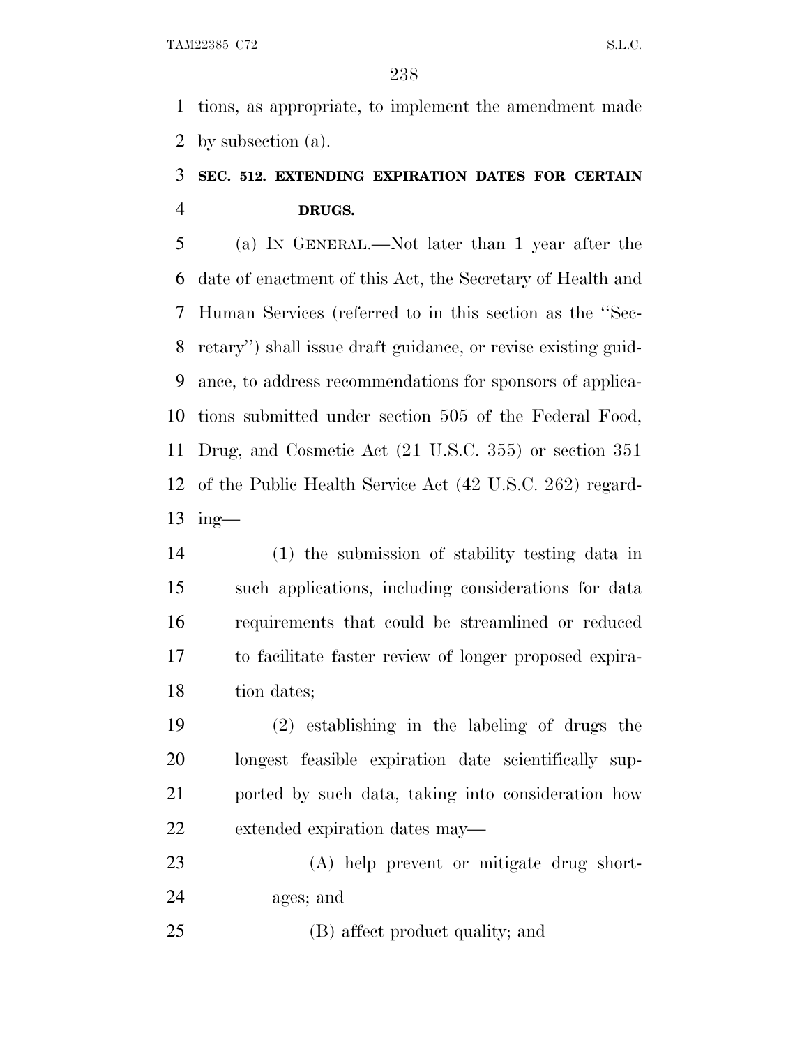tions, as appropriate, to implement the amendment made by subsection (a).

**SEC. 512. EXTENDING EXPIRATION DATES FOR CERTAIN DRUGS.**

(a) IN GENERAL.—Not later than 1 year after the date of enactment of this Act, the Secretary of Health and Human Services (referred to in this section as the ''Secretary'') shall issue draft guidance, or revise existing guidance, to address recommendations for sponsors of applications submitted under section 505 of the Federal Food, Drug, and Cosmetic Act (21 U.S.C. 355) or section 351 of the Public Health Service Act (42 U.S.C. 262) regarding—

(1) the submission of stability testing data in such applications, including considerations for data requirements that could be streamlined or reduced to facilitate faster review of longer proposed expiration dates;

(2) establishing in the labeling of drugs the longest feasible expiration date scientifically supported by such data, taking into consideration how extended expiration dates may—

(A) help prevent or mitigate drug shortages; and

(B) affect product quality; and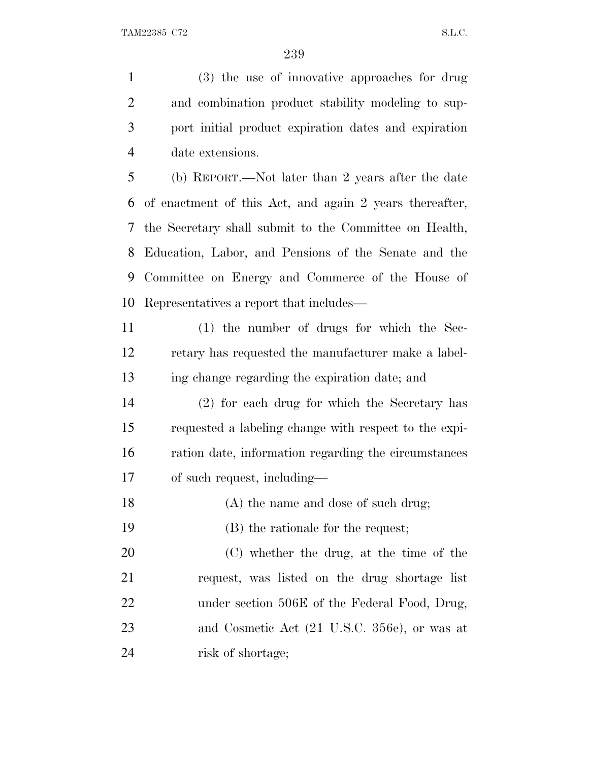(3) the use of innovative approaches for drug and combination product stability modeling to support initial product expiration dates and expiration date extensions.

(b) REPORT.—Not later than 2 years after the date of enactment of this Act, and again 2 years thereafter, the Secretary shall submit to the Committee on Health, Education, Labor, and Pensions of the Senate and the Committee on Energy and Commerce of the House of Representatives a report that includes—

(1) the number of drugs for which the Secretary has requested the manufacturer make a labeling change regarding the expiration date; and

(2) for each drug for which the Secretary has requested a labeling change with respect to the expiration date, information regarding the circumstances of such request, including—

(A) the name and dose of such drug;

(B) the rationale for the request;

(C) whether the drug, at the time of the request, was listed on the drug shortage list under section 506E of the Federal Food, Drug, and Cosmetic Act (21 U.S.C. 356e), or was at risk of shortage;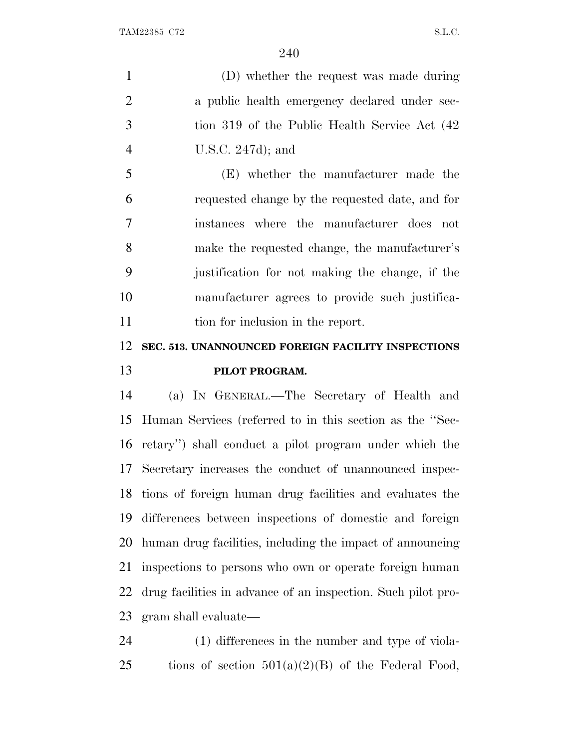(D) whether the request was made during a public health emergency declared under section 319 of the Public Health Service Act (42 U.S.C. 247d); and

(E) whether the manufacturer made the requested change by the requested date, and for instances where the manufacturer does not make the requested change, the manufacturer's justification for not making the change, if the manufacturer agrees to provide such justification for inclusion in the report.

**SEC. 513. UNANNOUNCED FOREIGN FACILITY INSPECTIONS PILOT PROGRAM.**

(a) IN GENERAL.—The Secretary of Health and Human Services (referred to in this section as the "Secretary") shall conduct a pilot program under which the Secretary increases the conduct of unannounced inspections of foreign human drug facilities and evaluates the differences between inspections of domestic and foreign human drug facilities, including the impact of announcing inspections to persons who own or operate foreign human drug facilities in advance of an inspection. Such pilot program shall evaluate—

(1) differences in the number and type of violations of section 501(a)(2)(B) of the Federal Food,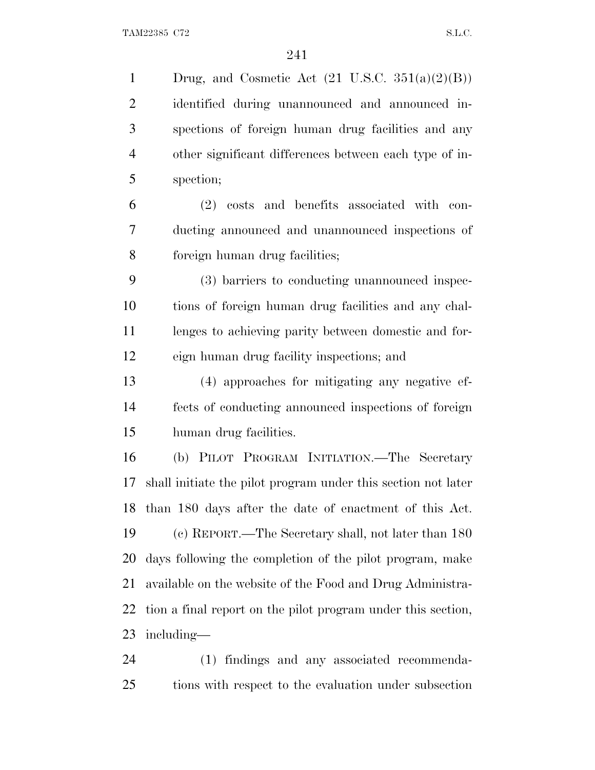Drug, and Cosmetic Act (21 U.S.C. 351(a)(2)(B)) identified during unannounced and announced inspections of foreign human drug facilities and any other significant differences between each type of inspection;

(2) costs and benefits associated with conducting announced and unannounced inspections of foreign human drug facilities;

(3) barriers to conducting unannounced inspections of foreign human drug facilities and any challenges to achieving parity between domestic and foreign human drug facility inspections; and

(4) approaches for mitigating any negative effects of conducting announced inspections of foreign human drug facilities.

(b) PILOT PROGRAM INITIATION.—The Secretary shall initiate the pilot program under this section not later than 180 days after the date of enactment of this Act.

(c) REPORT.—The Secretary shall, not later than 180 days following the completion of the pilot program, make available on the website of the Food and Drug Administration a final report on the pilot program under this section, including—

(1) findings and any associated recommendations with respect to the evaluation under subsection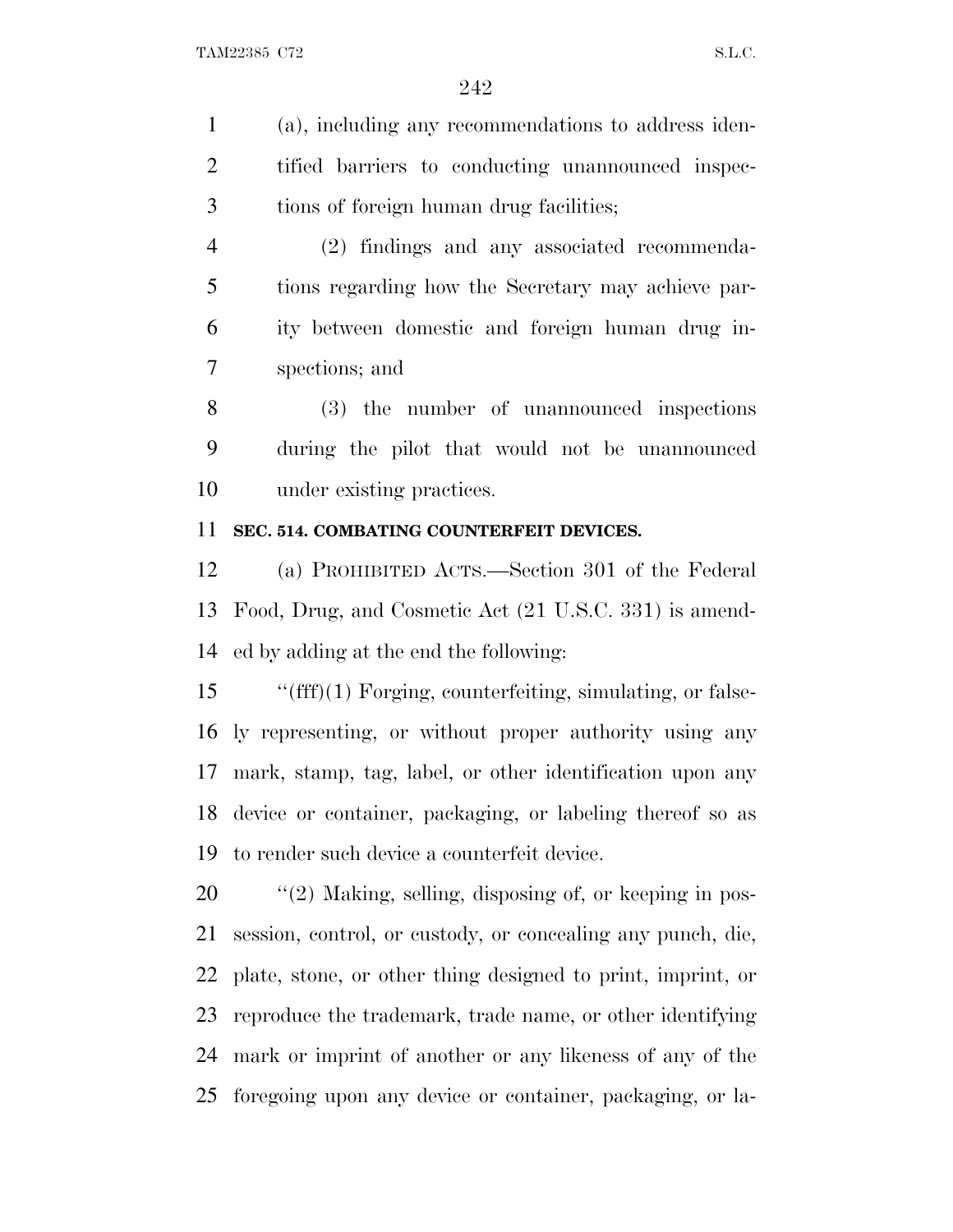(a), including any recommendations to address identified barriers to conducting unannounced inspections of foreign human drug facilities;

(2) findings and any associated recommendations regarding how the Secretary may achieve parity between domestic and foreign human drug inspections; and

(3) the number of unannounced inspections during the pilot that would not be unannounced under existing practices.

**SEC. 514. COMBATING COUNTERFEIT DEVICES.**

(a) PROHIBITED ACTS.—Section 301 of the Federal Food, Drug, and Cosmetic Act (21 U.S.C. 331) is amended by adding at the end the following:

''(fff)(1) Forging, counterfeiting, simulating, or falsely representing, or without proper authority using any mark, stamp, tag, label, or other identification upon any device or container, packaging, or labeling thereof so as to render such device a counterfeit device.

''(2) Making, selling, disposing of, or keeping in possession, control, or custody, or concealing any punch, die, plate, stone, or other thing designed to print, imprint, or reproduce the trademark, trade name, or other identifying mark or imprint of another or any likeness of any of the foregoing upon any device or container, packaging, or la-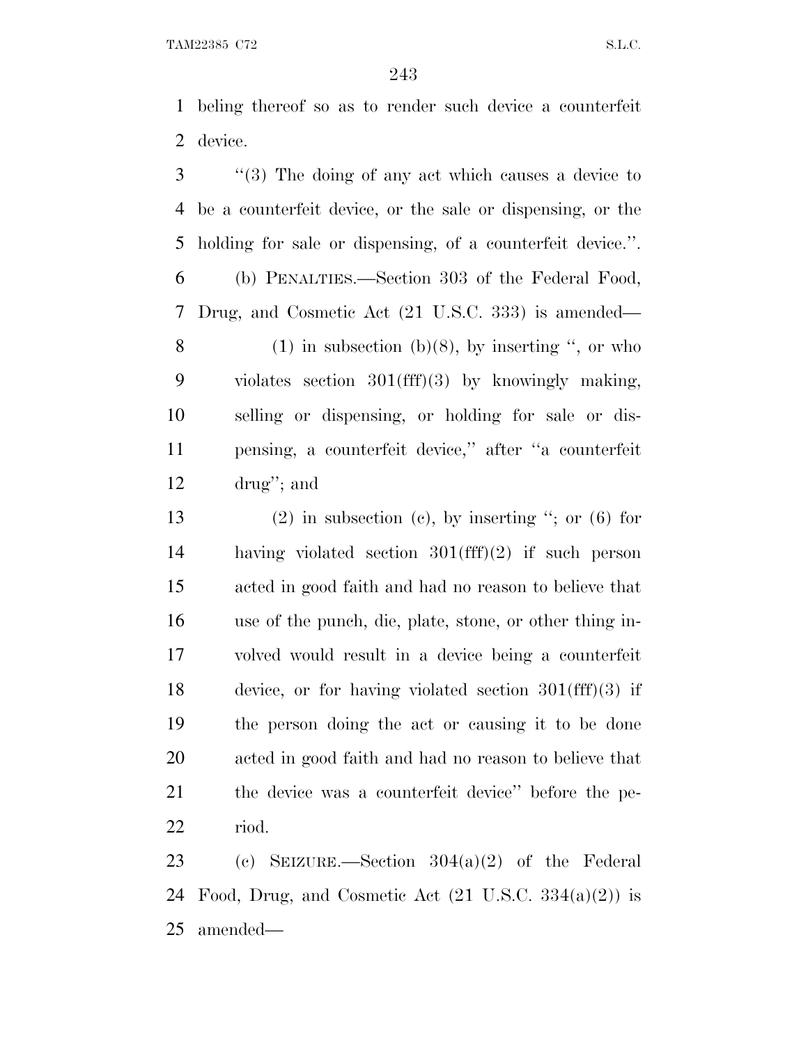beling thereof so as to render such device a counterfeit device.

''(3) The doing of any act which causes a device to be a counterfeit device, or the sale or dispensing, or the holding for sale or dispensing, of a counterfeit device.''.

(b) PENALTIES.—Section 303 of the Federal Food, Drug, and Cosmetic Act (21 U.S.C. 333) is amended—

(1) in subsection (b)(8), by inserting '', or who violates section 301(fff)(3) by knowingly making, selling or dispensing, or holding for sale or dispensing, a counterfeit device,'' after ''a counterfeit drug''; and

(2) in subsection (c), by inserting ''; or (6) for having violated section 301(fff)(2) if such person acted in good faith and had no reason to believe that use of the punch, die, plate, stone, or other thing involved would result in a device being a counterfeit device, or for having violated section 301(fff)(3) if the person doing the act or causing it to be done acted in good faith and had no reason to believe that the device was a counterfeit device'' before the period.

(c) SEIZURE.—Section 304(a)(2) of the Federal Food, Drug, and Cosmetic Act (21 U.S.C. 334(a)(2)) is amended—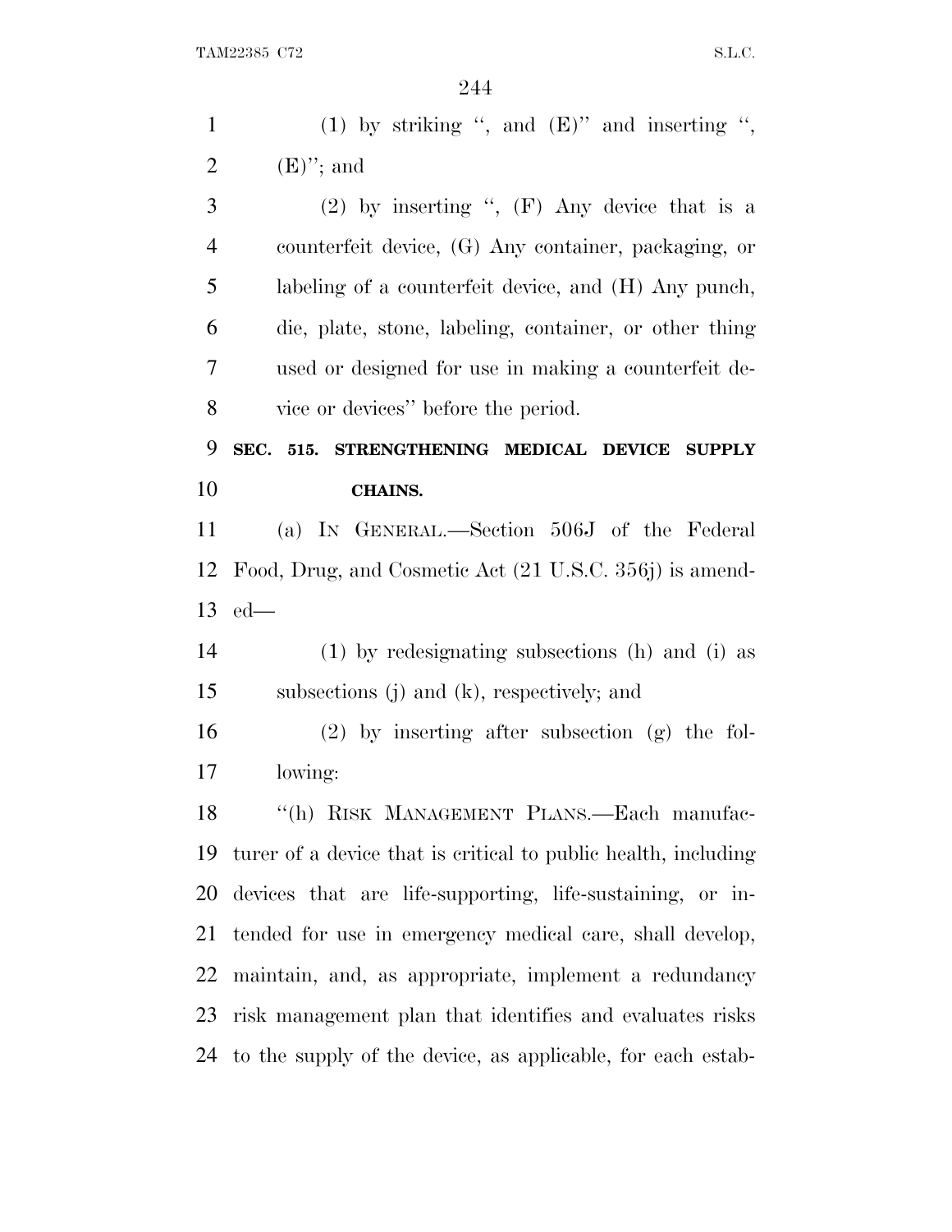(1) by striking ", and (E)" and inserting ", (E)"; and

(2) by inserting ", (F) Any device that is a counterfeit device, (G) Any container, packaging, or labeling of a counterfeit device, and (H) Any punch, die, plate, stone, labeling, container, or other thing used or designed for use in making a counterfeit device or devices" before the period.

**SEC. 515. STRENGTHENING MEDICAL DEVICE SUPPLY CHAINS.**

(a) IN GENERAL.—Section 506J of the Federal Food, Drug, and Cosmetic Act (21 U.S.C. 356j) is amended—

(1) by redesignating subsections (h) and (i) as subsections (j) and (k), respectively; and

(2) by inserting after subsection (g) the following:

"(h) RISK MANAGEMENT PLANS.—Each manufacturer of a device that is critical to public health, including devices that are life-supporting, life-sustaining, or intended for use in emergency medical care, shall develop, maintain, and, as appropriate, implement a redundancy risk management plan that identifies and evaluates risks to the supply of the device, as applicable, for each estab-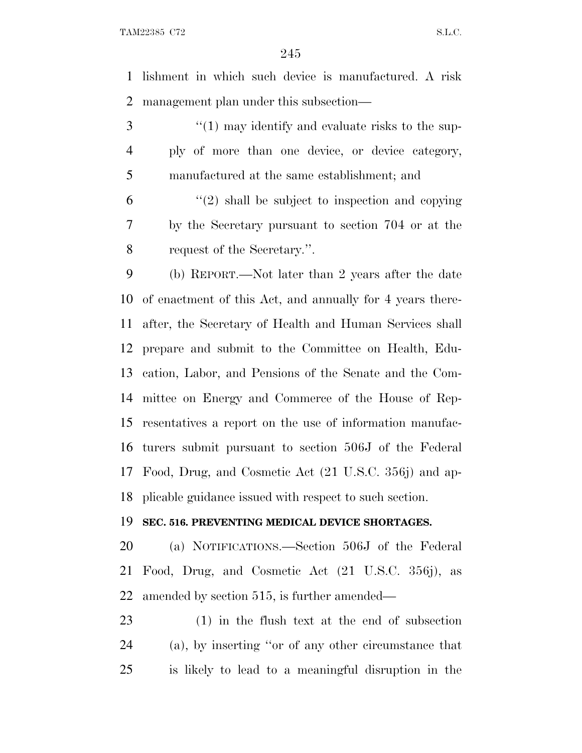lishment in which such device is manufactured. A risk management plan under this subsection—

"(1) may identify and evaluate risks to the supply of more than one device, or device category, manufactured at the same establishment; and

"(2) shall be subject to inspection and copying by the Secretary pursuant to section 704 or at the request of the Secretary.".

(b) REPORT.—Not later than 2 years after the date of enactment of this Act, and annually for 4 years thereafter, the Secretary of Health and Human Services shall prepare and submit to the Committee on Health, Education, Labor, and Pensions of the Senate and the Committee on Energy and Commerce of the House of Representatives a report on the use of information manufacturers submit pursuant to section 506J of the Federal Food, Drug, and Cosmetic Act (21 U.S.C. 356j) and applicable guidance issued with respect to such section.

**SEC. 516. PREVENTING MEDICAL DEVICE SHORTAGES.**

(a) NOTIFICATIONS.—Section 506J of the Federal Food, Drug, and Cosmetic Act (21 U.S.C. 356j), as amended by section 515, is further amended—

(1) in the flush text at the end of subsection (a), by inserting "or of any other circumstance that is likely to lead to a meaningful disruption in the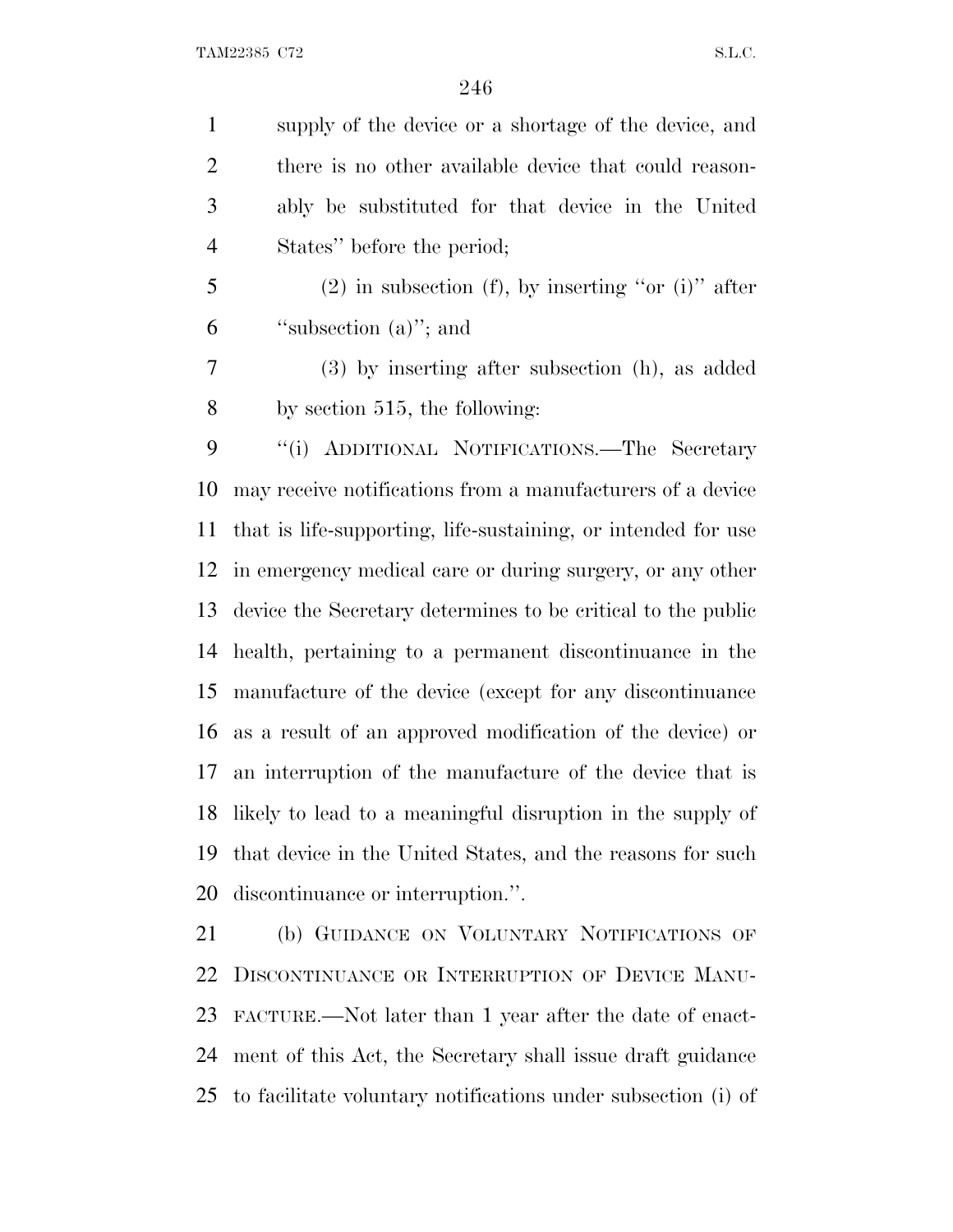supply of the device or a shortage of the device, and there is no other available device that could reasonably be substituted for that device in the United States'' before the period;

(2) in subsection (f), by inserting ''or (i)'' after ''subsection (a)''; and

(3) by inserting after subsection (h), as added by section 515, the following:

''(i) ADDITIONAL NOTIFICATIONS.—The Secretary may receive notifications from a manufacturers of a device that is life-supporting, life-sustaining, or intended for use in emergency medical care or during surgery, or any other device the Secretary determines to be critical to the public health, pertaining to a permanent discontinuance in the manufacture of the device (except for any discontinuance as a result of an approved modification of the device) or an interruption of the manufacture of the device that is likely to lead to a meaningful disruption in the supply of that device in the United States, and the reasons for such discontinuance or interruption.''.

(b) GUIDANCE ON VOLUNTARY NOTIFICATIONS OF DISCONTINUANCE OR INTERRUPTION OF DEVICE MANUFACTURE.—Not later than 1 year after the date of enactment of this Act, the Secretary shall issue draft guidance to facilitate voluntary notifications under subsection (i) of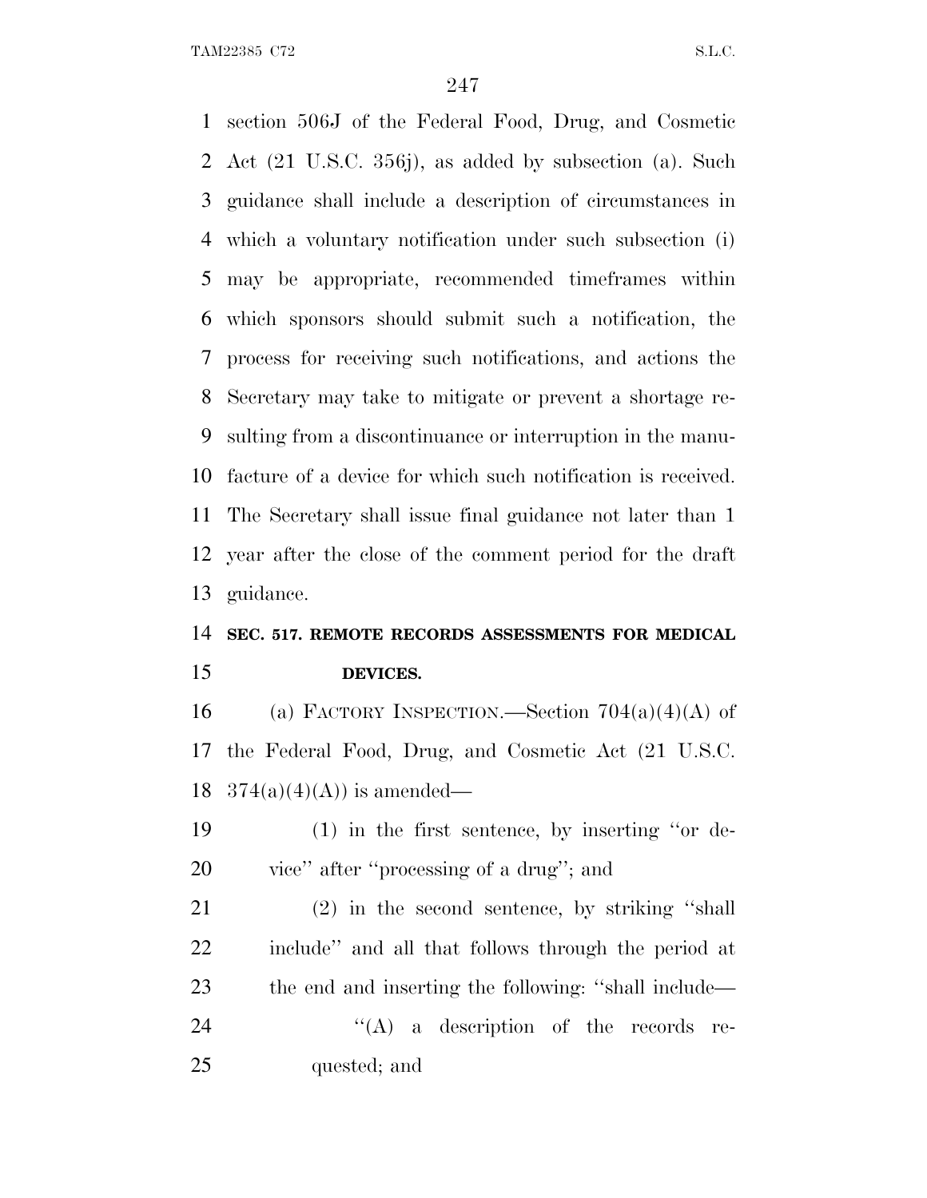section 506J of the Federal Food, Drug, and Cosmetic Act (21 U.S.C. 356j), as added by subsection (a). Such guidance shall include a description of circumstances in which a voluntary notification under such subsection (i) may be appropriate, recommended timeframes within which sponsors should submit such a notification, the process for receiving such notifications, and actions the Secretary may take to mitigate or prevent a shortage resulting from a discontinuance or interruption in the manufacture of a device for which such notification is received. The Secretary shall issue final guidance not later than 1 year after the close of the comment period for the draft guidance.

**SEC. 517. REMOTE RECORDS ASSESSMENTS FOR MEDICAL DEVICES.**

(a) FACTORY INSPECTION.—Section 704(a)(4)(A) of the Federal Food, Drug, and Cosmetic Act (21 U.S.C. 374(a)(4)(A)) is amended—

(1) in the first sentence, by inserting ''or device'' after ''processing of a drug''; and

(2) in the second sentence, by striking ''shall include'' and all that follows through the period at the end and inserting the following: ''shall include—

''(A) a description of the records requested; and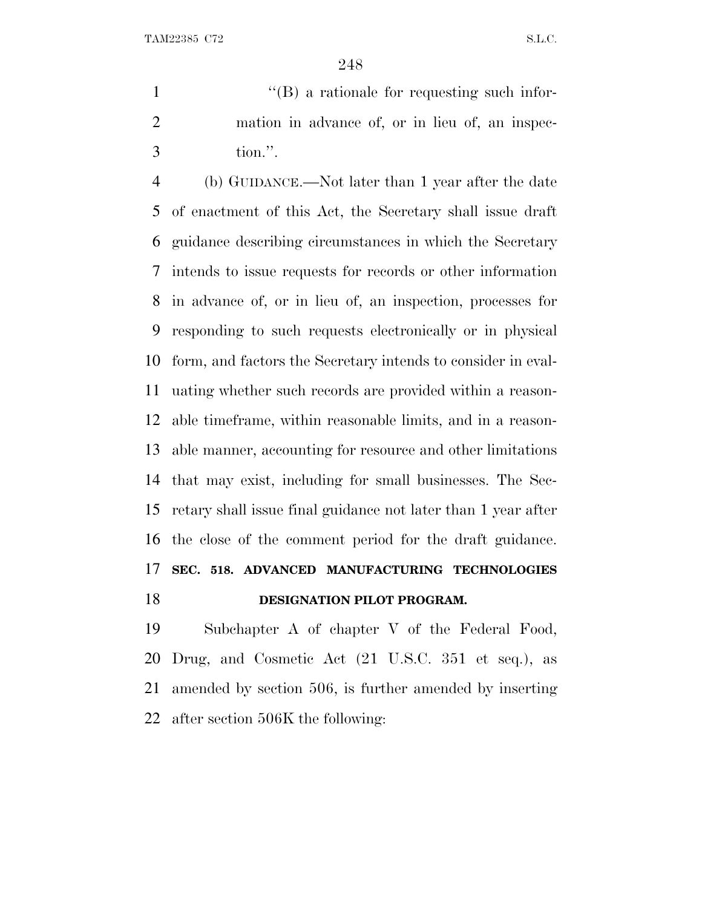"(B) a rationale for requesting such information in advance of, or in lieu of, an inspection.".

(b) GUIDANCE.—Not later than 1 year after the date of enactment of this Act, the Secretary shall issue draft guidance describing circumstances in which the Secretary intends to issue requests for records or other information in advance of, or in lieu of, an inspection, processes for responding to such requests electronically or in physical form, and factors the Secretary intends to consider in evaluating whether such records are provided within a reasonable timeframe, within reasonable limits, and in a reasonable manner, accounting for resource and other limitations that may exist, including for small businesses. The Secretary shall issue final guidance not later than 1 year after the close of the comment period for the draft guidance.

**SEC. 518. ADVANCED MANUFACTURING TECHNOLOGIES DESIGNATION PILOT PROGRAM.**

Subchapter A of chapter V of the Federal Food, Drug, and Cosmetic Act (21 U.S.C. 351 et seq.), as amended by section 506, is further amended by inserting after section 506K the following: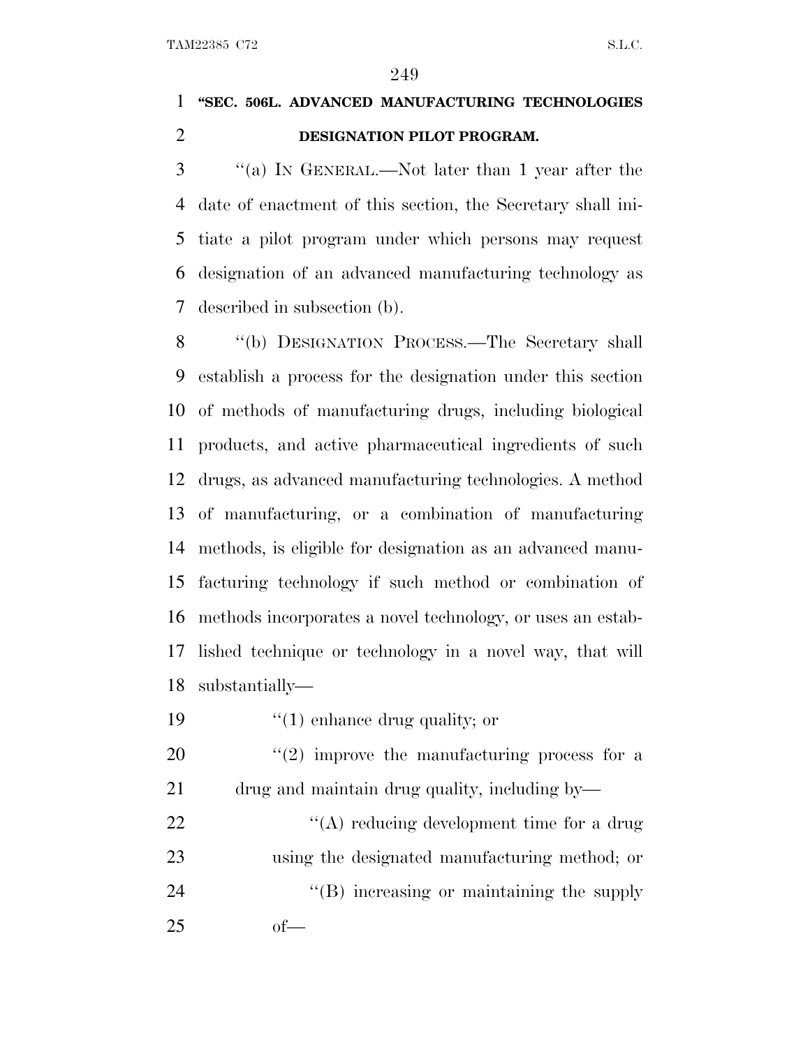**"SEC. 506L. ADVANCED MANUFACTURING TECHNOLOGIES DESIGNATION PILOT PROGRAM.**

"(a) IN GENERAL.—Not later than 1 year after the date of enactment of this section, the Secretary shall initiate a pilot program under which persons may request designation of an advanced manufacturing technology as described in subsection (b).

"(b) DESIGNATION PROCESS.—The Secretary shall establish a process for the designation under this section of methods of manufacturing drugs, including biological products, and active pharmaceutical ingredients of such drugs, as advanced manufacturing technologies. A method of manufacturing, or a combination of manufacturing methods, is eligible for designation as an advanced manufacturing technology if such method or combination of methods incorporates a novel technology, or uses an established technique or technology in a novel way, that will substantially—

"(1) enhance drug quality; or

"(2) improve the manufacturing process for a drug and maintain drug quality, including by—

"(A) reducing development time for a drug using the designated manufacturing method; or

"(B) increasing or maintaining the supply of—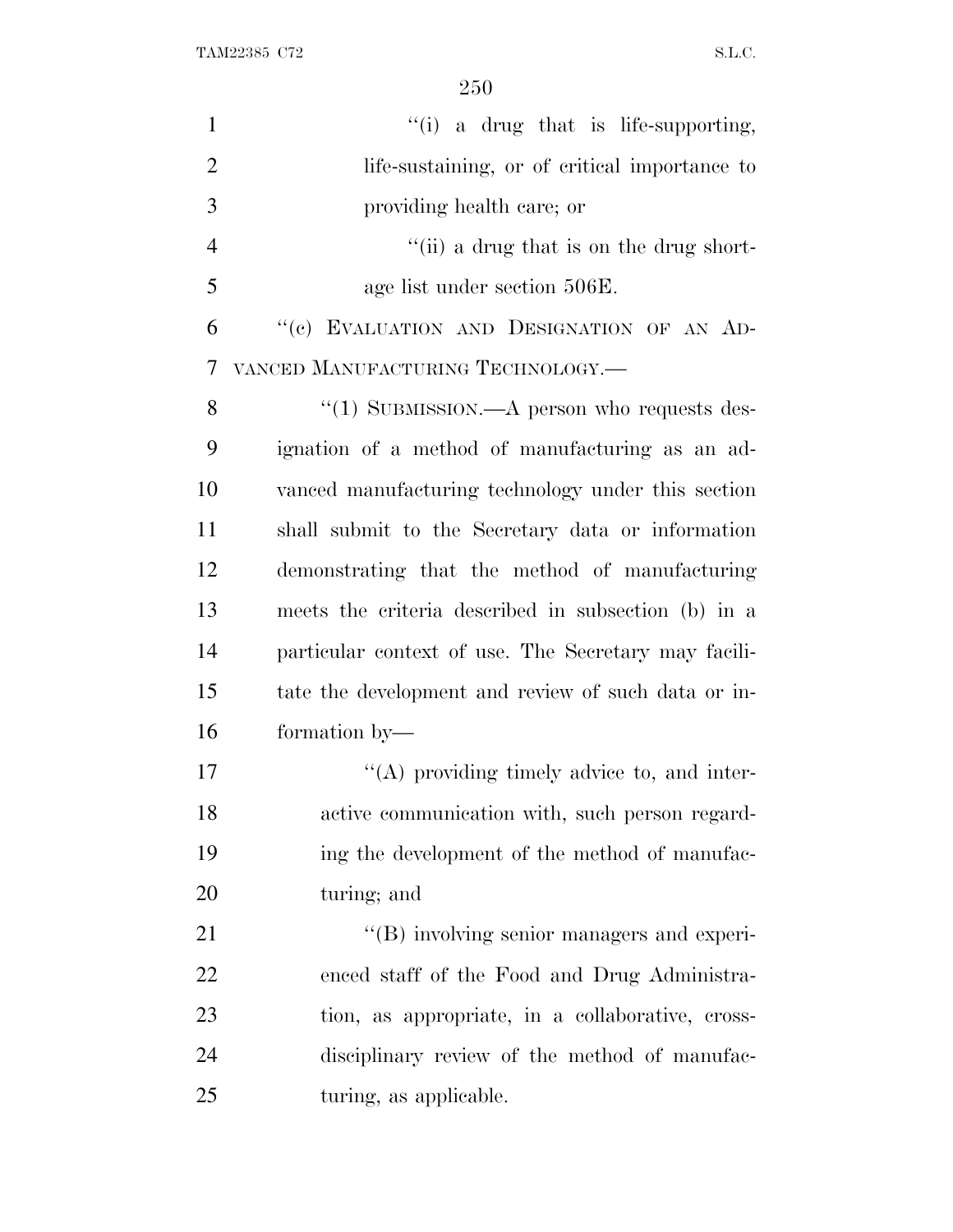''(i) a drug that is life-supporting, life-sustaining, or of critical importance to providing health care; or

''(ii) a drug that is on the drug shortage list under section 506E.

''(c) EVALUATION AND DESIGNATION OF AN ADVANCED MANUFACTURING TECHNOLOGY.—

''(1) SUBMISSION.—A person who requests designation of a method of manufacturing as an advanced manufacturing technology under this section shall submit to the Secretary data or information demonstrating that the method of manufacturing meets the criteria described in subsection (b) in a particular context of use. The Secretary may facilitate the development and review of such data or information by—

''(A) providing timely advice to, and interactive communication with, such person regarding the development of the method of manufacturing; and

''(B) involving senior managers and experienced staff of the Food and Drug Administration, as appropriate, in a collaborative, cross-disciplinary review of the method of manufacturing, as applicable.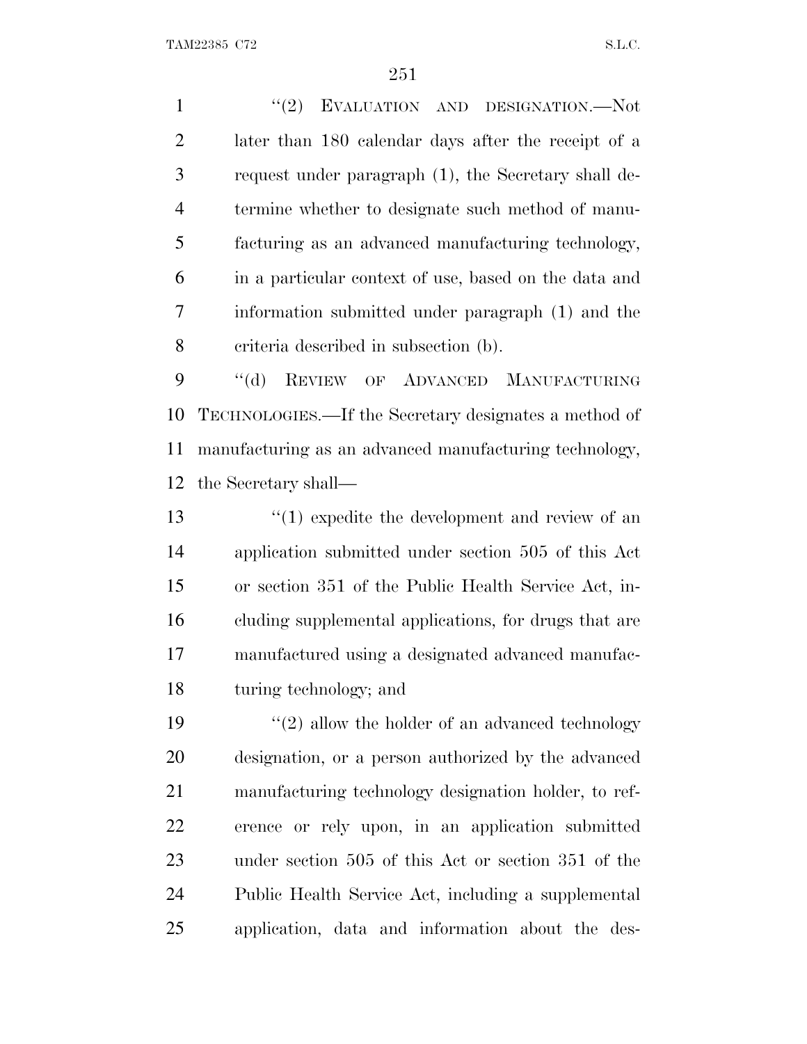"(2) EVALUATION AND DESIGNATION.—Not later than 180 calendar days after the receipt of a request under paragraph (1), the Secretary shall determine whether to designate such method of manufacturing as an advanced manufacturing technology, in a particular context of use, based on the data and information submitted under paragraph (1) and the criteria described in subsection (b).

"(d) REVIEW OF ADVANCED MANUFACTURING TECHNOLOGIES.—If the Secretary designates a method of manufacturing as an advanced manufacturing technology, the Secretary shall—

"(1) expedite the development and review of an application submitted under section 505 of this Act or section 351 of the Public Health Service Act, including supplemental applications, for drugs that are manufactured using a designated advanced manufacturing technology; and

"(2) allow the holder of an advanced technology designation, or a person authorized by the advanced manufacturing technology designation holder, to reference or rely upon, in an application submitted under section 505 of this Act or section 351 of the Public Health Service Act, including a supplemental application, data and information about the des-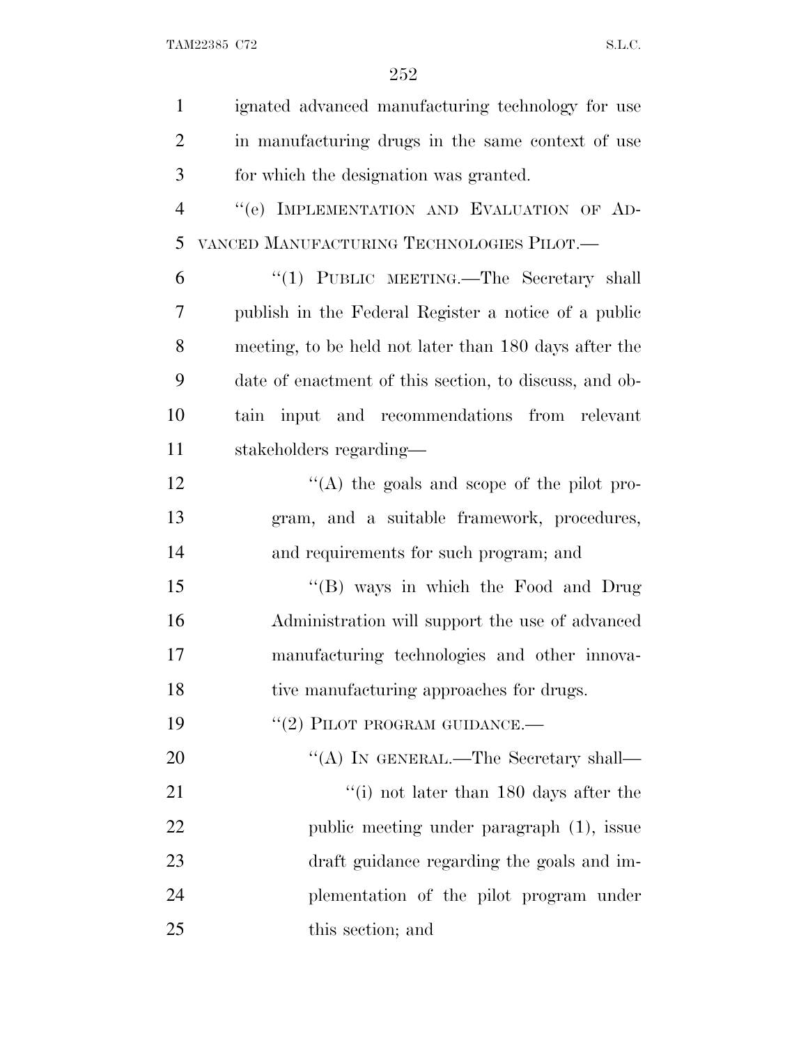ignated advanced manufacturing technology for use in manufacturing drugs in the same context of use for which the designation was granted.

"(e) IMPLEMENTATION AND EVALUATION OF ADVANCED MANUFACTURING TECHNOLOGIES PILOT.—

"(1) PUBLIC MEETING.—The Secretary shall publish in the Federal Register a notice of a public meeting, to be held not later than 180 days after the date of enactment of this section, to discuss, and obtain input and recommendations from relevant stakeholders regarding—

"(A) the goals and scope of the pilot program, and a suitable framework, procedures, and requirements for such program; and

"(B) ways in which the Food and Drug Administration will support the use of advanced manufacturing technologies and other innovative manufacturing approaches for drugs.

"(2) PILOT PROGRAM GUIDANCE.—

"(A) IN GENERAL.—The Secretary shall—

"(i) not later than 180 days after the public meeting under paragraph (1), issue draft guidance regarding the goals and implementation of the pilot program under this section; and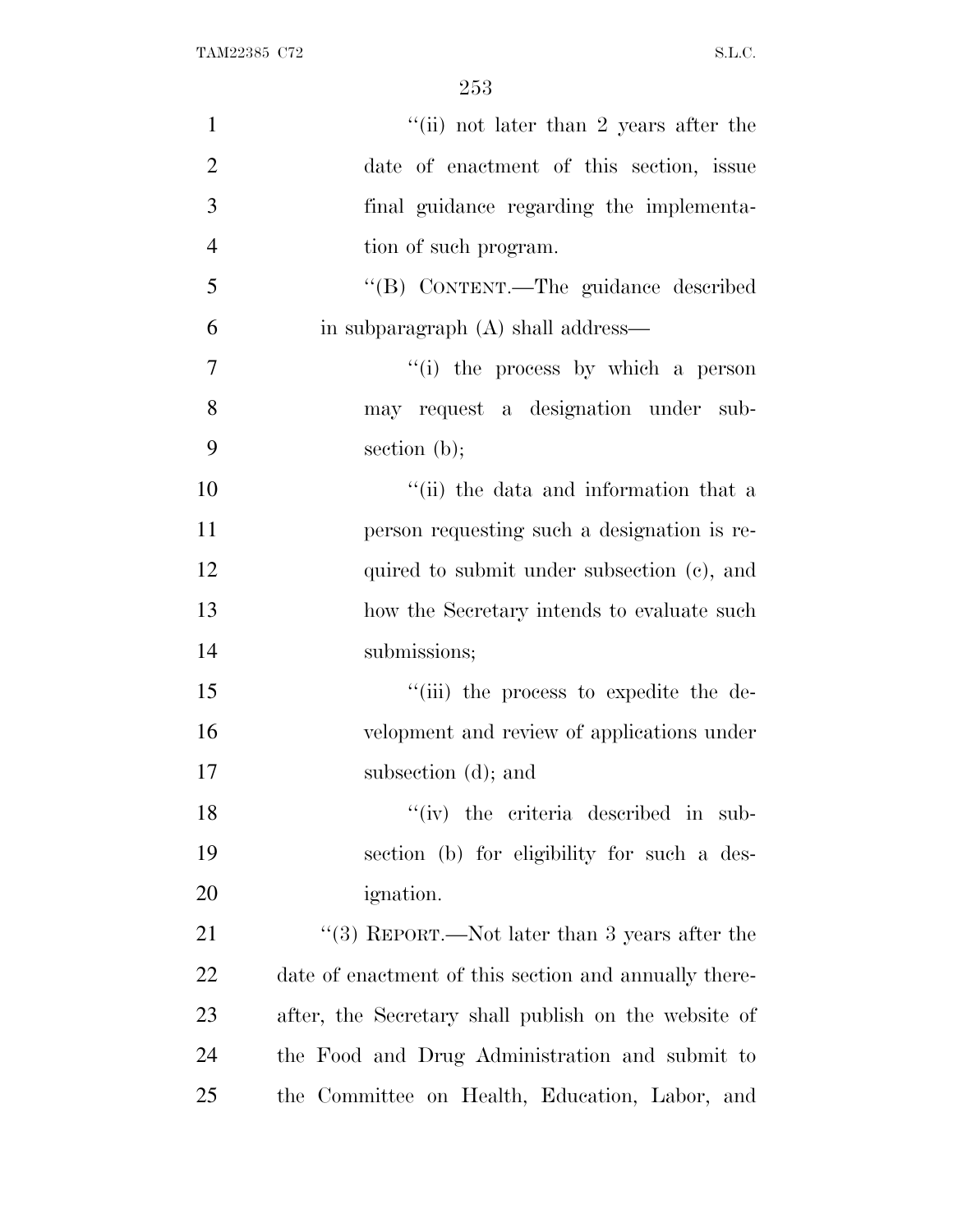"(ii) not later than 2 years after the date of enactment of this section, issue final guidance regarding the implementation of such program.

"(B) CONTENT.—The guidance described in subparagraph (A) shall address—

"(i) the process by which a person may request a designation under subsection (b);

"(ii) the data and information that a person requesting such a designation is required to submit under subsection (c), and how the Secretary intends to evaluate such submissions;

"(iii) the process to expedite the development and review of applications under subsection (d); and

"(iv) the criteria described in subsection (b) for eligibility for such a designation.

"(3) REPORT.—Not later than 3 years after the date of enactment of this section and annually thereafter, the Secretary shall publish on the website of the Food and Drug Administration and submit to the Committee on Health, Education, Labor, and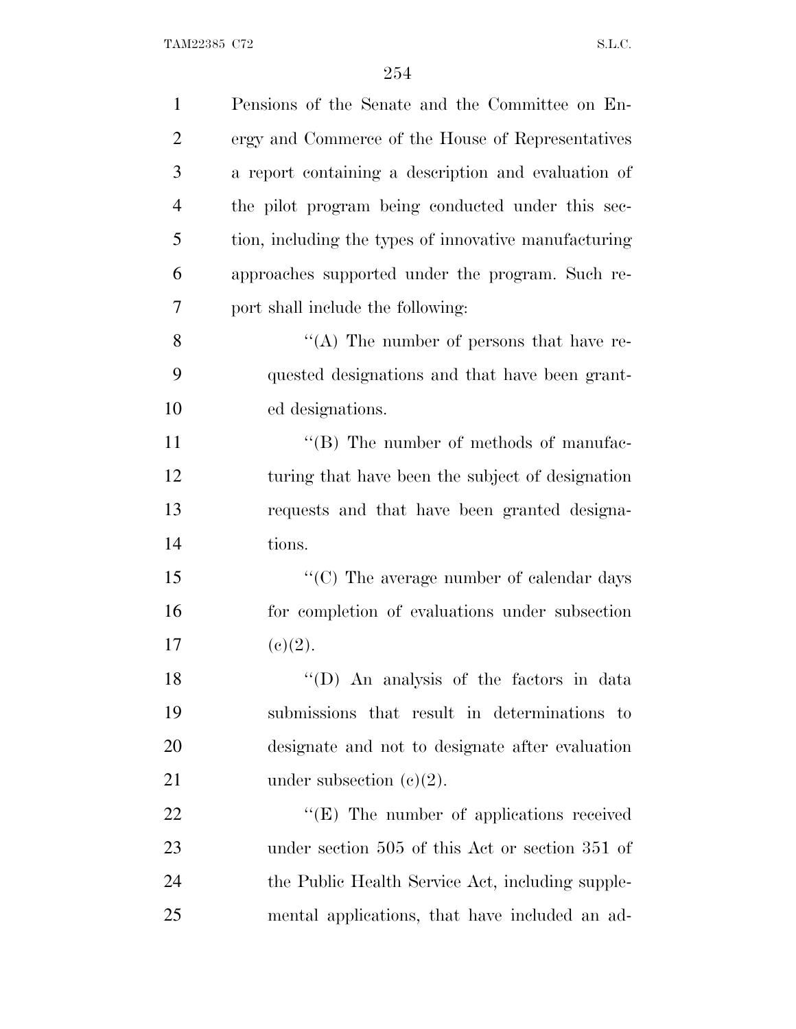Pensions of the Senate and the Committee on Energy and Commerce of the House of Representatives a report containing a description and evaluation of the pilot program being conducted under this section, including the types of innovative manufacturing approaches supported under the program. Such report shall include the following:

''(A) The number of persons that have requested designations and that have been granted designations.

''(B) The number of methods of manufacturing that have been the subject of designation requests and that have been granted designations.

''(C) The average number of calendar days for completion of evaluations under subsection (c)(2).

''(D) An analysis of the factors in data submissions that result in determinations to designate and not to designate after evaluation under subsection (c)(2).

''(E) The number of applications received under section 505 of this Act or section 351 of the Public Health Service Act, including supplemental applications, that have included an ad-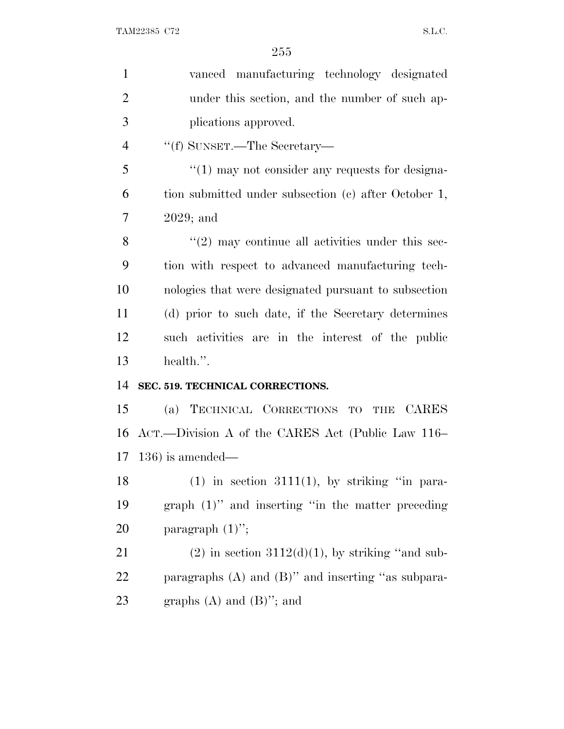vanced manufacturing technology designated under this section, and the number of such applications approved.

"(f) SUNSET.—The Secretary—

"(1) may not consider any requests for designation submitted under subsection (c) after October 1, 2029; and

"(2) may continue all activities under this section with respect to advanced manufacturing technologies that were designated pursuant to subsection (d) prior to such date, if the Secretary determines such activities are in the interest of the public health.".

**SEC. 519. TECHNICAL CORRECTIONS.**

(a) TECHNICAL CORRECTIONS TO THE CARES ACT.—Division A of the CARES Act (Public Law 116–136) is amended—

(1) in section 3111(1), by striking "in paragraph (1)" and inserting "in the matter preceding paragraph (1)";

(2) in section 3112(d)(1), by striking "and subparagraphs (A) and (B)" and inserting "as subparagraphs (A) and (B)"; and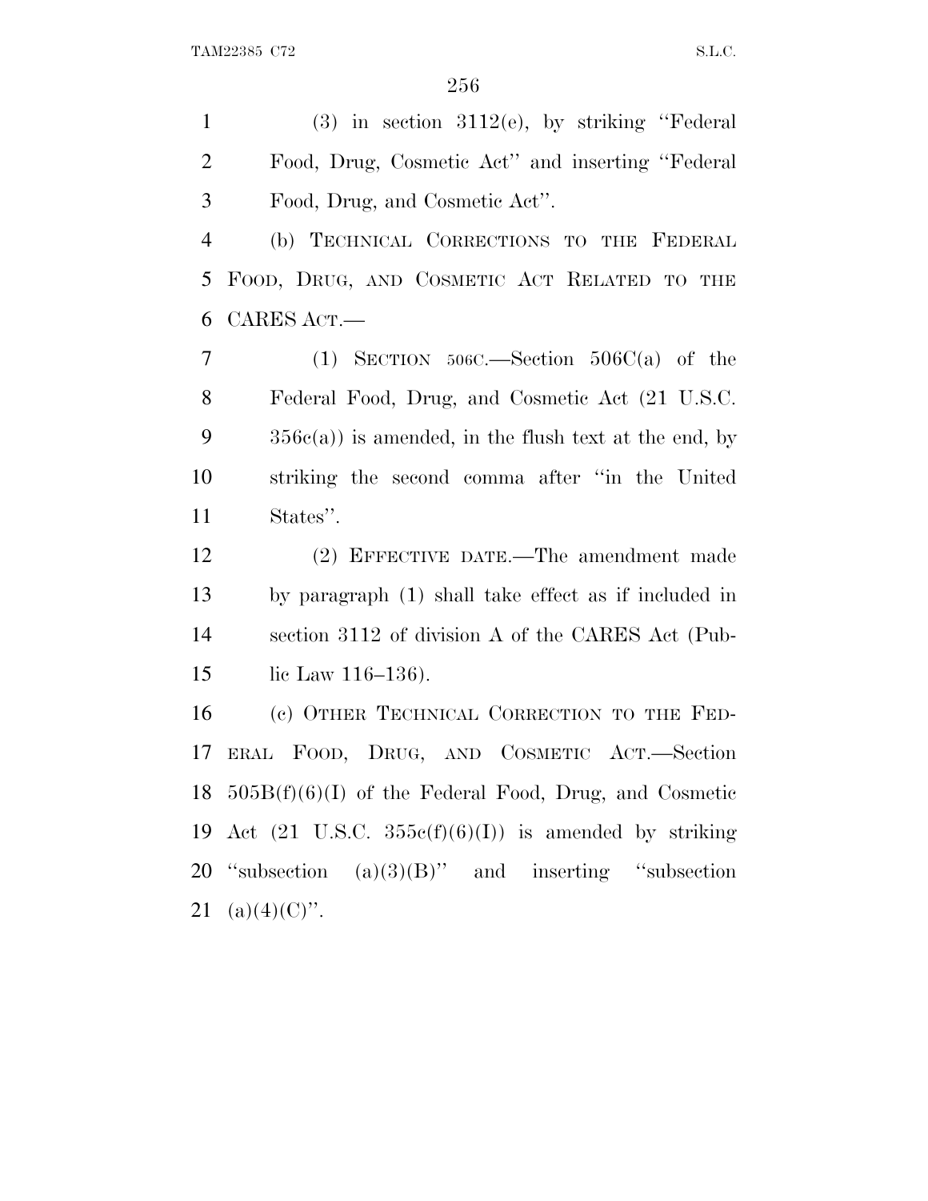(3) in section 3112(e), by striking ''Federal Food, Drug, Cosmetic Act'' and inserting ''Federal Food, Drug, and Cosmetic Act''.

(b) TECHNICAL CORRECTIONS TO THE FEDERAL FOOD, DRUG, AND COSMETIC ACT RELATED TO THE CARES ACT.—

(1) SECTION 506C.—Section 506C(a) of the Federal Food, Drug, and Cosmetic Act (21 U.S.C. 356c(a)) is amended, in the flush text at the end, by striking the second comma after ''in the United States''.

(2) EFFECTIVE DATE.—The amendment made by paragraph (1) shall take effect as if included in section 3112 of division A of the CARES Act (Public Law 116–136).

(c) OTHER TECHNICAL CORRECTION TO THE FEDERAL FOOD, DRUG, AND COSMETIC ACT.—Section 505B(f)(6)(I) of the Federal Food, Drug, and Cosmetic Act (21 U.S.C. 355c(f)(6)(I)) is amended by striking ''subsection (a)(3)(B)'' and inserting ''subsection (a)(4)(C)''.